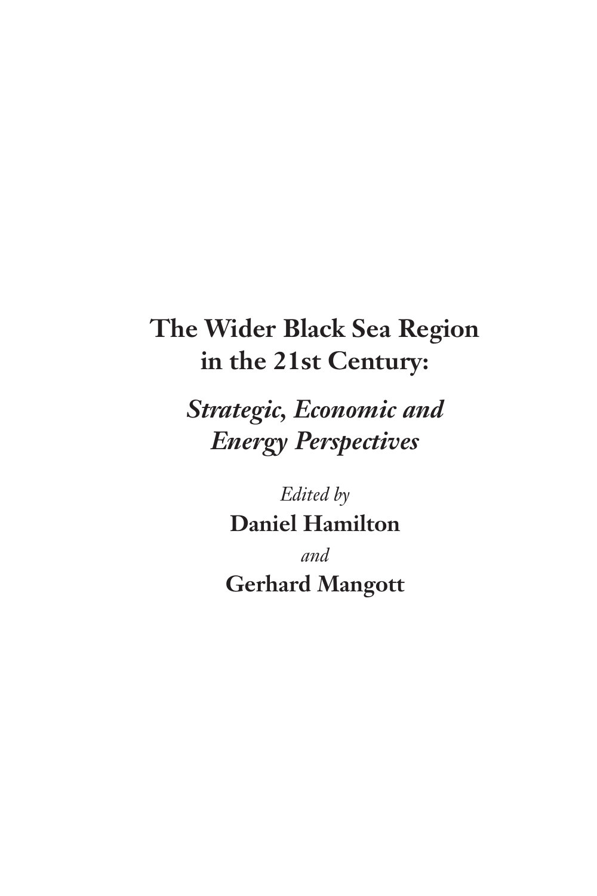# The Wider Black Sea Region in the 21st Century:

## *Strategic, Economic and Energy Perspectives*

*Edited by*

**Daniel Hamilton**

*and*

**Gerhard Mangott**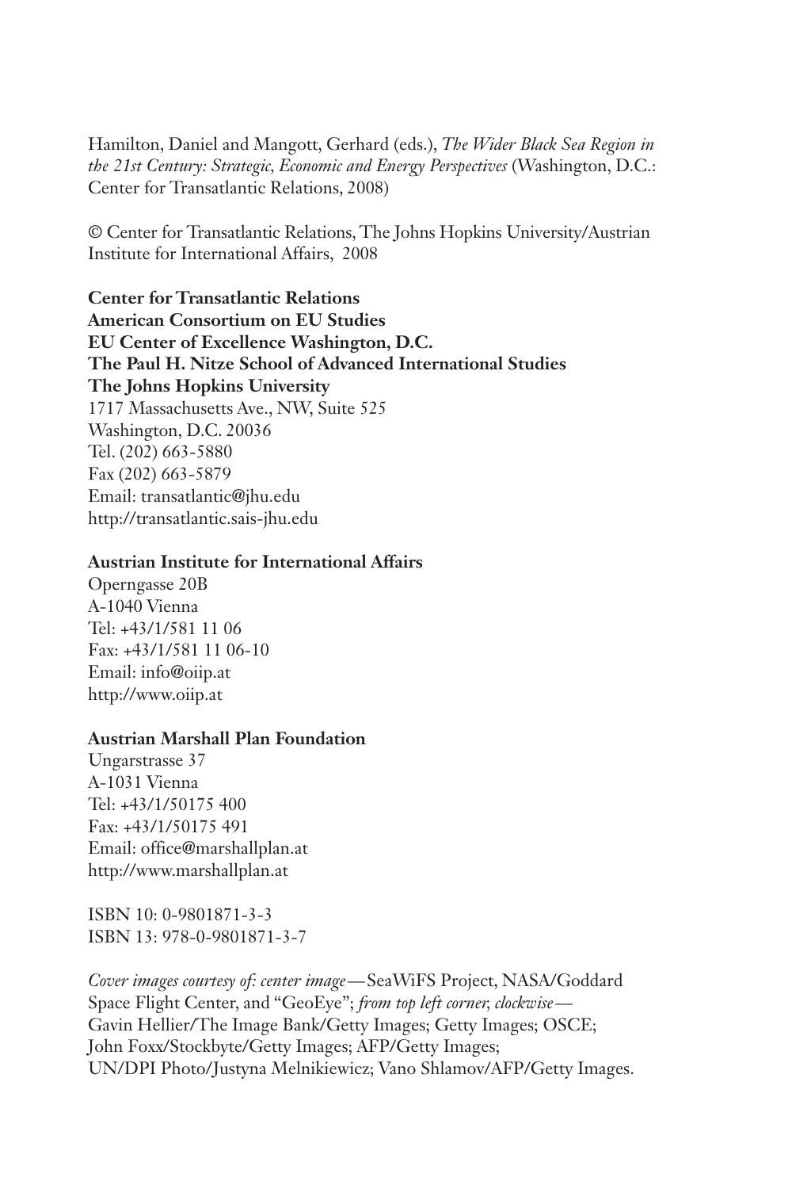Hamilton, Daniel and Mangott, Gerhard (eds.), *The Wider Black Sea Region in the 21st Century: Strategic, Economic and Energy Perspectives* (Washington, D.C.: Center for Transatlantic Relations, 2008)

© Center for Transatlantic Relations, The Johns Hopkins University/Austrian Institute for International Affairs, 2008

**Center for Transatlantic Relations**
**American Consortium on EU Studies**
**EU Center of Excellence Washington, D.C.**
**The Paul H. Nitze School of Advanced International Studies**
**The Johns Hopkins University**
1717 Massachusetts Ave., NW, Suite 525
Washington, D.C. 20036
Tel. (202) 663-5880
Fax (202) 663-5879
Email: transatlantic@jhu.edu
http://transatlantic.sais-jhu.edu

**Austrian Institute for International Affairs**
Operngasse 20B
A-1040 Vienna
Tel: +43/1/581 11 06
Fax: +43/1/581 11 06-10
Email: info@oiip.at
http://www.oiip.at

**Austrian Marshall Plan Foundation**
Ungarstrasse 37
A-1031 Vienna
Tel: +43/1/50175 400
Fax: +43/1/50175 491
Email: office@marshallplan.at
http://www.marshallplan.at

ISBN 10: 0-9801871-3-3
ISBN 13: 978-0-9801871-3-7

*Cover images courtesy of: center image*—SeaWiFS Project, NASA/Goddard Space Flight Center, and "GeoEye"; *from top left corner, clockwise*—Gavin Hellier/The Image Bank/Getty Images; Getty Images; OSCE; John Foxx/Stockbyte/Getty Images; AFP/Getty Images; UN/DPI Photo/Justyna Melnikiewicz; Vano Shlamov/AFP/Getty Images.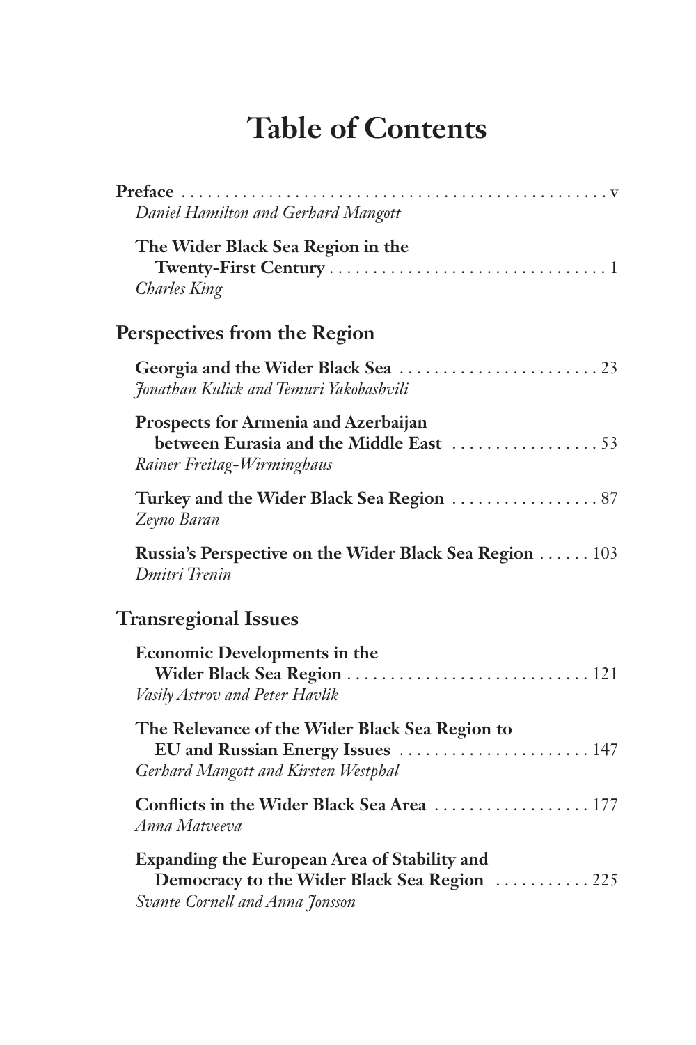# Table of Contents

**Preface** . . . . . . . . . . . . . . . . . . . . . . . . . . . . . . . . . . . . . . . . . . . . . . . . . v
*Daniel Hamilton and Gerhard Mangott*

**The Wider Black Sea Region in the Twenty-First Century** . . . . . . . . . . . . . . . . . . . . . . . . . . . . . . . . 1
*Charles King*

## Perspectives from the Region

**Georgia and the Wider Black Sea** . . . . . . . . . . . . . . . . . . . . . . . . 23
*Jonathan Kulick and Temuri Yakobashvili*

**Prospects for Armenia and Azerbaijan between Eurasia and the Middle East** . . . . . . . . . . . . . . . . . 53
*Rainer Freitag-Wirminghaus*

**Turkey and the Wider Black Sea Region** . . . . . . . . . . . . . . . . . 87
*Zeyno Baran*

**Russia's Perspective on the Wider Black Sea Region** . . . . . . 103
*Dmitri Trenin*

## Transregional Issues

**Economic Developments in the Wider Black Sea Region** . . . . . . . . . . . . . . . . . . . . . . . . . . . . 121
*Vasily Astrov and Peter Havlik*

**The Relevance of the Wider Black Sea Region to EU and Russian Energy Issues** . . . . . . . . . . . . . . . . . . . . . . 147
*Gerhard Mangott and Kirsten Westphal*

**Conflicts in the Wider Black Sea Area** . . . . . . . . . . . . . . . . . . 177
*Anna Matveeva*

**Expanding the European Area of Stability and Democracy to the Wider Black Sea Region** . . . . . . . . . . . 225
*Svante Cornell and Anna Jonsson*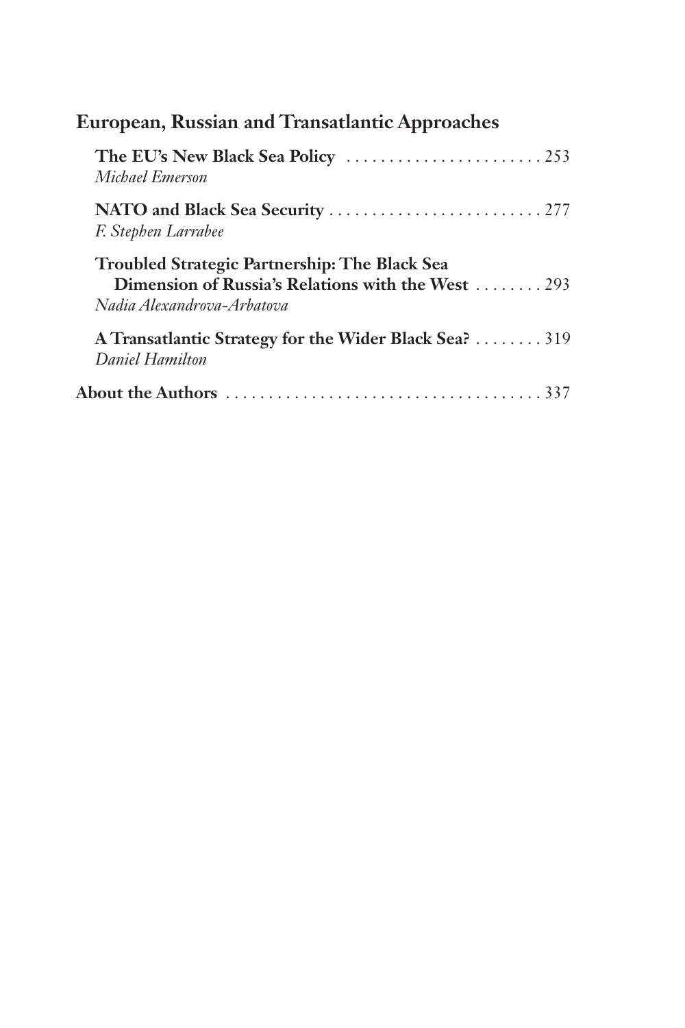## European, Russian and Transatlantic Approaches

**The EU's New Black Sea Policy** ....................... 253
*Michael Emerson*

**NATO and Black Sea Security** ......................... 277
*F. Stephen Larrabee*

**Troubled Strategic Partnership: The Black Sea Dimension of Russia's Relations with the West** ........ 293
*Nadia Alexandrova-Arbatova*

**A Transatlantic Strategy for the Wider Black Sea?** ........ 319
*Daniel Hamilton*

**About the Authors** ..................................... 337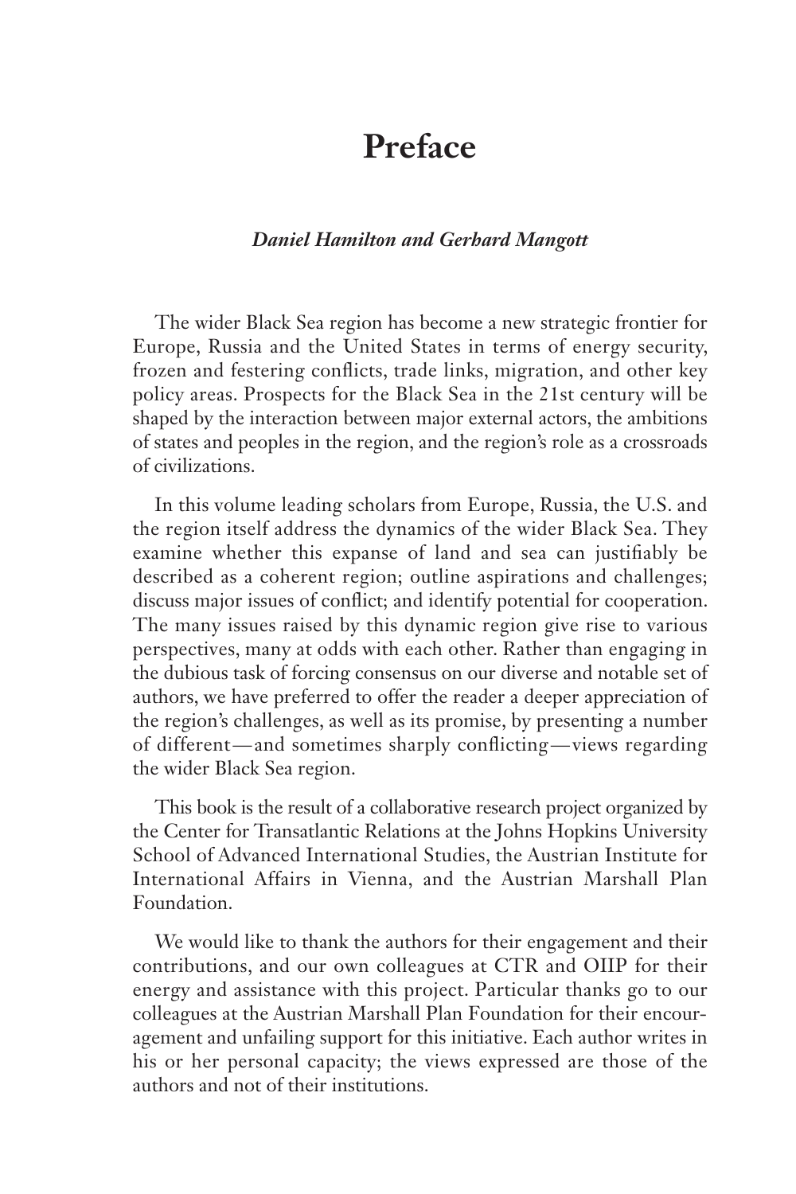# Preface

***Daniel Hamilton and Gerhard Mangott***

The wider Black Sea region has become a new strategic frontier for Europe, Russia and the United States in terms of energy security, frozen and festering conflicts, trade links, migration, and other key policy areas. Prospects for the Black Sea in the 21st century will be shaped by the interaction between major external actors, the ambitions of states and peoples in the region, and the region's role as a crossroads of civilizations.

In this volume leading scholars from Europe, Russia, the U.S. and the region itself address the dynamics of the wider Black Sea. They examine whether this expanse of land and sea can justifiably be described as a coherent region; outline aspirations and challenges; discuss major issues of conflict; and identify potential for cooperation. The many issues raised by this dynamic region give rise to various perspectives, many at odds with each other. Rather than engaging in the dubious task of forcing consensus on our diverse and notable set of authors, we have preferred to offer the reader a deeper appreciation of the region's challenges, as well as its promise, by presenting a number of different—and sometimes sharply conflicting—views regarding the wider Black Sea region.

This book is the result of a collaborative research project organized by the Center for Transatlantic Relations at the Johns Hopkins University School of Advanced International Studies, the Austrian Institute for International Affairs in Vienna, and the Austrian Marshall Plan Foundation.

We would like to thank the authors for their engagement and their contributions, and our own colleagues at CTR and OIIP for their energy and assistance with this project. Particular thanks go to our colleagues at the Austrian Marshall Plan Foundation for their encouragement and unfailing support for this initiative. Each author writes in his or her personal capacity; the views expressed are those of the authors and not of their institutions.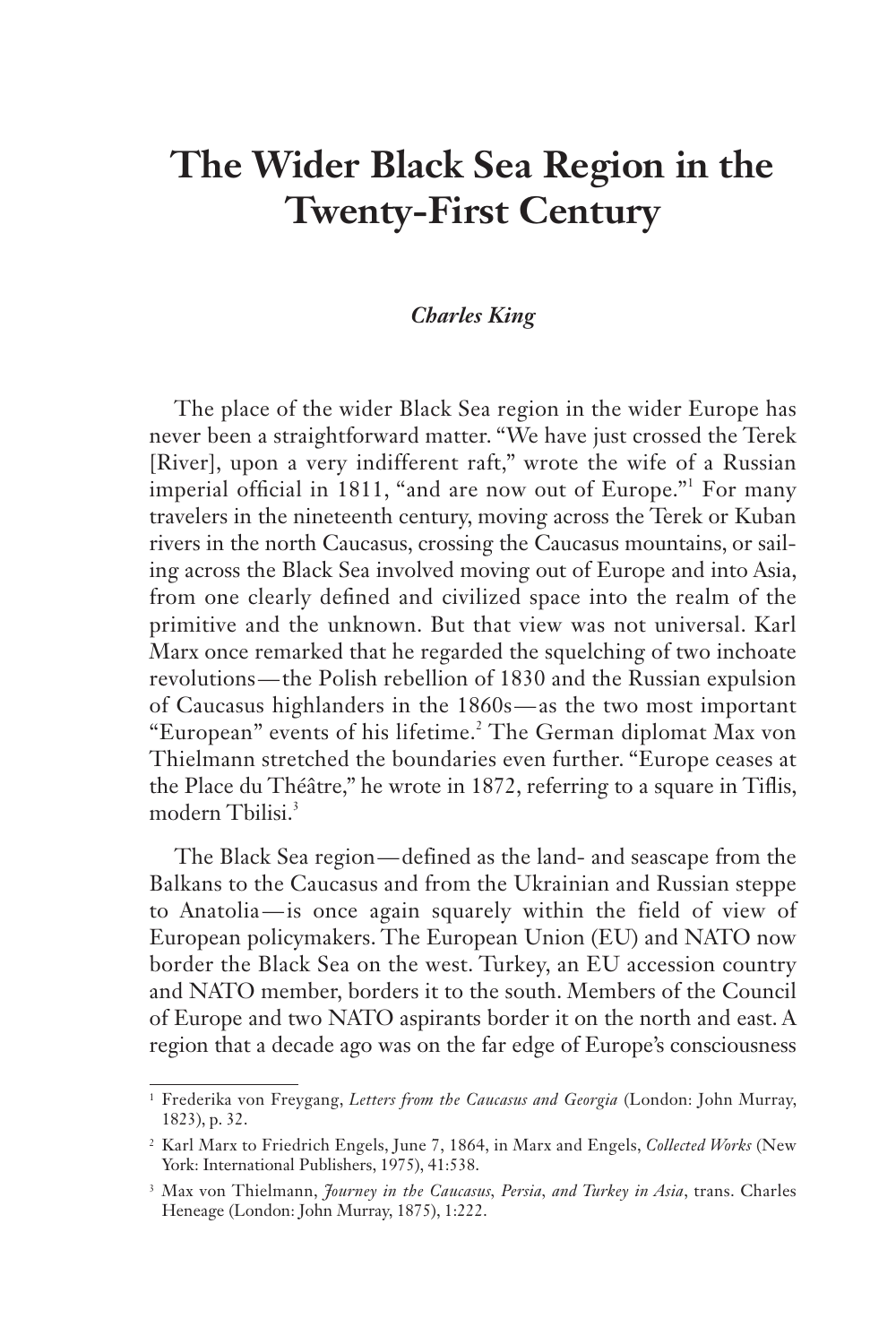# The Wider Black Sea Region in the Twenty-First Century

***Charles King***

The place of the wider Black Sea region in the wider Europe has never been a straightforward matter. "We have just crossed the Terek [River], upon a very indifferent raft," wrote the wife of a Russian imperial official in 1811, "and are now out of Europe."[1] For many travelers in the nineteenth century, moving across the Terek or Kuban rivers in the north Caucasus, crossing the Caucasus mountains, or sailing across the Black Sea involved moving out of Europe and into Asia, from one clearly defined and civilized space into the realm of the primitive and the unknown. But that view was not universal. Karl Marx once remarked that he regarded the squelching of two inchoate revolutions—the Polish rebellion of 1830 and the Russian expulsion of Caucasus highlanders in the 1860s—as the two most important "European" events of his lifetime.[2] The German diplomat Max von Thielmann stretched the boundaries even further. "Europe ceases at the Place du Théâtre," he wrote in 1872, referring to a square in Tiflis, modern Tbilisi.[3]

The Black Sea region—defined as the land- and seascape from the Balkans to the Caucasus and from the Ukrainian and Russian steppe to Anatolia—is once again squarely within the field of view of European policymakers. The European Union (EU) and NATO now border the Black Sea on the west. Turkey, an EU accession country and NATO member, borders it to the south. Members of the Council of Europe and two NATO aspirants border it on the north and east. A region that a decade ago was on the far edge of Europe's consciousness

---

[1] Frederika von Freygang, *Letters from the Caucasus and Georgia* (London: John Murray, 1823), p. 32.

[2] Karl Marx to Friedrich Engels, June 7, 1864, in Marx and Engels, *Collected Works* (New York: International Publishers, 1975), 41:538.

[3] Max von Thielmann, *Journey in the Caucasus, Persia, and Turkey in Asia*, trans. Charles Heneage (London: John Murray, 1875), 1:222.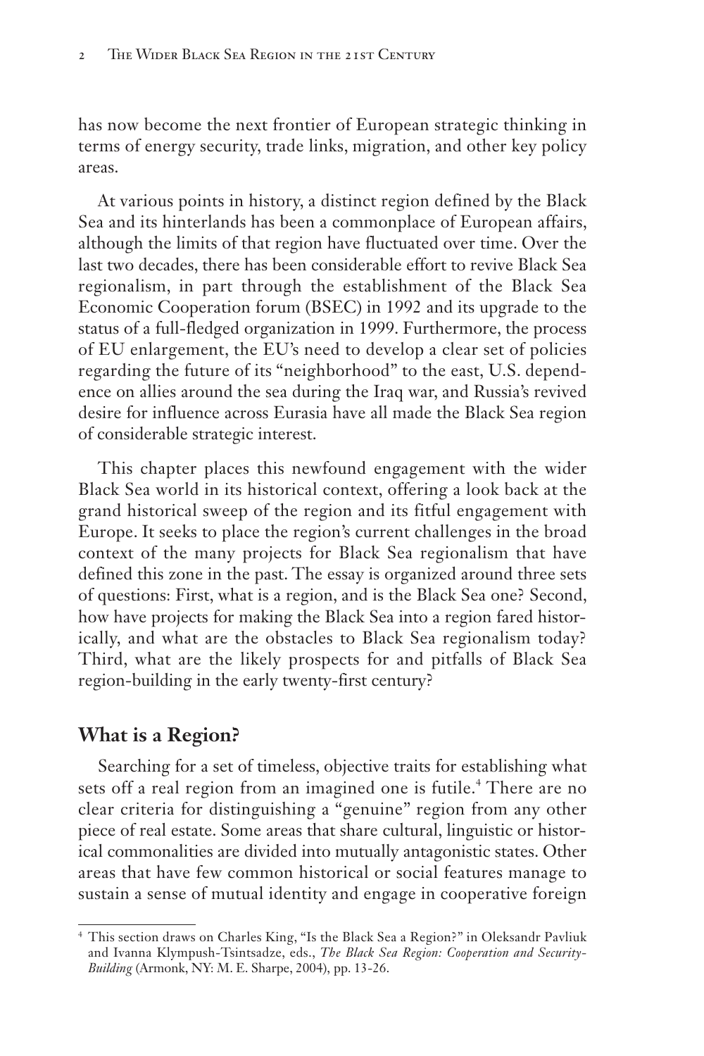has now become the next frontier of European strategic thinking in terms of energy security, trade links, migration, and other key policy areas.

At various points in history, a distinct region defined by the Black Sea and its hinterlands has been a commonplace of European affairs, although the limits of that region have fluctuated over time. Over the last two decades, there has been considerable effort to revive Black Sea regionalism, in part through the establishment of the Black Sea Economic Cooperation forum (BSEC) in 1992 and its upgrade to the status of a full-fledged organization in 1999. Furthermore, the process of EU enlargement, the EU's need to develop a clear set of policies regarding the future of its "neighborhood" to the east, U.S. dependence on allies around the sea during the Iraq war, and Russia's revived desire for influence across Eurasia have all made the Black Sea region of considerable strategic interest.

This chapter places this newfound engagement with the wider Black Sea world in its historical context, offering a look back at the grand historical sweep of the region and its fitful engagement with Europe. It seeks to place the region's current challenges in the broad context of the many projects for Black Sea regionalism that have defined this zone in the past. The essay is organized around three sets of questions: First, what is a region, and is the Black Sea one? Second, how have projects for making the Black Sea into a region fared historically, and what are the obstacles to Black Sea regionalism today? Third, what are the likely prospects for and pitfalls of Black Sea region-building in the early twenty-first century?

## What is a Region?

Searching for a set of timeless, objective traits for establishing what sets off a real region from an imagined one is futile.[4] There are no clear criteria for distinguishing a "genuine" region from any other piece of real estate. Some areas that share cultural, linguistic or historical commonalities are divided into mutually antagonistic states. Other areas that have few common historical or social features manage to sustain a sense of mutual identity and engage in cooperative foreign

---

[4] This section draws on Charles King, "Is the Black Sea a Region?" in Oleksandr Pavliuk and Ivanna Klympush-Tsintsadze, eds., *The Black Sea Region: Cooperation and Security-Building* (Armonk, NY: M. E. Sharpe, 2004), pp. 13-26.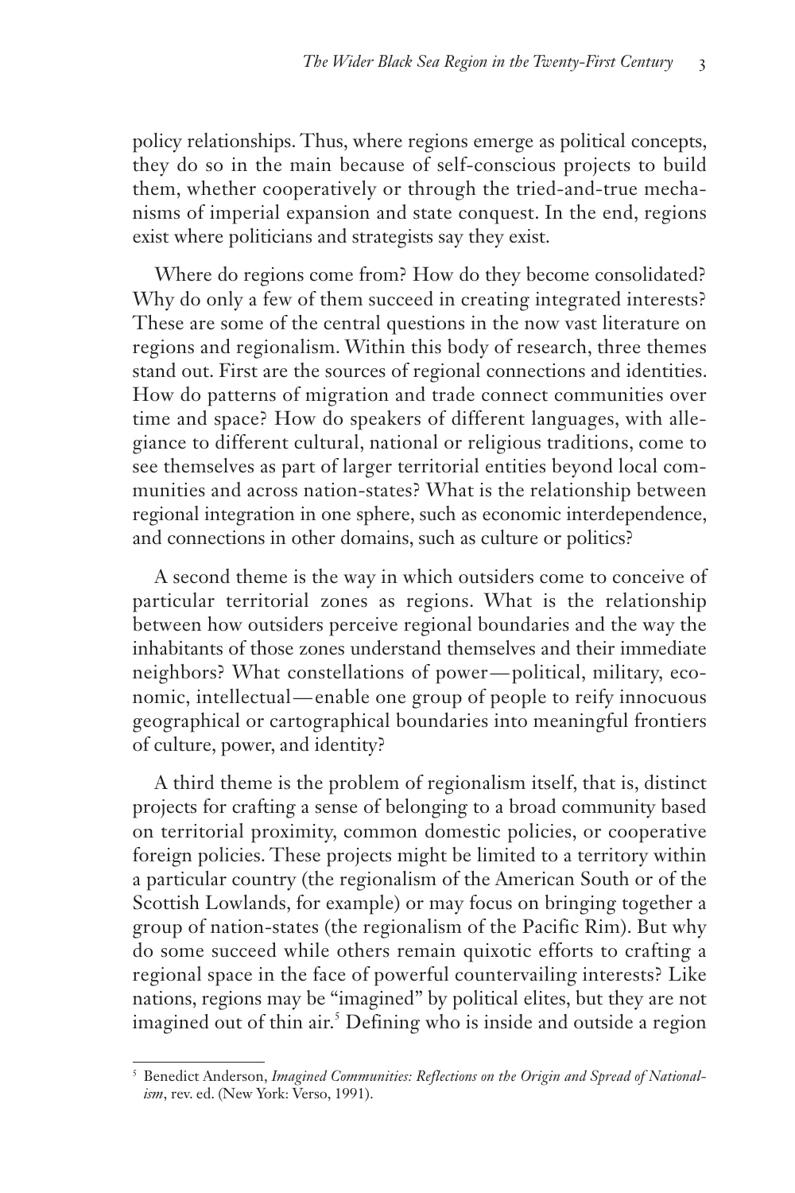policy relationships. Thus, where regions emerge as political concepts, they do so in the main because of self-conscious projects to build them, whether cooperatively or through the tried-and-true mechanisms of imperial expansion and state conquest. In the end, regions exist where politicians and strategists say they exist.

Where do regions come from? How do they become consolidated? Why do only a few of them succeed in creating integrated interests? These are some of the central questions in the now vast literature on regions and regionalism. Within this body of research, three themes stand out. First are the sources of regional connections and identities. How do patterns of migration and trade connect communities over time and space? How do speakers of different languages, with allegiance to different cultural, national or religious traditions, come to see themselves as part of larger territorial entities beyond local communities and across nation-states? What is the relationship between regional integration in one sphere, such as economic interdependence, and connections in other domains, such as culture or politics?

A second theme is the way in which outsiders come to conceive of particular territorial zones as regions. What is the relationship between how outsiders perceive regional boundaries and the way the inhabitants of those zones understand themselves and their immediate neighbors? What constellations of power—political, military, economic, intellectual—enable one group of people to reify innocuous geographical or cartographical boundaries into meaningful frontiers of culture, power, and identity?

A third theme is the problem of regionalism itself, that is, distinct projects for crafting a sense of belonging to a broad community based on territorial proximity, common domestic policies, or cooperative foreign policies. These projects might be limited to a territory within a particular country (the regionalism of the American South or of the Scottish Lowlands, for example) or may focus on bringing together a group of nation-states (the regionalism of the Pacific Rim). But why do some succeed while others remain quixotic efforts to crafting a regional space in the face of powerful countervailing interests? Like nations, regions may be "imagined" by political elites, but they are not imagined out of thin air.[5] Defining who is inside and outside a region

[5] Benedict Anderson, *Imagined Communities: Reflections on the Origin and Spread of Nationalism*, rev. ed. (New York: Verso, 1991).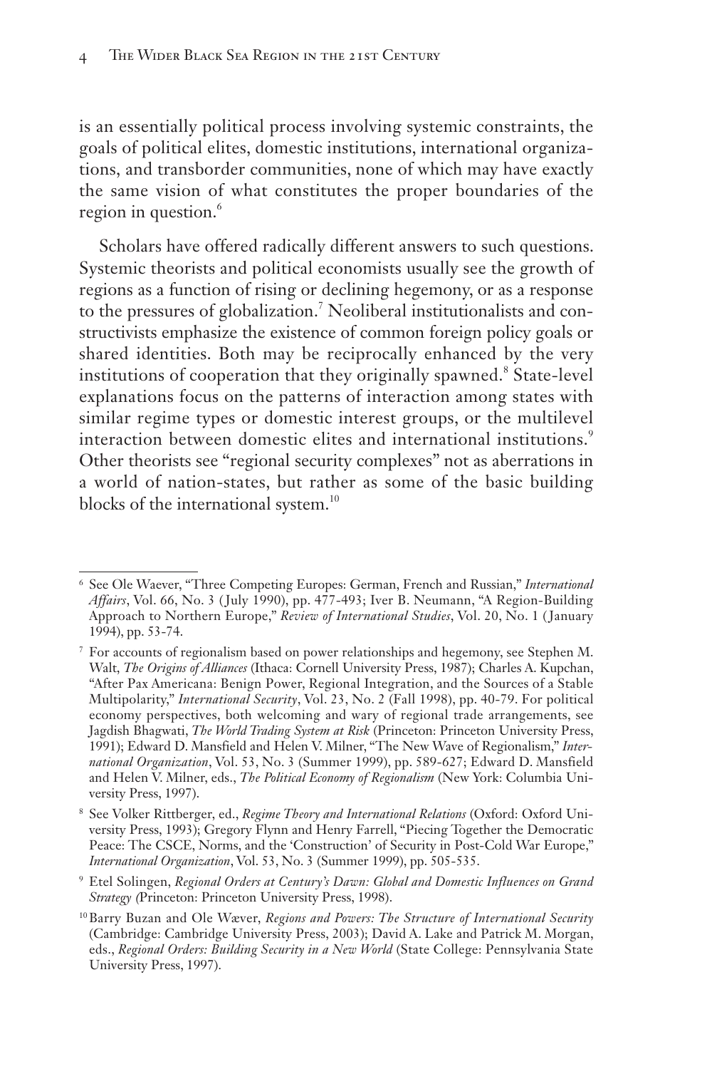is an essentially political process involving systemic constraints, the goals of political elites, domestic institutions, international organizations, and transborder communities, none of which may have exactly the same vision of what constitutes the proper boundaries of the region in question.[6]

Scholars have offered radically different answers to such questions. Systemic theorists and political economists usually see the growth of regions as a function of rising or declining hegemony, or as a response to the pressures of globalization.[7] Neoliberal institutionalists and constructivists emphasize the existence of common foreign policy goals or shared identities. Both may be reciprocally enhanced by the very institutions of cooperation that they originally spawned.[8] State-level explanations focus on the patterns of interaction among states with similar regime types or domestic interest groups, or the multilevel interaction between domestic elites and international institutions.[9] Other theorists see "regional security complexes" not as aberrations in a world of nation-states, but rather as some of the basic building blocks of the international system.[10]

---

[6] See Ole Waever, "Three Competing Europes: German, French and Russian," *International Affairs*, Vol. 66, No. 3 (July 1990), pp. 477-493; Iver B. Neumann, "A Region-Building Approach to Northern Europe," *Review of International Studies*, Vol. 20, No. 1 (January 1994), pp. 53-74.

[7] For accounts of regionalism based on power relationships and hegemony, see Stephen M. Walt, *The Origins of Alliances* (Ithaca: Cornell University Press, 1987); Charles A. Kupchan, "After Pax Americana: Benign Power, Regional Integration, and the Sources of a Stable Multipolarity," *International Security*, Vol. 23, No. 2 (Fall 1998), pp. 40-79. For political economy perspectives, both welcoming and wary of regional trade arrangements, see Jagdish Bhagwati, *The World Trading System at Risk* (Princeton: Princeton University Press, 1991); Edward D. Mansfield and Helen V. Milner, "The New Wave of Regionalism," *International Organization*, Vol. 53, No. 3 (Summer 1999), pp. 589-627; Edward D. Mansfield and Helen V. Milner, eds., *The Political Economy of Regionalism* (New York: Columbia University Press, 1997).

[8] See Volker Rittberger, ed., *Regime Theory and International Relations* (Oxford: Oxford University Press, 1993); Gregory Flynn and Henry Farrell, "Piecing Together the Democratic Peace: The CSCE, Norms, and the 'Construction' of Security in Post-Cold War Europe," *International Organization*, Vol. 53, No. 3 (Summer 1999), pp. 505-535.

[9] Etel Solingen, *Regional Orders at Century's Dawn: Global and Domestic Influences on Grand Strategy* (Princeton: Princeton University Press, 1998).

[10] Barry Buzan and Ole Wæver, *Regions and Powers: The Structure of International Security* (Cambridge: Cambridge University Press, 2003); David A. Lake and Patrick M. Morgan, eds., *Regional Orders: Building Security in a New World* (State College: Pennsylvania State University Press, 1997).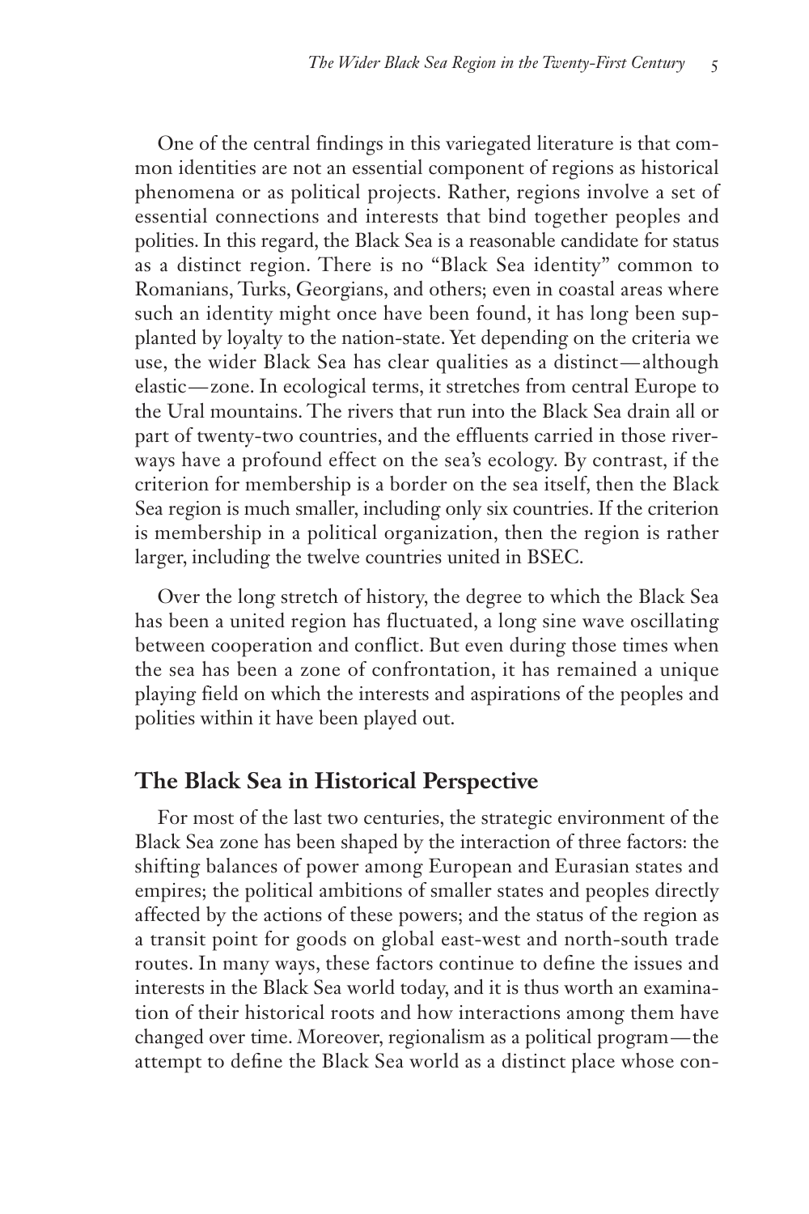One of the central findings in this variegated literature is that common identities are not an essential component of regions as historical phenomena or as political projects. Rather, regions involve a set of essential connections and interests that bind together peoples and polities. In this regard, the Black Sea is a reasonable candidate for status as a distinct region. There is no "Black Sea identity" common to Romanians, Turks, Georgians, and others; even in coastal areas where such an identity might once have been found, it has long been supplanted by loyalty to the nation-state. Yet depending on the criteria we use, the wider Black Sea has clear qualities as a distinct—although elastic—zone. In ecological terms, it stretches from central Europe to the Ural mountains. The rivers that run into the Black Sea drain all or part of twenty-two countries, and the effluents carried in those riverways have a profound effect on the sea's ecology. By contrast, if the criterion for membership is a border on the sea itself, then the Black Sea region is much smaller, including only six countries. If the criterion is membership in a political organization, then the region is rather larger, including the twelve countries united in BSEC.

Over the long stretch of history, the degree to which the Black Sea has been a united region has fluctuated, a long sine wave oscillating between cooperation and conflict. But even during those times when the sea has been a zone of confrontation, it has remained a unique playing field on which the interests and aspirations of the peoples and polities within it have been played out.

## The Black Sea in Historical Perspective

For most of the last two centuries, the strategic environment of the Black Sea zone has been shaped by the interaction of three factors: the shifting balances of power among European and Eurasian states and empires; the political ambitions of smaller states and peoples directly affected by the actions of these powers; and the status of the region as a transit point for goods on global east-west and north-south trade routes. In many ways, these factors continue to define the issues and interests in the Black Sea world today, and it is thus worth an examination of their historical roots and how interactions among them have changed over time. Moreover, regionalism as a political program—the attempt to define the Black Sea world as a distinct place whose con-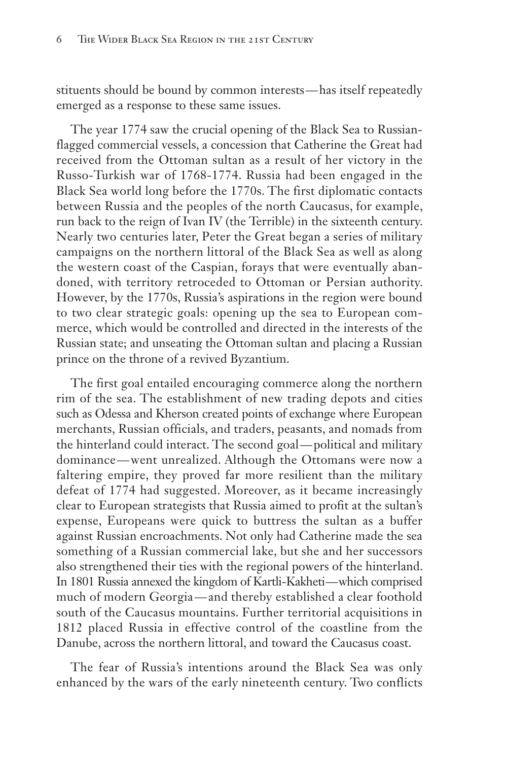stituents should be bound by common interests—has itself repeatedly emerged as a response to these same issues.

The year 1774 saw the crucial opening of the Black Sea to Russian-flagged commercial vessels, a concession that Catherine the Great had received from the Ottoman sultan as a result of her victory in the Russo-Turkish war of 1768-1774. Russia had been engaged in the Black Sea world long before the 1770s. The first diplomatic contacts between Russia and the peoples of the north Caucasus, for example, run back to the reign of Ivan IV (the Terrible) in the sixteenth century. Nearly two centuries later, Peter the Great began a series of military campaigns on the northern littoral of the Black Sea as well as along the western coast of the Caspian, forays that were eventually abandoned, with territory retroceded to Ottoman or Persian authority. However, by the 1770s, Russia's aspirations in the region were bound to two clear strategic goals: opening up the sea to European commerce, which would be controlled and directed in the interests of the Russian state; and unseating the Ottoman sultan and placing a Russian prince on the throne of a revived Byzantium.

The first goal entailed encouraging commerce along the northern rim of the sea. The establishment of new trading depots and cities such as Odessa and Kherson created points of exchange where European merchants, Russian officials, and traders, peasants, and nomads from the hinterland could interact. The second goal—political and military dominance—went unrealized. Although the Ottomans were now a faltering empire, they proved far more resilient than the military defeat of 1774 had suggested. Moreover, as it became increasingly clear to European strategists that Russia aimed to profit at the sultan's expense, Europeans were quick to buttress the sultan as a buffer against Russian encroachments. Not only had Catherine made the sea something of a Russian commercial lake, but she and her successors also strengthened their ties with the regional powers of the hinterland. In 1801 Russia annexed the kingdom of Kartli-Kakheti—which comprised much of modern Georgia—and thereby established a clear foothold south of the Caucasus mountains. Further territorial acquisitions in 1812 placed Russia in effective control of the coastline from the Danube, across the northern littoral, and toward the Caucasus coast.

The fear of Russia's intentions around the Black Sea was only enhanced by the wars of the early nineteenth century. Two conflicts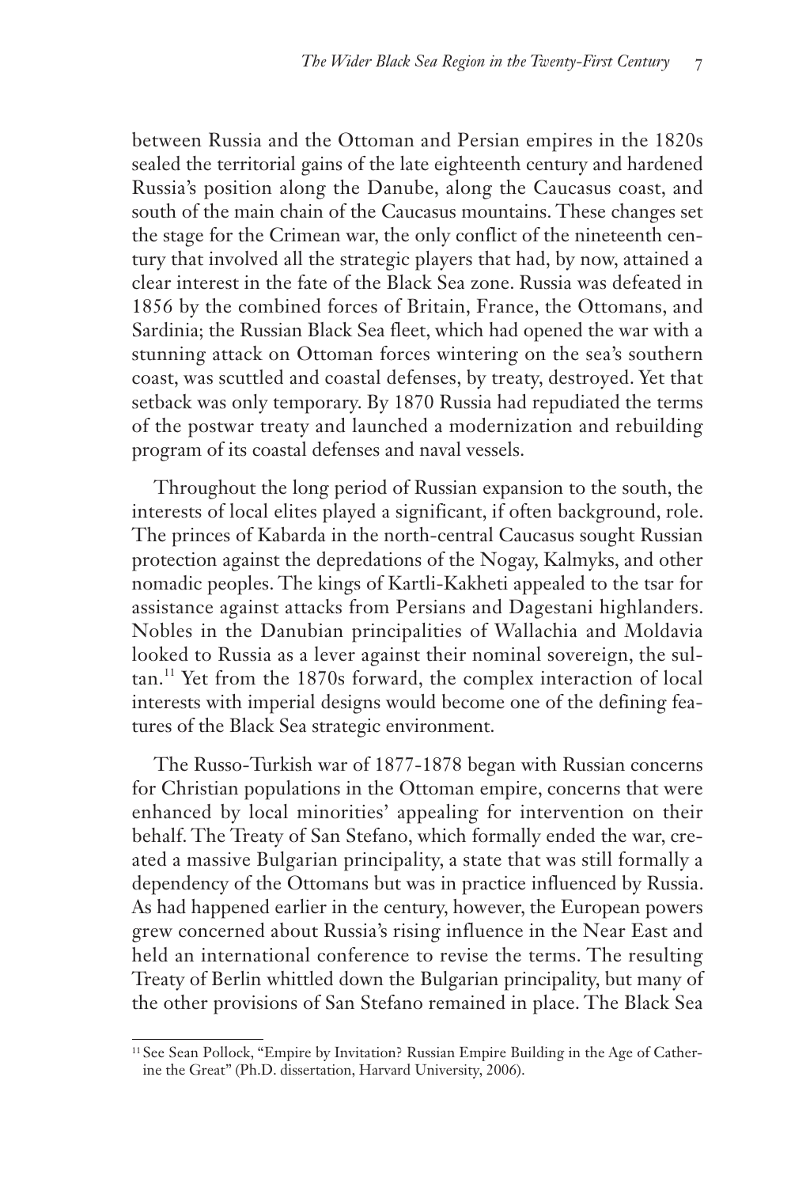between Russia and the Ottoman and Persian empires in the 1820s sealed the territorial gains of the late eighteenth century and hardened Russia's position along the Danube, along the Caucasus coast, and south of the main chain of the Caucasus mountains. These changes set the stage for the Crimean war, the only conflict of the nineteenth century that involved all the strategic players that had, by now, attained a clear interest in the fate of the Black Sea zone. Russia was defeated in 1856 by the combined forces of Britain, France, the Ottomans, and Sardinia; the Russian Black Sea fleet, which had opened the war with a stunning attack on Ottoman forces wintering on the sea's southern coast, was scuttled and coastal defenses, by treaty, destroyed. Yet that setback was only temporary. By 1870 Russia had repudiated the terms of the postwar treaty and launched a modernization and rebuilding program of its coastal defenses and naval vessels.

Throughout the long period of Russian expansion to the south, the interests of local elites played a significant, if often background, role. The princes of Kabarda in the north-central Caucasus sought Russian protection against the depredations of the Nogay, Kalmyks, and other nomadic peoples. The kings of Kartli-Kakheti appealed to the tsar for assistance against attacks from Persians and Dagestani highlanders. Nobles in the Danubian principalities of Wallachia and Moldavia looked to Russia as a lever against their nominal sovereign, the sultan.[11] Yet from the 1870s forward, the complex interaction of local interests with imperial designs would become one of the defining features of the Black Sea strategic environment.

The Russo-Turkish war of 1877-1878 began with Russian concerns for Christian populations in the Ottoman empire, concerns that were enhanced by local minorities' appealing for intervention on their behalf. The Treaty of San Stefano, which formally ended the war, created a massive Bulgarian principality, a state that was still formally a dependency of the Ottomans but was in practice influenced by Russia. As had happened earlier in the century, however, the European powers grew concerned about Russia's rising influence in the Near East and held an international conference to revise the terms. The resulting Treaty of Berlin whittled down the Bulgarian principality, but many of the other provisions of San Stefano remained in place. The Black Sea

[11] See Sean Pollock, "Empire by Invitation? Russian Empire Building in the Age of Catherine the Great" (Ph.D. dissertation, Harvard University, 2006).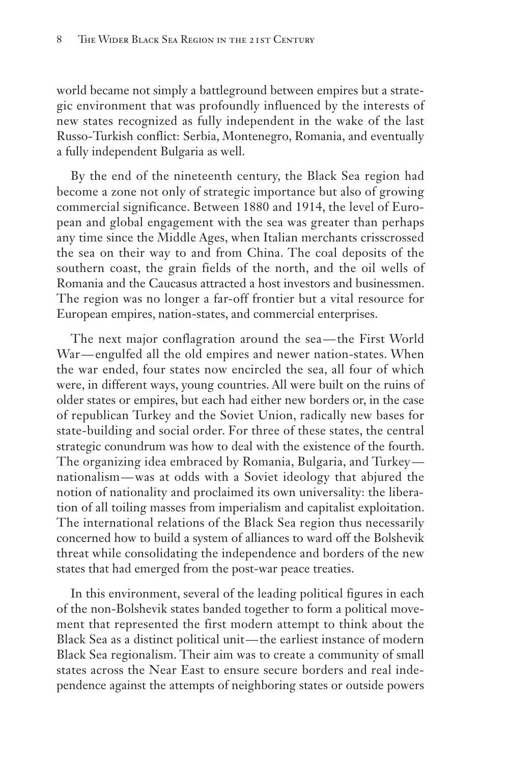world became not simply a battleground between empires but a strategic environment that was profoundly influenced by the interests of new states recognized as fully independent in the wake of the last Russo-Turkish conflict: Serbia, Montenegro, Romania, and eventually a fully independent Bulgaria as well.

By the end of the nineteenth century, the Black Sea region had become a zone not only of strategic importance but also of growing commercial significance. Between 1880 and 1914, the level of European and global engagement with the sea was greater than perhaps any time since the Middle Ages, when Italian merchants crisscrossed the sea on their way to and from China. The coal deposits of the southern coast, the grain fields of the north, and the oil wells of Romania and the Caucasus attracted a host investors and businessmen. The region was no longer a far-off frontier but a vital resource for European empires, nation-states, and commercial enterprises.

The next major conflagration around the sea—the First World War—engulfed all the old empires and newer nation-states. When the war ended, four states now encircled the sea, all four of which were, in different ways, young countries. All were built on the ruins of older states or empires, but each had either new borders or, in the case of republican Turkey and the Soviet Union, radically new bases for state-building and social order. For three of these states, the central strategic conundrum was how to deal with the existence of the fourth. The organizing idea embraced by Romania, Bulgaria, and Turkey—nationalism—was at odds with a Soviet ideology that abjured the notion of nationality and proclaimed its own universality: the liberation of all toiling masses from imperialism and capitalist exploitation. The international relations of the Black Sea region thus necessarily concerned how to build a system of alliances to ward off the Bolshevik threat while consolidating the independence and borders of the new states that had emerged from the post-war peace treaties.

In this environment, several of the leading political figures in each of the non-Bolshevik states banded together to form a political movement that represented the first modern attempt to think about the Black Sea as a distinct political unit—the earliest instance of modern Black Sea regionalism. Their aim was to create a community of small states across the Near East to ensure secure borders and real independence against the attempts of neighboring states or outside powers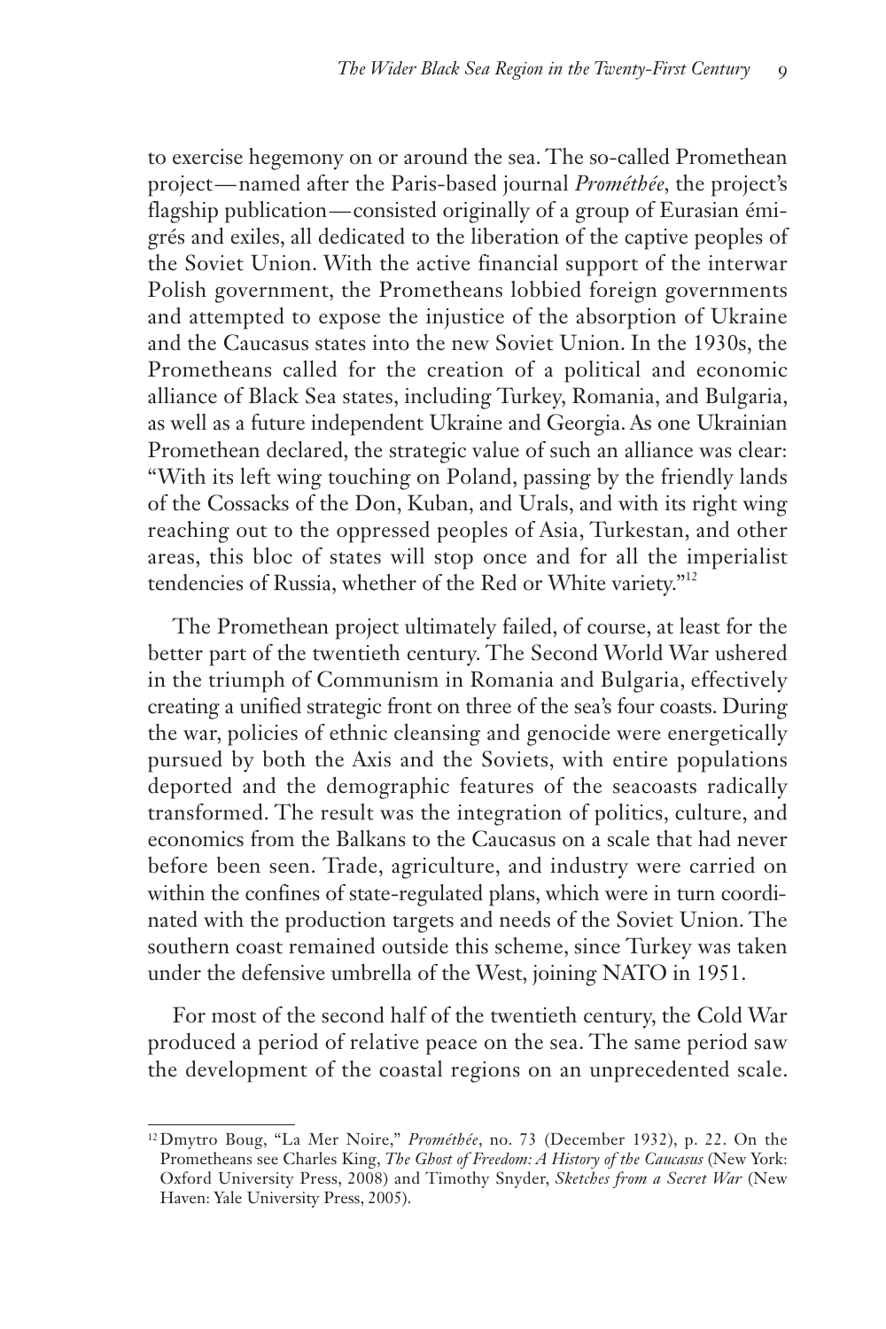to exercise hegemony on or around the sea. The so-called Promethean project—named after the Paris-based journal *Prométhée*, the project's flagship publication—consisted originally of a group of Eurasian émigrés and exiles, all dedicated to the liberation of the captive peoples of the Soviet Union. With the active financial support of the interwar Polish government, the Prometheans lobbied foreign governments and attempted to expose the injustice of the absorption of Ukraine and the Caucasus states into the new Soviet Union. In the 1930s, the Prometheans called for the creation of a political and economic alliance of Black Sea states, including Turkey, Romania, and Bulgaria, as well as a future independent Ukraine and Georgia. As one Ukrainian Promethean declared, the strategic value of such an alliance was clear: "With its left wing touching on Poland, passing by the friendly lands of the Cossacks of the Don, Kuban, and Urals, and with its right wing reaching out to the oppressed peoples of Asia, Turkestan, and other areas, this bloc of states will stop once and for all the imperialist tendencies of Russia, whether of the Red or White variety."[12]

The Promethean project ultimately failed, of course, at least for the better part of the twentieth century. The Second World War ushered in the triumph of Communism in Romania and Bulgaria, effectively creating a unified strategic front on three of the sea's four coasts. During the war, policies of ethnic cleansing and genocide were energetically pursued by both the Axis and the Soviets, with entire populations deported and the demographic features of the seacoasts radically transformed. The result was the integration of politics, culture, and economics from the Balkans to the Caucasus on a scale that had never before been seen. Trade, agriculture, and industry were carried on within the confines of state-regulated plans, which were in turn coordinated with the production targets and needs of the Soviet Union. The southern coast remained outside this scheme, since Turkey was taken under the defensive umbrella of the West, joining NATO in 1951.

For most of the second half of the twentieth century, the Cold War produced a period of relative peace on the sea. The same period saw the development of the coastal regions on an unprecedented scale.

---

[12] Dmytro Boug, "La Mer Noire," *Prométhée*, no. 73 (December 1932), p. 22. On the Prometheans see Charles King, *The Ghost of Freedom: A History of the Caucasus* (New York: Oxford University Press, 2008) and Timothy Snyder, *Sketches from a Secret War* (New Haven: Yale University Press, 2005).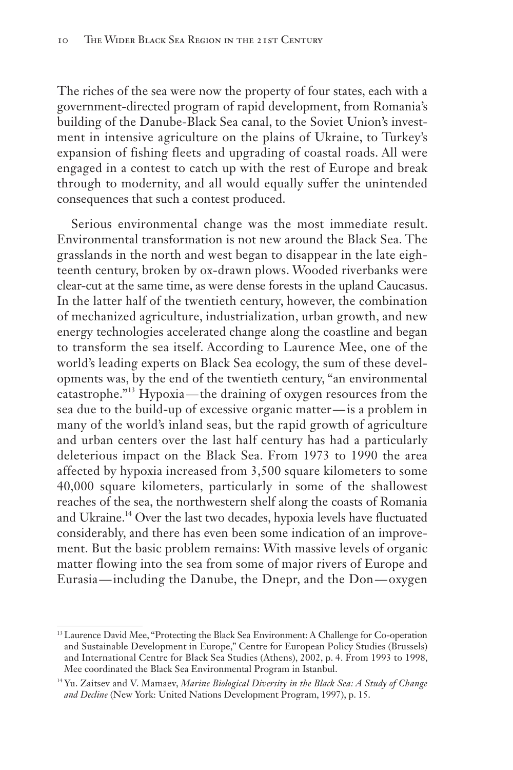The riches of the sea were now the property of four states, each with a government-directed program of rapid development, from Romania's building of the Danube-Black Sea canal, to the Soviet Union's investment in intensive agriculture on the plains of Ukraine, to Turkey's expansion of fishing fleets and upgrading of coastal roads. All were engaged in a contest to catch up with the rest of Europe and break through to modernity, and all would equally suffer the unintended consequences that such a contest produced.

Serious environmental change was the most immediate result. Environmental transformation is not new around the Black Sea. The grasslands in the north and west began to disappear in the late eighteenth century, broken by ox-drawn plows. Wooded riverbanks were clear-cut at the same time, as were dense forests in the upland Caucasus. In the latter half of the twentieth century, however, the combination of mechanized agriculture, industrialization, urban growth, and new energy technologies accelerated change along the coastline and began to transform the sea itself. According to Laurence Mee, one of the world's leading experts on Black Sea ecology, the sum of these developments was, by the end of the twentieth century, "an environmental catastrophe."[13] Hypoxia—the draining of oxygen resources from the sea due to the build-up of excessive organic matter—is a problem in many of the world's inland seas, but the rapid growth of agriculture and urban centers over the last half century has had a particularly deleterious impact on the Black Sea. From 1973 to 1990 the area affected by hypoxia increased from 3,500 square kilometers to some 40,000 square kilometers, particularly in some of the shallowest reaches of the sea, the northwestern shelf along the coasts of Romania and Ukraine.[14] Over the last two decades, hypoxia levels have fluctuated considerably, and there has even been some indication of an improvement. But the basic problem remains: With massive levels of organic matter flowing into the sea from some of major rivers of Europe and Eurasia—including the Danube, the Dnepr, and the Don—oxygen

---

[13] Laurence David Mee, "Protecting the Black Sea Environment: A Challenge for Co-operation and Sustainable Development in Europe," Centre for European Policy Studies (Brussels) and International Centre for Black Sea Studies (Athens), 2002, p. 4. From 1993 to 1998, Mee coordinated the Black Sea Environmental Program in Istanbul.

[14] Yu. Zaitsev and V. Mamaev, *Marine Biological Diversity in the Black Sea: A Study of Change and Decline* (New York: United Nations Development Program, 1997), p. 15.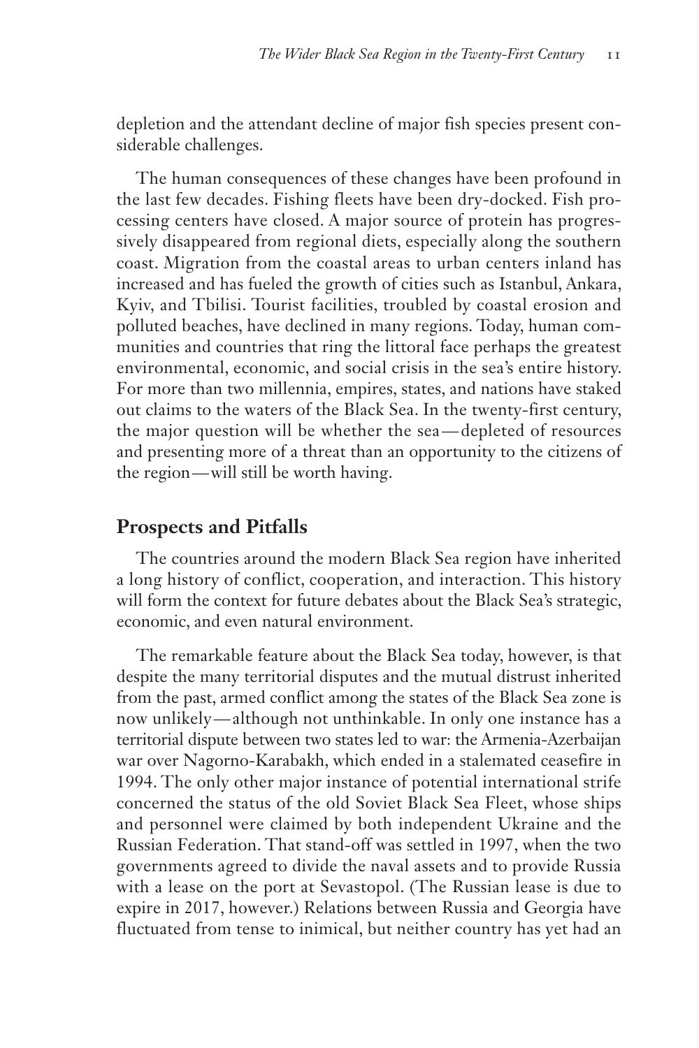depletion and the attendant decline of major fish species present considerable challenges.

The human consequences of these changes have been profound in the last few decades. Fishing fleets have been dry-docked. Fish processing centers have closed. A major source of protein has progressively disappeared from regional diets, especially along the southern coast. Migration from the coastal areas to urban centers inland has increased and has fueled the growth of cities such as Istanbul, Ankara, Kyiv, and Tbilisi. Tourist facilities, troubled by coastal erosion and polluted beaches, have declined in many regions. Today, human communities and countries that ring the littoral face perhaps the greatest environmental, economic, and social crisis in the sea's entire history. For more than two millennia, empires, states, and nations have staked out claims to the waters of the Black Sea. In the twenty-first century, the major question will be whether the sea—depleted of resources and presenting more of a threat than an opportunity to the citizens of the region—will still be worth having.

## Prospects and Pitfalls

The countries around the modern Black Sea region have inherited a long history of conflict, cooperation, and interaction. This history will form the context for future debates about the Black Sea's strategic, economic, and even natural environment.

The remarkable feature about the Black Sea today, however, is that despite the many territorial disputes and the mutual distrust inherited from the past, armed conflict among the states of the Black Sea zone is now unlikely—although not unthinkable. In only one instance has a territorial dispute between two states led to war: the Armenia-Azerbaijan war over Nagorno-Karabakh, which ended in a stalemated ceasefire in 1994. The only other major instance of potential international strife concerned the status of the old Soviet Black Sea Fleet, whose ships and personnel were claimed by both independent Ukraine and the Russian Federation. That stand-off was settled in 1997, when the two governments agreed to divide the naval assets and to provide Russia with a lease on the port at Sevastopol. (The Russian lease is due to expire in 2017, however.) Relations between Russia and Georgia have fluctuated from tense to inimical, but neither country has yet had an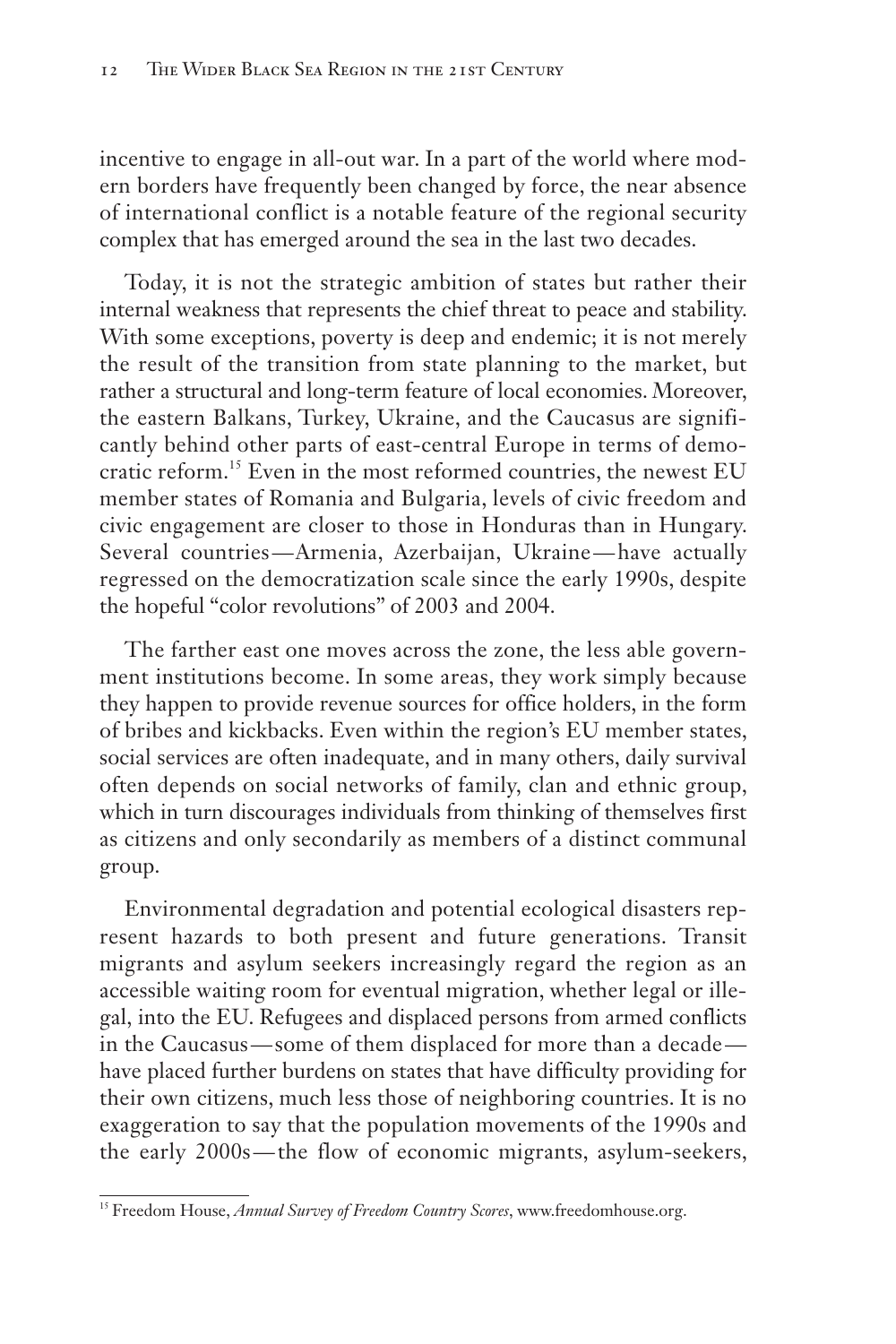incentive to engage in all-out war. In a part of the world where modern borders have frequently been changed by force, the near absence of international conflict is a notable feature of the regional security complex that has emerged around the sea in the last two decades.

Today, it is not the strategic ambition of states but rather their internal weakness that represents the chief threat to peace and stability. With some exceptions, poverty is deep and endemic; it is not merely the result of the transition from state planning to the market, but rather a structural and long-term feature of local economies. Moreover, the eastern Balkans, Turkey, Ukraine, and the Caucasus are significantly behind other parts of east-central Europe in terms of democratic reform.[15] Even in the most reformed countries, the newest EU member states of Romania and Bulgaria, levels of civic freedom and civic engagement are closer to those in Honduras than in Hungary. Several countries—Armenia, Azerbaijan, Ukraine—have actually regressed on the democratization scale since the early 1990s, despite the hopeful "color revolutions" of 2003 and 2004.

The farther east one moves across the zone, the less able government institutions become. In some areas, they work simply because they happen to provide revenue sources for office holders, in the form of bribes and kickbacks. Even within the region's EU member states, social services are often inadequate, and in many others, daily survival often depends on social networks of family, clan and ethnic group, which in turn discourages individuals from thinking of themselves first as citizens and only secondarily as members of a distinct communal group.

Environmental degradation and potential ecological disasters represent hazards to both present and future generations. Transit migrants and asylum seekers increasingly regard the region as an accessible waiting room for eventual migration, whether legal or illegal, into the EU. Refugees and displaced persons from armed conflicts in the Caucasus—some of them displaced for more than a decade—have placed further burdens on states that have difficulty providing for their own citizens, much less those of neighboring countries. It is no exaggeration to say that the population movements of the 1990s and the early 2000s—the flow of economic migrants, asylum-seekers,

[15] Freedom House, *Annual Survey of Freedom Country Scores*, www.freedomhouse.org.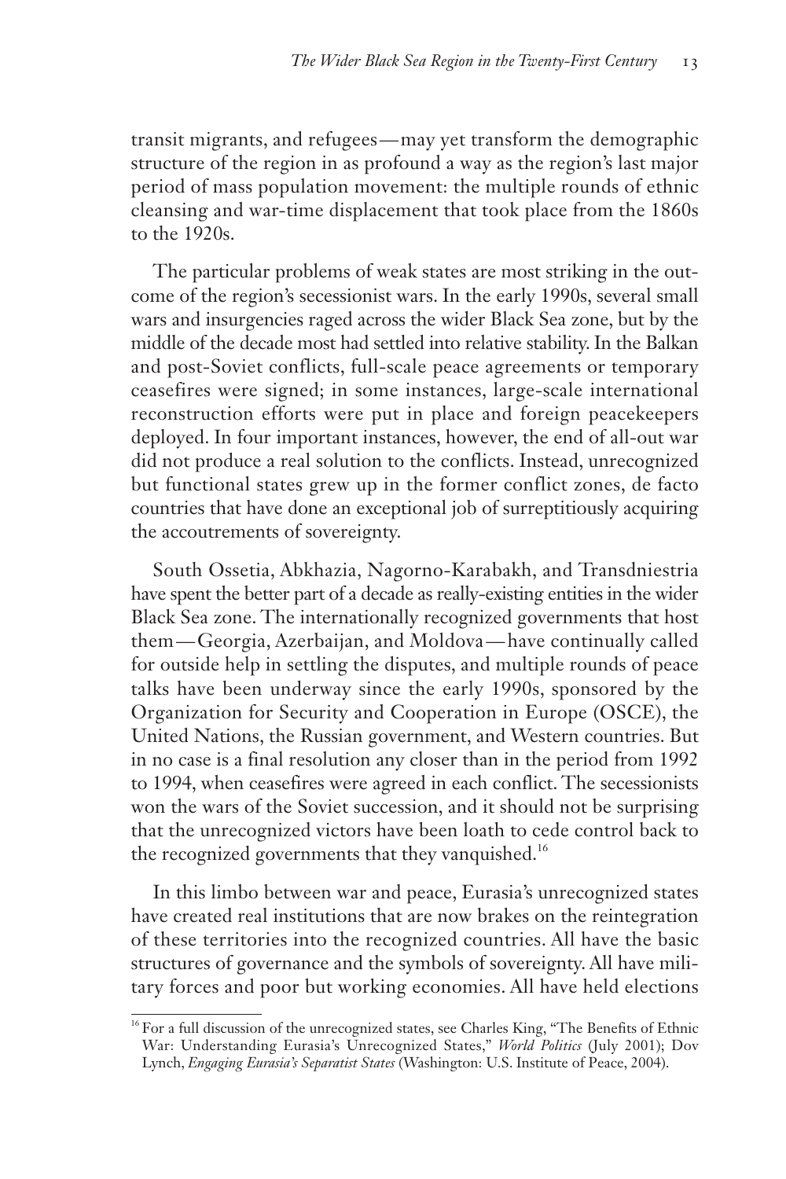transit migrants, and refugees—may yet transform the demographic structure of the region in as profound a way as the region's last major period of mass population movement: the multiple rounds of ethnic cleansing and war-time displacement that took place from the 1860s to the 1920s.

The particular problems of weak states are most striking in the outcome of the region's secessionist wars. In the early 1990s, several small wars and insurgencies raged across the wider Black Sea zone, but by the middle of the decade most had settled into relative stability. In the Balkan and post-Soviet conflicts, full-scale peace agreements or temporary ceasefires were signed; in some instances, large-scale international reconstruction efforts were put in place and foreign peacekeepers deployed. In four important instances, however, the end of all-out war did not produce a real solution to the conflicts. Instead, unrecognized but functional states grew up in the former conflict zones, de facto countries that have done an exceptional job of surreptitiously acquiring the accoutrements of sovereignty.

South Ossetia, Abkhazia, Nagorno-Karabakh, and Transdniestria have spent the better part of a decade as really-existing entities in the wider Black Sea zone. The internationally recognized governments that host them—Georgia, Azerbaijan, and Moldova—have continually called for outside help in settling the disputes, and multiple rounds of peace talks have been underway since the early 1990s, sponsored by the Organization for Security and Cooperation in Europe (OSCE), the United Nations, the Russian government, and Western countries. But in no case is a final resolution any closer than in the period from 1992 to 1994, when ceasefires were agreed in each conflict. The secessionists won the wars of the Soviet succession, and it should not be surprising that the unrecognized victors have been loath to cede control back to the recognized governments that they vanquished.[16]

In this limbo between war and peace, Eurasia's unrecognized states have created real institutions that are now brakes on the reintegration of these territories into the recognized countries. All have the basic structures of governance and the symbols of sovereignty. All have military forces and poor but working economies. All have held elections

[16] For a full discussion of the unrecognized states, see Charles King, "The Benefits of Ethnic War: Understanding Eurasia's Unrecognized States," *World Politics* (July 2001); Dov Lynch, *Engaging Eurasia's Separatist States* (Washington: U.S. Institute of Peace, 2004).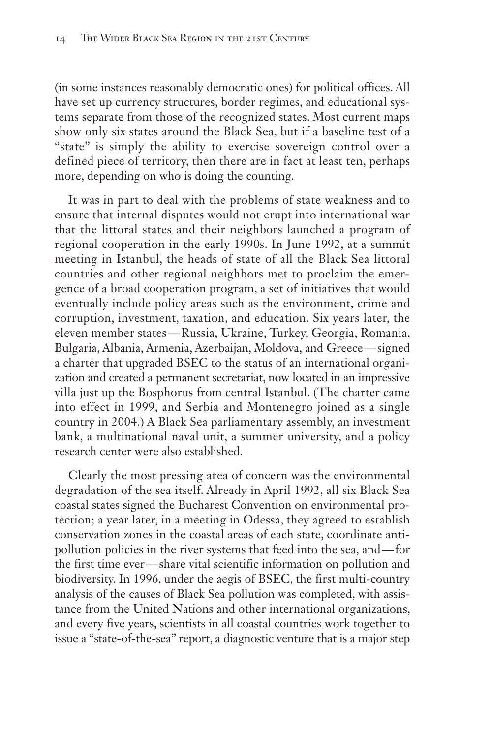(in some instances reasonably democratic ones) for political offices. All have set up currency structures, border regimes, and educational systems separate from those of the recognized states. Most current maps show only six states around the Black Sea, but if a baseline test of a "state" is simply the ability to exercise sovereign control over a defined piece of territory, then there are in fact at least ten, perhaps more, depending on who is doing the counting.

It was in part to deal with the problems of state weakness and to ensure that internal disputes would not erupt into international war that the littoral states and their neighbors launched a program of regional cooperation in the early 1990s. In June 1992, at a summit meeting in Istanbul, the heads of state of all the Black Sea littoral countries and other regional neighbors met to proclaim the emergence of a broad cooperation program, a set of initiatives that would eventually include policy areas such as the environment, crime and corruption, investment, taxation, and education. Six years later, the eleven member states—Russia, Ukraine, Turkey, Georgia, Romania, Bulgaria, Albania, Armenia, Azerbaijan, Moldova, and Greece—signed a charter that upgraded BSEC to the status of an international organization and created a permanent secretariat, now located in an impressive villa just up the Bosphorus from central Istanbul. (The charter came into effect in 1999, and Serbia and Montenegro joined as a single country in 2004.) A Black Sea parliamentary assembly, an investment bank, a multinational naval unit, a summer university, and a policy research center were also established.

Clearly the most pressing area of concern was the environmental degradation of the sea itself. Already in April 1992, all six Black Sea coastal states signed the Bucharest Convention on environmental protection; a year later, in a meeting in Odessa, they agreed to establish conservation zones in the coastal areas of each state, coordinate anti-pollution policies in the river systems that feed into the sea, and—for the first time ever—share vital scientific information on pollution and biodiversity. In 1996, under the aegis of BSEC, the first multi-country analysis of the causes of Black Sea pollution was completed, with assistance from the United Nations and other international organizations, and every five years, scientists in all coastal countries work together to issue a "state-of-the-sea" report, a diagnostic venture that is a major step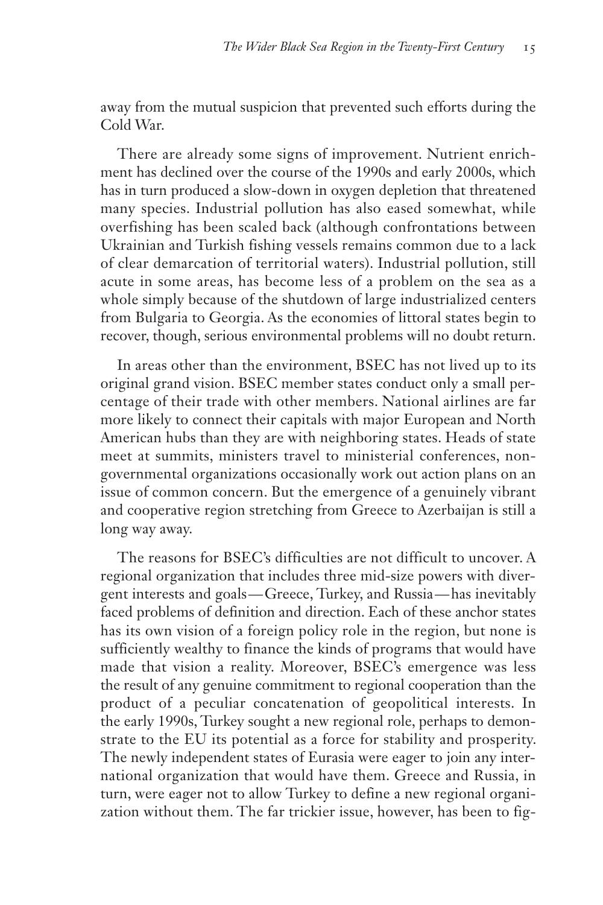away from the mutual suspicion that prevented such efforts during the Cold War.

There are already some signs of improvement. Nutrient enrichment has declined over the course of the 1990s and early 2000s, which has in turn produced a slow-down in oxygen depletion that threatened many species. Industrial pollution has also eased somewhat, while overfishing has been scaled back (although confrontations between Ukrainian and Turkish fishing vessels remains common due to a lack of clear demarcation of territorial waters). Industrial pollution, still acute in some areas, has become less of a problem on the sea as a whole simply because of the shutdown of large industrialized centers from Bulgaria to Georgia. As the economies of littoral states begin to recover, though, serious environmental problems will no doubt return.

In areas other than the environment, BSEC has not lived up to its original grand vision. BSEC member states conduct only a small percentage of their trade with other members. National airlines are far more likely to connect their capitals with major European and North American hubs than they are with neighboring states. Heads of state meet at summits, ministers travel to ministerial conferences, nongovernmental organizations occasionally work out action plans on an issue of common concern. But the emergence of a genuinely vibrant and cooperative region stretching from Greece to Azerbaijan is still a long way away.

The reasons for BSEC's difficulties are not difficult to uncover. A regional organization that includes three mid-size powers with divergent interests and goals—Greece, Turkey, and Russia—has inevitably faced problems of definition and direction. Each of these anchor states has its own vision of a foreign policy role in the region, but none is sufficiently wealthy to finance the kinds of programs that would have made that vision a reality. Moreover, BSEC's emergence was less the result of any genuine commitment to regional cooperation than the product of a peculiar concatenation of geopolitical interests. In the early 1990s, Turkey sought a new regional role, perhaps to demonstrate to the EU its potential as a force for stability and prosperity. The newly independent states of Eurasia were eager to join any international organization that would have them. Greece and Russia, in turn, were eager not to allow Turkey to define a new regional organization without them. The far trickier issue, however, has been to fig-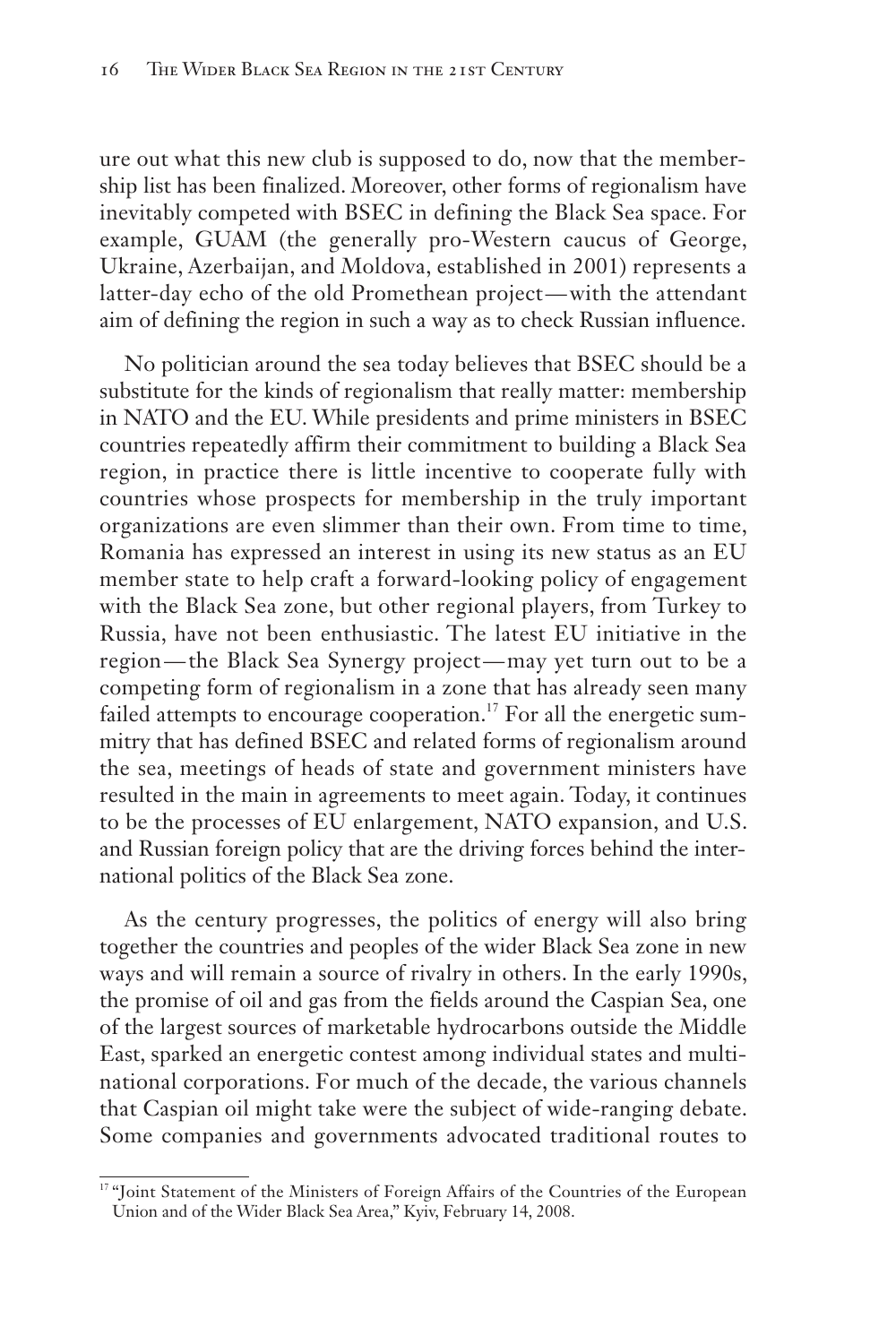ure out what this new club is supposed to do, now that the membership list has been finalized. Moreover, other forms of regionalism have inevitably competed with BSEC in defining the Black Sea space. For example, GUAM (the generally pro-Western caucus of George, Ukraine, Azerbaijan, and Moldova, established in 2001) represents a latter-day echo of the old Promethean project—with the attendant aim of defining the region in such a way as to check Russian influence.

No politician around the sea today believes that BSEC should be a substitute for the kinds of regionalism that really matter: membership in NATO and the EU. While presidents and prime ministers in BSEC countries repeatedly affirm their commitment to building a Black Sea region, in practice there is little incentive to cooperate fully with countries whose prospects for membership in the truly important organizations are even slimmer than their own. From time to time, Romania has expressed an interest in using its new status as an EU member state to help craft a forward-looking policy of engagement with the Black Sea zone, but other regional players, from Turkey to Russia, have not been enthusiastic. The latest EU initiative in the region—the Black Sea Synergy project—may yet turn out to be a competing form of regionalism in a zone that has already seen many failed attempts to encourage cooperation.[17] For all the energetic summitry that has defined BSEC and related forms of regionalism around the sea, meetings of heads of state and government ministers have resulted in the main in agreements to meet again. Today, it continues to be the processes of EU enlargement, NATO expansion, and U.S. and Russian foreign policy that are the driving forces behind the international politics of the Black Sea zone.

As the century progresses, the politics of energy will also bring together the countries and peoples of the wider Black Sea zone in new ways and will remain a source of rivalry in others. In the early 1990s, the promise of oil and gas from the fields around the Caspian Sea, one of the largest sources of marketable hydrocarbons outside the Middle East, sparked an energetic contest among individual states and multinational corporations. For much of the decade, the various channels that Caspian oil might take were the subject of wide-ranging debate. Some companies and governments advocated traditional routes to

---

[17] "Joint Statement of the Ministers of Foreign Affairs of the Countries of the European Union and of the Wider Black Sea Area," Kyiv, February 14, 2008.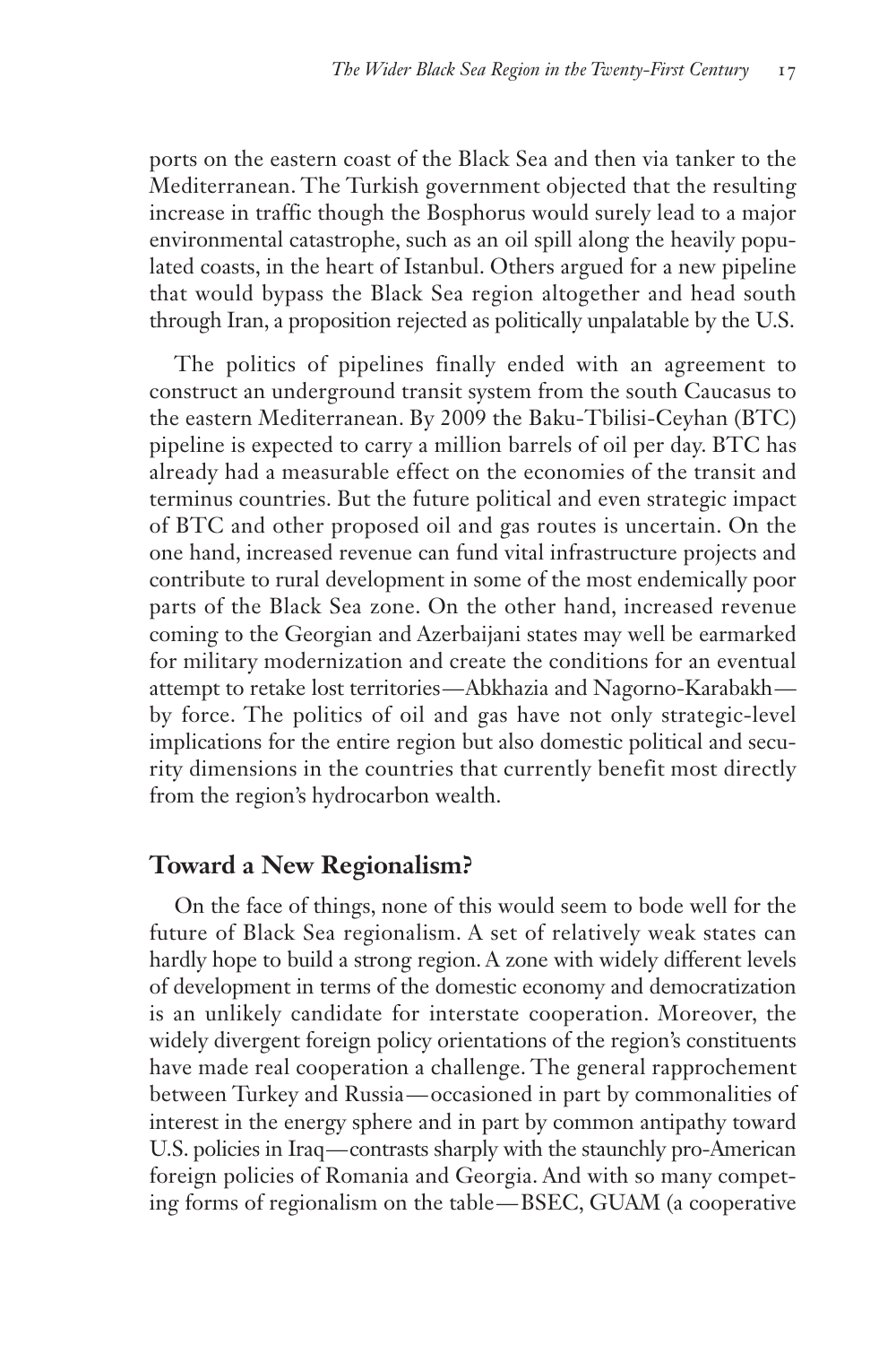ports on the eastern coast of the Black Sea and then via tanker to the Mediterranean. The Turkish government objected that the resulting increase in traffic though the Bosphorus would surely lead to a major environmental catastrophe, such as an oil spill along the heavily populated coasts, in the heart of Istanbul. Others argued for a new pipeline that would bypass the Black Sea region altogether and head south through Iran, a proposition rejected as politically unpalatable by the U.S.

The politics of pipelines finally ended with an agreement to construct an underground transit system from the south Caucasus to the eastern Mediterranean. By 2009 the Baku-Tbilisi-Ceyhan (BTC) pipeline is expected to carry a million barrels of oil per day. BTC has already had a measurable effect on the economies of the transit and terminus countries. But the future political and even strategic impact of BTC and other proposed oil and gas routes is uncertain. On the one hand, increased revenue can fund vital infrastructure projects and contribute to rural development in some of the most endemically poor parts of the Black Sea zone. On the other hand, increased revenue coming to the Georgian and Azerbaijani states may well be earmarked for military modernization and create the conditions for an eventual attempt to retake lost territories—Abkhazia and Nagorno-Karabakh—by force. The politics of oil and gas have not only strategic-level implications for the entire region but also domestic political and security dimensions in the countries that currently benefit most directly from the region's hydrocarbon wealth.

## Toward a New Regionalism?

On the face of things, none of this would seem to bode well for the future of Black Sea regionalism. A set of relatively weak states can hardly hope to build a strong region. A zone with widely different levels of development in terms of the domestic economy and democratization is an unlikely candidate for interstate cooperation. Moreover, the widely divergent foreign policy orientations of the region's constituents have made real cooperation a challenge. The general rapprochement between Turkey and Russia—occasioned in part by commonalities of interest in the energy sphere and in part by common antipathy toward U.S. policies in Iraq—contrasts sharply with the staunchly pro-American foreign policies of Romania and Georgia. And with so many competing forms of regionalism on the table—BSEC, GUAM (a cooperative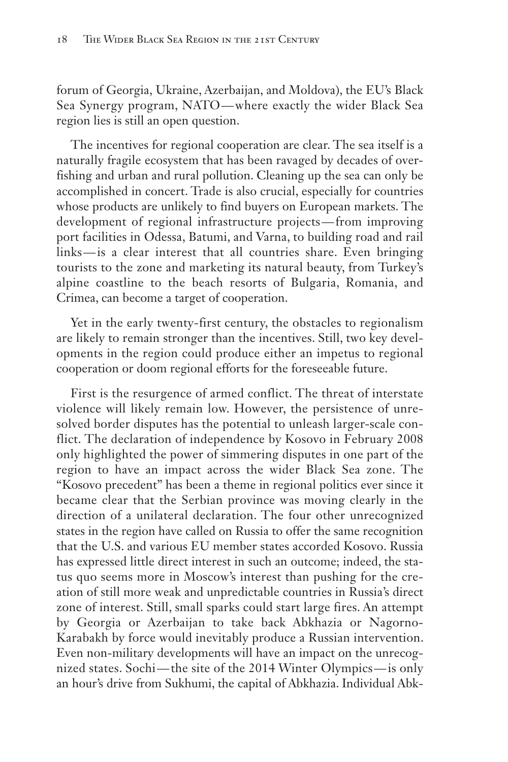forum of Georgia, Ukraine, Azerbaijan, and Moldova), the EU's Black Sea Synergy program, NATO—where exactly the wider Black Sea region lies is still an open question.

The incentives for regional cooperation are clear. The sea itself is a naturally fragile ecosystem that has been ravaged by decades of overfishing and urban and rural pollution. Cleaning up the sea can only be accomplished in concert. Trade is also crucial, especially for countries whose products are unlikely to find buyers on European markets. The development of regional infrastructure projects—from improving port facilities in Odessa, Batumi, and Varna, to building road and rail links—is a clear interest that all countries share. Even bringing tourists to the zone and marketing its natural beauty, from Turkey's alpine coastline to the beach resorts of Bulgaria, Romania, and Crimea, can become a target of cooperation.

Yet in the early twenty-first century, the obstacles to regionalism are likely to remain stronger than the incentives. Still, two key developments in the region could produce either an impetus to regional cooperation or doom regional efforts for the foreseeable future.

First is the resurgence of armed conflict. The threat of interstate violence will likely remain low. However, the persistence of unresolved border disputes has the potential to unleash larger-scale conflict. The declaration of independence by Kosovo in February 2008 only highlighted the power of simmering disputes in one part of the region to have an impact across the wider Black Sea zone. The "Kosovo precedent" has been a theme in regional politics ever since it became clear that the Serbian province was moving clearly in the direction of a unilateral declaration. The four other unrecognized states in the region have called on Russia to offer the same recognition that the U.S. and various EU member states accorded Kosovo. Russia has expressed little direct interest in such an outcome; indeed, the status quo seems more in Moscow's interest than pushing for the creation of still more weak and unpredictable countries in Russia's direct zone of interest. Still, small sparks could start large fires. An attempt by Georgia or Azerbaijan to take back Abkhazia or Nagorno-Karabakh by force would inevitably produce a Russian intervention. Even non-military developments will have an impact on the unrecognized states. Sochi—the site of the 2014 Winter Olympics—is only an hour's drive from Sukhumi, the capital of Abkhazia. Individual Abk-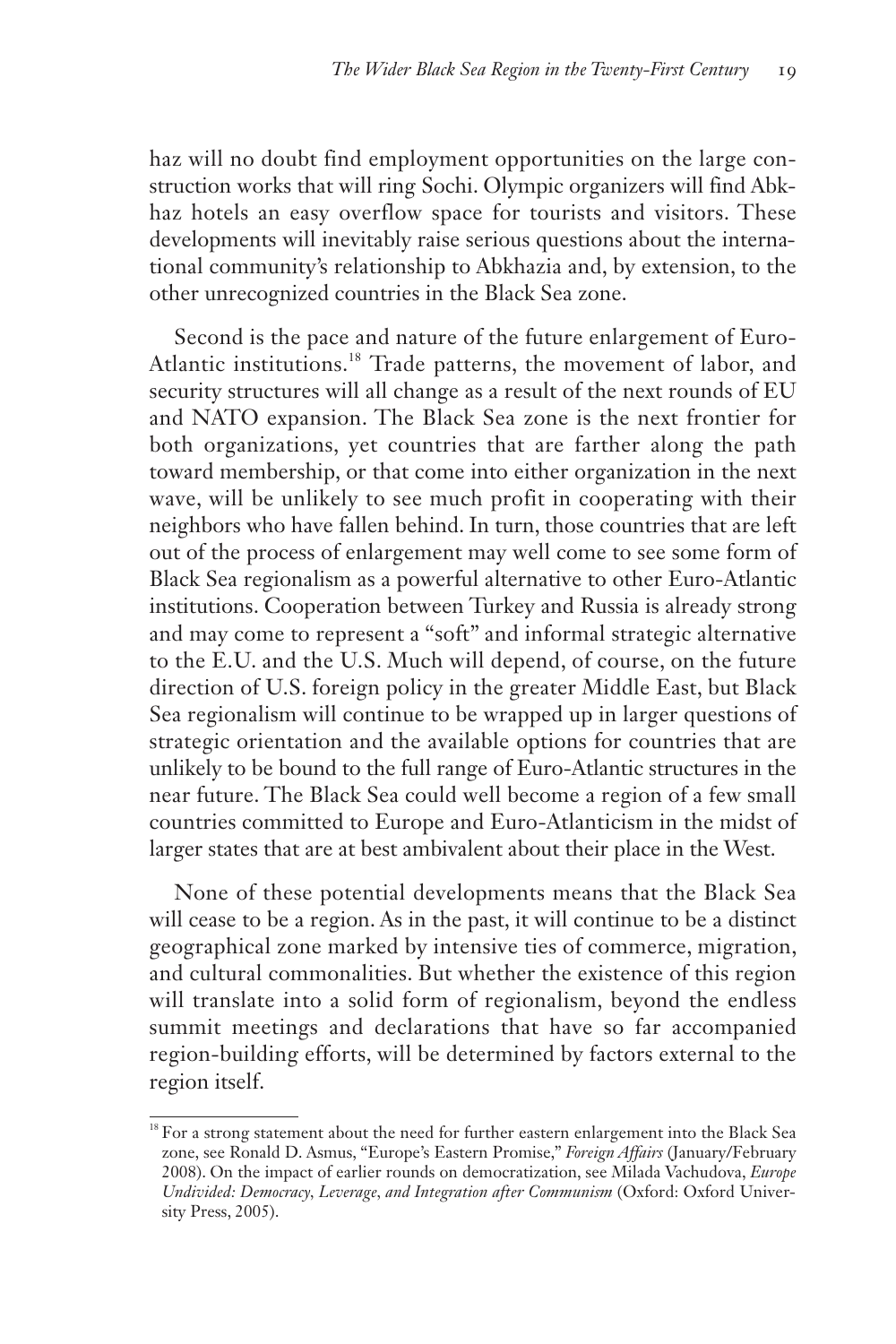haz will no doubt find employment opportunities on the large construction works that will ring Sochi. Olympic organizers will find Abkhaz hotels an easy overflow space for tourists and visitors. These developments will inevitably raise serious questions about the international community's relationship to Abkhazia and, by extension, to the other unrecognized countries in the Black Sea zone.

Second is the pace and nature of the future enlargement of Euro-Atlantic institutions.[18] Trade patterns, the movement of labor, and security structures will all change as a result of the next rounds of EU and NATO expansion. The Black Sea zone is the next frontier for both organizations, yet countries that are farther along the path toward membership, or that come into either organization in the next wave, will be unlikely to see much profit in cooperating with their neighbors who have fallen behind. In turn, those countries that are left out of the process of enlargement may well come to see some form of Black Sea regionalism as a powerful alternative to other Euro-Atlantic institutions. Cooperation between Turkey and Russia is already strong and may come to represent a "soft" and informal strategic alternative to the E.U. and the U.S. Much will depend, of course, on the future direction of U.S. foreign policy in the greater Middle East, but Black Sea regionalism will continue to be wrapped up in larger questions of strategic orientation and the available options for countries that are unlikely to be bound to the full range of Euro-Atlantic structures in the near future. The Black Sea could well become a region of a few small countries committed to Europe and Euro-Atlanticism in the midst of larger states that are at best ambivalent about their place in the West.

None of these potential developments means that the Black Sea will cease to be a region. As in the past, it will continue to be a distinct geographical zone marked by intensive ties of commerce, migration, and cultural commonalities. But whether the existence of this region will translate into a solid form of regionalism, beyond the endless summit meetings and declarations that have so far accompanied region-building efforts, will be determined by factors external to the region itself.

---

[18] For a strong statement about the need for further eastern enlargement into the Black Sea zone, see Ronald D. Asmus, "Europe's Eastern Promise," *Foreign Affairs* (January/February 2008). On the impact of earlier rounds on democratization, see Milada Vachudova, *Europe Undivided: Democracy, Leverage, and Integration after Communism* (Oxford: Oxford University Press, 2005).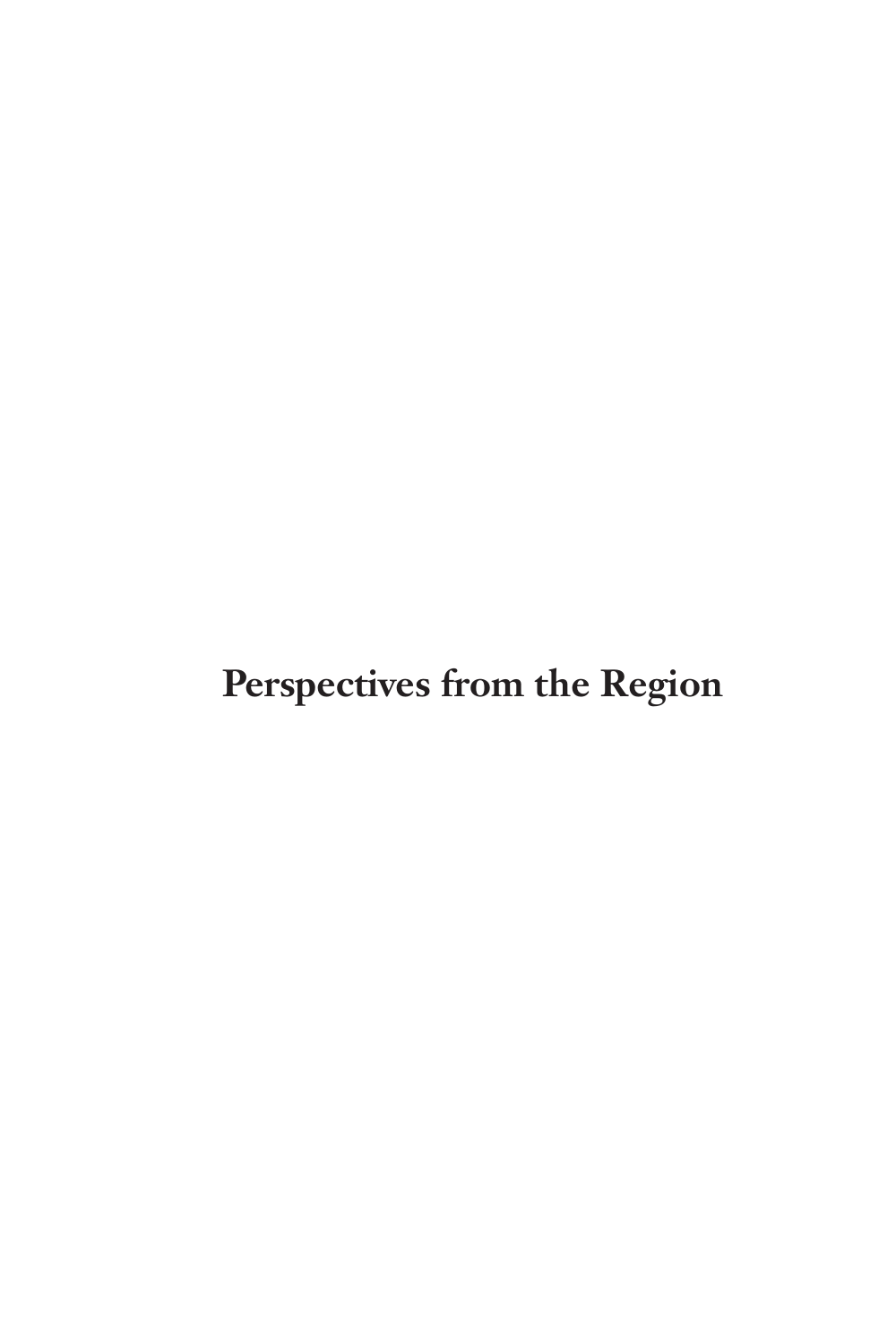# Perspectives from the Region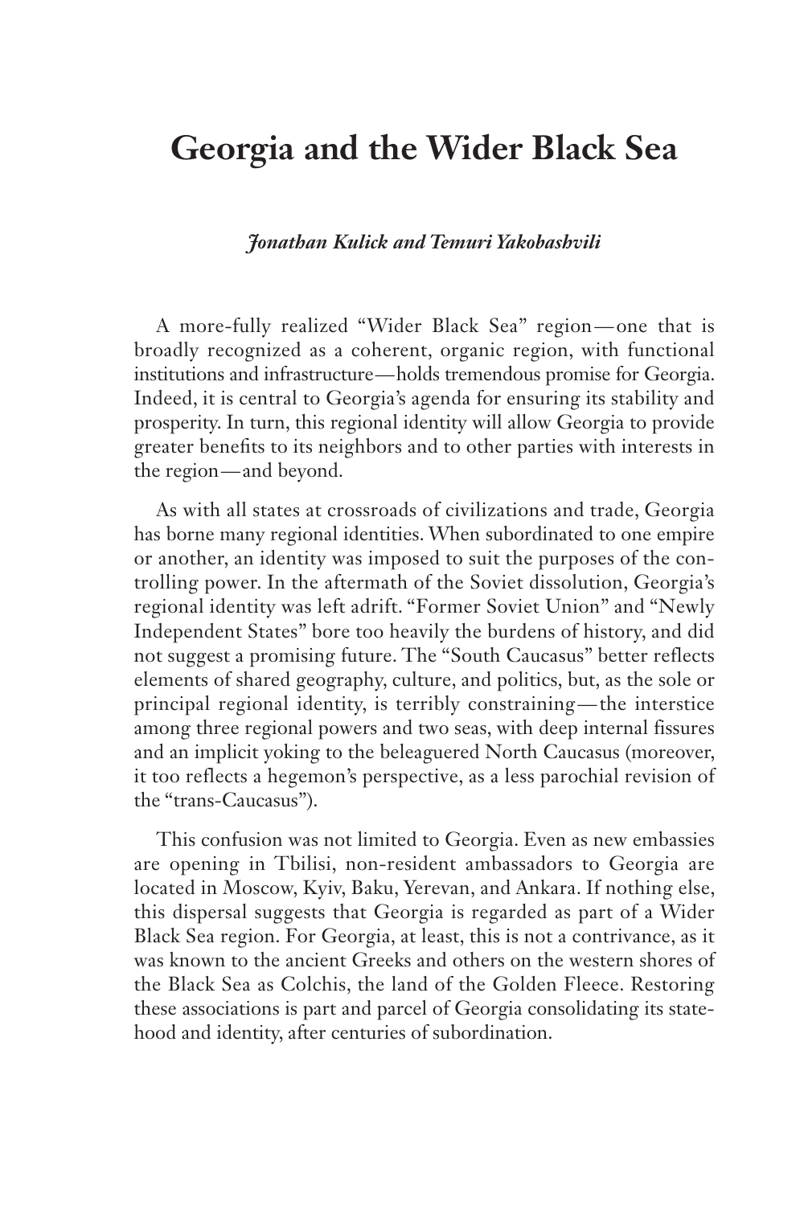# Georgia and the Wider Black Sea

***Jonathan Kulick and Temuri Yakobashvili***

A more-fully realized "Wider Black Sea" region—one that is broadly recognized as a coherent, organic region, with functional institutions and infrastructure—holds tremendous promise for Georgia. Indeed, it is central to Georgia's agenda for ensuring its stability and prosperity. In turn, this regional identity will allow Georgia to provide greater benefits to its neighbors and to other parties with interests in the region—and beyond.

As with all states at crossroads of civilizations and trade, Georgia has borne many regional identities. When subordinated to one empire or another, an identity was imposed to suit the purposes of the controlling power. In the aftermath of the Soviet dissolution, Georgia's regional identity was left adrift. "Former Soviet Union" and "Newly Independent States" bore too heavily the burdens of history, and did not suggest a promising future. The "South Caucasus" better reflects elements of shared geography, culture, and politics, but, as the sole or principal regional identity, is terribly constraining—the interstice among three regional powers and two seas, with deep internal fissures and an implicit yoking to the beleaguered North Caucasus (moreover, it too reflects a hegemon's perspective, as a less parochial revision of the "trans-Caucasus").

This confusion was not limited to Georgia. Even as new embassies are opening in Tbilisi, non-resident ambassadors to Georgia are located in Moscow, Kyiv, Baku, Yerevan, and Ankara. If nothing else, this dispersal suggests that Georgia is regarded as part of a Wider Black Sea region. For Georgia, at least, this is not a contrivance, as it was known to the ancient Greeks and others on the western shores of the Black Sea as Colchis, the land of the Golden Fleece. Restoring these associations is part and parcel of Georgia consolidating its statehood and identity, after centuries of subordination.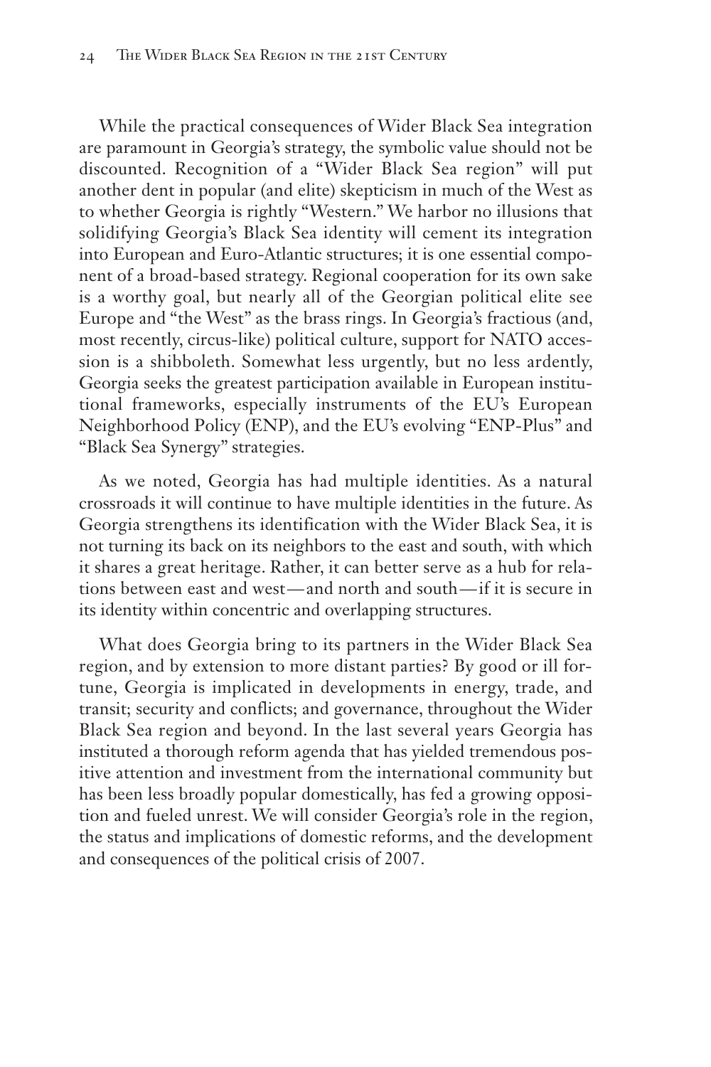While the practical consequences of Wider Black Sea integration are paramount in Georgia's strategy, the symbolic value should not be discounted. Recognition of a "Wider Black Sea region" will put another dent in popular (and elite) skepticism in much of the West as to whether Georgia is rightly "Western." We harbor no illusions that solidifying Georgia's Black Sea identity will cement its integration into European and Euro-Atlantic structures; it is one essential component of a broad-based strategy. Regional cooperation for its own sake is a worthy goal, but nearly all of the Georgian political elite see Europe and "the West" as the brass rings. In Georgia's fractious (and, most recently, circus-like) political culture, support for NATO accession is a shibboleth. Somewhat less urgently, but no less ardently, Georgia seeks the greatest participation available in European institutional frameworks, especially instruments of the EU's European Neighborhood Policy (ENP), and the EU's evolving "ENP-Plus" and "Black Sea Synergy" strategies.

As we noted, Georgia has had multiple identities. As a natural crossroads it will continue to have multiple identities in the future. As Georgia strengthens its identification with the Wider Black Sea, it is not turning its back on its neighbors to the east and south, with which it shares a great heritage. Rather, it can better serve as a hub for relations between east and west—and north and south—if it is secure in its identity within concentric and overlapping structures.

What does Georgia bring to its partners in the Wider Black Sea region, and by extension to more distant parties? By good or ill fortune, Georgia is implicated in developments in energy, trade, and transit; security and conflicts; and governance, throughout the Wider Black Sea region and beyond. In the last several years Georgia has instituted a thorough reform agenda that has yielded tremendous positive attention and investment from the international community but has been less broadly popular domestically, has fed a growing opposition and fueled unrest. We will consider Georgia's role in the region, the status and implications of domestic reforms, and the development and consequences of the political crisis of 2007.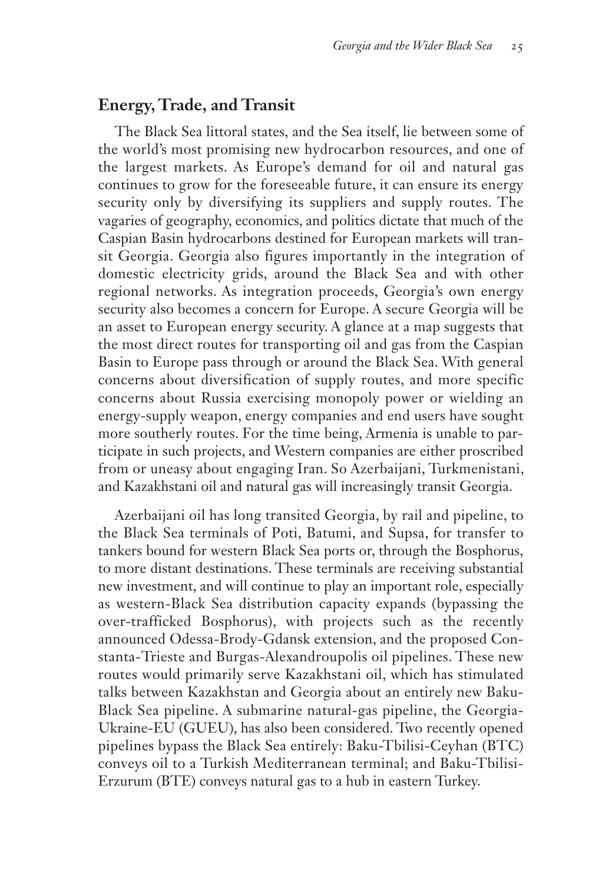## Energy, Trade, and Transit

The Black Sea littoral states, and the Sea itself, lie between some of the world's most promising new hydrocarbon resources, and one of the largest markets. As Europe's demand for oil and natural gas continues to grow for the foreseeable future, it can ensure its energy security only by diversifying its suppliers and supply routes. The vagaries of geography, economics, and politics dictate that much of the Caspian Basin hydrocarbons destined for European markets will transit Georgia. Georgia also figures importantly in the integration of domestic electricity grids, around the Black Sea and with other regional networks. As integration proceeds, Georgia's own energy security also becomes a concern for Europe. A secure Georgia will be an asset to European energy security. A glance at a map suggests that the most direct routes for transporting oil and gas from the Caspian Basin to Europe pass through or around the Black Sea. With general concerns about diversification of supply routes, and more specific concerns about Russia exercising monopoly power or wielding an energy-supply weapon, energy companies and end users have sought more southerly routes. For the time being, Armenia is unable to participate in such projects, and Western companies are either proscribed from or uneasy about engaging Iran. So Azerbaijani, Turkmenistani, and Kazakhstani oil and natural gas will increasingly transit Georgia.

Azerbaijani oil has long transited Georgia, by rail and pipeline, to the Black Sea terminals of Poti, Batumi, and Supsa, for transfer to tankers bound for western Black Sea ports or, through the Bosphorus, to more distant destinations. These terminals are receiving substantial new investment, and will continue to play an important role, especially as western-Black Sea distribution capacity expands (bypassing the over-trafficked Bosphorus), with projects such as the recently announced Odessa-Brody-Gdansk extension, and the proposed Constanta-Trieste and Burgas-Alexandroupolis oil pipelines. These new routes would primarily serve Kazakhstani oil, which has stimulated talks between Kazakhstan and Georgia about an entirely new Baku-Black Sea pipeline. A submarine natural-gas pipeline, the Georgia-Ukraine-EU (GUEU), has also been considered. Two recently opened pipelines bypass the Black Sea entirely: Baku-Tbilisi-Ceyhan (BTC) conveys oil to a Turkish Mediterranean terminal; and Baku-Tbilisi-Erzurum (BTE) conveys natural gas to a hub in eastern Turkey.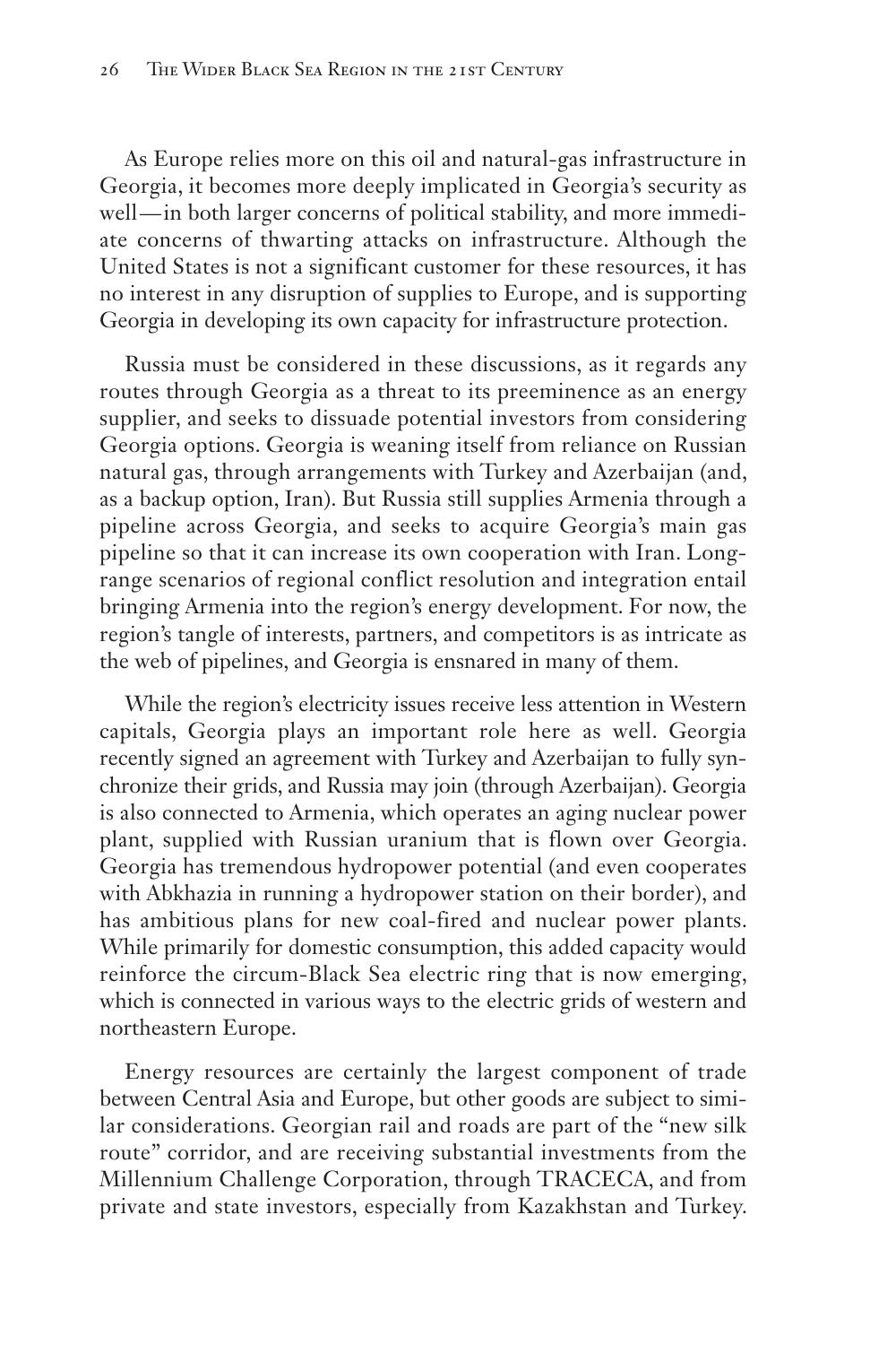As Europe relies more on this oil and natural-gas infrastructure in Georgia, it becomes more deeply implicated in Georgia's security as well—in both larger concerns of political stability, and more immediate concerns of thwarting attacks on infrastructure. Although the United States is not a significant customer for these resources, it has no interest in any disruption of supplies to Europe, and is supporting Georgia in developing its own capacity for infrastructure protection.

Russia must be considered in these discussions, as it regards any routes through Georgia as a threat to its preeminence as an energy supplier, and seeks to dissuade potential investors from considering Georgia options. Georgia is weaning itself from reliance on Russian natural gas, through arrangements with Turkey and Azerbaijan (and, as a backup option, Iran). But Russia still supplies Armenia through a pipeline across Georgia, and seeks to acquire Georgia's main gas pipeline so that it can increase its own cooperation with Iran. Long-range scenarios of regional conflict resolution and integration entail bringing Armenia into the region's energy development. For now, the region's tangle of interests, partners, and competitors is as intricate as the web of pipelines, and Georgia is ensnared in many of them.

While the region's electricity issues receive less attention in Western capitals, Georgia plays an important role here as well. Georgia recently signed an agreement with Turkey and Azerbaijan to fully synchronize their grids, and Russia may join (through Azerbaijan). Georgia is also connected to Armenia, which operates an aging nuclear power plant, supplied with Russian uranium that is flown over Georgia. Georgia has tremendous hydropower potential (and even cooperates with Abkhazia in running a hydropower station on their border), and has ambitious plans for new coal-fired and nuclear power plants. While primarily for domestic consumption, this added capacity would reinforce the circum-Black Sea electric ring that is now emerging, which is connected in various ways to the electric grids of western and northeastern Europe.

Energy resources are certainly the largest component of trade between Central Asia and Europe, but other goods are subject to similar considerations. Georgian rail and roads are part of the "new silk route" corridor, and are receiving substantial investments from the Millennium Challenge Corporation, through TRACECA, and from private and state investors, especially from Kazakhstan and Turkey.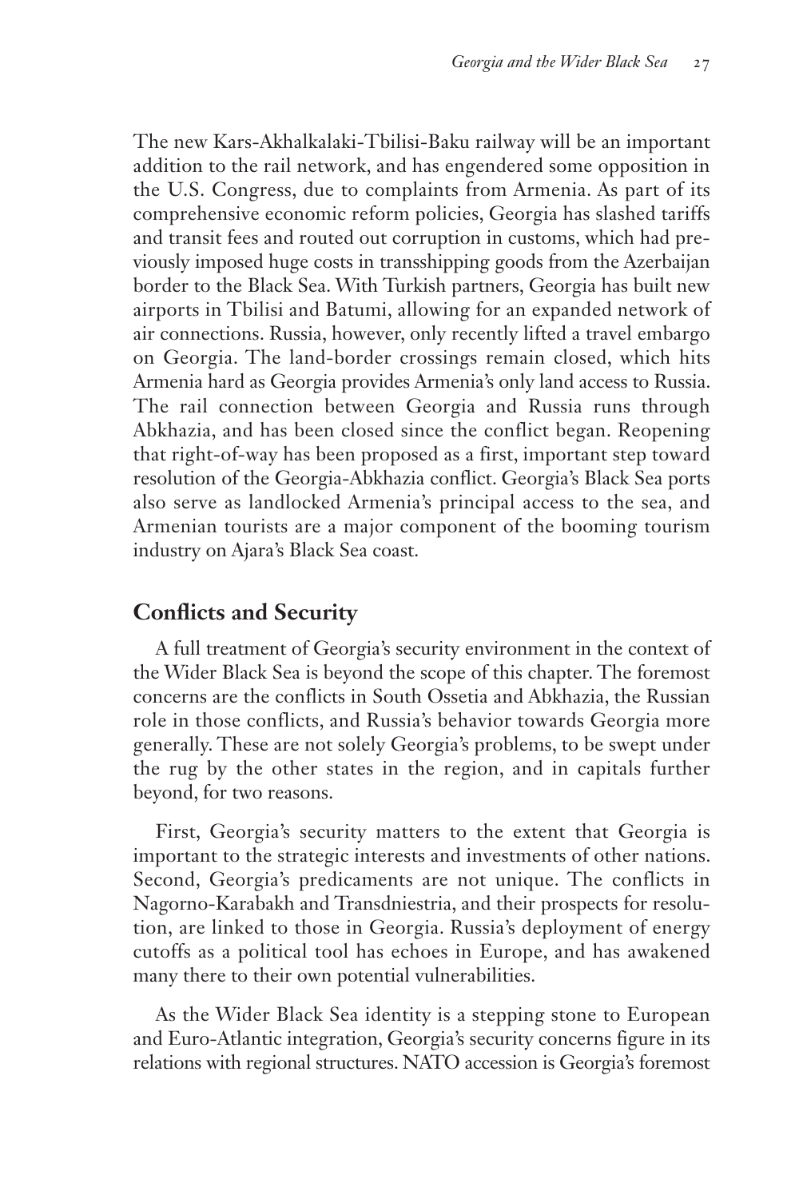The new Kars-Akhalkalaki-Tbilisi-Baku railway will be an important addition to the rail network, and has engendered some opposition in the U.S. Congress, due to complaints from Armenia. As part of its comprehensive economic reform policies, Georgia has slashed tariffs and transit fees and routed out corruption in customs, which had previously imposed huge costs in transshipping goods from the Azerbaijan border to the Black Sea. With Turkish partners, Georgia has built new airports in Tbilisi and Batumi, allowing for an expanded network of air connections. Russia, however, only recently lifted a travel embargo on Georgia. The land-border crossings remain closed, which hits Armenia hard as Georgia provides Armenia's only land access to Russia. The rail connection between Georgia and Russia runs through Abkhazia, and has been closed since the conflict began. Reopening that right-of-way has been proposed as a first, important step toward resolution of the Georgia-Abkhazia conflict. Georgia's Black Sea ports also serve as landlocked Armenia's principal access to the sea, and Armenian tourists are a major component of the booming tourism industry on Ajara's Black Sea coast.

## Conflicts and Security

A full treatment of Georgia's security environment in the context of the Wider Black Sea is beyond the scope of this chapter. The foremost concerns are the conflicts in South Ossetia and Abkhazia, the Russian role in those conflicts, and Russia's behavior towards Georgia more generally. These are not solely Georgia's problems, to be swept under the rug by the other states in the region, and in capitals further beyond, for two reasons.

First, Georgia's security matters to the extent that Georgia is important to the strategic interests and investments of other nations. Second, Georgia's predicaments are not unique. The conflicts in Nagorno-Karabakh and Transdniestria, and their prospects for resolution, are linked to those in Georgia. Russia's deployment of energy cutoffs as a political tool has echoes in Europe, and has awakened many there to their own potential vulnerabilities.

As the Wider Black Sea identity is a stepping stone to European and Euro-Atlantic integration, Georgia's security concerns figure in its relations with regional structures. NATO accession is Georgia's foremost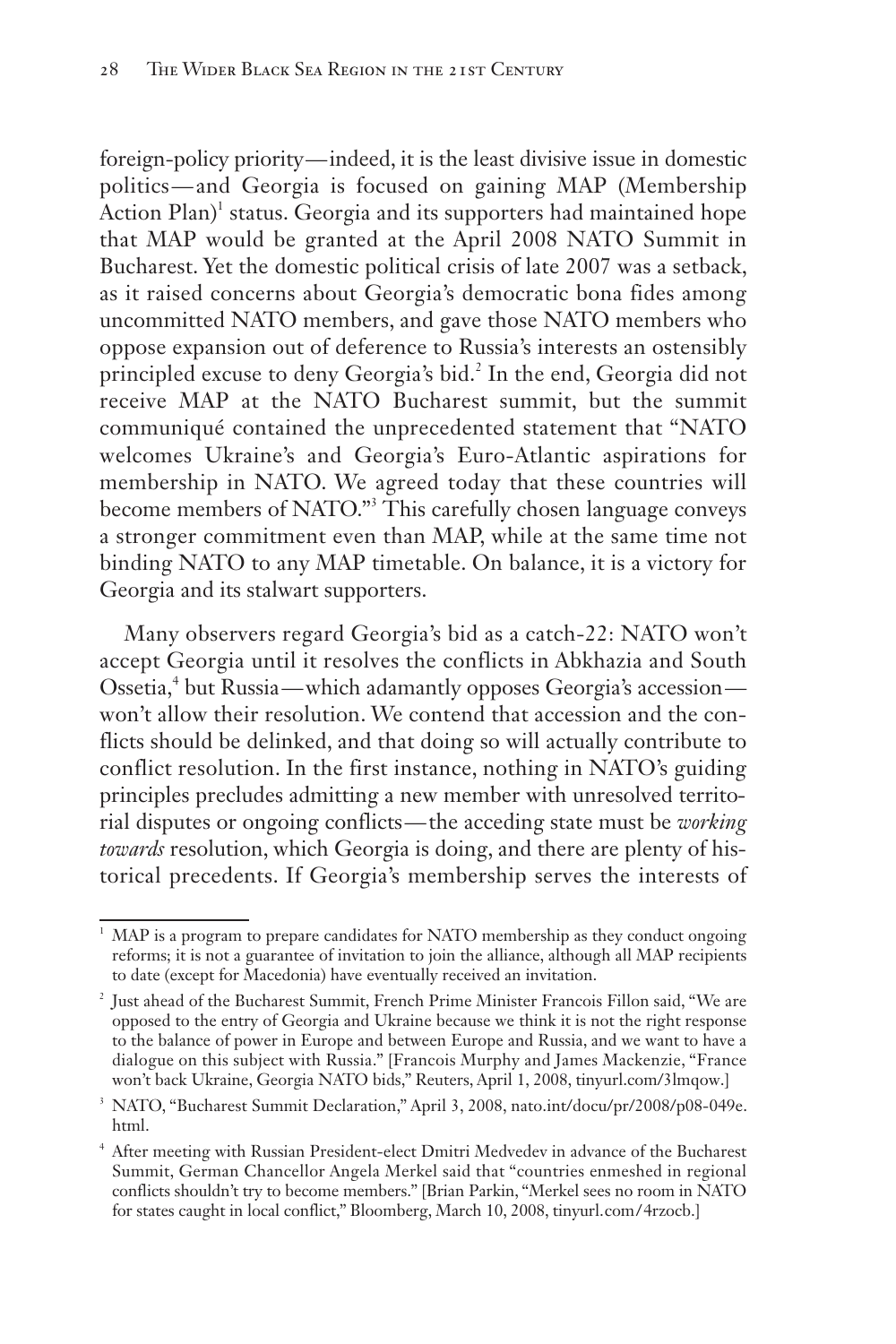foreign-policy priority—indeed, it is the least divisive issue in domestic politics—and Georgia is focused on gaining MAP (Membership Action Plan)[1] status. Georgia and its supporters had maintained hope that MAP would be granted at the April 2008 NATO Summit in Bucharest. Yet the domestic political crisis of late 2007 was a setback, as it raised concerns about Georgia's democratic bona fides among uncommitted NATO members, and gave those NATO members who oppose expansion out of deference to Russia's interests an ostensibly principled excuse to deny Georgia's bid.[2] In the end, Georgia did not receive MAP at the NATO Bucharest summit, but the summit communiqué contained the unprecedented statement that "NATO welcomes Ukraine's and Georgia's Euro-Atlantic aspirations for membership in NATO. We agreed today that these countries will become members of NATO."[3] This carefully chosen language conveys a stronger commitment even than MAP, while at the same time not binding NATO to any MAP timetable. On balance, it is a victory for Georgia and its stalwart supporters.

Many observers regard Georgia's bid as a catch-22: NATO won't accept Georgia until it resolves the conflicts in Abkhazia and South Ossetia,[4] but Russia—which adamantly opposes Georgia's accession—won't allow their resolution. We contend that accession and the conflicts should be delinked, and that doing so will actually contribute to conflict resolution. In the first instance, nothing in NATO's guiding principles precludes admitting a new member with unresolved territorial disputes or ongoing conflicts—the acceding state must be *working towards* resolution, which Georgia is doing, and there are plenty of historical precedents. If Georgia's membership serves the interests of

---

[1] MAP is a program to prepare candidates for NATO membership as they conduct ongoing reforms; it is not a guarantee of invitation to join the alliance, although all MAP recipients to date (except for Macedonia) have eventually received an invitation.

[2] Just ahead of the Bucharest Summit, French Prime Minister Francois Fillon said, "We are opposed to the entry of Georgia and Ukraine because we think it is not the right response to the balance of power in Europe and between Europe and Russia, and we want to have a dialogue on this subject with Russia." [Francois Murphy and James Mackenzie, "France won't back Ukraine, Georgia NATO bids," Reuters, April 1, 2008, tinyurl.com/3lmqow.]

[3] NATO, "Bucharest Summit Declaration," April 3, 2008, nato.int/docu/pr/2008/p08-049e.html.

[4] After meeting with Russian President-elect Dmitri Medvedev in advance of the Bucharest Summit, German Chancellor Angela Merkel said that "countries enmeshed in regional conflicts shouldn't try to become members." [Brian Parkin, "Merkel sees no room in NATO for states caught in local conflict," Bloomberg, March 10, 2008, tinyurl.com/4rzocb.]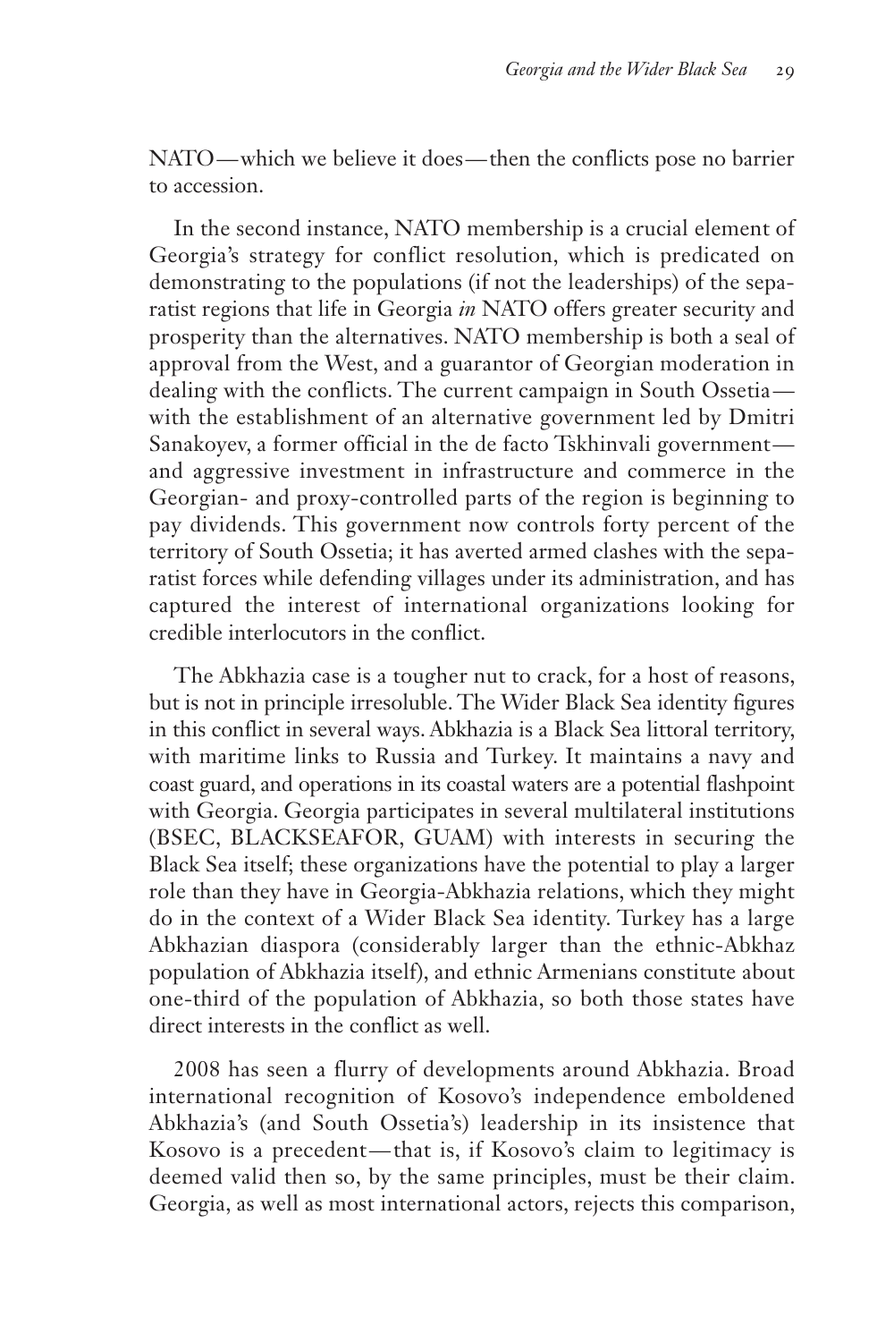NATO—which we believe it does—then the conflicts pose no barrier to accession.

In the second instance, NATO membership is a crucial element of Georgia's strategy for conflict resolution, which is predicated on demonstrating to the populations (if not the leaderships) of the separatist regions that life in Georgia *in* NATO offers greater security and prosperity than the alternatives. NATO membership is both a seal of approval from the West, and a guarantor of Georgian moderation in dealing with the conflicts. The current campaign in South Ossetia—with the establishment of an alternative government led by Dmitri Sanakoyev, a former official in the de facto Tskhinvali government—and aggressive investment in infrastructure and commerce in the Georgian- and proxy-controlled parts of the region is beginning to pay dividends. This government now controls forty percent of the territory of South Ossetia; it has averted armed clashes with the separatist forces while defending villages under its administration, and has captured the interest of international organizations looking for credible interlocutors in the conflict.

The Abkhazia case is a tougher nut to crack, for a host of reasons, but is not in principle irresoluble. The Wider Black Sea identity figures in this conflict in several ways. Abkhazia is a Black Sea littoral territory, with maritime links to Russia and Turkey. It maintains a navy and coast guard, and operations in its coastal waters are a potential flashpoint with Georgia. Georgia participates in several multilateral institutions (BSEC, BLACKSEAFOR, GUAM) with interests in securing the Black Sea itself; these organizations have the potential to play a larger role than they have in Georgia-Abkhazia relations, which they might do in the context of a Wider Black Sea identity. Turkey has a large Abkhazian diaspora (considerably larger than the ethnic-Abkhaz population of Abkhazia itself), and ethnic Armenians constitute about one-third of the population of Abkhazia, so both those states have direct interests in the conflict as well.

2008 has seen a flurry of developments around Abkhazia. Broad international recognition of Kosovo's independence emboldened Abkhazia's (and South Ossetia's) leadership in its insistence that Kosovo is a precedent—that is, if Kosovo's claim to legitimacy is deemed valid then so, by the same principles, must be their claim. Georgia, as well as most international actors, rejects this comparison,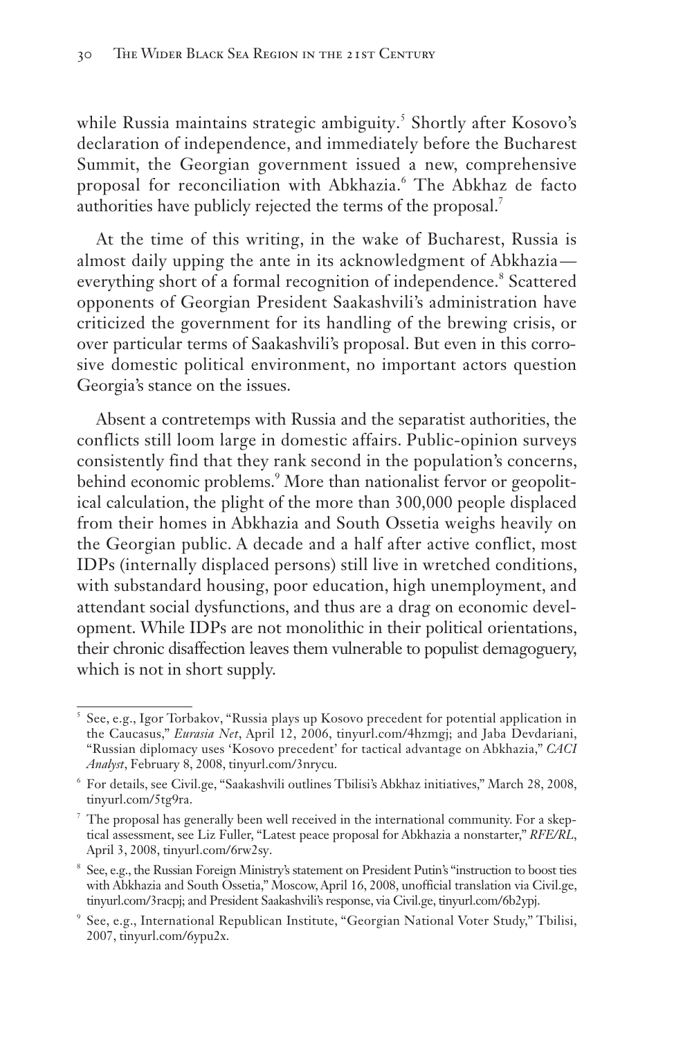while Russia maintains strategic ambiguity.[5] Shortly after Kosovo's declaration of independence, and immediately before the Bucharest Summit, the Georgian government issued a new, comprehensive proposal for reconciliation with Abkhazia.[6] The Abkhaz de facto authorities have publicly rejected the terms of the proposal.[7]

At the time of this writing, in the wake of Bucharest, Russia is almost daily upping the ante in its acknowledgment of Abkhazia—everything short of a formal recognition of independence.[8] Scattered opponents of Georgian President Saakashvili's administration have criticized the government for its handling of the brewing crisis, or over particular terms of Saakashvili's proposal. But even in this corrosive domestic political environment, no important actors question Georgia's stance on the issues.

Absent a contretemps with Russia and the separatist authorities, the conflicts still loom large in domestic affairs. Public-opinion surveys consistently find that they rank second in the population's concerns, behind economic problems.[9] More than nationalist fervor or geopolitical calculation, the plight of the more than 300,000 people displaced from their homes in Abkhazia and South Ossetia weighs heavily on the Georgian public. A decade and a half after active conflict, most IDPs (internally displaced persons) still live in wretched conditions, with substandard housing, poor education, high unemployment, and attendant social dysfunctions, and thus are a drag on economic development. While IDPs are not monolithic in their political orientations, their chronic disaffection leaves them vulnerable to populist demagoguery, which is not in short supply.

---

[5] See, e.g., Igor Torbakov, "Russia plays up Kosovo precedent for potential application in the Caucasus," *Eurasia Net*, April 12, 2006, tinyurl.com/4hzmgj; and Jaba Devdariani, "Russian diplomacy uses 'Kosovo precedent' for tactical advantage on Abkhazia," *CACI Analyst*, February 8, 2008, tinyurl.com/3nrycu.

[6] For details, see Civil.ge, "Saakashvili outlines Tbilisi's Abkhaz initiatives," March 28, 2008, tinyurl.com/5tg9ra.

[7] The proposal has generally been well received in the international community. For a skeptical assessment, see Liz Fuller, "Latest peace proposal for Abkhazia a nonstarter," *RFE/RL*, April 3, 2008, tinyurl.com/6rw2sy.

[8] See, e.g., the Russian Foreign Ministry's statement on President Putin's "instruction to boost ties with Abkhazia and South Ossetia," Moscow, April 16, 2008, unofficial translation via Civil.ge, tinyurl.com/3racpj; and President Saakashvili's response, via Civil.ge, tinyurl.com/6b2ypj.

[9] See, e.g., International Republican Institute, "Georgian National Voter Study," Tbilisi, 2007, tinyurl.com/6ypu2x.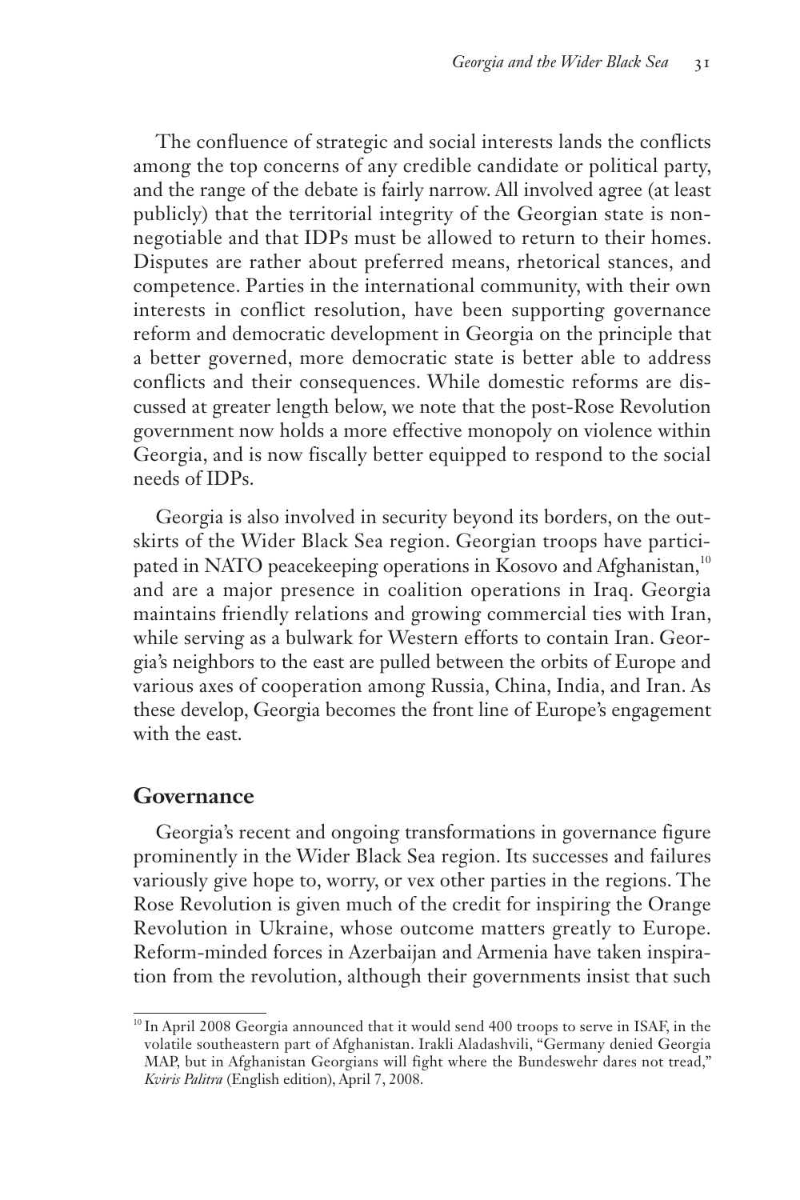The confluence of strategic and social interests lands the conflicts among the top concerns of any credible candidate or political party, and the range of the debate is fairly narrow. All involved agree (at least publicly) that the territorial integrity of the Georgian state is non-negotiable and that IDPs must be allowed to return to their homes. Disputes are rather about preferred means, rhetorical stances, and competence. Parties in the international community, with their own interests in conflict resolution, have been supporting governance reform and democratic development in Georgia on the principle that a better governed, more democratic state is better able to address conflicts and their consequences. While domestic reforms are discussed at greater length below, we note that the post-Rose Revolution government now holds a more effective monopoly on violence within Georgia, and is now fiscally better equipped to respond to the social needs of IDPs.

Georgia is also involved in security beyond its borders, on the outskirts of the Wider Black Sea region. Georgian troops have participated in NATO peacekeeping operations in Kosovo and Afghanistan,[10] and are a major presence in coalition operations in Iraq. Georgia maintains friendly relations and growing commercial ties with Iran, while serving as a bulwark for Western efforts to contain Iran. Georgia's neighbors to the east are pulled between the orbits of Europe and various axes of cooperation among Russia, China, India, and Iran. As these develop, Georgia becomes the front line of Europe's engagement with the east.

## Governance

Georgia's recent and ongoing transformations in governance figure prominently in the Wider Black Sea region. Its successes and failures variously give hope to, worry, or vex other parties in the regions. The Rose Revolution is given much of the credit for inspiring the Orange Revolution in Ukraine, whose outcome matters greatly to Europe. Reform-minded forces in Azerbaijan and Armenia have taken inspiration from the revolution, although their governments insist that such

[10] In April 2008 Georgia announced that it would send 400 troops to serve in ISAF, in the volatile southeastern part of Afghanistan. Irakli Aladashvili, "Germany denied Georgia MAP, but in Afghanistan Georgians will fight where the Bundeswehr dares not tread," *Kviris Palitra* (English edition), April 7, 2008.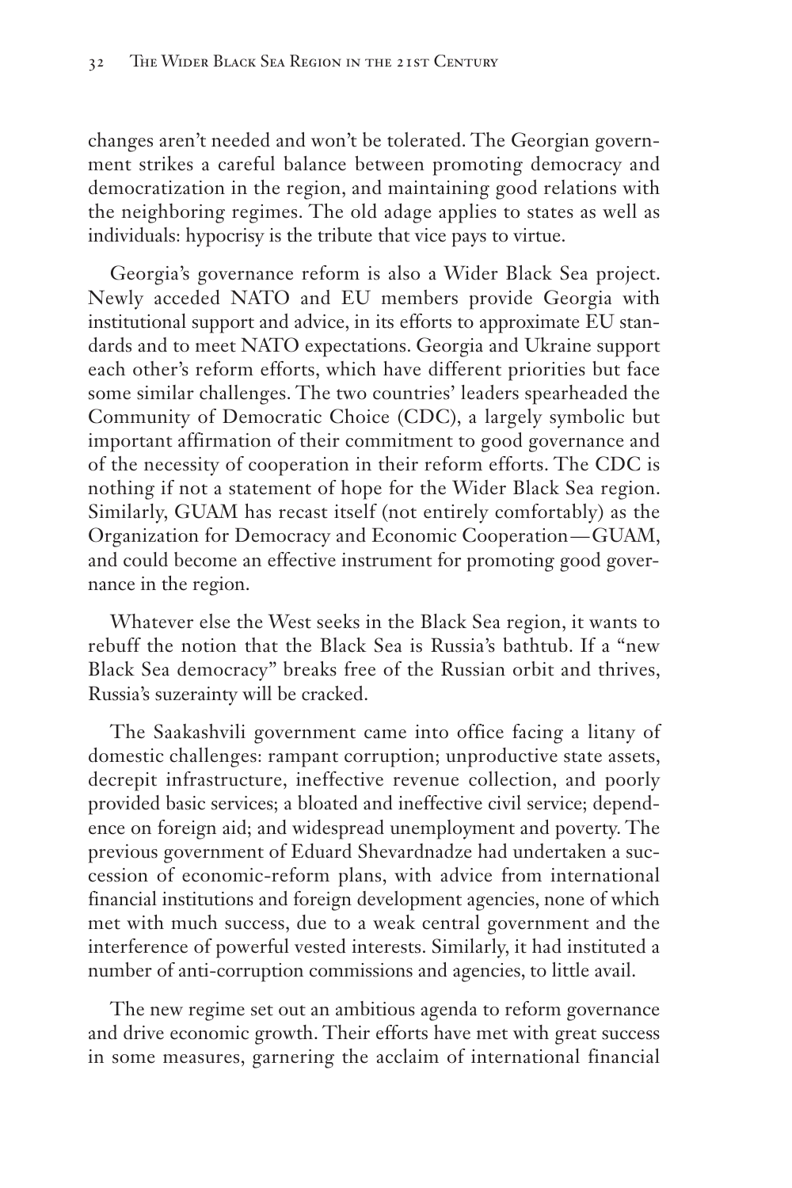changes aren't needed and won't be tolerated. The Georgian government strikes a careful balance between promoting democracy and democratization in the region, and maintaining good relations with the neighboring regimes. The old adage applies to states as well as individuals: hypocrisy is the tribute that vice pays to virtue.

Georgia's governance reform is also a Wider Black Sea project. Newly acceded NATO and EU members provide Georgia with institutional support and advice, in its efforts to approximate EU standards and to meet NATO expectations. Georgia and Ukraine support each other's reform efforts, which have different priorities but face some similar challenges. The two countries' leaders spearheaded the Community of Democratic Choice (CDC), a largely symbolic but important affirmation of their commitment to good governance and of the necessity of cooperation in their reform efforts. The CDC is nothing if not a statement of hope for the Wider Black Sea region. Similarly, GUAM has recast itself (not entirely comfortably) as the Organization for Democracy and Economic Cooperation—GUAM, and could become an effective instrument for promoting good governance in the region.

Whatever else the West seeks in the Black Sea region, it wants to rebuff the notion that the Black Sea is Russia's bathtub. If a "new Black Sea democracy" breaks free of the Russian orbit and thrives, Russia's suzerainty will be cracked.

The Saakashvili government came into office facing a litany of domestic challenges: rampant corruption; unproductive state assets, decrepit infrastructure, ineffective revenue collection, and poorly provided basic services; a bloated and ineffective civil service; dependence on foreign aid; and widespread unemployment and poverty. The previous government of Eduard Shevardnadze had undertaken a succession of economic-reform plans, with advice from international financial institutions and foreign development agencies, none of which met with much success, due to a weak central government and the interference of powerful vested interests. Similarly, it had instituted a number of anti-corruption commissions and agencies, to little avail.

The new regime set out an ambitious agenda to reform governance and drive economic growth. Their efforts have met with great success in some measures, garnering the acclaim of international financial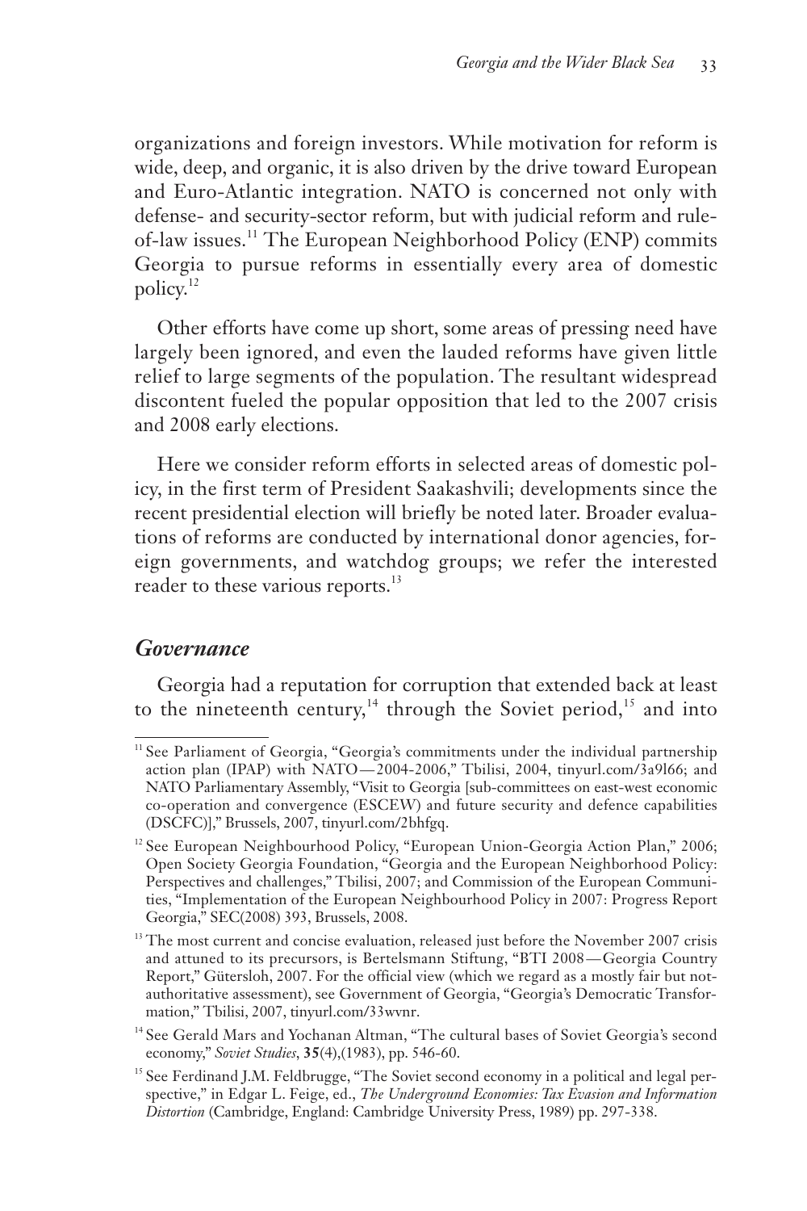organizations and foreign investors. While motivation for reform is wide, deep, and organic, it is also driven by the drive toward European and Euro-Atlantic integration. NATO is concerned not only with defense- and security-sector reform, but with judicial reform and rule-of-law issues.[11] The European Neighborhood Policy (ENP) commits Georgia to pursue reforms in essentially every area of domestic policy.[12]

Other efforts have come up short, some areas of pressing need have largely been ignored, and even the lauded reforms have given little relief to large segments of the population. The resultant widespread discontent fueled the popular opposition that led to the 2007 crisis and 2008 early elections.

Here we consider reform efforts in selected areas of domestic policy, in the first term of President Saakashvili; developments since the recent presidential election will briefly be noted later. Broader evaluations of reforms are conducted by international donor agencies, foreign governments, and watchdog groups; we refer the interested reader to these various reports.[13]

## *Governance*

Georgia had a reputation for corruption that extended back at least to the nineteenth century,[14] through the Soviet period,[15] and into

---

[11] See Parliament of Georgia, "Georgia's commitments under the individual partnership action plan (IPAP) with NATO—2004-2006," Tbilisi, 2004, tinyurl.com/3a9l66; and NATO Parliamentary Assembly, "Visit to Georgia [sub-committees on east-west economic co-operation and convergence (ESCEW) and future security and defence capabilities (DSCFC)]," Brussels, 2007, tinyurl.com/2bhfgq.

[12] See European Neighbourhood Policy, "European Union-Georgia Action Plan," 2006; Open Society Georgia Foundation, "Georgia and the European Neighborhood Policy: Perspectives and challenges," Tbilisi, 2007; and Commission of the European Communities, "Implementation of the European Neighbourhood Policy in 2007: Progress Report Georgia," SEC(2008) 393, Brussels, 2008.

[13] The most current and concise evaluation, released just before the November 2007 crisis and attuned to its precursors, is Bertelsmann Stiftung, "BTI 2008—Georgia Country Report," Gütersloh, 2007. For the official view (which we regard as a mostly fair but not-authoritative assessment), see Government of Georgia, "Georgia's Democratic Transformation," Tbilisi, 2007, tinyurl.com/33wvnr.

[14] See Gerald Mars and Yochanan Altman, "The cultural bases of Soviet Georgia's second economy," *Soviet Studies*, **35**(4),(1983), pp. 546-60.

[15] See Ferdinand J.M. Feldbrugge, "The Soviet second economy in a political and legal perspective," in Edgar L. Feige, ed., *The Underground Economies: Tax Evasion and Information Distortion* (Cambridge, England: Cambridge University Press, 1989) pp. 297-338.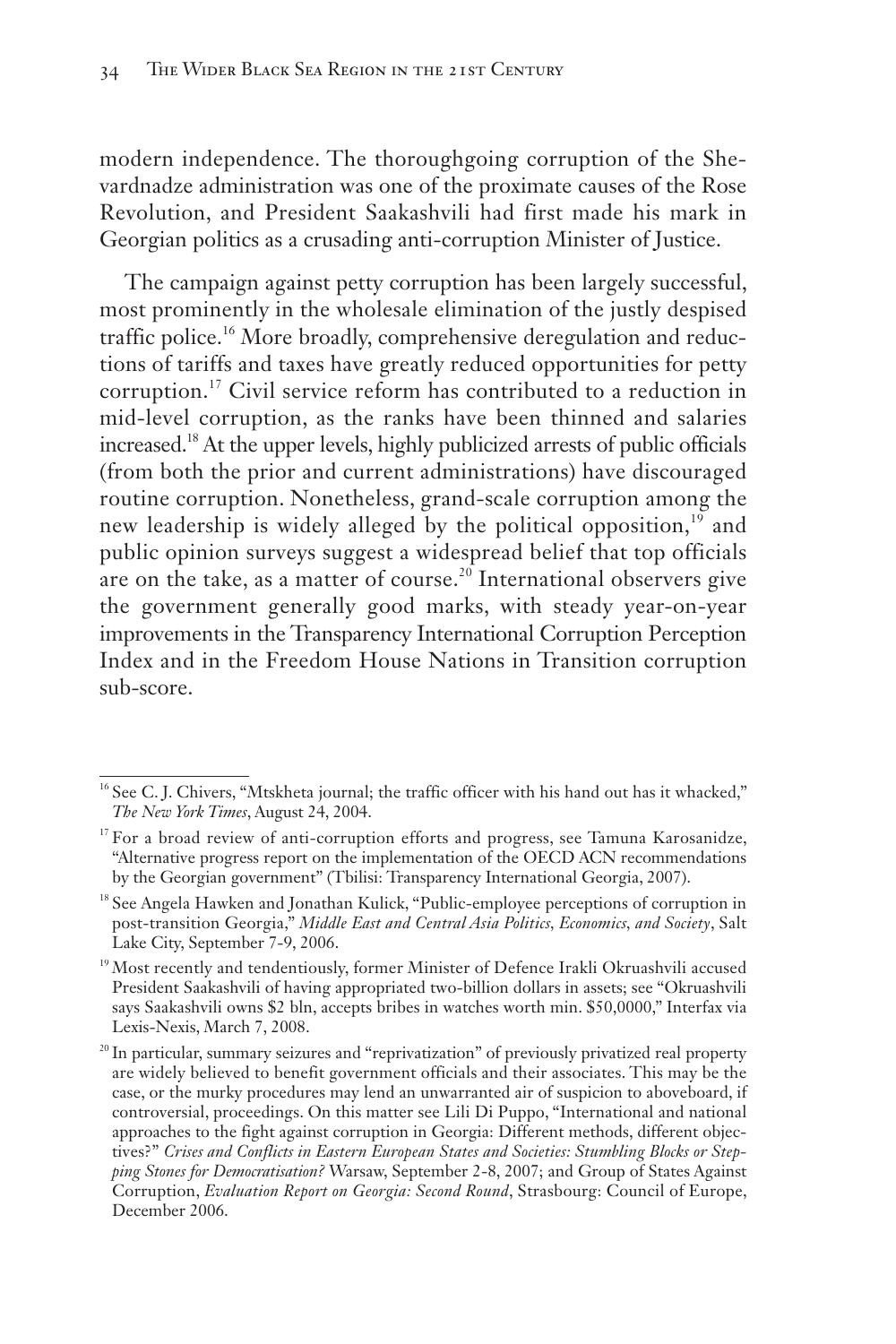modern independence. The thoroughgoing corruption of the Shevardnadze administration was one of the proximate causes of the Rose Revolution, and President Saakashvili had first made his mark in Georgian politics as a crusading anti-corruption Minister of Justice.

The campaign against petty corruption has been largely successful, most prominently in the wholesale elimination of the justly despised traffic police.[16] More broadly, comprehensive deregulation and reductions of tariffs and taxes have greatly reduced opportunities for petty corruption.[17] Civil service reform has contributed to a reduction in mid-level corruption, as the ranks have been thinned and salaries increased.[18] At the upper levels, highly publicized arrests of public officials (from both the prior and current administrations) have discouraged routine corruption. Nonetheless, grand-scale corruption among the new leadership is widely alleged by the political opposition,[19] and public opinion surveys suggest a widespread belief that top officials are on the take, as a matter of course.[20] International observers give the government generally good marks, with steady year-on-year improvements in the Transparency International Corruption Perception Index and in the Freedom House Nations in Transition corruption sub-score.

---

[16] See C. J. Chivers, "Mtskheta journal; the traffic officer with his hand out has it whacked," *The New York Times*, August 24, 2004.

[17] For a broad review of anti-corruption efforts and progress, see Tamuna Karosanidze, "Alternative progress report on the implementation of the OECD ACN recommendations by the Georgian government" (Tbilisi: Transparency International Georgia, 2007).

[18] See Angela Hawken and Jonathan Kulick, "Public-employee perceptions of corruption in post-transition Georgia," *Middle East and Central Asia Politics, Economics, and Society*, Salt Lake City, September 7-9, 2006.

[19] Most recently and tendentiously, former Minister of Defence Irakli Okruashvili accused President Saakashvili of having appropriated two-billion dollars in assets; see "Okruashvili says Saakashvili owns $2 bln, accepts bribes in watches worth min. $50,0000," Interfax via Lexis-Nexis, March 7, 2008.

[20] In particular, summary seizures and "reprivatization" of previously privatized real property are widely believed to benefit government officials and their associates. This may be the case, or the murky procedures may lend an unwarranted air of suspicion to aboveboard, if controversial, proceedings. On this matter see Lili Di Puppo, "International and national approaches to the fight against corruption in Georgia: Different methods, different objectives?" *Crises and Conflicts in Eastern European States and Societies: Stumbling Blocks or Stepping Stones for Democratisation?* Warsaw, September 2-8, 2007; and Group of States Against Corruption, *Evaluation Report on Georgia: Second Round*, Strasbourg: Council of Europe, December 2006.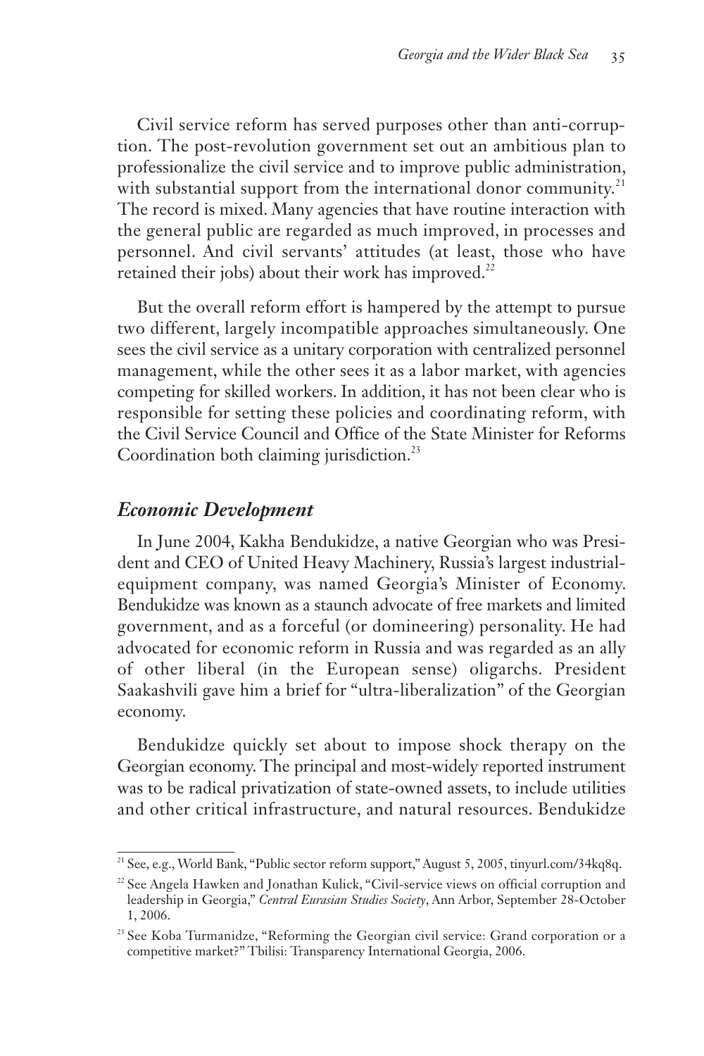Civil service reform has served purposes other than anti-corruption. The post-revolution government set out an ambitious plan to professionalize the civil service and to improve public administration, with substantial support from the international donor community.[21] The record is mixed. Many agencies that have routine interaction with the general public are regarded as much improved, in processes and personnel. And civil servants' attitudes (at least, those who have retained their jobs) about their work has improved.[22]

But the overall reform effort is hampered by the attempt to pursue two different, largely incompatible approaches simultaneously. One sees the civil service as a unitary corporation with centralized personnel management, while the other sees it as a labor market, with agencies competing for skilled workers. In addition, it has not been clear who is responsible for setting these policies and coordinating reform, with the Civil Service Council and Office of the State Minister for Reforms Coordination both claiming jurisdiction.[23]

### *Economic Development*

In June 2004, Kakha Bendukidze, a native Georgian who was President and CEO of United Heavy Machinery, Russia's largest industrial-equipment company, was named Georgia's Minister of Economy. Bendukidze was known as a staunch advocate of free markets and limited government, and as a forceful (or domineering) personality. He had advocated for economic reform in Russia and was regarded as an ally of other liberal (in the European sense) oligarchs. President Saakashvili gave him a brief for "ultra-liberalization" of the Georgian economy.

Bendukidze quickly set about to impose shock therapy on the Georgian economy. The principal and most-widely reported instrument was to be radical privatization of state-owned assets, to include utilities and other critical infrastructure, and natural resources. Bendukidze

---

[21] See, e.g., World Bank, "Public sector reform support," August 5, 2005, tinyurl.com/34kq8q.

[22] See Angela Hawken and Jonathan Kulick, "Civil-service views on official corruption and leadership in Georgia," *Central Eurasian Studies Society*, Ann Arbor, September 28-October 1, 2006.

[23] See Koba Turmanidze, "Reforming the Georgian civil service: Grand corporation or a competitive market?" Tbilisi: Transparency International Georgia, 2006.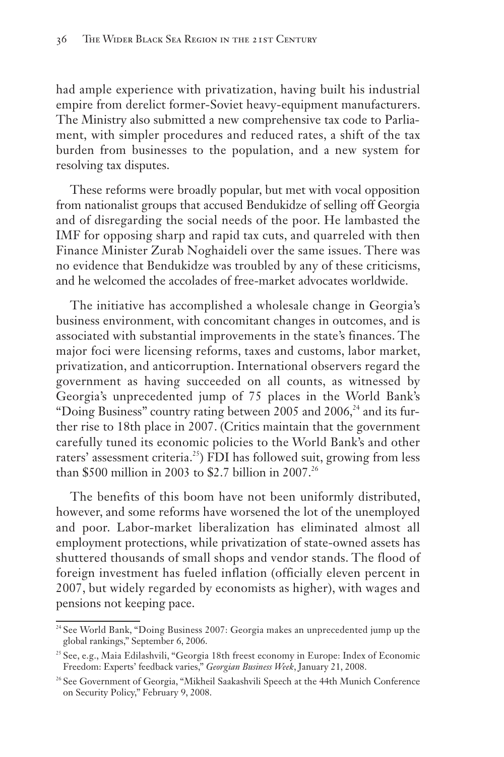had ample experience with privatization, having built his industrial empire from derelict former-Soviet heavy-equipment manufacturers. The Ministry also submitted a new comprehensive tax code to Parliament, with simpler procedures and reduced rates, a shift of the tax burden from businesses to the population, and a new system for resolving tax disputes.

These reforms were broadly popular, but met with vocal opposition from nationalist groups that accused Bendukidze of selling off Georgia and of disregarding the social needs of the poor. He lambasted the IMF for opposing sharp and rapid tax cuts, and quarreled with then Finance Minister Zurab Noghaideli over the same issues. There was no evidence that Bendukidze was troubled by any of these criticisms, and he welcomed the accolades of free-market advocates worldwide.

The initiative has accomplished a wholesale change in Georgia's business environment, with concomitant changes in outcomes, and is associated with substantial improvements in the state's finances. The major foci were licensing reforms, taxes and customs, labor market, privatization, and anticorruption. International observers regard the government as having succeeded on all counts, as witnessed by Georgia's unprecedented jump of 75 places in the World Bank's "Doing Business" country rating between 2005 and 2006,[24] and its further rise to 18th place in 2007. (Critics maintain that the government carefully tuned its economic policies to the World Bank's and other raters' assessment criteria.[25]) FDI has followed suit, growing from less than \$500 million in 2003 to \$2.7 billion in 2007.[26]

The benefits of this boom have not been uniformly distributed, however, and some reforms have worsened the lot of the unemployed and poor. Labor-market liberalization has eliminated almost all employment protections, while privatization of state-owned assets has shuttered thousands of small shops and vendor stands. The flood of foreign investment has fueled inflation (officially eleven percent in 2007, but widely regarded by economists as higher), with wages and pensions not keeping pace.

---

[24] See World Bank, "Doing Business 2007: Georgia makes an unprecedented jump up the global rankings," September 6, 2006.

[25] See, e.g., Maia Edilashvili, "Georgia 18th freest economy in Europe: Index of Economic Freedom: Experts' feedback varies," *Georgian Business Week*, January 21, 2008.

[26] See Government of Georgia, "Mikheil Saakashvili Speech at the 44th Munich Conference on Security Policy," February 9, 2008.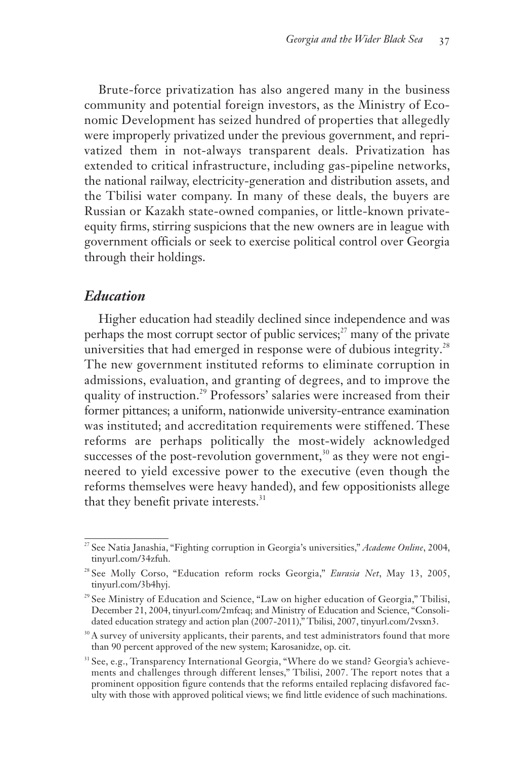Brute-force privatization has also angered many in the business community and potential foreign investors, as the Ministry of Economic Development has seized hundred of properties that allegedly were improperly privatized under the previous government, and reprivatized them in not-always transparent deals. Privatization has extended to critical infrastructure, including gas-pipeline networks, the national railway, electricity-generation and distribution assets, and the Tbilisi water company. In many of these deals, the buyers are Russian or Kazakh state-owned companies, or little-known private-equity firms, stirring suspicions that the new owners are in league with government officials or seek to exercise political control over Georgia through their holdings.

## *Education*

Higher education had steadily declined since independence and was perhaps the most corrupt sector of public services;[27] many of the private universities that had emerged in response were of dubious integrity.[28] The new government instituted reforms to eliminate corruption in admissions, evaluation, and granting of degrees, and to improve the quality of instruction.[29] Professors' salaries were increased from their former pittances; a uniform, nationwide university-entrance examination was instituted; and accreditation requirements were stiffened. These reforms are perhaps politically the most-widely acknowledged successes of the post-revolution government,[30] as they were not engineered to yield excessive power to the executive (even though the reforms themselves were heavy handed), and few oppositionists allege that they benefit private interests.[31]

---

[27] See Natia Janashia, "Fighting corruption in Georgia's universities," *Academe Online*, 2004, tinyurl.com/34zfuh.

[28] See Molly Corso, "Education reform rocks Georgia," *Eurasia Net*, May 13, 2005, tinyurl.com/3b4hyj.

[29] See Ministry of Education and Science, "Law on higher education of Georgia," Tbilisi, December 21, 2004, tinyurl.com/2mfcaq; and Ministry of Education and Science, "Consolidated education strategy and action plan (2007-2011)," Tbilisi, 2007, tinyurl.com/2vsxn3.

[30] A survey of university applicants, their parents, and test administrators found that more than 90 percent approved of the new system; Karosanidze, op. cit.

[31] See, e.g., Transparency International Georgia, "Where do we stand? Georgia's achievements and challenges through different lenses," Tbilisi, 2007. The report notes that a prominent opposition figure contends that the reforms entailed replacing disfavored faculty with those with approved political views; we find little evidence of such machinations.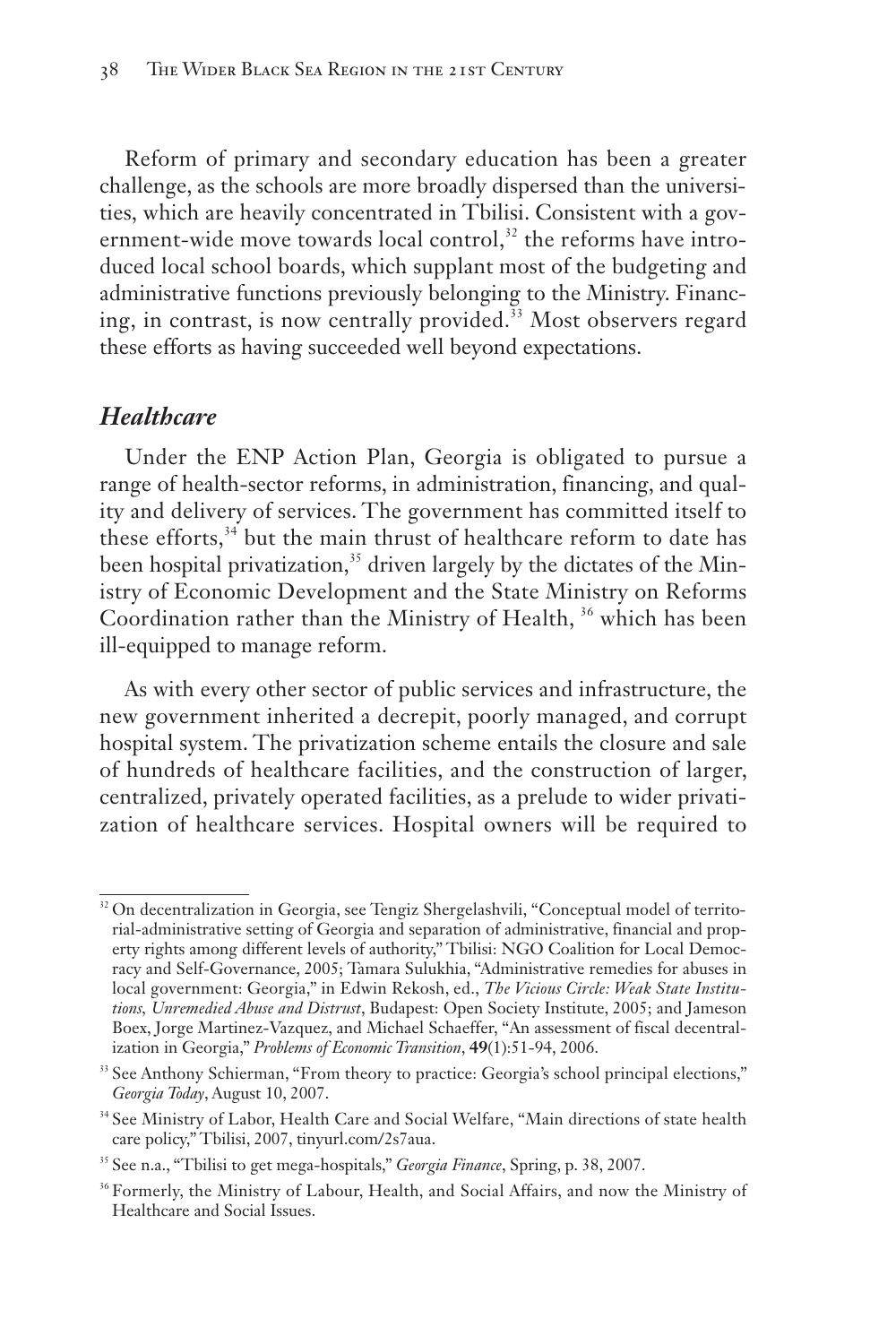Reform of primary and secondary education has been a greater challenge, as the schools are more broadly dispersed than the universities, which are heavily concentrated in Tbilisi. Consistent with a government-wide move towards local control,[32] the reforms have introduced local school boards, which supplant most of the budgeting and administrative functions previously belonging to the Ministry. Financing, in contrast, is now centrally provided.[33] Most observers regard these efforts as having succeeded well beyond expectations.

## *Healthcare*

Under the ENP Action Plan, Georgia is obligated to pursue a range of health-sector reforms, in administration, financing, and quality and delivery of services. The government has committed itself to these efforts,[34] but the main thrust of healthcare reform to date has been hospital privatization,[35] driven largely by the dictates of the Ministry of Economic Development and the State Ministry on Reforms Coordination rather than the Ministry of Health, [36] which has been ill-equipped to manage reform.

As with every other sector of public services and infrastructure, the new government inherited a decrepit, poorly managed, and corrupt hospital system. The privatization scheme entails the closure and sale of hundreds of healthcare facilities, and the construction of larger, centralized, privately operated facilities, as a prelude to wider privatization of healthcare services. Hospital owners will be required to

---

[32] On decentralization in Georgia, see Tengiz Shergelashvili, "Conceptual model of territorial-administrative setting of Georgia and separation of administrative, financial and property rights among different levels of authority," Tbilisi: NGO Coalition for Local Democracy and Self-Governance, 2005; Tamara Sulukhia, "Administrative remedies for abuses in local government: Georgia," in Edwin Rekosh, ed., *The Vicious Circle: Weak State Institutions, Unremedied Abuse and Distrust*, Budapest: Open Society Institute, 2005; and Jameson Boex, Jorge Martinez-Vazquez, and Michael Schaeffer, "An assessment of fiscal decentralization in Georgia," *Problems of Economic Transition*, **49**(1):51-94, 2006.

[33] See Anthony Schierman, "From theory to practice: Georgia's school principal elections," *Georgia Today*, August 10, 2007.

[34] See Ministry of Labor, Health Care and Social Welfare, "Main directions of state health care policy," Tbilisi, 2007, tinyurl.com/2s7aua.

[35] See n.a., "Tbilisi to get mega-hospitals," *Georgia Finance*, Spring, p. 38, 2007.

[36] Formerly, the Ministry of Labour, Health, and Social Affairs, and now the Ministry of Healthcare and Social Issues.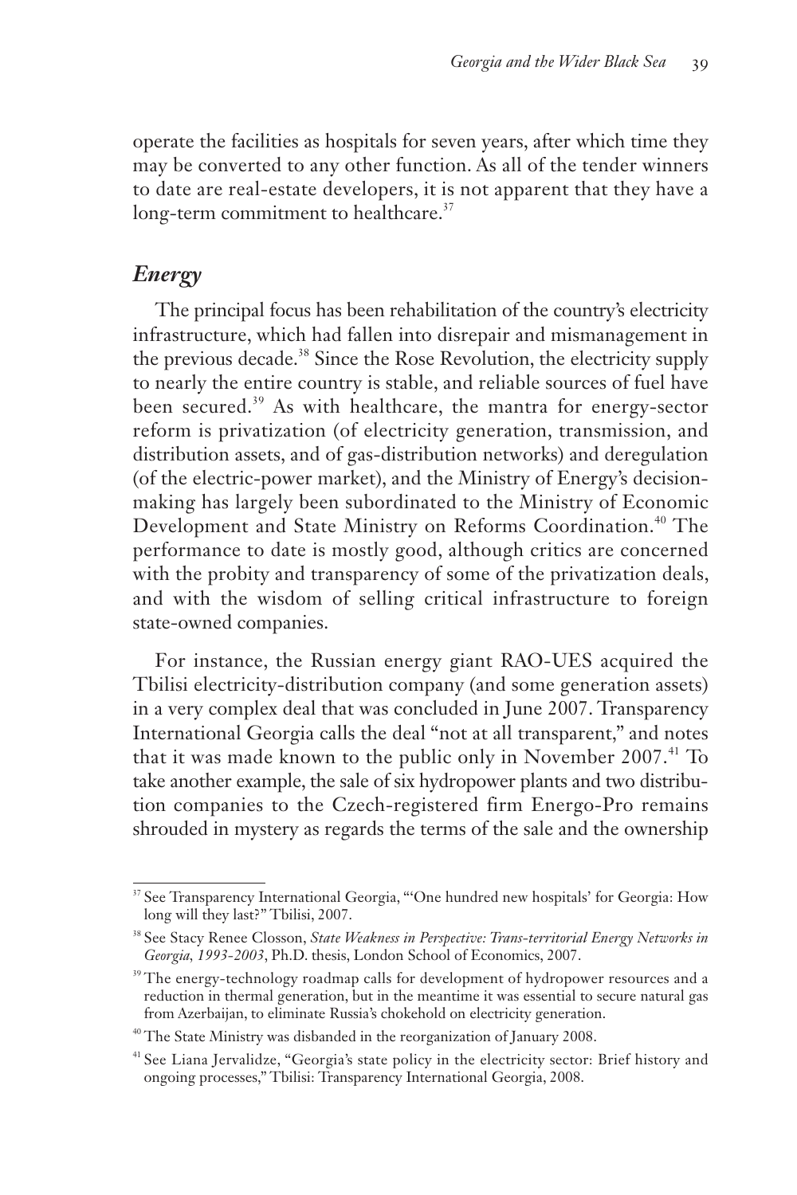operate the facilities as hospitals for seven years, after which time they may be converted to any other function. As all of the tender winners to date are real-estate developers, it is not apparent that they have a long-term commitment to healthcare.[37]

## *Energy*

The principal focus has been rehabilitation of the country's electricity infrastructure, which had fallen into disrepair and mismanagement in the previous decade.[38] Since the Rose Revolution, the electricity supply to nearly the entire country is stable, and reliable sources of fuel have been secured.[39] As with healthcare, the mantra for energy-sector reform is privatization (of electricity generation, transmission, and distribution assets, and of gas-distribution networks) and deregulation (of the electric-power market), and the Ministry of Energy's decision-making has largely been subordinated to the Ministry of Economic Development and State Ministry on Reforms Coordination.[40] The performance to date is mostly good, although critics are concerned with the probity and transparency of some of the privatization deals, and with the wisdom of selling critical infrastructure to foreign state-owned companies.

For instance, the Russian energy giant RAO-UES acquired the Tbilisi electricity-distribution company (and some generation assets) in a very complex deal that was concluded in June 2007. Transparency International Georgia calls the deal "not at all transparent," and notes that it was made known to the public only in November 2007.[41] To take another example, the sale of six hydropower plants and two distribution companies to the Czech-registered firm Energo-Pro remains shrouded in mystery as regards the terms of the sale and the ownership

---

[37] See Transparency International Georgia, "'One hundred new hospitals' for Georgia: How long will they last?" Tbilisi, 2007.

[38] See Stacy Renee Closson, *State Weakness in Perspective: Trans-territorial Energy Networks in Georgia, 1993-2003*, Ph.D. thesis, London School of Economics, 2007.

[39] The energy-technology roadmap calls for development of hydropower resources and a reduction in thermal generation, but in the meantime it was essential to secure natural gas from Azerbaijan, to eliminate Russia's chokehold on electricity generation.

[40] The State Ministry was disbanded in the reorganization of January 2008.

[41] See Liana Jervalidze, "Georgia's state policy in the electricity sector: Brief history and ongoing processes," Tbilisi: Transparency International Georgia, 2008.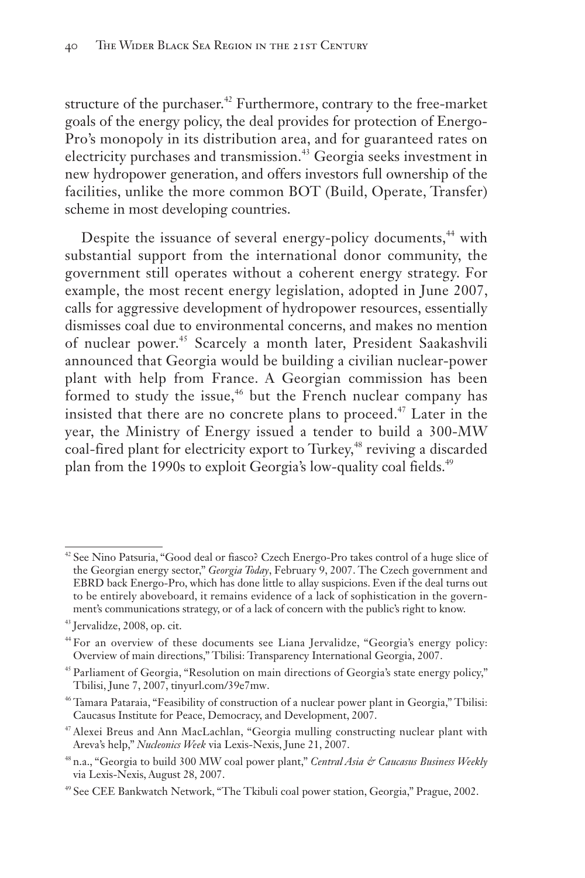structure of the purchaser.[42] Furthermore, contrary to the free-market goals of the energy policy, the deal provides for protection of Energo-Pro's monopoly in its distribution area, and for guaranteed rates on electricity purchases and transmission.[43] Georgia seeks investment in new hydropower generation, and offers investors full ownership of the facilities, unlike the more common BOT (Build, Operate, Transfer) scheme in most developing countries.

Despite the issuance of several energy-policy documents,[44] with substantial support from the international donor community, the government still operates without a coherent energy strategy. For example, the most recent energy legislation, adopted in June 2007, calls for aggressive development of hydropower resources, essentially dismisses coal due to environmental concerns, and makes no mention of nuclear power.[45] Scarcely a month later, President Saakashvili announced that Georgia would be building a civilian nuclear-power plant with help from France. A Georgian commission has been formed to study the issue,[46] but the French nuclear company has insisted that there are no concrete plans to proceed.[47] Later in the year, the Ministry of Energy issued a tender to build a 300-MW coal-fired plant for electricity export to Turkey,[48] reviving a discarded plan from the 1990s to exploit Georgia's low-quality coal fields.[49]

---

[42] See Nino Patsuria, "Good deal or fiasco? Czech Energo-Pro takes control of a huge slice of the Georgian energy sector," *Georgia Today*, February 9, 2007. The Czech government and EBRD back Energo-Pro, which has done little to allay suspicions. Even if the deal turns out to be entirely aboveboard, it remains evidence of a lack of sophistication in the government's communications strategy, or of a lack of concern with the public's right to know.

[43] Jervalidze, 2008, op. cit.

[44] For an overview of these documents see Liana Jervalidze, "Georgia's energy policy: Overview of main directions," Tbilisi: Transparency International Georgia, 2007.

[45] Parliament of Georgia, "Resolution on main directions of Georgia's state energy policy," Tbilisi, June 7, 2007, tinyurl.com/39e7mw.

[46] Tamara Pataraia, "Feasibility of construction of a nuclear power plant in Georgia," Tbilisi: Caucasus Institute for Peace, Democracy, and Development, 2007.

[47] Alexei Breus and Ann MacLachlan, "Georgia mulling constructing nuclear plant with Areva's help," *Nucleonics Week* via Lexis-Nexis, June 21, 2007.

[48] n.a., "Georgia to build 300 MW coal power plant," *Central Asia & Caucasus Business Weekly* via Lexis-Nexis, August 28, 2007.

[49] See CEE Bankwatch Network, "The Tkibuli coal power station, Georgia," Prague, 2002.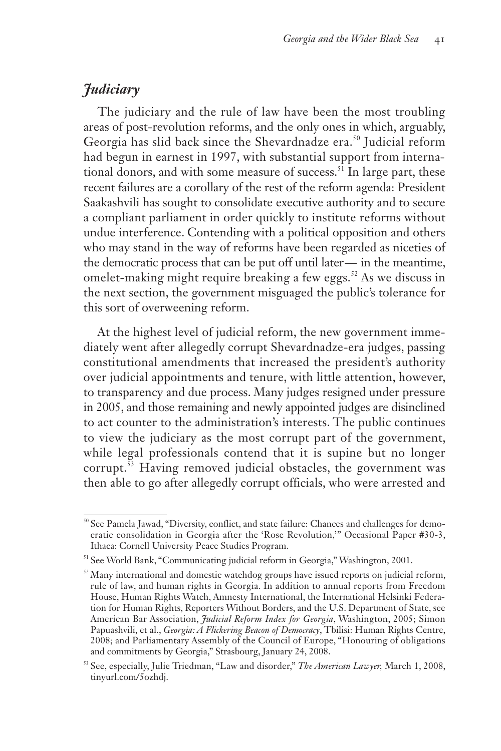## *Judiciary*

The judiciary and the rule of law have been the most troubling areas of post-revolution reforms, and the only ones in which, arguably, Georgia has slid back since the Shevardnadze era.[50] Judicial reform had begun in earnest in 1997, with substantial support from international donors, and with some measure of success.[51] In large part, these recent failures are a corollary of the rest of the reform agenda: President Saakashvili has sought to consolidate executive authority and to secure a compliant parliament in order quickly to institute reforms without undue interference. Contending with a political opposition and others who may stand in the way of reforms have been regarded as niceties of the democratic process that can be put off until later— in the meantime, omelet-making might require breaking a few eggs.[52] As we discuss in the next section, the government misguaged the public's tolerance for this sort of overweening reform.

At the highest level of judicial reform, the new government immediately went after allegedly corrupt Shevardnadze-era judges, passing constitutional amendments that increased the president's authority over judicial appointments and tenure, with little attention, however, to transparency and due process. Many judges resigned under pressure in 2005, and those remaining and newly appointed judges are disinclined to act counter to the administration's interests. The public continues to view the judiciary as the most corrupt part of the government, while legal professionals contend that it is supine but no longer corrupt.[53] Having removed judicial obstacles, the government was then able to go after allegedly corrupt officials, who were arrested and

---

[50] See Pamela Jawad, "Diversity, conflict, and state failure: Chances and challenges for democratic consolidation in Georgia after the 'Rose Revolution,'" Occasional Paper #30-3, Ithaca: Cornell University Peace Studies Program.

[51] See World Bank, "Communicating judicial reform in Georgia," Washington, 2001.

[52] Many international and domestic watchdog groups have issued reports on judicial reform, rule of law, and human rights in Georgia. In addition to annual reports from Freedom House, Human Rights Watch, Amnesty International, the International Helsinki Federation for Human Rights, Reporters Without Borders, and the U.S. Department of State, see American Bar Association, *Judicial Reform Index for Georgia*, Washington, 2005; Simon Papuashvili, et al., *Georgia: A Flickering Beacon of Democracy*, Tbilisi: Human Rights Centre, 2008; and Parliamentary Assembly of the Council of Europe, "Honouring of obligations and commitments by Georgia," Strasbourg, January 24, 2008.

[53] See, especially, Julie Triedman, "Law and disorder," *The American Lawyer,* March 1, 2008, tinyurl.com/5ozhdj.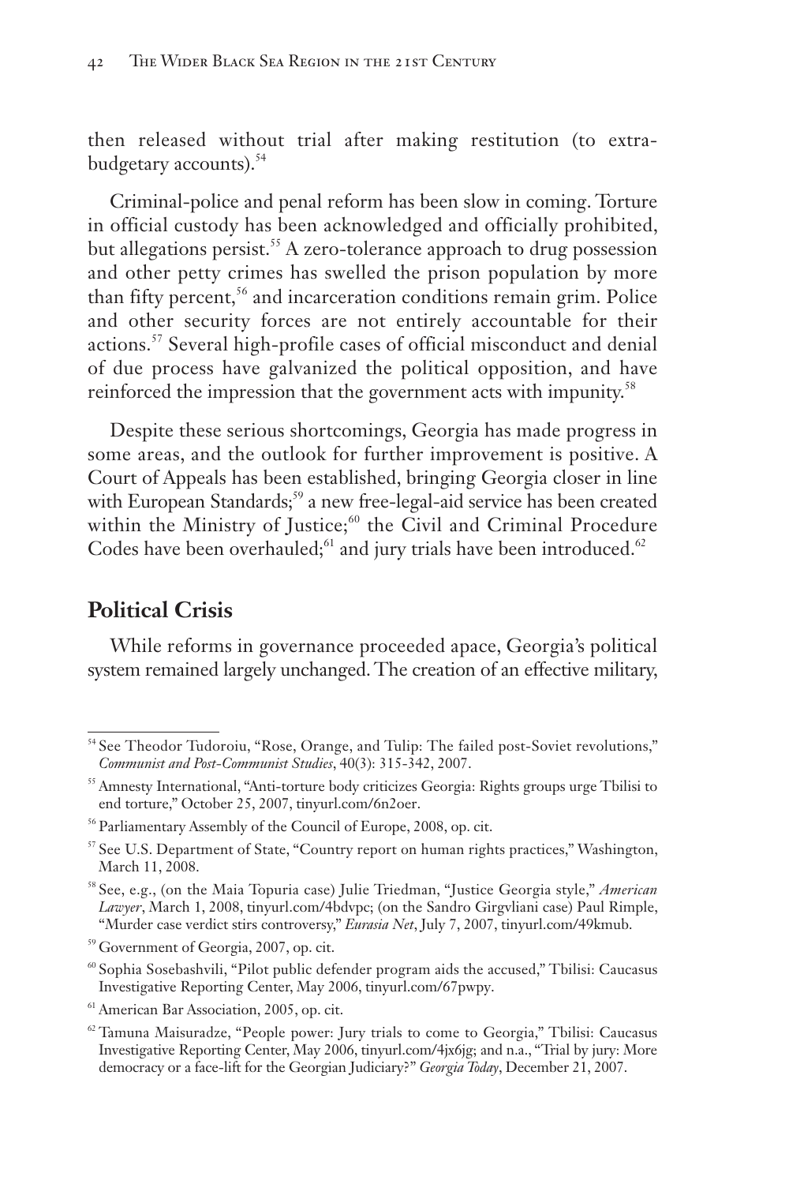then released without trial after making restitution (to extra-budgetary accounts).[54]

Criminal-police and penal reform has been slow in coming. Torture in official custody has been acknowledged and officially prohibited, but allegations persist.[55] A zero-tolerance approach to drug possession and other petty crimes has swelled the prison population by more than fifty percent,[56] and incarceration conditions remain grim. Police and other security forces are not entirely accountable for their actions.[57] Several high-profile cases of official misconduct and denial of due process have galvanized the political opposition, and have reinforced the impression that the government acts with impunity.[58]

Despite these serious shortcomings, Georgia has made progress in some areas, and the outlook for further improvement is positive. A Court of Appeals has been established, bringing Georgia closer in line with European Standards;[59] a new free-legal-aid service has been created within the Ministry of Justice;[60] the Civil and Criminal Procedure Codes have been overhauled;[61] and jury trials have been introduced.[62]

## Political Crisis

While reforms in governance proceeded apace, Georgia's political system remained largely unchanged. The creation of an effective military,

---

[54] See Theodor Tudoroiu, "Rose, Orange, and Tulip: The failed post-Soviet revolutions," *Communist and Post-Communist Studies*, 40(3): 315-342, 2007.

[55] Amnesty International, "Anti-torture body criticizes Georgia: Rights groups urge Tbilisi to end torture," October 25, 2007, tinyurl.com/6n2oer.

[56] Parliamentary Assembly of the Council of Europe, 2008, op. cit.

[57] See U.S. Department of State, "Country report on human rights practices," Washington, March 11, 2008.

[58] See, e.g., (on the Maia Topuria case) Julie Triedman, "Justice Georgia style," *American Lawyer*, March 1, 2008, tinyurl.com/4bdvpc; (on the Sandro Girgvliani case) Paul Rimple, "Murder case verdict stirs controversy," *Eurasia Net*, July 7, 2007, tinyurl.com/49kmub.

[59] Government of Georgia, 2007, op. cit.

[60] Sophia Sosebashvili, "Pilot public defender program aids the accused," Tbilisi: Caucasus Investigative Reporting Center, May 2006, tinyurl.com/67pwpy.

[61] American Bar Association, 2005, op. cit.

[62] Tamuna Maisuradze, "People power: Jury trials to come to Georgia," Tbilisi: Caucasus Investigative Reporting Center, May 2006, tinyurl.com/4jx6jg; and n.a., "Trial by jury: More democracy or a face-lift for the Georgian Judiciary?" *Georgia Today*, December 21, 2007.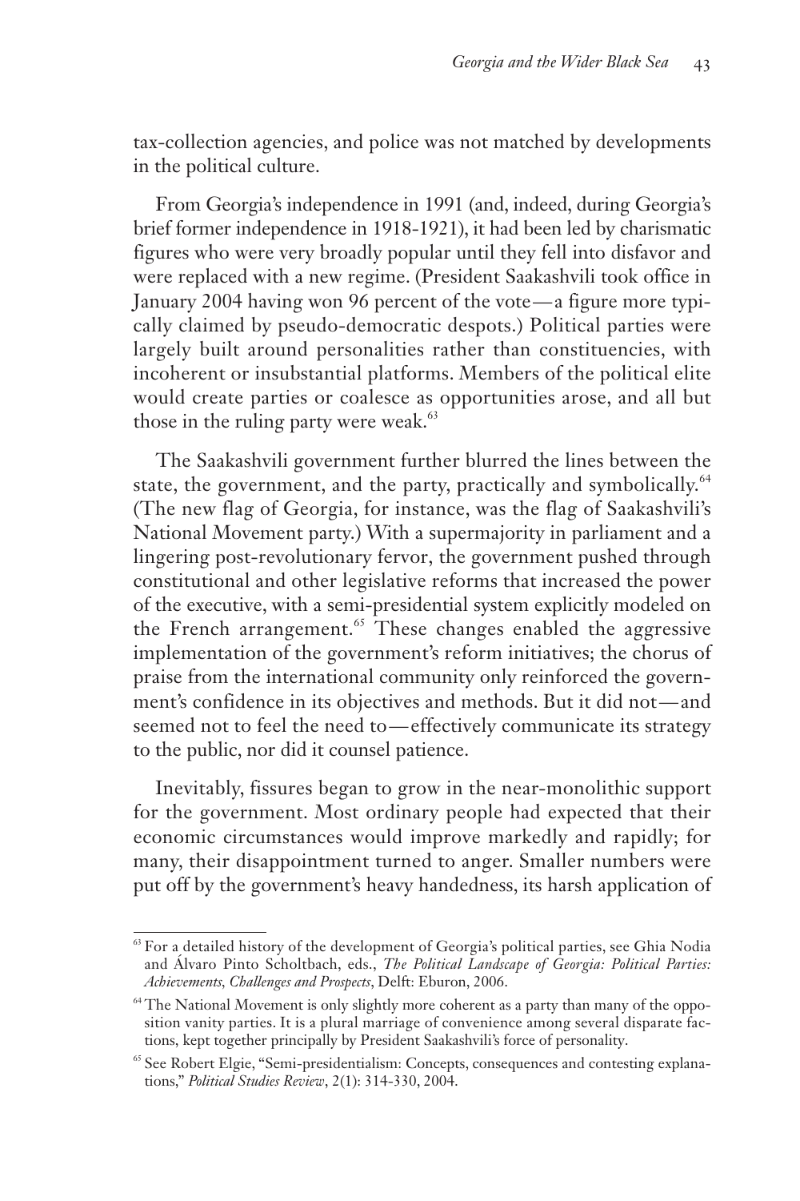tax-collection agencies, and police was not matched by developments in the political culture.

From Georgia's independence in 1991 (and, indeed, during Georgia's brief former independence in 1918-1921), it had been led by charismatic figures who were very broadly popular until they fell into disfavor and were replaced with a new regime. (President Saakashvili took office in January 2004 having won 96 percent of the vote—a figure more typically claimed by pseudo-democratic despots.) Political parties were largely built around personalities rather than constituencies, with incoherent or insubstantial platforms. Members of the political elite would create parties or coalesce as opportunities arose, and all but those in the ruling party were weak.[63]

The Saakashvili government further blurred the lines between the state, the government, and the party, practically and symbolically.[64] (The new flag of Georgia, for instance, was the flag of Saakashvili's National Movement party.) With a supermajority in parliament and a lingering post-revolutionary fervor, the government pushed through constitutional and other legislative reforms that increased the power of the executive, with a semi-presidential system explicitly modeled on the French arrangement.[65] These changes enabled the aggressive implementation of the government's reform initiatives; the chorus of praise from the international community only reinforced the government's confidence in its objectives and methods. But it did not—and seemed not to feel the need to—effectively communicate its strategy to the public, nor did it counsel patience.

Inevitably, fissures began to grow in the near-monolithic support for the government. Most ordinary people had expected that their economic circumstances would improve markedly and rapidly; for many, their disappointment turned to anger. Smaller numbers were put off by the government's heavy handedness, its harsh application of

---

[63] For a detailed history of the development of Georgia's political parties, see Ghia Nodia and Álvaro Pinto Scholtbach, eds., *The Political Landscape of Georgia: Political Parties: Achievements, Challenges and Prospects*, Delft: Eburon, 2006.

[64] The National Movement is only slightly more coherent as a party than many of the opposition vanity parties. It is a plural marriage of convenience among several disparate factions, kept together principally by President Saakashvili's force of personality.

[65] See Robert Elgie, "Semi-presidentialism: Concepts, consequences and contesting explanations," *Political Studies Review*, 2(1): 314-330, 2004.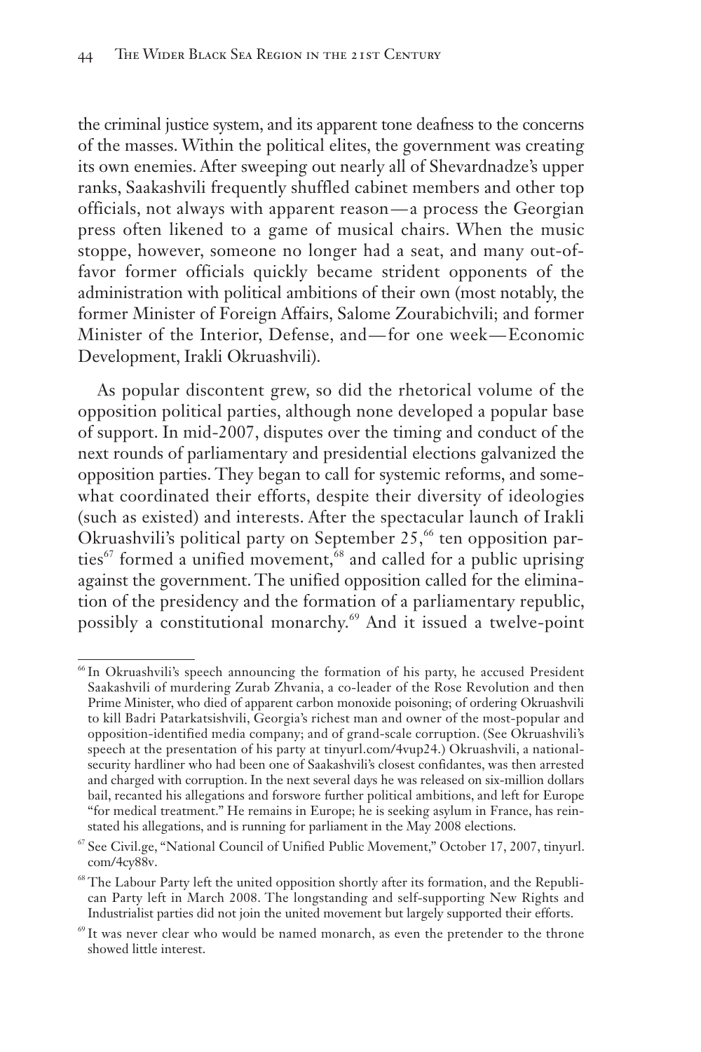the criminal justice system, and its apparent tone deafness to the concerns of the masses. Within the political elites, the government was creating its own enemies. After sweeping out nearly all of Shevardnadze's upper ranks, Saakashvili frequently shuffled cabinet members and other top officials, not always with apparent reason—a process the Georgian press often likened to a game of musical chairs. When the music stoppe, however, someone no longer had a seat, and many out-of-favor former officials quickly became strident opponents of the administration with political ambitions of their own (most notably, the former Minister of Foreign Affairs, Salome Zourabichvili; and former Minister of the Interior, Defense, and—for one week—Economic Development, Irakli Okruashvili).

As popular discontent grew, so did the rhetorical volume of the opposition political parties, although none developed a popular base of support. In mid-2007, disputes over the timing and conduct of the next rounds of parliamentary and presidential elections galvanized the opposition parties. They began to call for systemic reforms, and somewhat coordinated their efforts, despite their diversity of ideologies (such as existed) and interests. After the spectacular launch of Irakli Okruashvili's political party on September 25,[66] ten opposition parties[67] formed a unified movement,[68] and called for a public uprising against the government. The unified opposition called for the elimination of the presidency and the formation of a parliamentary republic, possibly a constitutional monarchy.[69] And it issued a twelve-point

---

[66] In Okruashvili's speech announcing the formation of his party, he accused President Saakashvili of murdering Zurab Zhvania, a co-leader of the Rose Revolution and then Prime Minister, who died of apparent carbon monoxide poisoning; of ordering Okruashvili to kill Badri Patarkatsishvili, Georgia's richest man and owner of the most-popular and opposition-identified media company; and of grand-scale corruption. (See Okruashvili's speech at the presentation of his party at tinyurl.com/4vup24.) Okruashvili, a national-security hardliner who had been one of Saakashvili's closest confidantes, was then arrested and charged with corruption. In the next several days he was released on six-million dollars bail, recanted his allegations and forswore further political ambitions, and left for Europe "for medical treatment." He remains in Europe; he is seeking asylum in France, has reinstated his allegations, and is running for parliament in the May 2008 elections.

[67] See Civil.ge, "National Council of Unified Public Movement," October 17, 2007, tinyurl.com/4cy88v.

[68] The Labour Party left the united opposition shortly after its formation, and the Republican Party left in March 2008. The longstanding and self-supporting New Rights and Industrialist parties did not join the united movement but largely supported their efforts.

[69] It was never clear who would be named monarch, as even the pretender to the throne showed little interest.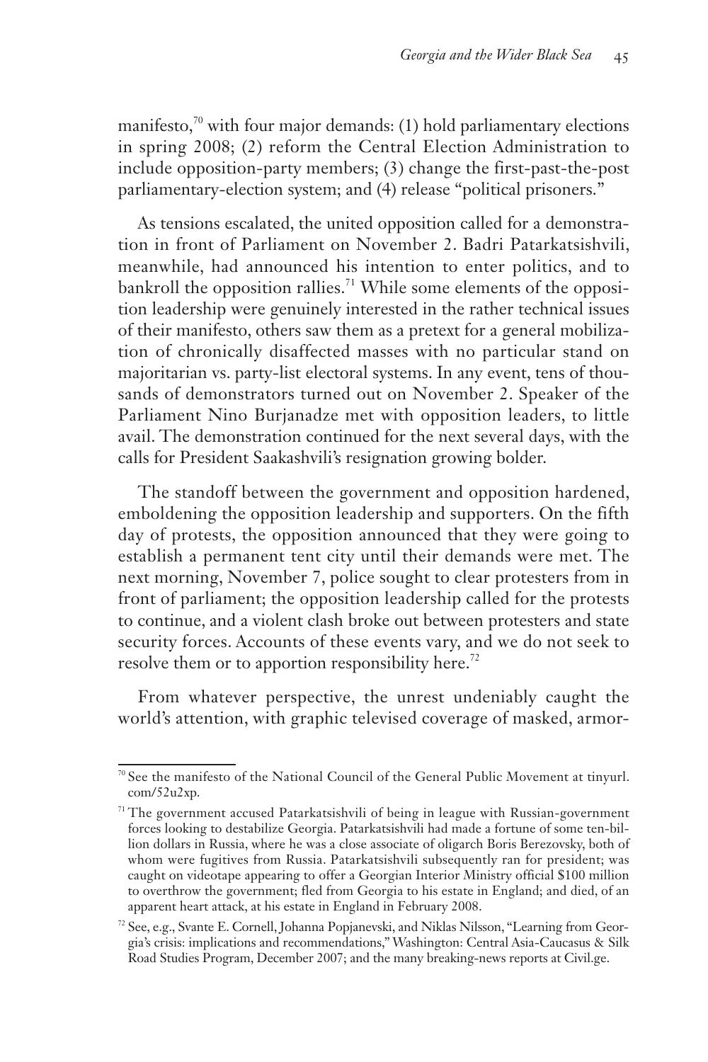manifesto,[70] with four major demands: (1) hold parliamentary elections in spring 2008; (2) reform the Central Election Administration to include opposition-party members; (3) change the first-past-the-post parliamentary-election system; and (4) release "political prisoners."

As tensions escalated, the united opposition called for a demonstration in front of Parliament on November 2. Badri Patarkatsishvili, meanwhile, had announced his intention to enter politics, and to bankroll the opposition rallies.[71] While some elements of the opposition leadership were genuinely interested in the rather technical issues of their manifesto, others saw them as a pretext for a general mobilization of chronically disaffected masses with no particular stand on majoritarian vs. party-list electoral systems. In any event, tens of thousands of demonstrators turned out on November 2. Speaker of the Parliament Nino Burjanadze met with opposition leaders, to little avail. The demonstration continued for the next several days, with the calls for President Saakashvili's resignation growing bolder.

The standoff between the government and opposition hardened, emboldening the opposition leadership and supporters. On the fifth day of protests, the opposition announced that they were going to establish a permanent tent city until their demands were met. The next morning, November 7, police sought to clear protesters from in front of parliament; the opposition leadership called for the protests to continue, and a violent clash broke out between protesters and state security forces. Accounts of these events vary, and we do not seek to resolve them or to apportion responsibility here.[72]

From whatever perspective, the unrest undeniably caught the world's attention, with graphic televised coverage of masked, armor-

---

[70] See the manifesto of the National Council of the General Public Movement at tinyurl.com/52u2xp.

[71] The government accused Patarkatsishvili of being in league with Russian-government forces looking to destabilize Georgia. Patarkatsishvili had made a fortune of some ten-billion dollars in Russia, where he was a close associate of oligarch Boris Berezovsky, both of whom were fugitives from Russia. Patarkatsishvili subsequently ran for president; was caught on videotape appearing to offer a Georgian Interior Ministry official $100 million to overthrow the government; fled from Georgia to his estate in England; and died, of an apparent heart attack, at his estate in England in February 2008.

[72] See, e.g., Svante E. Cornell, Johanna Popjanevski, and Niklas Nilsson, "Learning from Georgia's crisis: implications and recommendations," Washington: Central Asia-Caucasus & Silk Road Studies Program, December 2007; and the many breaking-news reports at Civil.ge.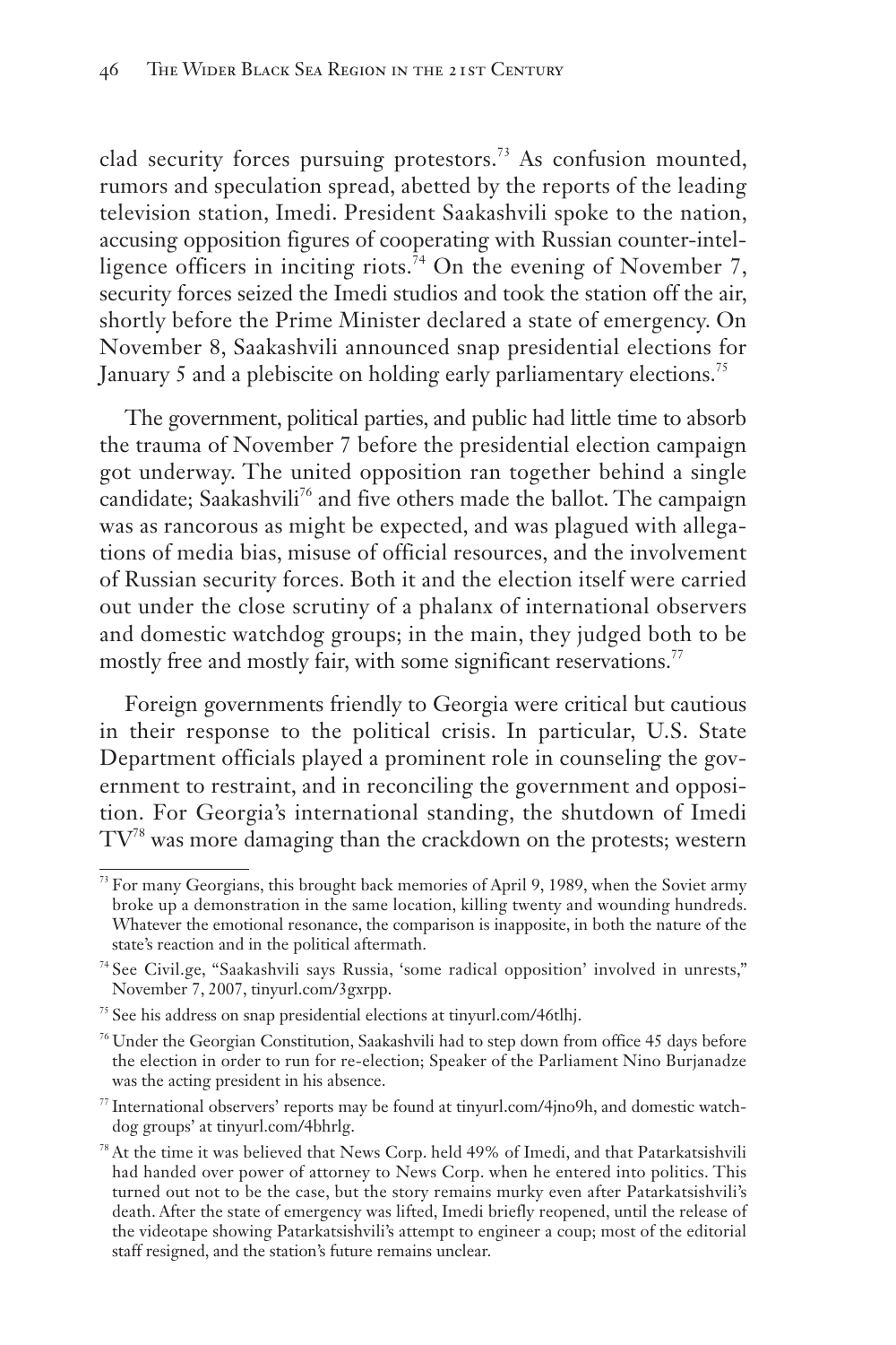clad security forces pursuing protestors.[73] As confusion mounted, rumors and speculation spread, abetted by the reports of the leading television station, Imedi. President Saakashvili spoke to the nation, accusing opposition figures of cooperating with Russian counter-intelligence officers in inciting riots.[74] On the evening of November 7, security forces seized the Imedi studios and took the station off the air, shortly before the Prime Minister declared a state of emergency. On November 8, Saakashvili announced snap presidential elections for January 5 and a plebiscite on holding early parliamentary elections.[75]

The government, political parties, and public had little time to absorb the trauma of November 7 before the presidential election campaign got underway. The united opposition ran together behind a single candidate; Saakashvili[76] and five others made the ballot. The campaign was as rancorous as might be expected, and was plagued with allegations of media bias, misuse of official resources, and the involvement of Russian security forces. Both it and the election itself were carried out under the close scrutiny of a phalanx of international observers and domestic watchdog groups; in the main, they judged both to be mostly free and mostly fair, with some significant reservations.[77]

Foreign governments friendly to Georgia were critical but cautious in their response to the political crisis. In particular, U.S. State Department officials played a prominent role in counseling the government to restraint, and in reconciling the government and opposition. For Georgia's international standing, the shutdown of Imedi TV[78] was more damaging than the crackdown on the protests; western

---

[73] For many Georgians, this brought back memories of April 9, 1989, when the Soviet army broke up a demonstration in the same location, killing twenty and wounding hundreds. Whatever the emotional resonance, the comparison is inapposite, in both the nature of the state's reaction and in the political aftermath.

[74] See Civil.ge, "Saakashvili says Russia, 'some radical opposition' involved in unrests," November 7, 2007, tinyurl.com/3gxrpp.

[75] See his address on snap presidential elections at tinyurl.com/46tlhj.

[76] Under the Georgian Constitution, Saakashvili had to step down from office 45 days before the election in order to run for re-election; Speaker of the Parliament Nino Burjanadze was the acting president in his absence.

[77] International observers' reports may be found at tinyurl.com/4jno9h, and domestic watchdog groups' at tinyurl.com/4bhrlg.

[78] At the time it was believed that News Corp. held 49% of Imedi, and that Patarkatsishvili had handed over power of attorney to News Corp. when he entered into politics. This turned out not to be the case, but the story remains murky even after Patarkatsishvili's death. After the state of emergency was lifted, Imedi briefly reopened, until the release of the videotape showing Patarkatsishvili's attempt to engineer a coup; most of the editorial staff resigned, and the station's future remains unclear.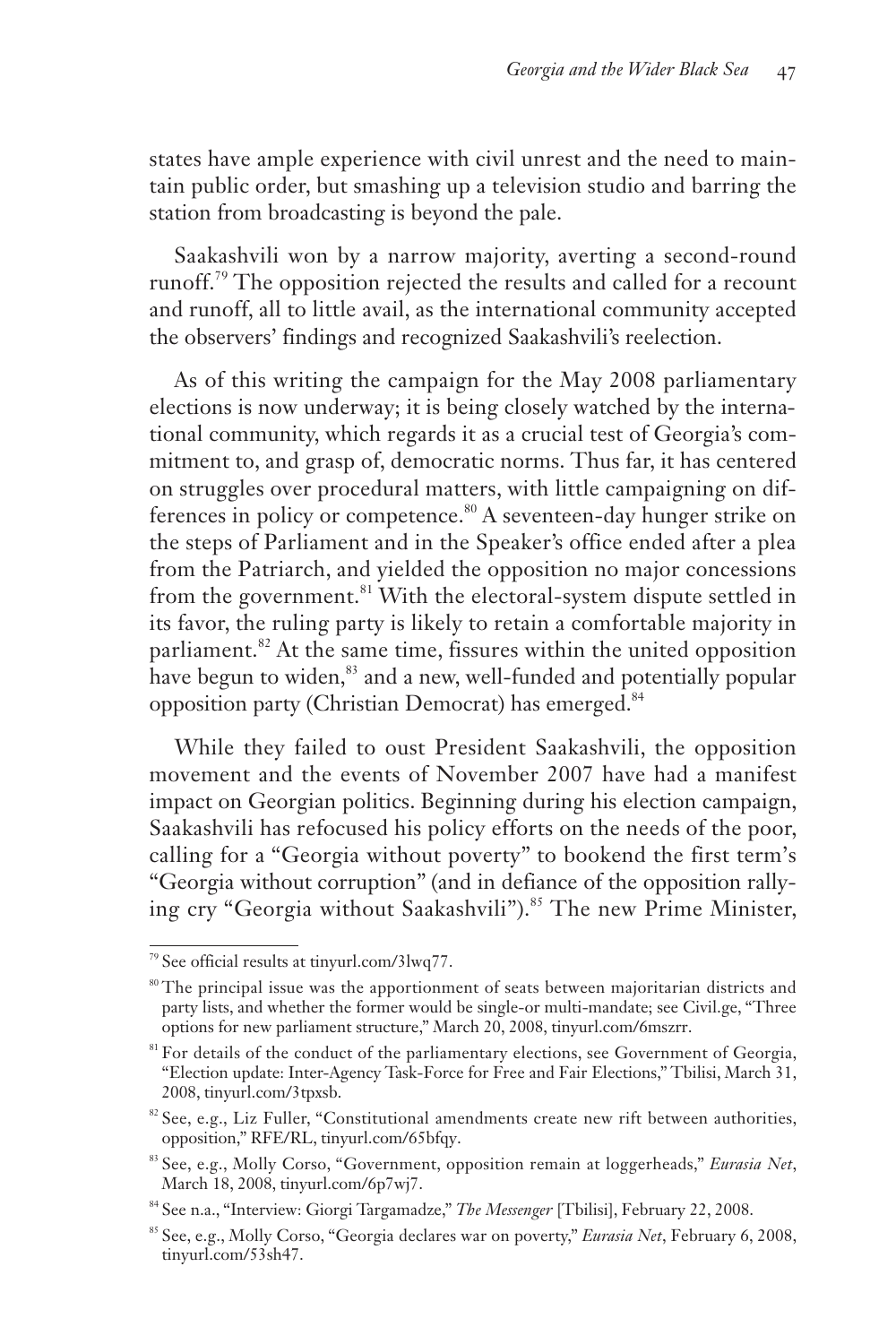states have ample experience with civil unrest and the need to maintain public order, but smashing up a television studio and barring the station from broadcasting is beyond the pale.

Saakashvili won by a narrow majority, averting a second-round runoff.[79] The opposition rejected the results and called for a recount and runoff, all to little avail, as the international community accepted the observers' findings and recognized Saakashvili's reelection.

As of this writing the campaign for the May 2008 parliamentary elections is now underway; it is being closely watched by the international community, which regards it as a crucial test of Georgia's commitment to, and grasp of, democratic norms. Thus far, it has centered on struggles over procedural matters, with little campaigning on differences in policy or competence.[80] A seventeen-day hunger strike on the steps of Parliament and in the Speaker's office ended after a plea from the Patriarch, and yielded the opposition no major concessions from the government.[81] With the electoral-system dispute settled in its favor, the ruling party is likely to retain a comfortable majority in parliament.[82] At the same time, fissures within the united opposition have begun to widen,[83] and a new, well-funded and potentially popular opposition party (Christian Democrat) has emerged.[84]

While they failed to oust President Saakashvili, the opposition movement and the events of November 2007 have had a manifest impact on Georgian politics. Beginning during his election campaign, Saakashvili has refocused his policy efforts on the needs of the poor, calling for a "Georgia without poverty" to bookend the first term's "Georgia without corruption" (and in defiance of the opposition rallying cry "Georgia without Saakashvili").[85] The new Prime Minister,

---

[79] See official results at tinyurl.com/3lwq77.

[80] The principal issue was the apportionment of seats between majoritarian districts and party lists, and whether the former would be single-or multi-mandate; see Civil.ge, "Three options for new parliament structure," March 20, 2008, tinyurl.com/6mszrr.

[81] For details of the conduct of the parliamentary elections, see Government of Georgia, "Election update: Inter-Agency Task-Force for Free and Fair Elections," Tbilisi, March 31, 2008, tinyurl.com/3tpxsb.

[82] See, e.g., Liz Fuller, "Constitutional amendments create new rift between authorities, opposition," RFE/RL, tinyurl.com/65bfqy.

[83] See, e.g., Molly Corso, "Government, opposition remain at loggerheads," *Eurasia Net*, March 18, 2008, tinyurl.com/6p7wj7.

[84] See n.a., "Interview: Giorgi Targamadze," *The Messenger* [Tbilisi], February 22, 2008.

[85] See, e.g., Molly Corso, "Georgia declares war on poverty," *Eurasia Net*, February 6, 2008, tinyurl.com/53sh47.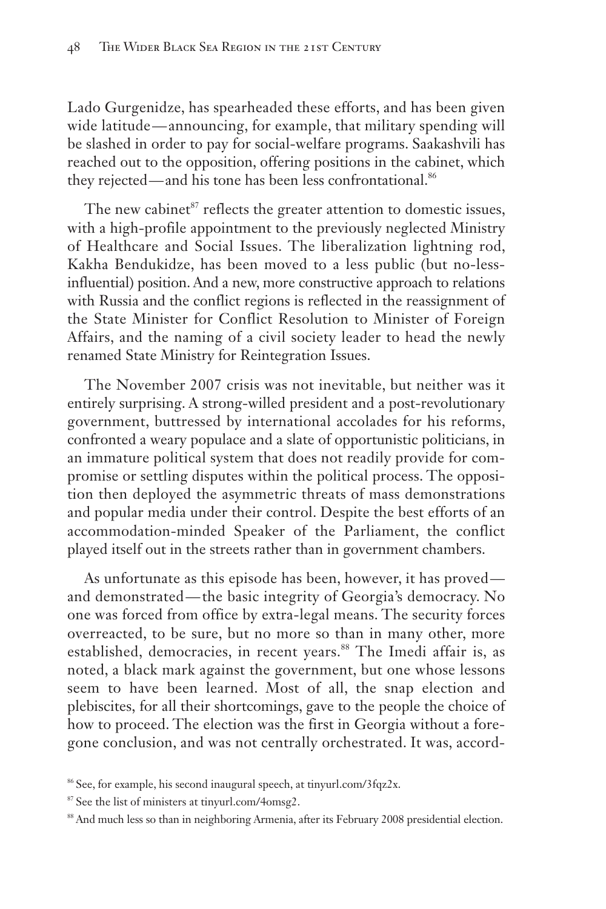Lado Gurgenidze, has spearheaded these efforts, and has been given wide latitude—announcing, for example, that military spending will be slashed in order to pay for social-welfare programs. Saakashvili has reached out to the opposition, offering positions in the cabinet, which they rejected—and his tone has been less confrontational.[86]

The new cabinet[87] reflects the greater attention to domestic issues, with a high-profile appointment to the previously neglected Ministry of Healthcare and Social Issues. The liberalization lightning rod, Kakha Bendukidze, has been moved to a less public (but no-less-influential) position. And a new, more constructive approach to relations with Russia and the conflict regions is reflected in the reassignment of the State Minister for Conflict Resolution to Minister of Foreign Affairs, and the naming of a civil society leader to head the newly renamed State Ministry for Reintegration Issues.

The November 2007 crisis was not inevitable, but neither was it entirely surprising. A strong-willed president and a post-revolutionary government, buttressed by international accolades for his reforms, confronted a weary populace and a slate of opportunistic politicians, in an immature political system that does not readily provide for compromise or settling disputes within the political process. The opposition then deployed the asymmetric threats of mass demonstrations and popular media under their control. Despite the best efforts of an accommodation-minded Speaker of the Parliament, the conflict played itself out in the streets rather than in government chambers.

As unfortunate as this episode has been, however, it has proved—and demonstrated—the basic integrity of Georgia's democracy. No one was forced from office by extra-legal means. The security forces overreacted, to be sure, but no more so than in many other, more established, democracies, in recent years.[88] The Imedi affair is, as noted, a black mark against the government, but one whose lessons seem to have been learned. Most of all, the snap election and plebiscites, for all their shortcomings, gave to the people the choice of how to proceed. The election was the first in Georgia without a foregone conclusion, and was not centrally orchestrated. It was, accord-

[86] See, for example, his second inaugural speech, at tinyurl.com/3fqz2x.

[87] See the list of ministers at tinyurl.com/4omsg2.

[88] And much less so than in neighboring Armenia, after its February 2008 presidential election.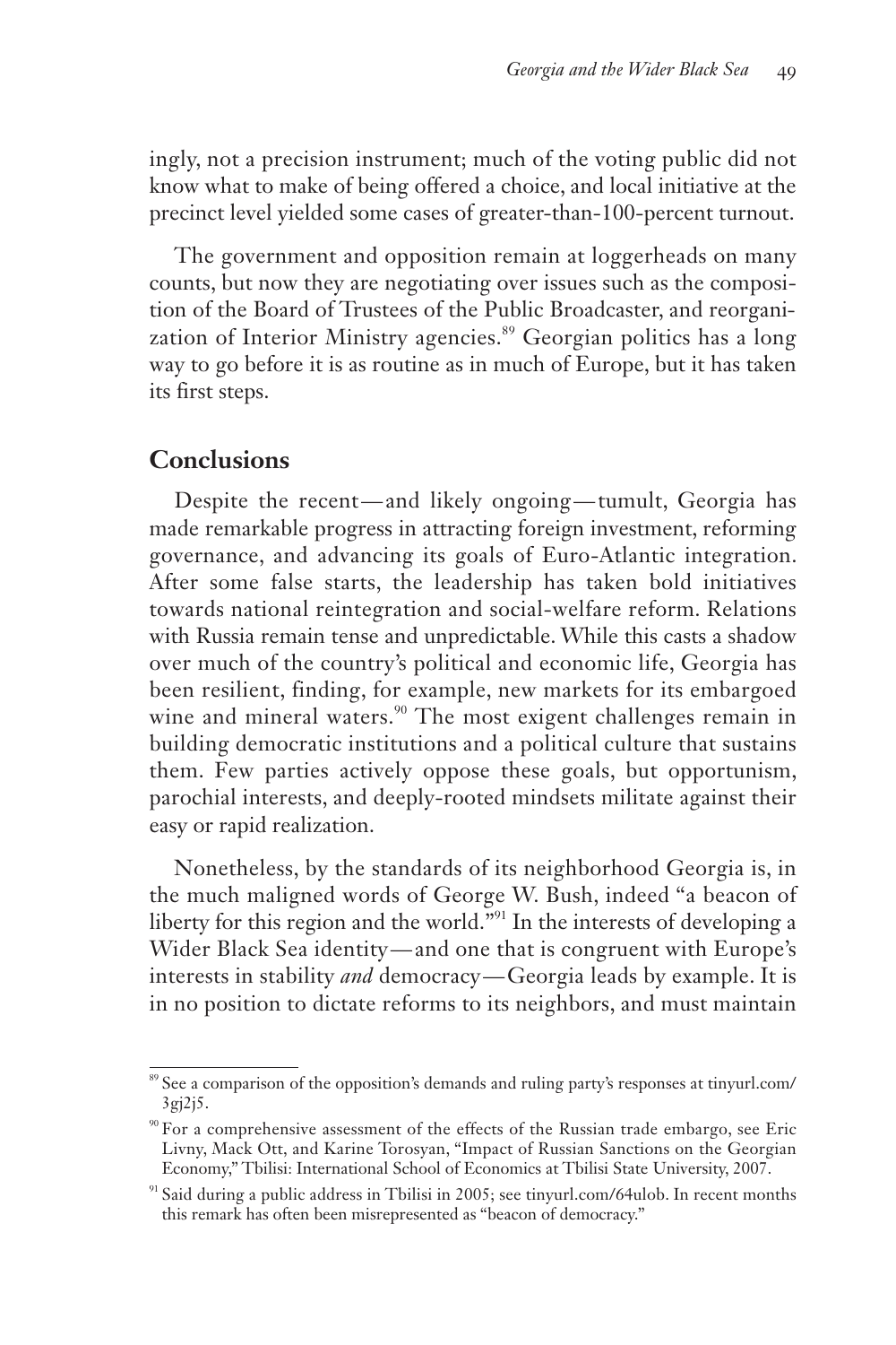ingly, not a precision instrument; much of the voting public did not know what to make of being offered a choice, and local initiative at the precinct level yielded some cases of greater-than-100-percent turnout.

The government and opposition remain at loggerheads on many counts, but now they are negotiating over issues such as the composition of the Board of Trustees of the Public Broadcaster, and reorganization of Interior Ministry agencies.[89] Georgian politics has a long way to go before it is as routine as in much of Europe, but it has taken its first steps.

## Conclusions

Despite the recent—and likely ongoing—tumult, Georgia has made remarkable progress in attracting foreign investment, reforming governance, and advancing its goals of Euro-Atlantic integration. After some false starts, the leadership has taken bold initiatives towards national reintegration and social-welfare reform. Relations with Russia remain tense and unpredictable. While this casts a shadow over much of the country's political and economic life, Georgia has been resilient, finding, for example, new markets for its embargoed wine and mineral waters.[90] The most exigent challenges remain in building democratic institutions and a political culture that sustains them. Few parties actively oppose these goals, but opportunism, parochial interests, and deeply-rooted mindsets militate against their easy or rapid realization.

Nonetheless, by the standards of its neighborhood Georgia is, in the much maligned words of George W. Bush, indeed "a beacon of liberty for this region and the world."[91] In the interests of developing a Wider Black Sea identity—and one that is congruent with Europe's interests in stability *and* democracy—Georgia leads by example. It is in no position to dictate reforms to its neighbors, and must maintain

---

[89] See a comparison of the opposition's demands and ruling party's responses at tinyurl.com/3gj2j5.

[90] For a comprehensive assessment of the effects of the Russian trade embargo, see Eric Livny, Mack Ott, and Karine Torosyan, "Impact of Russian Sanctions on the Georgian Economy," Tbilisi: International School of Economics at Tbilisi State University, 2007.

[91] Said during a public address in Tbilisi in 2005; see tinyurl.com/64ulob. In recent months this remark has often been misrepresented as "beacon of democracy."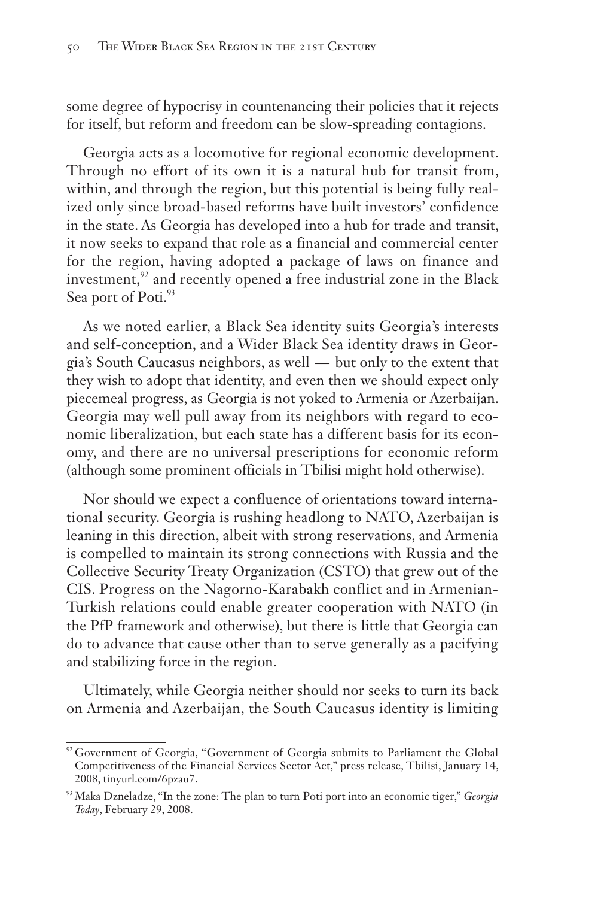some degree of hypocrisy in countenancing their policies that it rejects for itself, but reform and freedom can be slow-spreading contagions.

Georgia acts as a locomotive for regional economic development. Through no effort of its own it is a natural hub for transit from, within, and through the region, but this potential is being fully realized only since broad-based reforms have built investors' confidence in the state. As Georgia has developed into a hub for trade and transit, it now seeks to expand that role as a financial and commercial center for the region, having adopted a package of laws on finance and investment,[92] and recently opened a free industrial zone in the Black Sea port of Poti.[93]

As we noted earlier, a Black Sea identity suits Georgia's interests and self-conception, and a Wider Black Sea identity draws in Georgia's South Caucasus neighbors, as well — but only to the extent that they wish to adopt that identity, and even then we should expect only piecemeal progress, as Georgia is not yoked to Armenia or Azerbaijan. Georgia may well pull away from its neighbors with regard to economic liberalization, but each state has a different basis for its economy, and there are no universal prescriptions for economic reform (although some prominent officials in Tbilisi might hold otherwise).

Nor should we expect a confluence of orientations toward international security. Georgia is rushing headlong to NATO, Azerbaijan is leaning in this direction, albeit with strong reservations, and Armenia is compelled to maintain its strong connections with Russia and the Collective Security Treaty Organization (CSTO) that grew out of the CIS. Progress on the Nagorno-Karabakh conflict and in Armenian-Turkish relations could enable greater cooperation with NATO (in the PfP framework and otherwise), but there is little that Georgia can do to advance that cause other than to serve generally as a pacifying and stabilizing force in the region.

Ultimately, while Georgia neither should nor seeks to turn its back on Armenia and Azerbaijan, the South Caucasus identity is limiting

---

[92] Government of Georgia, "Government of Georgia submits to Parliament the Global Competitiveness of the Financial Services Sector Act," press release, Tbilisi, January 14, 2008, tinyurl.com/6pzau7.

[93] Maka Dzneladze, "In the zone: The plan to turn Poti port into an economic tiger," *Georgia Today*, February 29, 2008.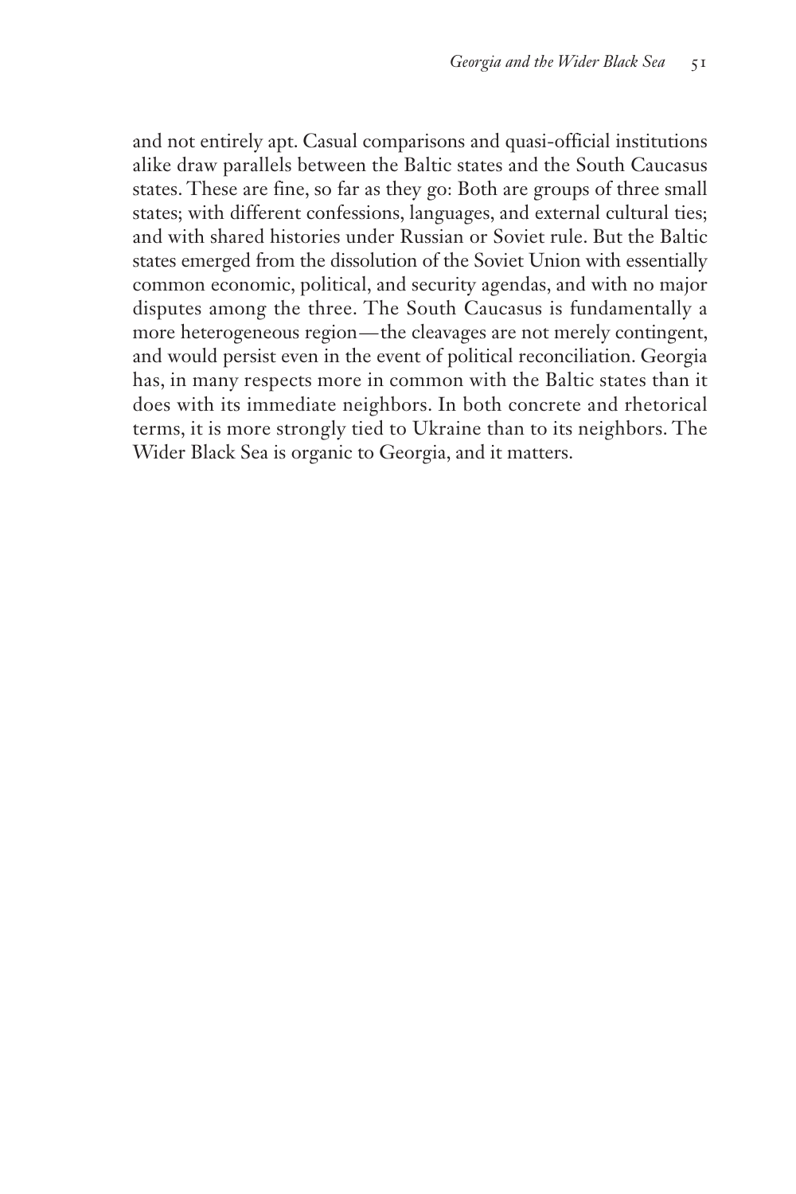and not entirely apt. Casual comparisons and quasi-official institutions alike draw parallels between the Baltic states and the South Caucasus states. These are fine, so far as they go: Both are groups of three small states; with different confessions, languages, and external cultural ties; and with shared histories under Russian or Soviet rule. But the Baltic states emerged from the dissolution of the Soviet Union with essentially common economic, political, and security agendas, and with no major disputes among the three. The South Caucasus is fundamentally a more heterogeneous region—the cleavages are not merely contingent, and would persist even in the event of political reconciliation. Georgia has, in many respects more in common with the Baltic states than it does with its immediate neighbors. In both concrete and rhetorical terms, it is more strongly tied to Ukraine than to its neighbors. The Wider Black Sea is organic to Georgia, and it matters.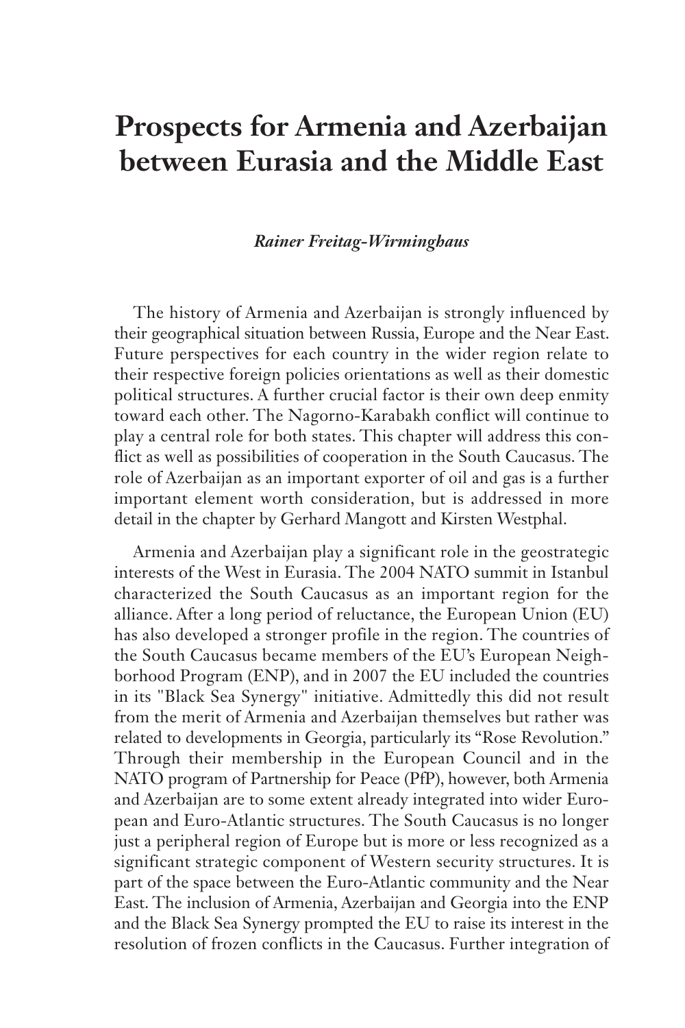# Prospects for Armenia and Azerbaijan between Eurasia and the Middle East

***Rainer Freitag-Wirminghaus***

The history of Armenia and Azerbaijan is strongly influenced by their geographical situation between Russia, Europe and the Near East. Future perspectives for each country in the wider region relate to their respective foreign policies orientations as well as their domestic political structures. A further crucial factor is their own deep enmity toward each other. The Nagorno-Karabakh conflict will continue to play a central role for both states. This chapter will address this conflict as well as possibilities of cooperation in the South Caucasus. The role of Azerbaijan as an important exporter of oil and gas is a further important element worth consideration, but is addressed in more detail in the chapter by Gerhard Mangott and Kirsten Westphal.

Armenia and Azerbaijan play a significant role in the geostrategic interests of the West in Eurasia. The 2004 NATO summit in Istanbul characterized the South Caucasus as an important region for the alliance. After a long period of reluctance, the European Union (EU) has also developed a stronger profile in the region. The countries of the South Caucasus became members of the EU's European Neighborhood Program (ENP), and in 2007 the EU included the countries in its "Black Sea Synergy" initiative. Admittedly this did not result from the merit of Armenia and Azerbaijan themselves but rather was related to developments in Georgia, particularly its "Rose Revolution." Through their membership in the European Council and in the NATO program of Partnership for Peace (PfP), however, both Armenia and Azerbaijan are to some extent already integrated into wider European and Euro-Atlantic structures. The South Caucasus is no longer just a peripheral region of Europe but is more or less recognized as a significant strategic component of Western security structures. It is part of the space between the Euro-Atlantic community and the Near East. The inclusion of Armenia, Azerbaijan and Georgia into the ENP and the Black Sea Synergy prompted the EU to raise its interest in the resolution of frozen conflicts in the Caucasus. Further integration of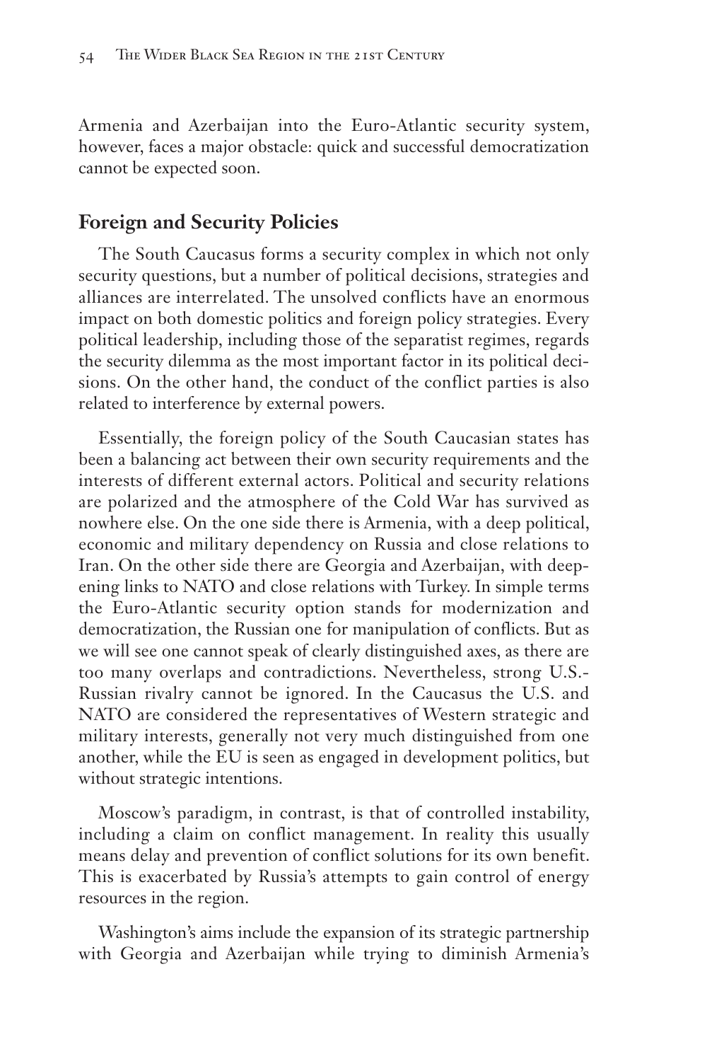Armenia and Azerbaijan into the Euro-Atlantic security system, however, faces a major obstacle: quick and successful democratization cannot be expected soon.

## Foreign and Security Policies

The South Caucasus forms a security complex in which not only security questions, but a number of political decisions, strategies and alliances are interrelated. The unsolved conflicts have an enormous impact on both domestic politics and foreign policy strategies. Every political leadership, including those of the separatist regimes, regards the security dilemma as the most important factor in its political decisions. On the other hand, the conduct of the conflict parties is also related to interference by external powers.

Essentially, the foreign policy of the South Caucasian states has been a balancing act between their own security requirements and the interests of different external actors. Political and security relations are polarized and the atmosphere of the Cold War has survived as nowhere else. On the one side there is Armenia, with a deep political, economic and military dependency on Russia and close relations to Iran. On the other side there are Georgia and Azerbaijan, with deepening links to NATO and close relations with Turkey. In simple terms the Euro-Atlantic security option stands for modernization and democratization, the Russian one for manipulation of conflicts. But as we will see one cannot speak of clearly distinguished axes, as there are too many overlaps and contradictions. Nevertheless, strong U.S.-Russian rivalry cannot be ignored. In the Caucasus the U.S. and NATO are considered the representatives of Western strategic and military interests, generally not very much distinguished from one another, while the EU is seen as engaged in development politics, but without strategic intentions.

Moscow's paradigm, in contrast, is that of controlled instability, including a claim on conflict management. In reality this usually means delay and prevention of conflict solutions for its own benefit. This is exacerbated by Russia's attempts to gain control of energy resources in the region.

Washington's aims include the expansion of its strategic partnership with Georgia and Azerbaijan while trying to diminish Armenia's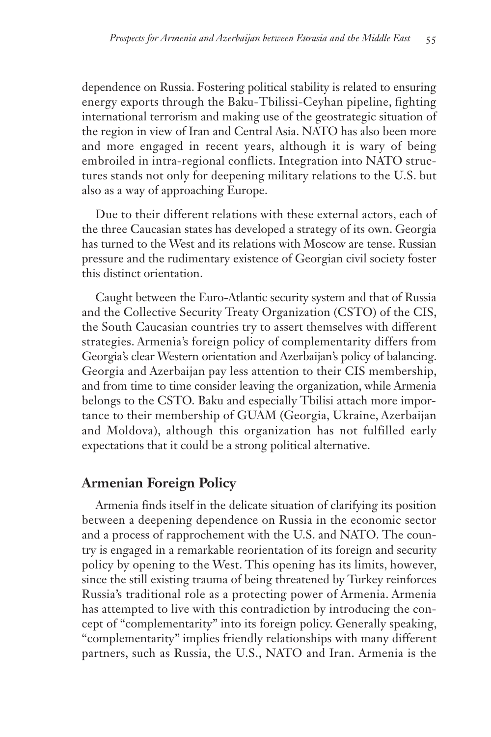dependence on Russia. Fostering political stability is related to ensuring energy exports through the Baku-Tbilissi-Ceyhan pipeline, fighting international terrorism and making use of the geostrategic situation of the region in view of Iran and Central Asia. NATO has also been more and more engaged in recent years, although it is wary of being embroiled in intra-regional conflicts. Integration into NATO structures stands not only for deepening military relations to the U.S. but also as a way of approaching Europe.

Due to their different relations with these external actors, each of the three Caucasian states has developed a strategy of its own. Georgia has turned to the West and its relations with Moscow are tense. Russian pressure and the rudimentary existence of Georgian civil society foster this distinct orientation.

Caught between the Euro-Atlantic security system and that of Russia and the Collective Security Treaty Organization (CSTO) of the CIS, the South Caucasian countries try to assert themselves with different strategies. Armenia's foreign policy of complementarity differs from Georgia's clear Western orientation and Azerbaijan's policy of balancing. Georgia and Azerbaijan pay less attention to their CIS membership, and from time to time consider leaving the organization, while Armenia belongs to the CSTO. Baku and especially Tbilisi attach more importance to their membership of GUAM (Georgia, Ukraine, Azerbaijan and Moldova), although this organization has not fulfilled early expectations that it could be a strong political alternative.

## Armenian Foreign Policy

Armenia finds itself in the delicate situation of clarifying its position between a deepening dependence on Russia in the economic sector and a process of rapprochement with the U.S. and NATO. The country is engaged in a remarkable reorientation of its foreign and security policy by opening to the West. This opening has its limits, however, since the still existing trauma of being threatened by Turkey reinforces Russia's traditional role as a protecting power of Armenia. Armenia has attempted to live with this contradiction by introducing the concept of "complementarity" into its foreign policy. Generally speaking, "complementarity" implies friendly relationships with many different partners, such as Russia, the U.S., NATO and Iran. Armenia is the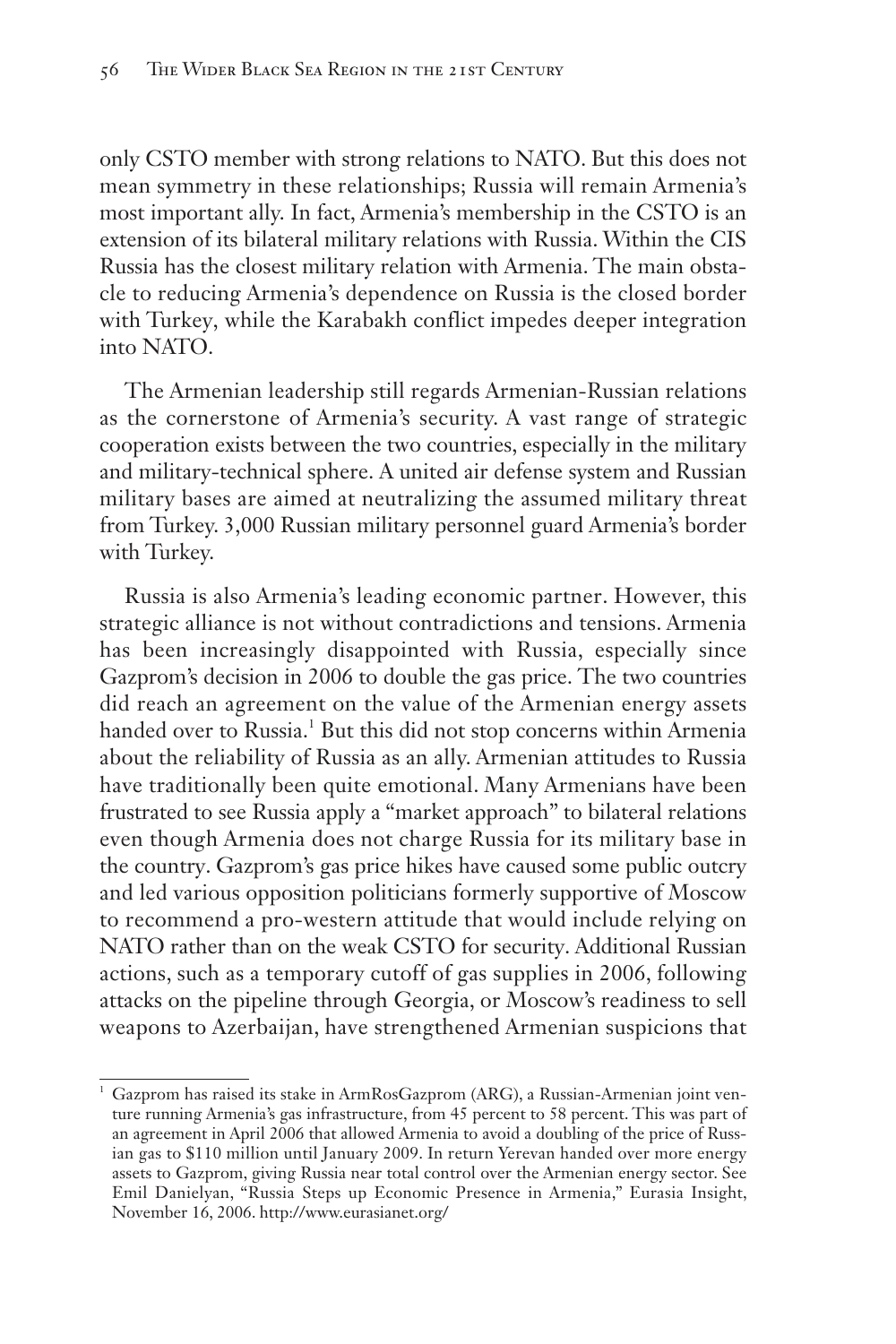only CSTO member with strong relations to NATO. But this does not mean symmetry in these relationships; Russia will remain Armenia's most important ally. In fact, Armenia's membership in the CSTO is an extension of its bilateral military relations with Russia. Within the CIS Russia has the closest military relation with Armenia. The main obstacle to reducing Armenia's dependence on Russia is the closed border with Turkey, while the Karabakh conflict impedes deeper integration into NATO.

The Armenian leadership still regards Armenian-Russian relations as the cornerstone of Armenia's security. A vast range of strategic cooperation exists between the two countries, especially in the military and military-technical sphere. A united air defense system and Russian military bases are aimed at neutralizing the assumed military threat from Turkey. 3,000 Russian military personnel guard Armenia's border with Turkey.

Russia is also Armenia's leading economic partner. However, this strategic alliance is not without contradictions and tensions. Armenia has been increasingly disappointed with Russia, especially since Gazprom's decision in 2006 to double the gas price. The two countries did reach an agreement on the value of the Armenian energy assets handed over to Russia.[1] But this did not stop concerns within Armenia about the reliability of Russia as an ally. Armenian attitudes to Russia have traditionally been quite emotional. Many Armenians have been frustrated to see Russia apply a "market approach" to bilateral relations even though Armenia does not charge Russia for its military base in the country. Gazprom's gas price hikes have caused some public outcry and led various opposition politicians formerly supportive of Moscow to recommend a pro-western attitude that would include relying on NATO rather than on the weak CSTO for security. Additional Russian actions, such as a temporary cutoff of gas supplies in 2006, following attacks on the pipeline through Georgia, or Moscow's readiness to sell weapons to Azerbaijan, have strengthened Armenian suspicions that

---

[1] Gazprom has raised its stake in ArmRosGazprom (ARG), a Russian-Armenian joint venture running Armenia's gas infrastructure, from 45 percent to 58 percent. This was part of an agreement in April 2006 that allowed Armenia to avoid a doubling of the price of Russian gas to $110 million until January 2009. In return Yerevan handed over more energy assets to Gazprom, giving Russia near total control over the Armenian energy sector. See Emil Danielyan, "Russia Steps up Economic Presence in Armenia," Eurasia Insight, November 16, 2006. http://www.eurasianet.org/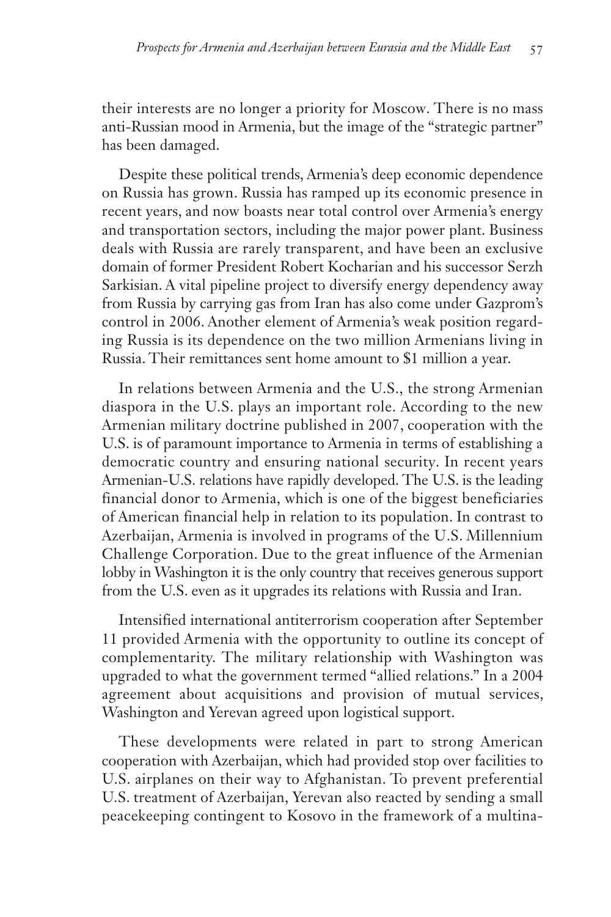their interests are no longer a priority for Moscow. There is no mass anti-Russian mood in Armenia, but the image of the "strategic partner" has been damaged.

Despite these political trends, Armenia's deep economic dependence on Russia has grown. Russia has ramped up its economic presence in recent years, and now boasts near total control over Armenia's energy and transportation sectors, including the major power plant. Business deals with Russia are rarely transparent, and have been an exclusive domain of former President Robert Kocharian and his successor Serzh Sarkisian. A vital pipeline project to diversify energy dependency away from Russia by carrying gas from Iran has also come under Gazprom's control in 2006. Another element of Armenia's weak position regarding Russia is its dependence on the two million Armenians living in Russia. Their remittances sent home amount to $1 million a year.

In relations between Armenia and the U.S., the strong Armenian diaspora in the U.S. plays an important role. According to the new Armenian military doctrine published in 2007, cooperation with the U.S. is of paramount importance to Armenia in terms of establishing a democratic country and ensuring national security. In recent years Armenian-U.S. relations have rapidly developed. The U.S. is the leading financial donor to Armenia, which is one of the biggest beneficiaries of American financial help in relation to its population. In contrast to Azerbaijan, Armenia is involved in programs of the U.S. Millennium Challenge Corporation. Due to the great influence of the Armenian lobby in Washington it is the only country that receives generous support from the U.S. even as it upgrades its relations with Russia and Iran.

Intensified international antiterrorism cooperation after September 11 provided Armenia with the opportunity to outline its concept of complementarity. The military relationship with Washington was upgraded to what the government termed "allied relations." In a 2004 agreement about acquisitions and provision of mutual services, Washington and Yerevan agreed upon logistical support.

These developments were related in part to strong American cooperation with Azerbaijan, which had provided stop over facilities to U.S. airplanes on their way to Afghanistan. To prevent preferential U.S. treatment of Azerbaijan, Yerevan also reacted by sending a small peacekeeping contingent to Kosovo in the framework of a multina-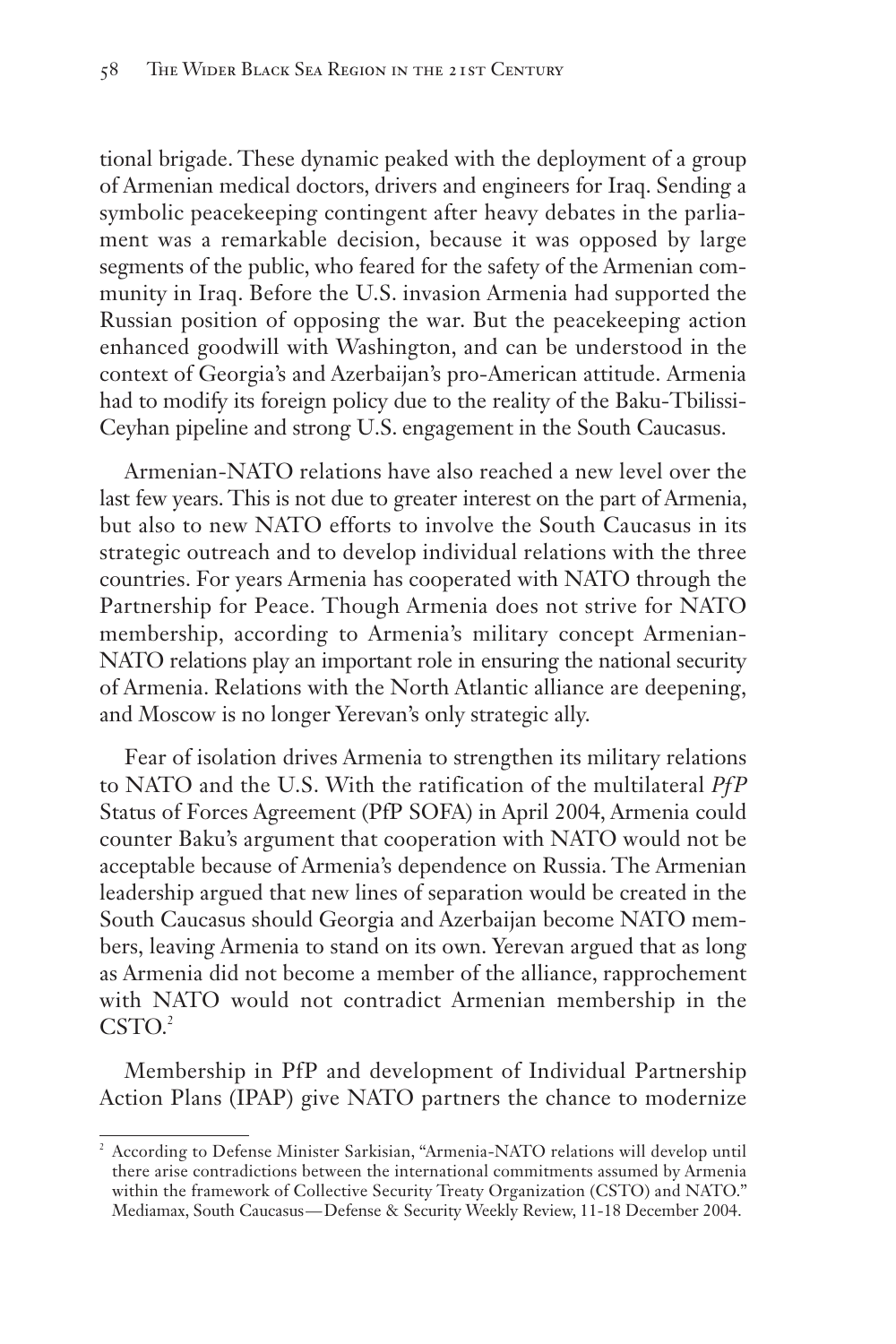tional brigade. These dynamic peaked with the deployment of a group of Armenian medical doctors, drivers and engineers for Iraq. Sending a symbolic peacekeeping contingent after heavy debates in the parliament was a remarkable decision, because it was opposed by large segments of the public, who feared for the safety of the Armenian community in Iraq. Before the U.S. invasion Armenia had supported the Russian position of opposing the war. But the peacekeeping action enhanced goodwill with Washington, and can be understood in the context of Georgia's and Azerbaijan's pro-American attitude. Armenia had to modify its foreign policy due to the reality of the Baku-Tbilissi-Ceyhan pipeline and strong U.S. engagement in the South Caucasus.

Armenian-NATO relations have also reached a new level over the last few years. This is not due to greater interest on the part of Armenia, but also to new NATO efforts to involve the South Caucasus in its strategic outreach and to develop individual relations with the three countries. For years Armenia has cooperated with NATO through the Partnership for Peace. Though Armenia does not strive for NATO membership, according to Armenia's military concept Armenian-NATO relations play an important role in ensuring the national security of Armenia. Relations with the North Atlantic alliance are deepening, and Moscow is no longer Yerevan's only strategic ally.

Fear of isolation drives Armenia to strengthen its military relations to NATO and the U.S. With the ratification of the multilateral *PfP* Status of Forces Agreement (PfP SOFA) in April 2004, Armenia could counter Baku's argument that cooperation with NATO would not be acceptable because of Armenia's dependence on Russia. The Armenian leadership argued that new lines of separation would be created in the South Caucasus should Georgia and Azerbaijan become NATO members, leaving Armenia to stand on its own. Yerevan argued that as long as Armenia did not become a member of the alliance, rapprochement with NATO would not contradict Armenian membership in the CSTO.[2]

Membership in PfP and development of Individual Partnership Action Plans (IPAP) give NATO partners the chance to modernize

---

[2] According to Defense Minister Sarkisian, "Armenia-NATO relations will develop until there arise contradictions between the international commitments assumed by Armenia within the framework of Collective Security Treaty Organization (CSTO) and NATO." Mediamax, South Caucasus—Defense & Security Weekly Review, 11-18 December 2004.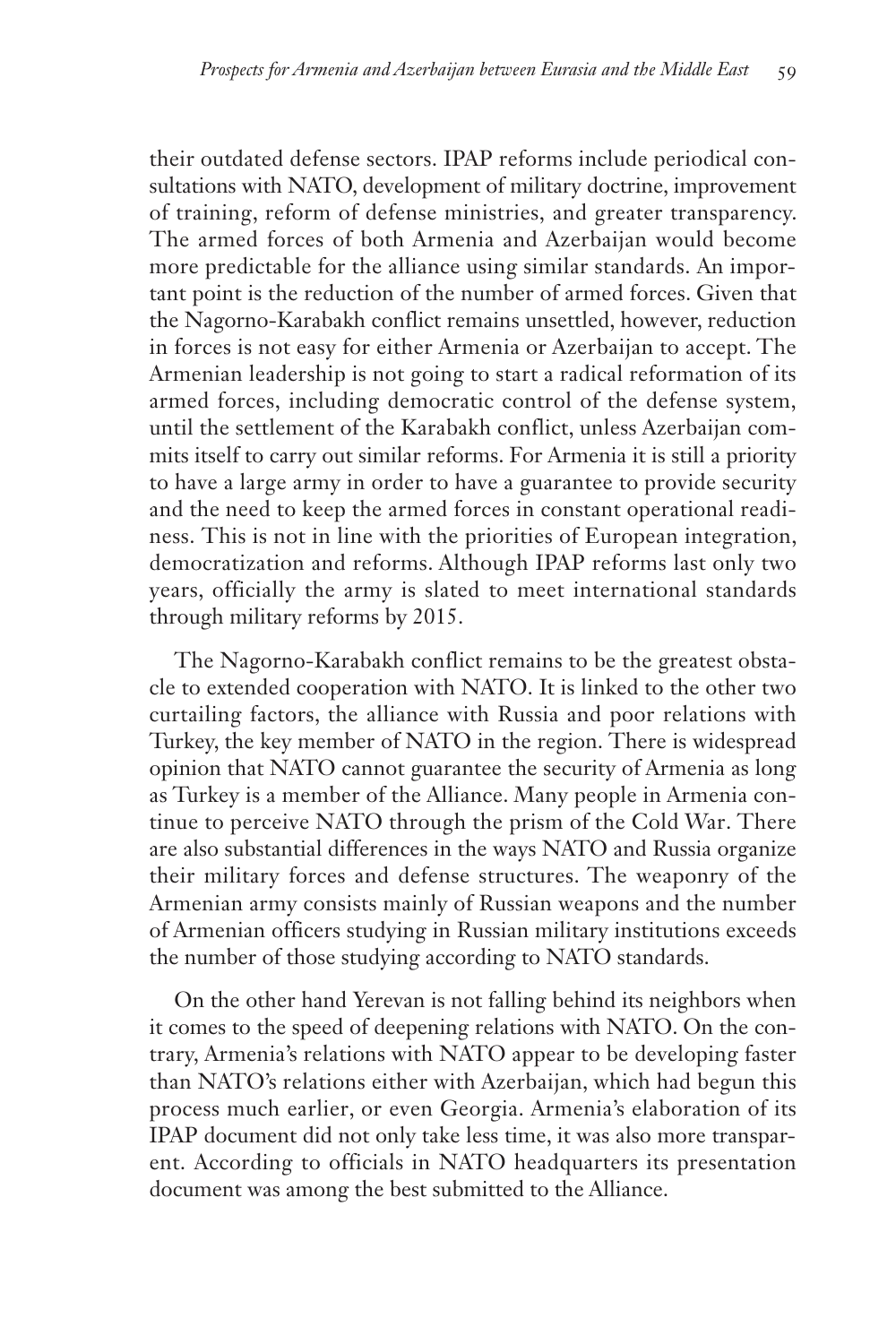their outdated defense sectors. IPAP reforms include periodical consultations with NATO, development of military doctrine, improvement of training, reform of defense ministries, and greater transparency. The armed forces of both Armenia and Azerbaijan would become more predictable for the alliance using similar standards. An important point is the reduction of the number of armed forces. Given that the Nagorno-Karabakh conflict remains unsettled, however, reduction in forces is not easy for either Armenia or Azerbaijan to accept. The Armenian leadership is not going to start a radical reformation of its armed forces, including democratic control of the defense system, until the settlement of the Karabakh conflict, unless Azerbaijan commits itself to carry out similar reforms. For Armenia it is still a priority to have a large army in order to have a guarantee to provide security and the need to keep the armed forces in constant operational readiness. This is not in line with the priorities of European integration, democratization and reforms. Although IPAP reforms last only two years, officially the army is slated to meet international standards through military reforms by 2015.

The Nagorno-Karabakh conflict remains to be the greatest obstacle to extended cooperation with NATO. It is linked to the other two curtailing factors, the alliance with Russia and poor relations with Turkey, the key member of NATO in the region. There is widespread opinion that NATO cannot guarantee the security of Armenia as long as Turkey is a member of the Alliance. Many people in Armenia continue to perceive NATO through the prism of the Cold War. There are also substantial differences in the ways NATO and Russia organize their military forces and defense structures. The weaponry of the Armenian army consists mainly of Russian weapons and the number of Armenian officers studying in Russian military institutions exceeds the number of those studying according to NATO standards.

On the other hand Yerevan is not falling behind its neighbors when it comes to the speed of deepening relations with NATO. On the contrary, Armenia's relations with NATO appear to be developing faster than NATO's relations either with Azerbaijan, which had begun this process much earlier, or even Georgia. Armenia's elaboration of its IPAP document did not only take less time, it was also more transparent. According to officials in NATO headquarters its presentation document was among the best submitted to the Alliance.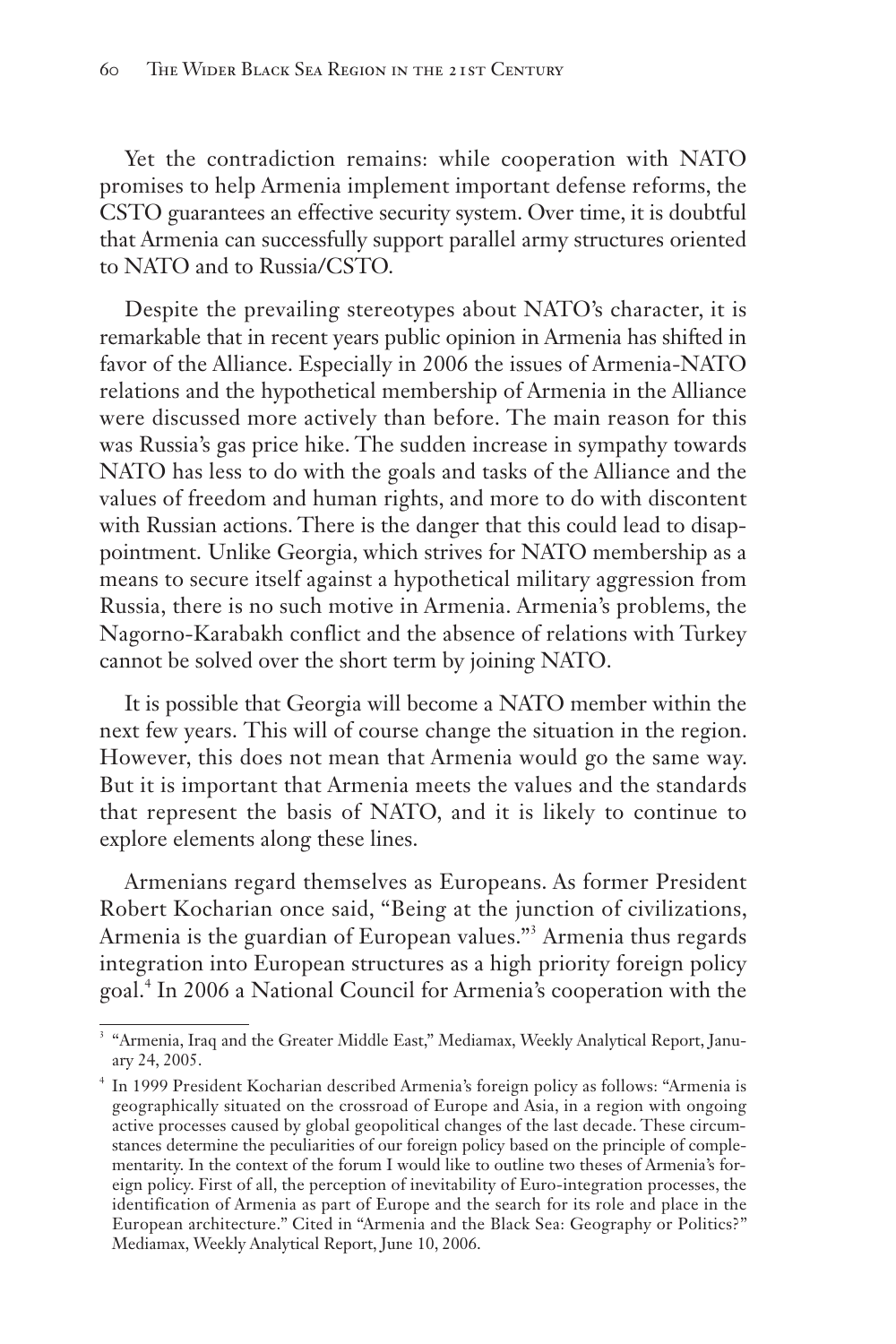Yet the contradiction remains: while cooperation with NATO promises to help Armenia implement important defense reforms, the CSTO guarantees an effective security system. Over time, it is doubtful that Armenia can successfully support parallel army structures oriented to NATO and to Russia/CSTO.

Despite the prevailing stereotypes about NATO's character, it is remarkable that in recent years public opinion in Armenia has shifted in favor of the Alliance. Especially in 2006 the issues of Armenia-NATO relations and the hypothetical membership of Armenia in the Alliance were discussed more actively than before. The main reason for this was Russia's gas price hike. The sudden increase in sympathy towards NATO has less to do with the goals and tasks of the Alliance and the values of freedom and human rights, and more to do with discontent with Russian actions. There is the danger that this could lead to disappointment. Unlike Georgia, which strives for NATO membership as a means to secure itself against a hypothetical military aggression from Russia, there is no such motive in Armenia. Armenia's problems, the Nagorno-Karabakh conflict and the absence of relations with Turkey cannot be solved over the short term by joining NATO.

It is possible that Georgia will become a NATO member within the next few years. This will of course change the situation in the region. However, this does not mean that Armenia would go the same way. But it is important that Armenia meets the values and the standards that represent the basis of NATO, and it is likely to continue to explore elements along these lines.

Armenians regard themselves as Europeans. As former President Robert Kocharian once said, "Being at the junction of civilizations, Armenia is the guardian of European values."[3] Armenia thus regards integration into European structures as a high priority foreign policy goal.[4] In 2006 a National Council for Armenia's cooperation with the

---

[3] "Armenia, Iraq and the Greater Middle East," Mediamax, Weekly Analytical Report, January 24, 2005.

[4] In 1999 President Kocharian described Armenia's foreign policy as follows: "Armenia is geographically situated on the crossroad of Europe and Asia, in a region with ongoing active processes caused by global geopolitical changes of the last decade. These circumstances determine the peculiarities of our foreign policy based on the principle of complementarity. In the context of the forum I would like to outline two theses of Armenia's foreign policy. First of all, the perception of inevitability of Euro-integration processes, the identification of Armenia as part of Europe and the search for its role and place in the European architecture." Cited in "Armenia and the Black Sea: Geography or Politics?" Mediamax, Weekly Analytical Report, June 10, 2006.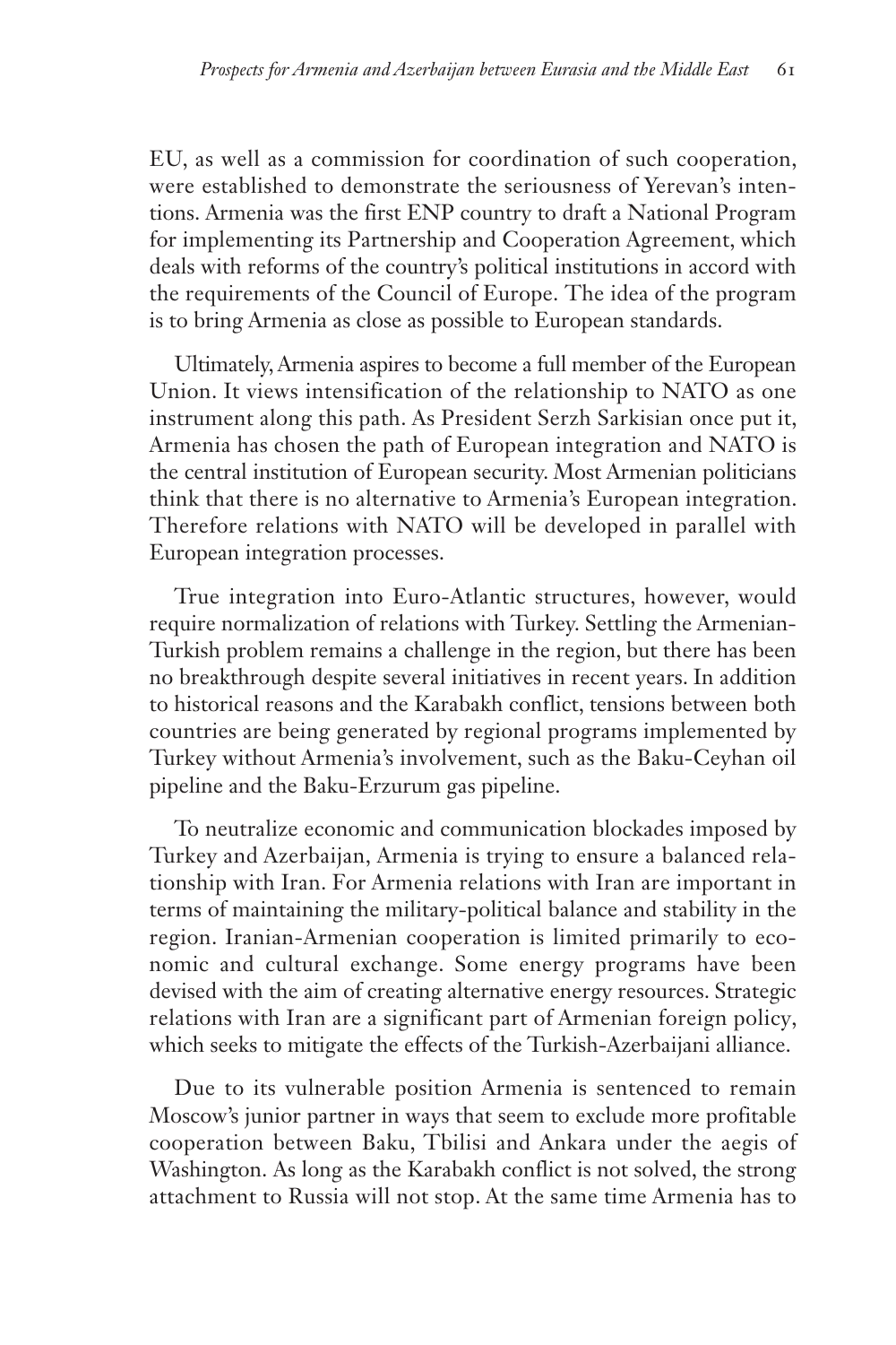EU, as well as a commission for coordination of such cooperation, were established to demonstrate the seriousness of Yerevan's intentions. Armenia was the first ENP country to draft a National Program for implementing its Partnership and Cooperation Agreement, which deals with reforms of the country's political institutions in accord with the requirements of the Council of Europe. The idea of the program is to bring Armenia as close as possible to European standards.

Ultimately, Armenia aspires to become a full member of the European Union. It views intensification of the relationship to NATO as one instrument along this path. As President Serzh Sarkisian once put it, Armenia has chosen the path of European integration and NATO is the central institution of European security. Most Armenian politicians think that there is no alternative to Armenia's European integration. Therefore relations with NATO will be developed in parallel with European integration processes.

True integration into Euro-Atlantic structures, however, would require normalization of relations with Turkey. Settling the Armenian-Turkish problem remains a challenge in the region, but there has been no breakthrough despite several initiatives in recent years. In addition to historical reasons and the Karabakh conflict, tensions between both countries are being generated by regional programs implemented by Turkey without Armenia's involvement, such as the Baku-Ceyhan oil pipeline and the Baku-Erzurum gas pipeline.

To neutralize economic and communication blockades imposed by Turkey and Azerbaijan, Armenia is trying to ensure a balanced relationship with Iran. For Armenia relations with Iran are important in terms of maintaining the military-political balance and stability in the region. Iranian-Armenian cooperation is limited primarily to economic and cultural exchange. Some energy programs have been devised with the aim of creating alternative energy resources. Strategic relations with Iran are a significant part of Armenian foreign policy, which seeks to mitigate the effects of the Turkish-Azerbaijani alliance.

Due to its vulnerable position Armenia is sentenced to remain Moscow's junior partner in ways that seem to exclude more profitable cooperation between Baku, Tbilisi and Ankara under the aegis of Washington. As long as the Karabakh conflict is not solved, the strong attachment to Russia will not stop. At the same time Armenia has to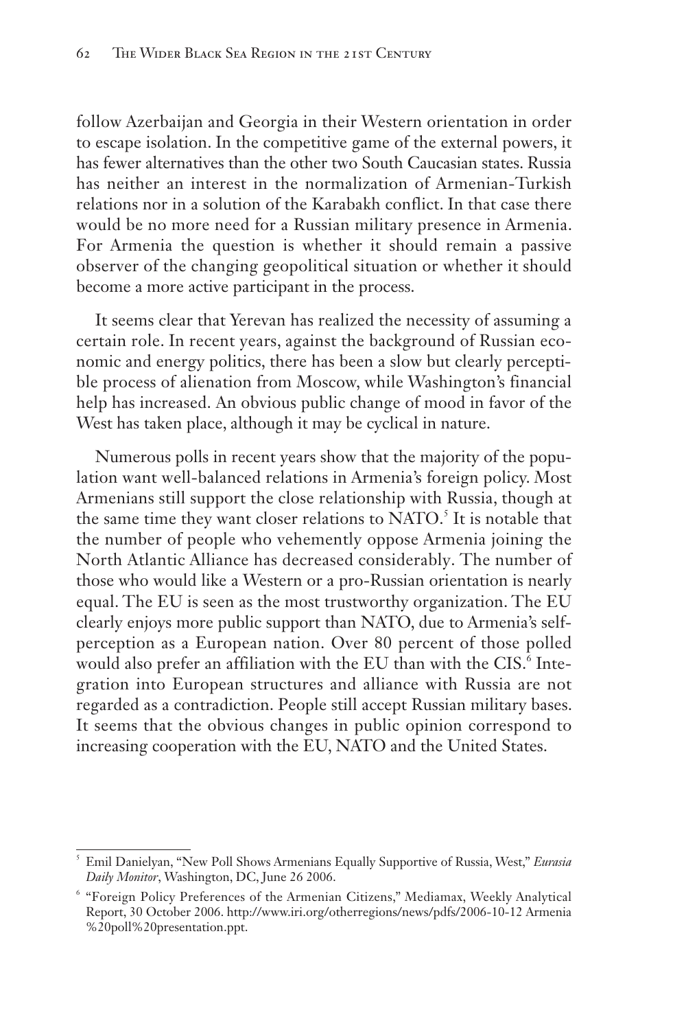follow Azerbaijan and Georgia in their Western orientation in order to escape isolation. In the competitive game of the external powers, it has fewer alternatives than the other two South Caucasian states. Russia has neither an interest in the normalization of Armenian-Turkish relations nor in a solution of the Karabakh conflict. In that case there would be no more need for a Russian military presence in Armenia. For Armenia the question is whether it should remain a passive observer of the changing geopolitical situation or whether it should become a more active participant in the process.

It seems clear that Yerevan has realized the necessity of assuming a certain role. In recent years, against the background of Russian economic and energy politics, there has been a slow but clearly perceptible process of alienation from Moscow, while Washington's financial help has increased. An obvious public change of mood in favor of the West has taken place, although it may be cyclical in nature.

Numerous polls in recent years show that the majority of the population want well-balanced relations in Armenia's foreign policy. Most Armenians still support the close relationship with Russia, though at the same time they want closer relations to NATO.[5] It is notable that the number of people who vehemently oppose Armenia joining the North Atlantic Alliance has decreased considerably. The number of those who would like a Western or a pro-Russian orientation is nearly equal. The EU is seen as the most trustworthy organization. The EU clearly enjoys more public support than NATO, due to Armenia's self-perception as a European nation. Over 80 percent of those polled would also prefer an affiliation with the EU than with the CIS.[6] Integration into European structures and alliance with Russia are not regarded as a contradiction. People still accept Russian military bases. It seems that the obvious changes in public opinion correspond to increasing cooperation with the EU, NATO and the United States.

---

[5] Emil Danielyan, "New Poll Shows Armenians Equally Supportive of Russia, West," *Eurasia Daily Monitor*, Washington, DC, June 26 2006.

[6] "Foreign Policy Preferences of the Armenian Citizens," Mediamax, Weekly Analytical Report, 30 October 2006. http://www.iri.org/otherregions/news/pdfs/2006-10-12 Armenia %20poll%20presentation.ppt.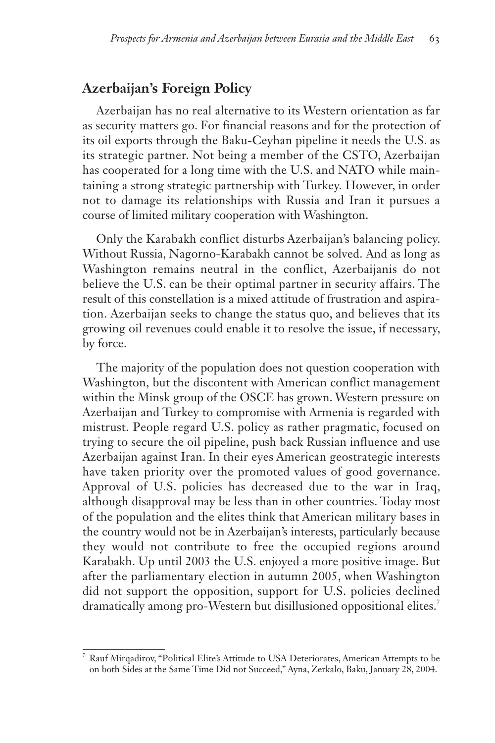## Azerbaijan's Foreign Policy

Azerbaijan has no real alternative to its Western orientation as far as security matters go. For financial reasons and for the protection of its oil exports through the Baku-Ceyhan pipeline it needs the U.S. as its strategic partner. Not being a member of the CSTO, Azerbaijan has cooperated for a long time with the U.S. and NATO while maintaining a strong strategic partnership with Turkey. However, in order not to damage its relationships with Russia and Iran it pursues a course of limited military cooperation with Washington.

Only the Karabakh conflict disturbs Azerbaijan's balancing policy. Without Russia, Nagorno-Karabakh cannot be solved. And as long as Washington remains neutral in the conflict, Azerbaijanis do not believe the U.S. can be their optimal partner in security affairs. The result of this constellation is a mixed attitude of frustration and aspiration. Azerbaijan seeks to change the status quo, and believes that its growing oil revenues could enable it to resolve the issue, if necessary, by force.

The majority of the population does not question cooperation with Washington, but the discontent with American conflict management within the Minsk group of the OSCE has grown. Western pressure on Azerbaijan and Turkey to compromise with Armenia is regarded with mistrust. People regard U.S. policy as rather pragmatic, focused on trying to secure the oil pipeline, push back Russian influence and use Azerbaijan against Iran. In their eyes American geostrategic interests have taken priority over the promoted values of good governance. Approval of U.S. policies has decreased due to the war in Iraq, although disapproval may be less than in other countries. Today most of the population and the elites think that American military bases in the country would not be in Azerbaijan's interests, particularly because they would not contribute to free the occupied regions around Karabakh. Up until 2003 the U.S. enjoyed a more positive image. But after the parliamentary election in autumn 2005, when Washington did not support the opposition, support for U.S. policies declined dramatically among pro-Western but disillusioned oppositional elites.[7]

---

[7] Rauf Mirqadirov, "Political Elite's Attitude to USA Deteriorates, American Attempts to be on both Sides at the Same Time Did not Succeed," Ayna, Zerkalo, Baku, January 28, 2004.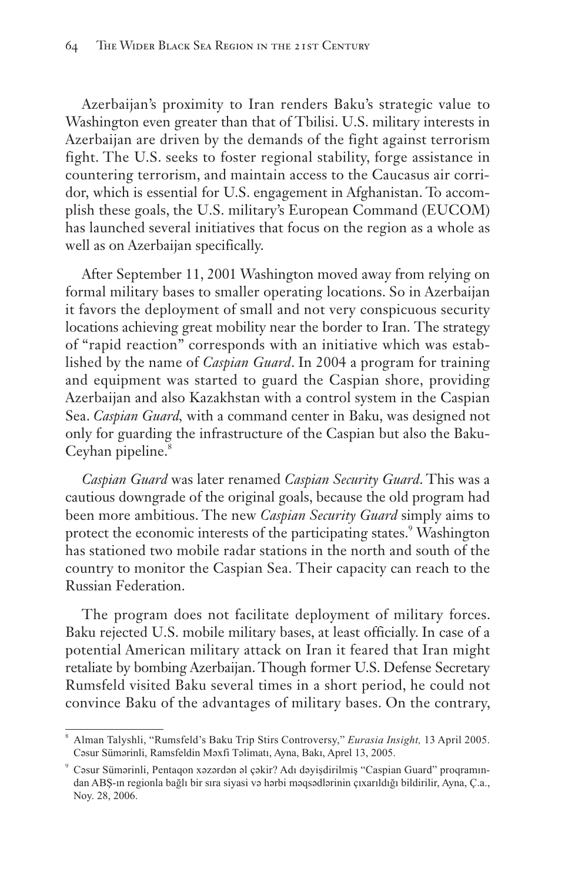Azerbaijan's proximity to Iran renders Baku's strategic value to Washington even greater than that of Tbilisi. U.S. military interests in Azerbaijan are driven by the demands of the fight against terrorism fight. The U.S. seeks to foster regional stability, forge assistance in countering terrorism, and maintain access to the Caucasus air corridor, which is essential for U.S. engagement in Afghanistan. To accomplish these goals, the U.S. military's European Command (EUCOM) has launched several initiatives that focus on the region as a whole as well as on Azerbaijan specifically.

After September 11, 2001 Washington moved away from relying on formal military bases to smaller operating locations. So in Azerbaijan it favors the deployment of small and not very conspicuous security locations achieving great mobility near the border to Iran. The strategy of "rapid reaction" corresponds with an initiative which was established by the name of *Caspian Guard*. In 2004 a program for training and equipment was started to guard the Caspian shore, providing Azerbaijan and also Kazakhstan with a control system in the Caspian Sea. *Caspian Guard*, with a command center in Baku, was designed not only for guarding the infrastructure of the Caspian but also the Baku-Ceyhan pipeline.[8]

*Caspian Guard* was later renamed *Caspian Security Guard*. This was a cautious downgrade of the original goals, because the old program had been more ambitious. The new *Caspian Security Guard* simply aims to protect the economic interests of the participating states.[9] Washington has stationed two mobile radar stations in the north and south of the country to monitor the Caspian Sea. Their capacity can reach to the Russian Federation.

The program does not facilitate deployment of military forces. Baku rejected U.S. mobile military bases, at least officially. In case of a potential American military attack on Iran it feared that Iran might retaliate by bombing Azerbaijan. Though former U.S. Defense Secretary Rumsfeld visited Baku several times in a short period, he could not convince Baku of the advantages of military bases. On the contrary,

---

[8] Alman Talyshli, "Rumsfeld's Baku Trip Stirs Controversy," *Eurasia Insight,* 13 April 2005. Cəsur Sümərinli, Ramsfeldin Məxfi Təlimatı, Ayna, Bakı, Aprel 13, 2005.

[9] Cəsur Sümərinli, Pentaqon xəzərdən əl çəkir? Adı dəyişdirilmiş "Caspian Guard" proqramından ABŞ-ın regionla bağlı bir sıra siyasi və hərbi məqsədlərinin çıxarıldığı bildirilir, Ayna, Ç.a., Noy. 28, 2006.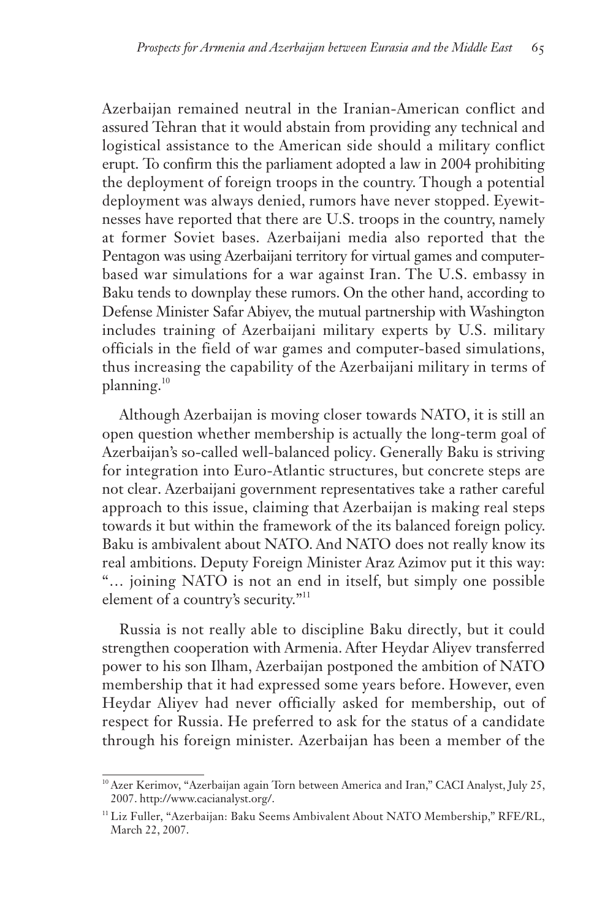Azerbaijan remained neutral in the Iranian-American conflict and assured Tehran that it would abstain from providing any technical and logistical assistance to the American side should a military conflict erupt. To confirm this the parliament adopted a law in 2004 prohibiting the deployment of foreign troops in the country. Though a potential deployment was always denied, rumors have never stopped. Eyewitnesses have reported that there are U.S. troops in the country, namely at former Soviet bases. Azerbaijani media also reported that the Pentagon was using Azerbaijani territory for virtual games and computer-based war simulations for a war against Iran. The U.S. embassy in Baku tends to downplay these rumors. On the other hand, according to Defense Minister Safar Abiyev, the mutual partnership with Washington includes training of Azerbaijani military experts by U.S. military officials in the field of war games and computer-based simulations, thus increasing the capability of the Azerbaijani military in terms of planning.[10]

Although Azerbaijan is moving closer towards NATO, it is still an open question whether membership is actually the long-term goal of Azerbaijan's so-called well-balanced policy. Generally Baku is striving for integration into Euro-Atlantic structures, but concrete steps are not clear. Azerbaijani government representatives take a rather careful approach to this issue, claiming that Azerbaijan is making real steps towards it but within the framework of the its balanced foreign policy. Baku is ambivalent about NATO. And NATO does not really know its real ambitions. Deputy Foreign Minister Araz Azimov put it this way: "... joining NATO is not an end in itself, but simply one possible element of a country's security."[11]

Russia is not really able to discipline Baku directly, but it could strengthen cooperation with Armenia. After Heydar Aliyev transferred power to his son Ilham, Azerbaijan postponed the ambition of NATO membership that it had expressed some years before. However, even Heydar Aliyev had never officially asked for membership, out of respect for Russia. He preferred to ask for the status of a candidate through his foreign minister. Azerbaijan has been a member of the

---

[10] Azer Kerimov, "Azerbaijan again Torn between America and Iran," CACI Analyst, July 25, 2007. http://www.cacianalyst.org/.

[11] Liz Fuller, "Azerbaijan: Baku Seems Ambivalent About NATO Membership," RFE/RL, March 22, 2007.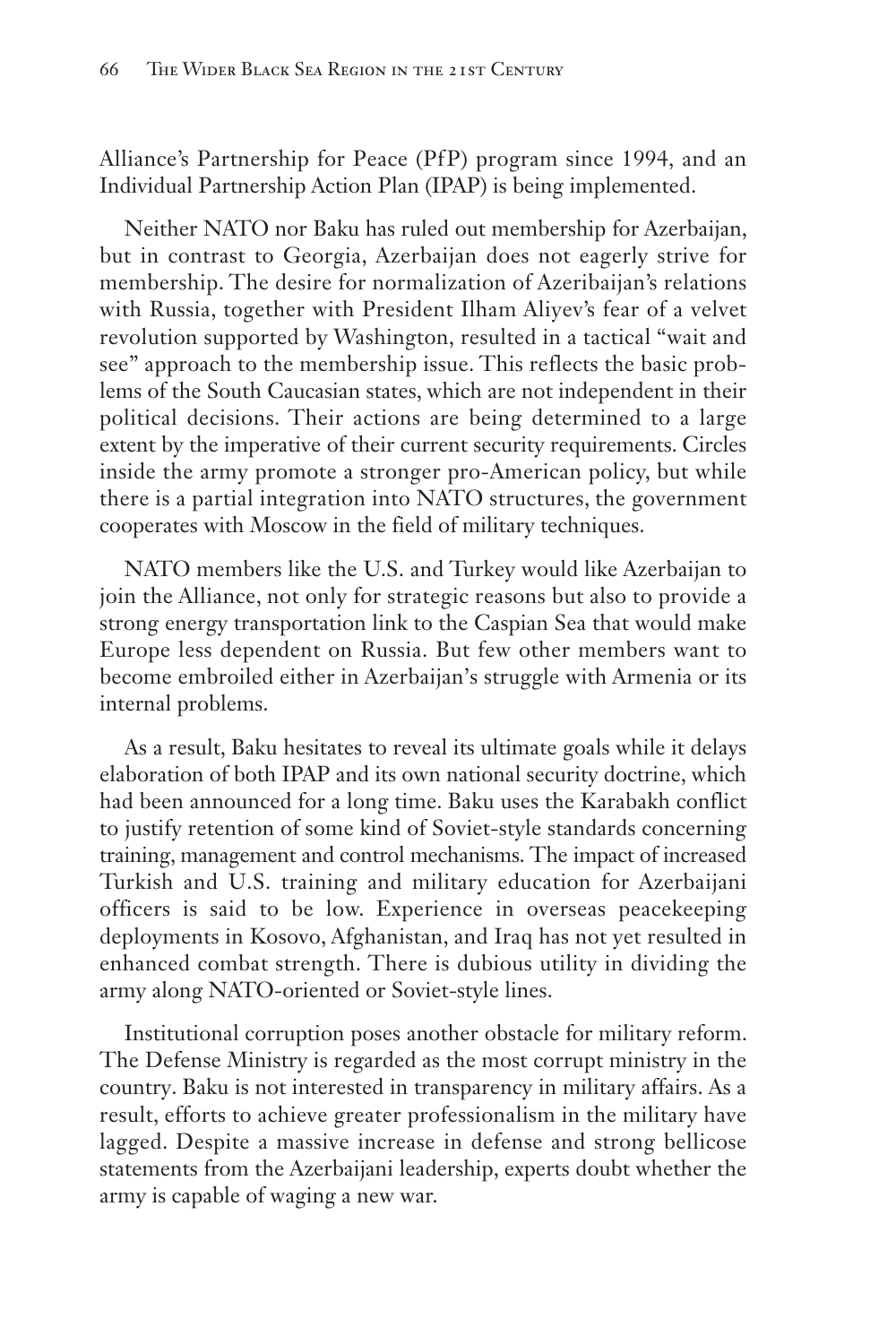Alliance's Partnership for Peace (PfP) program since 1994, and an Individual Partnership Action Plan (IPAP) is being implemented.

Neither NATO nor Baku has ruled out membership for Azerbaijan, but in contrast to Georgia, Azerbaijan does not eagerly strive for membership. The desire for normalization of Azeribaijan's relations with Russia, together with President Ilham Aliyev's fear of a velvet revolution supported by Washington, resulted in a tactical "wait and see" approach to the membership issue. This reflects the basic problems of the South Caucasian states, which are not independent in their political decisions. Their actions are being determined to a large extent by the imperative of their current security requirements. Circles inside the army promote a stronger pro-American policy, but while there is a partial integration into NATO structures, the government cooperates with Moscow in the field of military techniques.

NATO members like the U.S. and Turkey would like Azerbaijan to join the Alliance, not only for strategic reasons but also to provide a strong energy transportation link to the Caspian Sea that would make Europe less dependent on Russia. But few other members want to become embroiled either in Azerbaijan's struggle with Armenia or its internal problems.

As a result, Baku hesitates to reveal its ultimate goals while it delays elaboration of both IPAP and its own national security doctrine, which had been announced for a long time. Baku uses the Karabakh conflict to justify retention of some kind of Soviet-style standards concerning training, management and control mechanisms. The impact of increased Turkish and U.S. training and military education for Azerbaijani officers is said to be low. Experience in overseas peacekeeping deployments in Kosovo, Afghanistan, and Iraq has not yet resulted in enhanced combat strength. There is dubious utility in dividing the army along NATO-oriented or Soviet-style lines.

Institutional corruption poses another obstacle for military reform. The Defense Ministry is regarded as the most corrupt ministry in the country. Baku is not interested in transparency in military affairs. As a result, efforts to achieve greater professionalism in the military have lagged. Despite a massive increase in defense and strong bellicose statements from the Azerbaijani leadership, experts doubt whether the army is capable of waging a new war.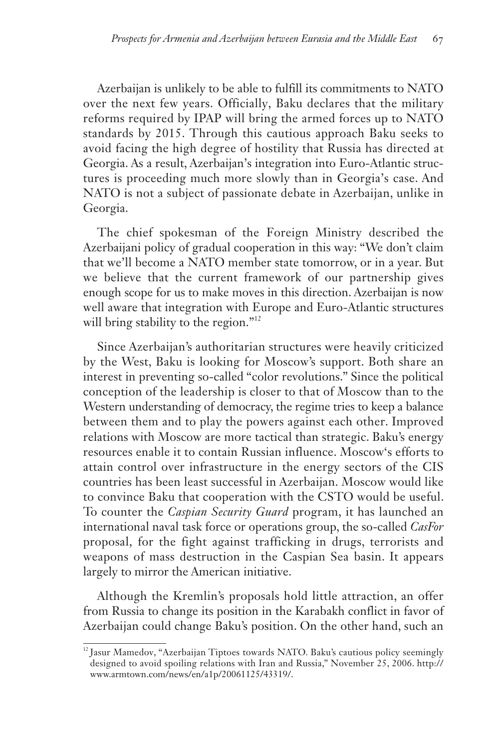Azerbaijan is unlikely to be able to fulfill its commitments to NATO over the next few years. Officially, Baku declares that the military reforms required by IPAP will bring the armed forces up to NATO standards by 2015. Through this cautious approach Baku seeks to avoid facing the high degree of hostility that Russia has directed at Georgia. As a result, Azerbaijan's integration into Euro-Atlantic structures is proceeding much more slowly than in Georgia's case. And NATO is not a subject of passionate debate in Azerbaijan, unlike in Georgia.

The chief spokesman of the Foreign Ministry described the Azerbaijani policy of gradual cooperation in this way: "We don't claim that we'll become a NATO member state tomorrow, or in a year. But we believe that the current framework of our partnership gives enough scope for us to make moves in this direction. Azerbaijan is now well aware that integration with Europe and Euro-Atlantic structures will bring stability to the region."[12]

Since Azerbaijan's authoritarian structures were heavily criticized by the West, Baku is looking for Moscow's support. Both share an interest in preventing so-called "color revolutions." Since the political conception of the leadership is closer to that of Moscow than to the Western understanding of democracy, the regime tries to keep a balance between them and to play the powers against each other. Improved relations with Moscow are more tactical than strategic. Baku's energy resources enable it to contain Russian influence. Moscow's efforts to attain control over infrastructure in the energy sectors of the CIS countries has been least successful in Azerbaijan. Moscow would like to convince Baku that cooperation with the CSTO would be useful. To counter the *Caspian Security Guard* program, it has launched an international naval task force or operations group, the so-called *CasFor* proposal, for the fight against trafficking in drugs, terrorists and weapons of mass destruction in the Caspian Sea basin. It appears largely to mirror the American initiative.

Although the Kremlin's proposals hold little attraction, an offer from Russia to change its position in the Karabakh conflict in favor of Azerbaijan could change Baku's position. On the other hand, such an

[12] Jasur Mamedov, "Azerbaijan Tiptoes towards NATO. Baku's cautious policy seemingly designed to avoid spoiling relations with Iran and Russia," November 25, 2006. http://www.armtown.com/news/en/a1p/20061125/43319/.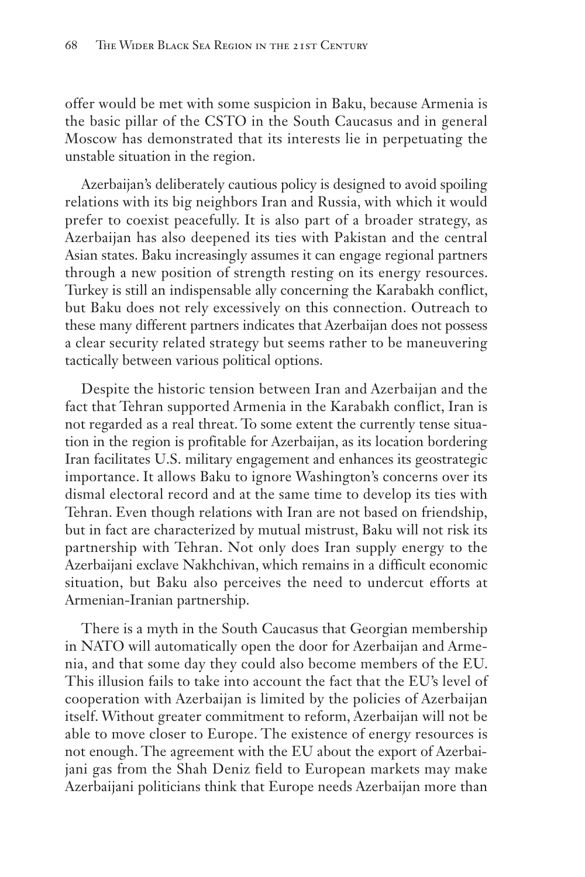offer would be met with some suspicion in Baku, because Armenia is the basic pillar of the CSTO in the South Caucasus and in general Moscow has demonstrated that its interests lie in perpetuating the unstable situation in the region.

Azerbaijan's deliberately cautious policy is designed to avoid spoiling relations with its big neighbors Iran and Russia, with which it would prefer to coexist peacefully. It is also part of a broader strategy, as Azerbaijan has also deepened its ties with Pakistan and the central Asian states. Baku increasingly assumes it can engage regional partners through a new position of strength resting on its energy resources. Turkey is still an indispensable ally concerning the Karabakh conflict, but Baku does not rely excessively on this connection. Outreach to these many different partners indicates that Azerbaijan does not possess a clear security related strategy but seems rather to be maneuvering tactically between various political options.

Despite the historic tension between Iran and Azerbaijan and the fact that Tehran supported Armenia in the Karabakh conflict, Iran is not regarded as a real threat. To some extent the currently tense situation in the region is profitable for Azerbaijan, as its location bordering Iran facilitates U.S. military engagement and enhances its geostrategic importance. It allows Baku to ignore Washington's concerns over its dismal electoral record and at the same time to develop its ties with Tehran. Even though relations with Iran are not based on friendship, but in fact are characterized by mutual mistrust, Baku will not risk its partnership with Tehran. Not only does Iran supply energy to the Azerbaijani exclave Nakhchivan, which remains in a difficult economic situation, but Baku also perceives the need to undercut efforts at Armenian-Iranian partnership.

There is a myth in the South Caucasus that Georgian membership in NATO will automatically open the door for Azerbaijan and Armenia, and that some day they could also become members of the EU. This illusion fails to take into account the fact that the EU's level of cooperation with Azerbaijan is limited by the policies of Azerbaijan itself. Without greater commitment to reform, Azerbaijan will not be able to move closer to Europe. The existence of energy resources is not enough. The agreement with the EU about the export of Azerbaijani gas from the Shah Deniz field to European markets may make Azerbaijani politicians think that Europe needs Azerbaijan more than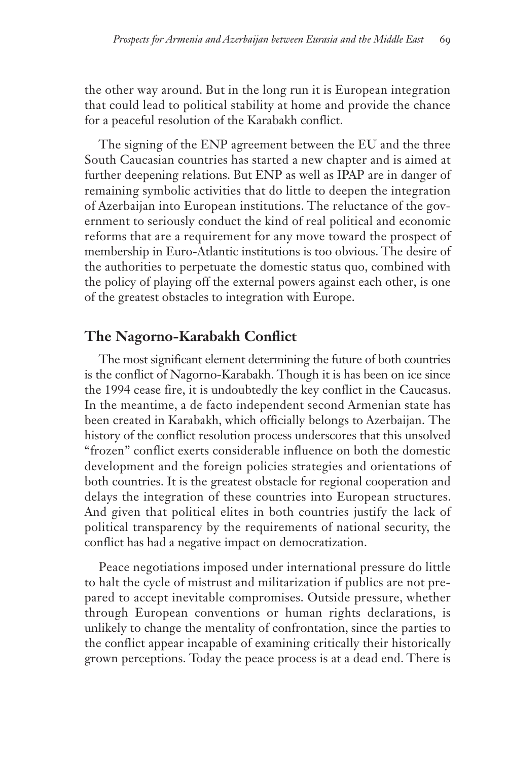the other way around. But in the long run it is European integration that could lead to political stability at home and provide the chance for a peaceful resolution of the Karabakh conflict.

The signing of the ENP agreement between the EU and the three South Caucasian countries has started a new chapter and is aimed at further deepening relations. But ENP as well as IPAP are in danger of remaining symbolic activities that do little to deepen the integration of Azerbaijan into European institutions. The reluctance of the government to seriously conduct the kind of real political and economic reforms that are a requirement for any move toward the prospect of membership in Euro-Atlantic institutions is too obvious. The desire of the authorities to perpetuate the domestic status quo, combined with the policy of playing off the external powers against each other, is one of the greatest obstacles to integration with Europe.

## The Nagorno-Karabakh Conflict

The most significant element determining the future of both countries is the conflict of Nagorno-Karabakh. Though it is has been on ice since the 1994 cease fire, it is undoubtedly the key conflict in the Caucasus. In the meantime, a de facto independent second Armenian state has been created in Karabakh, which officially belongs to Azerbaijan. The history of the conflict resolution process underscores that this unsolved "frozen" conflict exerts considerable influence on both the domestic development and the foreign policies strategies and orientations of both countries. It is the greatest obstacle for regional cooperation and delays the integration of these countries into European structures. And given that political elites in both countries justify the lack of political transparency by the requirements of national security, the conflict has had a negative impact on democratization.

Peace negotiations imposed under international pressure do little to halt the cycle of mistrust and militarization if publics are not prepared to accept inevitable compromises. Outside pressure, whether through European conventions or human rights declarations, is unlikely to change the mentality of confrontation, since the parties to the conflict appear incapable of examining critically their historically grown perceptions. Today the peace process is at a dead end. There is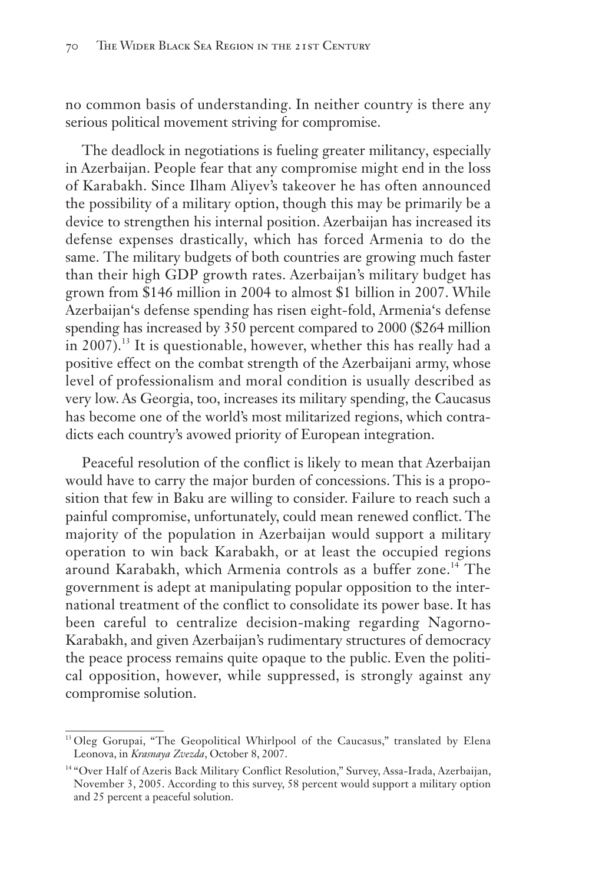no common basis of understanding. In neither country is there any serious political movement striving for compromise.

The deadlock in negotiations is fueling greater militancy, especially in Azerbaijan. People fear that any compromise might end in the loss of Karabakh. Since Ilham Aliyev's takeover he has often announced the possibility of a military option, though this may be primarily be a device to strengthen his internal position. Azerbaijan has increased its defense expenses drastically, which has forced Armenia to do the same. The military budgets of both countries are growing much faster than their high GDP growth rates. Azerbaijan's military budget has grown from $146 million in 2004 to almost $1 billion in 2007. While Azerbaijan's defense spending has risen eight-fold, Armenia's defense spending has increased by 350 percent compared to 2000 ($264 million in 2007).[13] It is questionable, however, whether this has really had a positive effect on the combat strength of the Azerbaijani army, whose level of professionalism and moral condition is usually described as very low. As Georgia, too, increases its military spending, the Caucasus has become one of the world's most militarized regions, which contradicts each country's avowed priority of European integration.

Peaceful resolution of the conflict is likely to mean that Azerbaijan would have to carry the major burden of concessions. This is a proposition that few in Baku are willing to consider. Failure to reach such a painful compromise, unfortunately, could mean renewed conflict. The majority of the population in Azerbaijan would support a military operation to win back Karabakh, or at least the occupied regions around Karabakh, which Armenia controls as a buffer zone.[14] The government is adept at manipulating popular opposition to the international treatment of the conflict to consolidate its power base. It has been careful to centralize decision-making regarding Nagorno-Karabakh, and given Azerbaijan's rudimentary structures of democracy the peace process remains quite opaque to the public. Even the political opposition, however, while suppressed, is strongly against any compromise solution.

---

[13] Oleg Gorupai, "The Geopolitical Whirlpool of the Caucasus," translated by Elena Leonova, in *Krasnaya Zvezda*, October 8, 2007.

[14] "Over Half of Azeris Back Military Conflict Resolution," Survey, Assa-Irada, Azerbaijan, November 3, 2005. According to this survey, 58 percent would support a military option and 25 percent a peaceful solution.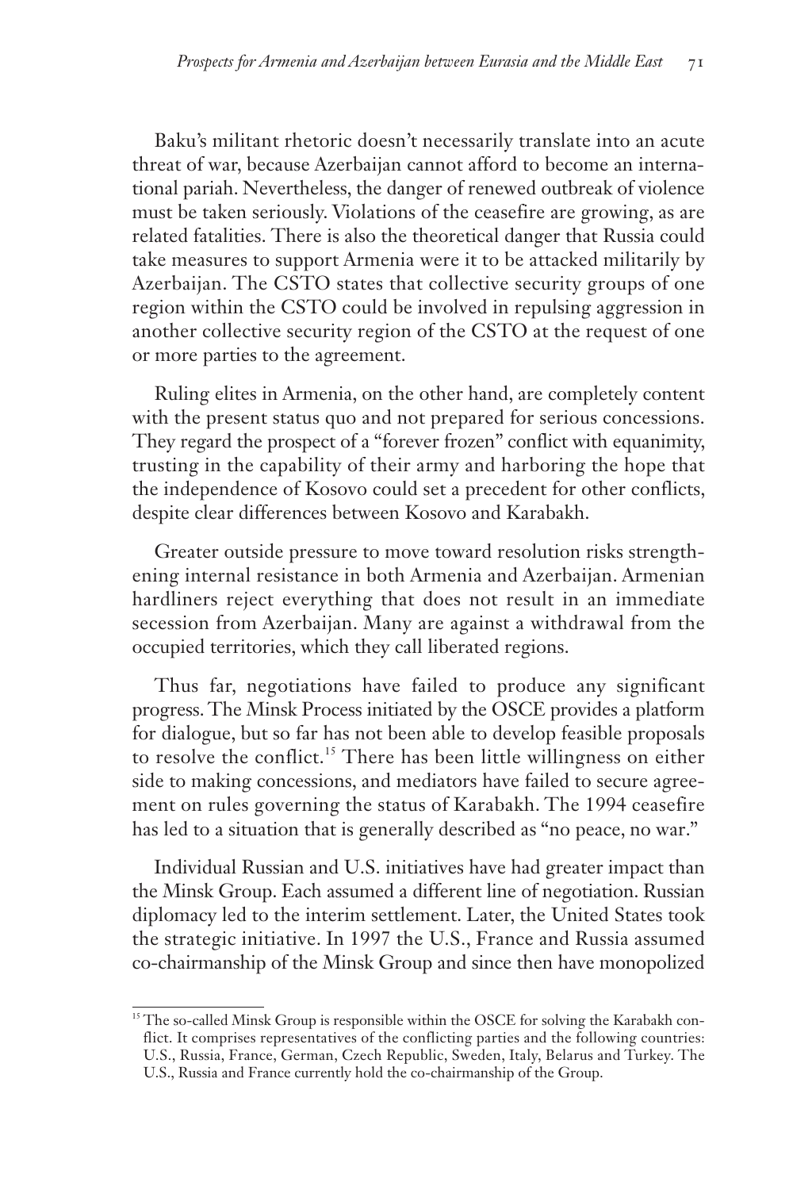Baku's militant rhetoric doesn't necessarily translate into an acute threat of war, because Azerbaijan cannot afford to become an international pariah. Nevertheless, the danger of renewed outbreak of violence must be taken seriously. Violations of the ceasefire are growing, as are related fatalities. There is also the theoretical danger that Russia could take measures to support Armenia were it to be attacked militarily by Azerbaijan. The CSTO states that collective security groups of one region within the CSTO could be involved in repulsing aggression in another collective security region of the CSTO at the request of one or more parties to the agreement.

Ruling elites in Armenia, on the other hand, are completely content with the present status quo and not prepared for serious concessions. They regard the prospect of a "forever frozen" conflict with equanimity, trusting in the capability of their army and harboring the hope that the independence of Kosovo could set a precedent for other conflicts, despite clear differences between Kosovo and Karabakh.

Greater outside pressure to move toward resolution risks strengthening internal resistance in both Armenia and Azerbaijan. Armenian hardliners reject everything that does not result in an immediate secession from Azerbaijan. Many are against a withdrawal from the occupied territories, which they call liberated regions.

Thus far, negotiations have failed to produce any significant progress. The Minsk Process initiated by the OSCE provides a platform for dialogue, but so far has not been able to develop feasible proposals to resolve the conflict.[15] There has been little willingness on either side to making concessions, and mediators have failed to secure agreement on rules governing the status of Karabakh. The 1994 ceasefire has led to a situation that is generally described as "no peace, no war."

Individual Russian and U.S. initiatives have had greater impact than the Minsk Group. Each assumed a different line of negotiation. Russian diplomacy led to the interim settlement. Later, the United States took the strategic initiative. In 1997 the U.S., France and Russia assumed co-chairmanship of the Minsk Group and since then have monopolized

---

[15] The so-called Minsk Group is responsible within the OSCE for solving the Karabakh conflict. It comprises representatives of the conflicting parties and the following countries: U.S., Russia, France, German, Czech Republic, Sweden, Italy, Belarus and Turkey. The U.S., Russia and France currently hold the co-chairmanship of the Group.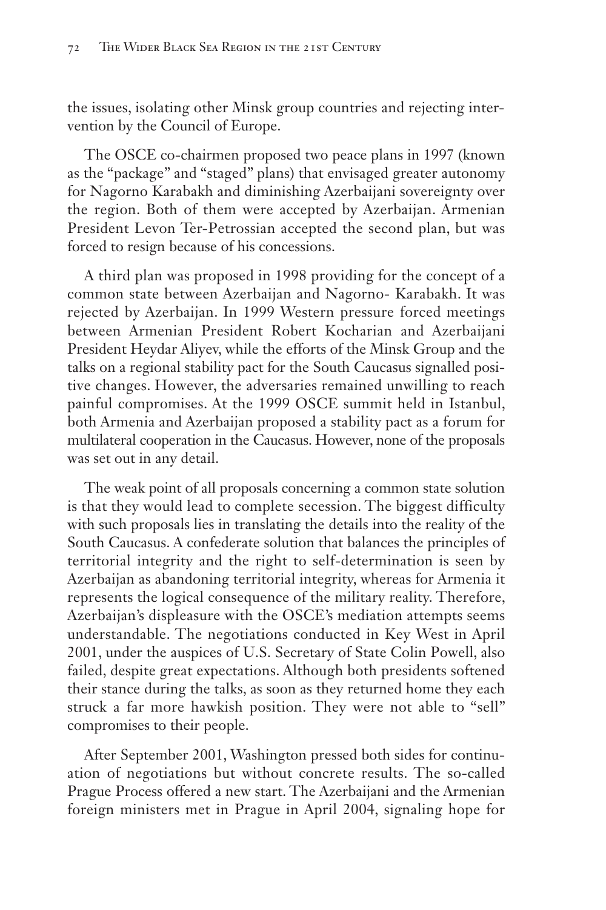the issues, isolating other Minsk group countries and rejecting intervention by the Council of Europe.

The OSCE co-chairmen proposed two peace plans in 1997 (known as the "package" and "staged" plans) that envisaged greater autonomy for Nagorno Karabakh and diminishing Azerbaijani sovereignty over the region. Both of them were accepted by Azerbaijan. Armenian President Levon Ter-Petrossian accepted the second plan, but was forced to resign because of his concessions.

A third plan was proposed in 1998 providing for the concept of a common state between Azerbaijan and Nagorno- Karabakh. It was rejected by Azerbaijan. In 1999 Western pressure forced meetings between Armenian President Robert Kocharian and Azerbaijani President Heydar Aliyev, while the efforts of the Minsk Group and the talks on a regional stability pact for the South Caucasus signalled positive changes. However, the adversaries remained unwilling to reach painful compromises. At the 1999 OSCE summit held in Istanbul, both Armenia and Azerbaijan proposed a stability pact as a forum for multilateral cooperation in the Caucasus. However, none of the proposals was set out in any detail.

The weak point of all proposals concerning a common state solution is that they would lead to complete secession. The biggest difficulty with such proposals lies in translating the details into the reality of the South Caucasus. A confederate solution that balances the principles of territorial integrity and the right to self-determination is seen by Azerbaijan as abandoning territorial integrity, whereas for Armenia it represents the logical consequence of the military reality. Therefore, Azerbaijan's displeasure with the OSCE's mediation attempts seems understandable. The negotiations conducted in Key West in April 2001, under the auspices of U.S. Secretary of State Colin Powell, also failed, despite great expectations. Although both presidents softened their stance during the talks, as soon as they returned home they each struck a far more hawkish position. They were not able to "sell" compromises to their people.

After September 2001, Washington pressed both sides for continuation of negotiations but without concrete results. The so-called Prague Process offered a new start. The Azerbaijani and the Armenian foreign ministers met in Prague in April 2004, signaling hope for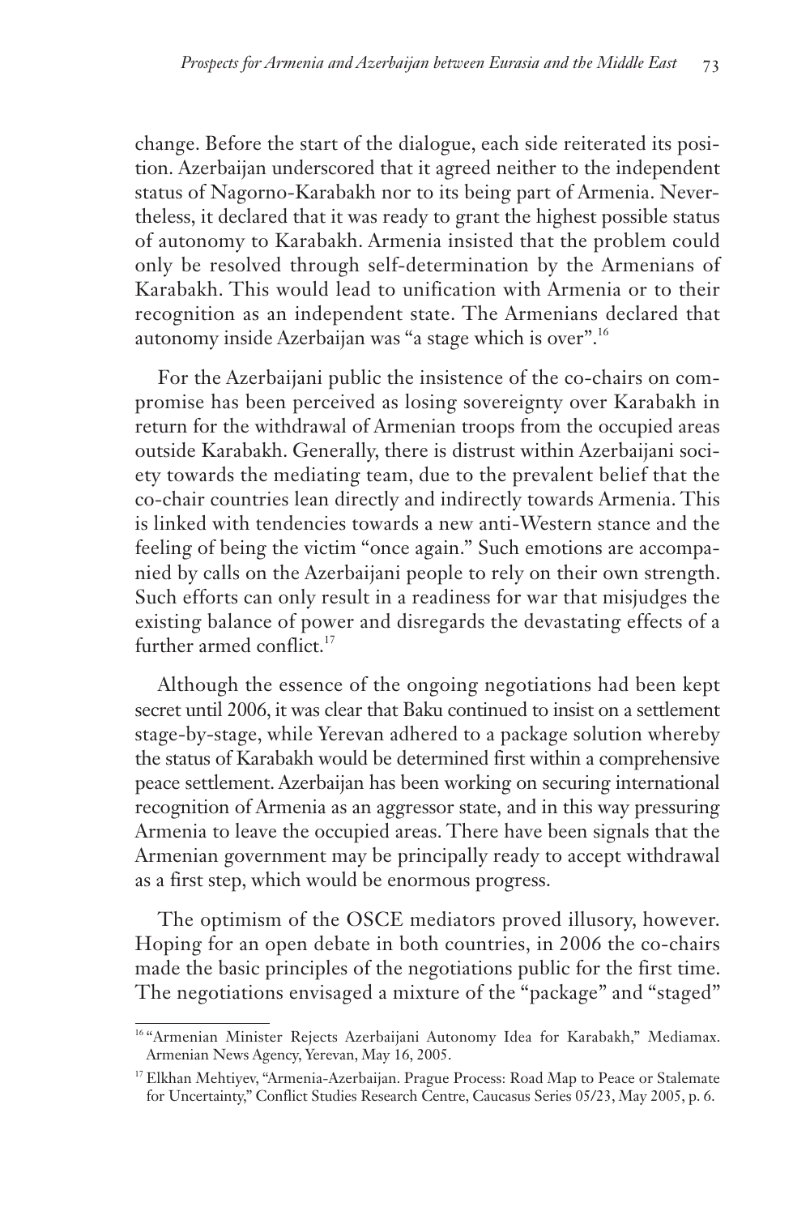change. Before the start of the dialogue, each side reiterated its position. Azerbaijan underscored that it agreed neither to the independent status of Nagorno-Karabakh nor to its being part of Armenia. Nevertheless, it declared that it was ready to grant the highest possible status of autonomy to Karabakh. Armenia insisted that the problem could only be resolved through self-determination by the Armenians of Karabakh. This would lead to unification with Armenia or to their recognition as an independent state. The Armenians declared that autonomy inside Azerbaijan was "a stage which is over".[16]

For the Azerbaijani public the insistence of the co-chairs on compromise has been perceived as losing sovereignty over Karabakh in return for the withdrawal of Armenian troops from the occupied areas outside Karabakh. Generally, there is distrust within Azerbaijani society towards the mediating team, due to the prevalent belief that the co-chair countries lean directly and indirectly towards Armenia. This is linked with tendencies towards a new anti-Western stance and the feeling of being the victim "once again." Such emotions are accompanied by calls on the Azerbaijani people to rely on their own strength. Such efforts can only result in a readiness for war that misjudges the existing balance of power and disregards the devastating effects of a further armed conflict.[17]

Although the essence of the ongoing negotiations had been kept secret until 2006, it was clear that Baku continued to insist on a settlement stage-by-stage, while Yerevan adhered to a package solution whereby the status of Karabakh would be determined first within a comprehensive peace settlement. Azerbaijan has been working on securing international recognition of Armenia as an aggressor state, and in this way pressuring Armenia to leave the occupied areas. There have been signals that the Armenian government may be principally ready to accept withdrawal as a first step, which would be enormous progress.

The optimism of the OSCE mediators proved illusory, however. Hoping for an open debate in both countries, in 2006 the co-chairs made the basic principles of the negotiations public for the first time. The negotiations envisaged a mixture of the "package" and "staged"

---

[16] "Armenian Minister Rejects Azerbaijani Autonomy Idea for Karabakh," Mediamax. Armenian News Agency, Yerevan, May 16, 2005.

[17] Elkhan Mehtiyev, "Armenia-Azerbaijan. Prague Process: Road Map to Peace or Stalemate for Uncertainty," Conflict Studies Research Centre, Caucasus Series 05/23, May 2005, p. 6.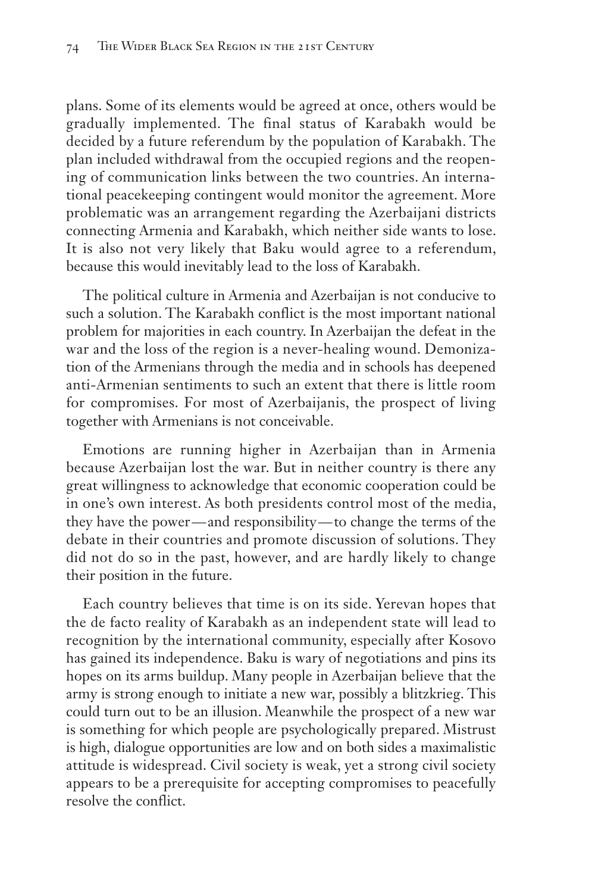plans. Some of its elements would be agreed at once, others would be gradually implemented. The final status of Karabakh would be decided by a future referendum by the population of Karabakh. The plan included withdrawal from the occupied regions and the reopening of communication links between the two countries. An international peacekeeping contingent would monitor the agreement. More problematic was an arrangement regarding the Azerbaijani districts connecting Armenia and Karabakh, which neither side wants to lose. It is also not very likely that Baku would agree to a referendum, because this would inevitably lead to the loss of Karabakh.

The political culture in Armenia and Azerbaijan is not conducive to such a solution. The Karabakh conflict is the most important national problem for majorities in each country. In Azerbaijan the defeat in the war and the loss of the region is a never-healing wound. Demonization of the Armenians through the media and in schools has deepened anti-Armenian sentiments to such an extent that there is little room for compromises. For most of Azerbaijanis, the prospect of living together with Armenians is not conceivable.

Emotions are running higher in Azerbaijan than in Armenia because Azerbaijan lost the war. But in neither country is there any great willingness to acknowledge that economic cooperation could be in one's own interest. As both presidents control most of the media, they have the power—and responsibility—to change the terms of the debate in their countries and promote discussion of solutions. They did not do so in the past, however, and are hardly likely to change their position in the future.

Each country believes that time is on its side. Yerevan hopes that the de facto reality of Karabakh as an independent state will lead to recognition by the international community, especially after Kosovo has gained its independence. Baku is wary of negotiations and pins its hopes on its arms buildup. Many people in Azerbaijan believe that the army is strong enough to initiate a new war, possibly a blitzkrieg. This could turn out to be an illusion. Meanwhile the prospect of a new war is something for which people are psychologically prepared. Mistrust is high, dialogue opportunities are low and on both sides a maximalistic attitude is widespread. Civil society is weak, yet a strong civil society appears to be a prerequisite for accepting compromises to peacefully resolve the conflict.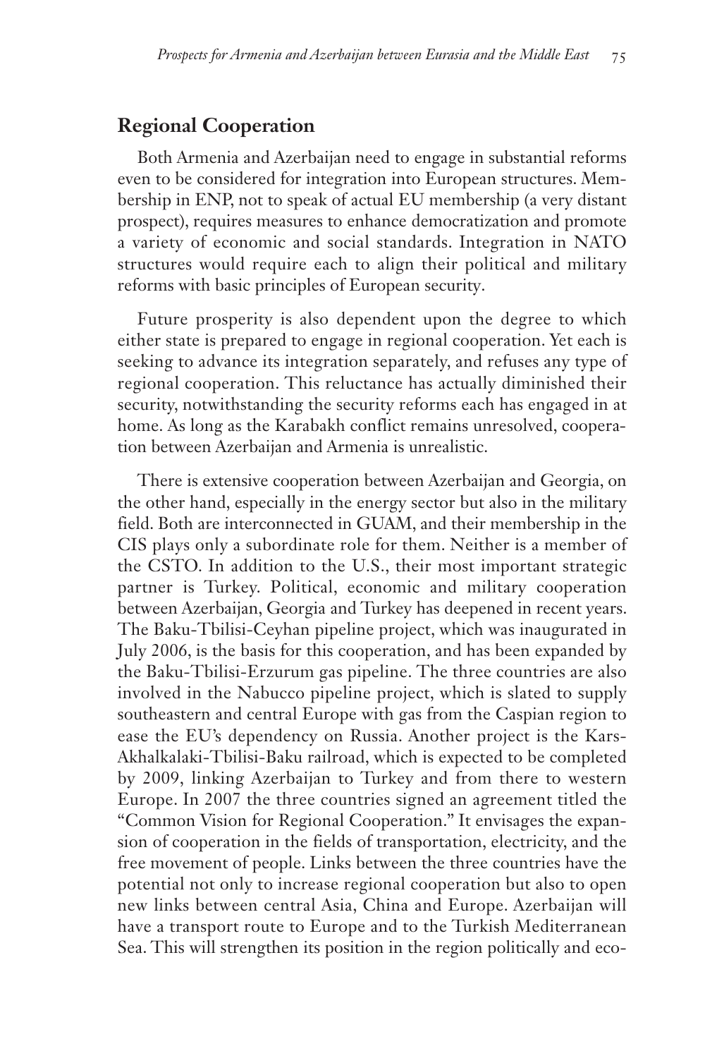## Regional Cooperation

Both Armenia and Azerbaijan need to engage in substantial reforms even to be considered for integration into European structures. Membership in ENP, not to speak of actual EU membership (a very distant prospect), requires measures to enhance democratization and promote a variety of economic and social standards. Integration in NATO structures would require each to align their political and military reforms with basic principles of European security.

Future prosperity is also dependent upon the degree to which either state is prepared to engage in regional cooperation. Yet each is seeking to advance its integration separately, and refuses any type of regional cooperation. This reluctance has actually diminished their security, notwithstanding the security reforms each has engaged in at home. As long as the Karabakh conflict remains unresolved, cooperation between Azerbaijan and Armenia is unrealistic.

There is extensive cooperation between Azerbaijan and Georgia, on the other hand, especially in the energy sector but also in the military field. Both are interconnected in GUAM, and their membership in the CIS plays only a subordinate role for them. Neither is a member of the CSTO. In addition to the U.S., their most important strategic partner is Turkey. Political, economic and military cooperation between Azerbaijan, Georgia and Turkey has deepened in recent years. The Baku-Tbilisi-Ceyhan pipeline project, which was inaugurated in July 2006, is the basis for this cooperation, and has been expanded by the Baku-Tbilisi-Erzurum gas pipeline. The three countries are also involved in the Nabucco pipeline project, which is slated to supply southeastern and central Europe with gas from the Caspian region to ease the EU's dependency on Russia. Another project is the Kars-Akhalkalaki-Tbilisi-Baku railroad, which is expected to be completed by 2009, linking Azerbaijan to Turkey and from there to western Europe. In 2007 the three countries signed an agreement titled the "Common Vision for Regional Cooperation." It envisages the expansion of cooperation in the fields of transportation, electricity, and the free movement of people. Links between the three countries have the potential not only to increase regional cooperation but also to open new links between central Asia, China and Europe. Azerbaijan will have a transport route to Europe and to the Turkish Mediterranean Sea. This will strengthen its position in the region politically and eco-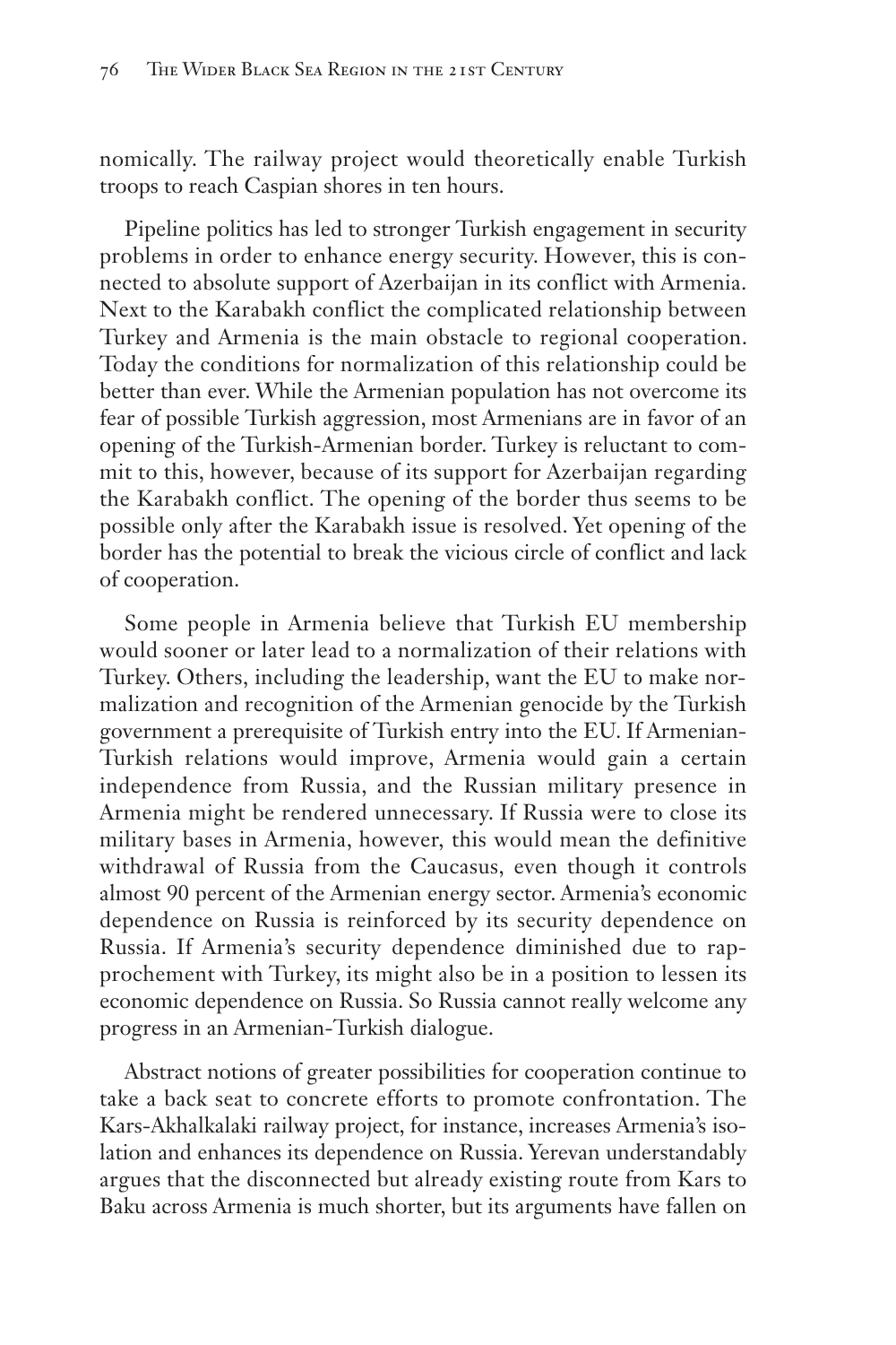nomically. The railway project would theoretically enable Turkish troops to reach Caspian shores in ten hours.

Pipeline politics has led to stronger Turkish engagement in security problems in order to enhance energy security. However, this is connected to absolute support of Azerbaijan in its conflict with Armenia. Next to the Karabakh conflict the complicated relationship between Turkey and Armenia is the main obstacle to regional cooperation. Today the conditions for normalization of this relationship could be better than ever. While the Armenian population has not overcome its fear of possible Turkish aggression, most Armenians are in favor of an opening of the Turkish-Armenian border. Turkey is reluctant to commit to this, however, because of its support for Azerbaijan regarding the Karabakh conflict. The opening of the border thus seems to be possible only after the Karabakh issue is resolved. Yet opening of the border has the potential to break the vicious circle of conflict and lack of cooperation.

Some people in Armenia believe that Turkish EU membership would sooner or later lead to a normalization of their relations with Turkey. Others, including the leadership, want the EU to make normalization and recognition of the Armenian genocide by the Turkish government a prerequisite of Turkish entry into the EU. If Armenian-Turkish relations would improve, Armenia would gain a certain independence from Russia, and the Russian military presence in Armenia might be rendered unnecessary. If Russia were to close its military bases in Armenia, however, this would mean the definitive withdrawal of Russia from the Caucasus, even though it controls almost 90 percent of the Armenian energy sector. Armenia's economic dependence on Russia is reinforced by its security dependence on Russia. If Armenia's security dependence diminished due to rapprochement with Turkey, its might also be in a position to lessen its economic dependence on Russia. So Russia cannot really welcome any progress in an Armenian-Turkish dialogue.

Abstract notions of greater possibilities for cooperation continue to take a back seat to concrete efforts to promote confrontation. The Kars-Akhalkalaki railway project, for instance, increases Armenia's isolation and enhances its dependence on Russia. Yerevan understandably argues that the disconnected but already existing route from Kars to Baku across Armenia is much shorter, but its arguments have fallen on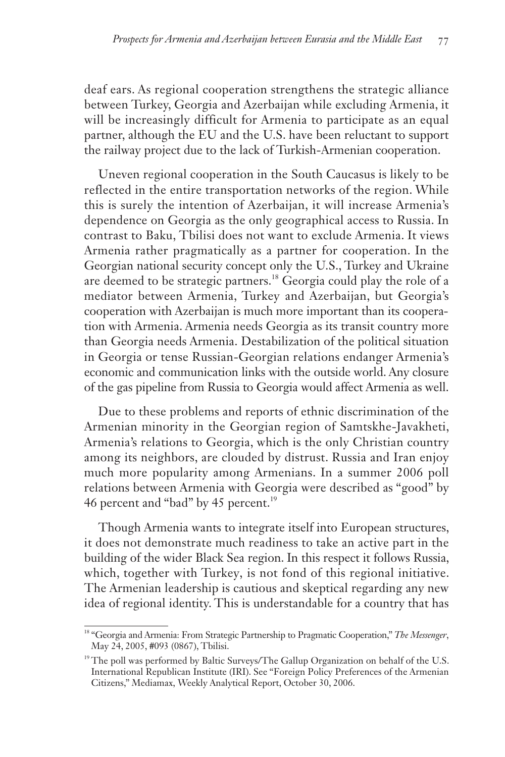deaf ears. As regional cooperation strengthens the strategic alliance between Turkey, Georgia and Azerbaijan while excluding Armenia, it will be increasingly difficult for Armenia to participate as an equal partner, although the EU and the U.S. have been reluctant to support the railway project due to the lack of Turkish-Armenian cooperation.

Uneven regional cooperation in the South Caucasus is likely to be reflected in the entire transportation networks of the region. While this is surely the intention of Azerbaijan, it will increase Armenia's dependence on Georgia as the only geographical access to Russia. In contrast to Baku, Tbilisi does not want to exclude Armenia. It views Armenia rather pragmatically as a partner for cooperation. In the Georgian national security concept only the U.S., Turkey and Ukraine are deemed to be strategic partners.[18] Georgia could play the role of a mediator between Armenia, Turkey and Azerbaijan, but Georgia's cooperation with Azerbaijan is much more important than its cooperation with Armenia. Armenia needs Georgia as its transit country more than Georgia needs Armenia. Destabilization of the political situation in Georgia or tense Russian-Georgian relations endanger Armenia's economic and communication links with the outside world. Any closure of the gas pipeline from Russia to Georgia would affect Armenia as well.

Due to these problems and reports of ethnic discrimination of the Armenian minority in the Georgian region of Samtskhe-Javakheti, Armenia's relations to Georgia, which is the only Christian country among its neighbors, are clouded by distrust. Russia and Iran enjoy much more popularity among Armenians. In a summer 2006 poll relations between Armenia with Georgia were described as "good" by 46 percent and "bad" by 45 percent.[19]

Though Armenia wants to integrate itself into European structures, it does not demonstrate much readiness to take an active part in the building of the wider Black Sea region. In this respect it follows Russia, which, together with Turkey, is not fond of this regional initiative. The Armenian leadership is cautious and skeptical regarding any new idea of regional identity. This is understandable for a country that has

---

[18] "Georgia and Armenia: From Strategic Partnership to Pragmatic Cooperation," *The Messenger*, May 24, 2005, #093 (0867), Tbilisi.

[19] The poll was performed by Baltic Surveys/The Gallup Organization on behalf of the U.S. International Republican Institute (IRI). See "Foreign Policy Preferences of the Armenian Citizens," Mediamax, Weekly Analytical Report, October 30, 2006.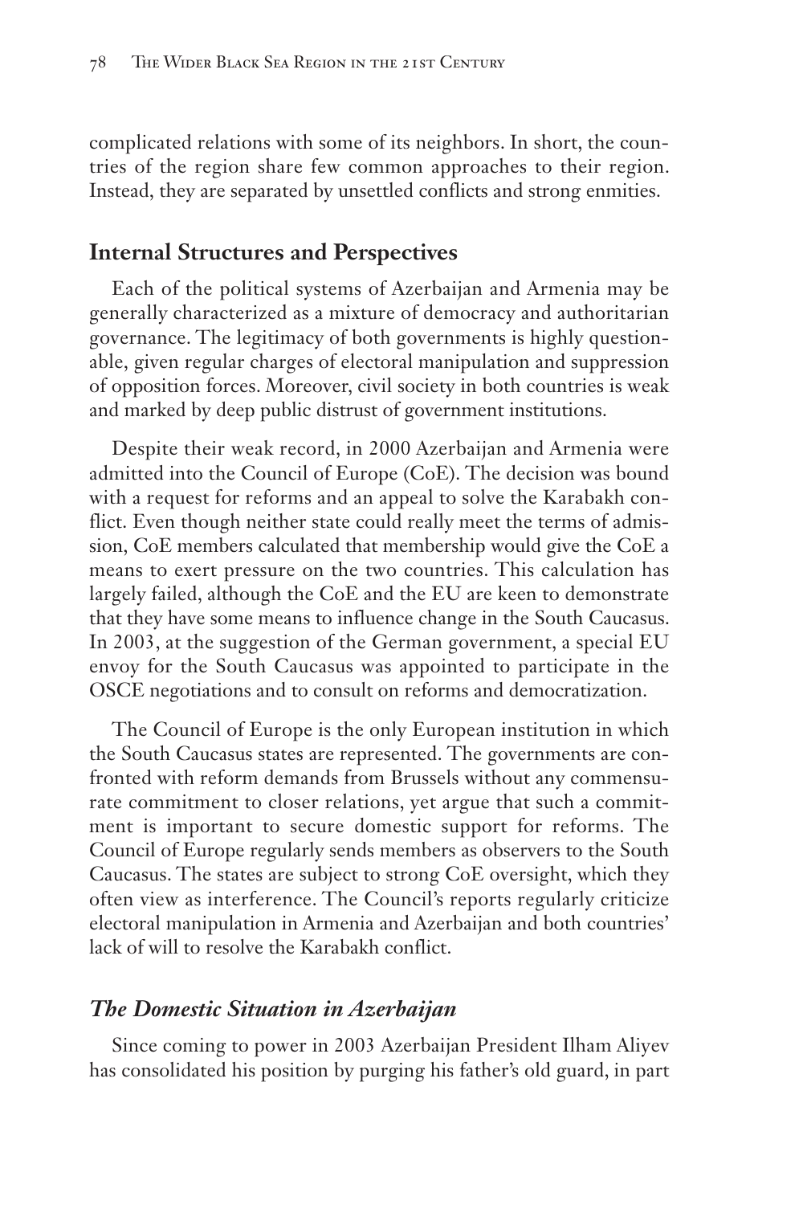complicated relations with some of its neighbors. In short, the countries of the region share few common approaches to their region. Instead, they are separated by unsettled conflicts and strong enmities.

## Internal Structures and Perspectives

Each of the political systems of Azerbaijan and Armenia may be generally characterized as a mixture of democracy and authoritarian governance. The legitimacy of both governments is highly questionable, given regular charges of electoral manipulation and suppression of opposition forces. Moreover, civil society in both countries is weak and marked by deep public distrust of government institutions.

Despite their weak record, in 2000 Azerbaijan and Armenia were admitted into the Council of Europe (CoE). The decision was bound with a request for reforms and an appeal to solve the Karabakh conflict. Even though neither state could really meet the terms of admission, CoE members calculated that membership would give the CoE a means to exert pressure on the two countries. This calculation has largely failed, although the CoE and the EU are keen to demonstrate that they have some means to influence change in the South Caucasus. In 2003, at the suggestion of the German government, a special EU envoy for the South Caucasus was appointed to participate in the OSCE negotiations and to consult on reforms and democratization.

The Council of Europe is the only European institution in which the South Caucasus states are represented. The governments are confronted with reform demands from Brussels without any commensurate commitment to closer relations, yet argue that such a commitment is important to secure domestic support for reforms. The Council of Europe regularly sends members as observers to the South Caucasus. The states are subject to strong CoE oversight, which they often view as interference. The Council's reports regularly criticize electoral manipulation in Armenia and Azerbaijan and both countries' lack of will to resolve the Karabakh conflict.

### *The Domestic Situation in Azerbaijan*

Since coming to power in 2003 Azerbaijan President Ilham Aliyev has consolidated his position by purging his father's old guard, in part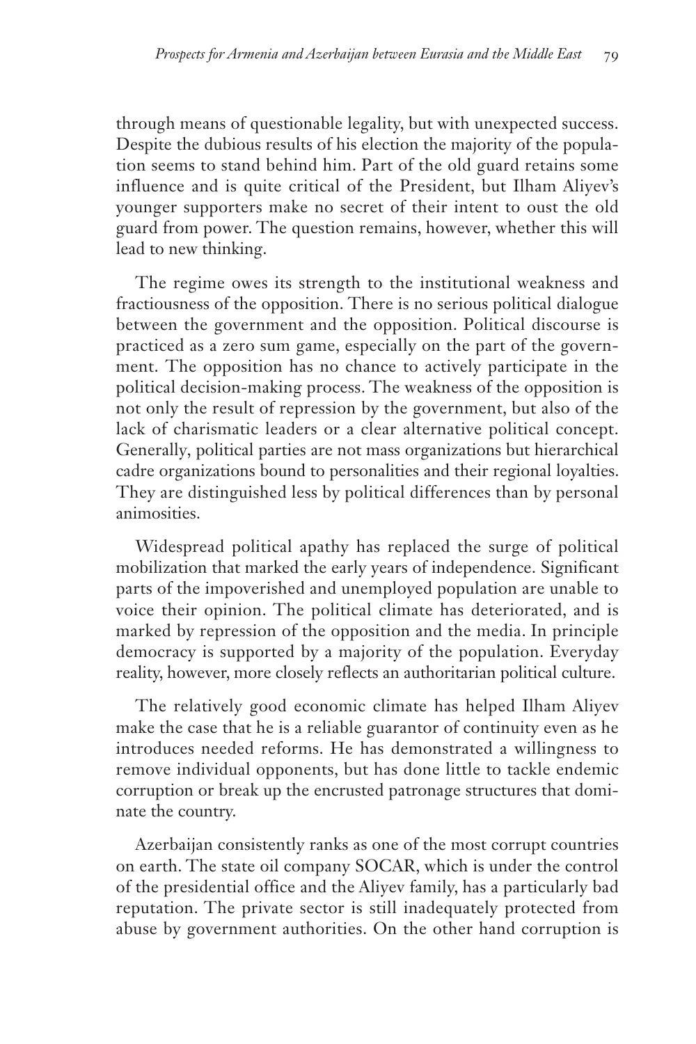through means of questionable legality, but with unexpected success. Despite the dubious results of his election the majority of the population seems to stand behind him. Part of the old guard retains some influence and is quite critical of the President, but Ilham Aliyev's younger supporters make no secret of their intent to oust the old guard from power. The question remains, however, whether this will lead to new thinking.

The regime owes its strength to the institutional weakness and fractiousness of the opposition. There is no serious political dialogue between the government and the opposition. Political discourse is practiced as a zero sum game, especially on the part of the government. The opposition has no chance to actively participate in the political decision-making process. The weakness of the opposition is not only the result of repression by the government, but also of the lack of charismatic leaders or a clear alternative political concept. Generally, political parties are not mass organizations but hierarchical cadre organizations bound to personalities and their regional loyalties. They are distinguished less by political differences than by personal animosities.

Widespread political apathy has replaced the surge of political mobilization that marked the early years of independence. Significant parts of the impoverished and unemployed population are unable to voice their opinion. The political climate has deteriorated, and is marked by repression of the opposition and the media. In principle democracy is supported by a majority of the population. Everyday reality, however, more closely reflects an authoritarian political culture.

The relatively good economic climate has helped Ilham Aliyev make the case that he is a reliable guarantor of continuity even as he introduces needed reforms. He has demonstrated a willingness to remove individual opponents, but has done little to tackle endemic corruption or break up the encrusted patronage structures that dominate the country.

Azerbaijan consistently ranks as one of the most corrupt countries on earth. The state oil company SOCAR, which is under the control of the presidential office and the Aliyev family, has a particularly bad reputation. The private sector is still inadequately protected from abuse by government authorities. On the other hand corruption is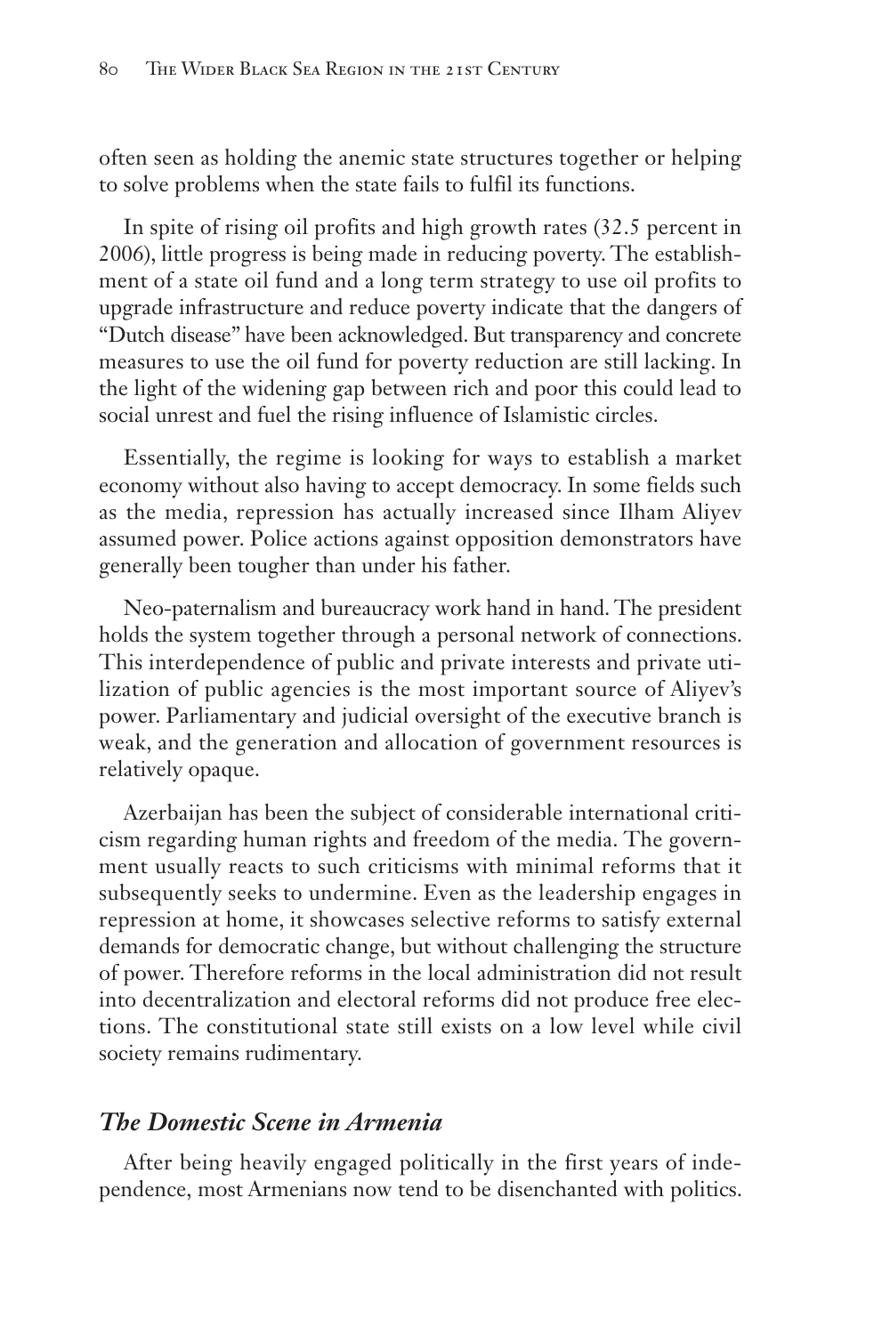often seen as holding the anemic state structures together or helping to solve problems when the state fails to fulfil its functions.

In spite of rising oil profits and high growth rates (32.5 percent in 2006), little progress is being made in reducing poverty. The establishment of a state oil fund and a long term strategy to use oil profits to upgrade infrastructure and reduce poverty indicate that the dangers of "Dutch disease" have been acknowledged. But transparency and concrete measures to use the oil fund for poverty reduction are still lacking. In the light of the widening gap between rich and poor this could lead to social unrest and fuel the rising influence of Islamistic circles.

Essentially, the regime is looking for ways to establish a market economy without also having to accept democracy. In some fields such as the media, repression has actually increased since Ilham Aliyev assumed power. Police actions against opposition demonstrators have generally been tougher than under his father.

Neo-paternalism and bureaucracy work hand in hand. The president holds the system together through a personal network of connections. This interdependence of public and private interests and private utilization of public agencies is the most important source of Aliyev's power. Parliamentary and judicial oversight of the executive branch is weak, and the generation and allocation of government resources is relatively opaque.

Azerbaijan has been the subject of considerable international criticism regarding human rights and freedom of the media. The government usually reacts to such criticisms with minimal reforms that it subsequently seeks to undermine. Even as the leadership engages in repression at home, it showcases selective reforms to satisfy external demands for democratic change, but without challenging the structure of power. Therefore reforms in the local administration did not result into decentralization and electoral reforms did not produce free elections. The constitutional state still exists on a low level while civil society remains rudimentary.

### *The Domestic Scene in Armenia*

After being heavily engaged politically in the first years of independence, most Armenians now tend to be disenchanted with politics.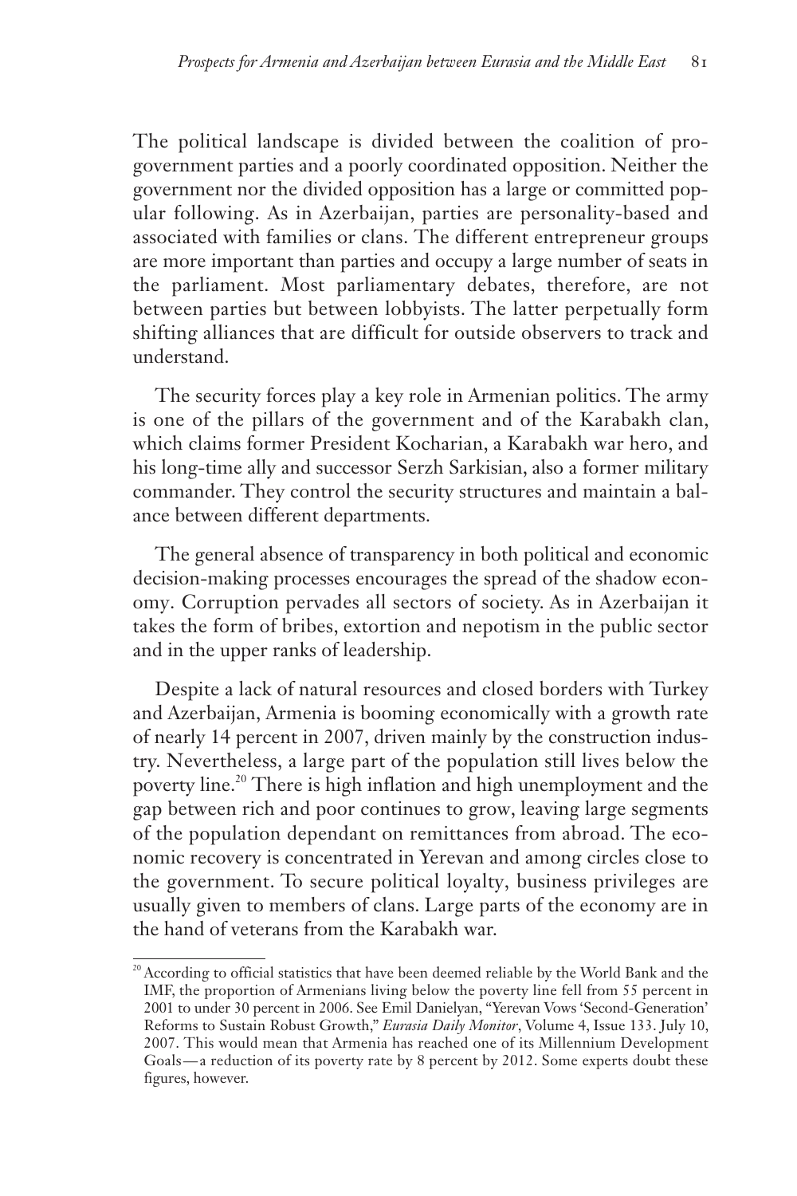The political landscape is divided between the coalition of pro-government parties and a poorly coordinated opposition. Neither the government nor the divided opposition has a large or committed popular following. As in Azerbaijan, parties are personality-based and associated with families or clans. The different entrepreneur groups are more important than parties and occupy a large number of seats in the parliament. Most parliamentary debates, therefore, are not between parties but between lobbyists. The latter perpetually form shifting alliances that are difficult for outside observers to track and understand.

The security forces play a key role in Armenian politics. The army is one of the pillars of the government and of the Karabakh clan, which claims former President Kocharian, a Karabakh war hero, and his long-time ally and successor Serzh Sarkisian, also a former military commander. They control the security structures and maintain a balance between different departments.

The general absence of transparency in both political and economic decision-making processes encourages the spread of the shadow economy. Corruption pervades all sectors of society. As in Azerbaijan it takes the form of bribes, extortion and nepotism in the public sector and in the upper ranks of leadership.

Despite a lack of natural resources and closed borders with Turkey and Azerbaijan, Armenia is booming economically with a growth rate of nearly 14 percent in 2007, driven mainly by the construction industry. Nevertheless, a large part of the population still lives below the poverty line.[20] There is high inflation and high unemployment and the gap between rich and poor continues to grow, leaving large segments of the population dependant on remittances from abroad. The economic recovery is concentrated in Yerevan and among circles close to the government. To secure political loyalty, business privileges are usually given to members of clans. Large parts of the economy are in the hand of veterans from the Karabakh war.

[20] According to official statistics that have been deemed reliable by the World Bank and the IMF, the proportion of Armenians living below the poverty line fell from 55 percent in 2001 to under 30 percent in 2006. See Emil Danielyan, "Yerevan Vows 'Second-Generation' Reforms to Sustain Robust Growth," *Eurasia Daily Monitor*, Volume 4, Issue 133. July 10, 2007. This would mean that Armenia has reached one of its Millennium Development Goals—a reduction of its poverty rate by 8 percent by 2012. Some experts doubt these figures, however.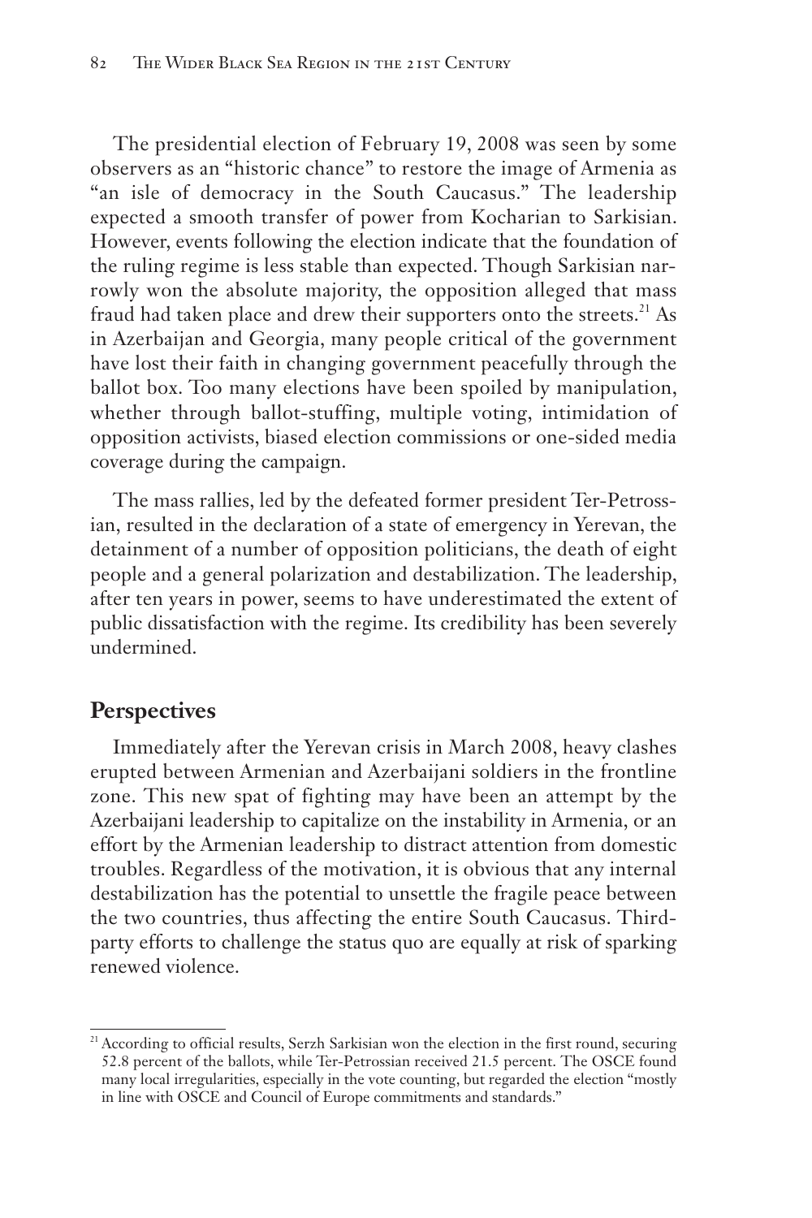The presidential election of February 19, 2008 was seen by some observers as an "historic chance" to restore the image of Armenia as "an isle of democracy in the South Caucasus." The leadership expected a smooth transfer of power from Kocharian to Sarkisian. However, events following the election indicate that the foundation of the ruling regime is less stable than expected. Though Sarkisian narrowly won the absolute majority, the opposition alleged that mass fraud had taken place and drew their supporters onto the streets.[21] As in Azerbaijan and Georgia, many people critical of the government have lost their faith in changing government peacefully through the ballot box. Too many elections have been spoiled by manipulation, whether through ballot-stuffing, multiple voting, intimidation of opposition activists, biased election commissions or one-sided media coverage during the campaign.

The mass rallies, led by the defeated former president Ter-Petrossian, resulted in the declaration of a state of emergency in Yerevan, the detainment of a number of opposition politicians, the death of eight people and a general polarization and destabilization. The leadership, after ten years in power, seems to have underestimated the extent of public dissatisfaction with the regime. Its credibility has been severely undermined.

## Perspectives

Immediately after the Yerevan crisis in March 2008, heavy clashes erupted between Armenian and Azerbaijani soldiers in the frontline zone. This new spat of fighting may have been an attempt by the Azerbaijani leadership to capitalize on the instability in Armenia, or an effort by the Armenian leadership to distract attention from domestic troubles. Regardless of the motivation, it is obvious that any internal destabilization has the potential to unsettle the fragile peace between the two countries, thus affecting the entire South Caucasus. Third-party efforts to challenge the status quo are equally at risk of sparking renewed violence.

---

[21] According to official results, Serzh Sarkisian won the election in the first round, securing 52.8 percent of the ballots, while Ter-Petrossian received 21.5 percent. The OSCE found many local irregularities, especially in the vote counting, but regarded the election "mostly in line with OSCE and Council of Europe commitments and standards."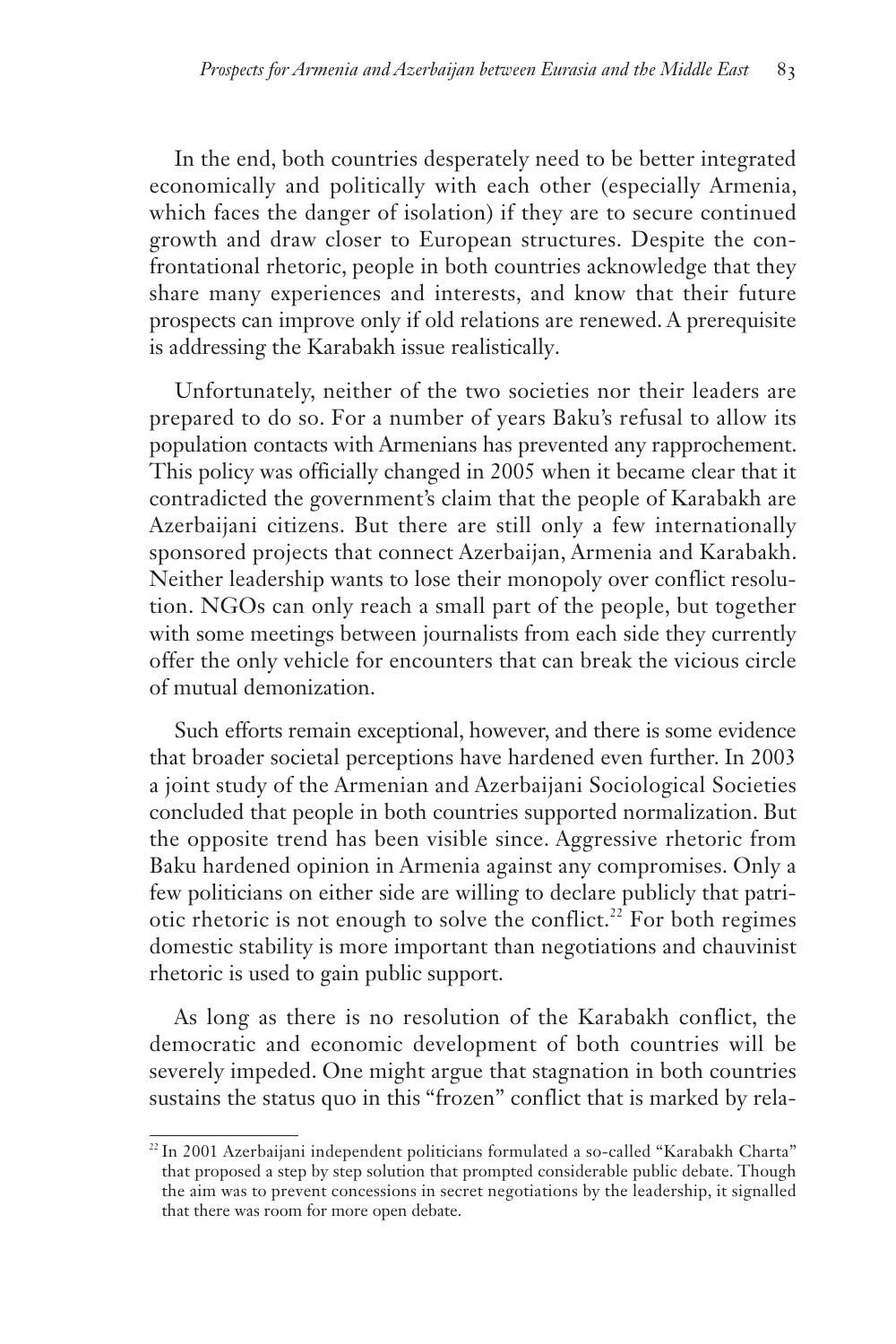In the end, both countries desperately need to be better integrated economically and politically with each other (especially Armenia, which faces the danger of isolation) if they are to secure continued growth and draw closer to European structures. Despite the confrontational rhetoric, people in both countries acknowledge that they share many experiences and interests, and know that their future prospects can improve only if old relations are renewed. A prerequisite is addressing the Karabakh issue realistically.

Unfortunately, neither of the two societies nor their leaders are prepared to do so. For a number of years Baku's refusal to allow its population contacts with Armenians has prevented any rapprochement. This policy was officially changed in 2005 when it became clear that it contradicted the government's claim that the people of Karabakh are Azerbaijani citizens. But there are still only a few internationally sponsored projects that connect Azerbaijan, Armenia and Karabakh. Neither leadership wants to lose their monopoly over conflict resolution. NGOs can only reach a small part of the people, but together with some meetings between journalists from each side they currently offer the only vehicle for encounters that can break the vicious circle of mutual demonization.

Such efforts remain exceptional, however, and there is some evidence that broader societal perceptions have hardened even further. In 2003 a joint study of the Armenian and Azerbaijani Sociological Societies concluded that people in both countries supported normalization. But the opposite trend has been visible since. Aggressive rhetoric from Baku hardened opinion in Armenia against any compromises. Only a few politicians on either side are willing to declare publicly that patriotic rhetoric is not enough to solve the conflict.[22] For both regimes domestic stability is more important than negotiations and chauvinist rhetoric is used to gain public support.

As long as there is no resolution of the Karabakh conflict, the democratic and economic development of both countries will be severely impeded. One might argue that stagnation in both countries sustains the status quo in this "frozen" conflict that is marked by rela-

[22] In 2001 Azerbaijani independent politicians formulated a so-called "Karabakh Charta" that proposed a step by step solution that prompted considerable public debate. Though the aim was to prevent concessions in secret negotiations by the leadership, it signalled that there was room for more open debate.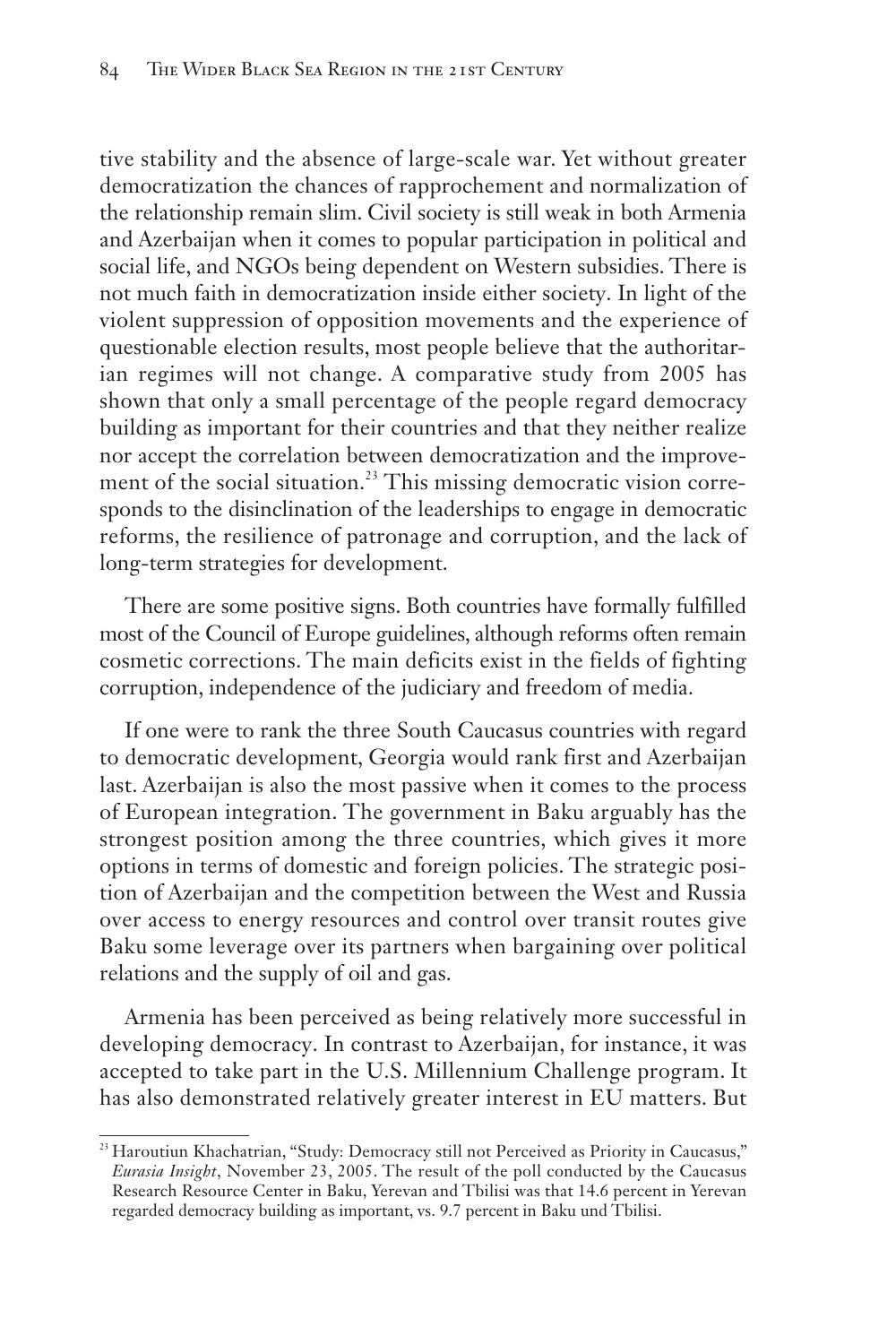tive stability and the absence of large-scale war. Yet without greater democratization the chances of rapprochement and normalization of the relationship remain slim. Civil society is still weak in both Armenia and Azerbaijan when it comes to popular participation in political and social life, and NGOs being dependent on Western subsidies. There is not much faith in democratization inside either society. In light of the violent suppression of opposition movements and the experience of questionable election results, most people believe that the authoritarian regimes will not change. A comparative study from 2005 has shown that only a small percentage of the people regard democracy building as important for their countries and that they neither realize nor accept the correlation between democratization and the improvement of the social situation.[23] This missing democratic vision corresponds to the disinclination of the leaderships to engage in democratic reforms, the resilience of patronage and corruption, and the lack of long-term strategies for development.

There are some positive signs. Both countries have formally fulfilled most of the Council of Europe guidelines, although reforms often remain cosmetic corrections. The main deficits exist in the fields of fighting corruption, independence of the judiciary and freedom of media.

If one were to rank the three South Caucasus countries with regard to democratic development, Georgia would rank first and Azerbaijan last. Azerbaijan is also the most passive when it comes to the process of European integration. The government in Baku arguably has the strongest position among the three countries, which gives it more options in terms of domestic and foreign policies. The strategic position of Azerbaijan and the competition between the West and Russia over access to energy resources and control over transit routes give Baku some leverage over its partners when bargaining over political relations and the supply of oil and gas.

Armenia has been perceived as being relatively more successful in developing democracy. In contrast to Azerbaijan, for instance, it was accepted to take part in the U.S. Millennium Challenge program. It has also demonstrated relatively greater interest in EU matters. But

---

[23] Haroutiun Khachatrian, "Study: Democracy still not Perceived as Priority in Caucasus," *Eurasia Insight*, November 23, 2005. The result of the poll conducted by the Caucasus Research Resource Center in Baku, Yerevan and Tbilisi was that 14.6 percent in Yerevan regarded democracy building as important, vs. 9.7 percent in Baku und Tbilisi.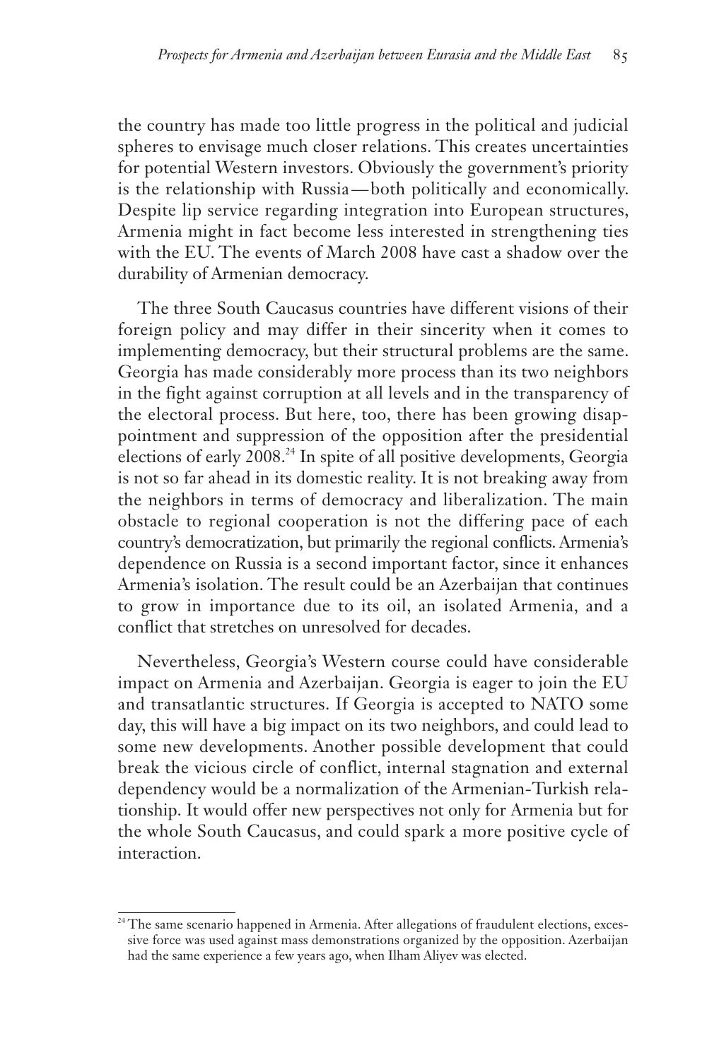the country has made too little progress in the political and judicial spheres to envisage much closer relations. This creates uncertainties for potential Western investors. Obviously the government's priority is the relationship with Russia—both politically and economically. Despite lip service regarding integration into European structures, Armenia might in fact become less interested in strengthening ties with the EU. The events of March 2008 have cast a shadow over the durability of Armenian democracy.

The three South Caucasus countries have different visions of their foreign policy and may differ in their sincerity when it comes to implementing democracy, but their structural problems are the same. Georgia has made considerably more process than its two neighbors in the fight against corruption at all levels and in the transparency of the electoral process. But here, too, there has been growing disappointment and suppression of the opposition after the presidential elections of early 2008.[24] In spite of all positive developments, Georgia is not so far ahead in its domestic reality. It is not breaking away from the neighbors in terms of democracy and liberalization. The main obstacle to regional cooperation is not the differing pace of each country's democratization, but primarily the regional conflicts. Armenia's dependence on Russia is a second important factor, since it enhances Armenia's isolation. The result could be an Azerbaijan that continues to grow in importance due to its oil, an isolated Armenia, and a conflict that stretches on unresolved for decades.

Nevertheless, Georgia's Western course could have considerable impact on Armenia and Azerbaijan. Georgia is eager to join the EU and transatlantic structures. If Georgia is accepted to NATO some day, this will have a big impact on its two neighbors, and could lead to some new developments. Another possible development that could break the vicious circle of conflict, internal stagnation and external dependency would be a normalization of the Armenian-Turkish relationship. It would offer new perspectives not only for Armenia but for the whole South Caucasus, and could spark a more positive cycle of interaction.

---

[24] The same scenario happened in Armenia. After allegations of fraudulent elections, excessive force was used against mass demonstrations organized by the opposition. Azerbaijan had the same experience a few years ago, when Ilham Aliyev was elected.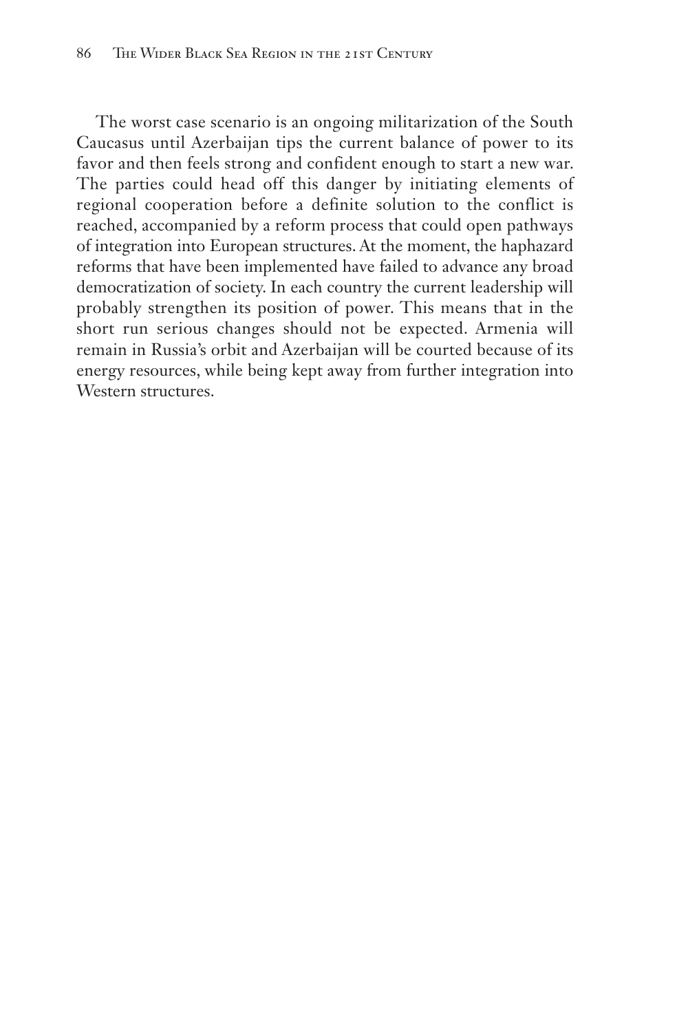The worst case scenario is an ongoing militarization of the South Caucasus until Azerbaijan tips the current balance of power to its favor and then feels strong and confident enough to start a new war. The parties could head off this danger by initiating elements of regional cooperation before a definite solution to the conflict is reached, accompanied by a reform process that could open pathways of integration into European structures. At the moment, the haphazard reforms that have been implemented have failed to advance any broad democratization of society. In each country the current leadership will probably strengthen its position of power. This means that in the short run serious changes should not be expected. Armenia will remain in Russia's orbit and Azerbaijan will be courted because of its energy resources, while being kept away from further integration into Western structures.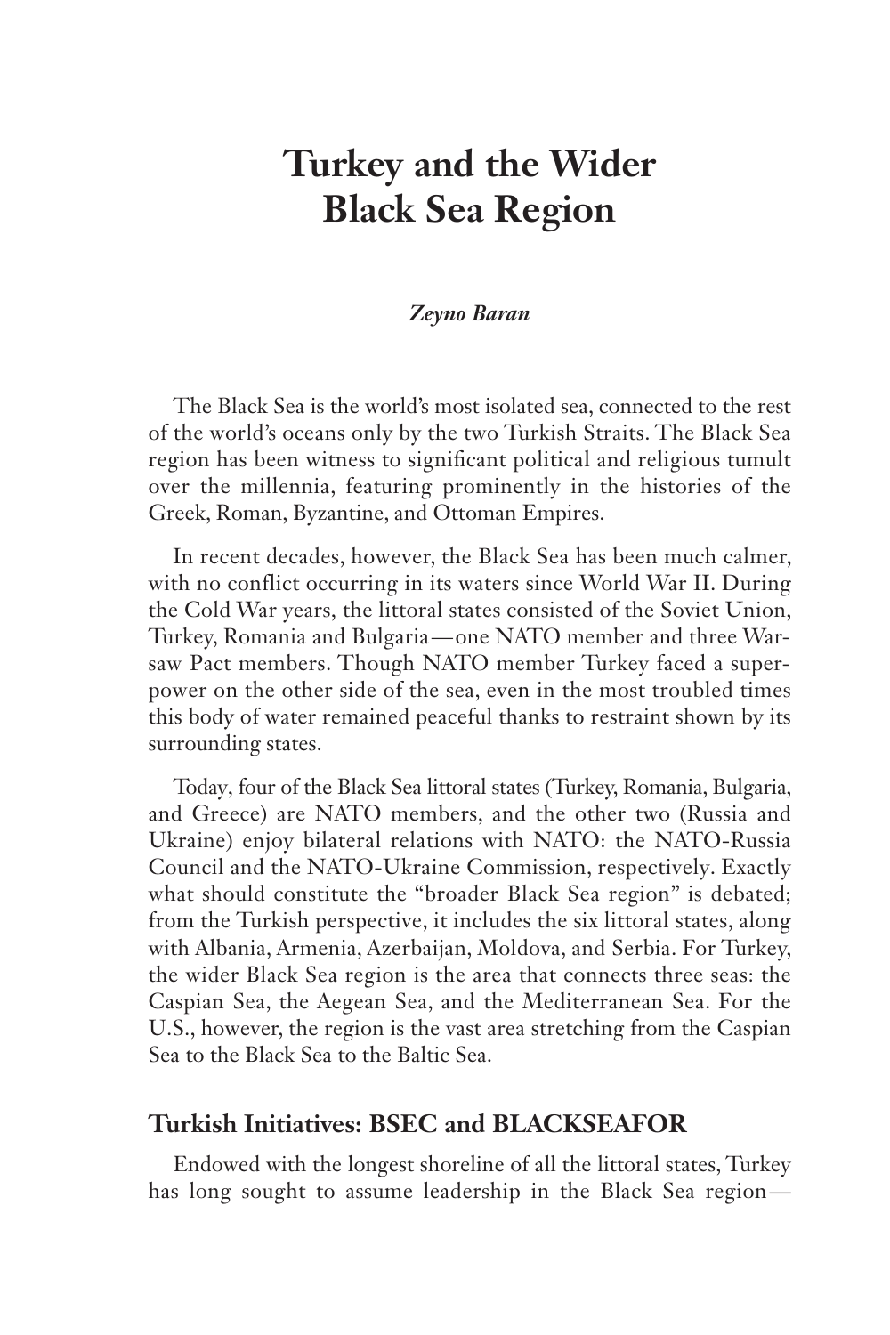# Turkey and the Wider Black Sea Region

*Zeyno Baran*

The Black Sea is the world's most isolated sea, connected to the rest of the world's oceans only by the two Turkish Straits. The Black Sea region has been witness to significant political and religious tumult over the millennia, featuring prominently in the histories of the Greek, Roman, Byzantine, and Ottoman Empires.

In recent decades, however, the Black Sea has been much calmer, with no conflict occurring in its waters since World War II. During the Cold War years, the littoral states consisted of the Soviet Union, Turkey, Romania and Bulgaria—one NATO member and three Warsaw Pact members. Though NATO member Turkey faced a superpower on the other side of the sea, even in the most troubled times this body of water remained peaceful thanks to restraint shown by its surrounding states.

Today, four of the Black Sea littoral states (Turkey, Romania, Bulgaria, and Greece) are NATO members, and the other two (Russia and Ukraine) enjoy bilateral relations with NATO: the NATO-Russia Council and the NATO-Ukraine Commission, respectively. Exactly what should constitute the "broader Black Sea region" is debated; from the Turkish perspective, it includes the six littoral states, along with Albania, Armenia, Azerbaijan, Moldova, and Serbia. For Turkey, the wider Black Sea region is the area that connects three seas: the Caspian Sea, the Aegean Sea, and the Mediterranean Sea. For the U.S., however, the region is the vast area stretching from the Caspian Sea to the Black Sea to the Baltic Sea.

## Turkish Initiatives: BSEC and BLACKSEAFOR

Endowed with the longest shoreline of all the littoral states, Turkey has long sought to assume leadership in the Black Sea region—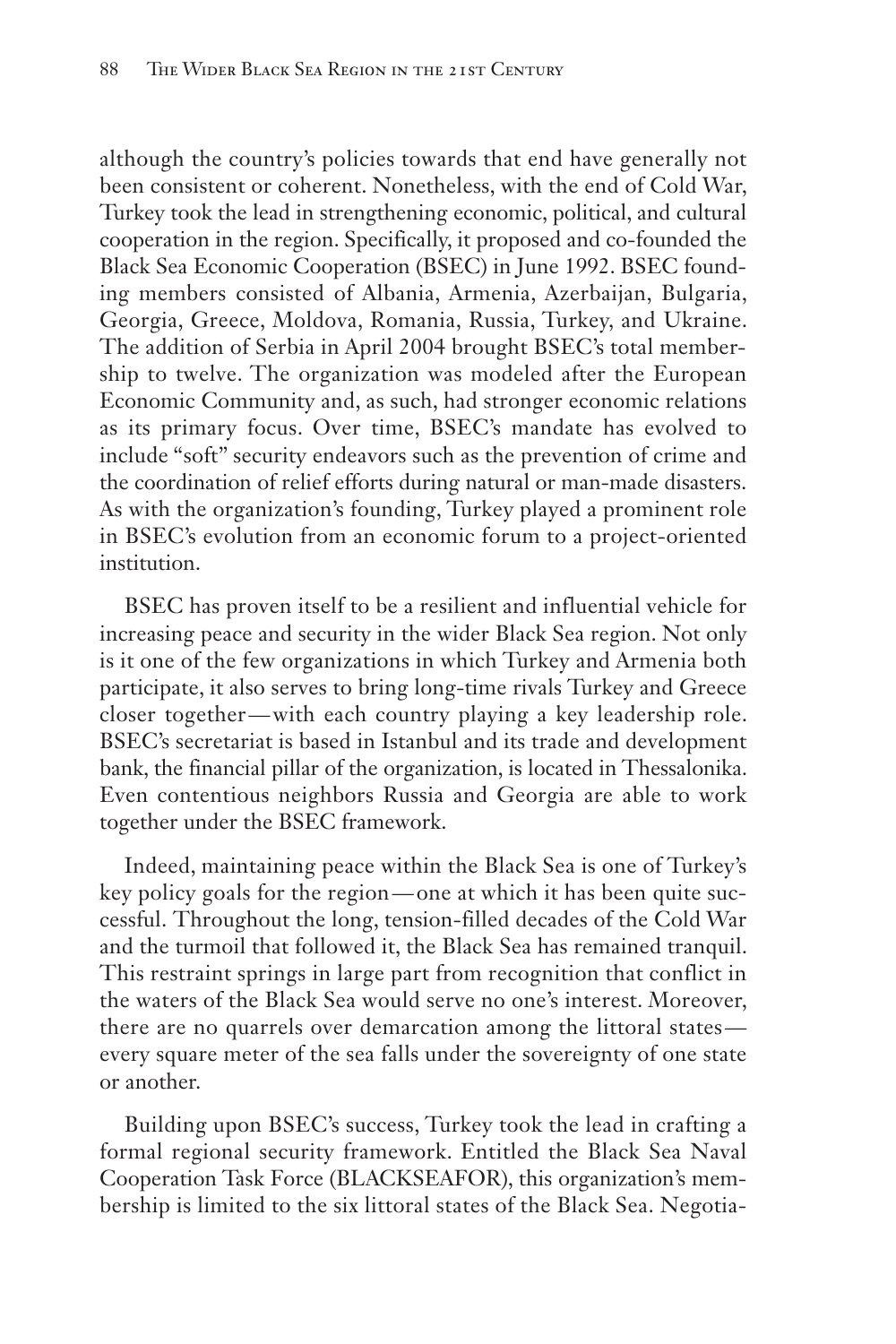although the country's policies towards that end have generally not been consistent or coherent. Nonetheless, with the end of Cold War, Turkey took the lead in strengthening economic, political, and cultural cooperation in the region. Specifically, it proposed and co-founded the Black Sea Economic Cooperation (BSEC) in June 1992. BSEC founding members consisted of Albania, Armenia, Azerbaijan, Bulgaria, Georgia, Greece, Moldova, Romania, Russia, Turkey, and Ukraine. The addition of Serbia in April 2004 brought BSEC's total membership to twelve. The organization was modeled after the European Economic Community and, as such, had stronger economic relations as its primary focus. Over time, BSEC's mandate has evolved to include "soft" security endeavors such as the prevention of crime and the coordination of relief efforts during natural or man-made disasters. As with the organization's founding, Turkey played a prominent role in BSEC's evolution from an economic forum to a project-oriented institution.

BSEC has proven itself to be a resilient and influential vehicle for increasing peace and security in the wider Black Sea region. Not only is it one of the few organizations in which Turkey and Armenia both participate, it also serves to bring long-time rivals Turkey and Greece closer together—with each country playing a key leadership role. BSEC's secretariat is based in Istanbul and its trade and development bank, the financial pillar of the organization, is located in Thessalonika. Even contentious neighbors Russia and Georgia are able to work together under the BSEC framework.

Indeed, maintaining peace within the Black Sea is one of Turkey's key policy goals for the region—one at which it has been quite successful. Throughout the long, tension-filled decades of the Cold War and the turmoil that followed it, the Black Sea has remained tranquil. This restraint springs in large part from recognition that conflict in the waters of the Black Sea would serve no one's interest. Moreover, there are no quarrels over demarcation among the littoral states—every square meter of the sea falls under the sovereignty of one state or another.

Building upon BSEC's success, Turkey took the lead in crafting a formal regional security framework. Entitled the Black Sea Naval Cooperation Task Force (BLACKSEAFOR), this organization's membership is limited to the six littoral states of the Black Sea. Negotia-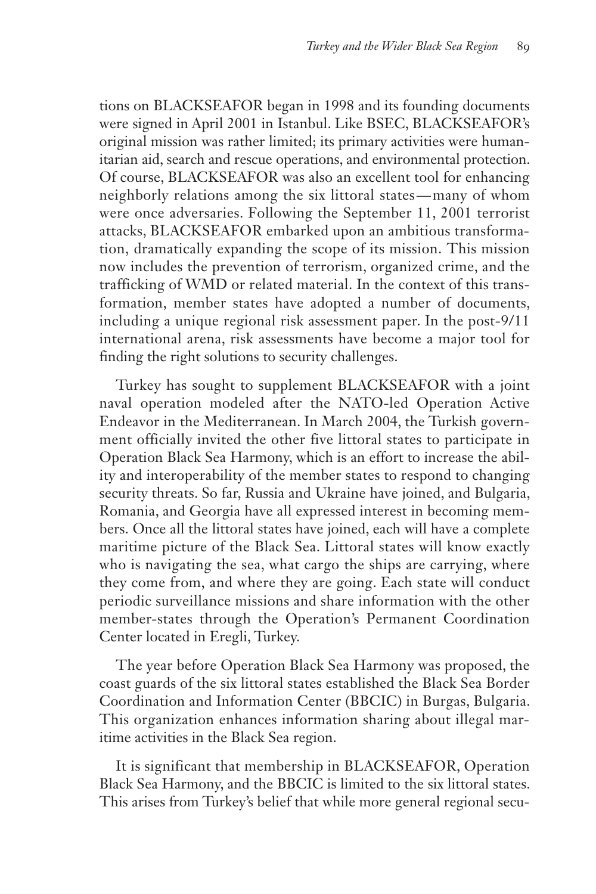tions on BLACKSEAFOR began in 1998 and its founding documents were signed in April 2001 in Istanbul. Like BSEC, BLACKSEAFOR's original mission was rather limited; its primary activities were humanitarian aid, search and rescue operations, and environmental protection. Of course, BLACKSEAFOR was also an excellent tool for enhancing neighborly relations among the six littoral states—many of whom were once adversaries. Following the September 11, 2001 terrorist attacks, BLACKSEAFOR embarked upon an ambitious transformation, dramatically expanding the scope of its mission. This mission now includes the prevention of terrorism, organized crime, and the trafficking of WMD or related material. In the context of this transformation, member states have adopted a number of documents, including a unique regional risk assessment paper. In the post-9/11 international arena, risk assessments have become a major tool for finding the right solutions to security challenges.

Turkey has sought to supplement BLACKSEAFOR with a joint naval operation modeled after the NATO-led Operation Active Endeavor in the Mediterranean. In March 2004, the Turkish government officially invited the other five littoral states to participate in Operation Black Sea Harmony, which is an effort to increase the ability and interoperability of the member states to respond to changing security threats. So far, Russia and Ukraine have joined, and Bulgaria, Romania, and Georgia have all expressed interest in becoming members. Once all the littoral states have joined, each will have a complete maritime picture of the Black Sea. Littoral states will know exactly who is navigating the sea, what cargo the ships are carrying, where they come from, and where they are going. Each state will conduct periodic surveillance missions and share information with the other member-states through the Operation's Permanent Coordination Center located in Eregli, Turkey.

The year before Operation Black Sea Harmony was proposed, the coast guards of the six littoral states established the Black Sea Border Coordination and Information Center (BBCIC) in Burgas, Bulgaria. This organization enhances information sharing about illegal maritime activities in the Black Sea region.

It is significant that membership in BLACKSEAFOR, Operation Black Sea Harmony, and the BBCIC is limited to the six littoral states. This arises from Turkey's belief that while more general regional secu-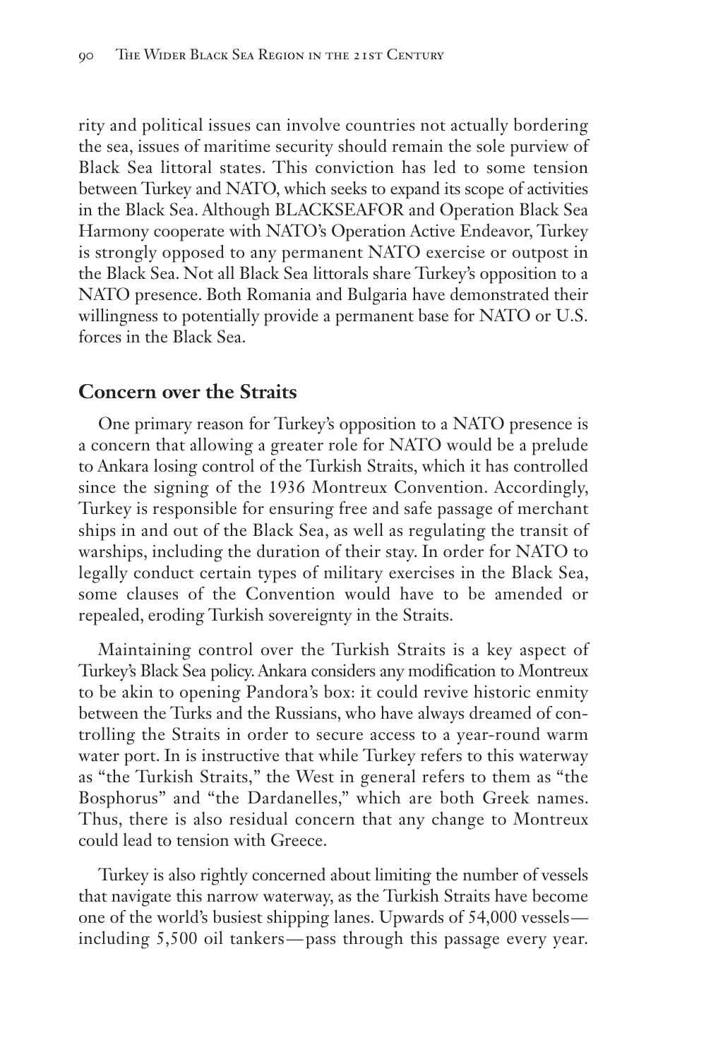rity and political issues can involve countries not actually bordering the sea, issues of maritime security should remain the sole purview of Black Sea littoral states. This conviction has led to some tension between Turkey and NATO, which seeks to expand its scope of activities in the Black Sea. Although BLACKSEAFOR and Operation Black Sea Harmony cooperate with NATO's Operation Active Endeavor, Turkey is strongly opposed to any permanent NATO exercise or outpost in the Black Sea. Not all Black Sea littorals share Turkey's opposition to a NATO presence. Both Romania and Bulgaria have demonstrated their willingness to potentially provide a permanent base for NATO or U.S. forces in the Black Sea.

## Concern over the Straits

One primary reason for Turkey's opposition to a NATO presence is a concern that allowing a greater role for NATO would be a prelude to Ankara losing control of the Turkish Straits, which it has controlled since the signing of the 1936 Montreux Convention. Accordingly, Turkey is responsible for ensuring free and safe passage of merchant ships in and out of the Black Sea, as well as regulating the transit of warships, including the duration of their stay. In order for NATO to legally conduct certain types of military exercises in the Black Sea, some clauses of the Convention would have to be amended or repealed, eroding Turkish sovereignty in the Straits.

Maintaining control over the Turkish Straits is a key aspect of Turkey's Black Sea policy. Ankara considers any modification to Montreux to be akin to opening Pandora's box: it could revive historic enmity between the Turks and the Russians, who have always dreamed of controlling the Straits in order to secure access to a year-round warm water port. In is instructive that while Turkey refers to this waterway as "the Turkish Straits," the West in general refers to them as "the Bosphorus" and "the Dardanelles," which are both Greek names. Thus, there is also residual concern that any change to Montreux could lead to tension with Greece.

Turkey is also rightly concerned about limiting the number of vessels that navigate this narrow waterway, as the Turkish Straits have become one of the world's busiest shipping lanes. Upwards of 54,000 vessels—including 5,500 oil tankers—pass through this passage every year.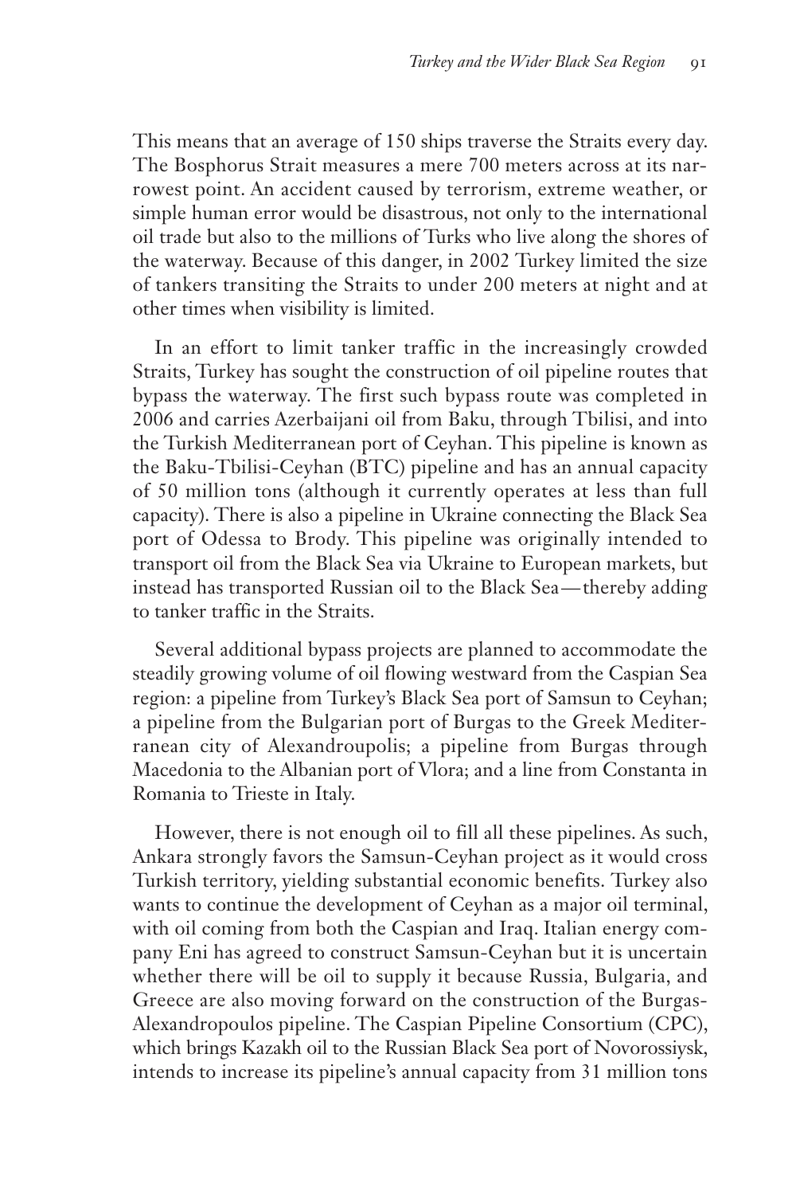This means that an average of 150 ships traverse the Straits every day. The Bosphorus Strait measures a mere 700 meters across at its narrowest point. An accident caused by terrorism, extreme weather, or simple human error would be disastrous, not only to the international oil trade but also to the millions of Turks who live along the shores of the waterway. Because of this danger, in 2002 Turkey limited the size of tankers transiting the Straits to under 200 meters at night and at other times when visibility is limited.

In an effort to limit tanker traffic in the increasingly crowded Straits, Turkey has sought the construction of oil pipeline routes that bypass the waterway. The first such bypass route was completed in 2006 and carries Azerbaijani oil from Baku, through Tbilisi, and into the Turkish Mediterranean port of Ceyhan. This pipeline is known as the Baku-Tbilisi-Ceyhan (BTC) pipeline and has an annual capacity of 50 million tons (although it currently operates at less than full capacity). There is also a pipeline in Ukraine connecting the Black Sea port of Odessa to Brody. This pipeline was originally intended to transport oil from the Black Sea via Ukraine to European markets, but instead has transported Russian oil to the Black Sea—thereby adding to tanker traffic in the Straits.

Several additional bypass projects are planned to accommodate the steadily growing volume of oil flowing westward from the Caspian Sea region: a pipeline from Turkey's Black Sea port of Samsun to Ceyhan; a pipeline from the Bulgarian port of Burgas to the Greek Mediterranean city of Alexandroupolis; a pipeline from Burgas through Macedonia to the Albanian port of Vlora; and a line from Constanta in Romania to Trieste in Italy.

However, there is not enough oil to fill all these pipelines. As such, Ankara strongly favors the Samsun-Ceyhan project as it would cross Turkish territory, yielding substantial economic benefits. Turkey also wants to continue the development of Ceyhan as a major oil terminal, with oil coming from both the Caspian and Iraq. Italian energy company Eni has agreed to construct Samsun-Ceyhan but it is uncertain whether there will be oil to supply it because Russia, Bulgaria, and Greece are also moving forward on the construction of the Burgas-Alexandropoulos pipeline. The Caspian Pipeline Consortium (CPC), which brings Kazakh oil to the Russian Black Sea port of Novorossiysk, intends to increase its pipeline's annual capacity from 31 million tons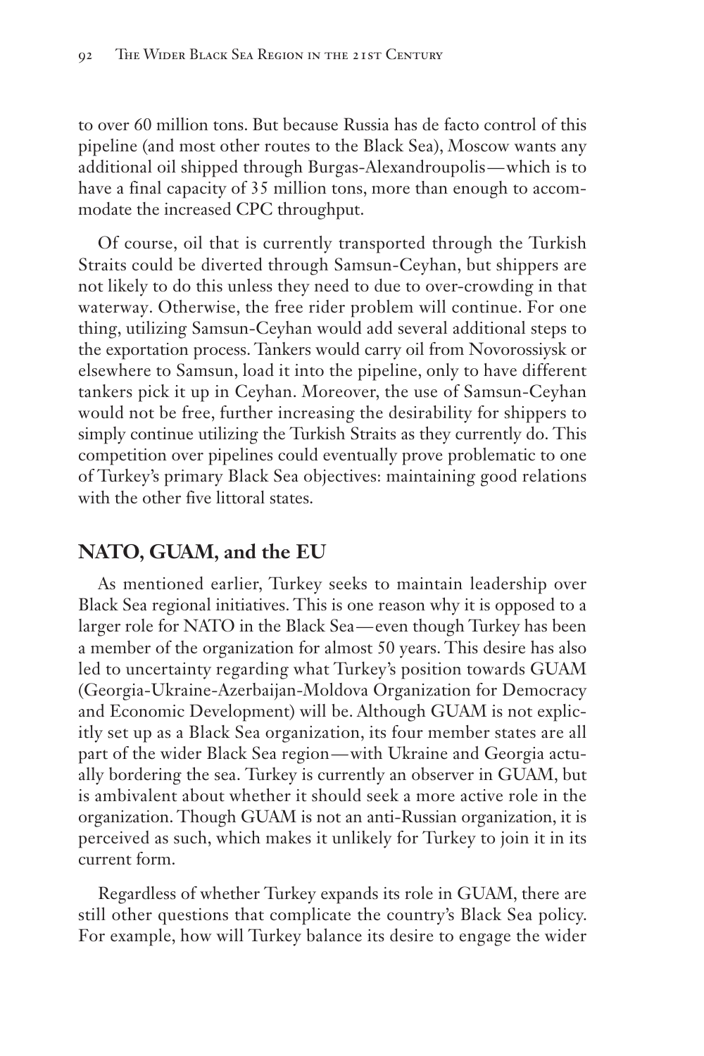to over 60 million tons. But because Russia has de facto control of this pipeline (and most other routes to the Black Sea), Moscow wants any additional oil shipped through Burgas-Alexandroupolis—which is to have a final capacity of 35 million tons, more than enough to accommodate the increased CPC throughput.

Of course, oil that is currently transported through the Turkish Straits could be diverted through Samsun-Ceyhan, but shippers are not likely to do this unless they need to due to over-crowding in that waterway. Otherwise, the free rider problem will continue. For one thing, utilizing Samsun-Ceyhan would add several additional steps to the exportation process. Tankers would carry oil from Novorossiysk or elsewhere to Samsun, load it into the pipeline, only to have different tankers pick it up in Ceyhan. Moreover, the use of Samsun-Ceyhan would not be free, further increasing the desirability for shippers to simply continue utilizing the Turkish Straits as they currently do. This competition over pipelines could eventually prove problematic to one of Turkey's primary Black Sea objectives: maintaining good relations with the other five littoral states.

## NATO, GUAM, and the EU

As mentioned earlier, Turkey seeks to maintain leadership over Black Sea regional initiatives. This is one reason why it is opposed to a larger role for NATO in the Black Sea—even though Turkey has been a member of the organization for almost 50 years. This desire has also led to uncertainty regarding what Turkey's position towards GUAM (Georgia-Ukraine-Azerbaijan-Moldova Organization for Democracy and Economic Development) will be. Although GUAM is not explicitly set up as a Black Sea organization, its four member states are all part of the wider Black Sea region—with Ukraine and Georgia actually bordering the sea. Turkey is currently an observer in GUAM, but is ambivalent about whether it should seek a more active role in the organization. Though GUAM is not an anti-Russian organization, it is perceived as such, which makes it unlikely for Turkey to join it in its current form.

Regardless of whether Turkey expands its role in GUAM, there are still other questions that complicate the country's Black Sea policy. For example, how will Turkey balance its desire to engage the wider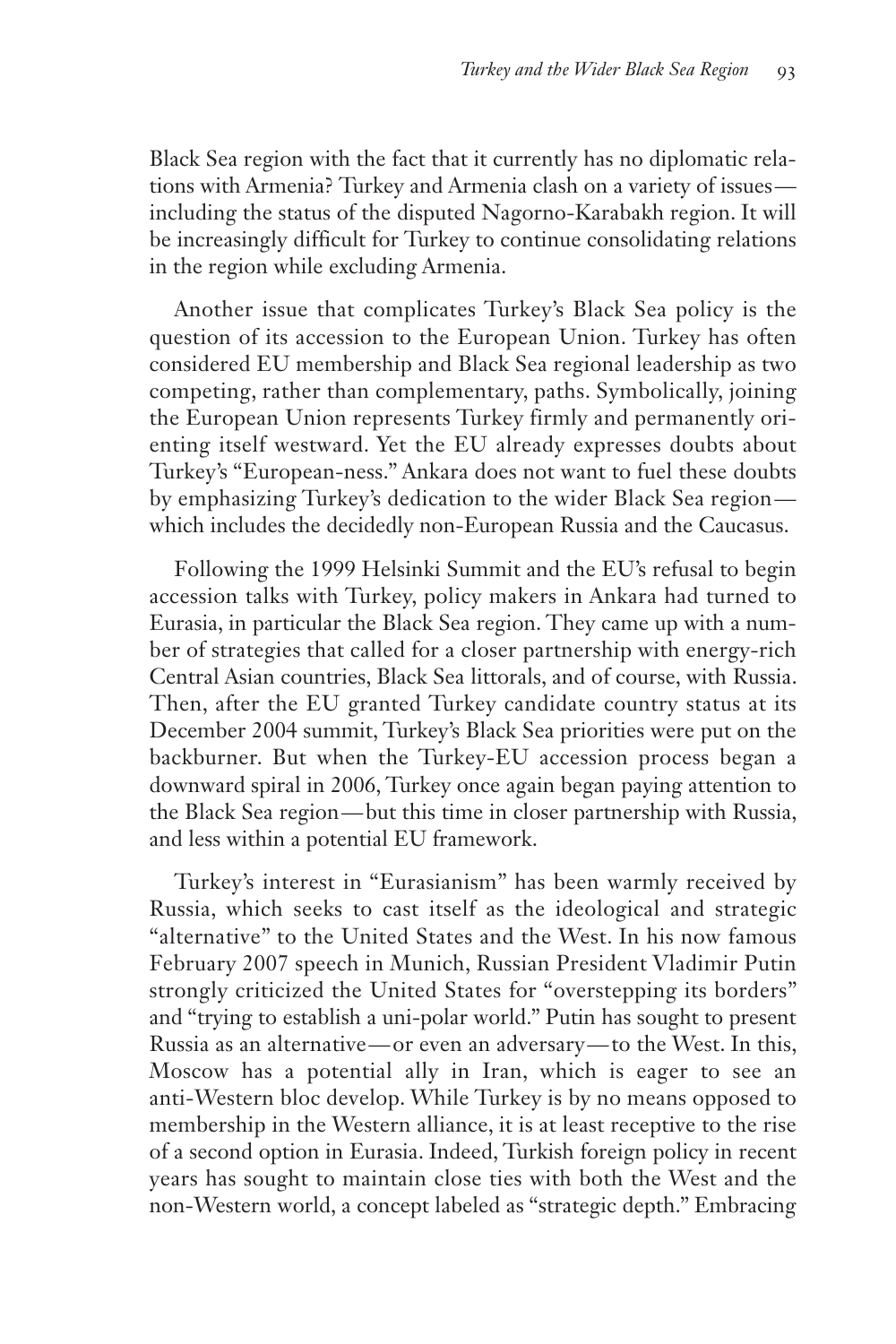Black Sea region with the fact that it currently has no diplomatic relations with Armenia? Turkey and Armenia clash on a variety of issues—including the status of the disputed Nagorno-Karabakh region. It will be increasingly difficult for Turkey to continue consolidating relations in the region while excluding Armenia.

Another issue that complicates Turkey's Black Sea policy is the question of its accession to the European Union. Turkey has often considered EU membership and Black Sea regional leadership as two competing, rather than complementary, paths. Symbolically, joining the European Union represents Turkey firmly and permanently orienting itself westward. Yet the EU already expresses doubts about Turkey's "European-ness." Ankara does not want to fuel these doubts by emphasizing Turkey's dedication to the wider Black Sea region—which includes the decidedly non-European Russia and the Caucasus.

Following the 1999 Helsinki Summit and the EU's refusal to begin accession talks with Turkey, policy makers in Ankara had turned to Eurasia, in particular the Black Sea region. They came up with a number of strategies that called for a closer partnership with energy-rich Central Asian countries, Black Sea littorals, and of course, with Russia. Then, after the EU granted Turkey candidate country status at its December 2004 summit, Turkey's Black Sea priorities were put on the backburner. But when the Turkey-EU accession process began a downward spiral in 2006, Turkey once again began paying attention to the Black Sea region—but this time in closer partnership with Russia, and less within a potential EU framework.

Turkey's interest in "Eurasianism" has been warmly received by Russia, which seeks to cast itself as the ideological and strategic "alternative" to the United States and the West. In his now famous February 2007 speech in Munich, Russian President Vladimir Putin strongly criticized the United States for "overstepping its borders" and "trying to establish a uni-polar world." Putin has sought to present Russia as an alternative—or even an adversary—to the West. In this, Moscow has a potential ally in Iran, which is eager to see an anti-Western bloc develop. While Turkey is by no means opposed to membership in the Western alliance, it is at least receptive to the rise of a second option in Eurasia. Indeed, Turkish foreign policy in recent years has sought to maintain close ties with both the West and the non-Western world, a concept labeled as "strategic depth." Embracing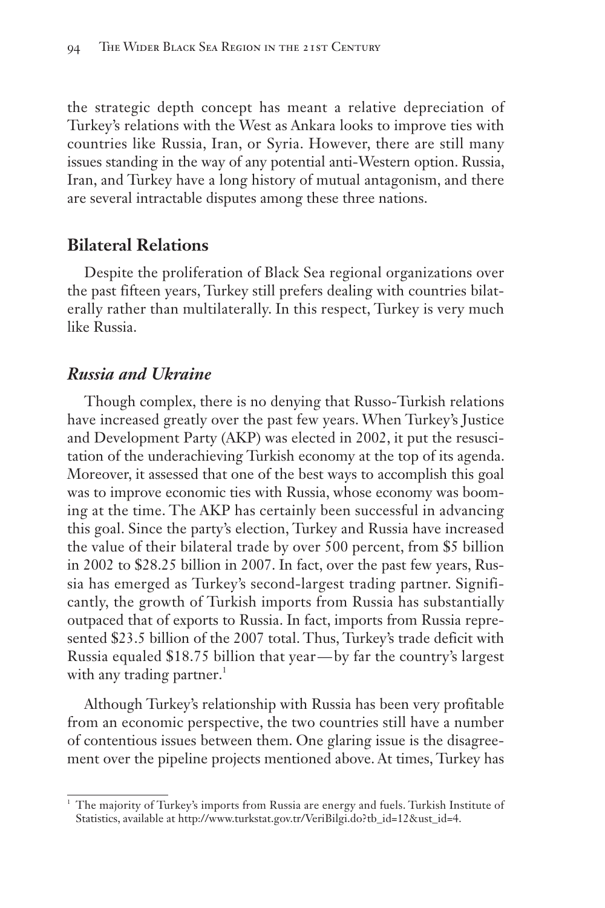the strategic depth concept has meant a relative depreciation of Turkey's relations with the West as Ankara looks to improve ties with countries like Russia, Iran, or Syria. However, there are still many issues standing in the way of any potential anti-Western option. Russia, Iran, and Turkey have a long history of mutual antagonism, and there are several intractable disputes among these three nations.

## Bilateral Relations

Despite the proliferation of Black Sea regional organizations over the past fifteen years, Turkey still prefers dealing with countries bilaterally rather than multilaterally. In this respect, Turkey is very much like Russia.

### *Russia and Ukraine*

Though complex, there is no denying that Russo-Turkish relations have increased greatly over the past few years. When Turkey's Justice and Development Party (AKP) was elected in 2002, it put the resuscitation of the underachieving Turkish economy at the top of its agenda. Moreover, it assessed that one of the best ways to accomplish this goal was to improve economic ties with Russia, whose economy was booming at the time. The AKP has certainly been successful in advancing this goal. Since the party's election, Turkey and Russia have increased the value of their bilateral trade by over 500 percent, from \$5 billion in 2002 to \$28.25 billion in 2007. In fact, over the past few years, Russia has emerged as Turkey's second-largest trading partner. Significantly, the growth of Turkish imports from Russia has substantially outpaced that of exports to Russia. In fact, imports from Russia represented \$23.5 billion of the 2007 total. Thus, Turkey's trade deficit with Russia equaled \$18.75 billion that year—by far the country's largest with any trading partner.[1]

Although Turkey's relationship with Russia has been very profitable from an economic perspective, the two countries still have a number of contentious issues between them. One glaring issue is the disagreement over the pipeline projects mentioned above. At times, Turkey has

[1] The majority of Turkey's imports from Russia are energy and fuels. Turkish Institute of Statistics, available at http://www.turkstat.gov.tr/VeriBilgi.do?tb_id=12&ust_id=4.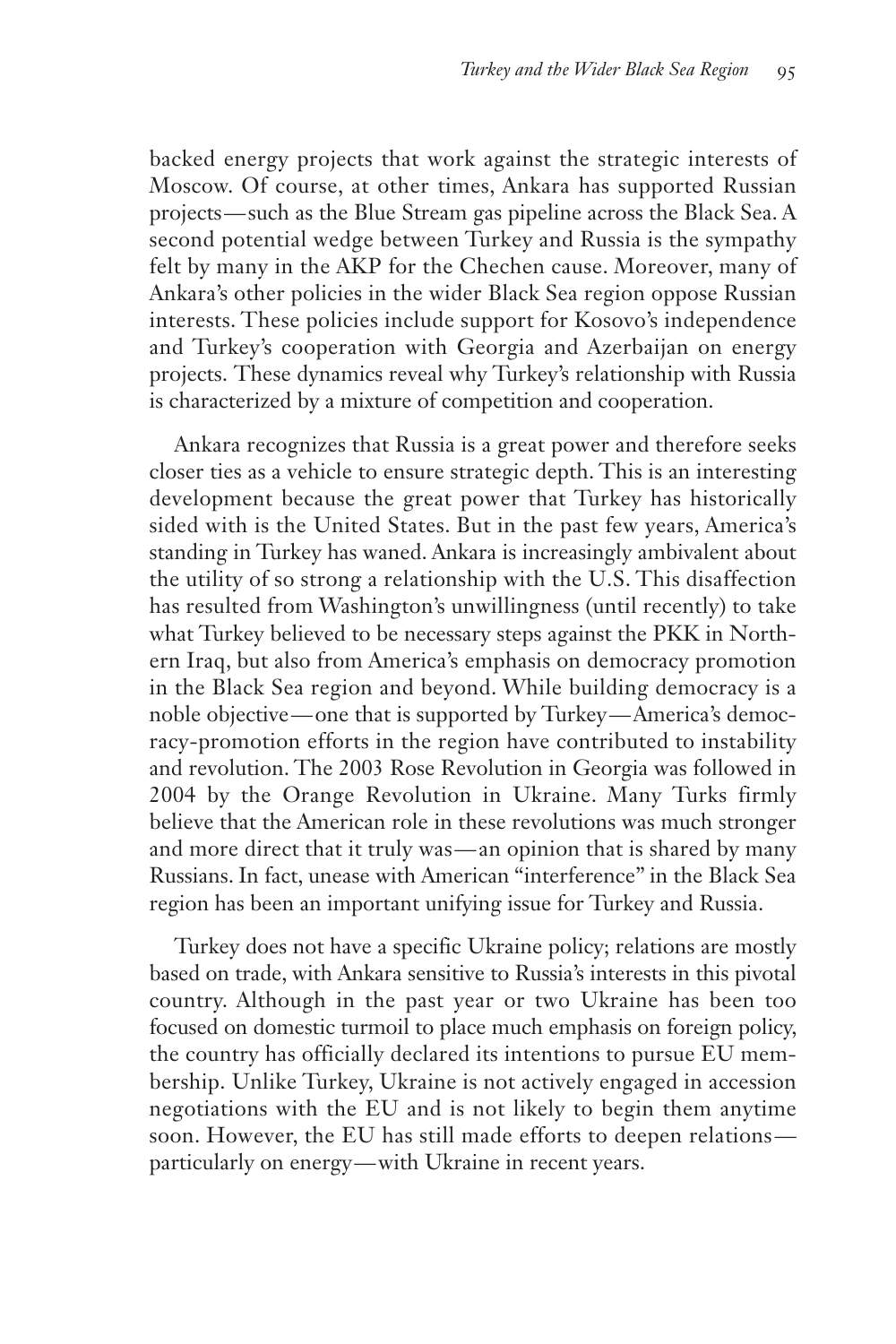backed energy projects that work against the strategic interests of Moscow. Of course, at other times, Ankara has supported Russian projects—such as the Blue Stream gas pipeline across the Black Sea. A second potential wedge between Turkey and Russia is the sympathy felt by many in the AKP for the Chechen cause. Moreover, many of Ankara's other policies in the wider Black Sea region oppose Russian interests. These policies include support for Kosovo's independence and Turkey's cooperation with Georgia and Azerbaijan on energy projects. These dynamics reveal why Turkey's relationship with Russia is characterized by a mixture of competition and cooperation.

Ankara recognizes that Russia is a great power and therefore seeks closer ties as a vehicle to ensure strategic depth. This is an interesting development because the great power that Turkey has historically sided with is the United States. But in the past few years, America's standing in Turkey has waned. Ankara is increasingly ambivalent about the utility of so strong a relationship with the U.S. This disaffection has resulted from Washington's unwillingness (until recently) to take what Turkey believed to be necessary steps against the PKK in Northern Iraq, but also from America's emphasis on democracy promotion in the Black Sea region and beyond. While building democracy is a noble objective—one that is supported by Turkey—America's democracy-promotion efforts in the region have contributed to instability and revolution. The 2003 Rose Revolution in Georgia was followed in 2004 by the Orange Revolution in Ukraine. Many Turks firmly believe that the American role in these revolutions was much stronger and more direct that it truly was—an opinion that is shared by many Russians. In fact, unease with American "interference" in the Black Sea region has been an important unifying issue for Turkey and Russia.

Turkey does not have a specific Ukraine policy; relations are mostly based on trade, with Ankara sensitive to Russia's interests in this pivotal country. Although in the past year or two Ukraine has been too focused on domestic turmoil to place much emphasis on foreign policy, the country has officially declared its intentions to pursue EU membership. Unlike Turkey, Ukraine is not actively engaged in accession negotiations with the EU and is not likely to begin them anytime soon. However, the EU has still made efforts to deepen relations—particularly on energy—with Ukraine in recent years.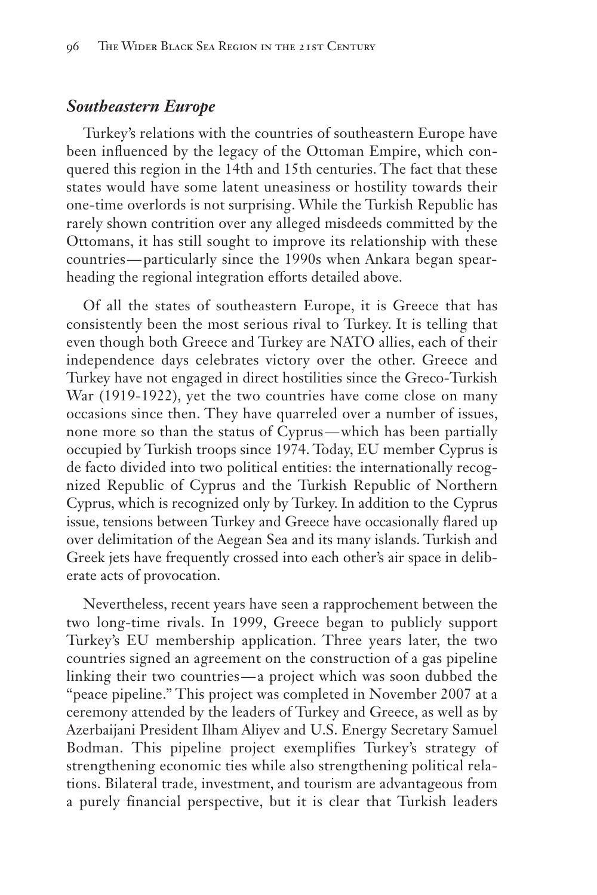### *Southeastern Europe*

Turkey's relations with the countries of southeastern Europe have been influenced by the legacy of the Ottoman Empire, which conquered this region in the 14th and 15th centuries. The fact that these states would have some latent uneasiness or hostility towards their one-time overlords is not surprising. While the Turkish Republic has rarely shown contrition over any alleged misdeeds committed by the Ottomans, it has still sought to improve its relationship with these countries—particularly since the 1990s when Ankara began spearheading the regional integration efforts detailed above.

Of all the states of southeastern Europe, it is Greece that has consistently been the most serious rival to Turkey. It is telling that even though both Greece and Turkey are NATO allies, each of their independence days celebrates victory over the other. Greece and Turkey have not engaged in direct hostilities since the Greco-Turkish War (1919-1922), yet the two countries have come close on many occasions since then. They have quarreled over a number of issues, none more so than the status of Cyprus—which has been partially occupied by Turkish troops since 1974. Today, EU member Cyprus is de facto divided into two political entities: the internationally recognized Republic of Cyprus and the Turkish Republic of Northern Cyprus, which is recognized only by Turkey. In addition to the Cyprus issue, tensions between Turkey and Greece have occasionally flared up over delimitation of the Aegean Sea and its many islands. Turkish and Greek jets have frequently crossed into each other's air space in deliberate acts of provocation.

Nevertheless, recent years have seen a rapprochement between the two long-time rivals. In 1999, Greece began to publicly support Turkey's EU membership application. Three years later, the two countries signed an agreement on the construction of a gas pipeline linking their two countries—a project which was soon dubbed the "peace pipeline." This project was completed in November 2007 at a ceremony attended by the leaders of Turkey and Greece, as well as by Azerbaijani President Ilham Aliyev and U.S. Energy Secretary Samuel Bodman. This pipeline project exemplifies Turkey's strategy of strengthening economic ties while also strengthening political relations. Bilateral trade, investment, and tourism are advantageous from a purely financial perspective, but it is clear that Turkish leaders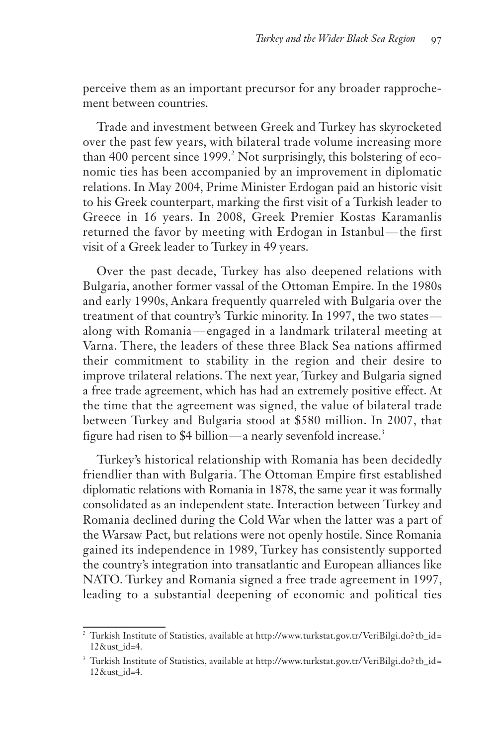perceive them as an important precursor for any broader rapprochement between countries.

Trade and investment between Greek and Turkey has skyrocketed over the past few years, with bilateral trade volume increasing more than 400 percent since 1999.[2] Not surprisingly, this bolstering of economic ties has been accompanied by an improvement in diplomatic relations. In May 2004, Prime Minister Erdogan paid an historic visit to his Greek counterpart, marking the first visit of a Turkish leader to Greece in 16 years. In 2008, Greek Premier Kostas Karamanlis returned the favor by meeting with Erdogan in Istanbul—the first visit of a Greek leader to Turkey in 49 years.

Over the past decade, Turkey has also deepened relations with Bulgaria, another former vassal of the Ottoman Empire. In the 1980s and early 1990s, Ankara frequently quarreled with Bulgaria over the treatment of that country's Turkic minority. In 1997, the two states—along with Romania—engaged in a landmark trilateral meeting at Varna. There, the leaders of these three Black Sea nations affirmed their commitment to stability in the region and their desire to improve trilateral relations. The next year, Turkey and Bulgaria signed a free trade agreement, which has had an extremely positive effect. At the time that the agreement was signed, the value of bilateral trade between Turkey and Bulgaria stood at \$580 million. In 2007, that figure had risen to \$4 billion—a nearly sevenfold increase.[3]

Turkey's historical relationship with Romania has been decidedly friendlier than with Bulgaria. The Ottoman Empire first established diplomatic relations with Romania in 1878, the same year it was formally consolidated as an independent state. Interaction between Turkey and Romania declined during the Cold War when the latter was a part of the Warsaw Pact, but relations were not openly hostile. Since Romania gained its independence in 1989, Turkey has consistently supported the country's integration into transatlantic and European alliances like NATO. Turkey and Romania signed a free trade agreement in 1997, leading to a substantial deepening of economic and political ties

---

[2] Turkish Institute of Statistics, available at http://www.turkstat.gov.tr/VeriBilgi.do?tb_id=12&ust_id=4.

[3] Turkish Institute of Statistics, available at http://www.turkstat.gov.tr/VeriBilgi.do?tb_id=12&ust_id=4.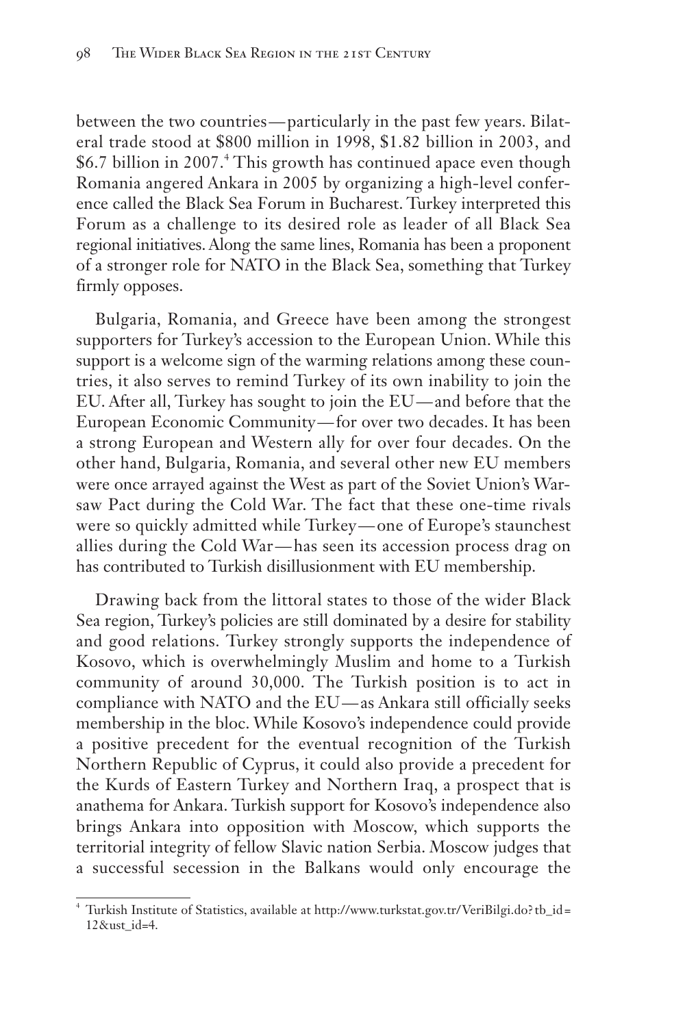between the two countries—particularly in the past few years. Bilateral trade stood at $800 million in 1998, $1.82 billion in 2003, and $6.7 billion in 2007.[4] This growth has continued apace even though Romania angered Ankara in 2005 by organizing a high-level conference called the Black Sea Forum in Bucharest. Turkey interpreted this Forum as a challenge to its desired role as leader of all Black Sea regional initiatives. Along the same lines, Romania has been a proponent of a stronger role for NATO in the Black Sea, something that Turkey firmly opposes.

Bulgaria, Romania, and Greece have been among the strongest supporters for Turkey's accession to the European Union. While this support is a welcome sign of the warming relations among these countries, it also serves to remind Turkey of its own inability to join the EU. After all, Turkey has sought to join the EU—and before that the European Economic Community—for over two decades. It has been a strong European and Western ally for over four decades. On the other hand, Bulgaria, Romania, and several other new EU members were once arrayed against the West as part of the Soviet Union's Warsaw Pact during the Cold War. The fact that these one-time rivals were so quickly admitted while Turkey—one of Europe's staunchest allies during the Cold War—has seen its accession process drag on has contributed to Turkish disillusionment with EU membership.

Drawing back from the littoral states to those of the wider Black Sea region, Turkey's policies are still dominated by a desire for stability and good relations. Turkey strongly supports the independence of Kosovo, which is overwhelmingly Muslim and home to a Turkish community of around 30,000. The Turkish position is to act in compliance with NATO and the EU—as Ankara still officially seeks membership in the bloc. While Kosovo's independence could provide a positive precedent for the eventual recognition of the Turkish Northern Republic of Cyprus, it could also provide a precedent for the Kurds of Eastern Turkey and Northern Iraq, a prospect that is anathema for Ankara. Turkish support for Kosovo's independence also brings Ankara into opposition with Moscow, which supports the territorial integrity of fellow Slavic nation Serbia. Moscow judges that a successful secession in the Balkans would only encourage the

---

[4] Turkish Institute of Statistics, available at http://www.turkstat.gov.tr/VeriBilgi.do?tb_id=12&ust_id=4.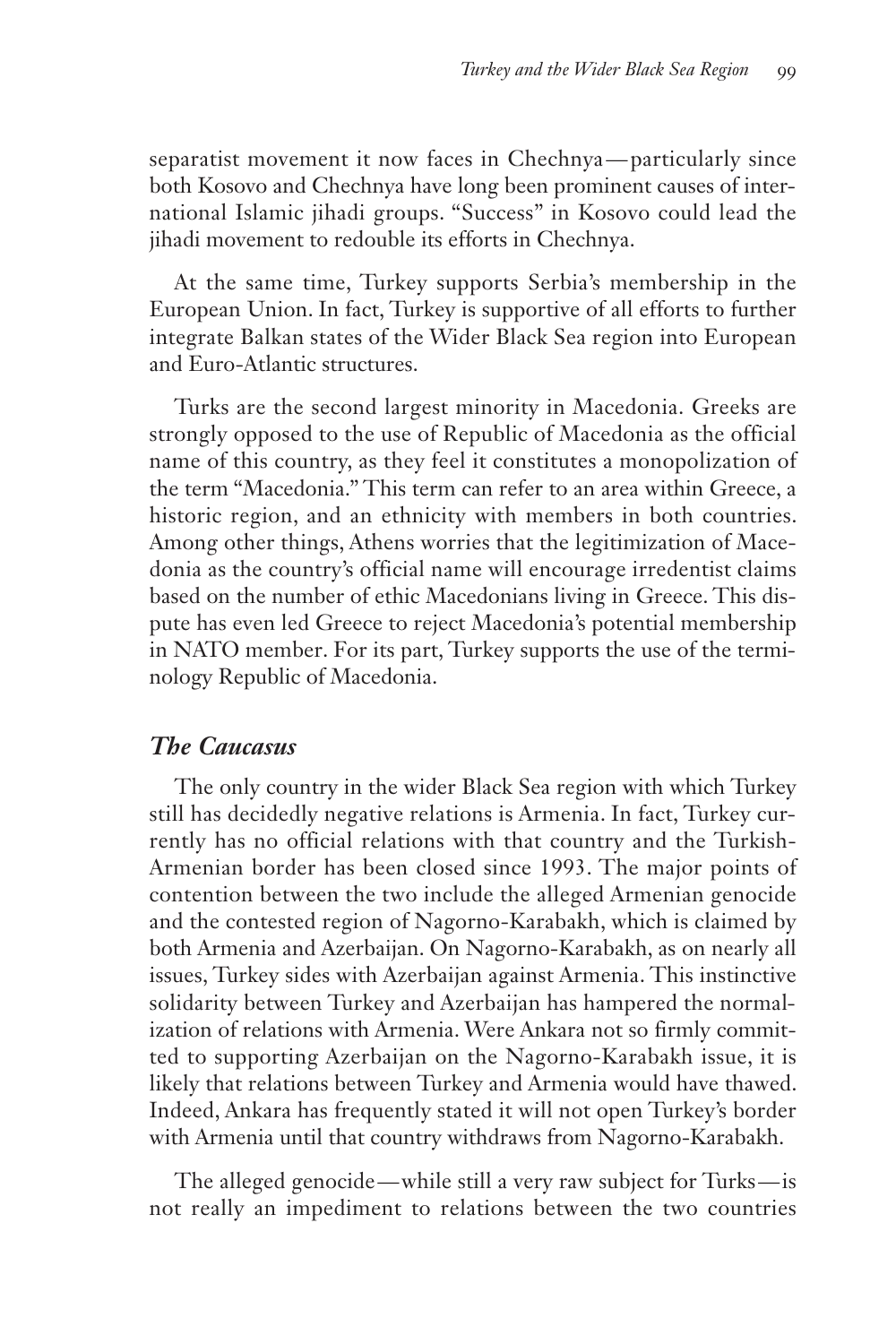separatist movement it now faces in Chechnya—particularly since both Kosovo and Chechnya have long been prominent causes of international Islamic jihadi groups. "Success" in Kosovo could lead the jihadi movement to redouble its efforts in Chechnya.

At the same time, Turkey supports Serbia's membership in the European Union. In fact, Turkey is supportive of all efforts to further integrate Balkan states of the Wider Black Sea region into European and Euro-Atlantic structures.

Turks are the second largest minority in Macedonia. Greeks are strongly opposed to the use of Republic of Macedonia as the official name of this country, as they feel it constitutes a monopolization of the term "Macedonia." This term can refer to an area within Greece, a historic region, and an ethnicity with members in both countries. Among other things, Athens worries that the legitimization of Macedonia as the country's official name will encourage irredentist claims based on the number of ethic Macedonians living in Greece. This dispute has even led Greece to reject Macedonia's potential membership in NATO member. For its part, Turkey supports the use of the terminology Republic of Macedonia.

## *The Caucasus*

The only country in the wider Black Sea region with which Turkey still has decidedly negative relations is Armenia. In fact, Turkey currently has no official relations with that country and the Turkish-Armenian border has been closed since 1993. The major points of contention between the two include the alleged Armenian genocide and the contested region of Nagorno-Karabakh, which is claimed by both Armenia and Azerbaijan. On Nagorno-Karabakh, as on nearly all issues, Turkey sides with Azerbaijan against Armenia. This instinctive solidarity between Turkey and Azerbaijan has hampered the normalization of relations with Armenia. Were Ankara not so firmly committed to supporting Azerbaijan on the Nagorno-Karabakh issue, it is likely that relations between Turkey and Armenia would have thawed. Indeed, Ankara has frequently stated it will not open Turkey's border with Armenia until that country withdraws from Nagorno-Karabakh.

The alleged genocide—while still a very raw subject for Turks—is not really an impediment to relations between the two countries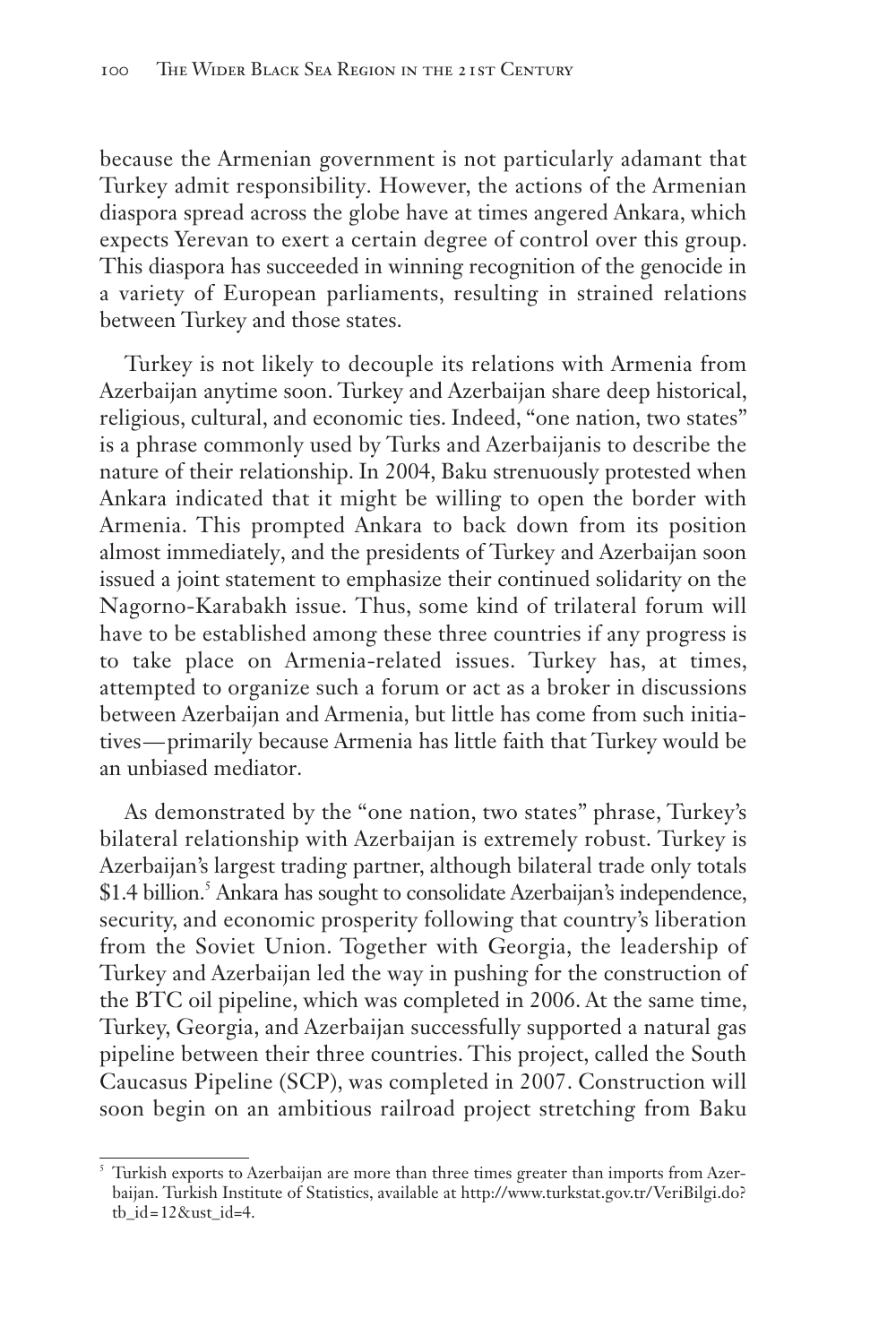because the Armenian government is not particularly adamant that Turkey admit responsibility. However, the actions of the Armenian diaspora spread across the globe have at times angered Ankara, which expects Yerevan to exert a certain degree of control over this group. This diaspora has succeeded in winning recognition of the genocide in a variety of European parliaments, resulting in strained relations between Turkey and those states.

Turkey is not likely to decouple its relations with Armenia from Azerbaijan anytime soon. Turkey and Azerbaijan share deep historical, religious, cultural, and economic ties. Indeed, "one nation, two states" is a phrase commonly used by Turks and Azerbaijanis to describe the nature of their relationship. In 2004, Baku strenuously protested when Ankara indicated that it might be willing to open the border with Armenia. This prompted Ankara to back down from its position almost immediately, and the presidents of Turkey and Azerbaijan soon issued a joint statement to emphasize their continued solidarity on the Nagorno-Karabakh issue. Thus, some kind of trilateral forum will have to be established among these three countries if any progress is to take place on Armenia-related issues. Turkey has, at times, attempted to organize such a forum or act as a broker in discussions between Azerbaijan and Armenia, but little has come from such initiatives—primarily because Armenia has little faith that Turkey would be an unbiased mediator.

As demonstrated by the "one nation, two states" phrase, Turkey's bilateral relationship with Azerbaijan is extremely robust. Turkey is Azerbaijan's largest trading partner, although bilateral trade only totals $1.4 billion.[5] Ankara has sought to consolidate Azerbaijan's independence, security, and economic prosperity following that country's liberation from the Soviet Union. Together with Georgia, the leadership of Turkey and Azerbaijan led the way in pushing for the construction of the BTC oil pipeline, which was completed in 2006. At the same time, Turkey, Georgia, and Azerbaijan successfully supported a natural gas pipeline between their three countries. This project, called the South Caucasus Pipeline (SCP), was completed in 2007. Construction will soon begin on an ambitious railroad project stretching from Baku

---

[5] Turkish exports to Azerbaijan are more than three times greater than imports from Azerbaijan. Turkish Institute of Statistics, available at http://www.turkstat.gov.tr/VeriBilgi.do?tb_id=12&ust_id=4.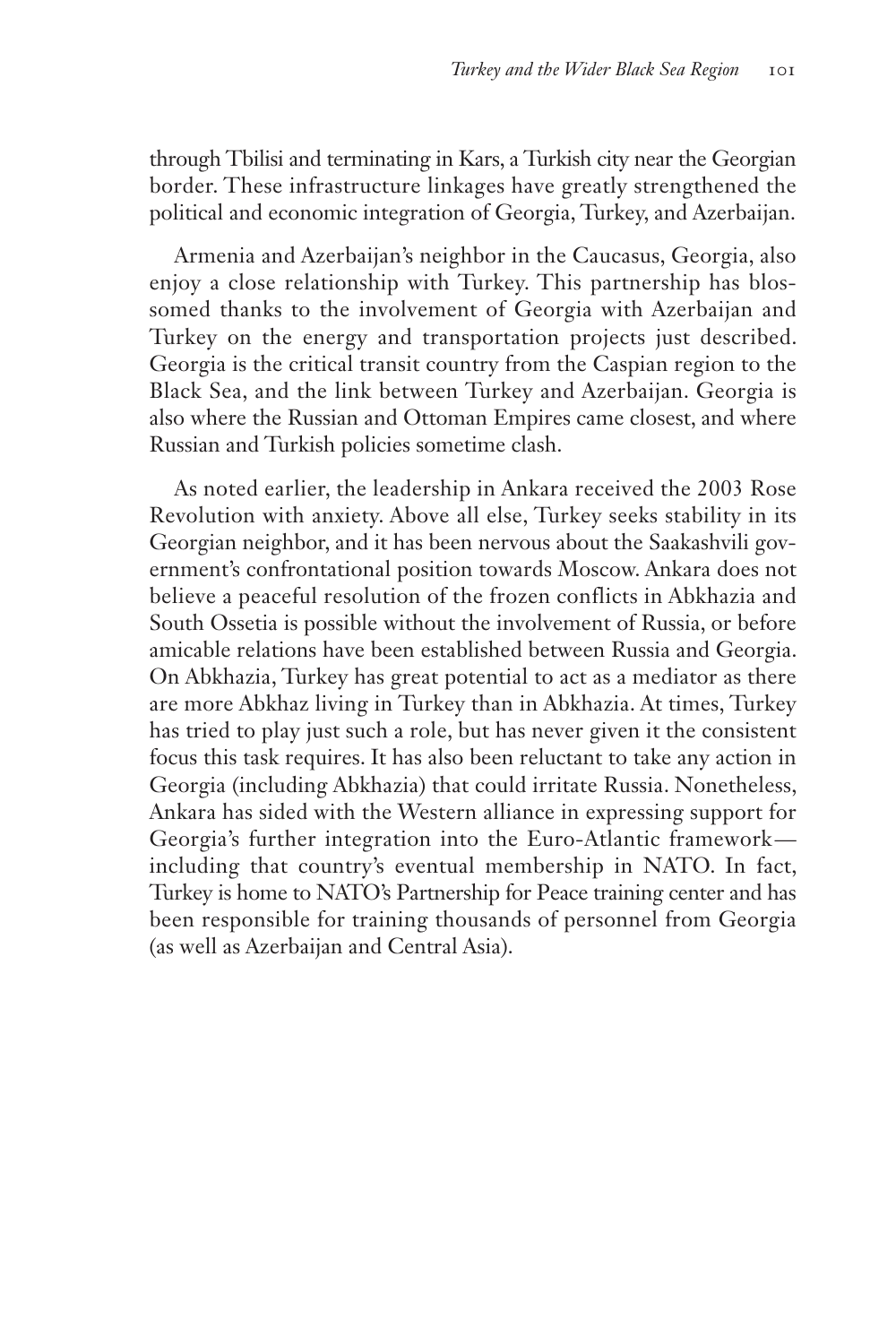through Tbilisi and terminating in Kars, a Turkish city near the Georgian border. These infrastructure linkages have greatly strengthened the political and economic integration of Georgia, Turkey, and Azerbaijan.

Armenia and Azerbaijan's neighbor in the Caucasus, Georgia, also enjoy a close relationship with Turkey. This partnership has blossomed thanks to the involvement of Georgia with Azerbaijan and Turkey on the energy and transportation projects just described. Georgia is the critical transit country from the Caspian region to the Black Sea, and the link between Turkey and Azerbaijan. Georgia is also where the Russian and Ottoman Empires came closest, and where Russian and Turkish policies sometime clash.

As noted earlier, the leadership in Ankara received the 2003 Rose Revolution with anxiety. Above all else, Turkey seeks stability in its Georgian neighbor, and it has been nervous about the Saakashvili government's confrontational position towards Moscow. Ankara does not believe a peaceful resolution of the frozen conflicts in Abkhazia and South Ossetia is possible without the involvement of Russia, or before amicable relations have been established between Russia and Georgia. On Abkhazia, Turkey has great potential to act as a mediator as there are more Abkhaz living in Turkey than in Abkhazia. At times, Turkey has tried to play just such a role, but has never given it the consistent focus this task requires. It has also been reluctant to take any action in Georgia (including Abkhazia) that could irritate Russia. Nonetheless, Ankara has sided with the Western alliance in expressing support for Georgia's further integration into the Euro-Atlantic framework—including that country's eventual membership in NATO. In fact, Turkey is home to NATO's Partnership for Peace training center and has been responsible for training thousands of personnel from Georgia (as well as Azerbaijan and Central Asia).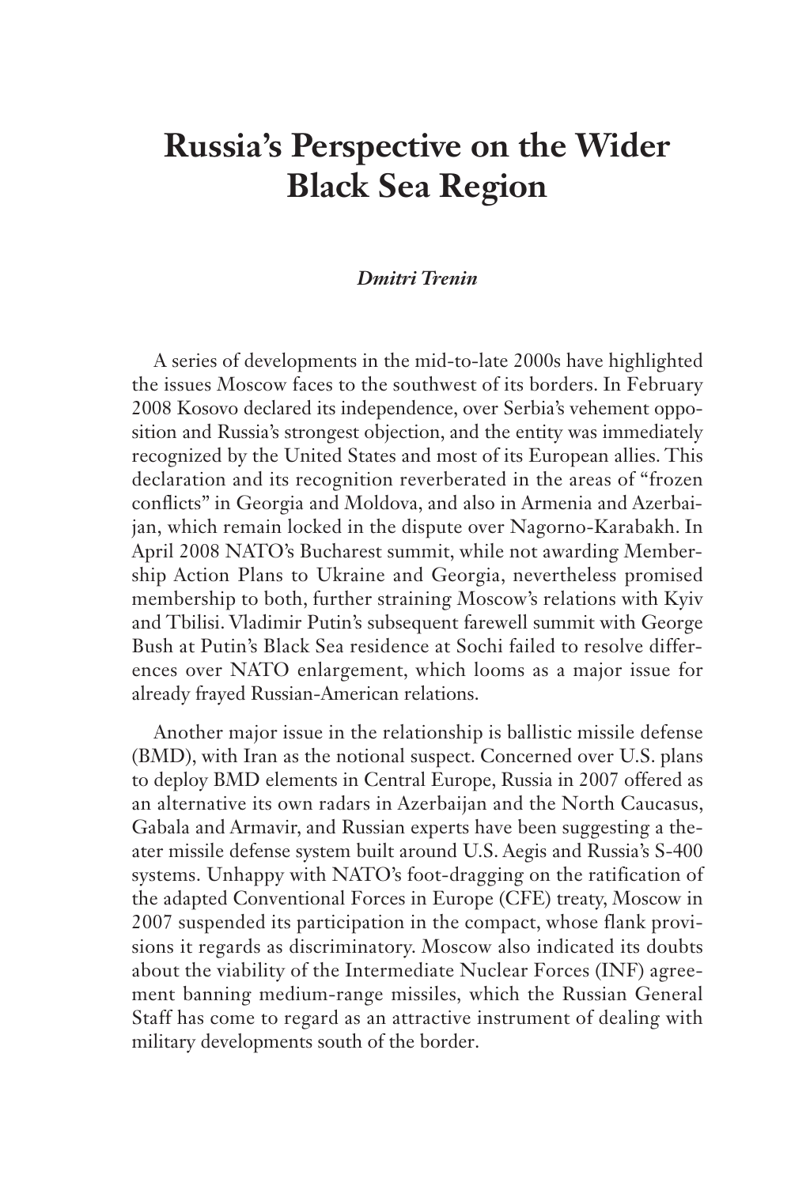# Russia's Perspective on the Wider Black Sea Region

***Dmitri Trenin***

A series of developments in the mid-to-late 2000s have highlighted the issues Moscow faces to the southwest of its borders. In February 2008 Kosovo declared its independence, over Serbia's vehement opposition and Russia's strongest objection, and the entity was immediately recognized by the United States and most of its European allies. This declaration and its recognition reverberated in the areas of "frozen conflicts" in Georgia and Moldova, and also in Armenia and Azerbaijan, which remain locked in the dispute over Nagorno-Karabakh. In April 2008 NATO's Bucharest summit, while not awarding Membership Action Plans to Ukraine and Georgia, nevertheless promised membership to both, further straining Moscow's relations with Kyiv and Tbilisi. Vladimir Putin's subsequent farewell summit with George Bush at Putin's Black Sea residence at Sochi failed to resolve differences over NATO enlargement, which looms as a major issue for already frayed Russian-American relations.

Another major issue in the relationship is ballistic missile defense (BMD), with Iran as the notional suspect. Concerned over U.S. plans to deploy BMD elements in Central Europe, Russia in 2007 offered as an alternative its own radars in Azerbaijan and the North Caucasus, Gabala and Armavir, and Russian experts have been suggesting a theater missile defense system built around U.S. Aegis and Russia's S-400 systems. Unhappy with NATO's foot-dragging on the ratification of the adapted Conventional Forces in Europe (CFE) treaty, Moscow in 2007 suspended its participation in the compact, whose flank provisions it regards as discriminatory. Moscow also indicated its doubts about the viability of the Intermediate Nuclear Forces (INF) agreement banning medium-range missiles, which the Russian General Staff has come to regard as an attractive instrument of dealing with military developments south of the border.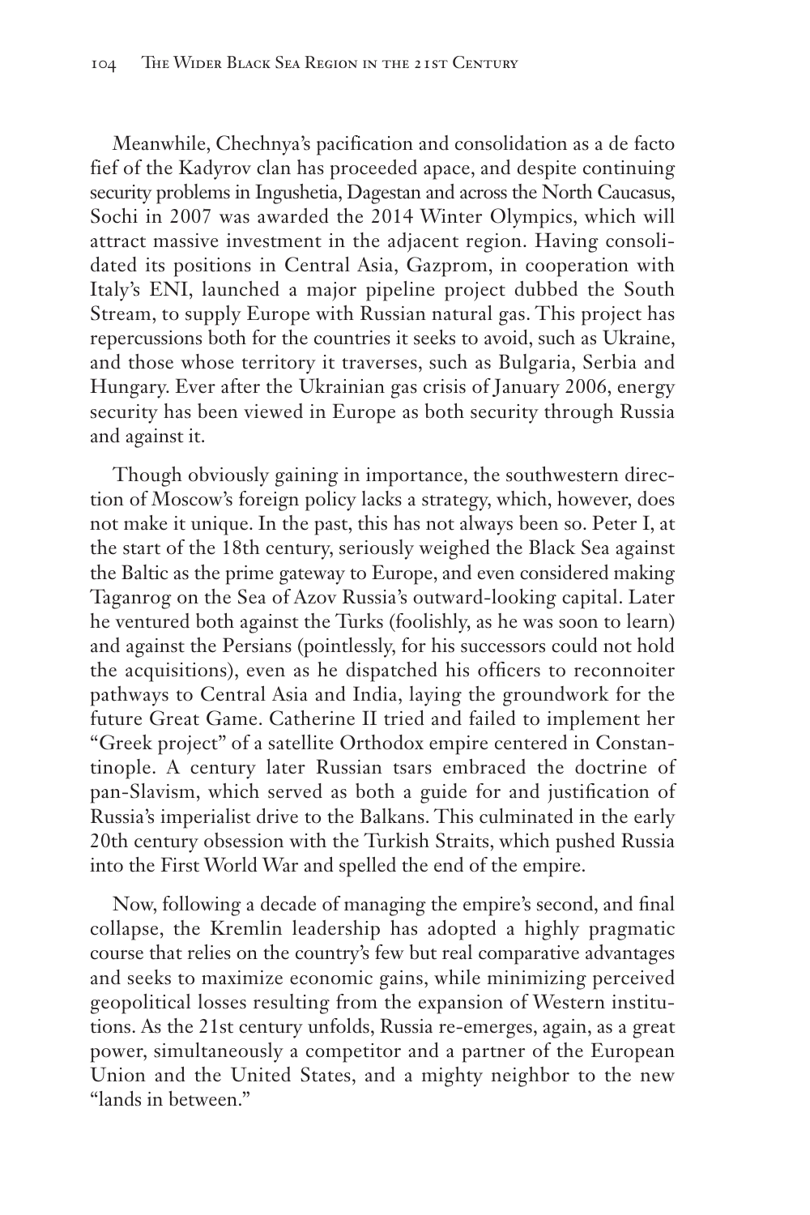Meanwhile, Chechnya's pacification and consolidation as a de facto fief of the Kadyrov clan has proceeded apace, and despite continuing security problems in Ingushetia, Dagestan and across the North Caucasus, Sochi in 2007 was awarded the 2014 Winter Olympics, which will attract massive investment in the adjacent region. Having consolidated its positions in Central Asia, Gazprom, in cooperation with Italy's ENI, launched a major pipeline project dubbed the South Stream, to supply Europe with Russian natural gas. This project has repercussions both for the countries it seeks to avoid, such as Ukraine, and those whose territory it traverses, such as Bulgaria, Serbia and Hungary. Ever after the Ukrainian gas crisis of January 2006, energy security has been viewed in Europe as both security through Russia and against it.

Though obviously gaining in importance, the southwestern direction of Moscow's foreign policy lacks a strategy, which, however, does not make it unique. In the past, this has not always been so. Peter I, at the start of the 18th century, seriously weighed the Black Sea against the Baltic as the prime gateway to Europe, and even considered making Taganrog on the Sea of Azov Russia's outward-looking capital. Later he ventured both against the Turks (foolishly, as he was soon to learn) and against the Persians (pointlessly, for his successors could not hold the acquisitions), even as he dispatched his officers to reconnoiter pathways to Central Asia and India, laying the groundwork for the future Great Game. Catherine II tried and failed to implement her "Greek project" of a satellite Orthodox empire centered in Constantinople. A century later Russian tsars embraced the doctrine of pan-Slavism, which served as both a guide for and justification of Russia's imperialist drive to the Balkans. This culminated in the early 20th century obsession with the Turkish Straits, which pushed Russia into the First World War and spelled the end of the empire.

Now, following a decade of managing the empire's second, and final collapse, the Kremlin leadership has adopted a highly pragmatic course that relies on the country's few but real comparative advantages and seeks to maximize economic gains, while minimizing perceived geopolitical losses resulting from the expansion of Western institutions. As the 21st century unfolds, Russia re-emerges, again, as a great power, simultaneously a competitor and a partner of the European Union and the United States, and a mighty neighbor to the new "lands in between."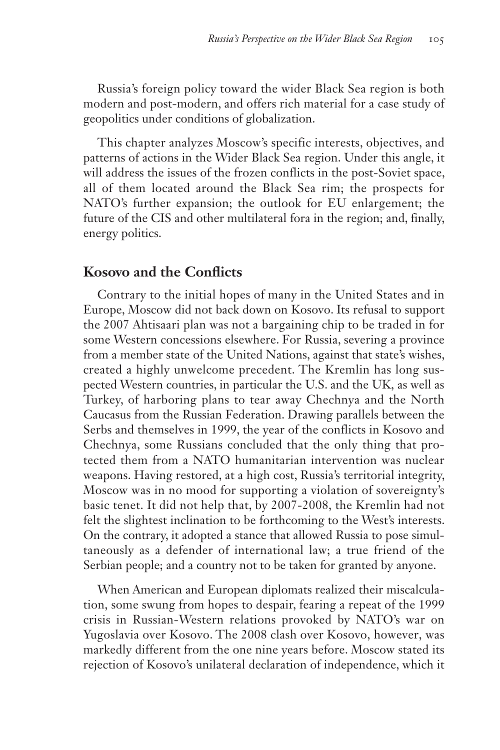Russia's foreign policy toward the wider Black Sea region is both modern and post-modern, and offers rich material for a case study of geopolitics under conditions of globalization.

This chapter analyzes Moscow's specific interests, objectives, and patterns of actions in the Wider Black Sea region. Under this angle, it will address the issues of the frozen conflicts in the post-Soviet space, all of them located around the Black Sea rim; the prospects for NATO's further expansion; the outlook for EU enlargement; the future of the CIS and other multilateral fora in the region; and, finally, energy politics.

## Kosovo and the Conflicts

Contrary to the initial hopes of many in the United States and in Europe, Moscow did not back down on Kosovo. Its refusal to support the 2007 Ahtisaari plan was not a bargaining chip to be traded in for some Western concessions elsewhere. For Russia, severing a province from a member state of the United Nations, against that state's wishes, created a highly unwelcome precedent. The Kremlin has long suspected Western countries, in particular the U.S. and the UK, as well as Turkey, of harboring plans to tear away Chechnya and the North Caucasus from the Russian Federation. Drawing parallels between the Serbs and themselves in 1999, the year of the conflicts in Kosovo and Chechnya, some Russians concluded that the only thing that protected them from a NATO humanitarian intervention was nuclear weapons. Having restored, at a high cost, Russia's territorial integrity, Moscow was in no mood for supporting a violation of sovereignty's basic tenet. It did not help that, by 2007-2008, the Kremlin had not felt the slightest inclination to be forthcoming to the West's interests. On the contrary, it adopted a stance that allowed Russia to pose simultaneously as a defender of international law; a true friend of the Serbian people; and a country not to be taken for granted by anyone.

When American and European diplomats realized their miscalculation, some swung from hopes to despair, fearing a repeat of the 1999 crisis in Russian-Western relations provoked by NATO's war on Yugoslavia over Kosovo. The 2008 clash over Kosovo, however, was markedly different from the one nine years before. Moscow stated its rejection of Kosovo's unilateral declaration of independence, which it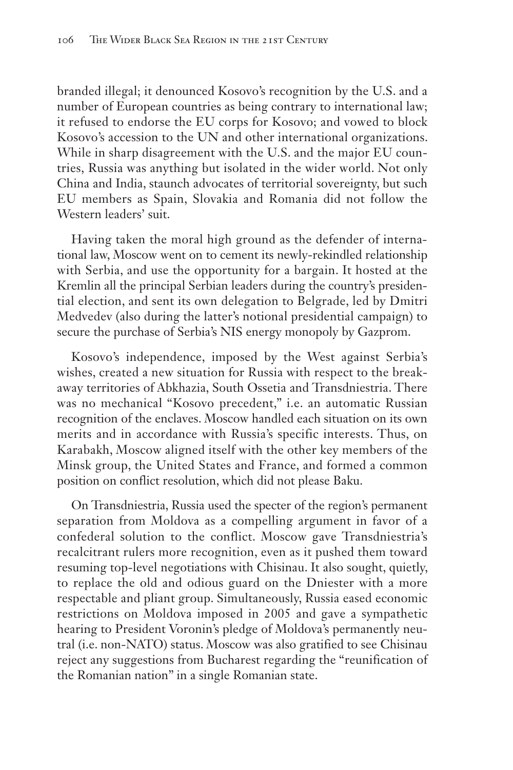branded illegal; it denounced Kosovo's recognition by the U.S. and a number of European countries as being contrary to international law; it refused to endorse the EU corps for Kosovo; and vowed to block Kosovo's accession to the UN and other international organizations. While in sharp disagreement with the U.S. and the major EU countries, Russia was anything but isolated in the wider world. Not only China and India, staunch advocates of territorial sovereignty, but such EU members as Spain, Slovakia and Romania did not follow the Western leaders' suit.

Having taken the moral high ground as the defender of international law, Moscow went on to cement its newly-rekindled relationship with Serbia, and use the opportunity for a bargain. It hosted at the Kremlin all the principal Serbian leaders during the country's presidential election, and sent its own delegation to Belgrade, led by Dmitri Medvedev (also during the latter's notional presidential campaign) to secure the purchase of Serbia's NIS energy monopoly by Gazprom.

Kosovo's independence, imposed by the West against Serbia's wishes, created a new situation for Russia with respect to the breakaway territories of Abkhazia, South Ossetia and Transdniestria. There was no mechanical "Kosovo precedent," i.e. an automatic Russian recognition of the enclaves. Moscow handled each situation on its own merits and in accordance with Russia's specific interests. Thus, on Karabakh, Moscow aligned itself with the other key members of the Minsk group, the United States and France, and formed a common position on conflict resolution, which did not please Baku.

On Transdniestria, Russia used the specter of the region's permanent separation from Moldova as a compelling argument in favor of a confederal solution to the conflict. Moscow gave Transdniestria's recalcitrant rulers more recognition, even as it pushed them toward resuming top-level negotiations with Chisinau. It also sought, quietly, to replace the old and odious guard on the Dniester with a more respectable and pliant group. Simultaneously, Russia eased economic restrictions on Moldova imposed in 2005 and gave a sympathetic hearing to President Voronin's pledge of Moldova's permanently neutral (i.e. non-NATO) status. Moscow was also gratified to see Chisinau reject any suggestions from Bucharest regarding the "reunification of the Romanian nation" in a single Romanian state.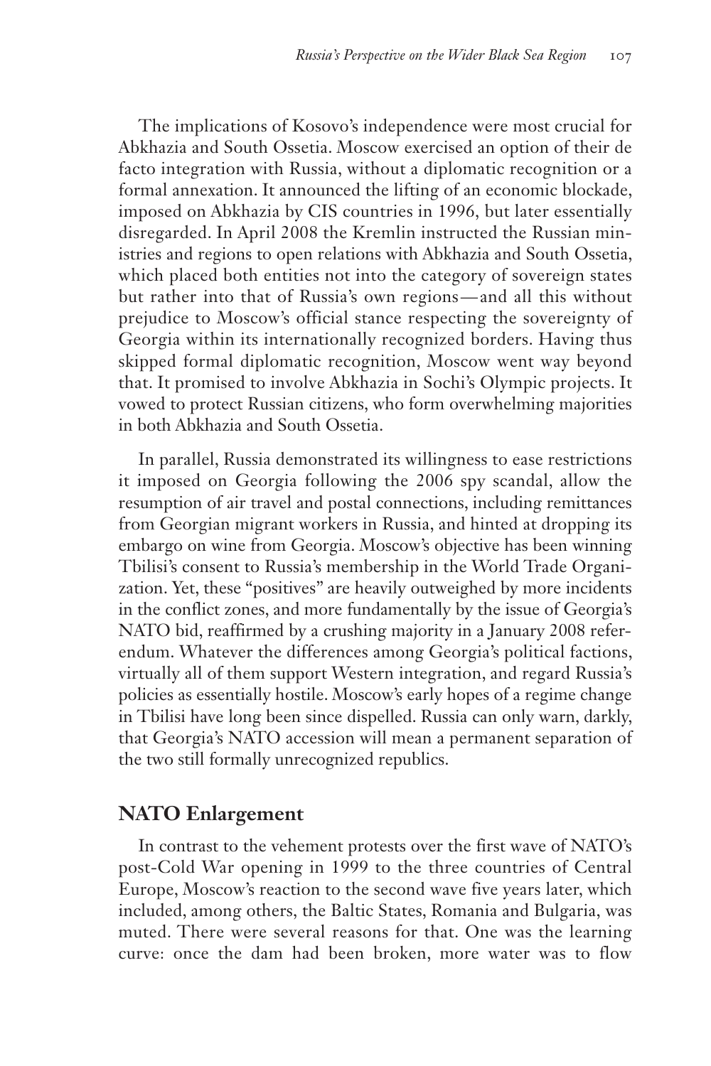The implications of Kosovo's independence were most crucial for Abkhazia and South Ossetia. Moscow exercised an option of their de facto integration with Russia, without a diplomatic recognition or a formal annexation. It announced the lifting of an economic blockade, imposed on Abkhazia by CIS countries in 1996, but later essentially disregarded. In April 2008 the Kremlin instructed the Russian ministries and regions to open relations with Abkhazia and South Ossetia, which placed both entities not into the category of sovereign states but rather into that of Russia's own regions—and all this without prejudice to Moscow's official stance respecting the sovereignty of Georgia within its internationally recognized borders. Having thus skipped formal diplomatic recognition, Moscow went way beyond that. It promised to involve Abkhazia in Sochi's Olympic projects. It vowed to protect Russian citizens, who form overwhelming majorities in both Abkhazia and South Ossetia.

In parallel, Russia demonstrated its willingness to ease restrictions it imposed on Georgia following the 2006 spy scandal, allow the resumption of air travel and postal connections, including remittances from Georgian migrant workers in Russia, and hinted at dropping its embargo on wine from Georgia. Moscow's objective has been winning Tbilisi's consent to Russia's membership in the World Trade Organization. Yet, these "positives" are heavily outweighed by more incidents in the conflict zones, and more fundamentally by the issue of Georgia's NATO bid, reaffirmed by a crushing majority in a January 2008 referendum. Whatever the differences among Georgia's political factions, virtually all of them support Western integration, and regard Russia's policies as essentially hostile. Moscow's early hopes of a regime change in Tbilisi have long been since dispelled. Russia can only warn, darkly, that Georgia's NATO accession will mean a permanent separation of the two still formally unrecognized republics.

## NATO Enlargement

In contrast to the vehement protests over the first wave of NATO's post-Cold War opening in 1999 to the three countries of Central Europe, Moscow's reaction to the second wave five years later, which included, among others, the Baltic States, Romania and Bulgaria, was muted. There were several reasons for that. One was the learning curve: once the dam had been broken, more water was to flow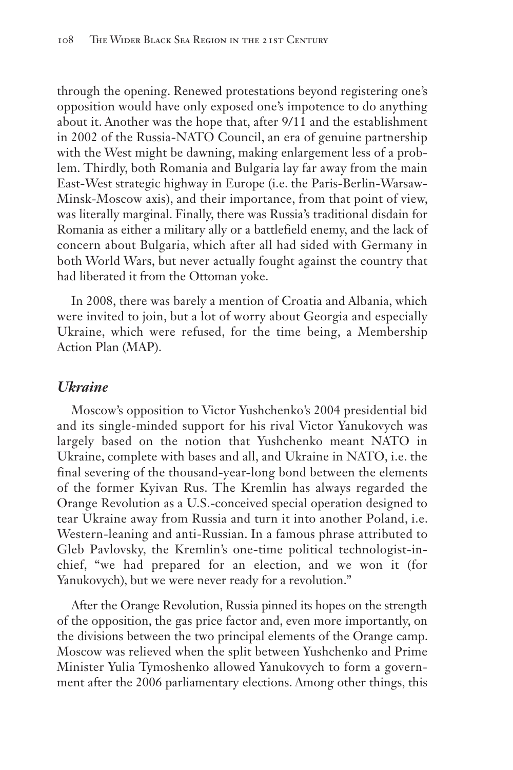through the opening. Renewed protestations beyond registering one's opposition would have only exposed one's impotence to do anything about it. Another was the hope that, after 9/11 and the establishment in 2002 of the Russia-NATO Council, an era of genuine partnership with the West might be dawning, making enlargement less of a problem. Thirdly, both Romania and Bulgaria lay far away from the main East-West strategic highway in Europe (i.e. the Paris-Berlin-Warsaw-Minsk-Moscow axis), and their importance, from that point of view, was literally marginal. Finally, there was Russia's traditional disdain for Romania as either a military ally or a battlefield enemy, and the lack of concern about Bulgaria, which after all had sided with Germany in both World Wars, but never actually fought against the country that had liberated it from the Ottoman yoke.

In 2008, there was barely a mention of Croatia and Albania, which were invited to join, but a lot of worry about Georgia and especially Ukraine, which were refused, for the time being, a Membership Action Plan (MAP).

### *Ukraine*

Moscow's opposition to Victor Yushchenko's 2004 presidential bid and its single-minded support for his rival Victor Yanukovych was largely based on the notion that Yushchenko meant NATO in Ukraine, complete with bases and all, and Ukraine in NATO, i.e. the final severing of the thousand-year-long bond between the elements of the former Kyivan Rus. The Kremlin has always regarded the Orange Revolution as a U.S.-conceived special operation designed to tear Ukraine away from Russia and turn it into another Poland, i.e. Western-leaning and anti-Russian. In a famous phrase attributed to Gleb Pavlovsky, the Kremlin's one-time political technologist-in-chief, "we had prepared for an election, and we won it (for Yanukovych), but we were never ready for a revolution."

After the Orange Revolution, Russia pinned its hopes on the strength of the opposition, the gas price factor and, even more importantly, on the divisions between the two principal elements of the Orange camp. Moscow was relieved when the split between Yushchenko and Prime Minister Yulia Tymoshenko allowed Yanukovych to form a government after the 2006 parliamentary elections. Among other things, this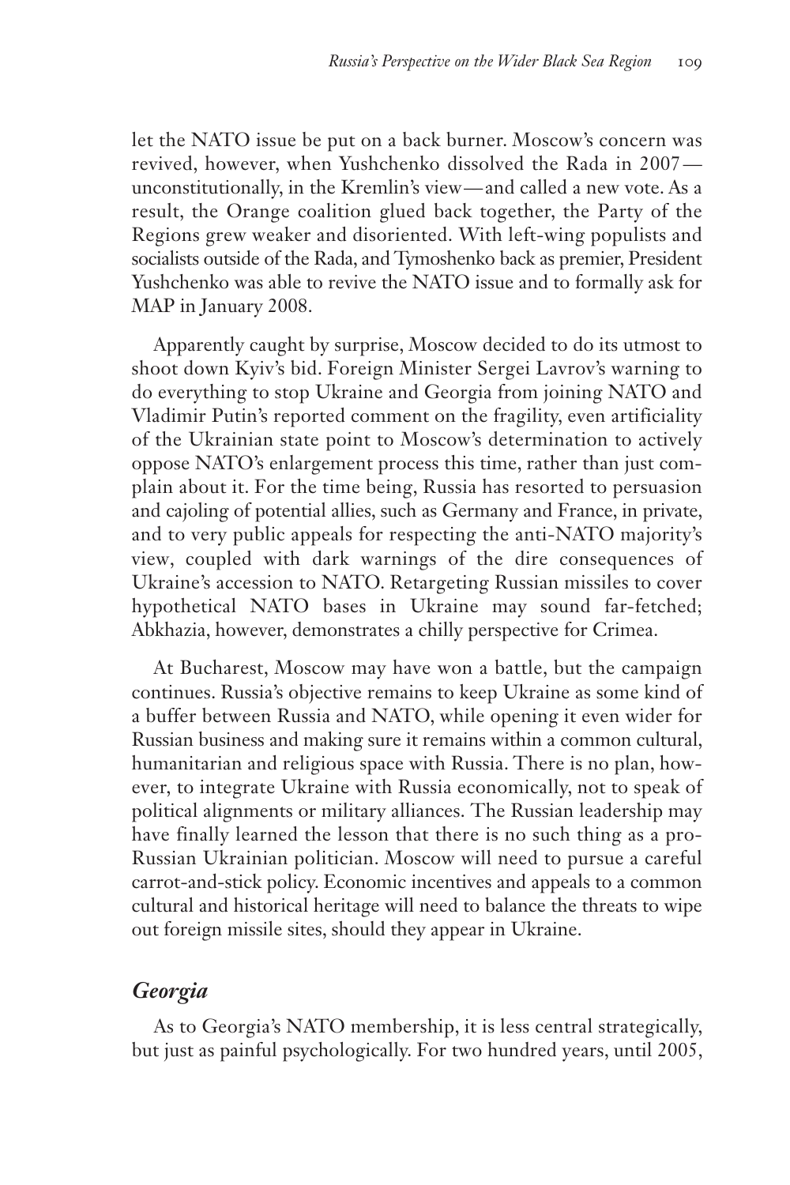let the NATO issue be put on a back burner. Moscow's concern was revived, however, when Yushchenko dissolved the Rada in 2007—unconstitutionally, in the Kremlin's view—and called a new vote. As a result, the Orange coalition glued back together, the Party of the Regions grew weaker and disoriented. With left-wing populists and socialists outside of the Rada, and Tymoshenko back as premier, President Yushchenko was able to revive the NATO issue and to formally ask for MAP in January 2008.

Apparently caught by surprise, Moscow decided to do its utmost to shoot down Kyiv's bid. Foreign Minister Sergei Lavrov's warning to do everything to stop Ukraine and Georgia from joining NATO and Vladimir Putin's reported comment on the fragility, even artificiality of the Ukrainian state point to Moscow's determination to actively oppose NATO's enlargement process this time, rather than just complain about it. For the time being, Russia has resorted to persuasion and cajoling of potential allies, such as Germany and France, in private, and to very public appeals for respecting the anti-NATO majority's view, coupled with dark warnings of the dire consequences of Ukraine's accession to NATO. Retargeting Russian missiles to cover hypothetical NATO bases in Ukraine may sound far-fetched; Abkhazia, however, demonstrates a chilly perspective for Crimea.

At Bucharest, Moscow may have won a battle, but the campaign continues. Russia's objective remains to keep Ukraine as some kind of a buffer between Russia and NATO, while opening it even wider for Russian business and making sure it remains within a common cultural, humanitarian and religious space with Russia. There is no plan, however, to integrate Ukraine with Russia economically, not to speak of political alignments or military alliances. The Russian leadership may have finally learned the lesson that there is no such thing as a pro-Russian Ukrainian politician. Moscow will need to pursue a careful carrot-and-stick policy. Economic incentives and appeals to a common cultural and historical heritage will need to balance the threats to wipe out foreign missile sites, should they appear in Ukraine.

### *Georgia*

As to Georgia's NATO membership, it is less central strategically, but just as painful psychologically. For two hundred years, until 2005,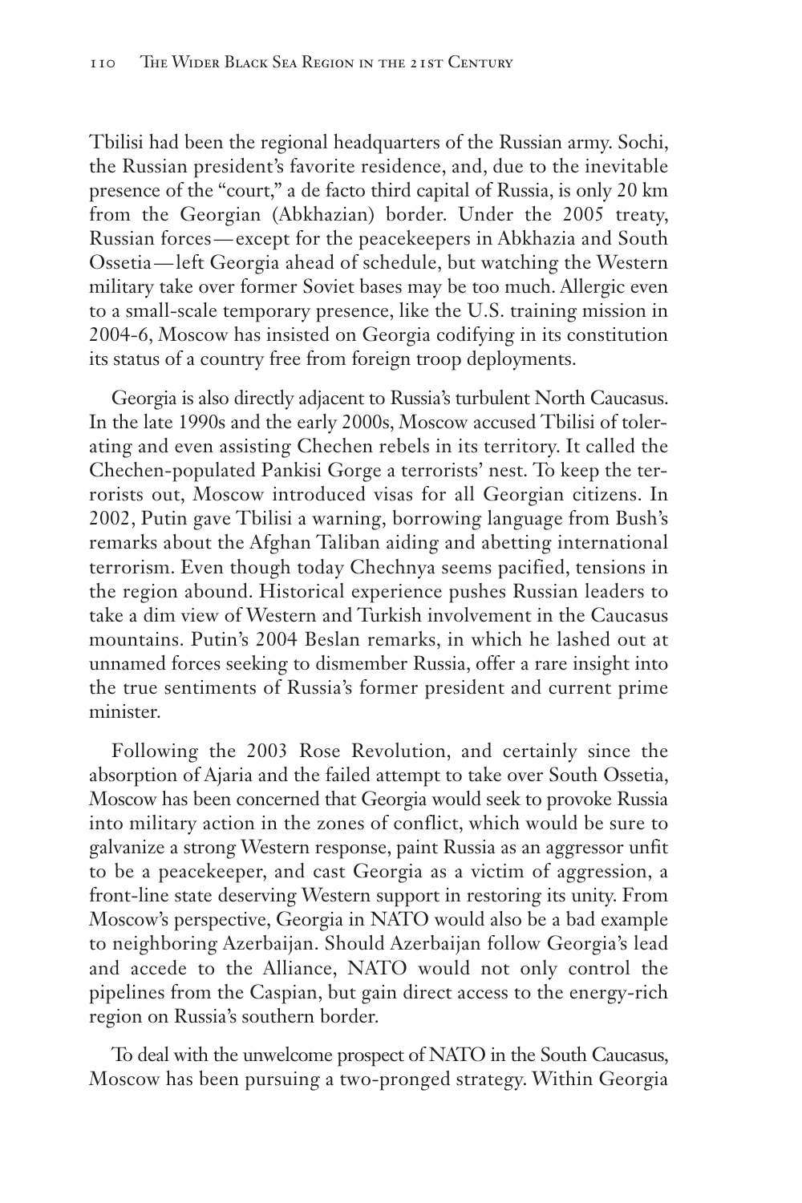Tbilisi had been the regional headquarters of the Russian army. Sochi, the Russian president's favorite residence, and, due to the inevitable presence of the "court," a de facto third capital of Russia, is only 20 km from the Georgian (Abkhazian) border. Under the 2005 treaty, Russian forces—except for the peacekeepers in Abkhazia and South Ossetia—left Georgia ahead of schedule, but watching the Western military take over former Soviet bases may be too much. Allergic even to a small-scale temporary presence, like the U.S. training mission in 2004-6, Moscow has insisted on Georgia codifying in its constitution its status of a country free from foreign troop deployments.

Georgia is also directly adjacent to Russia's turbulent North Caucasus. In the late 1990s and the early 2000s, Moscow accused Tbilisi of tolerating and even assisting Chechen rebels in its territory. It called the Chechen-populated Pankisi Gorge a terrorists' nest. To keep the terrorists out, Moscow introduced visas for all Georgian citizens. In 2002, Putin gave Tbilisi a warning, borrowing language from Bush's remarks about the Afghan Taliban aiding and abetting international terrorism. Even though today Chechnya seems pacified, tensions in the region abound. Historical experience pushes Russian leaders to take a dim view of Western and Turkish involvement in the Caucasus mountains. Putin's 2004 Beslan remarks, in which he lashed out at unnamed forces seeking to dismember Russia, offer a rare insight into the true sentiments of Russia's former president and current prime minister.

Following the 2003 Rose Revolution, and certainly since the absorption of Ajaria and the failed attempt to take over South Ossetia, Moscow has been concerned that Georgia would seek to provoke Russia into military action in the zones of conflict, which would be sure to galvanize a strong Western response, paint Russia as an aggressor unfit to be a peacekeeper, and cast Georgia as a victim of aggression, a front-line state deserving Western support in restoring its unity. From Moscow's perspective, Georgia in NATO would also be a bad example to neighboring Azerbaijan. Should Azerbaijan follow Georgia's lead and accede to the Alliance, NATO would not only control the pipelines from the Caspian, but gain direct access to the energy-rich region on Russia's southern border.

To deal with the unwelcome prospect of NATO in the South Caucasus, Moscow has been pursuing a two-pronged strategy. Within Georgia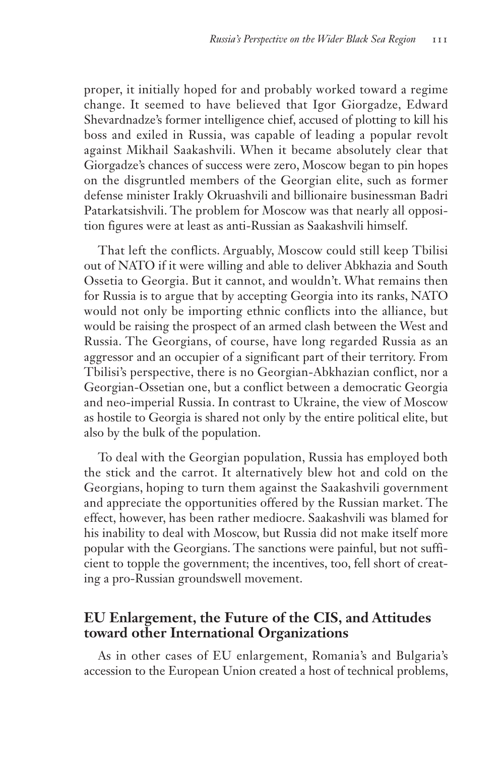proper, it initially hoped for and probably worked toward a regime change. It seemed to have believed that Igor Giorgadze, Edward Shevardnadze's former intelligence chief, accused of plotting to kill his boss and exiled in Russia, was capable of leading a popular revolt against Mikhail Saakashvili. When it became absolutely clear that Giorgadze's chances of success were zero, Moscow began to pin hopes on the disgruntled members of the Georgian elite, such as former defense minister Irakly Okruashvili and billionaire businessman Badri Patarkatsishvili. The problem for Moscow was that nearly all opposition figures were at least as anti-Russian as Saakashvili himself.

That left the conflicts. Arguably, Moscow could still keep Tbilisi out of NATO if it were willing and able to deliver Abkhazia and South Ossetia to Georgia. But it cannot, and wouldn't. What remains then for Russia is to argue that by accepting Georgia into its ranks, NATO would not only be importing ethnic conflicts into the alliance, but would be raising the prospect of an armed clash between the West and Russia. The Georgians, of course, have long regarded Russia as an aggressor and an occupier of a significant part of their territory. From Tbilisi's perspective, there is no Georgian-Abkhazian conflict, nor a Georgian-Ossetian one, but a conflict between a democratic Georgia and neo-imperial Russia. In contrast to Ukraine, the view of Moscow as hostile to Georgia is shared not only by the entire political elite, but also by the bulk of the population.

To deal with the Georgian population, Russia has employed both the stick and the carrot. It alternatively blew hot and cold on the Georgians, hoping to turn them against the Saakashvili government and appreciate the opportunities offered by the Russian market. The effect, however, has been rather mediocre. Saakashvili was blamed for his inability to deal with Moscow, but Russia did not make itself more popular with the Georgians. The sanctions were painful, but not sufficient to topple the government; the incentives, too, fell short of creating a pro-Russian groundswell movement.

## EU Enlargement, the Future of the CIS, and Attitudes toward other International Organizations

As in other cases of EU enlargement, Romania's and Bulgaria's accession to the European Union created a host of technical problems,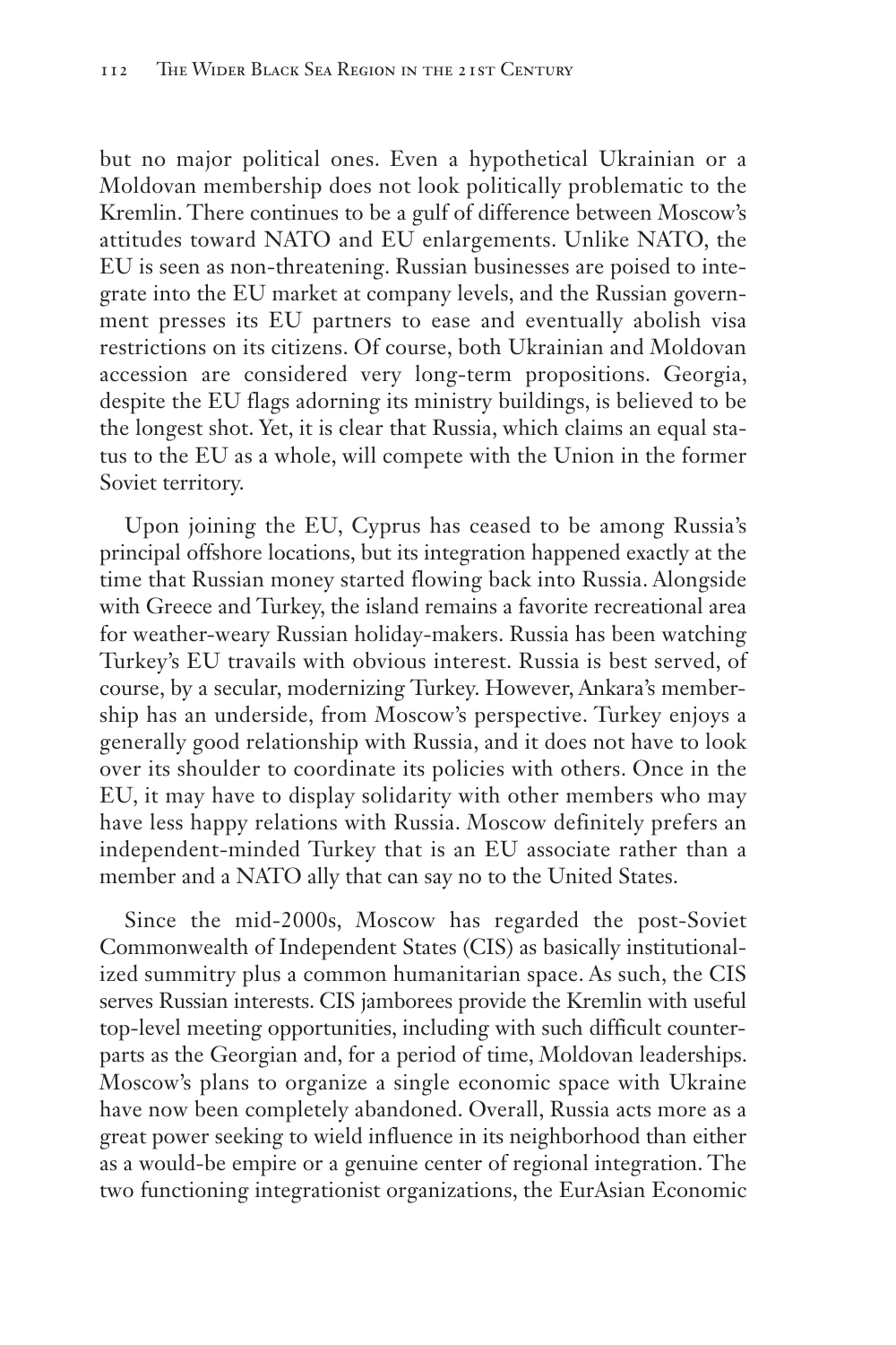but no major political ones. Even a hypothetical Ukrainian or a Moldovan membership does not look politically problematic to the Kremlin. There continues to be a gulf of difference between Moscow's attitudes toward NATO and EU enlargements. Unlike NATO, the EU is seen as non-threatening. Russian businesses are poised to integrate into the EU market at company levels, and the Russian government presses its EU partners to ease and eventually abolish visa restrictions on its citizens. Of course, both Ukrainian and Moldovan accession are considered very long-term propositions. Georgia, despite the EU flags adorning its ministry buildings, is believed to be the longest shot. Yet, it is clear that Russia, which claims an equal status to the EU as a whole, will compete with the Union in the former Soviet territory.

Upon joining the EU, Cyprus has ceased to be among Russia's principal offshore locations, but its integration happened exactly at the time that Russian money started flowing back into Russia. Alongside with Greece and Turkey, the island remains a favorite recreational area for weather-weary Russian holiday-makers. Russia has been watching Turkey's EU travails with obvious interest. Russia is best served, of course, by a secular, modernizing Turkey. However, Ankara's membership has an underside, from Moscow's perspective. Turkey enjoys a generally good relationship with Russia, and it does not have to look over its shoulder to coordinate its policies with others. Once in the EU, it may have to display solidarity with other members who may have less happy relations with Russia. Moscow definitely prefers an independent-minded Turkey that is an EU associate rather than a member and a NATO ally that can say no to the United States.

Since the mid-2000s, Moscow has regarded the post-Soviet Commonwealth of Independent States (CIS) as basically institutionalized summitry plus a common humanitarian space. As such, the CIS serves Russian interests. CIS jamborees provide the Kremlin with useful top-level meeting opportunities, including with such difficult counterparts as the Georgian and, for a period of time, Moldovan leaderships. Moscow's plans to organize a single economic space with Ukraine have now been completely abandoned. Overall, Russia acts more as a great power seeking to wield influence in its neighborhood than either as a would-be empire or a genuine center of regional integration. The two functioning integrationist organizations, the EurAsian Economic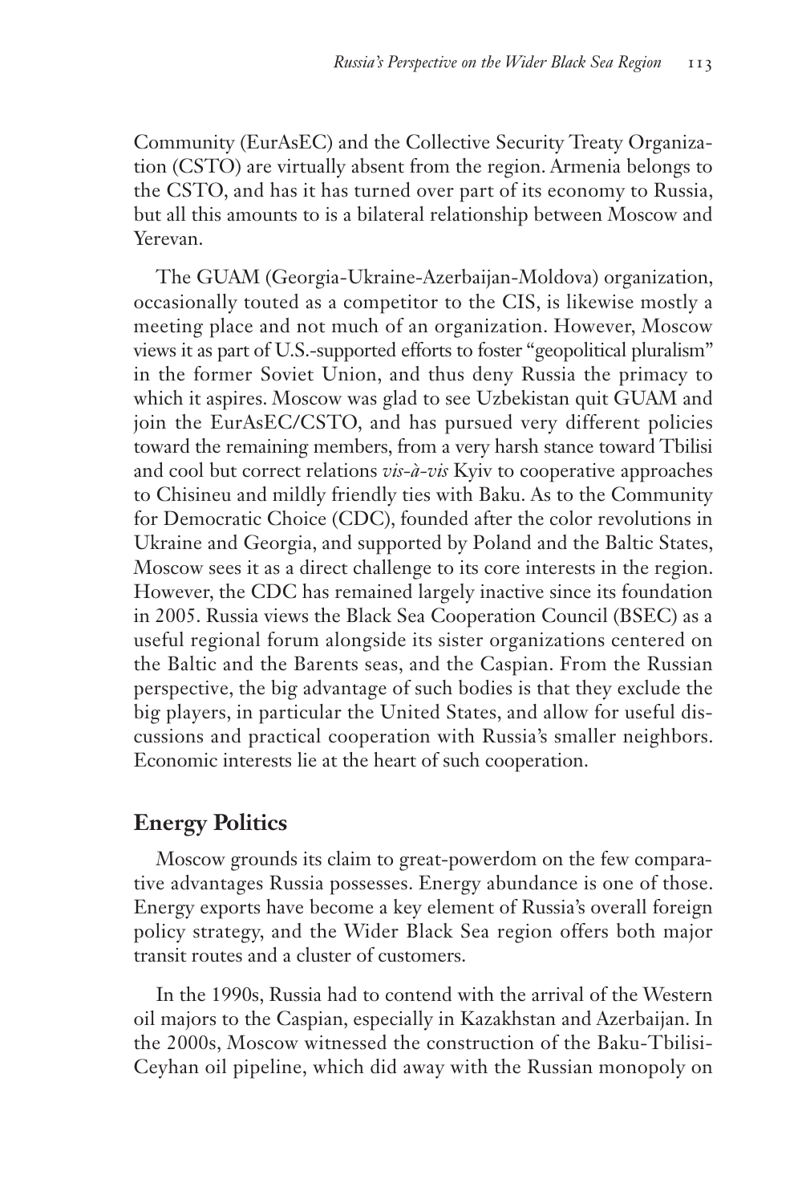Community (EurAsEC) and the Collective Security Treaty Organization (CSTO) are virtually absent from the region. Armenia belongs to the CSTO, and has it has turned over part of its economy to Russia, but all this amounts to is a bilateral relationship between Moscow and Yerevan.

The GUAM (Georgia-Ukraine-Azerbaijan-Moldova) organization, occasionally touted as a competitor to the CIS, is likewise mostly a meeting place and not much of an organization. However, Moscow views it as part of U.S.-supported efforts to foster "geopolitical pluralism" in the former Soviet Union, and thus deny Russia the primacy to which it aspires. Moscow was glad to see Uzbekistan quit GUAM and join the EurAsEC/CSTO, and has pursued very different policies toward the remaining members, from a very harsh stance toward Tbilisi and cool but correct relations *vis-à-vis* Kyiv to cooperative approaches to Chisineu and mildly friendly ties with Baku. As to the Community for Democratic Choice (CDC), founded after the color revolutions in Ukraine and Georgia, and supported by Poland and the Baltic States, Moscow sees it as a direct challenge to its core interests in the region. However, the CDC has remained largely inactive since its foundation in 2005. Russia views the Black Sea Cooperation Council (BSEC) as a useful regional forum alongside its sister organizations centered on the Baltic and the Barents seas, and the Caspian. From the Russian perspective, the big advantage of such bodies is that they exclude the big players, in particular the United States, and allow for useful discussions and practical cooperation with Russia's smaller neighbors. Economic interests lie at the heart of such cooperation.

## Energy Politics

Moscow grounds its claim to great-powerdom on the few comparative advantages Russia possesses. Energy abundance is one of those. Energy exports have become a key element of Russia's overall foreign policy strategy, and the Wider Black Sea region offers both major transit routes and a cluster of customers.

In the 1990s, Russia had to contend with the arrival of the Western oil majors to the Caspian, especially in Kazakhstan and Azerbaijan. In the 2000s, Moscow witnessed the construction of the Baku-Tbilisi-Ceyhan oil pipeline, which did away with the Russian monopoly on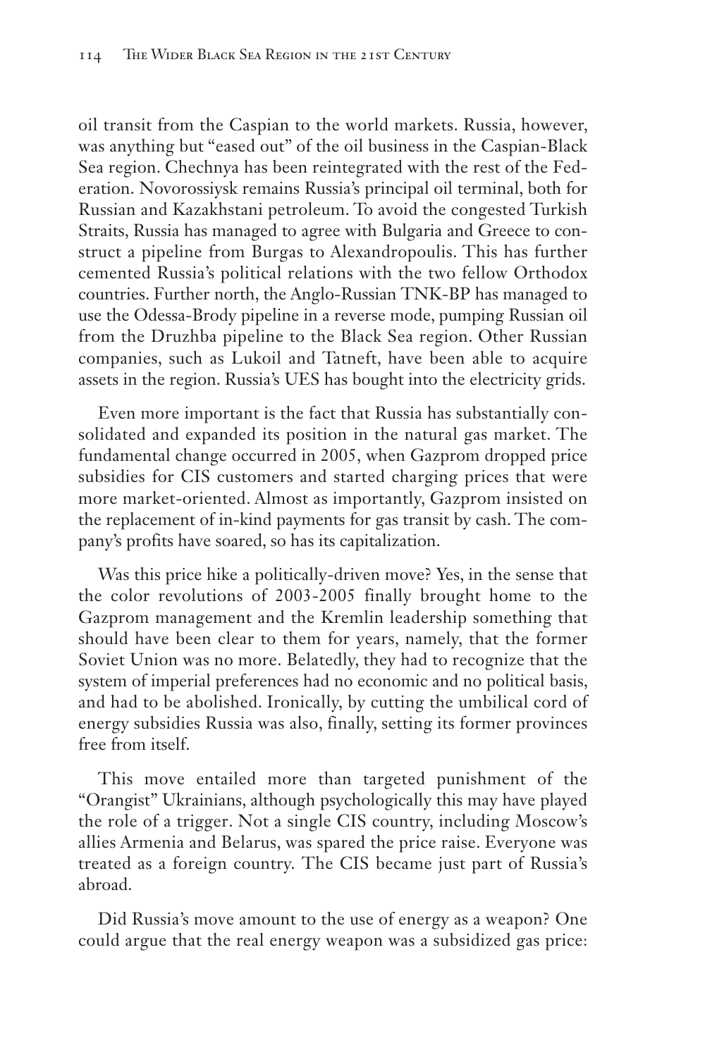oil transit from the Caspian to the world markets. Russia, however, was anything but "eased out" of the oil business in the Caspian-Black Sea region. Chechnya has been reintegrated with the rest of the Federation. Novorossiysk remains Russia's principal oil terminal, both for Russian and Kazakhstani petroleum. To avoid the congested Turkish Straits, Russia has managed to agree with Bulgaria and Greece to construct a pipeline from Burgas to Alexandropoulis. This has further cemented Russia's political relations with the two fellow Orthodox countries. Further north, the Anglo-Russian TNK-BP has managed to use the Odessa-Brody pipeline in a reverse mode, pumping Russian oil from the Druzhba pipeline to the Black Sea region. Other Russian companies, such as Lukoil and Tatneft, have been able to acquire assets in the region. Russia's UES has bought into the electricity grids.

Even more important is the fact that Russia has substantially consolidated and expanded its position in the natural gas market. The fundamental change occurred in 2005, when Gazprom dropped price subsidies for CIS customers and started charging prices that were more market-oriented. Almost as importantly, Gazprom insisted on the replacement of in-kind payments for gas transit by cash. The company's profits have soared, so has its capitalization.

Was this price hike a politically-driven move? Yes, in the sense that the color revolutions of 2003-2005 finally brought home to the Gazprom management and the Kremlin leadership something that should have been clear to them for years, namely, that the former Soviet Union was no more. Belatedly, they had to recognize that the system of imperial preferences had no economic and no political basis, and had to be abolished. Ironically, by cutting the umbilical cord of energy subsidies Russia was also, finally, setting its former provinces free from itself.

This move entailed more than targeted punishment of the "Orangist" Ukrainians, although psychologically this may have played the role of a trigger. Not a single CIS country, including Moscow's allies Armenia and Belarus, was spared the price raise. Everyone was treated as a foreign country. The CIS became just part of Russia's abroad.

Did Russia's move amount to the use of energy as a weapon? One could argue that the real energy weapon was a subsidized gas price: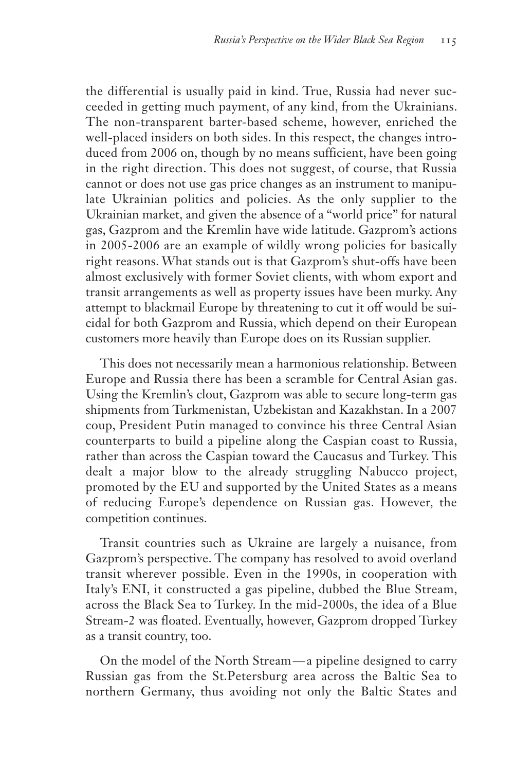the differential is usually paid in kind. True, Russia had never succeeded in getting much payment, of any kind, from the Ukrainians. The non-transparent barter-based scheme, however, enriched the well-placed insiders on both sides. In this respect, the changes introduced from 2006 on, though by no means sufficient, have been going in the right direction. This does not suggest, of course, that Russia cannot or does not use gas price changes as an instrument to manipulate Ukrainian politics and policies. As the only supplier to the Ukrainian market, and given the absence of a "world price" for natural gas, Gazprom and the Kremlin have wide latitude. Gazprom's actions in 2005-2006 are an example of wildly wrong policies for basically right reasons. What stands out is that Gazprom's shut-offs have been almost exclusively with former Soviet clients, with whom export and transit arrangements as well as property issues have been murky. Any attempt to blackmail Europe by threatening to cut it off would be suicidal for both Gazprom and Russia, which depend on their European customers more heavily than Europe does on its Russian supplier.

This does not necessarily mean a harmonious relationship. Between Europe and Russia there has been a scramble for Central Asian gas. Using the Kremlin's clout, Gazprom was able to secure long-term gas shipments from Turkmenistan, Uzbekistan and Kazakhstan. In a 2007 coup, President Putin managed to convince his three Central Asian counterparts to build a pipeline along the Caspian coast to Russia, rather than across the Caspian toward the Caucasus and Turkey. This dealt a major blow to the already struggling Nabucco project, promoted by the EU and supported by the United States as a means of reducing Europe's dependence on Russian gas. However, the competition continues.

Transit countries such as Ukraine are largely a nuisance, from Gazprom's perspective. The company has resolved to avoid overland transit wherever possible. Even in the 1990s, in cooperation with Italy's ENI, it constructed a gas pipeline, dubbed the Blue Stream, across the Black Sea to Turkey. In the mid-2000s, the idea of a Blue Stream-2 was floated. Eventually, however, Gazprom dropped Turkey as a transit country, too.

On the model of the North Stream—a pipeline designed to carry Russian gas from the St.Petersburg area across the Baltic Sea to northern Germany, thus avoiding not only the Baltic States and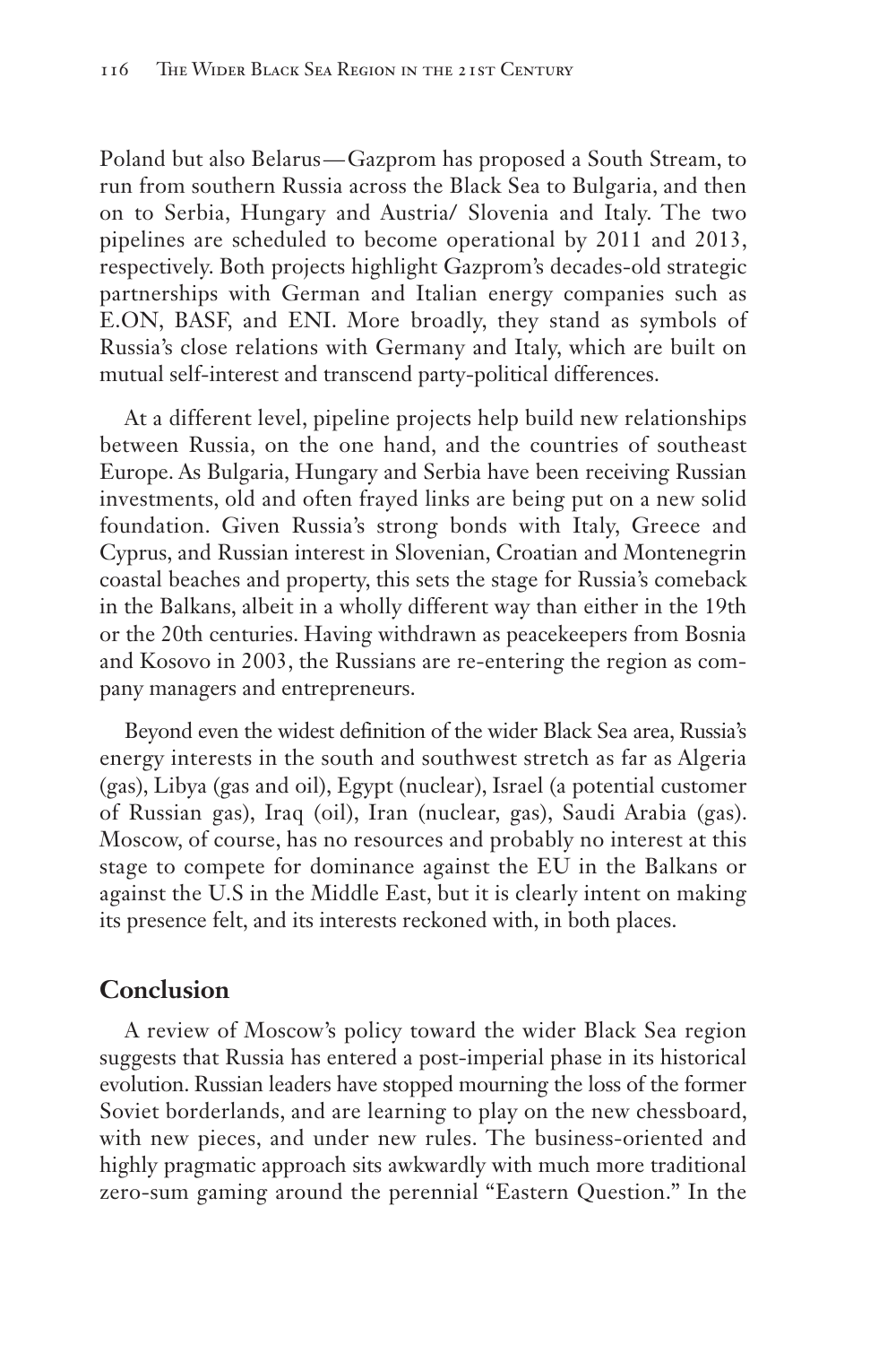Poland but also Belarus—Gazprom has proposed a South Stream, to run from southern Russia across the Black Sea to Bulgaria, and then on to Serbia, Hungary and Austria/ Slovenia and Italy. The two pipelines are scheduled to become operational by 2011 and 2013, respectively. Both projects highlight Gazprom's decades-old strategic partnerships with German and Italian energy companies such as E.ON, BASF, and ENI. More broadly, they stand as symbols of Russia's close relations with Germany and Italy, which are built on mutual self-interest and transcend party-political differences.

At a different level, pipeline projects help build new relationships between Russia, on the one hand, and the countries of southeast Europe. As Bulgaria, Hungary and Serbia have been receiving Russian investments, old and often frayed links are being put on a new solid foundation. Given Russia's strong bonds with Italy, Greece and Cyprus, and Russian interest in Slovenian, Croatian and Montenegrin coastal beaches and property, this sets the stage for Russia's comeback in the Balkans, albeit in a wholly different way than either in the 19th or the 20th centuries. Having withdrawn as peacekeepers from Bosnia and Kosovo in 2003, the Russians are re-entering the region as company managers and entrepreneurs.

Beyond even the widest definition of the wider Black Sea area, Russia's energy interests in the south and southwest stretch as far as Algeria (gas), Libya (gas and oil), Egypt (nuclear), Israel (a potential customer of Russian gas), Iraq (oil), Iran (nuclear, gas), Saudi Arabia (gas). Moscow, of course, has no resources and probably no interest at this stage to compete for dominance against the EU in the Balkans or against the U.S in the Middle East, but it is clearly intent on making its presence felt, and its interests reckoned with, in both places.

## Conclusion

A review of Moscow's policy toward the wider Black Sea region suggests that Russia has entered a post-imperial phase in its historical evolution. Russian leaders have stopped mourning the loss of the former Soviet borderlands, and are learning to play on the new chessboard, with new pieces, and under new rules. The business-oriented and highly pragmatic approach sits awkwardly with much more traditional zero-sum gaming around the perennial "Eastern Question." In the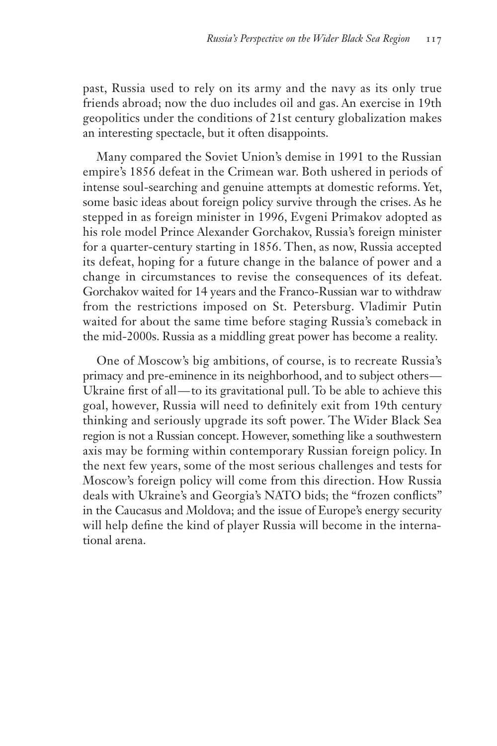past, Russia used to rely on its army and the navy as its only true friends abroad; now the duo includes oil and gas. An exercise in 19th geopolitics under the conditions of 21st century globalization makes an interesting spectacle, but it often disappoints.

Many compared the Soviet Union's demise in 1991 to the Russian empire's 1856 defeat in the Crimean war. Both ushered in periods of intense soul-searching and genuine attempts at domestic reforms. Yet, some basic ideas about foreign policy survive through the crises. As he stepped in as foreign minister in 1996, Evgeni Primakov adopted as his role model Prince Alexander Gorchakov, Russia's foreign minister for a quarter-century starting in 1856. Then, as now, Russia accepted its defeat, hoping for a future change in the balance of power and a change in circumstances to revise the consequences of its defeat. Gorchakov waited for 14 years and the Franco-Russian war to withdraw from the restrictions imposed on St. Petersburg. Vladimir Putin waited for about the same time before staging Russia's comeback in the mid-2000s. Russia as a middling great power has become a reality.

One of Moscow's big ambitions, of course, is to recreate Russia's primacy and pre-eminence in its neighborhood, and to subject others—Ukraine first of all—to its gravitational pull. To be able to achieve this goal, however, Russia will need to definitely exit from 19th century thinking and seriously upgrade its soft power. The Wider Black Sea region is not a Russian concept. However, something like a southwestern axis may be forming within contemporary Russian foreign policy. In the next few years, some of the most serious challenges and tests for Moscow's foreign policy will come from this direction. How Russia deals with Ukraine's and Georgia's NATO bids; the "frozen conflicts" in the Caucasus and Moldova; and the issue of Europe's energy security will help define the kind of player Russia will become in the international arena.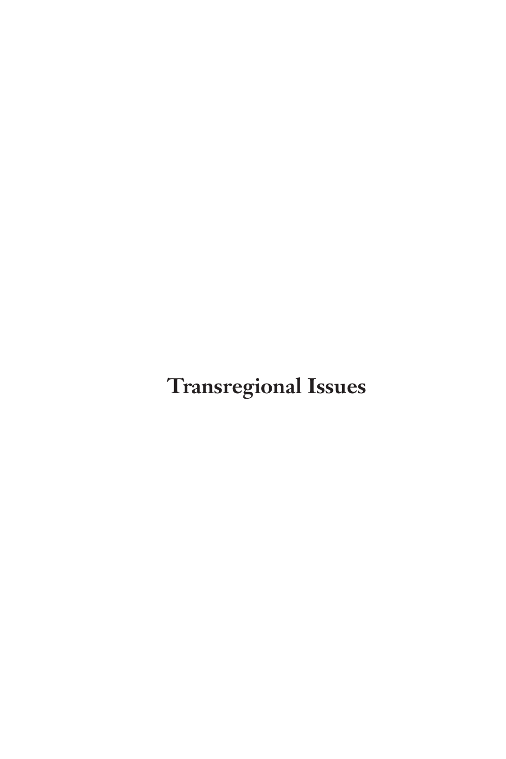# Transregional Issues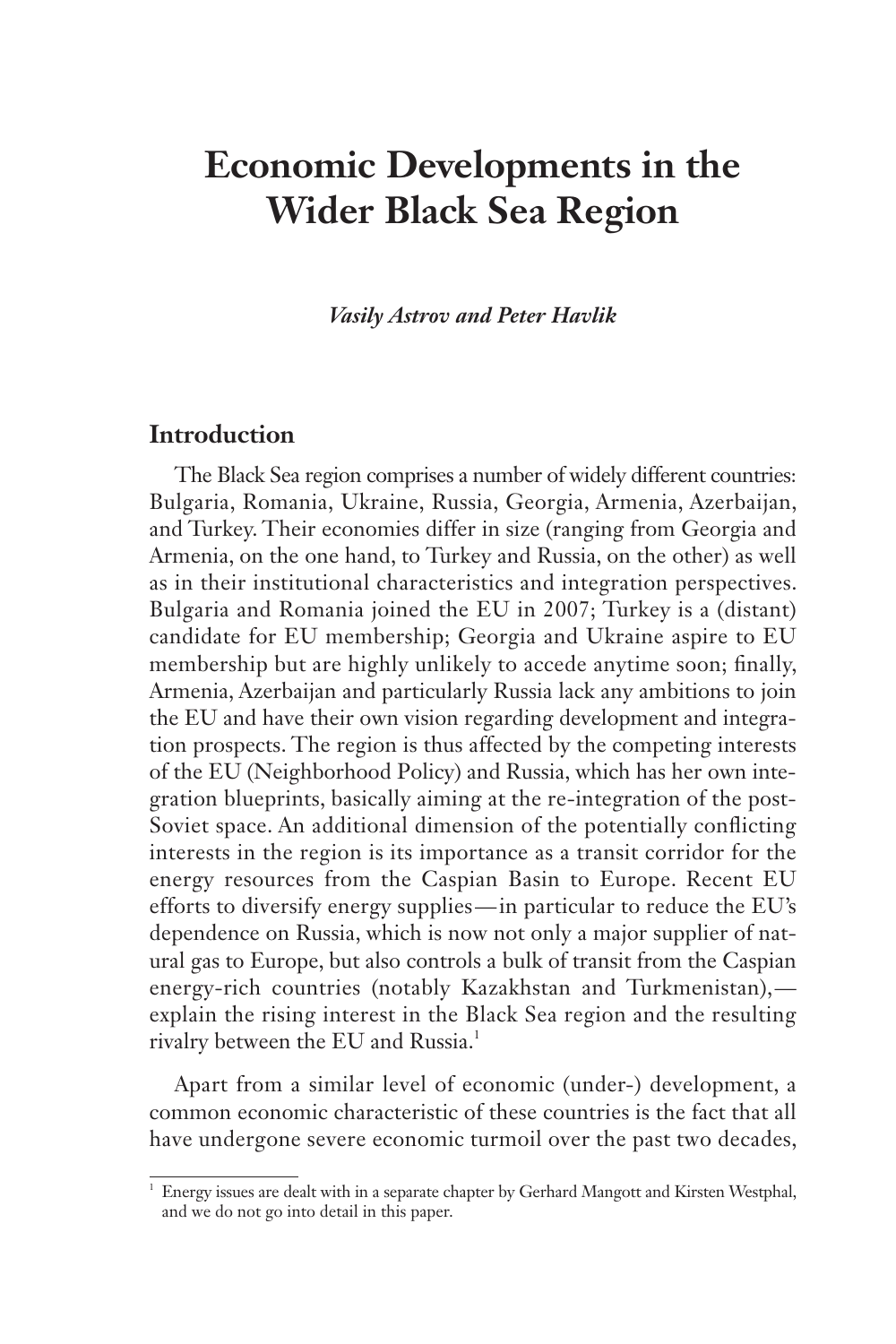# Economic Developments in the Wider Black Sea Region

*Vasily Astrov and Peter Havlik*

## Introduction

The Black Sea region comprises a number of widely different countries: Bulgaria, Romania, Ukraine, Russia, Georgia, Armenia, Azerbaijan, and Turkey. Their economies differ in size (ranging from Georgia and Armenia, on the one hand, to Turkey and Russia, on the other) as well as in their institutional characteristics and integration perspectives. Bulgaria and Romania joined the EU in 2007; Turkey is a (distant) candidate for EU membership; Georgia and Ukraine aspire to EU membership but are highly unlikely to accede anytime soon; finally, Armenia, Azerbaijan and particularly Russia lack any ambitions to join the EU and have their own vision regarding development and integration prospects. The region is thus affected by the competing interests of the EU (Neighborhood Policy) and Russia, which has her own integration blueprints, basically aiming at the re-integration of the post-Soviet space. An additional dimension of the potentially conflicting interests in the region is its importance as a transit corridor for the energy resources from the Caspian Basin to Europe. Recent EU efforts to diversify energy supplies—in particular to reduce the EU's dependence on Russia, which is now not only a major supplier of natural gas to Europe, but also controls a bulk of transit from the Caspian energy-rich countries (notably Kazakhstan and Turkmenistan),—explain the rising interest in the Black Sea region and the resulting rivalry between the EU and Russia.[1]

Apart from a similar level of economic (under-) development, a common economic characteristic of these countries is the fact that all have undergone severe economic turmoil over the past two decades,

[1] Energy issues are dealt with in a separate chapter by Gerhard Mangott and Kirsten Westphal, and we do not go into detail in this paper.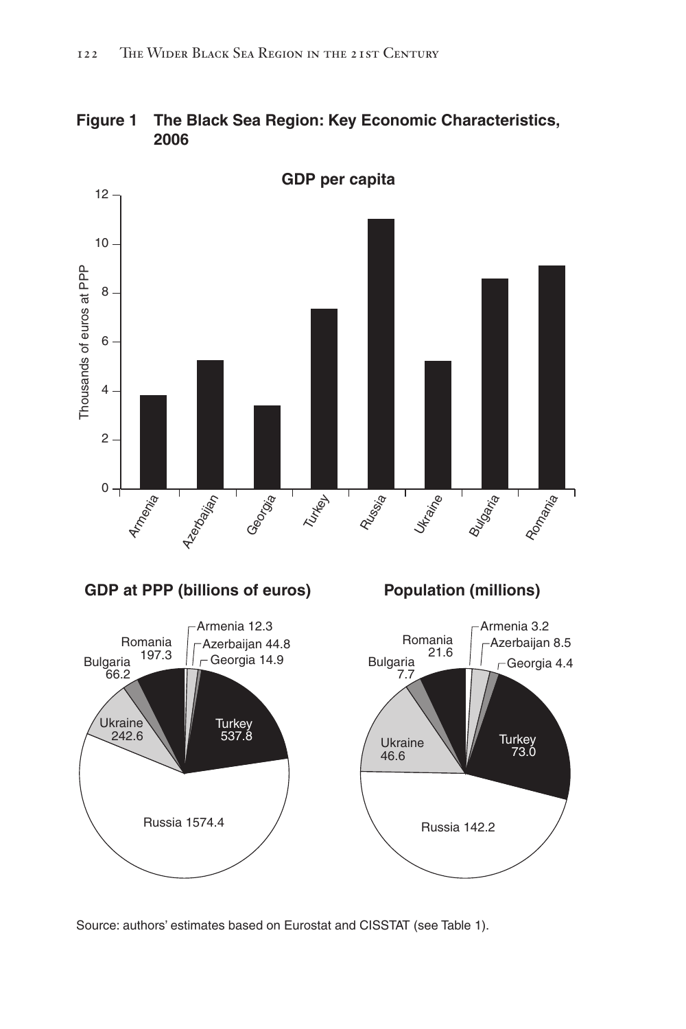**Figure 1 The Black Sea Region: Key Economic Characteristics, 2006**

**GDP per capita**

Thousands of euros at PPP

Armenia, Azerbaijan, Georgia, Turkey, Russia, Ukraine, Bulgaria, Romania

**GDP at PPP (billions of euros)**

| Country | GDP at PPP (billions of euros) |
| --- | --- |
| Armenia | 12.3 |
| Azerbaijan | 44.8 |
| Georgia | 14.9 |
| Turkey | 537.8 |
| Russia | 1574.4 |
| Ukraine | 242.6 |
| Bulgaria | 66.2 |
| Romania | 197.3 |

**Population (millions)**

| Country | Population (millions) |
| --- | --- |
| Armenia | 3.2 |
| Azerbaijan | 8.5 |
| Georgia | 4.4 |
| Turkey | 73.0 |
| Russia | 142.2 |
| Ukraine | 46.6 |
| Bulgaria | 7.7 |
| Romania | 21.6 |

Source: authors' estimates based on Eurostat and CISSTAT (see Table 1).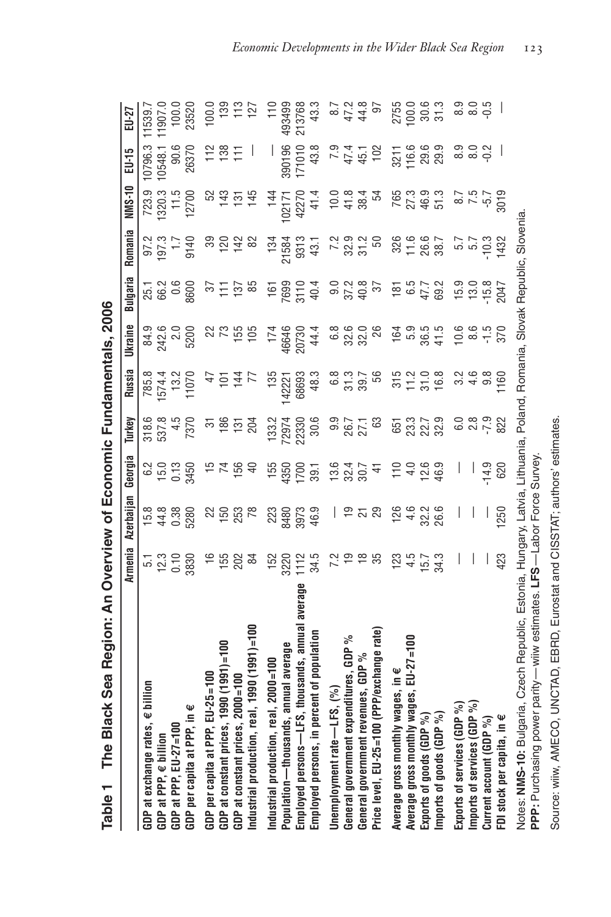**Table 1 The Black Sea Region: An Overview of Economic Fundamentals, 2006**

| | Armenia | Azerbaijan | Georgia | Turkey | Russia | Ukraine | Bulgaria | Romania | NMS-10 | EU-15 | EU-27 |
|---|---|---|---|---|---|---|---|---|---|---|---|
| GDP at exchange rates, € billion | 5.1 | 15.8 | 6.2 | 318.6 | 785.8 | 84.9 | 25.1 | 97.2 | 723.9 | 10796.3 | 11539.7 |
| GDP at PPP, € billion | 12.3 | 44.8 | 15.0 | 537.8 | 1574.4 | 242.6 | 66.2 | 197.3 | 1320.3 | 10548.1 | 11907.0 |
| GDP at PPP, EU-27=100 | 0.10 | 0.38 | 0.13 | 4.5 | 13.2 | 2.0 | 0.6 | 1.7 | 11.5 | 90.6 | 100.0 |
| GDP per capita at PPP, in € | 3830 | 5280 | 3450 | 7370 | 11070 | 5200 | 8600 | 9140 | 12700 | 26370 | 23520 |
| GDP per capita at PPP, EU-25=100 | 16 | 22 | 15 | 31 | 47 | 22 | 37 | 39 | 52 | 112 | 100.0 |
| GDP at constant prices, 1990 (1991)=100 | 155 | 150 | 74 | 186 | 101 | 73 | 111 | 120 | 143 | 138 | 139 |
| GDP at constant prices, 2000=100 | 202 | 253 | 156 | 131 | 144 | 155 | 137 | 142 | 131 | 111 | 113 |
| Industrial production, real, 1990 (1991)=100 | 84 | 78 | 40 | 204 | 77 | 105 | 85 | 82 | 145 | — | 127 |
| Industrial production, real, 2000=100 | 152 | 223 | 155 | 133.2 | 135 | 174 | 161 | 134 | 144 | — | 110 |
| Population—thousands, annual average | 3220 | 8480 | 4350 | 72974 | 142221 | 46646 | 7699 | 21584 | 102171 | 390196 | 493499 |
| Employed persons—LFS, thousands, annual average | 1112 | 3973 | 1700 | 22330 | 68693 | 20730 | 3110 | 9313 | 42270 | 171010 | 213768 |
| Employed persons, in percent of population | 34.5 | 46.9 | 39.1 | 30.6 | 48.3 | 44.4 | 40.4 | 43.1 | 41.4 | 43.8 | 43.3 |
| Unemployment rate—LFS, (%) | 7.2 | — | 13.6 | 9.9 | 6.8 | 6.8 | 9.0 | 7.2 | 10.0 | 7.9 | 8.7 |
| General government expenditures, GDP % | 19 | 19 | 32.4 | 26.7 | 31.3 | 32.6 | 37.2 | 32.9 | 41.8 | 47.4 | 47.2 |
| General government revenues, GDP % | 18 | 21 | 30.7 | 27.1 | 39.7 | 32.0 | 40.8 | 31.2 | 38.4 | 45.1 | 44.8 |
| Price level, EU-25=100 (PPP/exchange rate) | 35 | 29 | 41 | 63 | 56 | 26 | 37 | 50 | 54 | 102 | 97 |
| Average gross monthly wages, in € | 123 | 126 | 110 | 651 | 315 | 164 | 181 | 326 | 765 | 3211 | 2755 |
| Average gross monthly wages, EU-27=100 | 4.5 | 4.6 | 4.0 | 23.3 | 11.2 | 5.9 | 6.5 | 11.6 | 27.3 | 116.6 | 100.0 |
| Exports of goods (GDP %) | 15.7 | 32.2 | 12.6 | 22.7 | 31.0 | 36.5 | 47.7 | 26.6 | 46.9 | 29.6 | 30.6 |
| Imports of goods (GDP %) | 34.3 | 26.6 | 46.9 | 32.9 | 16.8 | 41.5 | 69.2 | 38.7 | 51.3 | 29.9 | 31.3 |
| Exports of services (GDP %) | — | — | — | 6.0 | 3.2 | 10.6 | 15.9 | 5.7 | 8.7 | 8.9 | 8.9 |
| Imports of services (GDP %) | — | — | — | 2.8 | 4.6 | 8.6 | 13.0 | 5.7 | 7.5 | 8.0 | 8.0 |
| Current account (GDP %) | — | — | -14.9 | -7.9 | 9.8 | -1.5 | -15.8 | -10.3 | -5.7 | -0.2 | -0.5 |
| FDI stock per capita, in € | 423 | 1250 | 620 | 822 | 1160 | 370 | 2047 | 1432 | 3019 | — | — |

Notes: **NMS-10:** Bulgaria, Czech Republic, Estonia, Hungary, Latvia, Lithuania, Poland, Romania, Slovak Republic, Slovenia.
**PPP:** Purchasing power parity—wiiw estimates. **LFS**—Labor Force Survey.

Source: wiiw, AMECO, UNCTAD, EBRD, Eurostat and CISSTAT; authors' estimates.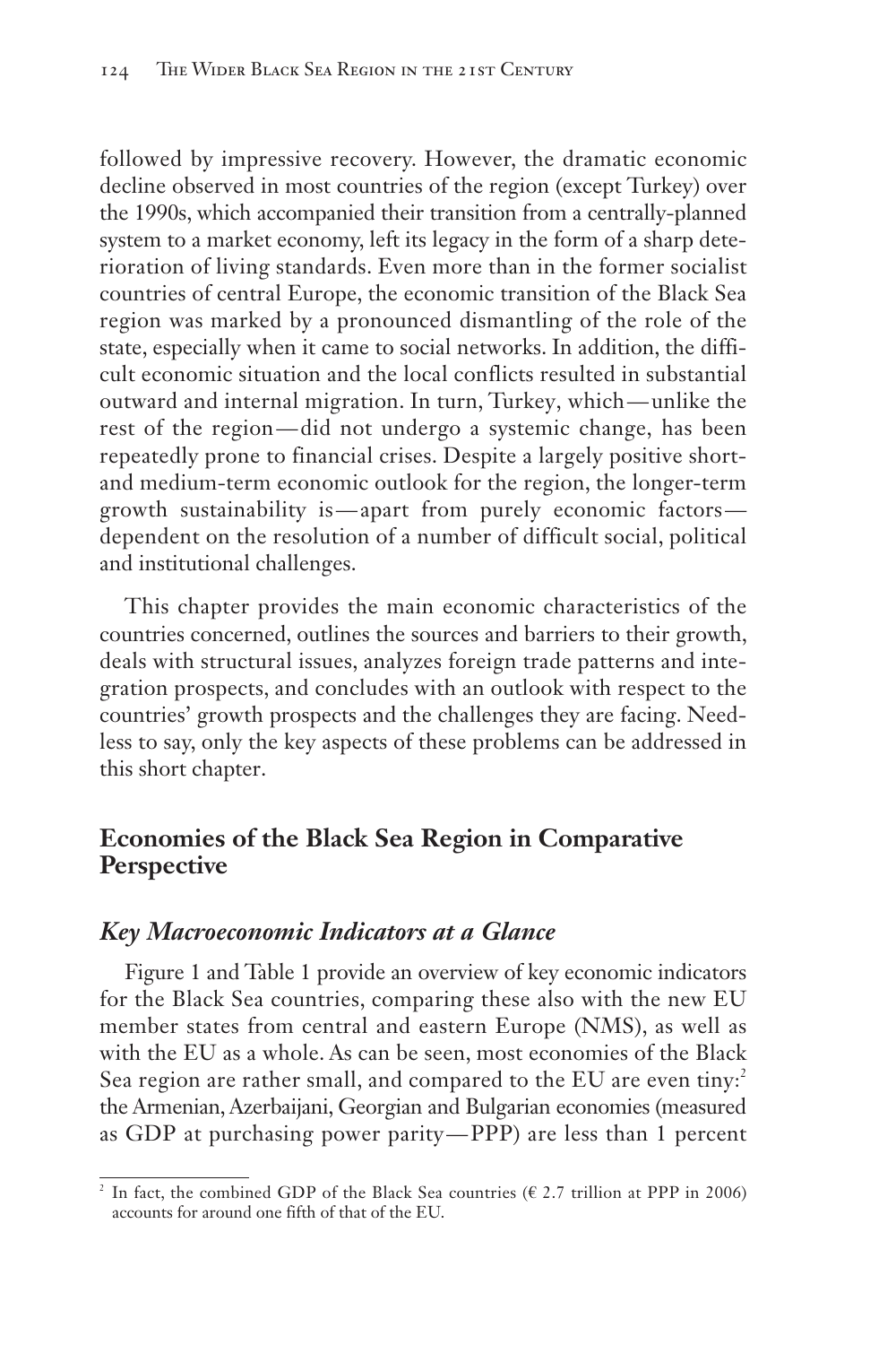followed by impressive recovery. However, the dramatic economic decline observed in most countries of the region (except Turkey) over the 1990s, which accompanied their transition from a centrally-planned system to a market economy, left its legacy in the form of a sharp deterioration of living standards. Even more than in the former socialist countries of central Europe, the economic transition of the Black Sea region was marked by a pronounced dismantling of the role of the state, especially when it came to social networks. In addition, the difficult economic situation and the local conflicts resulted in substantial outward and internal migration. In turn, Turkey, which—unlike the rest of the region—did not undergo a systemic change, has been repeatedly prone to financial crises. Despite a largely positive short- and medium-term economic outlook for the region, the longer-term growth sustainability is—apart from purely economic factors—dependent on the resolution of a number of difficult social, political and institutional challenges.

This chapter provides the main economic characteristics of the countries concerned, outlines the sources and barriers to their growth, deals with structural issues, analyzes foreign trade patterns and integration prospects, and concludes with an outlook with respect to the countries' growth prospects and the challenges they are facing. Needless to say, only the key aspects of these problems can be addressed in this short chapter.

## Economies of the Black Sea Region in Comparative Perspective

### *Key Macroeconomic Indicators at a Glance*

Figure 1 and Table 1 provide an overview of key economic indicators for the Black Sea countries, comparing these also with the new EU member states from central and eastern Europe (NMS), as well as with the EU as a whole. As can be seen, most economies of the Black Sea region are rather small, and compared to the EU are even tiny:[2] the Armenian, Azerbaijani, Georgian and Bulgarian economies (measured as GDP at purchasing power parity—PPP) are less than 1 percent

---

[2] In fact, the combined GDP of the Black Sea countries (€ 2.7 trillion at PPP in 2006) accounts for around one fifth of that of the EU.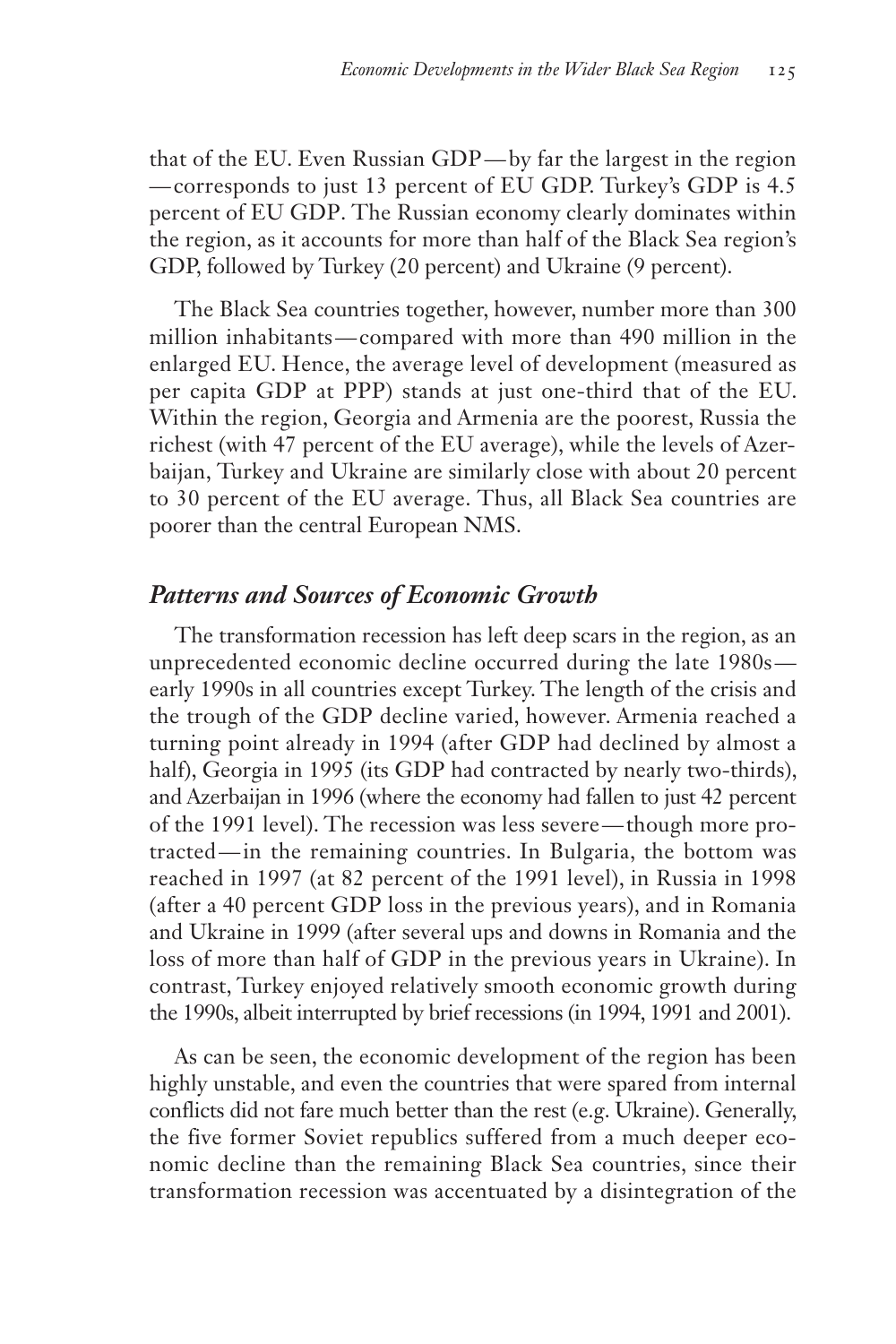that of the EU. Even Russian GDP—by far the largest in the region —corresponds to just 13 percent of EU GDP. Turkey's GDP is 4.5 percent of EU GDP. The Russian economy clearly dominates within the region, as it accounts for more than half of the Black Sea region's GDP, followed by Turkey (20 percent) and Ukraine (9 percent).

The Black Sea countries together, however, number more than 300 million inhabitants—compared with more than 490 million in the enlarged EU. Hence, the average level of development (measured as per capita GDP at PPP) stands at just one-third that of the EU. Within the region, Georgia and Armenia are the poorest, Russia the richest (with 47 percent of the EU average), while the levels of Azerbaijan, Turkey and Ukraine are similarly close with about 20 percent to 30 percent of the EU average. Thus, all Black Sea countries are poorer than the central European NMS.

## *Patterns and Sources of Economic Growth*

The transformation recession has left deep scars in the region, as an unprecedented economic decline occurred during the late 1980s—early 1990s in all countries except Turkey. The length of the crisis and the trough of the GDP decline varied, however. Armenia reached a turning point already in 1994 (after GDP had declined by almost a half), Georgia in 1995 (its GDP had contracted by nearly two-thirds), and Azerbaijan in 1996 (where the economy had fallen to just 42 percent of the 1991 level). The recession was less severe—though more protracted—in the remaining countries. In Bulgaria, the bottom was reached in 1997 (at 82 percent of the 1991 level), in Russia in 1998 (after a 40 percent GDP loss in the previous years), and in Romania and Ukraine in 1999 (after several ups and downs in Romania and the loss of more than half of GDP in the previous years in Ukraine). In contrast, Turkey enjoyed relatively smooth economic growth during the 1990s, albeit interrupted by brief recessions (in 1994, 1991 and 2001).

As can be seen, the economic development of the region has been highly unstable, and even the countries that were spared from internal conflicts did not fare much better than the rest (e.g. Ukraine). Generally, the five former Soviet republics suffered from a much deeper economic decline than the remaining Black Sea countries, since their transformation recession was accentuated by a disintegration of the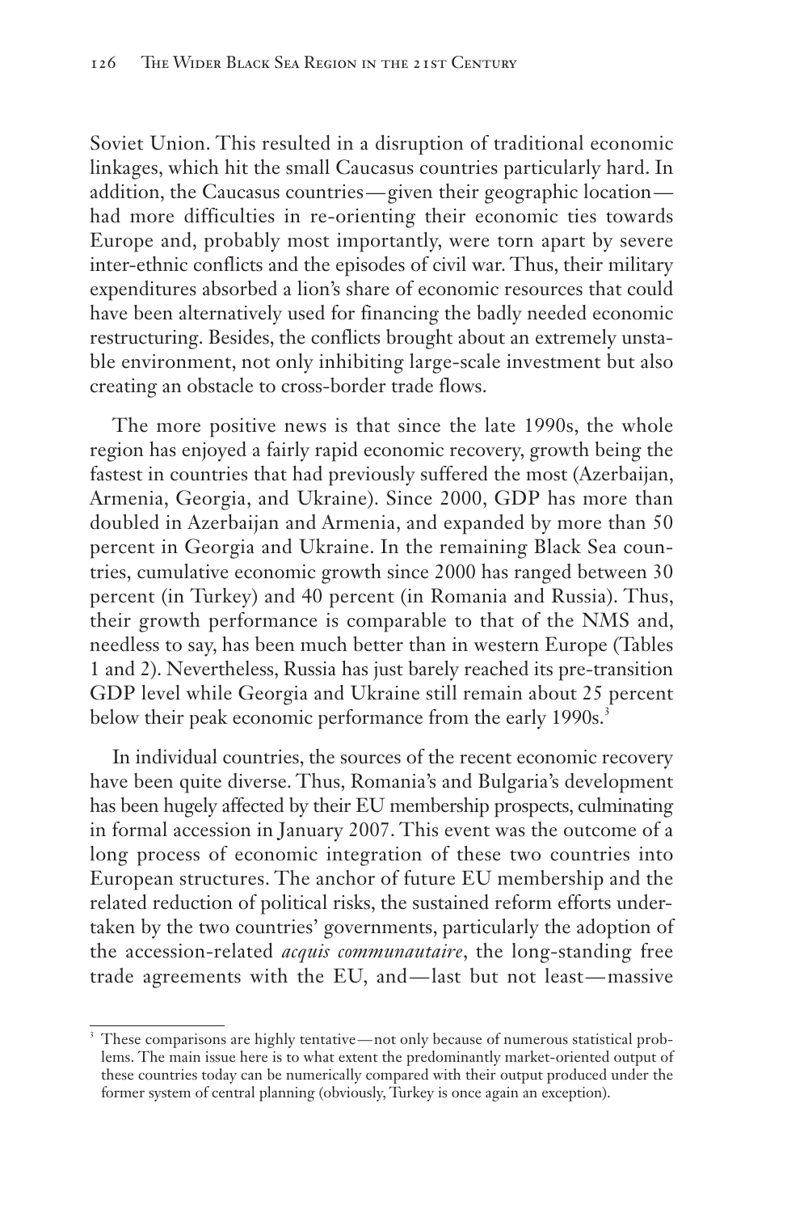Soviet Union. This resulted in a disruption of traditional economic linkages, which hit the small Caucasus countries particularly hard. In addition, the Caucasus countries—given their geographic location—had more difficulties in re-orienting their economic ties towards Europe and, probably most importantly, were torn apart by severe inter-ethnic conflicts and the episodes of civil war. Thus, their military expenditures absorbed a lion's share of economic resources that could have been alternatively used for financing the badly needed economic restructuring. Besides, the conflicts brought about an extremely unstable environment, not only inhibiting large-scale investment but also creating an obstacle to cross-border trade flows.

The more positive news is that since the late 1990s, the whole region has enjoyed a fairly rapid economic recovery, growth being the fastest in countries that had previously suffered the most (Azerbaijan, Armenia, Georgia, and Ukraine). Since 2000, GDP has more than doubled in Azerbaijan and Armenia, and expanded by more than 50 percent in Georgia and Ukraine. In the remaining Black Sea countries, cumulative economic growth since 2000 has ranged between 30 percent (in Turkey) and 40 percent (in Romania and Russia). Thus, their growth performance is comparable to that of the NMS and, needless to say, has been much better than in western Europe (Tables 1 and 2). Nevertheless, Russia has just barely reached its pre-transition GDP level while Georgia and Ukraine still remain about 25 percent below their peak economic performance from the early 1990s.[3]

In individual countries, the sources of the recent economic recovery have been quite diverse. Thus, Romania's and Bulgaria's development has been hugely affected by their EU membership prospects, culminating in formal accession in January 2007. This event was the outcome of a long process of economic integration of these two countries into European structures. The anchor of future EU membership and the related reduction of political risks, the sustained reform efforts undertaken by the two countries' governments, particularly the adoption of the accession-related *acquis communautaire*, the long-standing free trade agreements with the EU, and—last but not least—massive

[3] These comparisons are highly tentative—not only because of numerous statistical problems. The main issue here is to what extent the predominantly market-oriented output of these countries today can be numerically compared with their output produced under the former system of central planning (obviously, Turkey is once again an exception).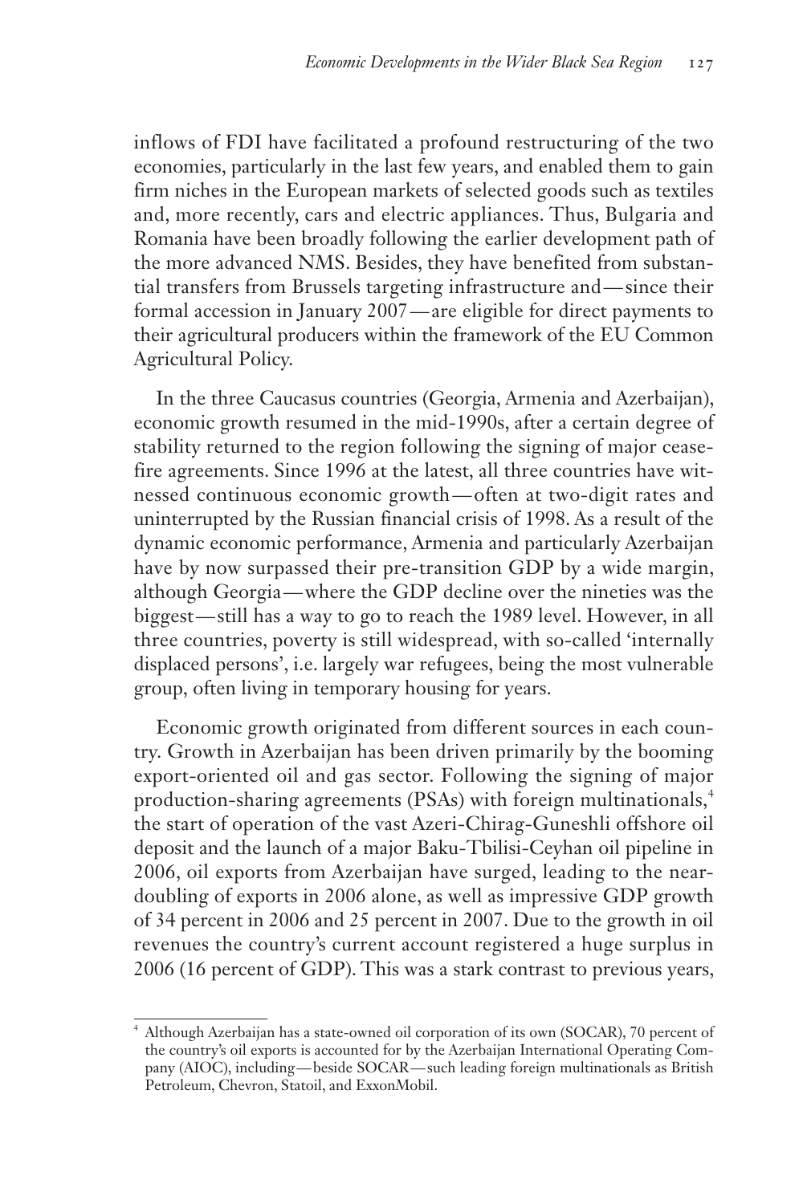inflows of FDI have facilitated a profound restructuring of the two economies, particularly in the last few years, and enabled them to gain firm niches in the European markets of selected goods such as textiles and, more recently, cars and electric appliances. Thus, Bulgaria and Romania have been broadly following the earlier development path of the more advanced NMS. Besides, they have benefited from substantial transfers from Brussels targeting infrastructure and—since their formal accession in January 2007—are eligible for direct payments to their agricultural producers within the framework of the EU Common Agricultural Policy.

In the three Caucasus countries (Georgia, Armenia and Azerbaijan), economic growth resumed in the mid-1990s, after a certain degree of stability returned to the region following the signing of major ceasefire agreements. Since 1996 at the latest, all three countries have witnessed continuous economic growth—often at two-digit rates and uninterrupted by the Russian financial crisis of 1998. As a result of the dynamic economic performance, Armenia and particularly Azerbaijan have by now surpassed their pre-transition GDP by a wide margin, although Georgia—where the GDP decline over the nineties was the biggest—still has a way to go to reach the 1989 level. However, in all three countries, poverty is still widespread, with so-called 'internally displaced persons', i.e. largely war refugees, being the most vulnerable group, often living in temporary housing for years.

Economic growth originated from different sources in each country. Growth in Azerbaijan has been driven primarily by the booming export-oriented oil and gas sector. Following the signing of major production-sharing agreements (PSAs) with foreign multinationals,[4] the start of operation of the vast Azeri-Chirag-Guneshli offshore oil deposit and the launch of a major Baku-Tbilisi-Ceyhan oil pipeline in 2006, oil exports from Azerbaijan have surged, leading to the near-doubling of exports in 2006 alone, as well as impressive GDP growth of 34 percent in 2006 and 25 percent in 2007. Due to the growth in oil revenues the country's current account registered a huge surplus in 2006 (16 percent of GDP). This was a stark contrast to previous years,

[4] Although Azerbaijan has a state-owned oil corporation of its own (SOCAR), 70 percent of the country's oil exports is accounted for by the Azerbaijan International Operating Company (AIOC), including—beside SOCAR—such leading foreign multinationals as British Petroleum, Chevron, Statoil, and ExxonMobil.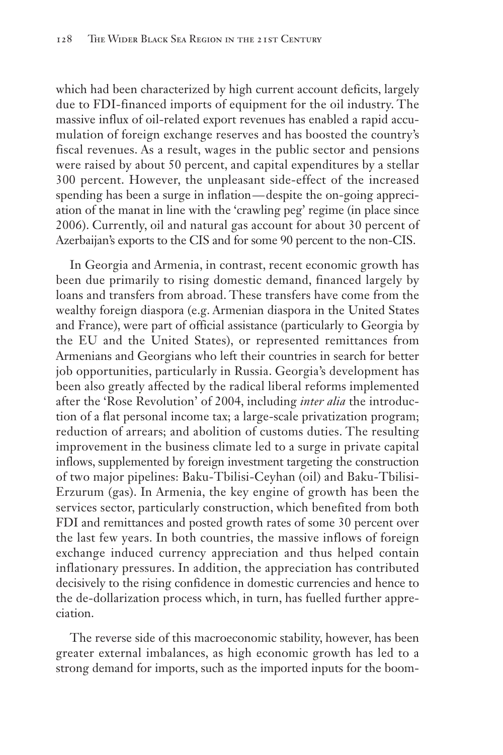which had been characterized by high current account deficits, largely due to FDI-financed imports of equipment for the oil industry. The massive influx of oil-related export revenues has enabled a rapid accumulation of foreign exchange reserves and has boosted the country's fiscal revenues. As a result, wages in the public sector and pensions were raised by about 50 percent, and capital expenditures by a stellar 300 percent. However, the unpleasant side-effect of the increased spending has been a surge in inflation—despite the on-going appreciation of the manat in line with the 'crawling peg' regime (in place since 2006). Currently, oil and natural gas account for about 30 percent of Azerbaijan's exports to the CIS and for some 90 percent to the non-CIS.

In Georgia and Armenia, in contrast, recent economic growth has been due primarily to rising domestic demand, financed largely by loans and transfers from abroad. These transfers have come from the wealthy foreign diaspora (e.g. Armenian diaspora in the United States and France), were part of official assistance (particularly to Georgia by the EU and the United States), or represented remittances from Armenians and Georgians who left their countries in search for better job opportunities, particularly in Russia. Georgia's development has been also greatly affected by the radical liberal reforms implemented after the 'Rose Revolution' of 2004, including *inter alia* the introduction of a flat personal income tax; a large-scale privatization program; reduction of arrears; and abolition of customs duties. The resulting improvement in the business climate led to a surge in private capital inflows, supplemented by foreign investment targeting the construction of two major pipelines: Baku-Tbilisi-Ceyhan (oil) and Baku-Tbilisi-Erzurum (gas). In Armenia, the key engine of growth has been the services sector, particularly construction, which benefited from both FDI and remittances and posted growth rates of some 30 percent over the last few years. In both countries, the massive inflows of foreign exchange induced currency appreciation and thus helped contain inflationary pressures. In addition, the appreciation has contributed decisively to the rising confidence in domestic currencies and hence to the de-dollarization process which, in turn, has fuelled further appreciation.

The reverse side of this macroeconomic stability, however, has been greater external imbalances, as high economic growth has led to a strong demand for imports, such as the imported inputs for the boom-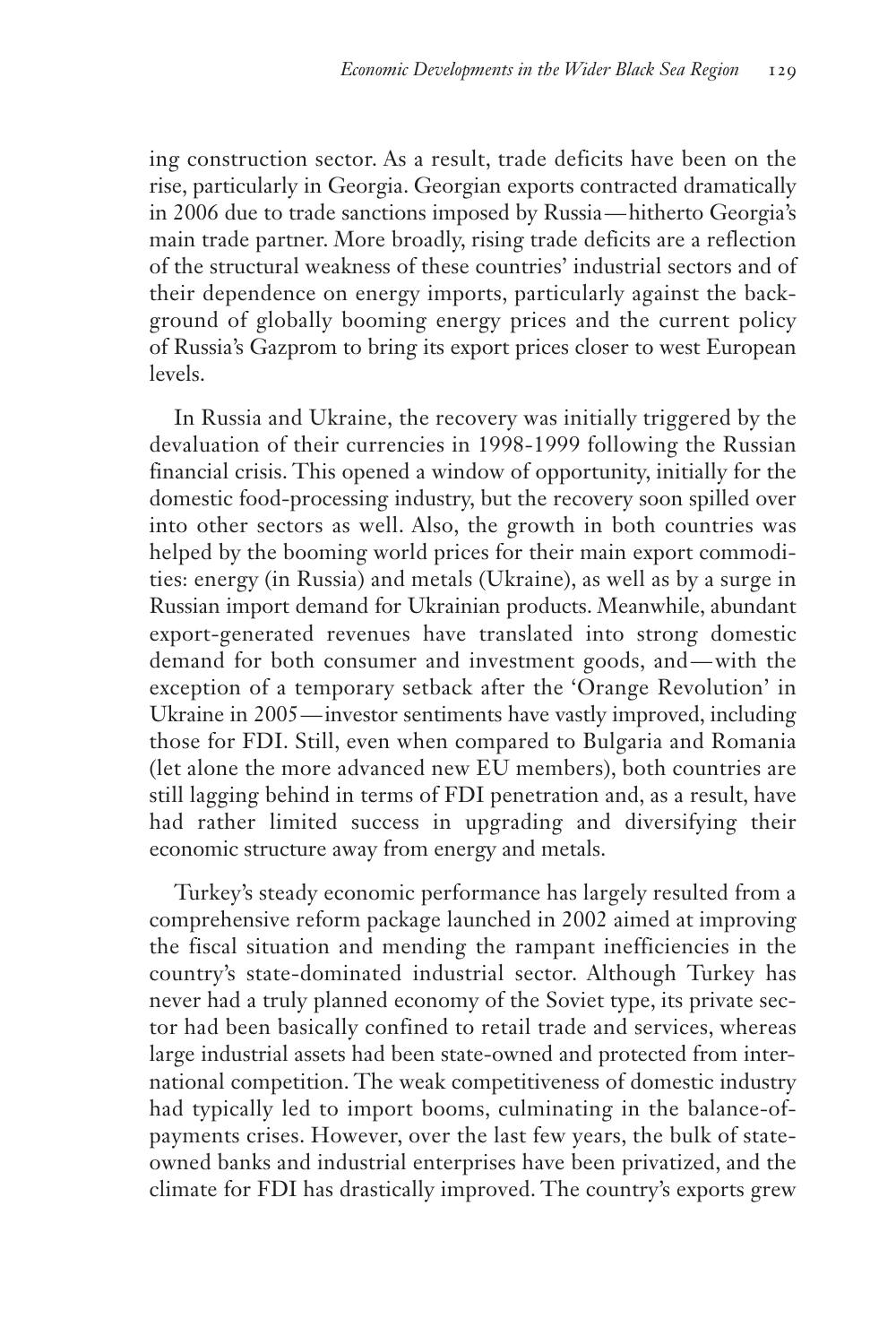ing construction sector. As a result, trade deficits have been on the rise, particularly in Georgia. Georgian exports contracted dramatically in 2006 due to trade sanctions imposed by Russia—hitherto Georgia's main trade partner. More broadly, rising trade deficits are a reflection of the structural weakness of these countries' industrial sectors and of their dependence on energy imports, particularly against the background of globally booming energy prices and the current policy of Russia's Gazprom to bring its export prices closer to west European levels.

In Russia and Ukraine, the recovery was initially triggered by the devaluation of their currencies in 1998-1999 following the Russian financial crisis. This opened a window of opportunity, initially for the domestic food-processing industry, but the recovery soon spilled over into other sectors as well. Also, the growth in both countries was helped by the booming world prices for their main export commodities: energy (in Russia) and metals (Ukraine), as well as by a surge in Russian import demand for Ukrainian products. Meanwhile, abundant export-generated revenues have translated into strong domestic demand for both consumer and investment goods, and—with the exception of a temporary setback after the 'Orange Revolution' in Ukraine in 2005—investor sentiments have vastly improved, including those for FDI. Still, even when compared to Bulgaria and Romania (let alone the more advanced new EU members), both countries are still lagging behind in terms of FDI penetration and, as a result, have had rather limited success in upgrading and diversifying their economic structure away from energy and metals.

Turkey's steady economic performance has largely resulted from a comprehensive reform package launched in 2002 aimed at improving the fiscal situation and mending the rampant inefficiencies in the country's state-dominated industrial sector. Although Turkey has never had a truly planned economy of the Soviet type, its private sector had been basically confined to retail trade and services, whereas large industrial assets had been state-owned and protected from international competition. The weak competitiveness of domestic industry had typically led to import booms, culminating in the balance-of-payments crises. However, over the last few years, the bulk of state-owned banks and industrial enterprises have been privatized, and the climate for FDI has drastically improved. The country's exports grew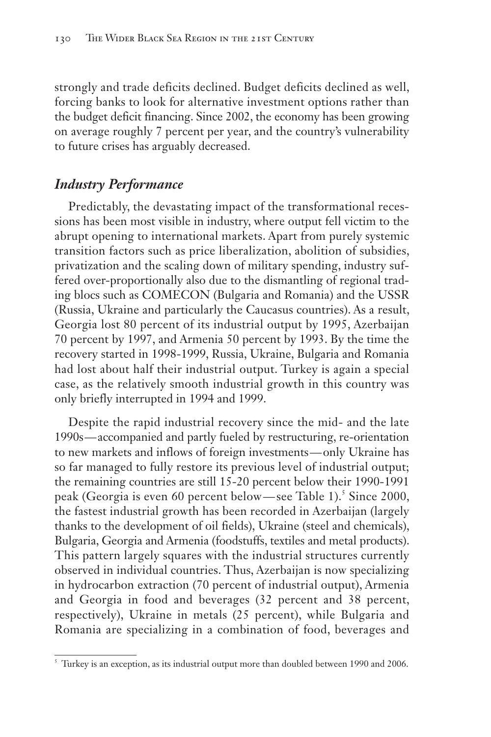strongly and trade deficits declined. Budget deficits declined as well, forcing banks to look for alternative investment options rather than the budget deficit financing. Since 2002, the economy has been growing on average roughly 7 percent per year, and the country's vulnerability to future crises has arguably decreased.

## *Industry Performance*

Predictably, the devastating impact of the transformational recessions has been most visible in industry, where output fell victim to the abrupt opening to international markets. Apart from purely systemic transition factors such as price liberalization, abolition of subsidies, privatization and the scaling down of military spending, industry suffered over-proportionally also due to the dismantling of regional trading blocs such as COMECON (Bulgaria and Romania) and the USSR (Russia, Ukraine and particularly the Caucasus countries). As a result, Georgia lost 80 percent of its industrial output by 1995, Azerbaijan 70 percent by 1997, and Armenia 50 percent by 1993. By the time the recovery started in 1998-1999, Russia, Ukraine, Bulgaria and Romania had lost about half their industrial output. Turkey is again a special case, as the relatively smooth industrial growth in this country was only briefly interrupted in 1994 and 1999.

Despite the rapid industrial recovery since the mid- and the late 1990s—accompanied and partly fueled by restructuring, re-orientation to new markets and inflows of foreign investments—only Ukraine has so far managed to fully restore its previous level of industrial output; the remaining countries are still 15-20 percent below their 1990-1991 peak (Georgia is even 60 percent below—see Table 1).[5] Since 2000, the fastest industrial growth has been recorded in Azerbaijan (largely thanks to the development of oil fields), Ukraine (steel and chemicals), Bulgaria, Georgia and Armenia (foodstuffs, textiles and metal products). This pattern largely squares with the industrial structures currently observed in individual countries. Thus, Azerbaijan is now specializing in hydrocarbon extraction (70 percent of industrial output), Armenia and Georgia in food and beverages (32 percent and 38 percent, respectively), Ukraine in metals (25 percent), while Bulgaria and Romania are specializing in a combination of food, beverages and

---

[5] Turkey is an exception, as its industrial output more than doubled between 1990 and 2006.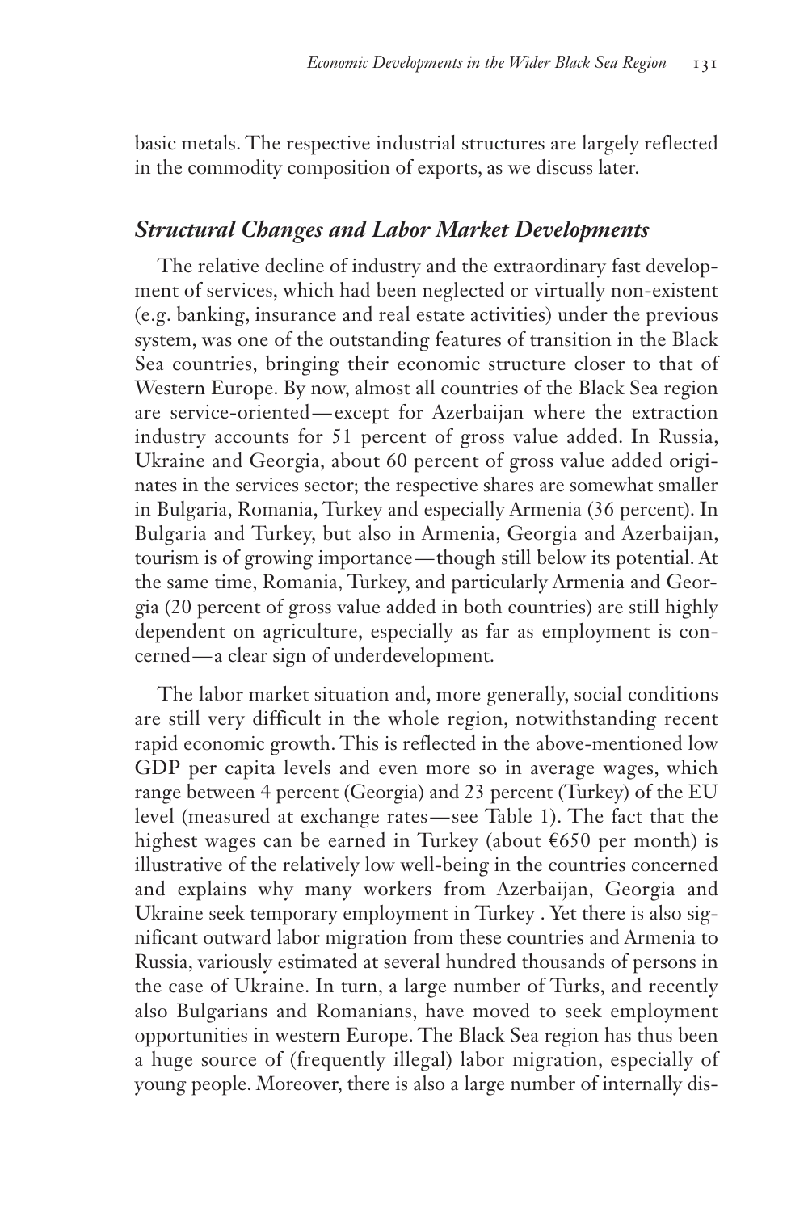basic metals. The respective industrial structures are largely reflected in the commodity composition of exports, as we discuss later.

### *Structural Changes and Labor Market Developments*

The relative decline of industry and the extraordinary fast development of services, which had been neglected or virtually non-existent (e.g. banking, insurance and real estate activities) under the previous system, was one of the outstanding features of transition in the Black Sea countries, bringing their economic structure closer to that of Western Europe. By now, almost all countries of the Black Sea region are service-oriented—except for Azerbaijan where the extraction industry accounts for 51 percent of gross value added. In Russia, Ukraine and Georgia, about 60 percent of gross value added originates in the services sector; the respective shares are somewhat smaller in Bulgaria, Romania, Turkey and especially Armenia (36 percent). In Bulgaria and Turkey, but also in Armenia, Georgia and Azerbaijan, tourism is of growing importance—though still below its potential. At the same time, Romania, Turkey, and particularly Armenia and Georgia (20 percent of gross value added in both countries) are still highly dependent on agriculture, especially as far as employment is concerned—a clear sign of underdevelopment.

The labor market situation and, more generally, social conditions are still very difficult in the whole region, notwithstanding recent rapid economic growth. This is reflected in the above-mentioned low GDP per capita levels and even more so in average wages, which range between 4 percent (Georgia) and 23 percent (Turkey) of the EU level (measured at exchange rates—see Table 1). The fact that the highest wages can be earned in Turkey (about €650 per month) is illustrative of the relatively low well-being in the countries concerned and explains why many workers from Azerbaijan, Georgia and Ukraine seek temporary employment in Turkey . Yet there is also significant outward labor migration from these countries and Armenia to Russia, variously estimated at several hundred thousands of persons in the case of Ukraine. In turn, a large number of Turks, and recently also Bulgarians and Romanians, have moved to seek employment opportunities in western Europe. The Black Sea region has thus been a huge source of (frequently illegal) labor migration, especially of young people. Moreover, there is also a large number of internally dis-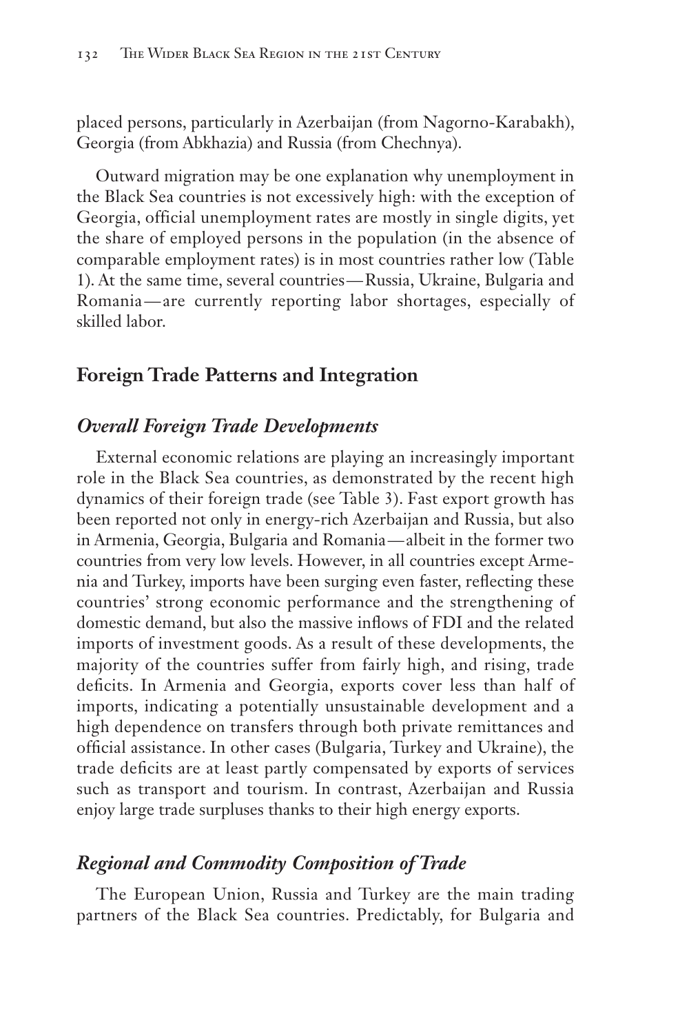placed persons, particularly in Azerbaijan (from Nagorno-Karabakh), Georgia (from Abkhazia) and Russia (from Chechnya).

Outward migration may be one explanation why unemployment in the Black Sea countries is not excessively high: with the exception of Georgia, official unemployment rates are mostly in single digits, yet the share of employed persons in the population (in the absence of comparable employment rates) is in most countries rather low (Table 1). At the same time, several countries—Russia, Ukraine, Bulgaria and Romania—are currently reporting labor shortages, especially of skilled labor.

## Foreign Trade Patterns and Integration

### *Overall Foreign Trade Developments*

External economic relations are playing an increasingly important role in the Black Sea countries, as demonstrated by the recent high dynamics of their foreign trade (see Table 3). Fast export growth has been reported not only in energy-rich Azerbaijan and Russia, but also in Armenia, Georgia, Bulgaria and Romania—albeit in the former two countries from very low levels. However, in all countries except Armenia and Turkey, imports have been surging even faster, reflecting these countries' strong economic performance and the strengthening of domestic demand, but also the massive inflows of FDI and the related imports of investment goods. As a result of these developments, the majority of the countries suffer from fairly high, and rising, trade deficits. In Armenia and Georgia, exports cover less than half of imports, indicating a potentially unsustainable development and a high dependence on transfers through both private remittances and official assistance. In other cases (Bulgaria, Turkey and Ukraine), the trade deficits are at least partly compensated by exports of services such as transport and tourism. In contrast, Azerbaijan and Russia enjoy large trade surpluses thanks to their high energy exports.

### *Regional and Commodity Composition of Trade*

The European Union, Russia and Turkey are the main trading partners of the Black Sea countries. Predictably, for Bulgaria and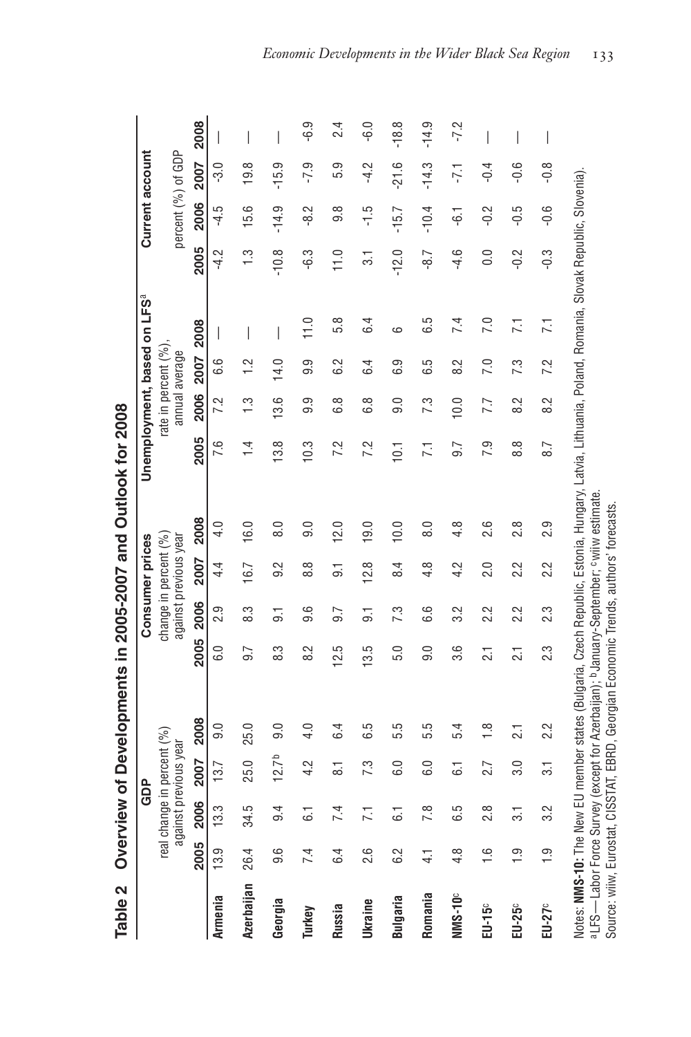## Table 2 Overview of Developments in 2005-2007 and Outlook for 2008

| | GDP real change in percent (%) against previous year | | | | Consumer prices change in percent (%) against previous year | | | | Unemployment, based on LFS[a] rate in percent (%), annual average | | | | Current account percent (%) of GDP | | | |
|---|---|---|---|---|---|---|---|---|---|---|---|---|---|---|---|---|
| | 2005 | 2006 | 2007 | 2008 | 2005 | 2006 | 2007 | 2008 | 2005 | 2006 | 2007 | 2008 | 2005 | 2006 | 2007 | 2008 |
| **Armenia** | 13.9 | 13.3 | 13.7 | 9.0 | 6.0 | 2.9 | 4.4 | 4.0 | 7.6 | 7.2 | 6.6 | — | -4.2 | -4.5 | -3.0 | — |
| **Azerbaijan** | 26.4 | 34.5 | 25.0 | 25.0 | 9.7 | 8.3 | 16.7 | 16.0 | 1.4 | 1.3 | 1.2 | — | 1.3 | 15.6 | 19.8 | — |
| **Georgia** | 9.6 | 9.4 | 12.7[b] | 9.0 | 8.3 | 9.1 | 9.2 | 8.0 | 13.8 | 13.6 | 14.0 | — | -10.8 | -14.9 | -15.9 | — |
| **Turkey** | 7.4 | 6.1 | 4.2 | 4.0 | 8.2 | 9.6 | 8.8 | 9.0 | 10.3 | 9.9 | 9.9 | 11.0 | -6.3 | -8.2 | -7.9 | -6.9 |
| **Russia** | 6.4 | 7.4 | 8.1 | 6.4 | 12.5 | 9.7 | 9.1 | 12.0 | 7.2 | 6.8 | 6.2 | 5.8 | 11.0 | 9.8 | 5.9 | 2.4 |
| **Ukraine** | 2.6 | 7.1 | 7.3 | 6.5 | 13.5 | 9.1 | 12.8 | 19.0 | 7.2 | 6.8 | 6.4 | 6.4 | 3.1 | -1.5 | -4.2 | -6.0 |
| **Bulgaria** | 6.2 | 6.1 | 6.0 | 5.5 | 5.0 | 7.3 | 8.4 | 10.0 | 10.1 | 9.0 | 6.9 | 6 | -12.0 | -15.7 | -21.6 | -18.8 |
| **Romania** | 4.1 | 7.8 | 6.0 | 5.5 | 9.0 | 6.6 | 4.8 | 8.0 | 7.1 | 7.3 | 6.5 | 6.5 | -8.7 | -10.4 | -14.3 | -14.9 |
| **NMS-10**[c] | 4.8 | 6.5 | 6.1 | 5.4 | 3.6 | 3.2 | 4.2 | 4.8 | 9.7 | 10.0 | 8.2 | 7.4 | -4.6 | -6.1 | -7.1 | -7.2 |
| **EU-15**[c] | 1.6 | 2.8 | 2.7 | 1.8 | 2.1 | 2.2 | 2.0 | 2.6 | 7.9 | 7.7 | 7.0 | 7.0 | 0.0 | -0.2 | -0.4 | — |
| **EU-25**[c] | 1.9 | 3.1 | 3.0 | 2.1 | 2.1 | 2.2 | 2.2 | 2.8 | 8.8 | 8.2 | 7.3 | 7.1 | -0.2 | -0.5 | -0.6 | — |
| **EU-27**[c] | 1.9 | 3.2 | 3.1 | 2.2 | 2.3 | 2.3 | 2.2 | 2.9 | 8.7 | 8.2 | 7.2 | 7.1 | -0.3 | -0.6 | -0.8 | — |

Notes: **NMS-10:** The New EU member states (Bulgaria, Czech Republic, Estonia, Hungary, Latvia, Lithuania, Poland, Romania, Slovak Republic, Slovenia).
[a]LFS—Labor Force Survey (except for Azerbaijan); [b]January-September; [c]wiiw estimate.
Source: wiiw, Eurostat, CISSTAT, EBRD, Georgian Economic Trends, authors' forecasts.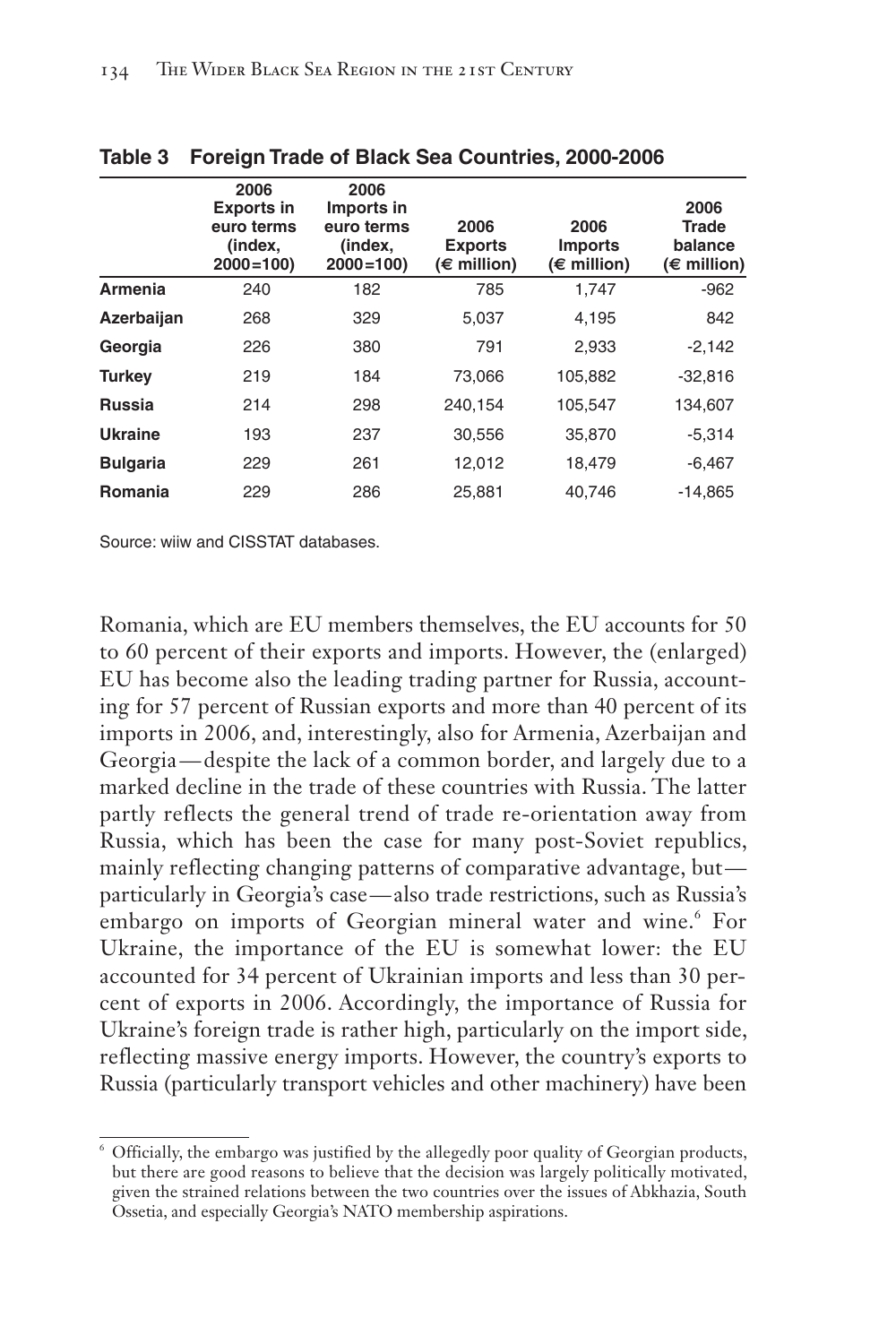**Table 3 Foreign Trade of Black Sea Countries, 2000-2006**

| | 2006 Exports in euro terms (index, 2000=100) | 2006 Imports in euro terms (index, 2000=100) | 2006 Exports (€ million) | 2006 Imports (€ million) | 2006 Trade balance (€ million) |
|---|---|---|---|---|---|
| **Armenia** | 240 | 182 | 785 | 1,747 | -962 |
| **Azerbaijan** | 268 | 329 | 5,037 | 4,195 | 842 |
| **Georgia** | 226 | 380 | 791 | 2,933 | -2,142 |
| **Turkey** | 219 | 184 | 73,066 | 105,882 | -32,816 |
| **Russia** | 214 | 298 | 240,154 | 105,547 | 134,607 |
| **Ukraine** | 193 | 237 | 30,556 | 35,870 | -5,314 |
| **Bulgaria** | 229 | 261 | 12,012 | 18,479 | -6,467 |
| **Romania** | 229 | 286 | 25,881 | 40,746 | -14,865 |

Source: wiiw and CISSTAT databases.

Romania, which are EU members themselves, the EU accounts for 50 to 60 percent of their exports and imports. However, the (enlarged) EU has become also the leading trading partner for Russia, accounting for 57 percent of Russian exports and more than 40 percent of its imports in 2006, and, interestingly, also for Armenia, Azerbaijan and Georgia—despite the lack of a common border, and largely due to a marked decline in the trade of these countries with Russia. The latter partly reflects the general trend of trade re-orientation away from Russia, which has been the case for many post-Soviet republics, mainly reflecting changing patterns of comparative advantage, but—particularly in Georgia's case—also trade restrictions, such as Russia's embargo on imports of Georgian mineral water and wine.[6] For Ukraine, the importance of the EU is somewhat lower: the EU accounted for 34 percent of Ukrainian imports and less than 30 percent of exports in 2006. Accordingly, the importance of Russia for Ukraine's foreign trade is rather high, particularly on the import side, reflecting massive energy imports. However, the country's exports to Russia (particularly transport vehicles and other machinery) have been

[6] Officially, the embargo was justified by the allegedly poor quality of Georgian products, but there are good reasons to believe that the decision was largely politically motivated, given the strained relations between the two countries over the issues of Abkhazia, South Ossetia, and especially Georgia's NATO membership aspirations.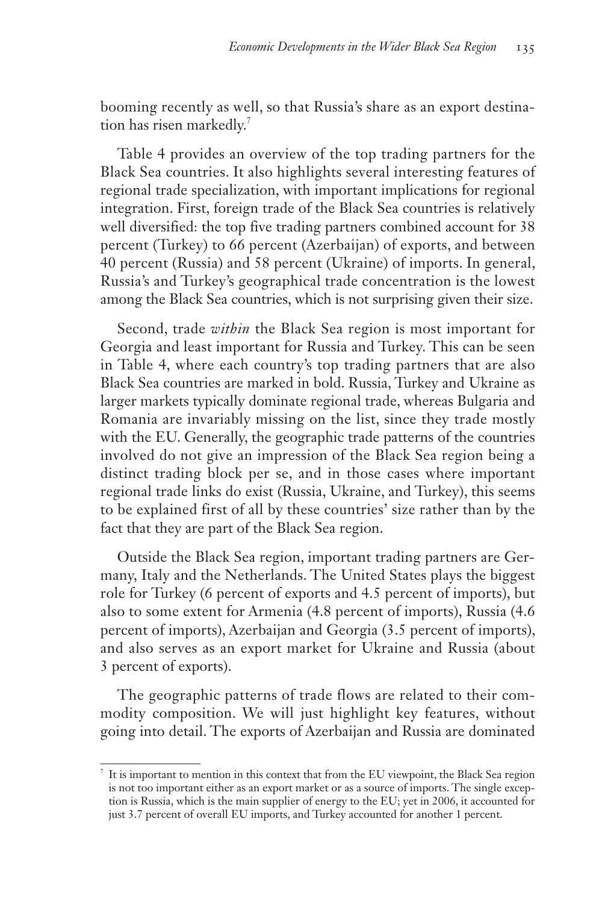booming recently as well, so that Russia's share as an export destination has risen markedly.[7]

Table 4 provides an overview of the top trading partners for the Black Sea countries. It also highlights several interesting features of regional trade specialization, with important implications for regional integration. First, foreign trade of the Black Sea countries is relatively well diversified: the top five trading partners combined account for 38 percent (Turkey) to 66 percent (Azerbaijan) of exports, and between 40 percent (Russia) and 58 percent (Ukraine) of imports. In general, Russia's and Turkey's geographical trade concentration is the lowest among the Black Sea countries, which is not surprising given their size.

Second, trade *within* the Black Sea region is most important for Georgia and least important for Russia and Turkey. This can be seen in Table 4, where each country's top trading partners that are also Black Sea countries are marked in bold. Russia, Turkey and Ukraine as larger markets typically dominate regional trade, whereas Bulgaria and Romania are invariably missing on the list, since they trade mostly with the EU. Generally, the geographic trade patterns of the countries involved do not give an impression of the Black Sea region being a distinct trading block per se, and in those cases where important regional trade links do exist (Russia, Ukraine, and Turkey), this seems to be explained first of all by these countries' size rather than by the fact that they are part of the Black Sea region.

Outside the Black Sea region, important trading partners are Germany, Italy and the Netherlands. The United States plays the biggest role for Turkey (6 percent of exports and 4.5 percent of imports), but also to some extent for Armenia (4.8 percent of imports), Russia (4.6 percent of imports), Azerbaijan and Georgia (3.5 percent of imports), and also serves as an export market for Ukraine and Russia (about 3 percent of exports).

The geographic patterns of trade flows are related to their commodity composition. We will just highlight key features, without going into detail. The exports of Azerbaijan and Russia are dominated

---

[7] It is important to mention in this context that from the EU viewpoint, the Black Sea region is not too important either as an export market or as a source of imports. The single exception is Russia, which is the main supplier of energy to the EU; yet in 2006, it accounted for just 3.7 percent of overall EU imports, and Turkey accounted for another 1 percent.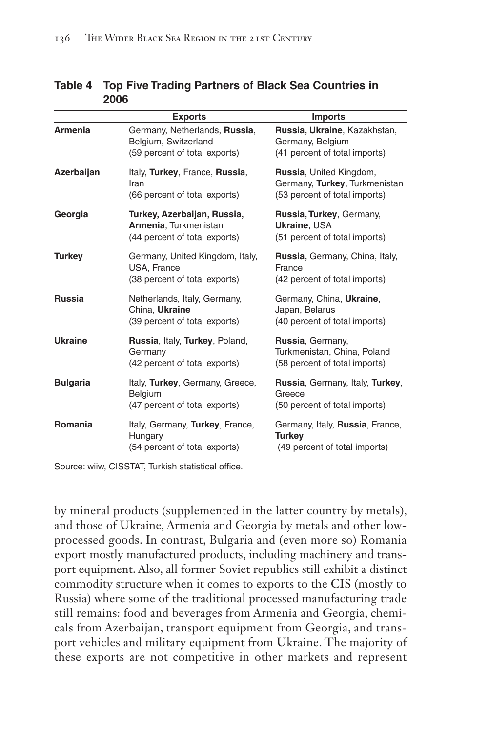**Table 4 Top Five Trading Partners of Black Sea Countries in 2006**

| | Exports | Imports |
|---|---|---|
| **Armenia** | Germany, Netherlands, **Russia**, Belgium, Switzerland (59 percent of total exports) | **Russia, Ukraine**, Kazakhstan, Germany, Belgium (41 percent of total imports) |
| **Azerbaijan** | Italy, **Turkey**, France, **Russia**, Iran (66 percent of total exports) | **Russia**, United Kingdom, Germany, **Turkey**, Turkmenistan (53 percent of total imports) |
| **Georgia** | **Turkey, Azerbaijan, Russia, Armenia**, Turkmenistan (44 percent of total exports) | **Russia, Turkey**, Germany, **Ukraine**, USA (51 percent of total imports) |
| **Turkey** | Germany, United Kingdom, Italy, USA, France (38 percent of total exports) | **Russia,** Germany, China, Italy, France (42 percent of total imports) |
| **Russia** | Netherlands, Italy, Germany, China, **Ukraine** (39 percent of total exports) | Germany, China, **Ukraine**, Japan, Belarus (40 percent of total imports) |
| **Ukraine** | **Russia**, Italy, **Turkey**, Poland, Germany (42 percent of total exports) | **Russia**, Germany, Turkmenistan, China, Poland (58 percent of total imports) |
| **Bulgaria** | Italy, **Turkey**, Germany, Greece, Belgium (47 percent of total exports) | **Russia**, Germany, Italy, **Turkey**, Greece (50 percent of total imports) |
| **Romania** | Italy, Germany, **Turkey**, France, Hungary (54 percent of total exports) | Germany, Italy, **Russia**, France, **Turkey** (49 percent of total imports) |

Source: wiiw, CISSTAT, Turkish statistical office.

by mineral products (supplemented in the latter country by metals), and those of Ukraine, Armenia and Georgia by metals and other low-processed goods. In contrast, Bulgaria and (even more so) Romania export mostly manufactured products, including machinery and transport equipment. Also, all former Soviet republics still exhibit a distinct commodity structure when it comes to exports to the CIS (mostly to Russia) where some of the traditional processed manufacturing trade still remains: food and beverages from Armenia and Georgia, chemicals from Azerbaijan, transport equipment from Georgia, and transport vehicles and military equipment from Ukraine. The majority of these exports are not competitive in other markets and represent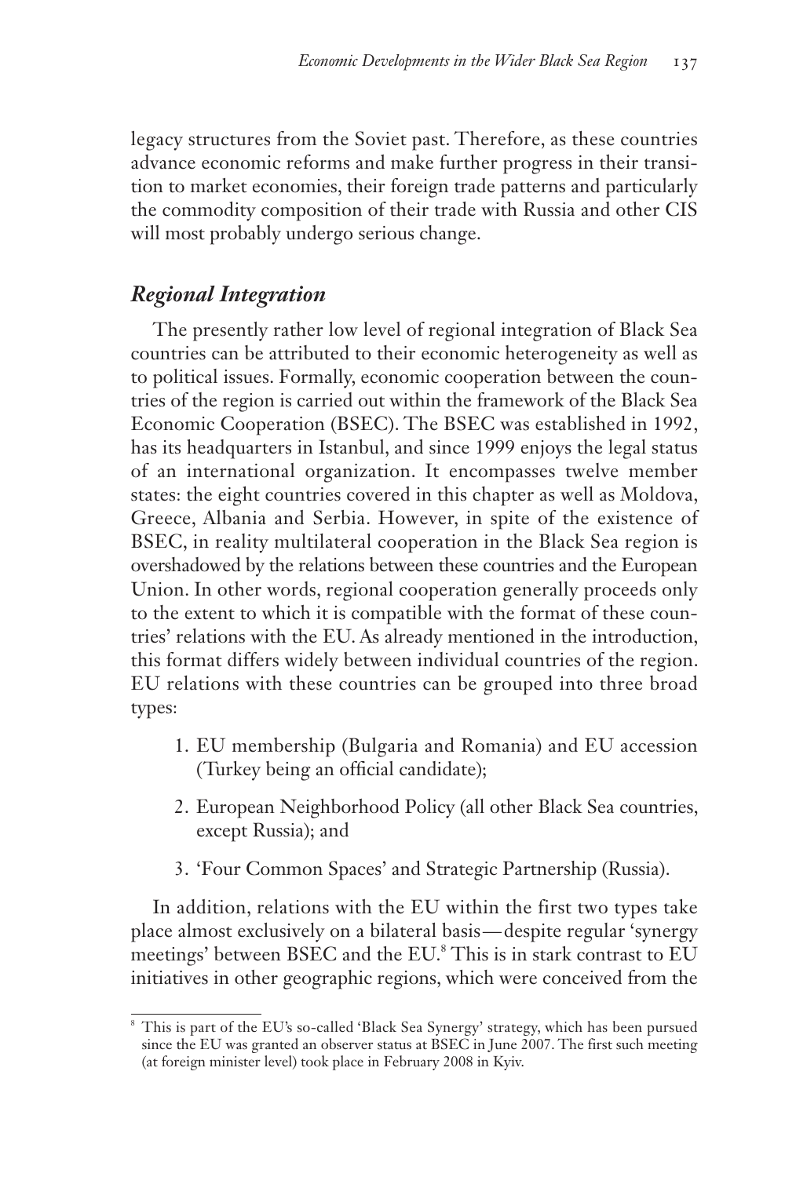legacy structures from the Soviet past. Therefore, as these countries advance economic reforms and make further progress in their transition to market economies, their foreign trade patterns and particularly the commodity composition of their trade with Russia and other CIS will most probably undergo serious change.

## *Regional Integration*

The presently rather low level of regional integration of Black Sea countries can be attributed to their economic heterogeneity as well as to political issues. Formally, economic cooperation between the countries of the region is carried out within the framework of the Black Sea Economic Cooperation (BSEC). The BSEC was established in 1992, has its headquarters in Istanbul, and since 1999 enjoys the legal status of an international organization. It encompasses twelve member states: the eight countries covered in this chapter as well as Moldova, Greece, Albania and Serbia. However, in spite of the existence of BSEC, in reality multilateral cooperation in the Black Sea region is overshadowed by the relations between these countries and the European Union. In other words, regional cooperation generally proceeds only to the extent to which it is compatible with the format of these countries' relations with the EU. As already mentioned in the introduction, this format differs widely between individual countries of the region. EU relations with these countries can be grouped into three broad types:

1. EU membership (Bulgaria and Romania) and EU accession (Turkey being an official candidate);
2. European Neighborhood Policy (all other Black Sea countries, except Russia); and
3. 'Four Common Spaces' and Strategic Partnership (Russia).

In addition, relations with the EU within the first two types take place almost exclusively on a bilateral basis—despite regular 'synergy meetings' between BSEC and the EU.[8] This is in stark contrast to EU initiatives in other geographic regions, which were conceived from the

---

[8] This is part of the EU's so-called 'Black Sea Synergy' strategy, which has been pursued since the EU was granted an observer status at BSEC in June 2007. The first such meeting (at foreign minister level) took place in February 2008 in Kyiv.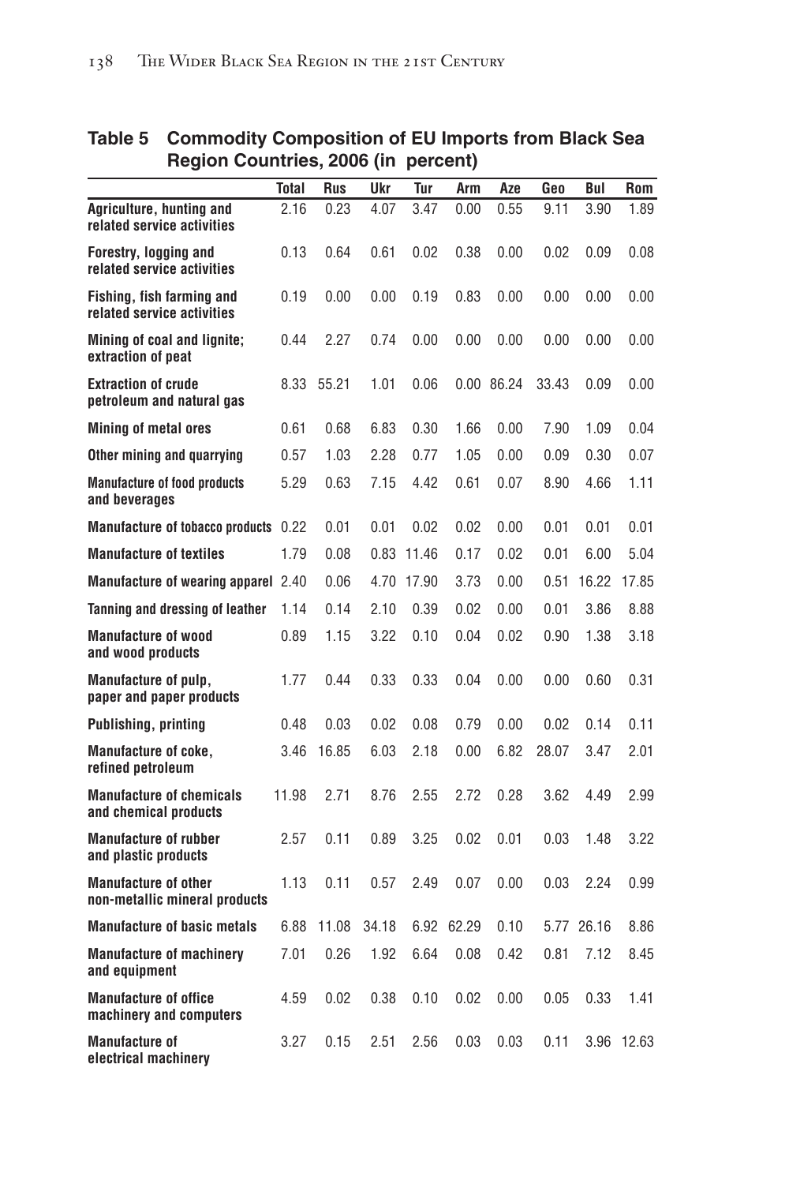**Table 5 Commodity Composition of EU Imports from Black Sea Region Countries, 2006 (in percent)**

| | Total | Rus | Ukr | Tur | Arm | Aze | Geo | Bul | Rom |
|---|---|---|---|---|---|---|---|---|---|
| **Agriculture, hunting and related service activities** | 2.16 | 0.23 | 4.07 | 3.47 | 0.00 | 0.55 | 9.11 | 3.90 | 1.89 |
| **Forestry, logging and related service activities** | 0.13 | 0.64 | 0.61 | 0.02 | 0.38 | 0.00 | 0.02 | 0.09 | 0.08 |
| **Fishing, fish farming and related service activities** | 0.19 | 0.00 | 0.00 | 0.19 | 0.83 | 0.00 | 0.00 | 0.00 | 0.00 |
| **Mining of coal and lignite; extraction of peat** | 0.44 | 2.27 | 0.74 | 0.00 | 0.00 | 0.00 | 0.00 | 0.00 | 0.00 |
| **Extraction of crude petroleum and natural gas** | 8.33 | 55.21 | 1.01 | 0.06 | 0.00 | 86.24 | 33.43 | 0.09 | 0.00 |
| **Mining of metal ores** | 0.61 | 0.68 | 6.83 | 0.30 | 1.66 | 0.00 | 7.90 | 1.09 | 0.04 |
| **Other mining and quarrying** | 0.57 | 1.03 | 2.28 | 0.77 | 1.05 | 0.00 | 0.09 | 0.30 | 0.07 |
| **Manufacture of food products and beverages** | 5.29 | 0.63 | 7.15 | 4.42 | 0.61 | 0.07 | 8.90 | 4.66 | 1.11 |
| **Manufacture of tobacco products** | 0.22 | 0.01 | 0.01 | 0.02 | 0.02 | 0.00 | 0.01 | 0.01 | 0.01 |
| **Manufacture of textiles** | 1.79 | 0.08 | 0.83 | 11.46 | 0.17 | 0.02 | 0.01 | 6.00 | 5.04 |
| **Manufacture of wearing apparel** | 2.40 | 0.06 | 4.70 | 17.90 | 3.73 | 0.00 | 0.51 | 16.22 | 17.85 |
| **Tanning and dressing of leather** | 1.14 | 0.14 | 2.10 | 0.39 | 0.02 | 0.00 | 0.01 | 3.86 | 8.88 |
| **Manufacture of wood and wood products** | 0.89 | 1.15 | 3.22 | 0.10 | 0.04 | 0.02 | 0.90 | 1.38 | 3.18 |
| **Manufacture of pulp, paper and paper products** | 1.77 | 0.44 | 0.33 | 0.33 | 0.04 | 0.00 | 0.00 | 0.60 | 0.31 |
| **Publishing, printing** | 0.48 | 0.03 | 0.02 | 0.08 | 0.79 | 0.00 | 0.02 | 0.14 | 0.11 |
| **Manufacture of coke, refined petroleum** | 3.46 | 16.85 | 6.03 | 2.18 | 0.00 | 6.82 | 28.07 | 3.47 | 2.01 |
| **Manufacture of chemicals and chemical products** | 11.98 | 2.71 | 8.76 | 2.55 | 2.72 | 0.28 | 3.62 | 4.49 | 2.99 |
| **Manufacture of rubber and plastic products** | 2.57 | 0.11 | 0.89 | 3.25 | 0.02 | 0.01 | 0.03 | 1.48 | 3.22 |
| **Manufacture of other non-metallic mineral products** | 1.13 | 0.11 | 0.57 | 2.49 | 0.07 | 0.00 | 0.03 | 2.24 | 0.99 |
| **Manufacture of basic metals** | 6.88 | 11.08 | 34.18 | 6.92 | 62.29 | 0.10 | 5.77 | 26.16 | 8.86 |
| **Manufacture of machinery and equipment** | 7.01 | 0.26 | 1.92 | 6.64 | 0.08 | 0.42 | 0.81 | 7.12 | 8.45 |
| **Manufacture of office machinery and computers** | 4.59 | 0.02 | 0.38 | 0.10 | 0.02 | 0.00 | 0.05 | 0.33 | 1.41 |
| **Manufacture of electrical machinery** | 3.27 | 0.15 | 2.51 | 2.56 | 0.03 | 0.03 | 0.11 | 3.96 | 12.63 |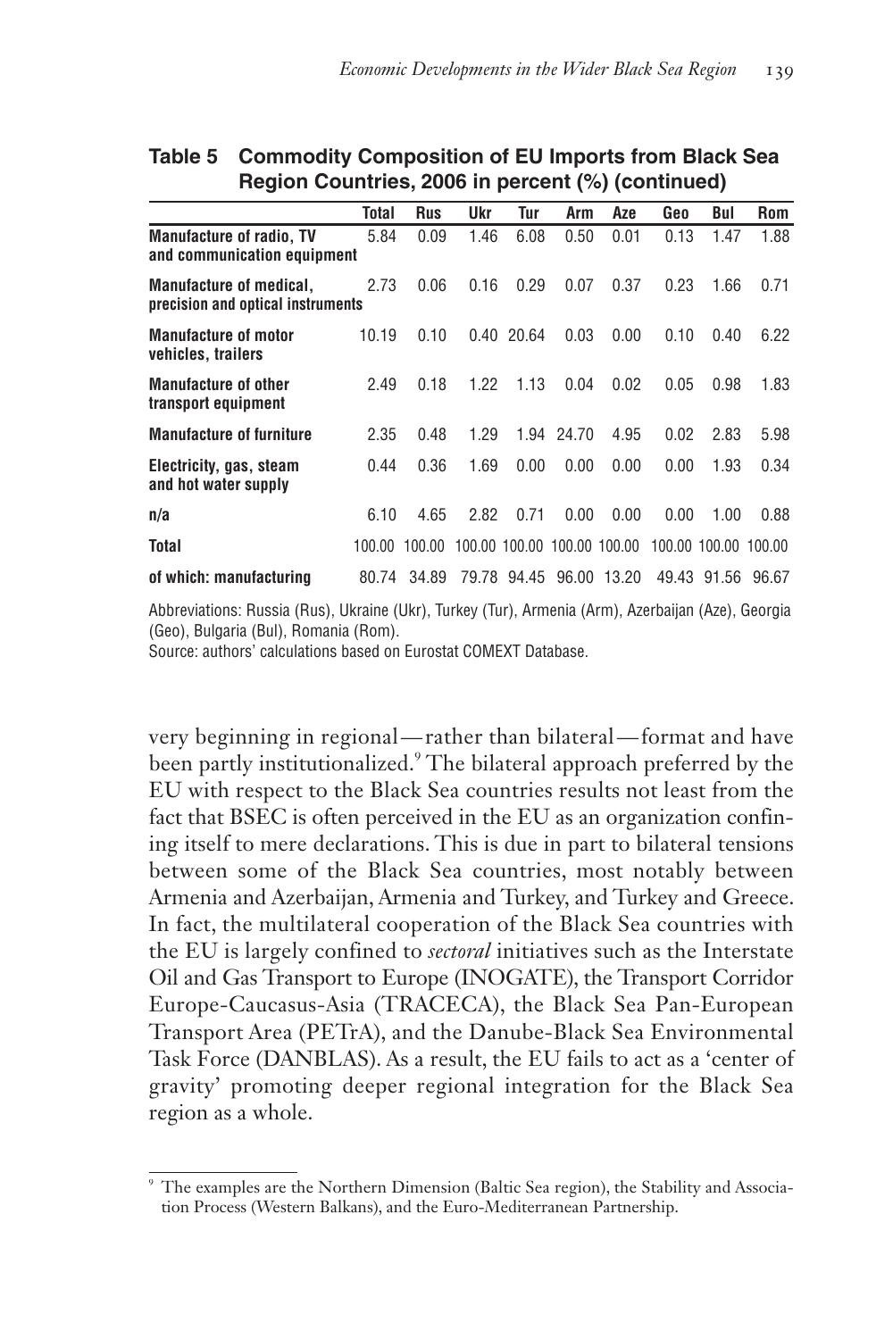**Table 5 Commodity Composition of EU Imports from Black Sea Region Countries, 2006 in percent (%) (continued)**

| | Total | Rus | Ukr | Tur | Arm | Aze | Geo | Bul | Rom |
|---|---|---|---|---|---|---|---|---|---|
| **Manufacture of radio, TV and communication equipment** | 5.84 | 0.09 | 1.46 | 6.08 | 0.50 | 0.01 | 0.13 | 1.47 | 1.88 |
| **Manufacture of medical, precision and optical instruments** | 2.73 | 0.06 | 0.16 | 0.29 | 0.07 | 0.37 | 0.23 | 1.66 | 0.71 |
| **Manufacture of motor vehicles, trailers** | 10.19 | 0.10 | 0.40 | 20.64 | 0.03 | 0.00 | 0.10 | 0.40 | 6.22 |
| **Manufacture of other transport equipment** | 2.49 | 0.18 | 1.22 | 1.13 | 0.04 | 0.02 | 0.05 | 0.98 | 1.83 |
| **Manufacture of furniture** | 2.35 | 0.48 | 1.29 | 1.94 | 24.70 | 4.95 | 0.02 | 2.83 | 5.98 |
| **Electricity, gas, steam and hot water supply** | 0.44 | 0.36 | 1.69 | 0.00 | 0.00 | 0.00 | 0.00 | 1.93 | 0.34 |
| **n/a** | 6.10 | 4.65 | 2.82 | 0.71 | 0.00 | 0.00 | 0.00 | 1.00 | 0.88 |
| **Total** | 100.00 | 100.00 | 100.00 | 100.00 | 100.00 | 100.00 | 100.00 | 100.00 | 100.00 |
| **of which: manufacturing** | 80.74 | 34.89 | 79.78 | 94.45 | 96.00 | 13.20 | 49.43 | 91.56 | 96.67 |

Abbreviations: Russia (Rus), Ukraine (Ukr), Turkey (Tur), Armenia (Arm), Azerbaijan (Aze), Georgia (Geo), Bulgaria (Bul), Romania (Rom).

Source: authors' calculations based on Eurostat COMEXT Database.

very beginning in regional—rather than bilateral—format and have been partly institutionalized.[9] The bilateral approach preferred by the EU with respect to the Black Sea countries results not least from the fact that BSEC is often perceived in the EU as an organization confining itself to mere declarations. This is due in part to bilateral tensions between some of the Black Sea countries, most notably between Armenia and Azerbaijan, Armenia and Turkey, and Turkey and Greece. In fact, the multilateral cooperation of the Black Sea countries with the EU is largely confined to *sectoral* initiatives such as the Interstate Oil and Gas Transport to Europe (INOGATE), the Transport Corridor Europe-Caucasus-Asia (TRACECA), the Black Sea Pan-European Transport Area (PETrA), and the Danube-Black Sea Environmental Task Force (DANBLAS). As a result, the EU fails to act as a 'center of gravity' promoting deeper regional integration for the Black Sea region as a whole.

[9] The examples are the Northern Dimension (Baltic Sea region), the Stability and Association Process (Western Balkans), and the Euro-Mediterranean Partnership.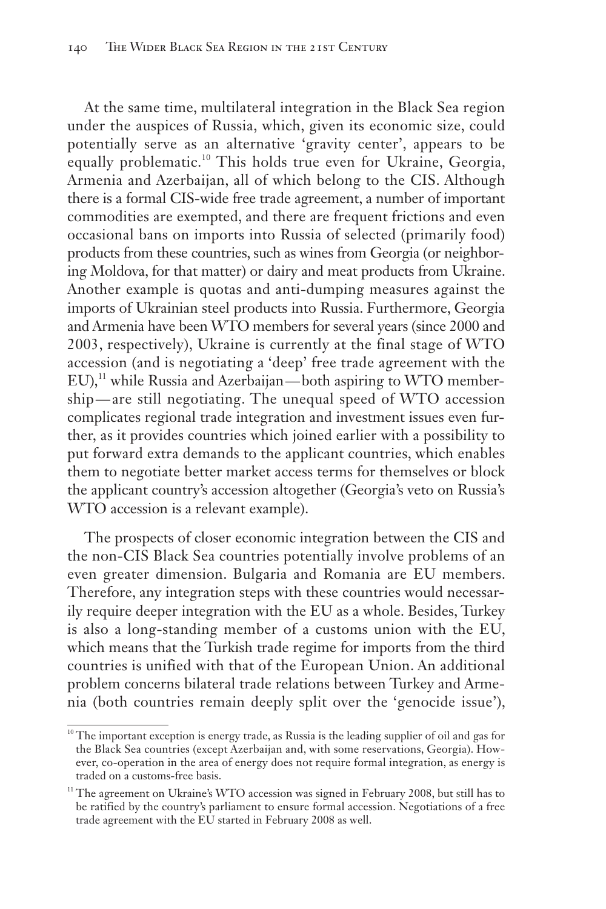At the same time, multilateral integration in the Black Sea region under the auspices of Russia, which, given its economic size, could potentially serve as an alternative 'gravity center', appears to be equally problematic.[10] This holds true even for Ukraine, Georgia, Armenia and Azerbaijan, all of which belong to the CIS. Although there is a formal CIS-wide free trade agreement, a number of important commodities are exempted, and there are frequent frictions and even occasional bans on imports into Russia of selected (primarily food) products from these countries, such as wines from Georgia (or neighboring Moldova, for that matter) or dairy and meat products from Ukraine. Another example is quotas and anti-dumping measures against the imports of Ukrainian steel products into Russia. Furthermore, Georgia and Armenia have been WTO members for several years (since 2000 and 2003, respectively), Ukraine is currently at the final stage of WTO accession (and is negotiating a 'deep' free trade agreement with the EU),[11] while Russia and Azerbaijan—both aspiring to WTO membership—are still negotiating. The unequal speed of WTO accession complicates regional trade integration and investment issues even further, as it provides countries which joined earlier with a possibility to put forward extra demands to the applicant countries, which enables them to negotiate better market access terms for themselves or block the applicant country's accession altogether (Georgia's veto on Russia's WTO accession is a relevant example).

The prospects of closer economic integration between the CIS and the non-CIS Black Sea countries potentially involve problems of an even greater dimension. Bulgaria and Romania are EU members. Therefore, any integration steps with these countries would necessarily require deeper integration with the EU as a whole. Besides, Turkey is also a long-standing member of a customs union with the EU, which means that the Turkish trade regime for imports from the third countries is unified with that of the European Union. An additional problem concerns bilateral trade relations between Turkey and Armenia (both countries remain deeply split over the 'genocide issue'),

---

[10] The important exception is energy trade, as Russia is the leading supplier of oil and gas for the Black Sea countries (except Azerbaijan and, with some reservations, Georgia). However, co-operation in the area of energy does not require formal integration, as energy is traded on a customs-free basis.

[11] The agreement on Ukraine's WTO accession was signed in February 2008, but still has to be ratified by the country's parliament to ensure formal accession. Negotiations of a free trade agreement with the EU started in February 2008 as well.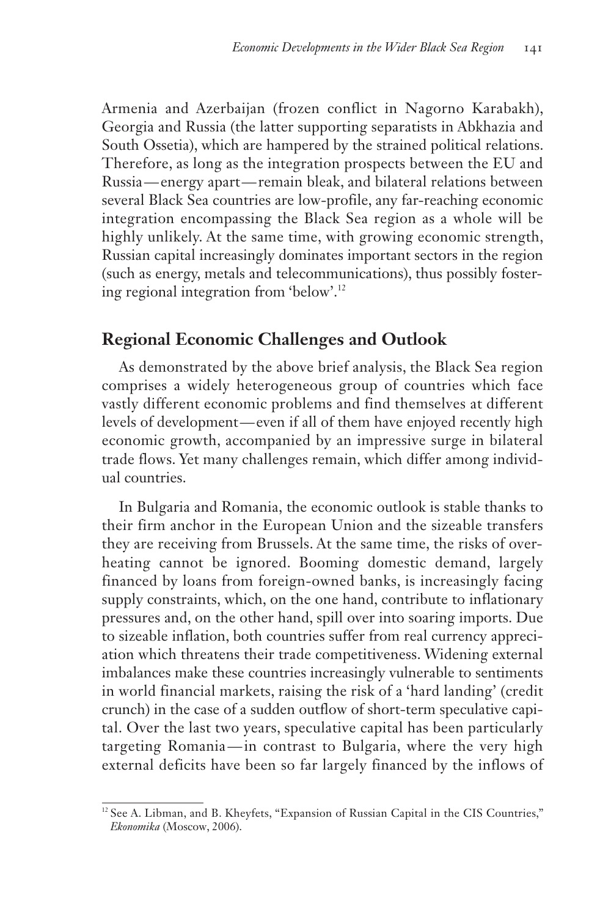Armenia and Azerbaijan (frozen conflict in Nagorno Karabakh), Georgia and Russia (the latter supporting separatists in Abkhazia and South Ossetia), which are hampered by the strained political relations. Therefore, as long as the integration prospects between the EU and Russia—energy apart—remain bleak, and bilateral relations between several Black Sea countries are low-profile, any far-reaching economic integration encompassing the Black Sea region as a whole will be highly unlikely. At the same time, with growing economic strength, Russian capital increasingly dominates important sectors in the region (such as energy, metals and telecommunications), thus possibly fostering regional integration from 'below'.[12]

## Regional Economic Challenges and Outlook

As demonstrated by the above brief analysis, the Black Sea region comprises a widely heterogeneous group of countries which face vastly different economic problems and find themselves at different levels of development—even if all of them have enjoyed recently high economic growth, accompanied by an impressive surge in bilateral trade flows. Yet many challenges remain, which differ among individual countries.

In Bulgaria and Romania, the economic outlook is stable thanks to their firm anchor in the European Union and the sizeable transfers they are receiving from Brussels. At the same time, the risks of overheating cannot be ignored. Booming domestic demand, largely financed by loans from foreign-owned banks, is increasingly facing supply constraints, which, on the one hand, contribute to inflationary pressures and, on the other hand, spill over into soaring imports. Due to sizeable inflation, both countries suffer from real currency appreciation which threatens their trade competitiveness. Widening external imbalances make these countries increasingly vulnerable to sentiments in world financial markets, raising the risk of a 'hard landing' (credit crunch) in the case of a sudden outflow of short-term speculative capital. Over the last two years, speculative capital has been particularly targeting Romania—in contrast to Bulgaria, where the very high external deficits have been so far largely financed by the inflows of

[12] See A. Libman, and B. Kheyfets, "Expansion of Russian Capital in the CIS Countries," *Ekonomika* (Moscow, 2006).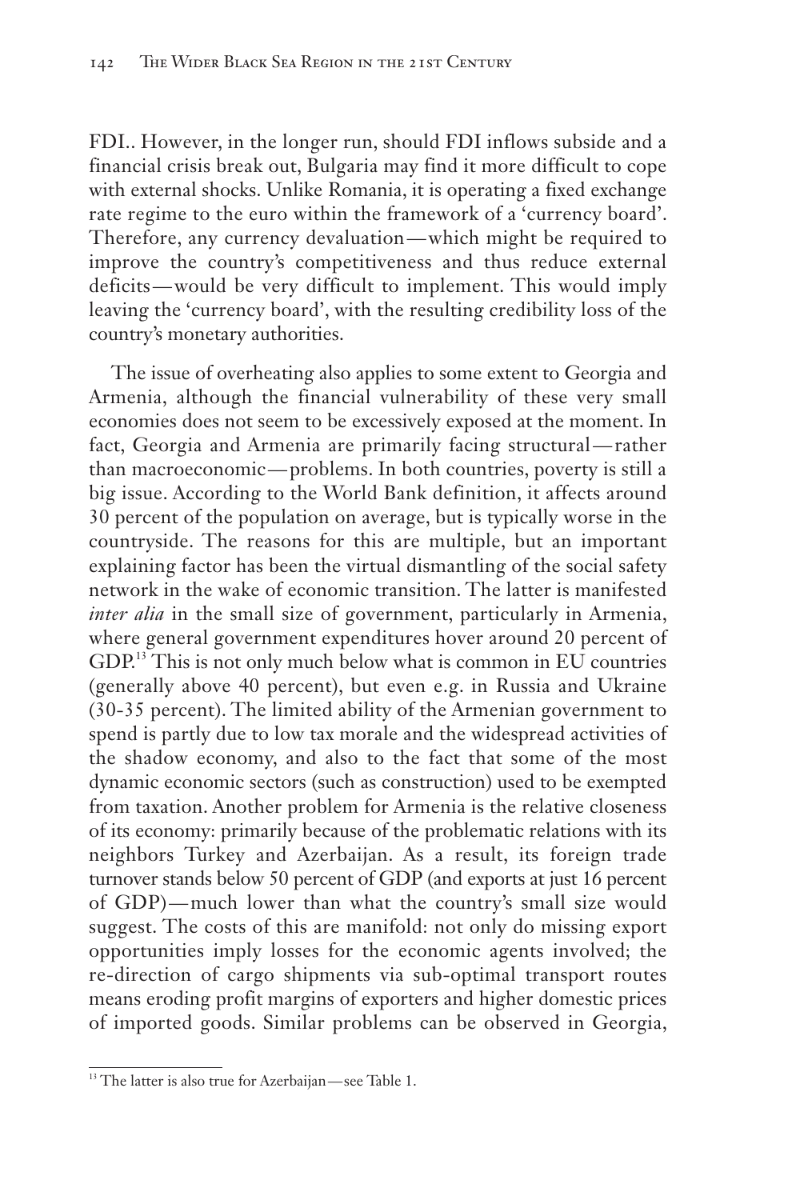FDI.. However, in the longer run, should FDI inflows subside and a financial crisis break out, Bulgaria may find it more difficult to cope with external shocks. Unlike Romania, it is operating a fixed exchange rate regime to the euro within the framework of a 'currency board'. Therefore, any currency devaluation—which might be required to improve the country's competitiveness and thus reduce external deficits—would be very difficult to implement. This would imply leaving the 'currency board', with the resulting credibility loss of the country's monetary authorities.

The issue of overheating also applies to some extent to Georgia and Armenia, although the financial vulnerability of these very small economies does not seem to be excessively exposed at the moment. In fact, Georgia and Armenia are primarily facing structural—rather than macroeconomic—problems. In both countries, poverty is still a big issue. According to the World Bank definition, it affects around 30 percent of the population on average, but is typically worse in the countryside. The reasons for this are multiple, but an important explaining factor has been the virtual dismantling of the social safety network in the wake of economic transition. The latter is manifested *inter alia* in the small size of government, particularly in Armenia, where general government expenditures hover around 20 percent of GDP.[13] This is not only much below what is common in EU countries (generally above 40 percent), but even e.g. in Russia and Ukraine (30-35 percent). The limited ability of the Armenian government to spend is partly due to low tax morale and the widespread activities of the shadow economy, and also to the fact that some of the most dynamic economic sectors (such as construction) used to be exempted from taxation. Another problem for Armenia is the relative closeness of its economy: primarily because of the problematic relations with its neighbors Turkey and Azerbaijan. As a result, its foreign trade turnover stands below 50 percent of GDP (and exports at just 16 percent of GDP)—much lower than what the country's small size would suggest. The costs of this are manifold: not only do missing export opportunities imply losses for the economic agents involved; the re-direction of cargo shipments via sub-optimal transport routes means eroding profit margins of exporters and higher domestic prices of imported goods. Similar problems can be observed in Georgia,

[13] The latter is also true for Azerbaijan—see Table 1.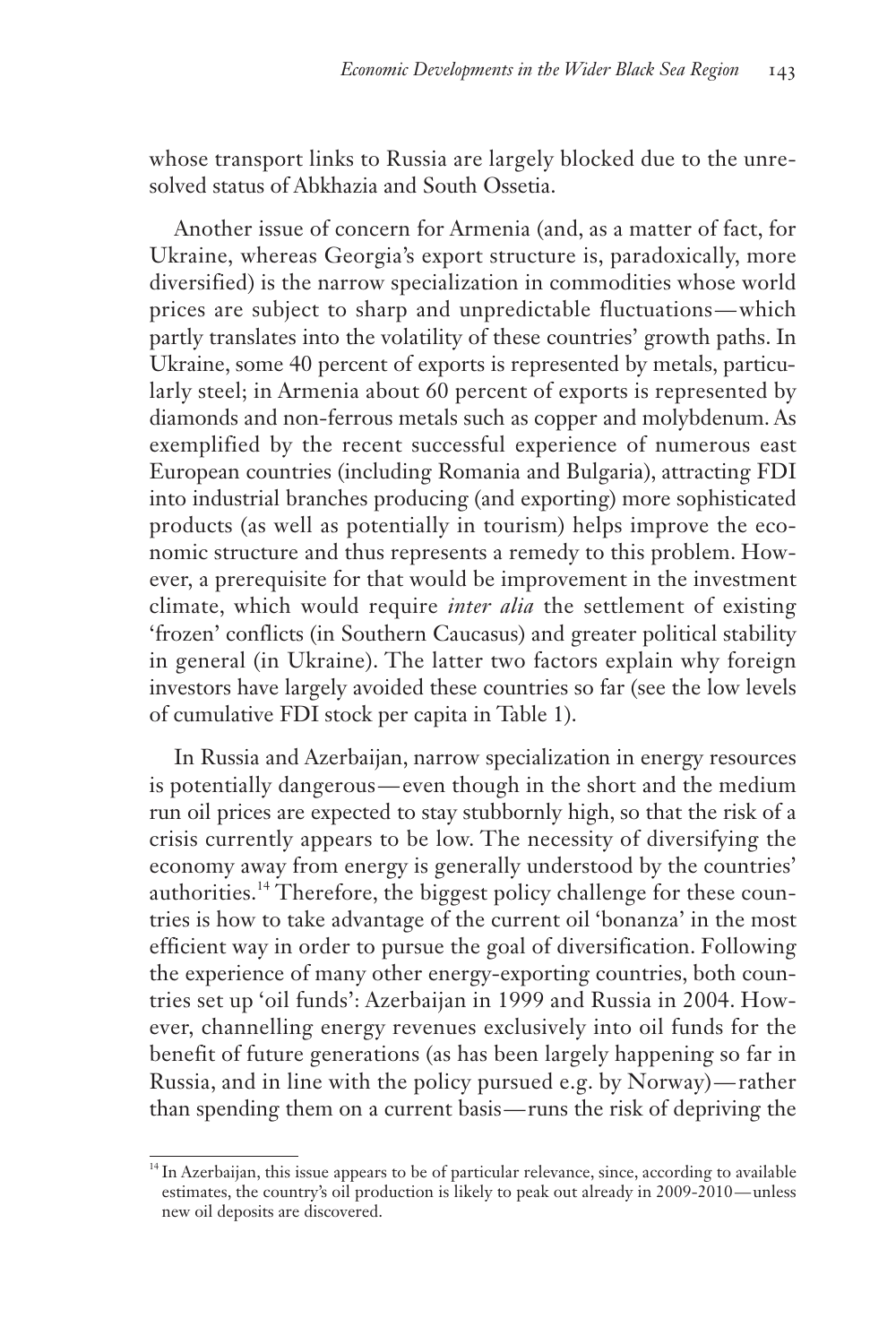whose transport links to Russia are largely blocked due to the unresolved status of Abkhazia and South Ossetia.

Another issue of concern for Armenia (and, as a matter of fact, for Ukraine, whereas Georgia's export structure is, paradoxically, more diversified) is the narrow specialization in commodities whose world prices are subject to sharp and unpredictable fluctuations—which partly translates into the volatility of these countries' growth paths. In Ukraine, some 40 percent of exports is represented by metals, particularly steel; in Armenia about 60 percent of exports is represented by diamonds and non-ferrous metals such as copper and molybdenum. As exemplified by the recent successful experience of numerous east European countries (including Romania and Bulgaria), attracting FDI into industrial branches producing (and exporting) more sophisticated products (as well as potentially in tourism) helps improve the economic structure and thus represents a remedy to this problem. However, a prerequisite for that would be improvement in the investment climate, which would require *inter alia* the settlement of existing 'frozen' conflicts (in Southern Caucasus) and greater political stability in general (in Ukraine). The latter two factors explain why foreign investors have largely avoided these countries so far (see the low levels of cumulative FDI stock per capita in Table 1).

In Russia and Azerbaijan, narrow specialization in energy resources is potentially dangerous—even though in the short and the medium run oil prices are expected to stay stubbornly high, so that the risk of a crisis currently appears to be low. The necessity of diversifying the economy away from energy is generally understood by the countries' authorities.[14] Therefore, the biggest policy challenge for these countries is how to take advantage of the current oil 'bonanza' in the most efficient way in order to pursue the goal of diversification. Following the experience of many other energy-exporting countries, both countries set up 'oil funds': Azerbaijan in 1999 and Russia in 2004. However, channelling energy revenues exclusively into oil funds for the benefit of future generations (as has been largely happening so far in Russia, and in line with the policy pursued e.g. by Norway)—rather than spending them on a current basis—runs the risk of depriving the

---

[14] In Azerbaijan, this issue appears to be of particular relevance, since, according to available estimates, the country's oil production is likely to peak out already in 2009-2010—unless new oil deposits are discovered.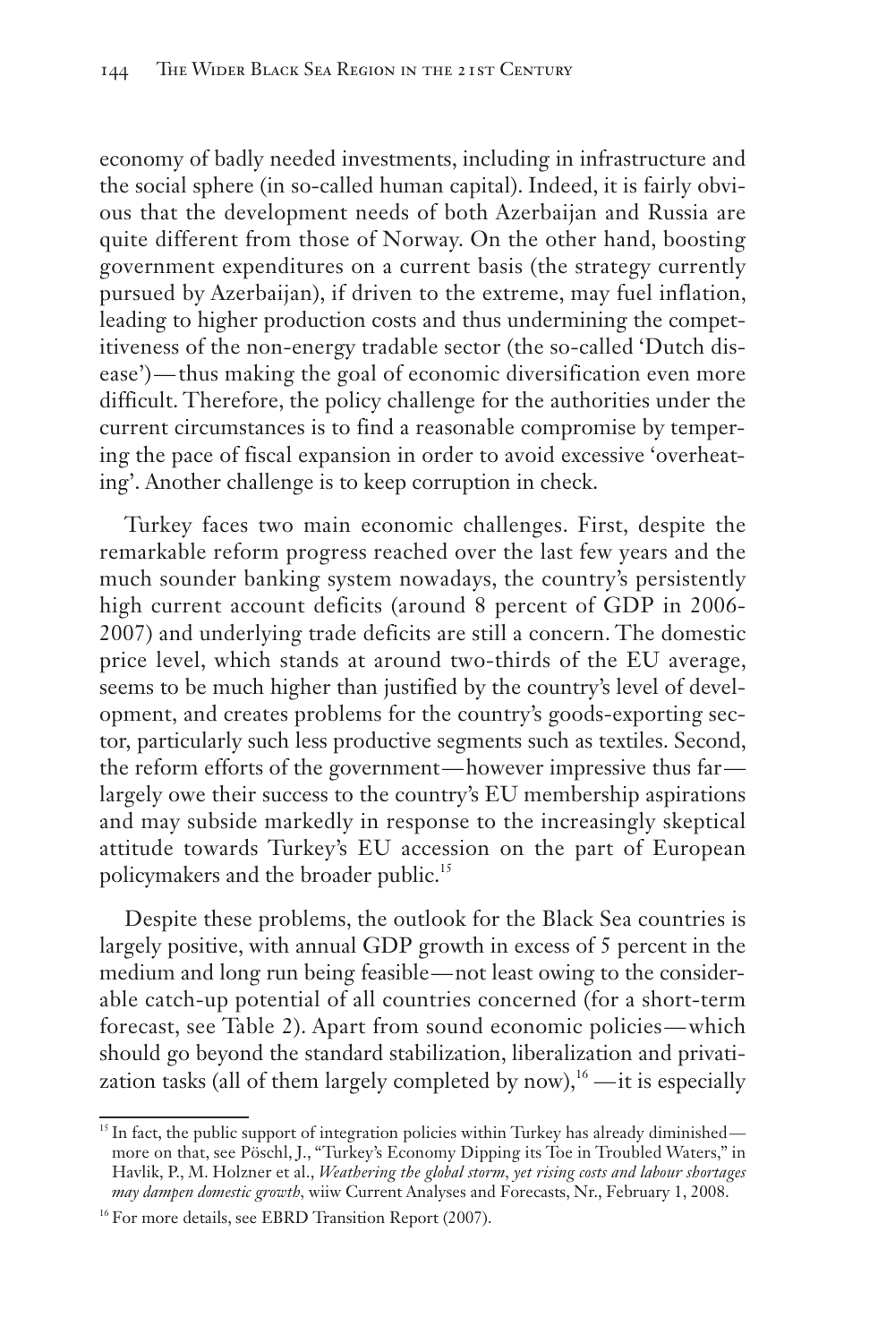economy of badly needed investments, including in infrastructure and the social sphere (in so-called human capital). Indeed, it is fairly obvious that the development needs of both Azerbaijan and Russia are quite different from those of Norway. On the other hand, boosting government expenditures on a current basis (the strategy currently pursued by Azerbaijan), if driven to the extreme, may fuel inflation, leading to higher production costs and thus undermining the competitiveness of the non-energy tradable sector (the so-called 'Dutch disease')—thus making the goal of economic diversification even more difficult. Therefore, the policy challenge for the authorities under the current circumstances is to find a reasonable compromise by tempering the pace of fiscal expansion in order to avoid excessive 'overheating'. Another challenge is to keep corruption in check.

Turkey faces two main economic challenges. First, despite the remarkable reform progress reached over the last few years and the much sounder banking system nowadays, the country's persistently high current account deficits (around 8 percent of GDP in 2006-2007) and underlying trade deficits are still a concern. The domestic price level, which stands at around two-thirds of the EU average, seems to be much higher than justified by the country's level of development, and creates problems for the country's goods-exporting sector, particularly such less productive segments such as textiles. Second, the reform efforts of the government—however impressive thus far—largely owe their success to the country's EU membership aspirations and may subside markedly in response to the increasingly skeptical attitude towards Turkey's EU accession on the part of European policymakers and the broader public.[15]

Despite these problems, the outlook for the Black Sea countries is largely positive, with annual GDP growth in excess of 5 percent in the medium and long run being feasible—not least owing to the considerable catch-up potential of all countries concerned (for a short-term forecast, see Table 2). Apart from sound economic policies—which should go beyond the standard stabilization, liberalization and privatization tasks (all of them largely completed by now),[16] —it is especially

[15] In fact, the public support of integration policies within Turkey has already diminished—more on that, see Pöschl, J., "Turkey's Economy Dipping its Toe in Troubled Waters," in Havlik, P., M. Holzner et al., *Weathering the global storm, yet rising costs and labour shortages may dampen domestic growth*, wiiw Current Analyses and Forecasts, Nr., February 1, 2008.

[16] For more details, see EBRD Transition Report (2007).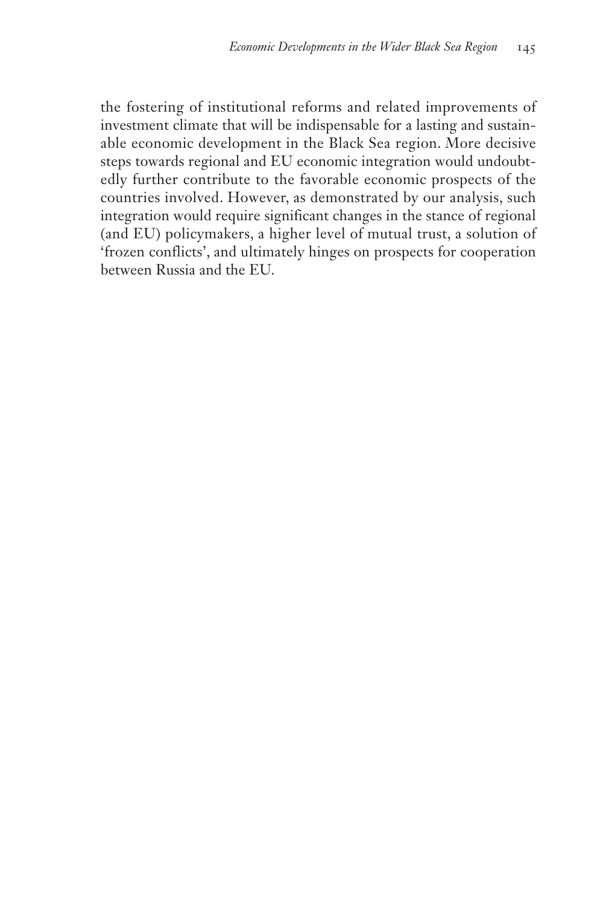the fostering of institutional reforms and related improvements of investment climate that will be indispensable for a lasting and sustainable economic development in the Black Sea region. More decisive steps towards regional and EU economic integration would undoubtedly further contribute to the favorable economic prospects of the countries involved. However, as demonstrated by our analysis, such integration would require significant changes in the stance of regional (and EU) policymakers, a higher level of mutual trust, a solution of 'frozen conflicts', and ultimately hinges on prospects for cooperation between Russia and the EU.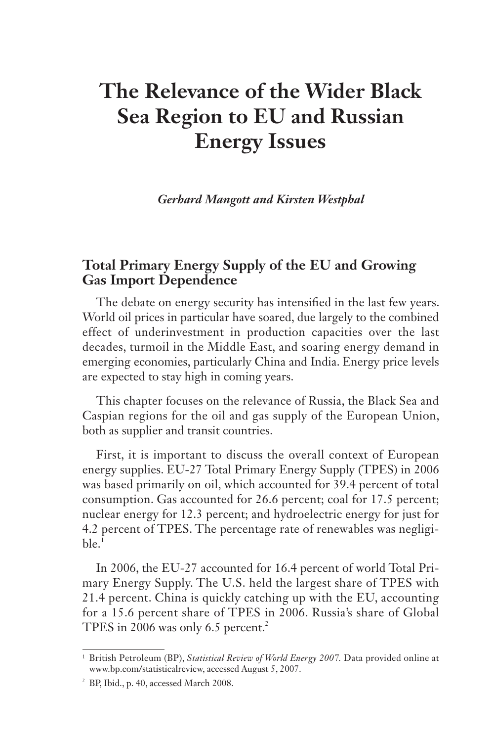# The Relevance of the Wider Black Sea Region to EU and Russian Energy Issues

*Gerhard Mangott and Kirsten Westphal*

## Total Primary Energy Supply of the EU and Growing Gas Import Dependence

The debate on energy security has intensified in the last few years. World oil prices in particular have soared, due largely to the combined effect of underinvestment in production capacities over the last decades, turmoil in the Middle East, and soaring energy demand in emerging economies, particularly China and India. Energy price levels are expected to stay high in coming years.

This chapter focuses on the relevance of Russia, the Black Sea and Caspian regions for the oil and gas supply of the European Union, both as supplier and transit countries.

First, it is important to discuss the overall context of European energy supplies. EU-27 Total Primary Energy Supply (TPES) in 2006 was based primarily on oil, which accounted for 39.4 percent of total consumption. Gas accounted for 26.6 percent; coal for 17.5 percent; nuclear energy for 12.3 percent; and hydroelectric energy for just for 4.2 percent of TPES. The percentage rate of renewables was negligible.[1]

In 2006, the EU-27 accounted for 16.4 percent of world Total Primary Energy Supply. The U.S. held the largest share of TPES with 21.4 percent. China is quickly catching up with the EU, accounting for a 15.6 percent share of TPES in 2006. Russia's share of Global TPES in 2006 was only 6.5 percent.[2]

---

[1] British Petroleum (BP), *Statistical Review of World Energy 2007.* Data provided online at www.bp.com/statisticalreview, accessed August 5, 2007.

[2] BP, Ibid., p. 40, accessed March 2008.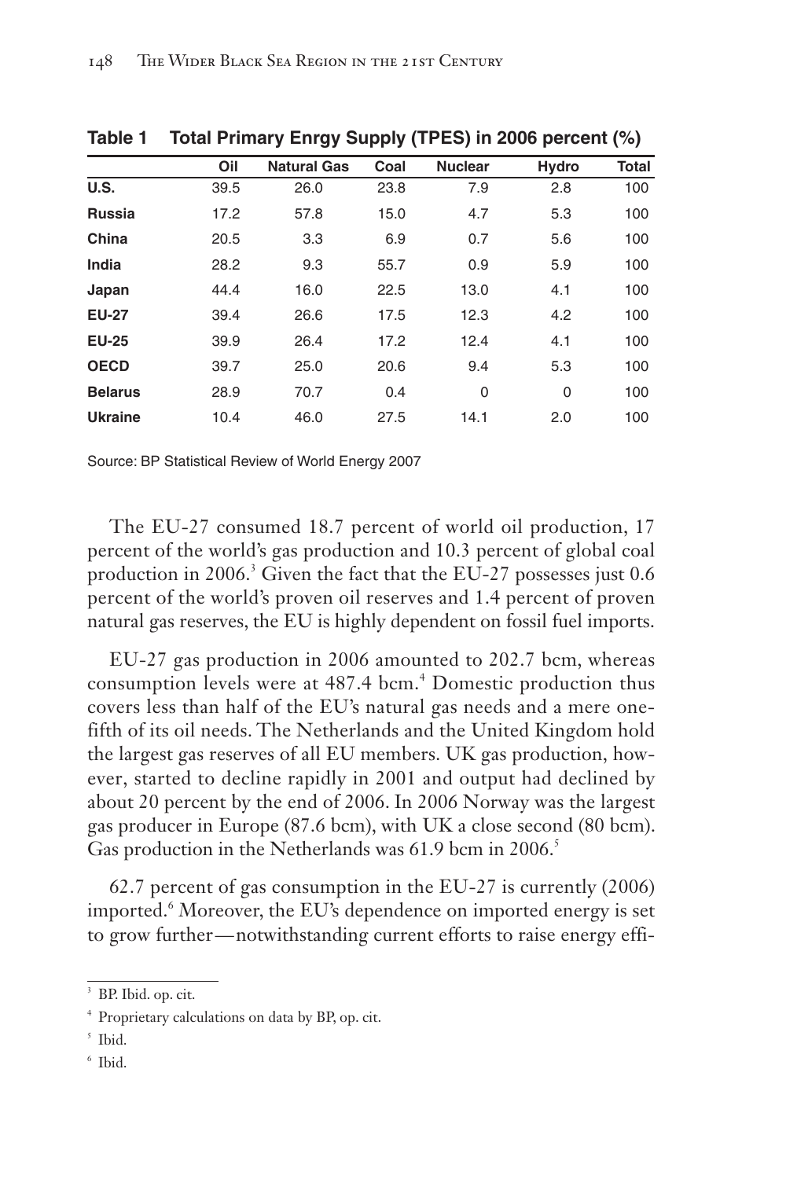**Table 1 Total Primary Enrgy Supply (TPES) in 2006 percent (%)**

| | Oil | Natural Gas | Coal | Nuclear | Hydro | Total |
|---|---|---|---|---|---|---|
| **U.S.** | 39.5 | 26.0 | 23.8 | 7.9 | 2.8 | 100 |
| **Russia** | 17.2 | 57.8 | 15.0 | 4.7 | 5.3 | 100 |
| **China** | 20.5 | 3.3 | 6.9 | 0.7 | 5.6 | 100 |
| **India** | 28.2 | 9.3 | 55.7 | 0.9 | 5.9 | 100 |
| **Japan** | 44.4 | 16.0 | 22.5 | 13.0 | 4.1 | 100 |
| **EU-27** | 39.4 | 26.6 | 17.5 | 12.3 | 4.2 | 100 |
| **EU-25** | 39.9 | 26.4 | 17.2 | 12.4 | 4.1 | 100 |
| **OECD** | 39.7 | 25.0 | 20.6 | 9.4 | 5.3 | 100 |
| **Belarus** | 28.9 | 70.7 | 0.4 | 0 | 0 | 100 |
| **Ukraine** | 10.4 | 46.0 | 27.5 | 14.1 | 2.0 | 100 |

Source: BP Statistical Review of World Energy 2007

The EU-27 consumed 18.7 percent of world oil production, 17 percent of the world's gas production and 10.3 percent of global coal production in 2006.[3] Given the fact that the EU-27 possesses just 0.6 percent of the world's proven oil reserves and 1.4 percent of proven natural gas reserves, the EU is highly dependent on fossil fuel imports.

EU-27 gas production in 2006 amounted to 202.7 bcm, whereas consumption levels were at 487.4 bcm.[4] Domestic production thus covers less than half of the EU's natural gas needs and a mere one-fifth of its oil needs. The Netherlands and the United Kingdom hold the largest gas reserves of all EU members. UK gas production, however, started to decline rapidly in 2001 and output had declined by about 20 percent by the end of 2006. In 2006 Norway was the largest gas producer in Europe (87.6 bcm), with UK a close second (80 bcm). Gas production in the Netherlands was 61.9 bcm in 2006.[5]

62.7 percent of gas consumption in the EU-27 is currently (2006) imported.[6] Moreover, the EU's dependence on imported energy is set to grow further—notwithstanding current efforts to raise energy effi-

---

[3] BP. Ibid. op. cit.

[4] Proprietary calculations on data by BP, op. cit.

[5] Ibid.

[6] Ibid.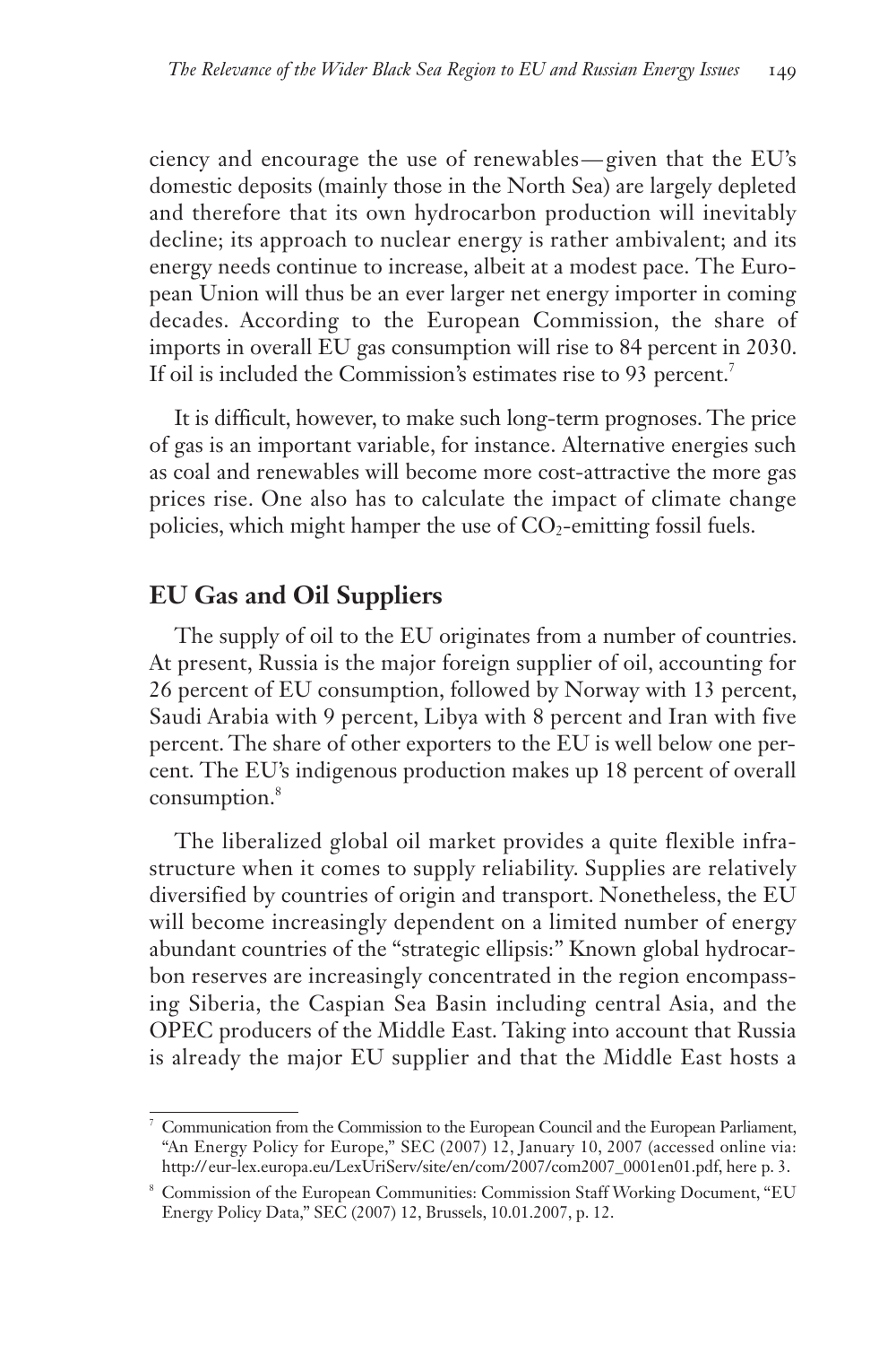ciency and encourage the use of renewables—given that the EU's domestic deposits (mainly those in the North Sea) are largely depleted and therefore that its own hydrocarbon production will inevitably decline; its approach to nuclear energy is rather ambivalent; and its energy needs continue to increase, albeit at a modest pace. The European Union will thus be an ever larger net energy importer in coming decades. According to the European Commission, the share of imports in overall EU gas consumption will rise to 84 percent in 2030. If oil is included the Commission's estimates rise to 93 percent.[7]

It is difficult, however, to make such long-term prognoses. The price of gas is an important variable, for instance. Alternative energies such as coal and renewables will become more cost-attractive the more gas prices rise. One also has to calculate the impact of climate change policies, which might hamper the use of $CO_2$-emitting fossil fuels.

## EU Gas and Oil Suppliers

The supply of oil to the EU originates from a number of countries. At present, Russia is the major foreign supplier of oil, accounting for 26 percent of EU consumption, followed by Norway with 13 percent, Saudi Arabia with 9 percent, Libya with 8 percent and Iran with five percent. The share of other exporters to the EU is well below one percent. The EU's indigenous production makes up 18 percent of overall consumption.[8]

The liberalized global oil market provides a quite flexible infrastructure when it comes to supply reliability. Supplies are relatively diversified by countries of origin and transport. Nonetheless, the EU will become increasingly dependent on a limited number of energy abundant countries of the "strategic ellipsis:" Known global hydrocarbon reserves are increasingly concentrated in the region encompassing Siberia, the Caspian Sea Basin including central Asia, and the OPEC producers of the Middle East. Taking into account that Russia is already the major EU supplier and that the Middle East hosts a

[7] Communication from the Commission to the European Council and the European Parliament, "An Energy Policy for Europe," SEC (2007) 12, January 10, 2007 (accessed online via: http://eur-lex.europa.eu/LexUriServ/site/en/com/2007/com2007_0001en01.pdf, here p. 3.

[8] Commission of the European Communities: Commission Staff Working Document, "EU Energy Policy Data," SEC (2007) 12, Brussels, 10.01.2007, p. 12.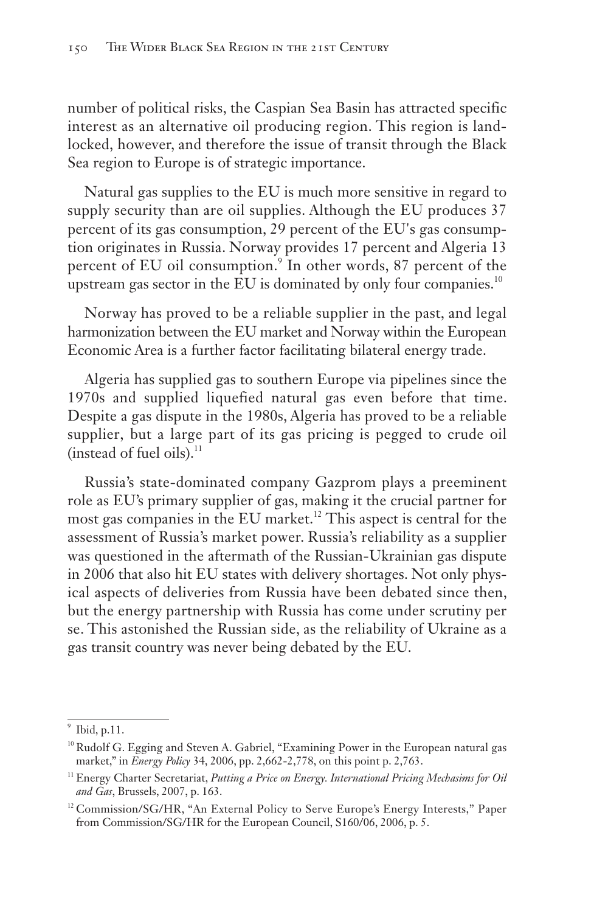number of political risks, the Caspian Sea Basin has attracted specific interest as an alternative oil producing region. This region is landlocked, however, and therefore the issue of transit through the Black Sea region to Europe is of strategic importance.

Natural gas supplies to the EU is much more sensitive in regard to supply security than are oil supplies. Although the EU produces 37 percent of its gas consumption, 29 percent of the EU's gas consumption originates in Russia. Norway provides 17 percent and Algeria 13 percent of EU oil consumption.[9] In other words, 87 percent of the upstream gas sector in the EU is dominated by only four companies.[10]

Norway has proved to be a reliable supplier in the past, and legal harmonization between the EU market and Norway within the European Economic Area is a further factor facilitating bilateral energy trade.

Algeria has supplied gas to southern Europe via pipelines since the 1970s and supplied liquefied natural gas even before that time. Despite a gas dispute in the 1980s, Algeria has proved to be a reliable supplier, but a large part of its gas pricing is pegged to crude oil (instead of fuel oils).[11]

Russia's state-dominated company Gazprom plays a preeminent role as EU's primary supplier of gas, making it the crucial partner for most gas companies in the EU market.[12] This aspect is central for the assessment of Russia's market power. Russia's reliability as a supplier was questioned in the aftermath of the Russian-Ukrainian gas dispute in 2006 that also hit EU states with delivery shortages. Not only physical aspects of deliveries from Russia have been debated since then, but the energy partnership with Russia has come under scrutiny per se. This astonished the Russian side, as the reliability of Ukraine as a gas transit country was never being debated by the EU.

---

[9] Ibid, p.11.

[10] Rudolf G. Egging and Steven A. Gabriel, "Examining Power in the European natural gas market," in *Energy Policy* 34, 2006, pp. 2,662-2,778, on this point p. 2,763.

[11] Energy Charter Secretariat, *Putting a Price on Energy. International Pricing Mechasims for Oil and Gas*, Brussels, 2007, p. 163.

[12] Commission/SG/HR, "An External Policy to Serve Europe's Energy Interests," Paper from Commission/SG/HR for the European Council, S160/06, 2006, p. 5.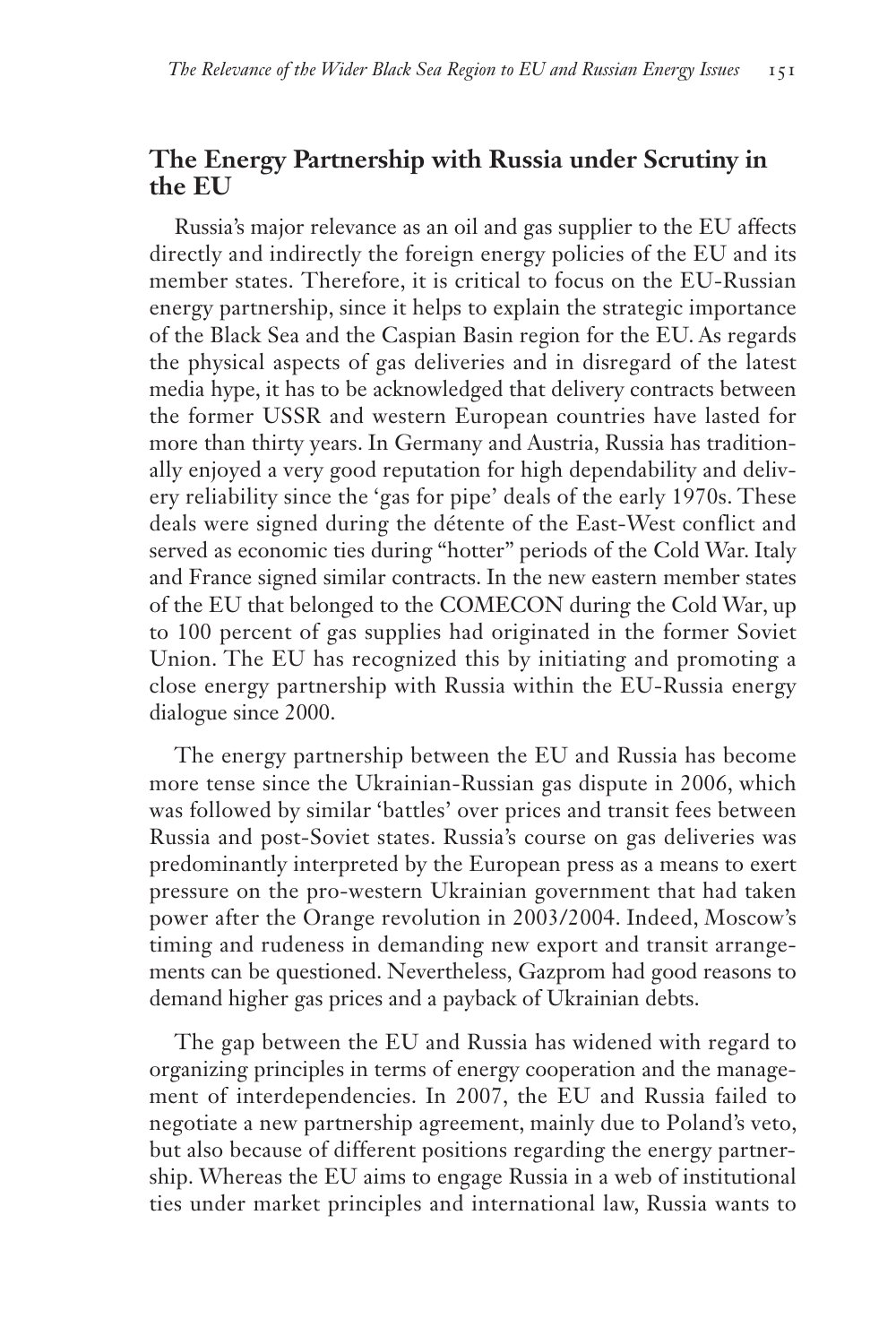## The Energy Partnership with Russia under Scrutiny in the EU

Russia's major relevance as an oil and gas supplier to the EU affects directly and indirectly the foreign energy policies of the EU and its member states. Therefore, it is critical to focus on the EU-Russian energy partnership, since it helps to explain the strategic importance of the Black Sea and the Caspian Basin region for the EU. As regards the physical aspects of gas deliveries and in disregard of the latest media hype, it has to be acknowledged that delivery contracts between the former USSR and western European countries have lasted for more than thirty years. In Germany and Austria, Russia has traditionally enjoyed a very good reputation for high dependability and delivery reliability since the 'gas for pipe' deals of the early 1970s. These deals were signed during the détente of the East-West conflict and served as economic ties during "hotter" periods of the Cold War. Italy and France signed similar contracts. In the new eastern member states of the EU that belonged to the COMECON during the Cold War, up to 100 percent of gas supplies had originated in the former Soviet Union. The EU has recognized this by initiating and promoting a close energy partnership with Russia within the EU-Russia energy dialogue since 2000.

The energy partnership between the EU and Russia has become more tense since the Ukrainian-Russian gas dispute in 2006, which was followed by similar 'battles' over prices and transit fees between Russia and post-Soviet states. Russia's course on gas deliveries was predominantly interpreted by the European press as a means to exert pressure on the pro-western Ukrainian government that had taken power after the Orange revolution in 2003/2004. Indeed, Moscow's timing and rudeness in demanding new export and transit arrangements can be questioned. Nevertheless, Gazprom had good reasons to demand higher gas prices and a payback of Ukrainian debts.

The gap between the EU and Russia has widened with regard to organizing principles in terms of energy cooperation and the management of interdependencies. In 2007, the EU and Russia failed to negotiate a new partnership agreement, mainly due to Poland's veto, but also because of different positions regarding the energy partnership. Whereas the EU aims to engage Russia in a web of institutional ties under market principles and international law, Russia wants to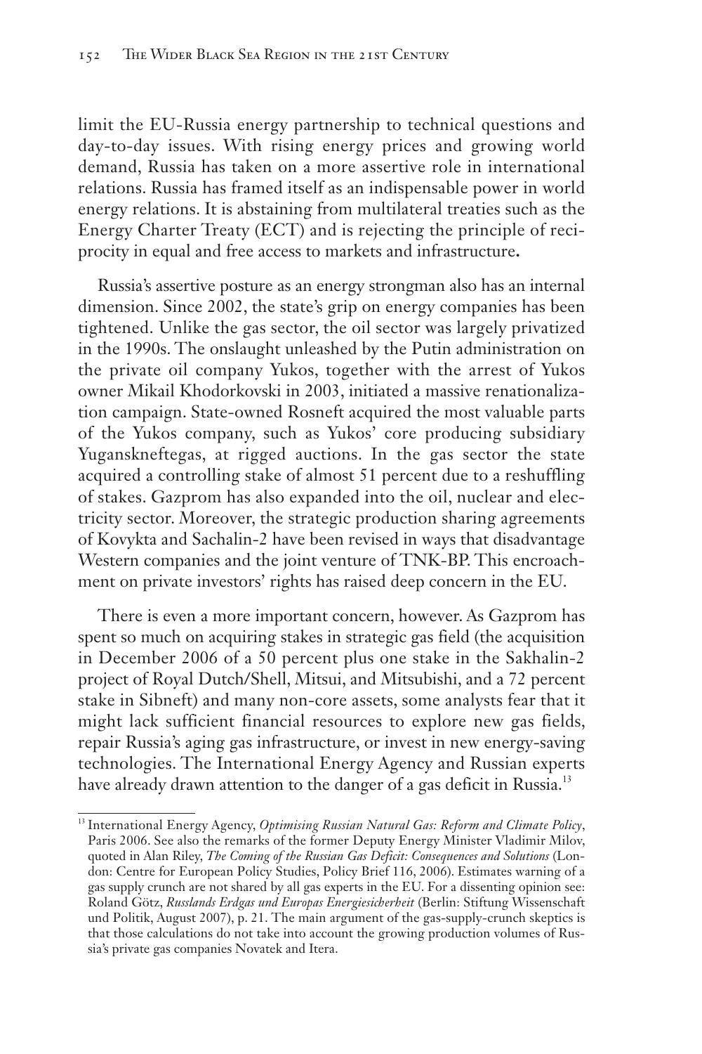limit the EU-Russia energy partnership to technical questions and day-to-day issues. With rising energy prices and growing world demand, Russia has taken on a more assertive role in international relations. Russia has framed itself as an indispensable power in world energy relations. It is abstaining from multilateral treaties such as the Energy Charter Treaty (ECT) and is rejecting the principle of reciprocity in equal and free access to markets and infrastructure**.**

Russia's assertive posture as an energy strongman also has an internal dimension. Since 2002, the state's grip on energy companies has been tightened. Unlike the gas sector, the oil sector was largely privatized in the 1990s. The onslaught unleashed by the Putin administration on the private oil company Yukos, together with the arrest of Yukos owner Mikail Khodorkovski in 2003, initiated a massive renationalization campaign. State-owned Rosneft acquired the most valuable parts of the Yukos company, such as Yukos' core producing subsidiary Yuganskneftegas, at rigged auctions. In the gas sector the state acquired a controlling stake of almost 51 percent due to a reshuffling of stakes. Gazprom has also expanded into the oil, nuclear and electricity sector. Moreover, the strategic production sharing agreements of Kovykta and Sachalin-2 have been revised in ways that disadvantage Western companies and the joint venture of TNK-BP. This encroachment on private investors' rights has raised deep concern in the EU.

There is even a more important concern, however. As Gazprom has spent so much on acquiring stakes in strategic gas field (the acquisition in December 2006 of a 50 percent plus one stake in the Sakhalin-2 project of Royal Dutch/Shell, Mitsui, and Mitsubishi, and a 72 percent stake in Sibneft) and many non-core assets, some analysts fear that it might lack sufficient financial resources to explore new gas fields, repair Russia's aging gas infrastructure, or invest in new energy-saving technologies. The International Energy Agency and Russian experts have already drawn attention to the danger of a gas deficit in Russia.[13]

[13] International Energy Agency, *Optimising Russian Natural Gas: Reform and Climate Policy*, Paris 2006. See also the remarks of the former Deputy Energy Minister Vladimir Milov, quoted in Alan Riley, *The Coming of the Russian Gas Deficit: Consequences and Solutions* (London: Centre for European Policy Studies, Policy Brief 116, 2006). Estimates warning of a gas supply crunch are not shared by all gas experts in the EU. For a dissenting opinion see: Roland Götz, *Russlands Erdgas und Europas Energiesicherheit* (Berlin: Stiftung Wissenschaft und Politik, August 2007), p. 21. The main argument of the gas-supply-crunch skeptics is that those calculations do not take into account the growing production volumes of Russia's private gas companies Novatek and Itera.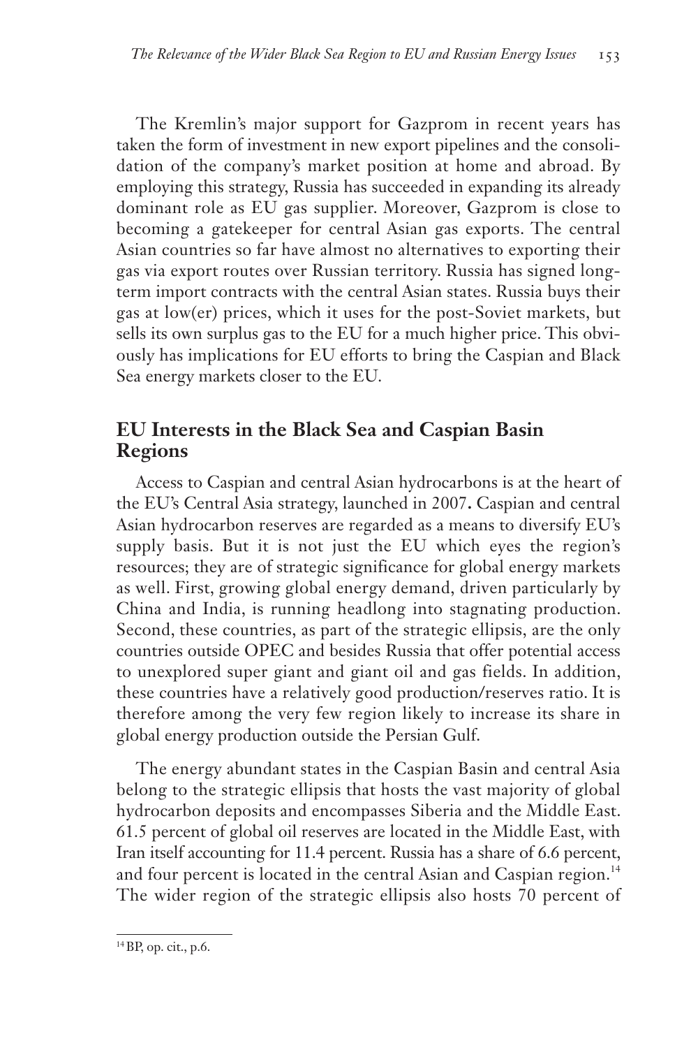The Kremlin's major support for Gazprom in recent years has taken the form of investment in new export pipelines and the consolidation of the company's market position at home and abroad. By employing this strategy, Russia has succeeded in expanding its already dominant role as EU gas supplier. Moreover, Gazprom is close to becoming a gatekeeper for central Asian gas exports. The central Asian countries so far have almost no alternatives to exporting their gas via export routes over Russian territory. Russia has signed long-term import contracts with the central Asian states. Russia buys their gas at low(er) prices, which it uses for the post-Soviet markets, but sells its own surplus gas to the EU for a much higher price. This obviously has implications for EU efforts to bring the Caspian and Black Sea energy markets closer to the EU.

## EU Interests in the Black Sea and Caspian Basin Regions

Access to Caspian and central Asian hydrocarbons is at the heart of the EU's Central Asia strategy, launched in 2007**.** Caspian and central Asian hydrocarbon reserves are regarded as a means to diversify EU's supply basis. But it is not just the EU which eyes the region's resources; they are of strategic significance for global energy markets as well. First, growing global energy demand, driven particularly by China and India, is running headlong into stagnating production. Second, these countries, as part of the strategic ellipsis, are the only countries outside OPEC and besides Russia that offer potential access to unexplored super giant and giant oil and gas fields. In addition, these countries have a relatively good production/reserves ratio. It is therefore among the very few region likely to increase its share in global energy production outside the Persian Gulf.

The energy abundant states in the Caspian Basin and central Asia belong to the strategic ellipsis that hosts the vast majority of global hydrocarbon deposits and encompasses Siberia and the Middle East. 61.5 percent of global oil reserves are located in the Middle East, with Iran itself accounting for 11.4 percent. Russia has a share of 6.6 percent, and four percent is located in the central Asian and Caspian region.[14] The wider region of the strategic ellipsis also hosts 70 percent of

[14] BP, op. cit., p.6.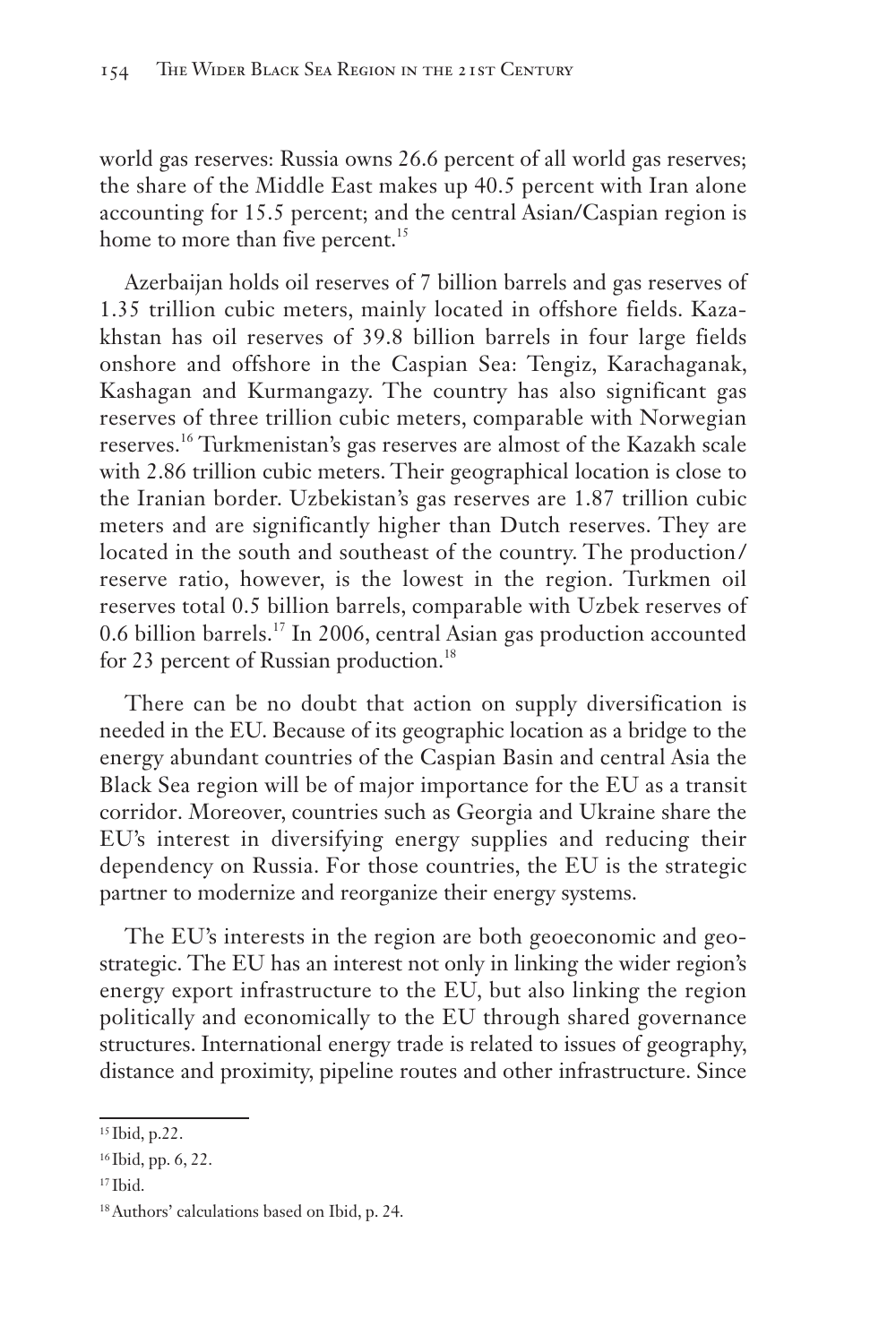world gas reserves: Russia owns 26.6 percent of all world gas reserves; the share of the Middle East makes up 40.5 percent with Iran alone accounting for 15.5 percent; and the central Asian/Caspian region is home to more than five percent.[15]

Azerbaijan holds oil reserves of 7 billion barrels and gas reserves of 1.35 trillion cubic meters, mainly located in offshore fields. Kazakhstan has oil reserves of 39.8 billion barrels in four large fields onshore and offshore in the Caspian Sea: Tengiz, Karachaganak, Kashagan and Kurmangazy. The country has also significant gas reserves of three trillion cubic meters, comparable with Norwegian reserves.[16] Turkmenistan's gas reserves are almost of the Kazakh scale with 2.86 trillion cubic meters. Their geographical location is close to the Iranian border. Uzbekistan's gas reserves are 1.87 trillion cubic meters and are significantly higher than Dutch reserves. They are located in the south and southeast of the country. The production/reserve ratio, however, is the lowest in the region. Turkmen oil reserves total 0.5 billion barrels, comparable with Uzbek reserves of 0.6 billion barrels.[17] In 2006, central Asian gas production accounted for 23 percent of Russian production.[18]

There can be no doubt that action on supply diversification is needed in the EU. Because of its geographic location as a bridge to the energy abundant countries of the Caspian Basin and central Asia the Black Sea region will be of major importance for the EU as a transit corridor. Moreover, countries such as Georgia and Ukraine share the EU's interest in diversifying energy supplies and reducing their dependency on Russia. For those countries, the EU is the strategic partner to modernize and reorganize their energy systems.

The EU's interests in the region are both geoeconomic and geostrategic. The EU has an interest not only in linking the wider region's energy export infrastructure to the EU, but also linking the region politically and economically to the EU through shared governance structures. International energy trade is related to issues of geography, distance and proximity, pipeline routes and other infrastructure. Since

---

[15] Ibid, p.22.

[16] Ibid, pp. 6, 22.

[17] Ibid.

[18] Authors' calculations based on Ibid, p. 24.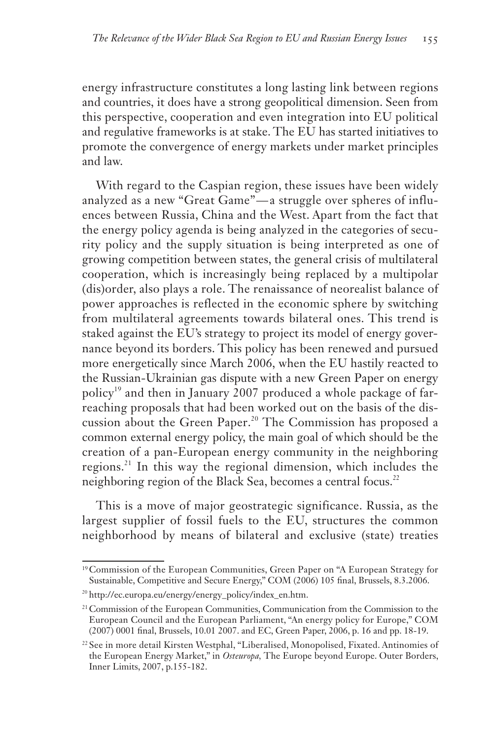energy infrastructure constitutes a long lasting link between regions and countries, it does have a strong geopolitical dimension. Seen from this perspective, cooperation and even integration into EU political and regulative frameworks is at stake. The EU has started initiatives to promote the convergence of energy markets under market principles and law.

With regard to the Caspian region, these issues have been widely analyzed as a new "Great Game"—a struggle over spheres of influences between Russia, China and the West. Apart from the fact that the energy policy agenda is being analyzed in the categories of security policy and the supply situation is being interpreted as one of growing competition between states, the general crisis of multilateral cooperation, which is increasingly being replaced by a multipolar (dis)order, also plays a role. The renaissance of neorealist balance of power approaches is reflected in the economic sphere by switching from multilateral agreements towards bilateral ones. This trend is staked against the EU's strategy to project its model of energy governance beyond its borders. This policy has been renewed and pursued more energetically since March 2006, when the EU hastily reacted to the Russian-Ukrainian gas dispute with a new Green Paper on energy policy[19] and then in January 2007 produced a whole package of far-reaching proposals that had been worked out on the basis of the discussion about the Green Paper.[20] The Commission has proposed a common external energy policy, the main goal of which should be the creation of a pan-European energy community in the neighboring regions.[21] In this way the regional dimension, which includes the neighboring region of the Black Sea, becomes a central focus.[22]

This is a move of major geostrategic significance. Russia, as the largest supplier of fossil fuels to the EU, structures the common neighborhood by means of bilateral and exclusive (state) treaties

---

[19] Commission of the European Communities, Green Paper on "A European Strategy for Sustainable, Competitive and Secure Energy," COM (2006) 105 final, Brussels, 8.3.2006.

[20] http://ec.europa.eu/energy/energy_policy/index_en.htm.

[21] Commission of the European Communities, Communication from the Commission to the European Council and the European Parliament, "An energy policy for Europe," COM (2007) 0001 final, Brussels, 10.01 2007. and EC, Green Paper, 2006, p. 16 and pp. 18-19.

[22] See in more detail Kirsten Westphal, "Liberalised, Monopolised, Fixated. Antinomies of the European Energy Market," in *Osteuropa,* The Europe beyond Europe. Outer Borders, Inner Limits, 2007, p.155-182.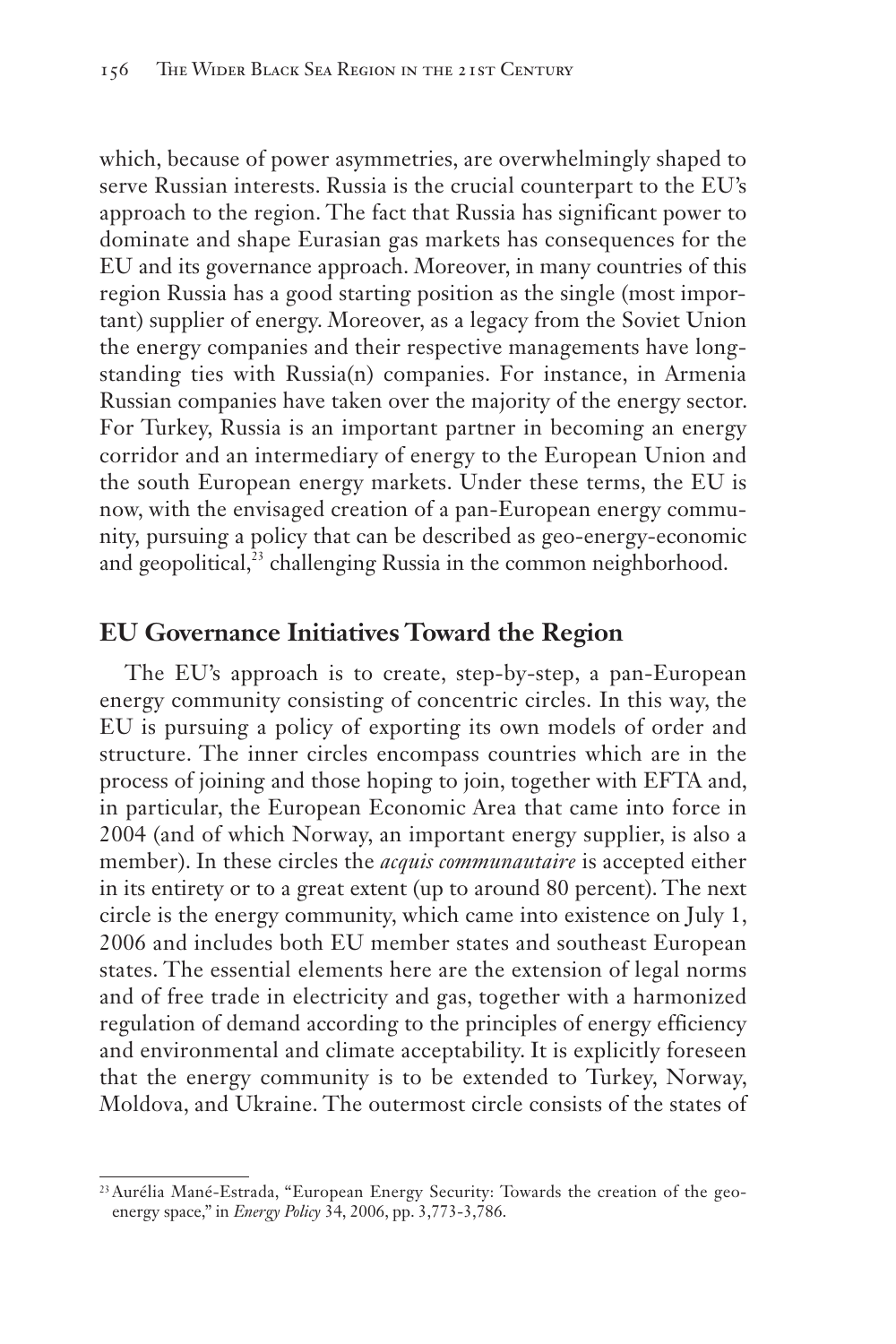which, because of power asymmetries, are overwhelmingly shaped to serve Russian interests. Russia is the crucial counterpart to the EU's approach to the region. The fact that Russia has significant power to dominate and shape Eurasian gas markets has consequences for the EU and its governance approach. Moreover, in many countries of this region Russia has a good starting position as the single (most important) supplier of energy. Moreover, as a legacy from the Soviet Union the energy companies and their respective managements have longstanding ties with Russia(n) companies. For instance, in Armenia Russian companies have taken over the majority of the energy sector. For Turkey, Russia is an important partner in becoming an energy corridor and an intermediary of energy to the European Union and the south European energy markets. Under these terms, the EU is now, with the envisaged creation of a pan-European energy community, pursuing a policy that can be described as geo-energy-economic and geopolitical,[23] challenging Russia in the common neighborhood.

## EU Governance Initiatives Toward the Region

The EU's approach is to create, step-by-step, a pan-European energy community consisting of concentric circles. In this way, the EU is pursuing a policy of exporting its own models of order and structure. The inner circles encompass countries which are in the process of joining and those hoping to join, together with EFTA and, in particular, the European Economic Area that came into force in 2004 (and of which Norway, an important energy supplier, is also a member). In these circles the *acquis communautaire* is accepted either in its entirety or to a great extent (up to around 80 percent). The next circle is the energy community, which came into existence on July 1, 2006 and includes both EU member states and southeast European states. The essential elements here are the extension of legal norms and of free trade in electricity and gas, together with a harmonized regulation of demand according to the principles of energy efficiency and environmental and climate acceptability. It is explicitly foreseen that the energy community is to be extended to Turkey, Norway, Moldova, and Ukraine. The outermost circle consists of the states of

---

[23] Aurélia Mané-Estrada, "European Energy Security: Towards the creation of the geo-energy space," in *Energy Policy* 34, 2006, pp. 3,773-3,786.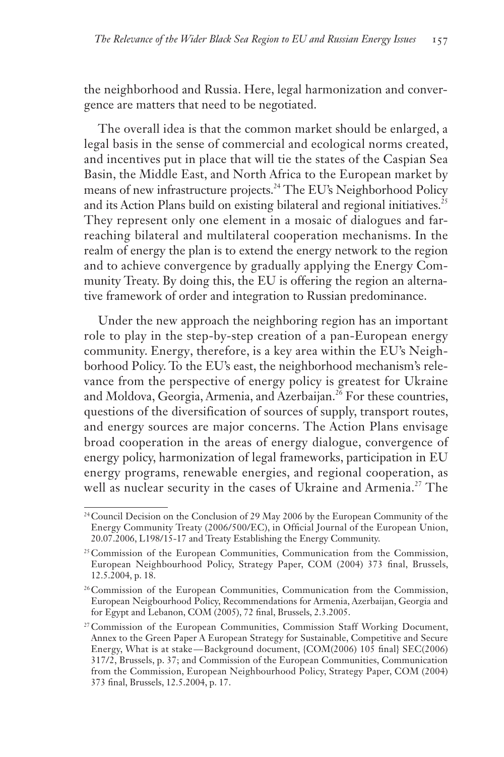the neighborhood and Russia. Here, legal harmonization and convergence are matters that need to be negotiated.

The overall idea is that the common market should be enlarged, a legal basis in the sense of commercial and ecological norms created, and incentives put in place that will tie the states of the Caspian Sea Basin, the Middle East, and North Africa to the European market by means of new infrastructure projects.[24] The EU's Neighborhood Policy and its Action Plans build on existing bilateral and regional initiatives.[25] They represent only one element in a mosaic of dialogues and far-reaching bilateral and multilateral cooperation mechanisms. In the realm of energy the plan is to extend the energy network to the region and to achieve convergence by gradually applying the Energy Community Treaty. By doing this, the EU is offering the region an alternative framework of order and integration to Russian predominance.

Under the new approach the neighboring region has an important role to play in the step-by-step creation of a pan-European energy community. Energy, therefore, is a key area within the EU's Neighborhood Policy. To the EU's east, the neighborhood mechanism's relevance from the perspective of energy policy is greatest for Ukraine and Moldova, Georgia, Armenia, and Azerbaijan.[26] For these countries, questions of the diversification of sources of supply, transport routes, and energy sources are major concerns. The Action Plans envisage broad cooperation in the areas of energy dialogue, convergence of energy policy, harmonization of legal frameworks, participation in EU energy programs, renewable energies, and regional cooperation, as well as nuclear security in the cases of Ukraine and Armenia.[27] The

---

[24] Council Decision on the Conclusion of 29 May 2006 by the European Community of the Energy Community Treaty (2006/500/EC), in Official Journal of the European Union, 20.07.2006, L198/15-17 and Treaty Establishing the Energy Community.

[25] Commission of the European Communities, Communication from the Commission, European Neighbourhood Policy, Strategy Paper, COM (2004) 373 final, Brussels, 12.5.2004, p. 18.

[26] Commission of the European Communities, Communication from the Commission, European Neigbourhood Policy, Recommendations for Armenia, Azerbaijan, Georgia and for Egypt and Lebanon, COM (2005), 72 final, Brussels, 2.3.2005.

[27] Commission of the European Communities, Commission Staff Working Document, Annex to the Green Paper A European Strategy for Sustainable, Competitive and Secure Energy, What is at stake—Background document, {COM(2006) 105 final} SEC(2006) 317/2, Brussels, p. 37; and Commission of the European Communities, Communication from the Commission, European Neighbourhood Policy, Strategy Paper, COM (2004) 373 final, Brussels, 12.5.2004, p. 17.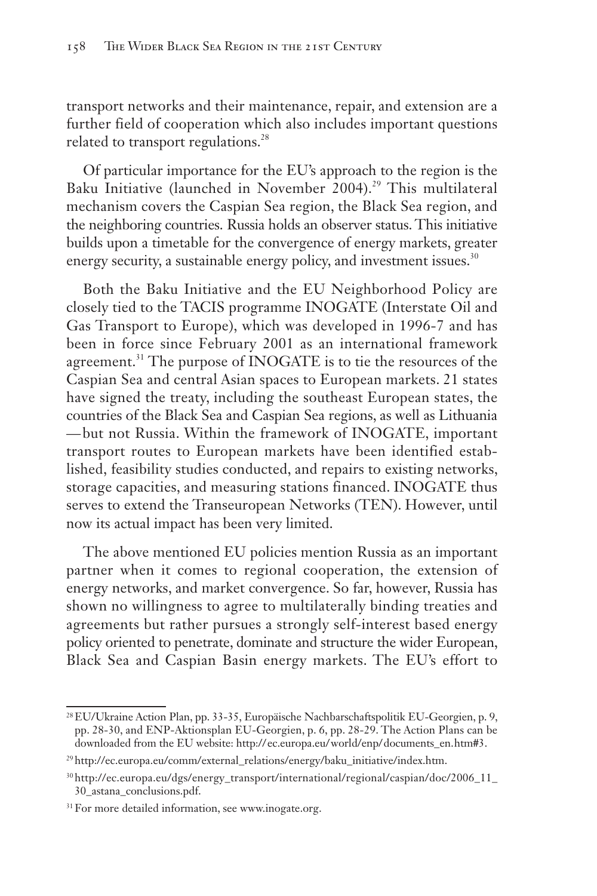transport networks and their maintenance, repair, and extension are a further field of cooperation which also includes important questions related to transport regulations.[28]

Of particular importance for the EU's approach to the region is the Baku Initiative (launched in November 2004).[29] This multilateral mechanism covers the Caspian Sea region, the Black Sea region, and the neighboring countries. Russia holds an observer status. This initiative builds upon a timetable for the convergence of energy markets, greater energy security, a sustainable energy policy, and investment issues.[30]

Both the Baku Initiative and the EU Neighborhood Policy are closely tied to the TACIS programme INOGATE (Interstate Oil and Gas Transport to Europe), which was developed in 1996-7 and has been in force since February 2001 as an international framework agreement.[31] The purpose of INOGATE is to tie the resources of the Caspian Sea and central Asian spaces to European markets. 21 states have signed the treaty, including the southeast European states, the countries of the Black Sea and Caspian Sea regions, as well as Lithuania —but not Russia. Within the framework of INOGATE, important transport routes to European markets have been identified established, feasibility studies conducted, and repairs to existing networks, storage capacities, and measuring stations financed. INOGATE thus serves to extend the Transeuropean Networks (TEN). However, until now its actual impact has been very limited.

The above mentioned EU policies mention Russia as an important partner when it comes to regional cooperation, the extension of energy networks, and market convergence. So far, however, Russia has shown no willingness to agree to multilaterally binding treaties and agreements but rather pursues a strongly self-interest based energy policy oriented to penetrate, dominate and structure the wider European, Black Sea and Caspian Basin energy markets. The EU's effort to

---

[28] EU/Ukraine Action Plan, pp. 33-35, Europäische Nachbarschaftspolitik EU-Georgien, p. 9, pp. 28-30, and ENP-Aktionsplan EU-Georgien, p. 6, pp. 28-29. The Action Plans can be downloaded from the EU website: http://ec.europa.eu/world/enp/documents_en.htm#3.

[29] http://ec.europa.eu/comm/external_relations/energy/baku_initiative/index.htm.

[30] http://ec.europa.eu/dgs/energy_transport/international/regional/caspian/doc/2006_11_30_astana_conclusions.pdf.

[31] For more detailed information, see www.inogate.org.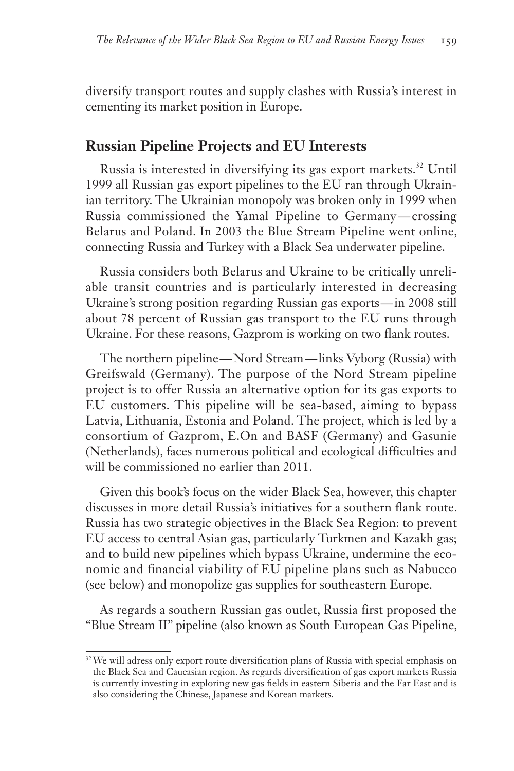diversify transport routes and supply clashes with Russia's interest in cementing its market position in Europe.

## Russian Pipeline Projects and EU Interests

Russia is interested in diversifying its gas export markets.[32] Until 1999 all Russian gas export pipelines to the EU ran through Ukrainian territory. The Ukrainian monopoly was broken only in 1999 when Russia commissioned the Yamal Pipeline to Germany—crossing Belarus and Poland. In 2003 the Blue Stream Pipeline went online, connecting Russia and Turkey with a Black Sea underwater pipeline.

Russia considers both Belarus and Ukraine to be critically unreliable transit countries and is particularly interested in decreasing Ukraine's strong position regarding Russian gas exports—in 2008 still about 78 percent of Russian gas transport to the EU runs through Ukraine. For these reasons, Gazprom is working on two flank routes.

The northern pipeline—Nord Stream—links Vyborg (Russia) with Greifswald (Germany). The purpose of the Nord Stream pipeline project is to offer Russia an alternative option for its gas exports to EU customers. This pipeline will be sea-based, aiming to bypass Latvia, Lithuania, Estonia and Poland. The project, which is led by a consortium of Gazprom, E.On and BASF (Germany) and Gasunie (Netherlands), faces numerous political and ecological difficulties and will be commissioned no earlier than 2011.

Given this book's focus on the wider Black Sea, however, this chapter discusses in more detail Russia's initiatives for a southern flank route. Russia has two strategic objectives in the Black Sea Region: to prevent EU access to central Asian gas, particularly Turkmen and Kazakh gas; and to build new pipelines which bypass Ukraine, undermine the economic and financial viability of EU pipeline plans such as Nabucco (see below) and monopolize gas supplies for southeastern Europe.

As regards a southern Russian gas outlet, Russia first proposed the "Blue Stream II" pipeline (also known as South European Gas Pipeline,

[32] We will adress only export route diversification plans of Russia with special emphasis on the Black Sea and Caucasian region. As regards diversification of gas export markets Russia is currently investing in exploring new gas fields in eastern Siberia and the Far East and is also considering the Chinese, Japanese and Korean markets.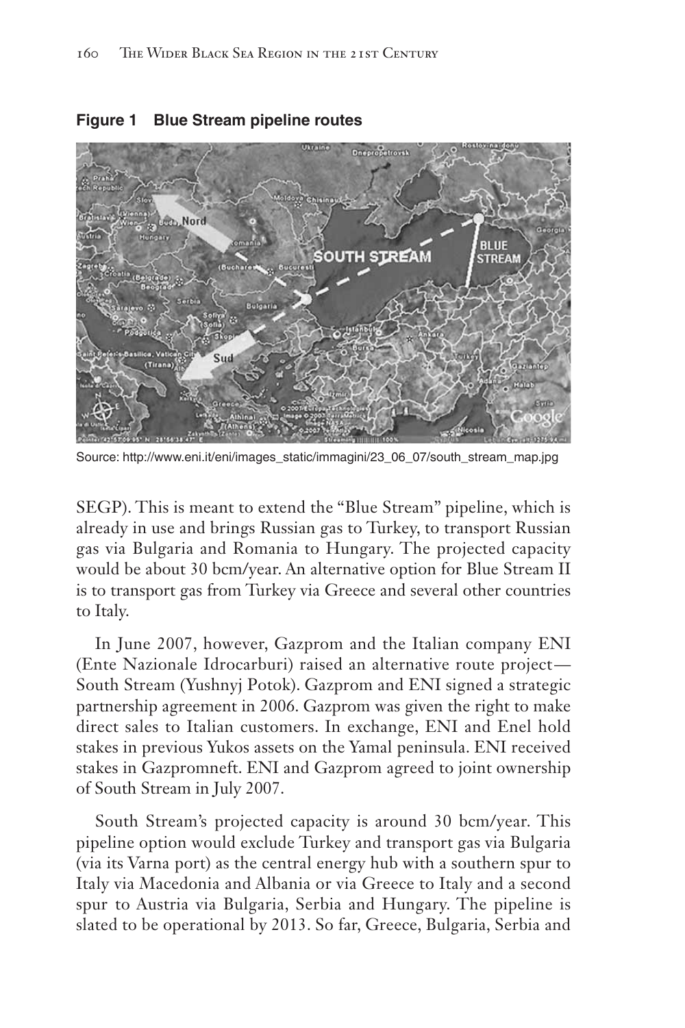**Figure 1 Blue Stream pipeline routes**

Source: http://www.eni.it/eni/images_static/immagini/23_06_07/south_stream_map.jpg

SEGP). This is meant to extend the "Blue Stream" pipeline, which is already in use and brings Russian gas to Turkey, to transport Russian gas via Bulgaria and Romania to Hungary. The projected capacity would be about 30 bcm/year. An alternative option for Blue Stream II is to transport gas from Turkey via Greece and several other countries to Italy.

In June 2007, however, Gazprom and the Italian company ENI (Ente Nazionale Idrocarburi) raised an alternative route project—South Stream (Yushnyj Potok). Gazprom and ENI signed a strategic partnership agreement in 2006. Gazprom was given the right to make direct sales to Italian customers. In exchange, ENI and Enel hold stakes in previous Yukos assets on the Yamal peninsula. ENI received stakes in Gazpromneft. ENI and Gazprom agreed to joint ownership of South Stream in July 2007.

South Stream's projected capacity is around 30 bcm/year. This pipeline option would exclude Turkey and transport gas via Bulgaria (via its Varna port) as the central energy hub with a southern spur to Italy via Macedonia and Albania or via Greece to Italy and a second spur to Austria via Bulgaria, Serbia and Hungary. The pipeline is slated to be operational by 2013. So far, Greece, Bulgaria, Serbia and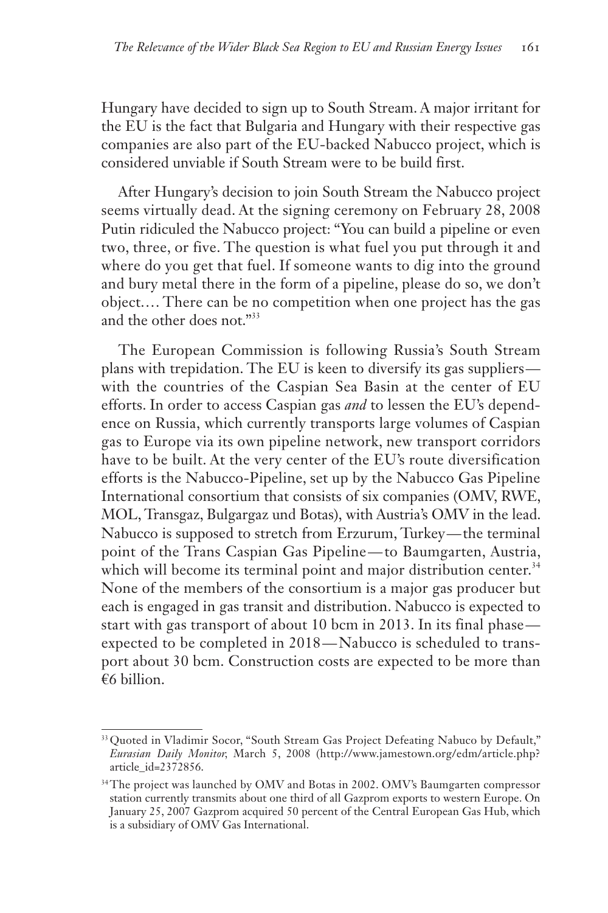Hungary have decided to sign up to South Stream. A major irritant for the EU is the fact that Bulgaria and Hungary with their respective gas companies are also part of the EU-backed Nabucco project, which is considered unviable if South Stream were to be build first.

After Hungary's decision to join South Stream the Nabucco project seems virtually dead. At the signing ceremony on February 28, 2008 Putin ridiculed the Nabucco project: "You can build a pipeline or even two, three, or five. The question is what fuel you put through it and where do you get that fuel. If someone wants to dig into the ground and bury metal there in the form of a pipeline, please do so, we don't object.... There can be no competition when one project has the gas and the other does not."[33]

The European Commission is following Russia's South Stream plans with trepidation. The EU is keen to diversify its gas suppliers—with the countries of the Caspian Sea Basin at the center of EU efforts. In order to access Caspian gas *and* to lessen the EU's dependence on Russia, which currently transports large volumes of Caspian gas to Europe via its own pipeline network, new transport corridors have to be built. At the very center of the EU's route diversification efforts is the Nabucco-Pipeline, set up by the Nabucco Gas Pipeline International consortium that consists of six companies (OMV, RWE, MOL, Transgaz, Bulgargaz und Botas), with Austria's OMV in the lead. Nabucco is supposed to stretch from Erzurum, Turkey—the terminal point of the Trans Caspian Gas Pipeline—to Baumgarten, Austria, which will become its terminal point and major distribution center.[34] None of the members of the consortium is a major gas producer but each is engaged in gas transit and distribution. Nabucco is expected to start with gas transport of about 10 bcm in 2013. In its final phase—expected to be completed in 2018—Nabucco is scheduled to transport about 30 bcm. Construction costs are expected to be more than €6 billion.

---

[33] Quoted in Vladimir Socor, "South Stream Gas Project Defeating Nabuco by Default," *Eurasian Daily Monitor*, March 5, 2008 (http://www.jamestown.org/edm/article.php?article_id=2372856.

[34] The project was launched by OMV and Botas in 2002. OMV's Baumgarten compressor station currently transmits about one third of all Gazprom exports to western Europe. On January 25, 2007 Gazprom acquired 50 percent of the Central European Gas Hub, which is a subsidiary of OMV Gas International.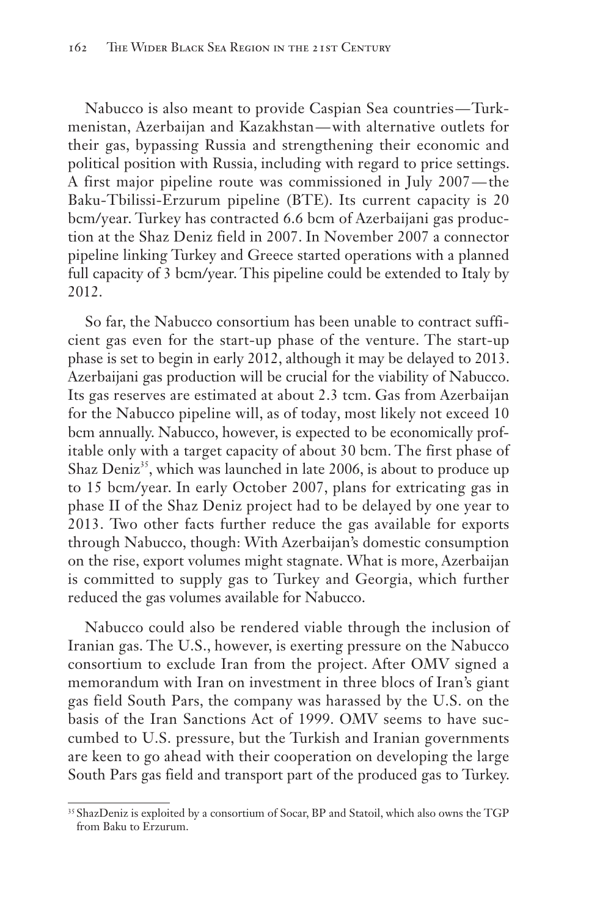Nabucco is also meant to provide Caspian Sea countries—Turkmenistan, Azerbaijan and Kazakhstan—with alternative outlets for their gas, bypassing Russia and strengthening their economic and political position with Russia, including with regard to price settings. A first major pipeline route was commissioned in July 2007—the Baku-Tbilissi-Erzurum pipeline (BTE). Its current capacity is 20 bcm/year. Turkey has contracted 6.6 bcm of Azerbaijani gas production at the Shaz Deniz field in 2007. In November 2007 a connector pipeline linking Turkey and Greece started operations with a planned full capacity of 3 bcm/year. This pipeline could be extended to Italy by 2012.

So far, the Nabucco consortium has been unable to contract sufficient gas even for the start-up phase of the venture. The start-up phase is set to begin in early 2012, although it may be delayed to 2013. Azerbaijani gas production will be crucial for the viability of Nabucco. Its gas reserves are estimated at about 2.3 tcm. Gas from Azerbaijan for the Nabucco pipeline will, as of today, most likely not exceed 10 bcm annually. Nabucco, however, is expected to be economically profitable only with a target capacity of about 30 bcm. The first phase of Shaz Deniz[35], which was launched in late 2006, is about to produce up to 15 bcm/year. In early October 2007, plans for extricating gas in phase II of the Shaz Deniz project had to be delayed by one year to 2013. Two other facts further reduce the gas available for exports through Nabucco, though: With Azerbaijan's domestic consumption on the rise, export volumes might stagnate. What is more, Azerbaijan is committed to supply gas to Turkey and Georgia, which further reduced the gas volumes available for Nabucco.

Nabucco could also be rendered viable through the inclusion of Iranian gas. The U.S., however, is exerting pressure on the Nabucco consortium to exclude Iran from the project. After OMV signed a memorandum with Iran on investment in three blocs of Iran's giant gas field South Pars, the company was harassed by the U.S. on the basis of the Iran Sanctions Act of 1999. OMV seems to have succumbed to U.S. pressure, but the Turkish and Iranian governments are keen to go ahead with their cooperation on developing the large South Pars gas field and transport part of the produced gas to Turkey.

---

[35] ShazDeniz is exploited by a consortium of Socar, BP and Statoil, which also owns the TGP from Baku to Erzurum.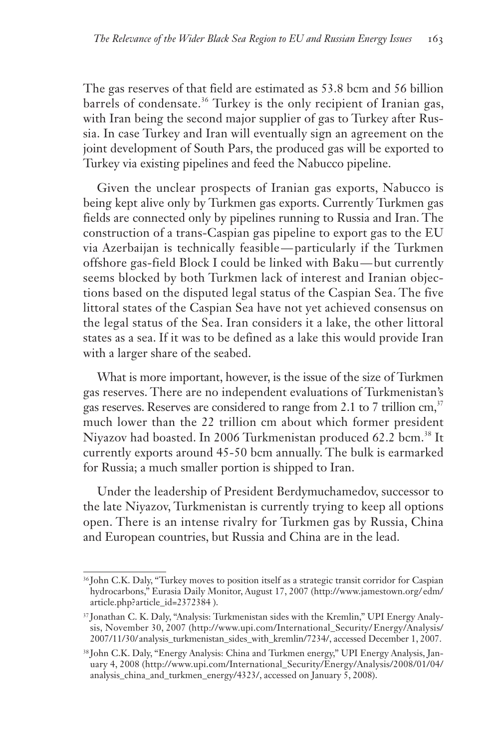The gas reserves of that field are estimated as 53.8 bcm and 56 billion barrels of condensate.[36] Turkey is the only recipient of Iranian gas, with Iran being the second major supplier of gas to Turkey after Russia. In case Turkey and Iran will eventually sign an agreement on the joint development of South Pars, the produced gas will be exported to Turkey via existing pipelines and feed the Nabucco pipeline.

Given the unclear prospects of Iranian gas exports, Nabucco is being kept alive only by Turkmen gas exports. Currently Turkmen gas fields are connected only by pipelines running to Russia and Iran. The construction of a trans-Caspian gas pipeline to export gas to the EU via Azerbaijan is technically feasible—particularly if the Turkmen offshore gas-field Block I could be linked with Baku—but currently seems blocked by both Turkmen lack of interest and Iranian objections based on the disputed legal status of the Caspian Sea. The five littoral states of the Caspian Sea have not yet achieved consensus on the legal status of the Sea. Iran considers it a lake, the other littoral states as a sea. If it was to be defined as a lake this would provide Iran with a larger share of the seabed.

What is more important, however, is the issue of the size of Turkmen gas reserves. There are no independent evaluations of Turkmenistan's gas reserves. Reserves are considered to range from 2.1 to 7 trillion cm,[37] much lower than the 22 trillion cm about which former president Niyazov had boasted. In 2006 Turkmenistan produced 62.2 bcm.[38] It currently exports around 45-50 bcm annually. The bulk is earmarked for Russia; a much smaller portion is shipped to Iran.

Under the leadership of President Berdymuchamedov, successor to the late Niyazov, Turkmenistan is currently trying to keep all options open. There is an intense rivalry for Turkmen gas by Russia, China and European countries, but Russia and China are in the lead.

---

[36] John C.K. Daly, "Turkey moves to position itself as a strategic transit corridor for Caspian hydrocarbons," Eurasia Daily Monitor, August 17, 2007 (http://www.jamestown.org/edm/article.php?article_id=2372384 ).

[37] Jonathan C. K. Daly, "Analysis: Turkmenistan sides with the Kremlin," UPI Energy Analysis, November 30, 2007 (http://www.upi.com/International_Security/Energy/Analysis/2007/11/30/analysis_turkmenistan_sides_with_kremlin/7234/, accessed December 1, 2007.

[38] John C.K. Daly, "Energy Analysis: China and Turkmen energy," UPI Energy Analysis, January 4, 2008 (http://www.upi.com/International_Security/Energy/Analysis/2008/01/04/analysis_china_and_turkmen_energy/4323/, accessed on January 5, 2008).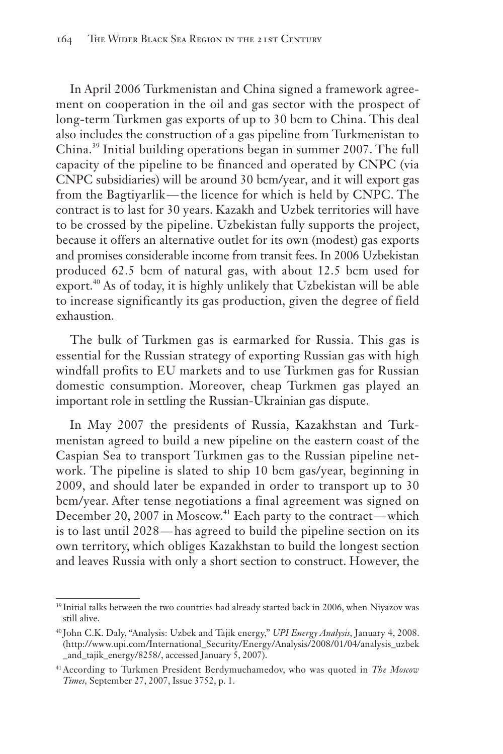In April 2006 Turkmenistan and China signed a framework agreement on cooperation in the oil and gas sector with the prospect of long-term Turkmen gas exports of up to 30 bcm to China. This deal also includes the construction of a gas pipeline from Turkmenistan to China.[39] Initial building operations began in summer 2007. The full capacity of the pipeline to be financed and operated by CNPC (via CNPC subsidiaries) will be around 30 bcm/year, and it will export gas from the Bagtiyarlik—the licence for which is held by CNPC. The contract is to last for 30 years. Kazakh and Uzbek territories will have to be crossed by the pipeline. Uzbekistan fully supports the project, because it offers an alternative outlet for its own (modest) gas exports and promises considerable income from transit fees. In 2006 Uzbekistan produced 62.5 bcm of natural gas, with about 12.5 bcm used for export.[40] As of today, it is highly unlikely that Uzbekistan will be able to increase significantly its gas production, given the degree of field exhaustion.

The bulk of Turkmen gas is earmarked for Russia. This gas is essential for the Russian strategy of exporting Russian gas with high windfall profits to EU markets and to use Turkmen gas for Russian domestic consumption. Moreover, cheap Turkmen gas played an important role in settling the Russian-Ukrainian gas dispute.

In May 2007 the presidents of Russia, Kazakhstan and Turkmenistan agreed to build a new pipeline on the eastern coast of the Caspian Sea to transport Turkmen gas to the Russian pipeline network. The pipeline is slated to ship 10 bcm gas/year, beginning in 2009, and should later be expanded in order to transport up to 30 bcm/year. After tense negotiations a final agreement was signed on December 20, 2007 in Moscow.[41] Each party to the contract—which is to last until 2028—has agreed to build the pipeline section on its own territory, which obliges Kazakhstan to build the longest section and leaves Russia with only a short section to construct. However, the

---

[39] Initial talks between the two countries had already started back in 2006, when Niyazov was still alive.

[40] John C.K. Daly, "Analysis: Uzbek and Tajik energy," *UPI Energy Analysis*, January 4, 2008. (http://www.upi.com/International_Security/Energy/Analysis/2008/01/04/analysis_uzbek_and_tajik_energy/8258/, accessed January 5, 2007).

[41] According to Turkmen President Berdymuchamedov, who was quoted in *The Moscow Times*, September 27, 2007, Issue 3752, p. 1.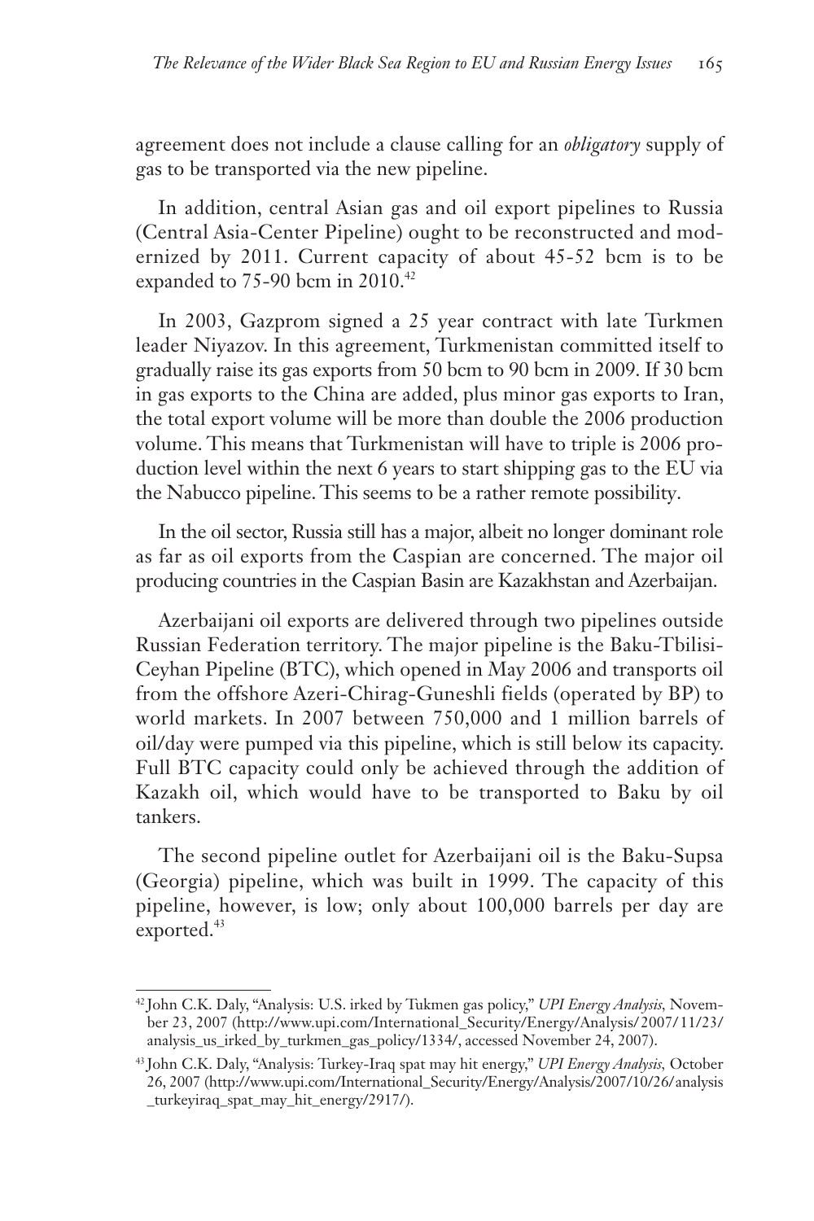agreement does not include a clause calling for an *obligatory* supply of gas to be transported via the new pipeline.

In addition, central Asian gas and oil export pipelines to Russia (Central Asia-Center Pipeline) ought to be reconstructed and modernized by 2011. Current capacity of about 45-52 bcm is to be expanded to 75-90 bcm in 2010.[42]

In 2003, Gazprom signed a 25 year contract with late Turkmen leader Niyazov. In this agreement, Turkmenistan committed itself to gradually raise its gas exports from 50 bcm to 90 bcm in 2009. If 30 bcm in gas exports to the China are added, plus minor gas exports to Iran, the total export volume will be more than double the 2006 production volume. This means that Turkmenistan will have to triple is 2006 production level within the next 6 years to start shipping gas to the EU via the Nabucco pipeline. This seems to be a rather remote possibility.

In the oil sector, Russia still has a major, albeit no longer dominant role as far as oil exports from the Caspian are concerned. The major oil producing countries in the Caspian Basin are Kazakhstan and Azerbaijan.

Azerbaijani oil exports are delivered through two pipelines outside Russian Federation territory. The major pipeline is the Baku-Tbilisi-Ceyhan Pipeline (BTC), which opened in May 2006 and transports oil from the offshore Azeri-Chirag-Guneshli fields (operated by BP) to world markets. In 2007 between 750,000 and 1 million barrels of oil/day were pumped via this pipeline, which is still below its capacity. Full BTC capacity could only be achieved through the addition of Kazakh oil, which would have to be transported to Baku by oil tankers.

The second pipeline outlet for Azerbaijani oil is the Baku-Supsa (Georgia) pipeline, which was built in 1999. The capacity of this pipeline, however, is low; only about 100,000 barrels per day are exported.[43]

---

[42] John C.K. Daly, "Analysis: U.S. irked by Tukmen gas policy," *UPI Energy Analysis*, November 23, 2007 (http://www.upi.com/International_Security/Energy/Analysis/2007/11/23/analysis_us_irked_by_turkmen_gas_policy/1334/, accessed November 24, 2007).

[43] John C.K. Daly, "Analysis: Turkey-Iraq spat may hit energy," *UPI Energy Analysis*, October 26, 2007 (http://www.upi.com/International_Security/Energy/Analysis/2007/10/26/analysis_turkeyiraq_spat_may_hit_energy/2917/).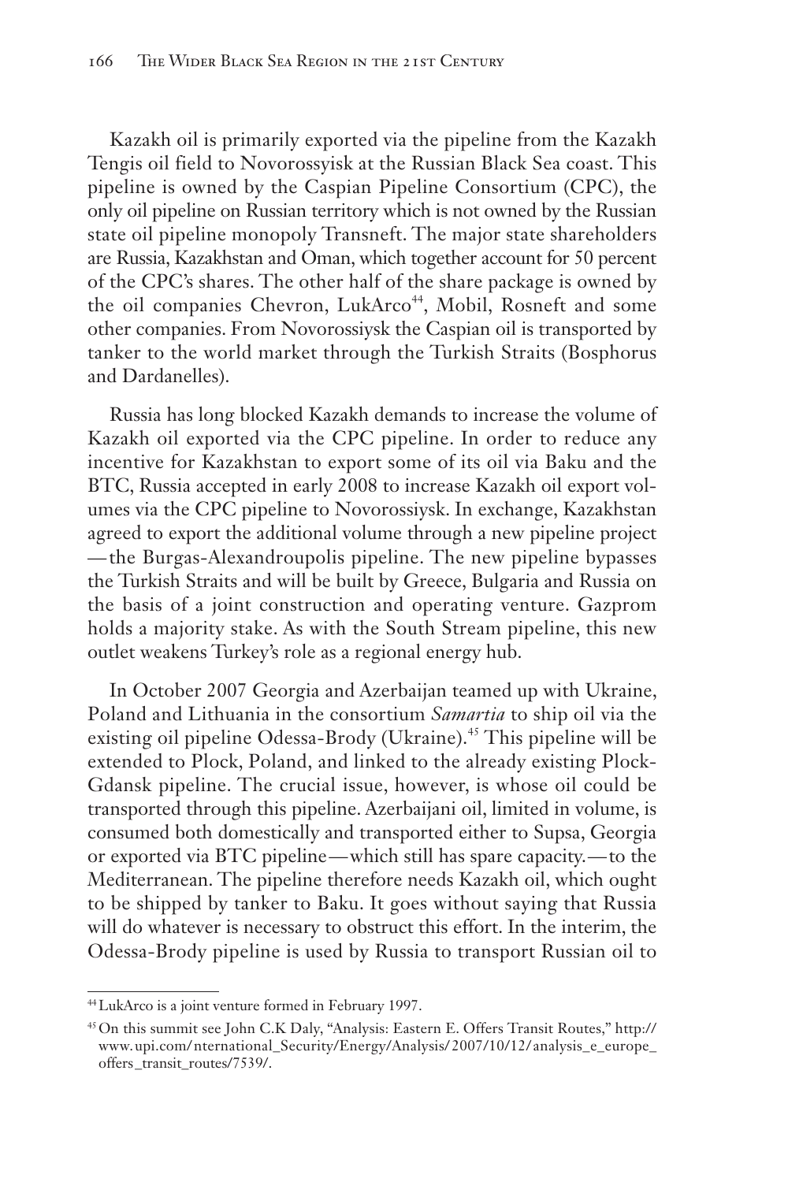Kazakh oil is primarily exported via the pipeline from the Kazakh Tengis oil field to Novorossiysk at the Russian Black Sea coast. This pipeline is owned by the Caspian Pipeline Consortium (CPC), the only oil pipeline on Russian territory which is not owned by the Russian state oil pipeline monopoly Transneft. The major state shareholders are Russia, Kazakhstan and Oman, which together account for 50 percent of the CPC's shares. The other half of the share package is owned by the oil companies Chevron, LukArco[44], Mobil, Rosneft and some other companies. From Novorossiysk the Caspian oil is transported by tanker to the world market through the Turkish Straits (Bosphorus and Dardanelles).

Russia has long blocked Kazakh demands to increase the volume of Kazakh oil exported via the CPC pipeline. In order to reduce any incentive for Kazakhstan to export some of its oil via Baku and the BTC, Russia accepted in early 2008 to increase Kazakh oil export volumes via the CPC pipeline to Novorossiysk. In exchange, Kazakhstan agreed to export the additional volume through a new pipeline project —the Burgas-Alexandroupolis pipeline. The new pipeline bypasses the Turkish Straits and will be built by Greece, Bulgaria and Russia on the basis of a joint construction and operating venture. Gazprom holds a majority stake. As with the South Stream pipeline, this new outlet weakens Turkey's role as a regional energy hub.

In October 2007 Georgia and Azerbaijan teamed up with Ukraine, Poland and Lithuania in the consortium *Samartia* to ship oil via the existing oil pipeline Odessa-Brody (Ukraine).[45] This pipeline will be extended to Plock, Poland, and linked to the already existing Plock-Gdansk pipeline. The crucial issue, however, is whose oil could be transported through this pipeline. Azerbaijani oil, limited in volume, is consumed both domestically and transported either to Supsa, Georgia or exported via BTC pipeline—which still has spare capacity.—to the Mediterranean. The pipeline therefore needs Kazakh oil, which ought to be shipped by tanker to Baku. It goes without saying that Russia will do whatever is necessary to obstruct this effort. In the interim, the Odessa-Brody pipeline is used by Russia to transport Russian oil to

---

[44] LukArco is a joint venture formed in February 1997.

[45] On this summit see John C.K Daly, "Analysis: Eastern E. Offers Transit Routes," http://www.upi.com/nternational_Security/Energy/Analysis/2007/10/12/analysis_e_europe_offers_transit_routes/7539/.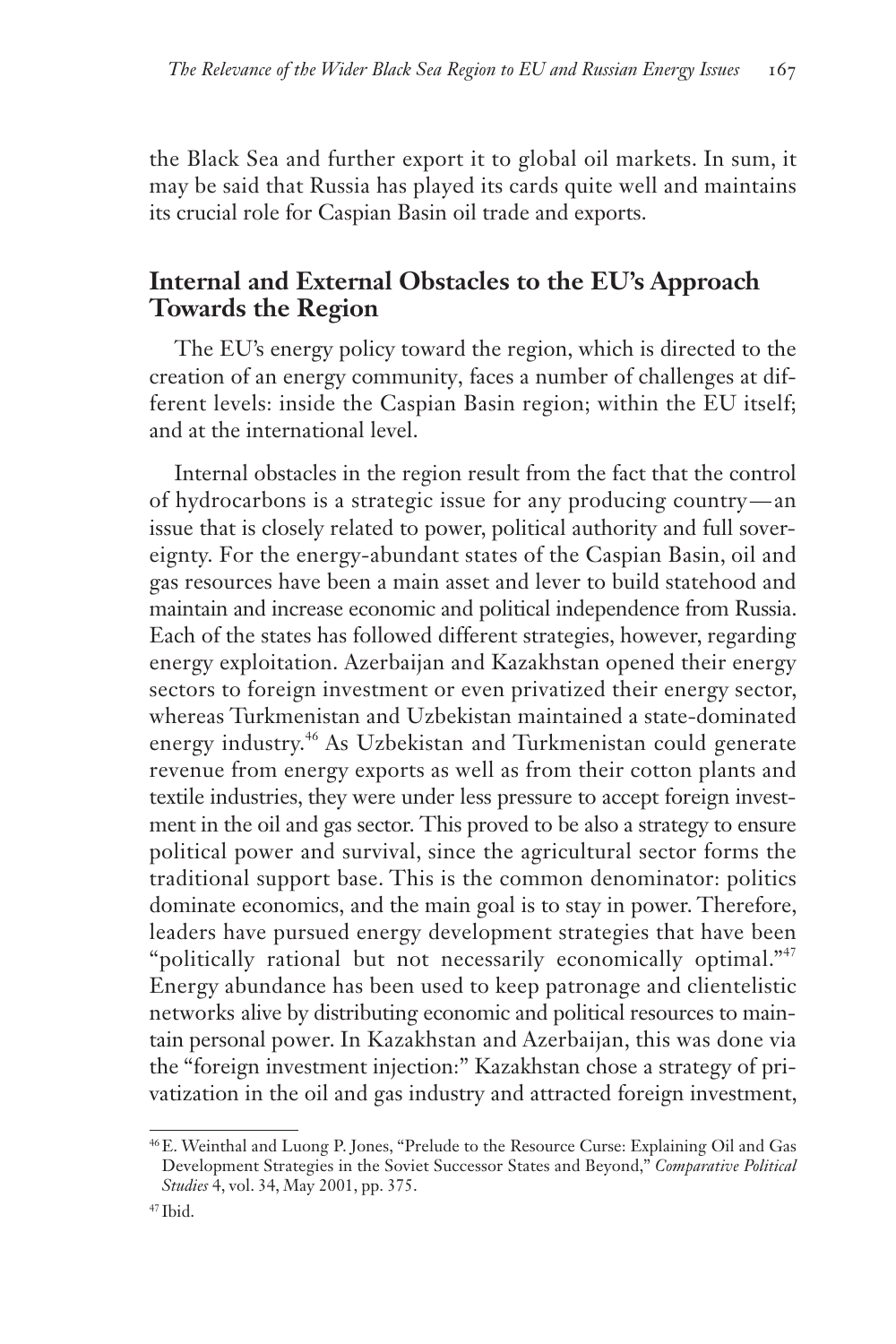the Black Sea and further export it to global oil markets. In sum, it may be said that Russia has played its cards quite well and maintains its crucial role for Caspian Basin oil trade and exports.

## Internal and External Obstacles to the EU's Approach Towards the Region

The EU's energy policy toward the region, which is directed to the creation of an energy community, faces a number of challenges at different levels: inside the Caspian Basin region; within the EU itself; and at the international level.

Internal obstacles in the region result from the fact that the control of hydrocarbons is a strategic issue for any producing country—an issue that is closely related to power, political authority and full sovereignty. For the energy-abundant states of the Caspian Basin, oil and gas resources have been a main asset and lever to build statehood and maintain and increase economic and political independence from Russia. Each of the states has followed different strategies, however, regarding energy exploitation. Azerbaijan and Kazakhstan opened their energy sectors to foreign investment or even privatized their energy sector, whereas Turkmenistan and Uzbekistan maintained a state-dominated energy industry.[46] As Uzbekistan and Turkmenistan could generate revenue from energy exports as well as from their cotton plants and textile industries, they were under less pressure to accept foreign investment in the oil and gas sector. This proved to be also a strategy to ensure political power and survival, since the agricultural sector forms the traditional support base. This is the common denominator: politics dominate economics, and the main goal is to stay in power. Therefore, leaders have pursued energy development strategies that have been "politically rational but not necessarily economically optimal."[47] Energy abundance has been used to keep patronage and clientelistic networks alive by distributing economic and political resources to maintain personal power. In Kazakhstan and Azerbaijan, this was done via the "foreign investment injection:" Kazakhstan chose a strategy of privatization in the oil and gas industry and attracted foreign investment,

---

[46] E. Weinthal and Luong P. Jones, "Prelude to the Resource Curse: Explaining Oil and Gas Development Strategies in the Soviet Successor States and Beyond," *Comparative Political Studies* 4, vol. 34, May 2001, pp. 375.

[47] Ibid.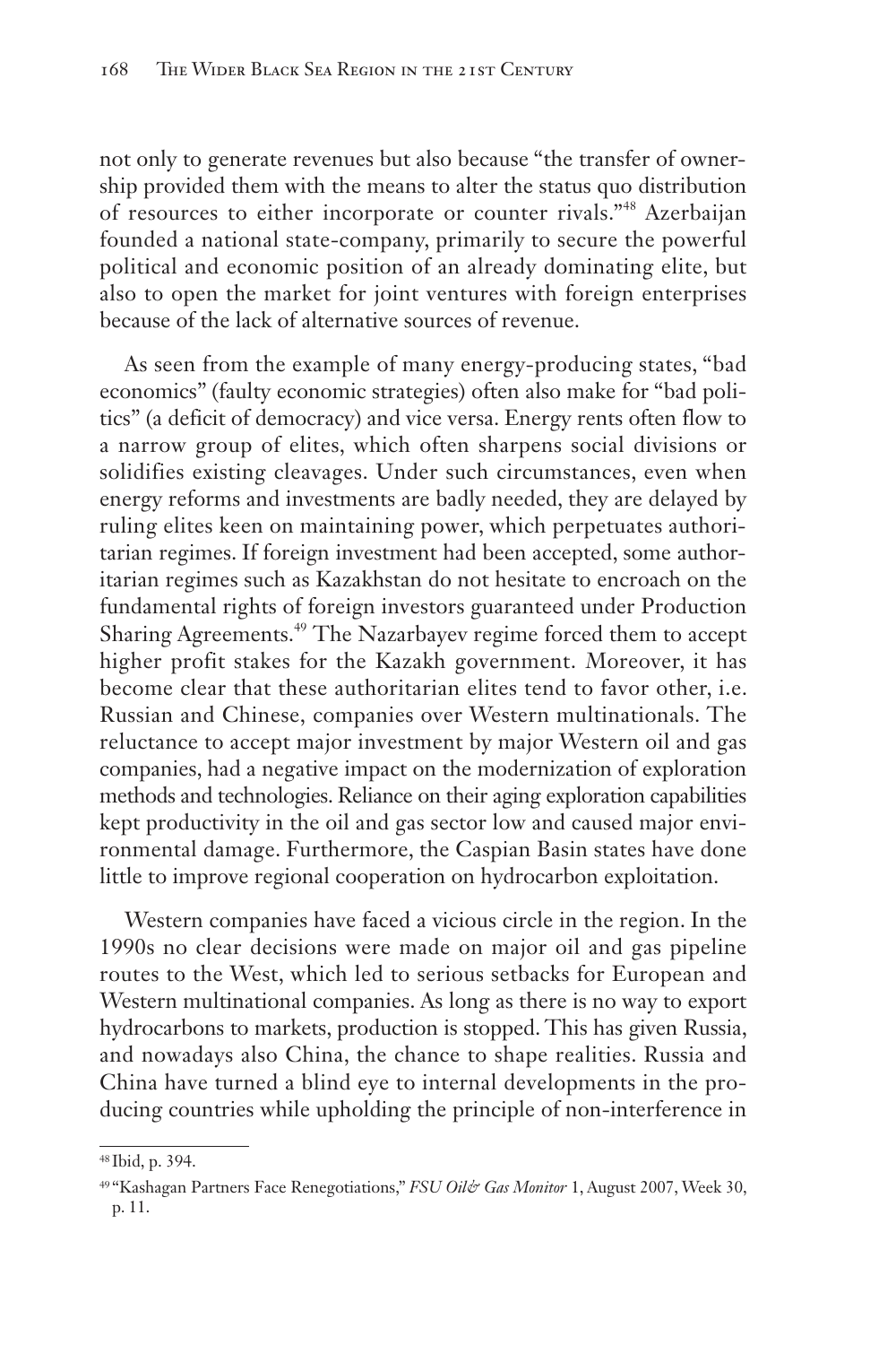not only to generate revenues but also because "the transfer of ownership provided them with the means to alter the status quo distribution of resources to either incorporate or counter rivals."[48] Azerbaijan founded a national state-company, primarily to secure the powerful political and economic position of an already dominating elite, but also to open the market for joint ventures with foreign enterprises because of the lack of alternative sources of revenue.

As seen from the example of many energy-producing states, "bad economics" (faulty economic strategies) often also make for "bad politics" (a deficit of democracy) and vice versa. Energy rents often flow to a narrow group of elites, which often sharpens social divisions or solidifies existing cleavages. Under such circumstances, even when energy reforms and investments are badly needed, they are delayed by ruling elites keen on maintaining power, which perpetuates authoritarian regimes. If foreign investment had been accepted, some authoritarian regimes such as Kazakhstan do not hesitate to encroach on the fundamental rights of foreign investors guaranteed under Production Sharing Agreements.[49] The Nazarbayev regime forced them to accept higher profit stakes for the Kazakh government. Moreover, it has become clear that these authoritarian elites tend to favor other, i.e. Russian and Chinese, companies over Western multinationals. The reluctance to accept major investment by major Western oil and gas companies, had a negative impact on the modernization of exploration methods and technologies. Reliance on their aging exploration capabilities kept productivity in the oil and gas sector low and caused major environmental damage. Furthermore, the Caspian Basin states have done little to improve regional cooperation on hydrocarbon exploitation.

Western companies have faced a vicious circle in the region. In the 1990s no clear decisions were made on major oil and gas pipeline routes to the West, which led to serious setbacks for European and Western multinational companies. As long as there is no way to export hydrocarbons to markets, production is stopped. This has given Russia, and nowadays also China, the chance to shape realities. Russia and China have turned a blind eye to internal developments in the producing countries while upholding the principle of non-interference in

---

[48] Ibid, p. 394.

[49] "Kashagan Partners Face Renegotiations," *FSU Oil& Gas Monitor* 1, August 2007, Week 30, p. 11.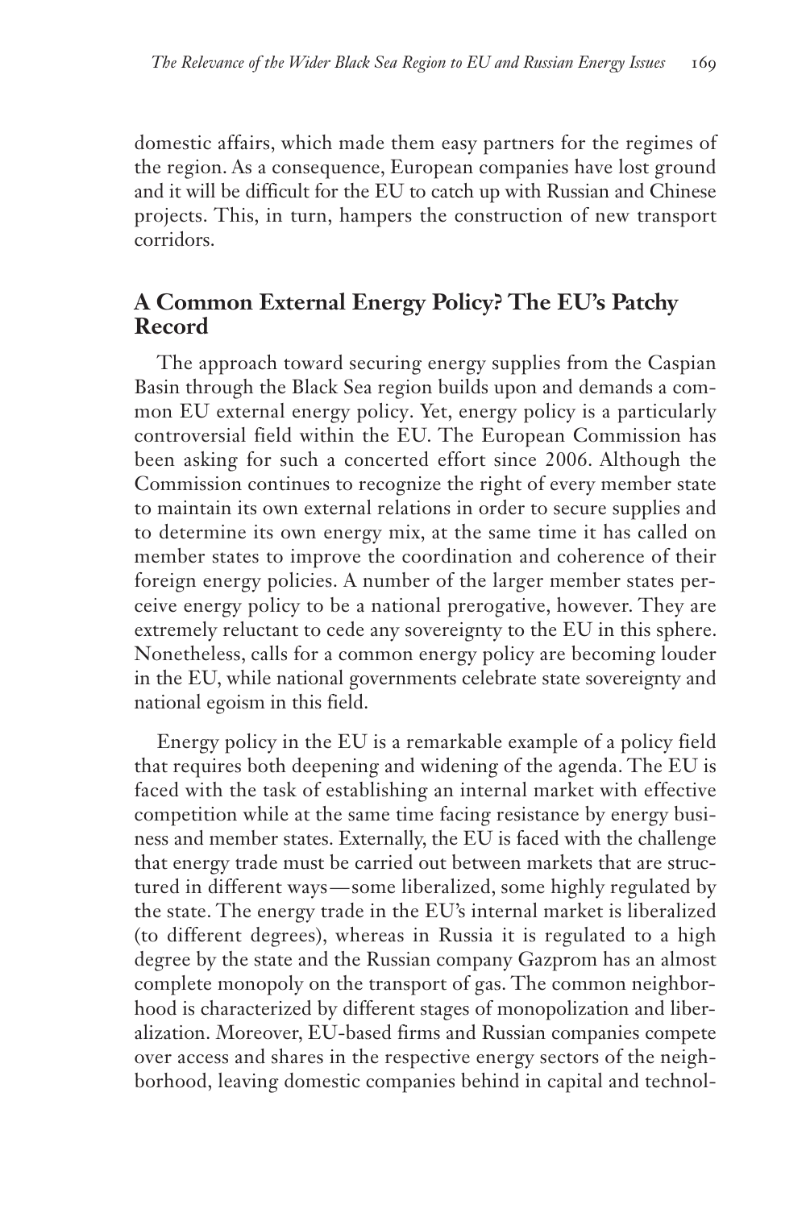domestic affairs, which made them easy partners for the regimes of the region. As a consequence, European companies have lost ground and it will be difficult for the EU to catch up with Russian and Chinese projects. This, in turn, hampers the construction of new transport corridors.

## A Common External Energy Policy? The EU's Patchy Record

The approach toward securing energy supplies from the Caspian Basin through the Black Sea region builds upon and demands a common EU external energy policy. Yet, energy policy is a particularly controversial field within the EU. The European Commission has been asking for such a concerted effort since 2006. Although the Commission continues to recognize the right of every member state to maintain its own external relations in order to secure supplies and to determine its own energy mix, at the same time it has called on member states to improve the coordination and coherence of their foreign energy policies. A number of the larger member states perceive energy policy to be a national prerogative, however. They are extremely reluctant to cede any sovereignty to the EU in this sphere. Nonetheless, calls for a common energy policy are becoming louder in the EU, while national governments celebrate state sovereignty and national egoism in this field.

Energy policy in the EU is a remarkable example of a policy field that requires both deepening and widening of the agenda. The EU is faced with the task of establishing an internal market with effective competition while at the same time facing resistance by energy business and member states. Externally, the EU is faced with the challenge that energy trade must be carried out between markets that are structured in different ways—some liberalized, some highly regulated by the state. The energy trade in the EU's internal market is liberalized (to different degrees), whereas in Russia it is regulated to a high degree by the state and the Russian company Gazprom has an almost complete monopoly on the transport of gas. The common neighborhood is characterized by different stages of monopolization and liberalization. Moreover, EU-based firms and Russian companies compete over access and shares in the respective energy sectors of the neighborhood, leaving domestic companies behind in capital and technol-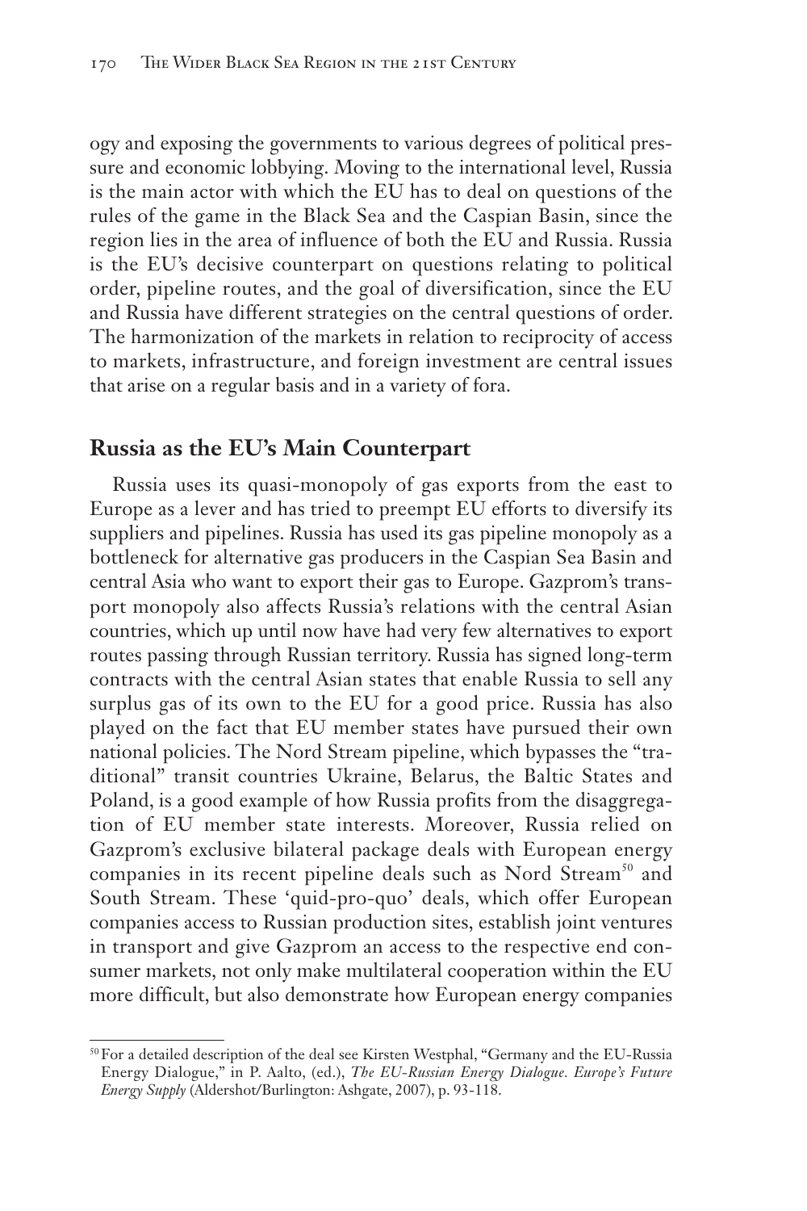ogy and exposing the governments to various degrees of political pressure and economic lobbying. Moving to the international level, Russia is the main actor with which the EU has to deal on questions of the rules of the game in the Black Sea and the Caspian Basin, since the region lies in the area of influence of both the EU and Russia. Russia is the EU's decisive counterpart on questions relating to political order, pipeline routes, and the goal of diversification, since the EU and Russia have different strategies on the central questions of order. The harmonization of the markets in relation to reciprocity of access to markets, infrastructure, and foreign investment are central issues that arise on a regular basis and in a variety of fora.

## Russia as the EU's Main Counterpart

Russia uses its quasi-monopoly of gas exports from the east to Europe as a lever and has tried to preempt EU efforts to diversify its suppliers and pipelines. Russia has used its gas pipeline monopoly as a bottleneck for alternative gas producers in the Caspian Sea Basin and central Asia who want to export their gas to Europe. Gazprom's transport monopoly also affects Russia's relations with the central Asian countries, which up until now have had very few alternatives to export routes passing through Russian territory. Russia has signed long-term contracts with the central Asian states that enable Russia to sell any surplus gas of its own to the EU for a good price. Russia has also played on the fact that EU member states have pursued their own national policies. The Nord Stream pipeline, which bypasses the "traditional" transit countries Ukraine, Belarus, the Baltic States and Poland, is a good example of how Russia profits from the disaggregation of EU member state interests. Moreover, Russia relied on Gazprom's exclusive bilateral package deals with European energy companies in its recent pipeline deals such as Nord Stream[50] and South Stream. These 'quid-pro-quo' deals, which offer European companies access to Russian production sites, establish joint ventures in transport and give Gazprom an access to the respective end consumer markets, not only make multilateral cooperation within the EU more difficult, but also demonstrate how European energy companies

[50] For a detailed description of the deal see Kirsten Westphal, "Germany and the EU-Russia Energy Dialogue," in P. Aalto, (ed.), *The EU-Russian Energy Dialogue. Europe's Future Energy Supply* (Aldershot/Burlington: Ashgate, 2007), p. 93-118.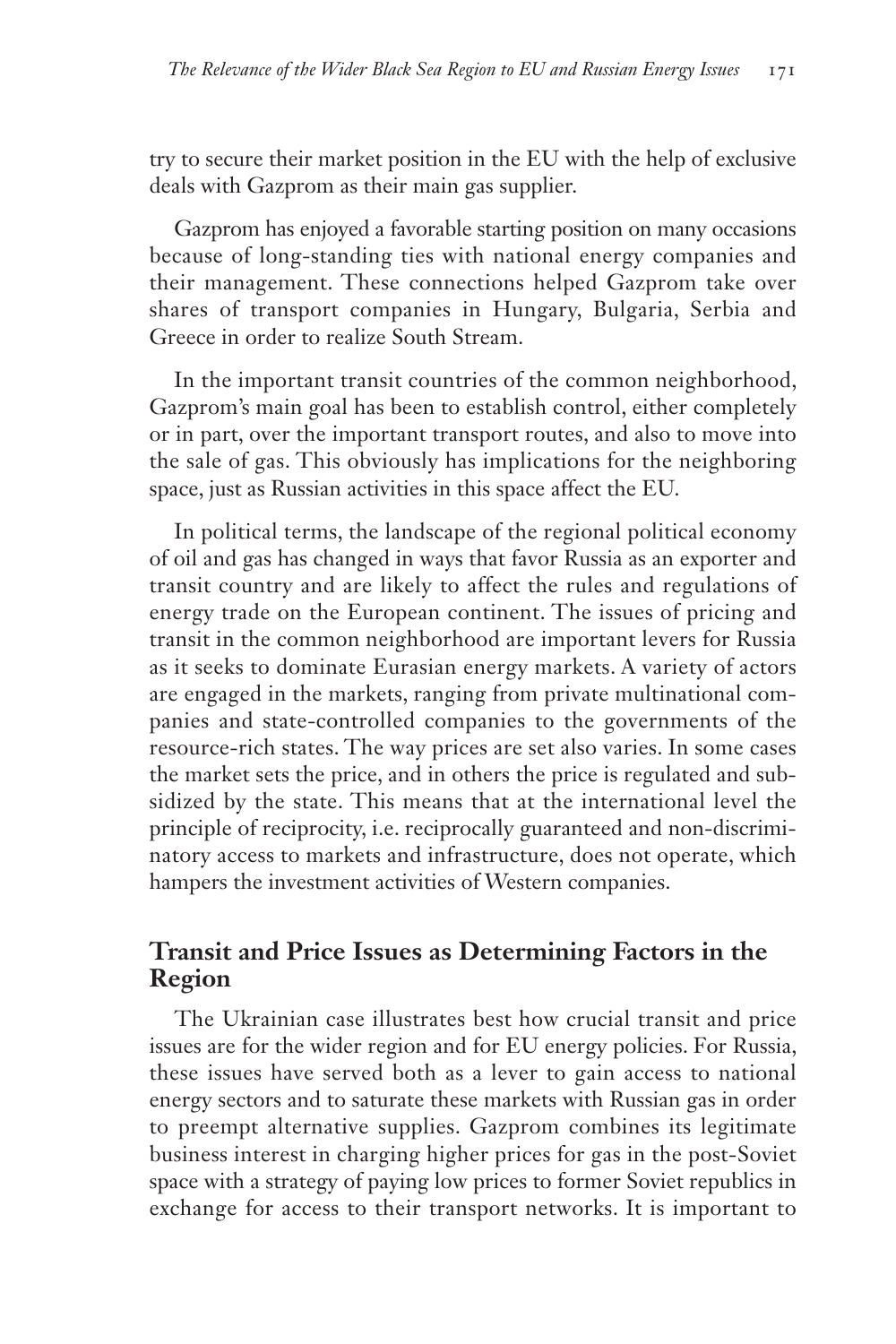try to secure their market position in the EU with the help of exclusive deals with Gazprom as their main gas supplier.

Gazprom has enjoyed a favorable starting position on many occasions because of long-standing ties with national energy companies and their management. These connections helped Gazprom take over shares of transport companies in Hungary, Bulgaria, Serbia and Greece in order to realize South Stream.

In the important transit countries of the common neighborhood, Gazprom's main goal has been to establish control, either completely or in part, over the important transport routes, and also to move into the sale of gas. This obviously has implications for the neighboring space, just as Russian activities in this space affect the EU.

In political terms, the landscape of the regional political economy of oil and gas has changed in ways that favor Russia as an exporter and transit country and are likely to affect the rules and regulations of energy trade on the European continent. The issues of pricing and transit in the common neighborhood are important levers for Russia as it seeks to dominate Eurasian energy markets. A variety of actors are engaged in the markets, ranging from private multinational companies and state-controlled companies to the governments of the resource-rich states. The way prices are set also varies. In some cases the market sets the price, and in others the price is regulated and subsidized by the state. This means that at the international level the principle of reciprocity, i.e. reciprocally guaranteed and non-discriminatory access to markets and infrastructure, does not operate, which hampers the investment activities of Western companies.

## Transit and Price Issues as Determining Factors in the Region

The Ukrainian case illustrates best how crucial transit and price issues are for the wider region and for EU energy policies. For Russia, these issues have served both as a lever to gain access to national energy sectors and to saturate these markets with Russian gas in order to preempt alternative supplies. Gazprom combines its legitimate business interest in charging higher prices for gas in the post-Soviet space with a strategy of paying low prices to former Soviet republics in exchange for access to their transport networks. It is important to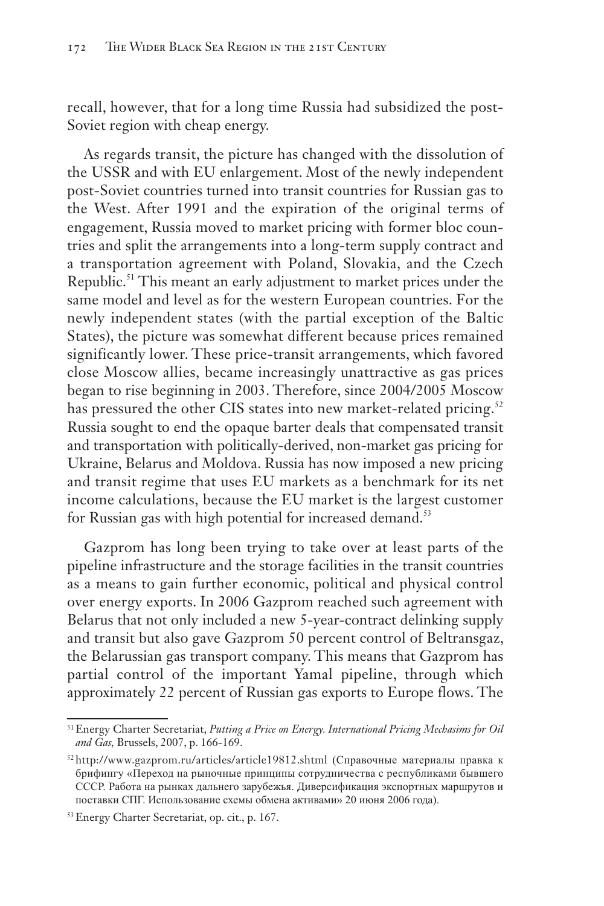recall, however, that for a long time Russia had subsidized the post-Soviet region with cheap energy.

As regards transit, the picture has changed with the dissolution of the USSR and with EU enlargement. Most of the newly independent post-Soviet countries turned into transit countries for Russian gas to the West. After 1991 and the expiration of the original terms of engagement, Russia moved to market pricing with former bloc countries and split the arrangements into a long-term supply contract and a transportation agreement with Poland, Slovakia, and the Czech Republic.[51] This meant an early adjustment to market prices under the same model and level as for the western European countries. For the newly independent states (with the partial exception of the Baltic States), the picture was somewhat different because prices remained significantly lower. These price-transit arrangements, which favored close Moscow allies, became increasingly unattractive as gas prices began to rise beginning in 2003. Therefore, since 2004/2005 Moscow has pressured the other CIS states into new market-related pricing.[52] Russia sought to end the opaque barter deals that compensated transit and transportation with politically-derived, non-market gas pricing for Ukraine, Belarus and Moldova. Russia has now imposed a new pricing and transit regime that uses EU markets as a benchmark for its net income calculations, because the EU market is the largest customer for Russian gas with high potential for increased demand.[53]

Gazprom has long been trying to take over at least parts of the pipeline infrastructure and the storage facilities in the transit countries as a means to gain further economic, political and physical control over energy exports. In 2006 Gazprom reached such agreement with Belarus that not only included a new 5-year-contract delinking supply and transit but also gave Gazprom 50 percent control of Beltransgaz, the Belarussian gas transport company. This means that Gazprom has partial control of the important Yamal pipeline, through which approximately 22 percent of Russian gas exports to Europe flows. The

---

[51] Energy Charter Secretariat, *Putting a Price on Energy. International Pricing Mechasims for Oil and Gas*, Brussels, 2007, p. 166-169.

[52] http://www.gazprom.ru/articles/article19812.shtml (Справочные материалы правка к брифингу «Переход на рыночные принципы сотрудничества с республиками бывшего СССР. Работа на рынках дальнего зарубежья. Диверсификация экспортных маршрутов и поставки СПГ. Использование схемы обмена активами» 20 июня 2006 года).

[53] Energy Charter Secretariat, op. cit., p. 167.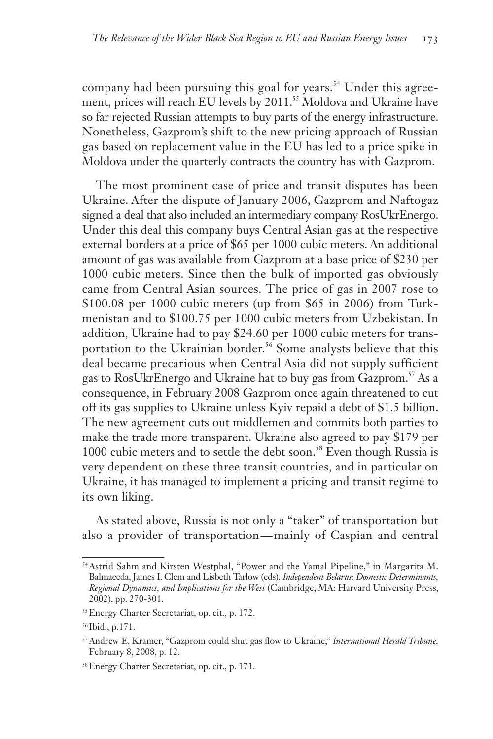company had been pursuing this goal for years.[54] Under this agreement, prices will reach EU levels by 2011.[55] Moldova and Ukraine have so far rejected Russian attempts to buy parts of the energy infrastructure. Nonetheless, Gazprom's shift to the new pricing approach of Russian gas based on replacement value in the EU has led to a price spike in Moldova under the quarterly contracts the country has with Gazprom.

The most prominent case of price and transit disputes has been Ukraine. After the dispute of January 2006, Gazprom and Naftogaz signed a deal that also included an intermediary company RosUkrEnergo. Under this deal this company buys Central Asian gas at the respective external borders at a price of $65 per 1000 cubic meters. An additional amount of gas was available from Gazprom at a base price of $230 per 1000 cubic meters. Since then the bulk of imported gas obviously came from Central Asian sources. The price of gas in 2007 rose to $100.08 per 1000 cubic meters (up from $65 in 2006) from Turkmenistan and to $100.75 per 1000 cubic meters from Uzbekistan. In addition, Ukraine had to pay $24.60 per 1000 cubic meters for transportation to the Ukrainian border.[56] Some analysts believe that this deal became precarious when Central Asia did not supply sufficient gas to RosUkrEnergo and Ukraine hat to buy gas from Gazprom.[57] As a consequence, in February 2008 Gazprom once again threatened to cut off its gas supplies to Ukraine unless Kyiv repaid a debt of $1.5 billion. The new agreement cuts out middlemen and commits both parties to make the trade more transparent. Ukraine also agreed to pay $179 per 1000 cubic meters and to settle the debt soon.[58] Even though Russia is very dependent on these three transit countries, and in particular on Ukraine, it has managed to implement a pricing and transit regime to its own liking.

As stated above, Russia is not only a "taker" of transportation but also a provider of transportation—mainly of Caspian and central

---

[54] Astrid Sahm and Kirsten Westphal, "Power and the Yamal Pipeline," in Margarita M. Balmaceda, James I. Clem and Lisbeth Tarlow (eds), *Independent Belarus: Domestic Determinants, Regional Dynamics, and Implications for the West* (Cambridge, MA: Harvard University Press, 2002), pp. 270-301.

[55] Energy Charter Secretariat, op. cit., p. 172.

[56] Ibid., p.171.

[57] Andrew E. Kramer, "Gazprom could shut gas flow to Ukraine," *International Herald Tribune*, February 8, 2008, p. 12.

[58] Energy Charter Secretariat, op. cit., p. 171.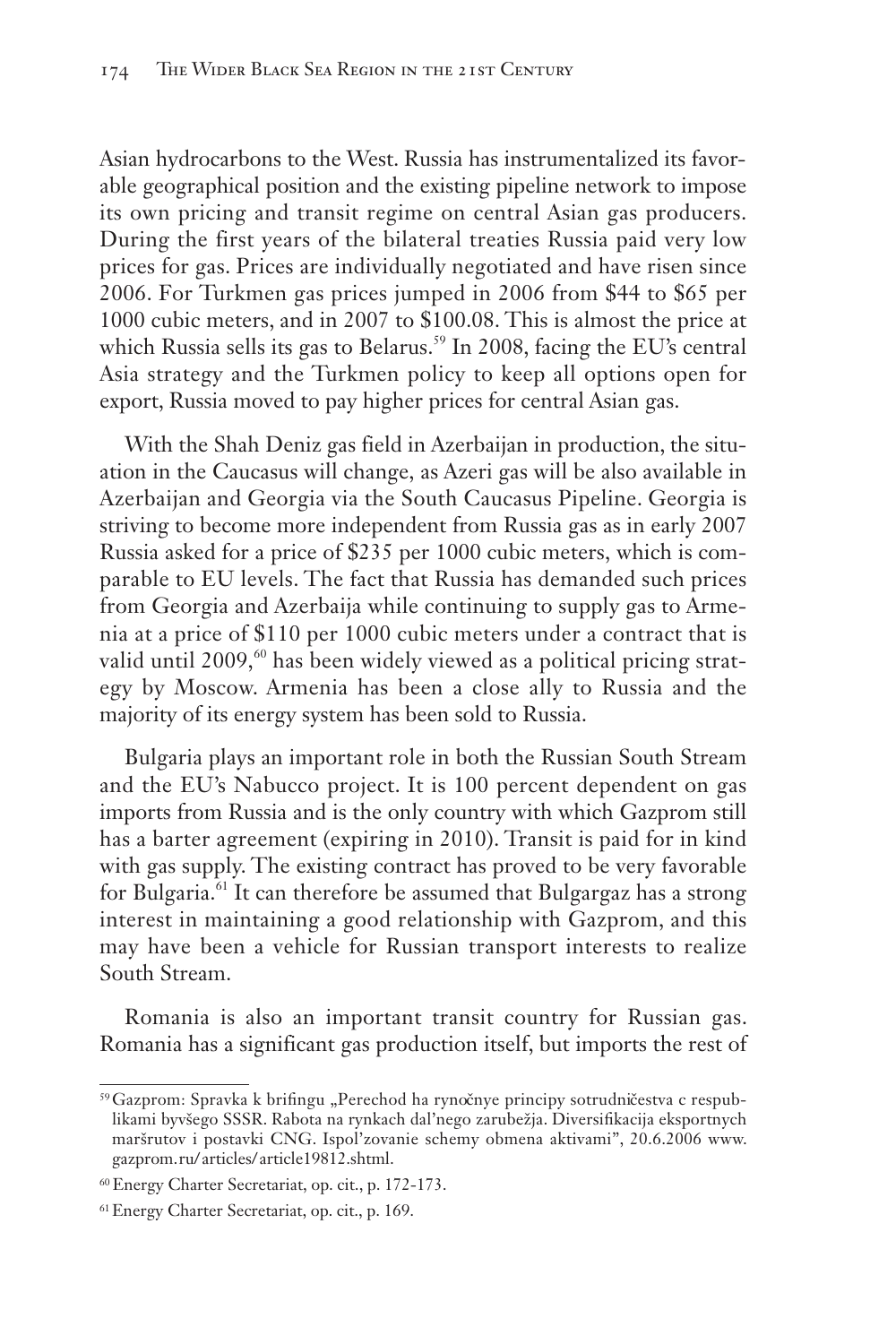Asian hydrocarbons to the West. Russia has instrumentalized its favorable geographical position and the existing pipeline network to impose its own pricing and transit regime on central Asian gas producers. During the first years of the bilateral treaties Russia paid very low prices for gas. Prices are individually negotiated and have risen since 2006. For Turkmen gas prices jumped in 2006 from \$44 to \$65 per 1000 cubic meters, and in 2007 to \$100.08. This is almost the price at which Russia sells its gas to Belarus.[59] In 2008, facing the EU's central Asia strategy and the Turkmen policy to keep all options open for export, Russia moved to pay higher prices for central Asian gas.

With the Shah Deniz gas field in Azerbaijan in production, the situation in the Caucasus will change, as Azeri gas will be also available in Azerbaijan and Georgia via the South Caucasus Pipeline. Georgia is striving to become more independent from Russia gas as in early 2007 Russia asked for a price of \$235 per 1000 cubic meters, which is comparable to EU levels. The fact that Russia has demanded such prices from Georgia and Azerbaija while continuing to supply gas to Armenia at a price of \$110 per 1000 cubic meters under a contract that is valid until 2009,[60] has been widely viewed as a political pricing strategy by Moscow. Armenia has been a close ally to Russia and the majority of its energy system has been sold to Russia.

Bulgaria plays an important role in both the Russian South Stream and the EU's Nabucco project. It is 100 percent dependent on gas imports from Russia and is the only country with which Gazprom still has a barter agreement (expiring in 2010). Transit is paid for in kind with gas supply. The existing contract has proved to be very favorable for Bulgaria.[61] It can therefore be assumed that Bulgargaz has a strong interest in maintaining a good relationship with Gazprom, and this may have been a vehicle for Russian transport interests to realize South Stream.

Romania is also an important transit country for Russian gas. Romania has a significant gas production itself, but imports the rest of

---

[59] Gazprom: Spravka k brifingu „Perechod ha rynočnye principy sotrudničestva c respublikami byvšego SSSR. Rabota na rynkach dal'nego zarubežja. Diversifikacija eksportnych maršrutov i postavki CNG. Ispol'zovanie schemy obmena aktivami", 20.6.2006 www.gazprom.ru/articles/article19812.shtml.

[60] Energy Charter Secretariat, op. cit., p. 172-173.

[61] Energy Charter Secretariat, op. cit., p. 169.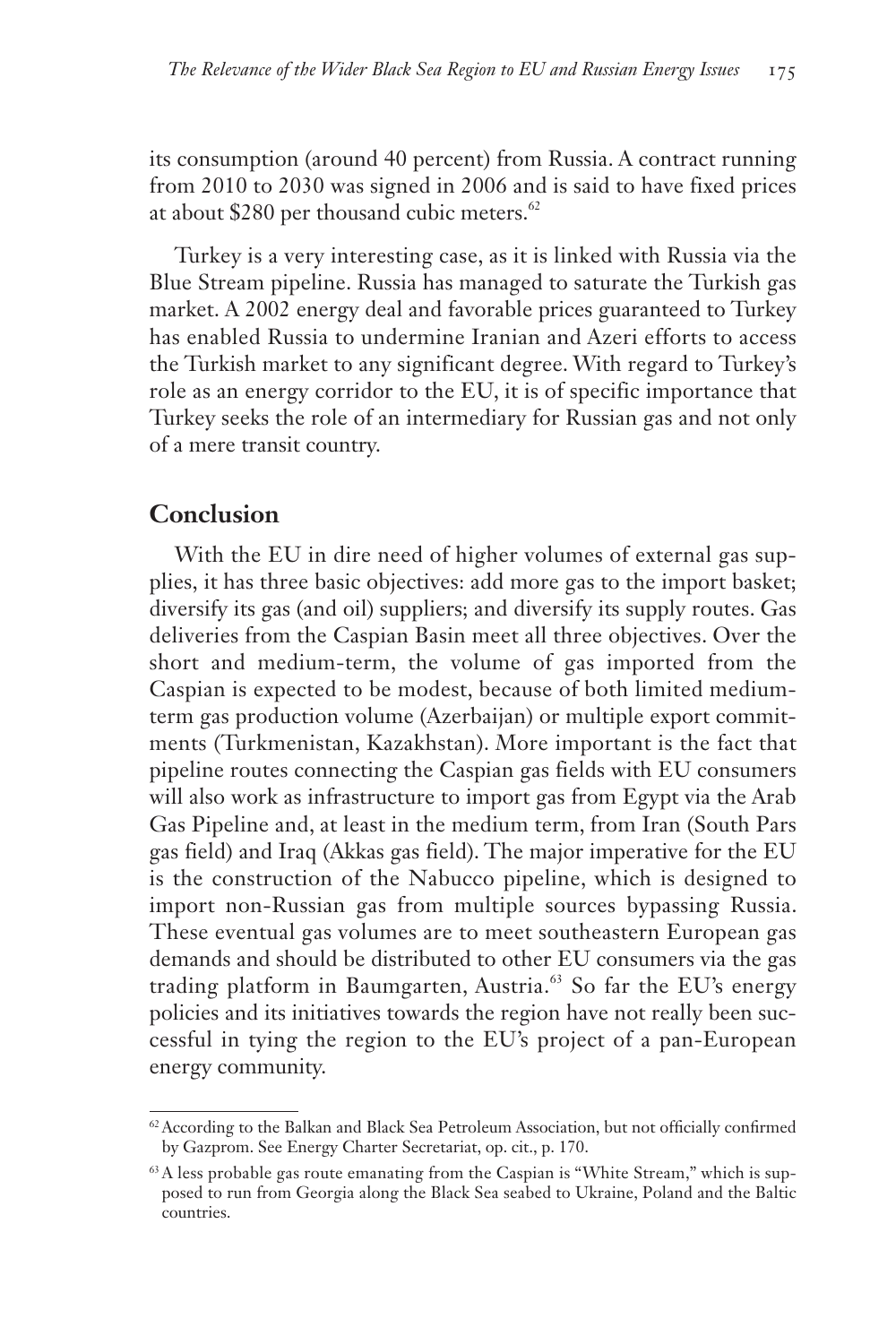its consumption (around 40 percent) from Russia. A contract running from 2010 to 2030 was signed in 2006 and is said to have fixed prices at about $280 per thousand cubic meters.[62]

Turkey is a very interesting case, as it is linked with Russia via the Blue Stream pipeline. Russia has managed to saturate the Turkish gas market. A 2002 energy deal and favorable prices guaranteed to Turkey has enabled Russia to undermine Iranian and Azeri efforts to access the Turkish market to any significant degree. With regard to Turkey's role as an energy corridor to the EU, it is of specific importance that Turkey seeks the role of an intermediary for Russian gas and not only of a mere transit country.

## Conclusion

With the EU in dire need of higher volumes of external gas supplies, it has three basic objectives: add more gas to the import basket; diversify its gas (and oil) suppliers; and diversify its supply routes. Gas deliveries from the Caspian Basin meet all three objectives. Over the short and medium-term, the volume of gas imported from the Caspian is expected to be modest, because of both limited medium-term gas production volume (Azerbaijan) or multiple export commitments (Turkmenistan, Kazakhstan). More important is the fact that pipeline routes connecting the Caspian gas fields with EU consumers will also work as infrastructure to import gas from Egypt via the Arab Gas Pipeline and, at least in the medium term, from Iran (South Pars gas field) and Iraq (Akkas gas field). The major imperative for the EU is the construction of the Nabucco pipeline, which is designed to import non-Russian gas from multiple sources bypassing Russia. These eventual gas volumes are to meet southeastern European gas demands and should be distributed to other EU consumers via the gas trading platform in Baumgarten, Austria.[63] So far the EU's energy policies and its initiatives towards the region have not really been successful in tying the region to the EU's project of a pan-European energy community.

---

[62] According to the Balkan and Black Sea Petroleum Association, but not officially confirmed by Gazprom. See Energy Charter Secretariat, op. cit., p. 170.

[63] A less probable gas route emanating from the Caspian is "White Stream," which is supposed to run from Georgia along the Black Sea seabed to Ukraine, Poland and the Baltic countries.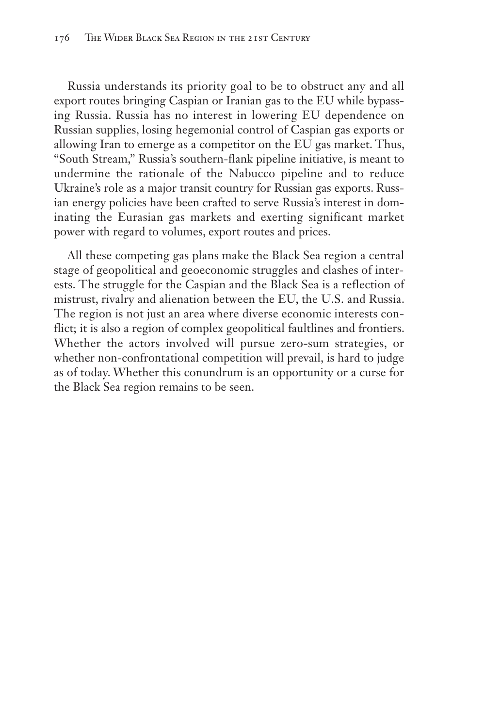Russia understands its priority goal to be to obstruct any and all export routes bringing Caspian or Iranian gas to the EU while bypassing Russia. Russia has no interest in lowering EU dependence on Russian supplies, losing hegemonial control of Caspian gas exports or allowing Iran to emerge as a competitor on the EU gas market. Thus, "South Stream," Russia's southern-flank pipeline initiative, is meant to undermine the rationale of the Nabucco pipeline and to reduce Ukraine's role as a major transit country for Russian gas exports. Russian energy policies have been crafted to serve Russia's interest in dominating the Eurasian gas markets and exerting significant market power with regard to volumes, export routes and prices.

All these competing gas plans make the Black Sea region a central stage of geopolitical and geoeconomic struggles and clashes of interests. The struggle for the Caspian and the Black Sea is a reflection of mistrust, rivalry and alienation between the EU, the U.S. and Russia. The region is not just an area where diverse economic interests conflict; it is also a region of complex geopolitical faultlines and frontiers. Whether the actors involved will pursue zero-sum strategies, or whether non-confrontational competition will prevail, is hard to judge as of today. Whether this conundrum is an opportunity or a curse for the Black Sea region remains to be seen.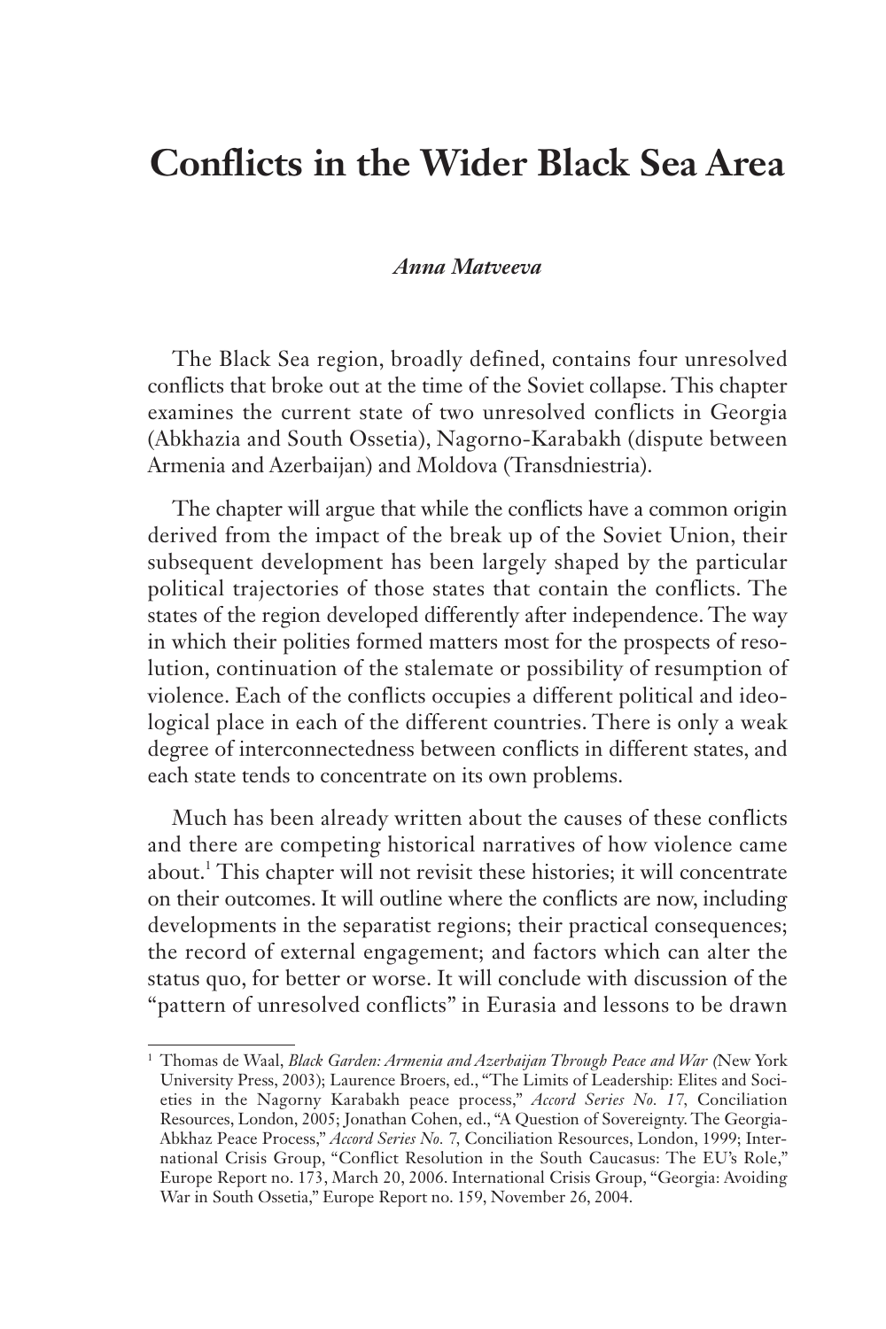# Conflicts in the Wider Black Sea Area

***Anna Matveeva***

The Black Sea region, broadly defined, contains four unresolved conflicts that broke out at the time of the Soviet collapse. This chapter examines the current state of two unresolved conflicts in Georgia (Abkhazia and South Ossetia), Nagorno-Karabakh (dispute between Armenia and Azerbaijan) and Moldova (Transdniestria).

The chapter will argue that while the conflicts have a common origin derived from the impact of the break up of the Soviet Union, their subsequent development has been largely shaped by the particular political trajectories of those states that contain the conflicts. The states of the region developed differently after independence. The way in which their polities formed matters most for the prospects of resolution, continuation of the stalemate or possibility of resumption of violence. Each of the conflicts occupies a different political and ideological place in each of the different countries. There is only a weak degree of interconnectedness between conflicts in different states, and each state tends to concentrate on its own problems.

Much has been already written about the causes of these conflicts and there are competing historical narratives of how violence came about.[1] This chapter will not revisit these histories; it will concentrate on their outcomes. It will outline where the conflicts are now, including developments in the separatist regions; their practical consequences; the record of external engagement; and factors which can alter the status quo, for better or worse. It will conclude with discussion of the "pattern of unresolved conflicts" in Eurasia and lessons to be drawn

---

[1] Thomas de Waal, *Black Garden: Armenia and Azerbaijan Through Peace and War (*New York University Press, 2003); Laurence Broers, ed., "The Limits of Leadership: Elites and Societies in the Nagorny Karabakh peace process," *Accord Series No. 17*, Conciliation Resources, London, 2005; Jonathan Cohen, ed., "A Question of Sovereignty. The Georgia-Abkhaz Peace Process," *Accord Series No. 7*, Conciliation Resources, London, 1999; International Crisis Group, "Conflict Resolution in the South Caucasus: The EU's Role," Europe Report no. 173, March 20, 2006. International Crisis Group, "Georgia: Avoiding War in South Ossetia," Europe Report no. 159, November 26, 2004.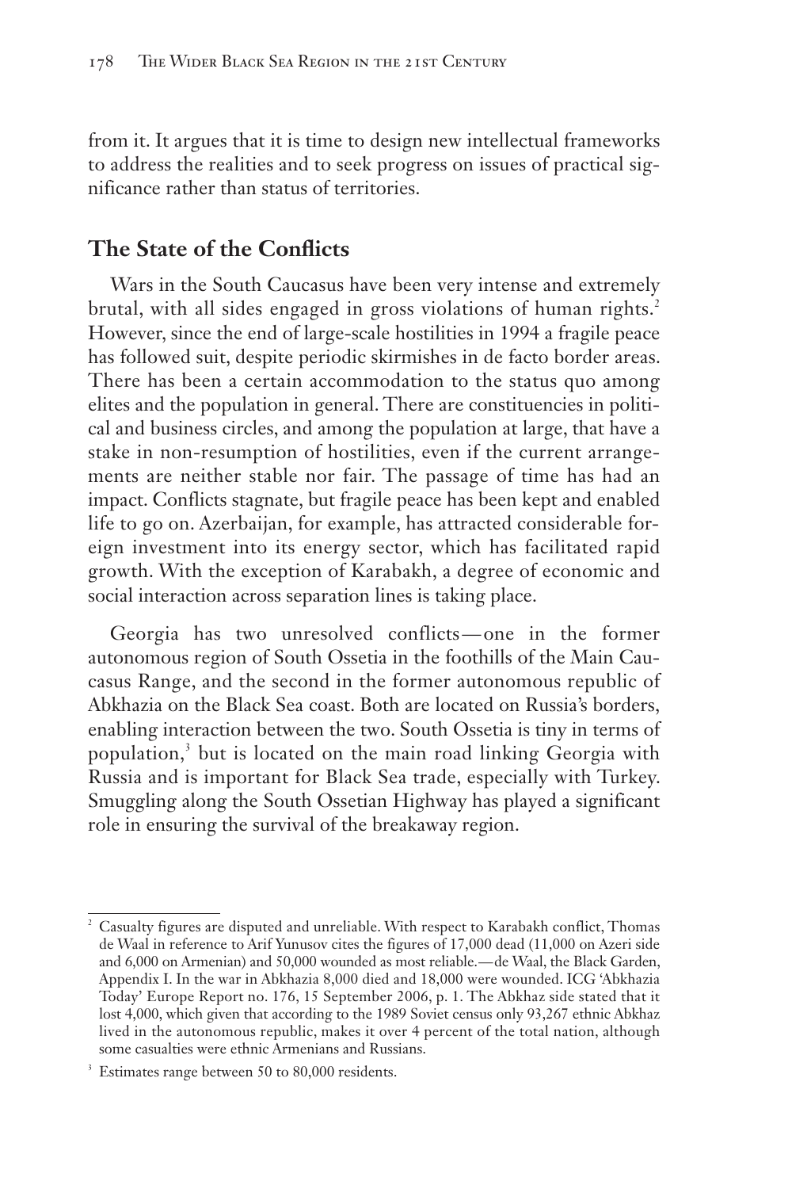from it. It argues that it is time to design new intellectual frameworks to address the realities and to seek progress on issues of practical significance rather than status of territories.

## The State of the Conflicts

Wars in the South Caucasus have been very intense and extremely brutal, with all sides engaged in gross violations of human rights.[2] However, since the end of large-scale hostilities in 1994 a fragile peace has followed suit, despite periodic skirmishes in de facto border areas. There has been a certain accommodation to the status quo among elites and the population in general. There are constituencies in political and business circles, and among the population at large, that have a stake in non-resumption of hostilities, even if the current arrangements are neither stable nor fair. The passage of time has had an impact. Conflicts stagnate, but fragile peace has been kept and enabled life to go on. Azerbaijan, for example, has attracted considerable foreign investment into its energy sector, which has facilitated rapid growth. With the exception of Karabakh, a degree of economic and social interaction across separation lines is taking place.

Georgia has two unresolved conflicts—one in the former autonomous region of South Ossetia in the foothills of the Main Caucasus Range, and the second in the former autonomous republic of Abkhazia on the Black Sea coast. Both are located on Russia's borders, enabling interaction between the two. South Ossetia is tiny in terms of population,[3] but is located on the main road linking Georgia with Russia and is important for Black Sea trade, especially with Turkey. Smuggling along the South Ossetian Highway has played a significant role in ensuring the survival of the breakaway region.

---

[2] Casualty figures are disputed and unreliable. With respect to Karabakh conflict, Thomas de Waal in reference to Arif Yunusov cites the figures of 17,000 dead (11,000 on Azeri side and 6,000 on Armenian) and 50,000 wounded as most reliable.—de Waal, the Black Garden, Appendix I. In the war in Abkhazia 8,000 died and 18,000 were wounded. ICG 'Abkhazia Today' Europe Report no. 176, 15 September 2006, p. 1. The Abkhaz side stated that it lost 4,000, which given that according to the 1989 Soviet census only 93,267 ethnic Abkhaz lived in the autonomous republic, makes it over 4 percent of the total nation, although some casualties were ethnic Armenians and Russians.

[3] Estimates range between 50 to 80,000 residents.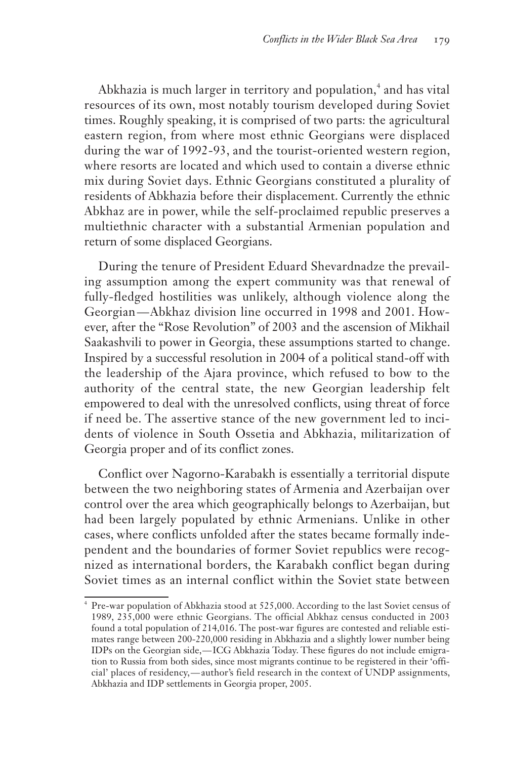Abkhazia is much larger in territory and population,[4] and has vital resources of its own, most notably tourism developed during Soviet times. Roughly speaking, it is comprised of two parts: the agricultural eastern region, from where most ethnic Georgians were displaced during the war of 1992-93, and the tourist-oriented western region, where resorts are located and which used to contain a diverse ethnic mix during Soviet days. Ethnic Georgians constituted a plurality of residents of Abkhazia before their displacement. Currently the ethnic Abkhaz are in power, while the self-proclaimed republic preserves a multiethnic character with a substantial Armenian population and return of some displaced Georgians.

During the tenure of President Eduard Shevardnadze the prevailing assumption among the expert community was that renewal of fully-fledged hostilities was unlikely, although violence along the Georgian—Abkhaz division line occurred in 1998 and 2001. However, after the "Rose Revolution" of 2003 and the ascension of Mikhail Saakashvili to power in Georgia, these assumptions started to change. Inspired by a successful resolution in 2004 of a political stand-off with the leadership of the Ajara province, which refused to bow to the authority of the central state, the new Georgian leadership felt empowered to deal with the unresolved conflicts, using threat of force if need be. The assertive stance of the new government led to incidents of violence in South Ossetia and Abkhazia, militarization of Georgia proper and of its conflict zones.

Conflict over Nagorno-Karabakh is essentially a territorial dispute between the two neighboring states of Armenia and Azerbaijan over control over the area which geographically belongs to Azerbaijan, but had been largely populated by ethnic Armenians. Unlike in other cases, where conflicts unfolded after the states became formally independent and the boundaries of former Soviet republics were recognized as international borders, the Karabakh conflict began during Soviet times as an internal conflict within the Soviet state between

---

[4] Pre-war population of Abkhazia stood at 525,000. According to the last Soviet census of 1989, 235,000 were ethnic Georgians. The official Abkhaz census conducted in 2003 found a total population of 214,016. The post-war figures are contested and reliable estimates range between 200-220,000 residing in Abkhazia and a slightly lower number being IDPs on the Georgian side,—ICG Abkhazia Today. These figures do not include emigration to Russia from both sides, since most migrants continue to be registered in their 'official' places of residency,—author's field research in the context of UNDP assignments, Abkhazia and IDP settlements in Georgia proper, 2005.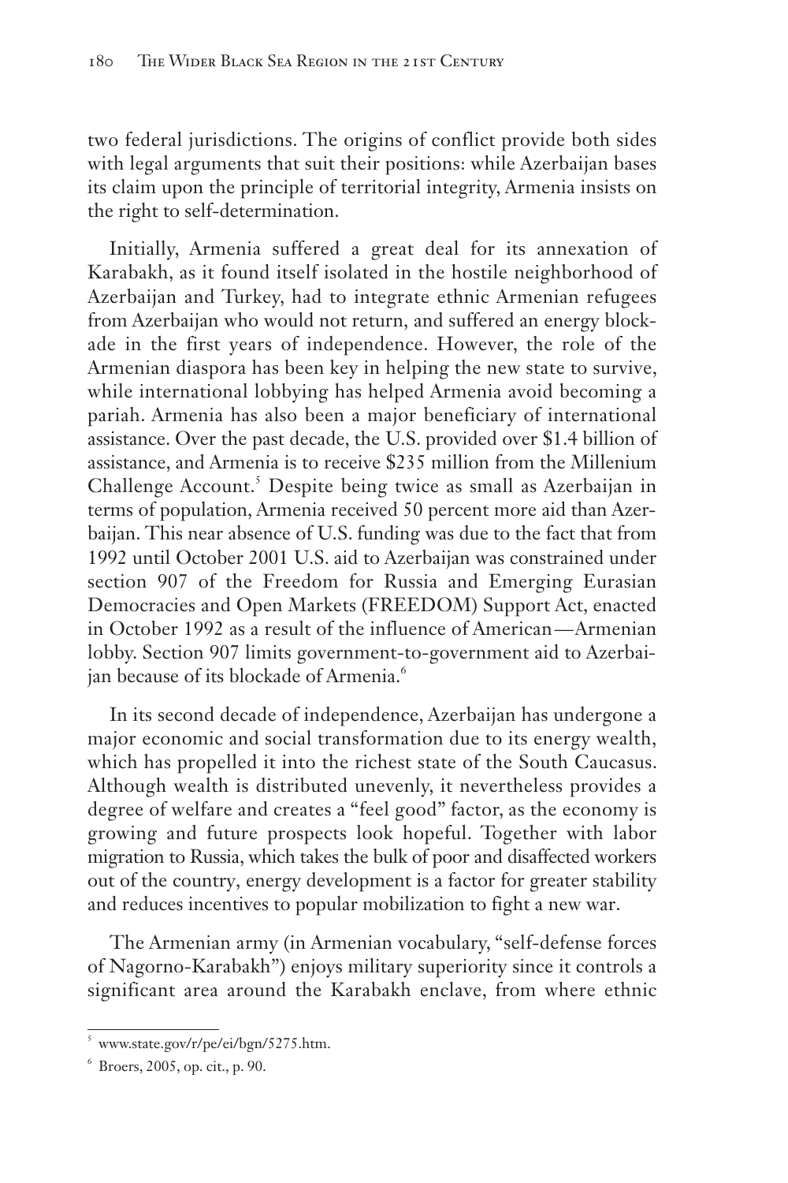two federal jurisdictions. The origins of conflict provide both sides with legal arguments that suit their positions: while Azerbaijan bases its claim upon the principle of territorial integrity, Armenia insists on the right to self-determination.

Initially, Armenia suffered a great deal for its annexation of Karabakh, as it found itself isolated in the hostile neighborhood of Azerbaijan and Turkey, had to integrate ethnic Armenian refugees from Azerbaijan who would not return, and suffered an energy blockade in the first years of independence. However, the role of the Armenian diaspora has been key in helping the new state to survive, while international lobbying has helped Armenia avoid becoming a pariah. Armenia has also been a major beneficiary of international assistance. Over the past decade, the U.S. provided over $1.4 billion of assistance, and Armenia is to receive $235 million from the Millenium Challenge Account.[5] Despite being twice as small as Azerbaijan in terms of population, Armenia received 50 percent more aid than Azerbaijan. This near absence of U.S. funding was due to the fact that from 1992 until October 2001 U.S. aid to Azerbaijan was constrained under section 907 of the Freedom for Russia and Emerging Eurasian Democracies and Open Markets (FREEDOM) Support Act, enacted in October 1992 as a result of the influence of American—Armenian lobby. Section 907 limits government-to-government aid to Azerbaijan because of its blockade of Armenia.[6]

In its second decade of independence, Azerbaijan has undergone a major economic and social transformation due to its energy wealth, which has propelled it into the richest state of the South Caucasus. Although wealth is distributed unevenly, it nevertheless provides a degree of welfare and creates a "feel good" factor, as the economy is growing and future prospects look hopeful. Together with labor migration to Russia, which takes the bulk of poor and disaffected workers out of the country, energy development is a factor for greater stability and reduces incentives to popular mobilization to fight a new war.

The Armenian army (in Armenian vocabulary, "self-defense forces of Nagorno-Karabakh") enjoys military superiority since it controls a significant area around the Karabakh enclave, from where ethnic

---

[5] www.state.gov/r/pe/ei/bgn/5275.htm.

[6] Broers, 2005, op. cit., p. 90.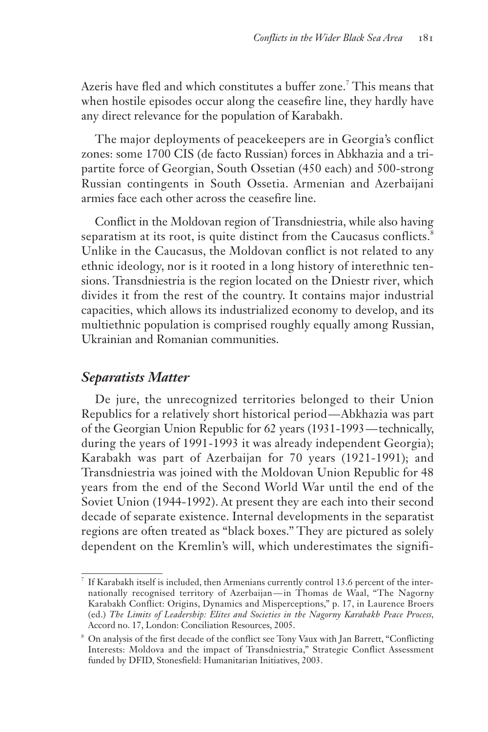Azeris have fled and which constitutes a buffer zone.[7] This means that when hostile episodes occur along the ceasefire line, they hardly have any direct relevance for the population of Karabakh.

The major deployments of peacekeepers are in Georgia's conflict zones: some 1700 CIS (de facto Russian) forces in Abkhazia and a tripartite force of Georgian, South Ossetian (450 each) and 500-strong Russian contingents in South Ossetia. Armenian and Azerbaijani armies face each other across the ceasefire line.

Conflict in the Moldovan region of Transdniestria, while also having separatism at its root, is quite distinct from the Caucasus conflicts.[8] Unlike in the Caucasus, the Moldovan conflict is not related to any ethnic ideology, nor is it rooted in a long history of interethnic tensions. Transdniestria is the region located on the Dniestr river, which divides it from the rest of the country. It contains major industrial capacities, which allows its industrialized economy to develop, and its multiethnic population is comprised roughly equally among Russian, Ukrainian and Romanian communities.

## *Separatists Matter*

De jure, the unrecognized territories belonged to their Union Republics for a relatively short historical period—Abkhazia was part of the Georgian Union Republic for 62 years (1931-1993—technically, during the years of 1991-1993 it was already independent Georgia); Karabakh was part of Azerbaijan for 70 years (1921-1991); and Transdniestria was joined with the Moldovan Union Republic for 48 years from the end of the Second World War until the end of the Soviet Union (1944-1992). At present they are each into their second decade of separate existence. Internal developments in the separatist regions are often treated as "black boxes." They are pictured as solely dependent on the Kremlin's will, which underestimates the signifi-

---

[7] If Karabakh itself is included, then Armenians currently control 13.6 percent of the internationally recognised territory of Azerbaijan—in Thomas de Waal, "The Nagorny Karabakh Conflict: Origins, Dynamics and Misperceptions," p. 17, in Laurence Broers (ed.) *The Limits of Leadership: Elites and Societies in the Nagorny Karabakh Peace Process*, Accord no. 17, London: Conciliation Resources, 2005.

[8] On analysis of the first decade of the conflict see Tony Vaux with Jan Barrett, "Conflicting Interests: Moldova and the impact of Transdniestria," Strategic Conflict Assessment funded by DFID, Stonesfield: Humanitarian Initiatives, 2003.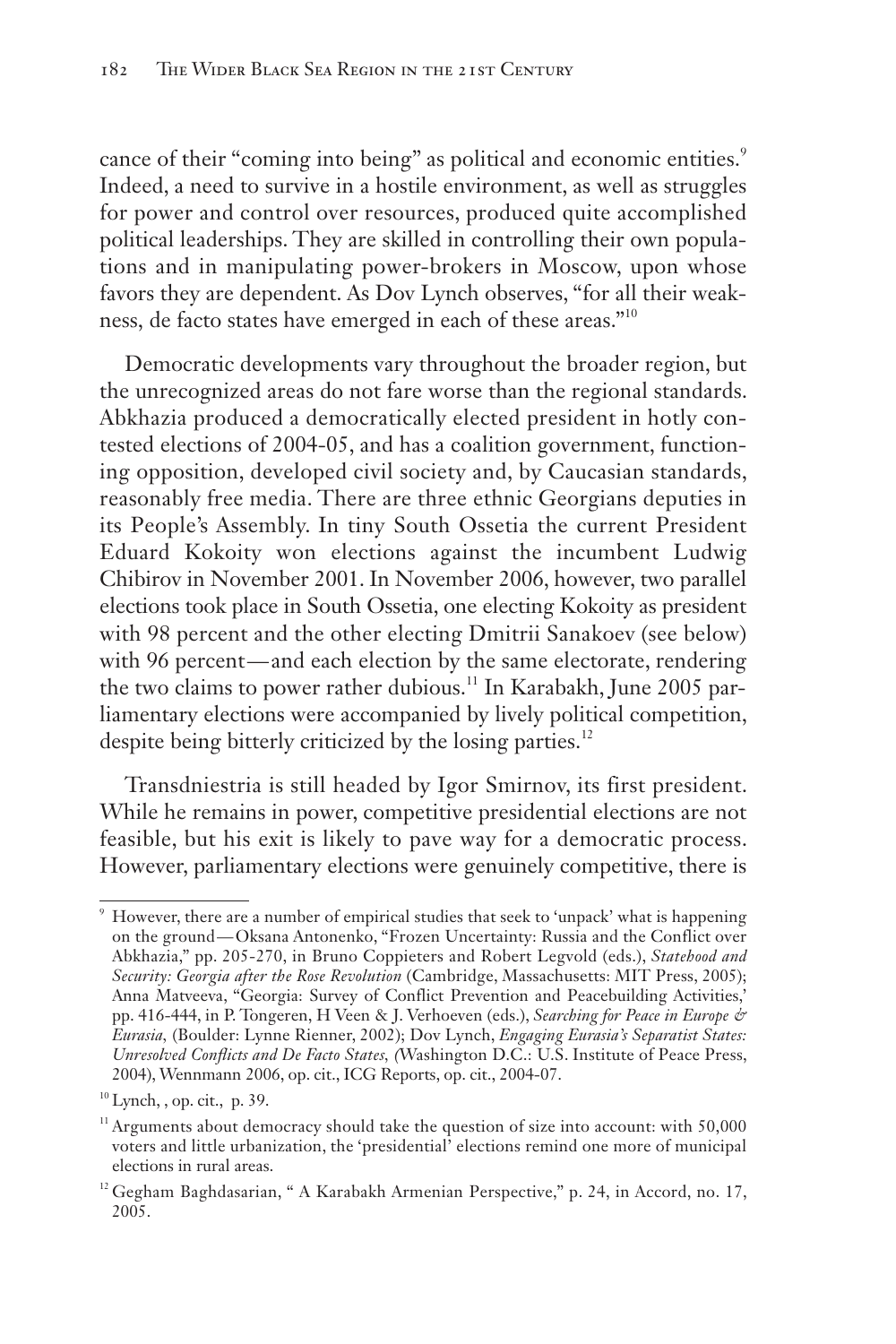cance of their "coming into being" as political and economic entities.[9] Indeed, a need to survive in a hostile environment, as well as struggles for power and control over resources, produced quite accomplished political leaderships. They are skilled in controlling their own populations and in manipulating power-brokers in Moscow, upon whose favors they are dependent. As Dov Lynch observes, "for all their weakness, de facto states have emerged in each of these areas."[10]

Democratic developments vary throughout the broader region, but the unrecognized areas do not fare worse than the regional standards. Abkhazia produced a democratically elected president in hotly contested elections of 2004-05, and has a coalition government, functioning opposition, developed civil society and, by Caucasian standards, reasonably free media. There are three ethnic Georgians deputies in its People's Assembly. In tiny South Ossetia the current President Eduard Kokoity won elections against the incumbent Ludwig Chibirov in November 2001. In November 2006, however, two parallel elections took place in South Ossetia, one electing Kokoity as president with 98 percent and the other electing Dmitrii Sanakoev (see below) with 96 percent—and each election by the same electorate, rendering the two claims to power rather dubious.[11] In Karabakh, June 2005 parliamentary elections were accompanied by lively political competition, despite being bitterly criticized by the losing parties.[12]

Transdniestria is still headed by Igor Smirnov, its first president. While he remains in power, competitive presidential elections are not feasible, but his exit is likely to pave way for a democratic process. However, parliamentary elections were genuinely competitive, there is

---

[9] However, there are a number of empirical studies that seek to 'unpack' what is happening on the ground—Oksana Antonenko, "Frozen Uncertainty: Russia and the Conflict over Abkhazia," pp. 205-270, in Bruno Coppieters and Robert Legvold (eds.), *Statehood and Security: Georgia after the Rose Revolution* (Cambridge, Massachusetts: MIT Press, 2005); Anna Matveeva, "Georgia: Survey of Conflict Prevention and Peacebuilding Activities,' pp. 416-444, in P. Tongeren, H Veen & J. Verhoeven (eds.), *Searching for Peace in Europe & Eurasia*, (Boulder: Lynne Rienner, 2002); Dov Lynch, *Engaging Eurasia's Separatist States: Unresolved Conflicts and De Facto States*, (Washington D.C.: U.S. Institute of Peace Press, 2004), Wennmann 2006, op. cit., ICG Reports, op. cit., 2004-07.

[10] Lynch, , op. cit., p. 39.

[11] Arguments about democracy should take the question of size into account: with 50,000 voters and little urbanization, the 'presidential' elections remind one more of municipal elections in rural areas.

[12] Gegham Baghdasarian, " A Karabakh Armenian Perspective," p. 24, in Accord, no. 17, 2005.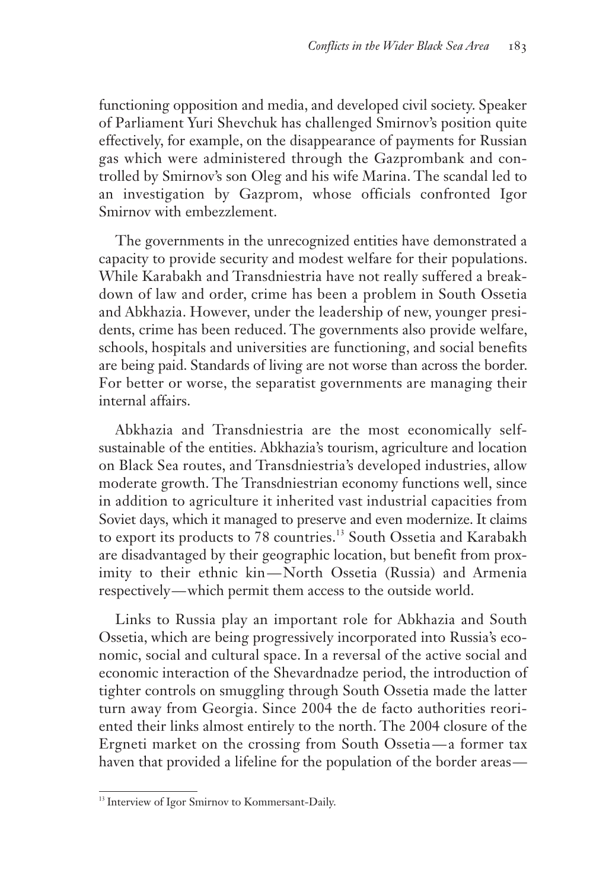functioning opposition and media, and developed civil society. Speaker of Parliament Yuri Shevchuk has challenged Smirnov's position quite effectively, for example, on the disappearance of payments for Russian gas which were administered through the Gazprombank and controlled by Smirnov's son Oleg and his wife Marina. The scandal led to an investigation by Gazprom, whose officials confronted Igor Smirnov with embezzlement.

The governments in the unrecognized entities have demonstrated a capacity to provide security and modest welfare for their populations. While Karabakh and Transdniestria have not really suffered a breakdown of law and order, crime has been a problem in South Ossetia and Abkhazia. However, under the leadership of new, younger presidents, crime has been reduced. The governments also provide welfare, schools, hospitals and universities are functioning, and social benefits are being paid. Standards of living are not worse than across the border. For better or worse, the separatist governments are managing their internal affairs.

Abkhazia and Transdniestria are the most economically self-sustainable of the entities. Abkhazia's tourism, agriculture and location on Black Sea routes, and Transdniestria's developed industries, allow moderate growth. The Transdniestrian economy functions well, since in addition to agriculture it inherited vast industrial capacities from Soviet days, which it managed to preserve and even modernize. It claims to export its products to 78 countries.[13] South Ossetia and Karabakh are disadvantaged by their geographic location, but benefit from proximity to their ethnic kin—North Ossetia (Russia) and Armenia respectively—which permit them access to the outside world.

Links to Russia play an important role for Abkhazia and South Ossetia, which are being progressively incorporated into Russia's economic, social and cultural space. In a reversal of the active social and economic interaction of the Shevardnadze period, the introduction of tighter controls on smuggling through South Ossetia made the latter turn away from Georgia. Since 2004 the de facto authorities reoriented their links almost entirely to the north. The 2004 closure of the Ergneti market on the crossing from South Ossetia—a former tax haven that provided a lifeline for the population of the border areas—

[13] Interview of Igor Smirnov to Kommersant-Daily.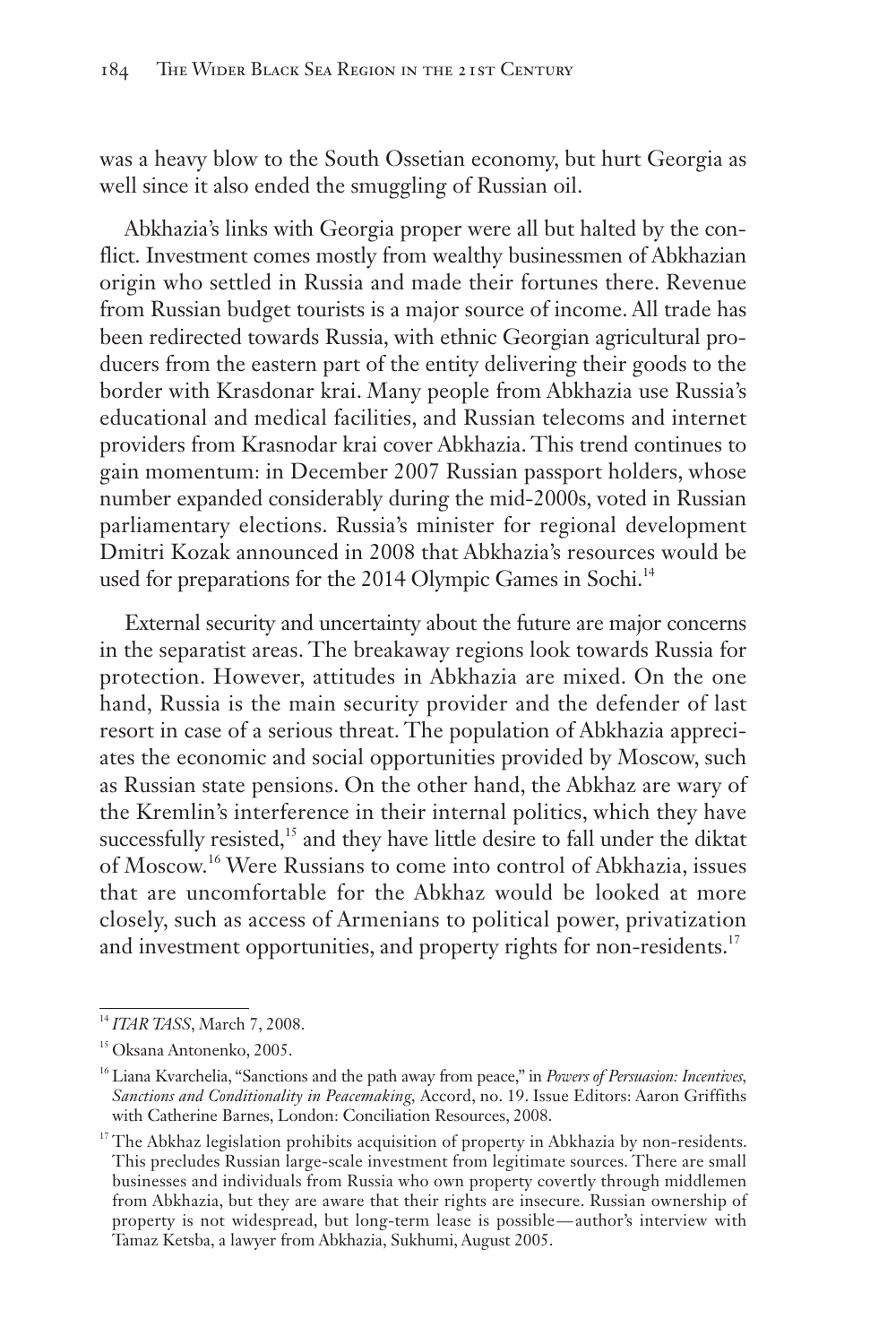was a heavy blow to the South Ossetian economy, but hurt Georgia as well since it also ended the smuggling of Russian oil.

Abkhazia's links with Georgia proper were all but halted by the conflict. Investment comes mostly from wealthy businessmen of Abkhazian origin who settled in Russia and made their fortunes there. Revenue from Russian budget tourists is a major source of income. All trade has been redirected towards Russia, with ethnic Georgian agricultural producers from the eastern part of the entity delivering their goods to the border with Krasdonar krai. Many people from Abkhazia use Russia's educational and medical facilities, and Russian telecoms and internet providers from Krasnodar krai cover Abkhazia. This trend continues to gain momentum: in December 2007 Russian passport holders, whose number expanded considerably during the mid-2000s, voted in Russian parliamentary elections. Russia's minister for regional development Dmitri Kozak announced in 2008 that Abkhazia's resources would be used for preparations for the 2014 Olympic Games in Sochi.[14]

External security and uncertainty about the future are major concerns in the separatist areas. The breakaway regions look towards Russia for protection. However, attitudes in Abkhazia are mixed. On the one hand, Russia is the main security provider and the defender of last resort in case of a serious threat. The population of Abkhazia appreciates the economic and social opportunities provided by Moscow, such as Russian state pensions. On the other hand, the Abkhaz are wary of the Kremlin's interference in their internal politics, which they have successfully resisted,[15] and they have little desire to fall under the diktat of Moscow.[16] Were Russians to come into control of Abkhazia, issues that are uncomfortable for the Abkhaz would be looked at more closely, such as access of Armenians to political power, privatization and investment opportunities, and property rights for non-residents.[17]

---

[14] *ITAR TASS*, March 7, 2008.

[15] Oksana Antonenko, 2005.

[16] Liana Kvarchelia, "Sanctions and the path away from peace," in *Powers of Persuasion: Incentives, Sanctions and Conditionality in Peacemaking*, Accord, no. 19. Issue Editors: Aaron Griffiths with Catherine Barnes, London: Conciliation Resources, 2008.

[17] The Abkhaz legislation prohibits acquisition of property in Abkhazia by non-residents. This precludes Russian large-scale investment from legitimate sources. There are small businesses and individuals from Russia who own property covertly through middlemen from Abkhazia, but they are aware that their rights are insecure. Russian ownership of property is not widespread, but long-term lease is possible—author's interview with Tamaz Ketsba, a lawyer from Abkhazia, Sukhumi, August 2005.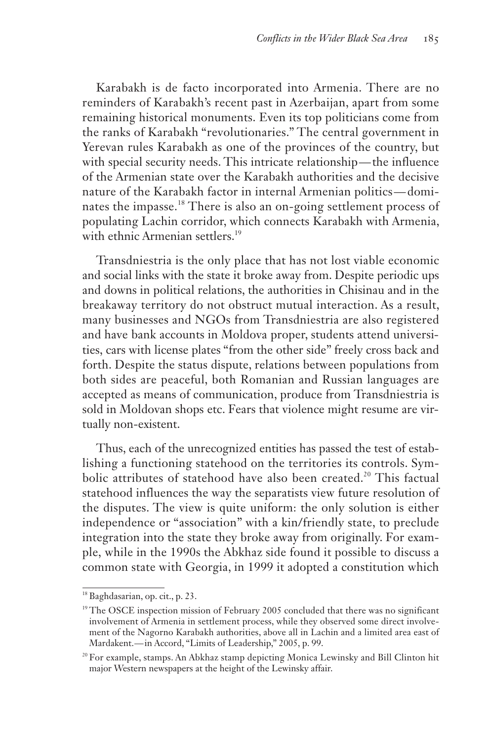Karabakh is de facto incorporated into Armenia. There are no reminders of Karabakh's recent past in Azerbaijan, apart from some remaining historical monuments. Even its top politicians come from the ranks of Karabakh "revolutionaries." The central government in Yerevan rules Karabakh as one of the provinces of the country, but with special security needs. This intricate relationship—the influence of the Armenian state over the Karabakh authorities and the decisive nature of the Karabakh factor in internal Armenian politics—dominates the impasse.[18] There is also an on-going settlement process of populating Lachin corridor, which connects Karabakh with Armenia, with ethnic Armenian settlers.[19]

Transdniestria is the only place that has not lost viable economic and social links with the state it broke away from. Despite periodic ups and downs in political relations, the authorities in Chisinau and in the breakaway territory do not obstruct mutual interaction. As a result, many businesses and NGOs from Transdniestria are also registered and have bank accounts in Moldova proper, students attend universities, cars with license plates "from the other side" freely cross back and forth. Despite the status dispute, relations between populations from both sides are peaceful, both Romanian and Russian languages are accepted as means of communication, produce from Transdniestria is sold in Moldovan shops etc. Fears that violence might resume are virtually non-existent.

Thus, each of the unrecognized entities has passed the test of establishing a functioning statehood on the territories its controls. Symbolic attributes of statehood have also been created.[20] This factual statehood influences the way the separatists view future resolution of the disputes. The view is quite uniform: the only solution is either independence or "association" with a kin/friendly state, to preclude integration into the state they broke away from originally. For example, while in the 1990s the Abkhaz side found it possible to discuss a common state with Georgia, in 1999 it adopted a constitution which

---

[18] Baghdasarian, op. cit., p. 23.

[19] The OSCE inspection mission of February 2005 concluded that there was no significant involvement of Armenia in settlement process, while they observed some direct involvement of the Nagorno Karabakh authorities, above all in Lachin and a limited area east of Mardakent.—in Accord, "Limits of Leadership," 2005, p. 99.

[20] For example, stamps. An Abkhaz stamp depicting Monica Lewinsky and Bill Clinton hit major Western newspapers at the height of the Lewinsky affair.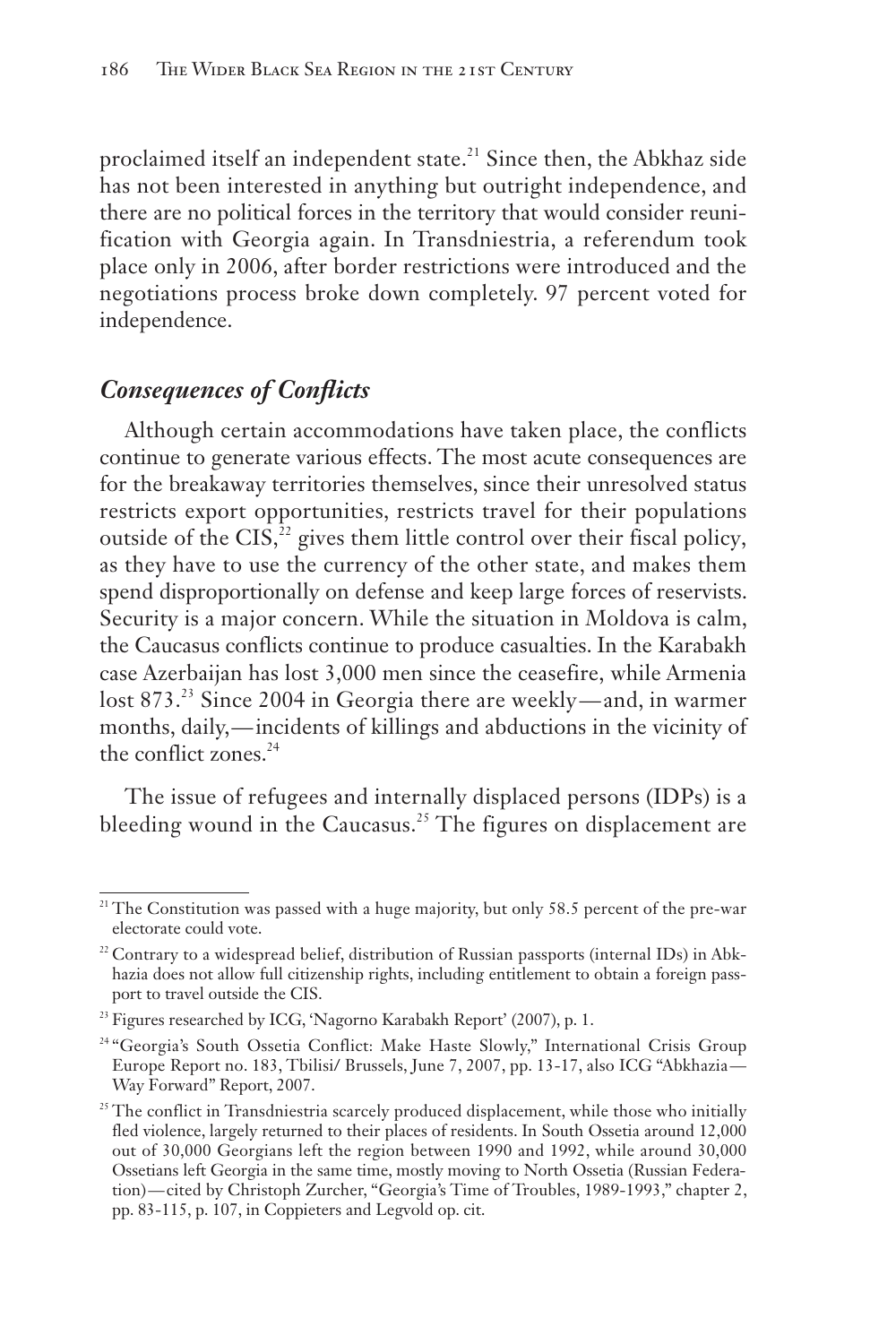proclaimed itself an independent state.[21] Since then, the Abkhaz side has not been interested in anything but outright independence, and there are no political forces in the territory that would consider reunification with Georgia again. In Transdniestria, a referendum took place only in 2006, after border restrictions were introduced and the negotiations process broke down completely. 97 percent voted for independence.

### *Consequences of Conflicts*

Although certain accommodations have taken place, the conflicts continue to generate various effects. The most acute consequences are for the breakaway territories themselves, since their unresolved status restricts export opportunities, restricts travel for their populations outside of the CIS,[22] gives them little control over their fiscal policy, as they have to use the currency of the other state, and makes them spend disproportionally on defense and keep large forces of reservists. Security is a major concern. While the situation in Moldova is calm, the Caucasus conflicts continue to produce casualties. In the Karabakh case Azerbaijan has lost 3,000 men since the ceasefire, while Armenia lost 873.[23] Since 2004 in Georgia there are weekly—and, in warmer months, daily,—incidents of killings and abductions in the vicinity of the conflict zones.[24]

The issue of refugees and internally displaced persons (IDPs) is a bleeding wound in the Caucasus.[25] The figures on displacement are

---

[21] The Constitution was passed with a huge majority, but only 58.5 percent of the pre-war electorate could vote.

[22] Contrary to a widespread belief, distribution of Russian passports (internal IDs) in Abkhazia does not allow full citizenship rights, including entitlement to obtain a foreign passport to travel outside the CIS.

[23] Figures researched by ICG, 'Nagorno Karabakh Report' (2007), p. 1.

[24] "Georgia's South Ossetia Conflict: Make Haste Slowly," International Crisis Group Europe Report no. 183, Tbilisi/ Brussels, June 7, 2007, pp. 13-17, also ICG "Abkhazia—Way Forward" Report, 2007.

[25] The conflict in Transdniestria scarcely produced displacement, while those who initially fled violence, largely returned to their places of residents. In South Ossetia around 12,000 out of 30,000 Georgians left the region between 1990 and 1992, while around 30,000 Ossetians left Georgia in the same time, mostly moving to North Ossetia (Russian Federation)—cited by Christoph Zurcher, "Georgia's Time of Troubles, 1989-1993," chapter 2, pp. 83-115, p. 107, in Coppieters and Legvold op. cit.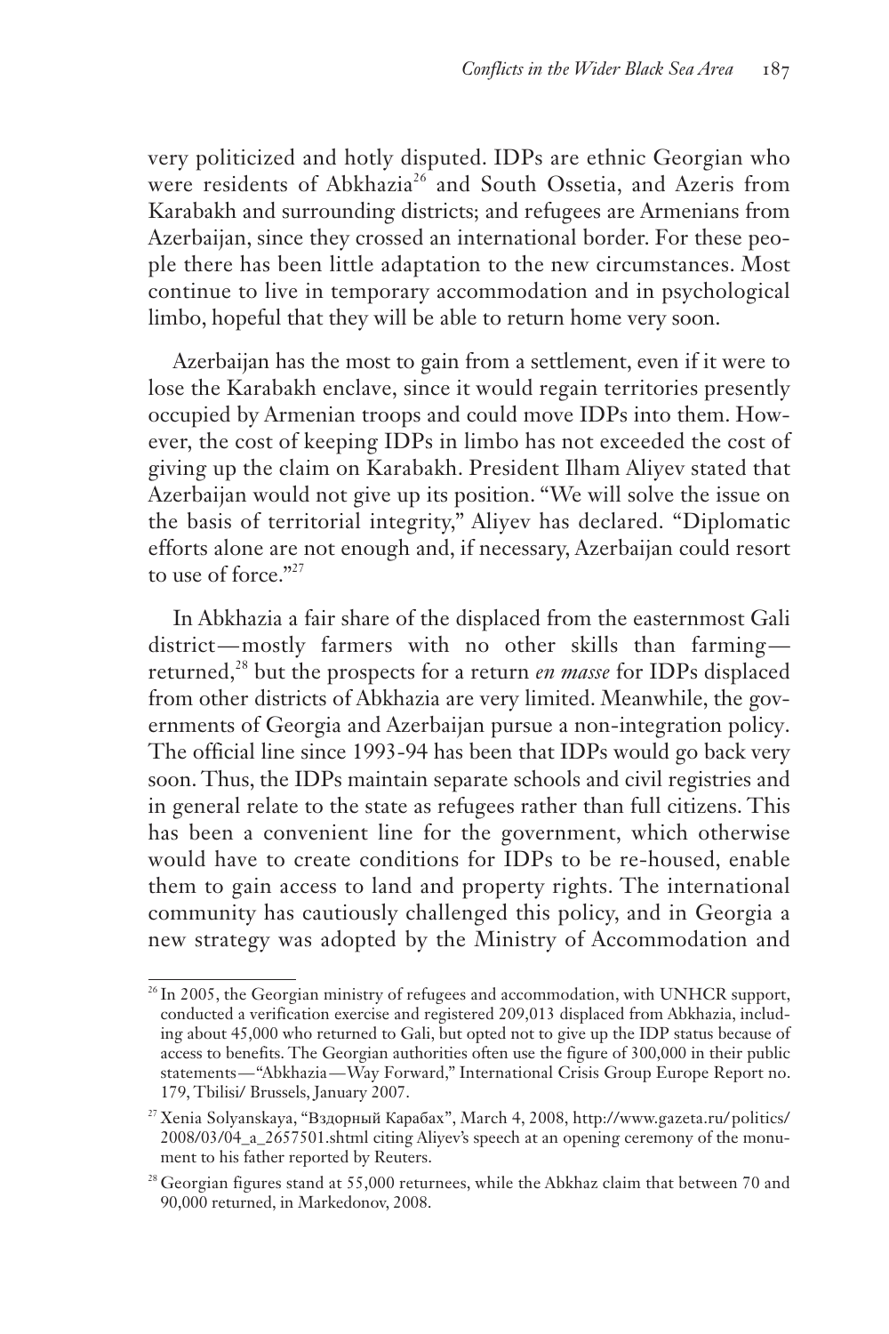very politicized and hotly disputed. IDPs are ethnic Georgian who were residents of Abkhazia[26] and South Ossetia, and Azeris from Karabakh and surrounding districts; and refugees are Armenians from Azerbaijan, since they crossed an international border. For these people there has been little adaptation to the new circumstances. Most continue to live in temporary accommodation and in psychological limbo, hopeful that they will be able to return home very soon.

Azerbaijan has the most to gain from a settlement, even if it were to lose the Karabakh enclave, since it would regain territories presently occupied by Armenian troops and could move IDPs into them. However, the cost of keeping IDPs in limbo has not exceeded the cost of giving up the claim on Karabakh. President Ilham Aliyev stated that Azerbaijan would not give up its position. "We will solve the issue on the basis of territorial integrity," Aliyev has declared. "Diplomatic efforts alone are not enough and, if necessary, Azerbaijan could resort to use of force."[27]

In Abkhazia a fair share of the displaced from the easternmost Gali district—mostly farmers with no other skills than farming—returned,[28] but the prospects for a return *en masse* for IDPs displaced from other districts of Abkhazia are very limited. Meanwhile, the governments of Georgia and Azerbaijan pursue a non-integration policy. The official line since 1993-94 has been that IDPs would go back very soon. Thus, the IDPs maintain separate schools and civil registries and in general relate to the state as refugees rather than full citizens. This has been a convenient line for the government, which otherwise would have to create conditions for IDPs to be re-housed, enable them to gain access to land and property rights. The international community has cautiously challenged this policy, and in Georgia a new strategy was adopted by the Ministry of Accommodation and

---

[26] In 2005, the Georgian ministry of refugees and accommodation, with UNHCR support, conducted a verification exercise and registered 209,013 displaced from Abkhazia, including about 45,000 who returned to Gali, but opted not to give up the IDP status because of access to benefits. The Georgian authorities often use the figure of 300,000 in their public statements—"Abkhazia—Way Forward," International Crisis Group Europe Report no. 179, Tbilisi/ Brussels, January 2007.

[27] Xenia Solyanskaya, "Вздорный Карабах", March 4, 2008, http://www.gazeta.ru/politics/2008/03/04_a_2657501.shtml citing Aliyev's speech at an opening ceremony of the monument to his father reported by Reuters.

[28] Georgian figures stand at 55,000 returnees, while the Abkhaz claim that between 70 and 90,000 returned, in Markedonov, 2008.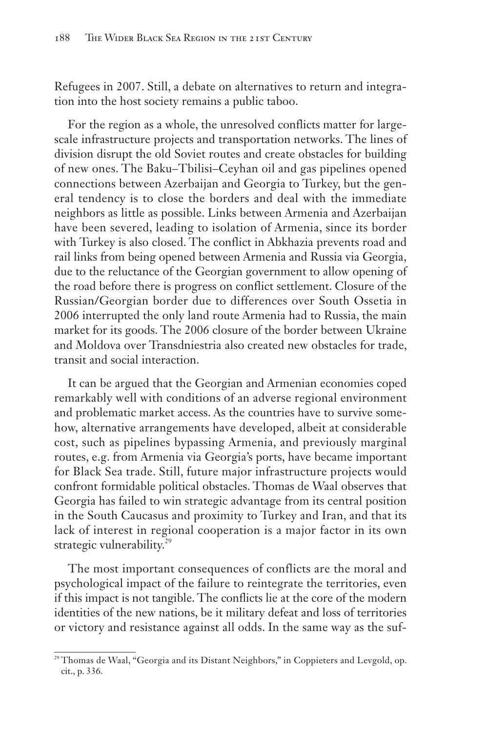Refugees in 2007. Still, a debate on alternatives to return and integration into the host society remains a public taboo.

For the region as a whole, the unresolved conflicts matter for large-scale infrastructure projects and transportation networks. The lines of division disrupt the old Soviet routes and create obstacles for building of new ones. The Baku–Tbilisi–Ceyhan oil and gas pipelines opened connections between Azerbaijan and Georgia to Turkey, but the general tendency is to close the borders and deal with the immediate neighbors as little as possible. Links between Armenia and Azerbaijan have been severed, leading to isolation of Armenia, since its border with Turkey is also closed. The conflict in Abkhazia prevents road and rail links from being opened between Armenia and Russia via Georgia, due to the reluctance of the Georgian government to allow opening of the road before there is progress on conflict settlement. Closure of the Russian/Georgian border due to differences over South Ossetia in 2006 interrupted the only land route Armenia had to Russia, the main market for its goods. The 2006 closure of the border between Ukraine and Moldova over Transdniestria also created new obstacles for trade, transit and social interaction.

It can be argued that the Georgian and Armenian economies coped remarkably well with conditions of an adverse regional environment and problematic market access. As the countries have to survive somehow, alternative arrangements have developed, albeit at considerable cost, such as pipelines bypassing Armenia, and previously marginal routes, e.g. from Armenia via Georgia's ports, have became important for Black Sea trade. Still, future major infrastructure projects would confront formidable political obstacles. Thomas de Waal observes that Georgia has failed to win strategic advantage from its central position in the South Caucasus and proximity to Turkey and Iran, and that its lack of interest in regional cooperation is a major factor in its own strategic vulnerability.[29]

The most important consequences of conflicts are the moral and psychological impact of the failure to reintegrate the territories, even if this impact is not tangible. The conflicts lie at the core of the modern identities of the new nations, be it military defeat and loss of territories or victory and resistance against all odds. In the same way as the suf-

[29] Thomas de Waal, "Georgia and its Distant Neighbors," in Coppieters and Levgold, op. cit., p. 336.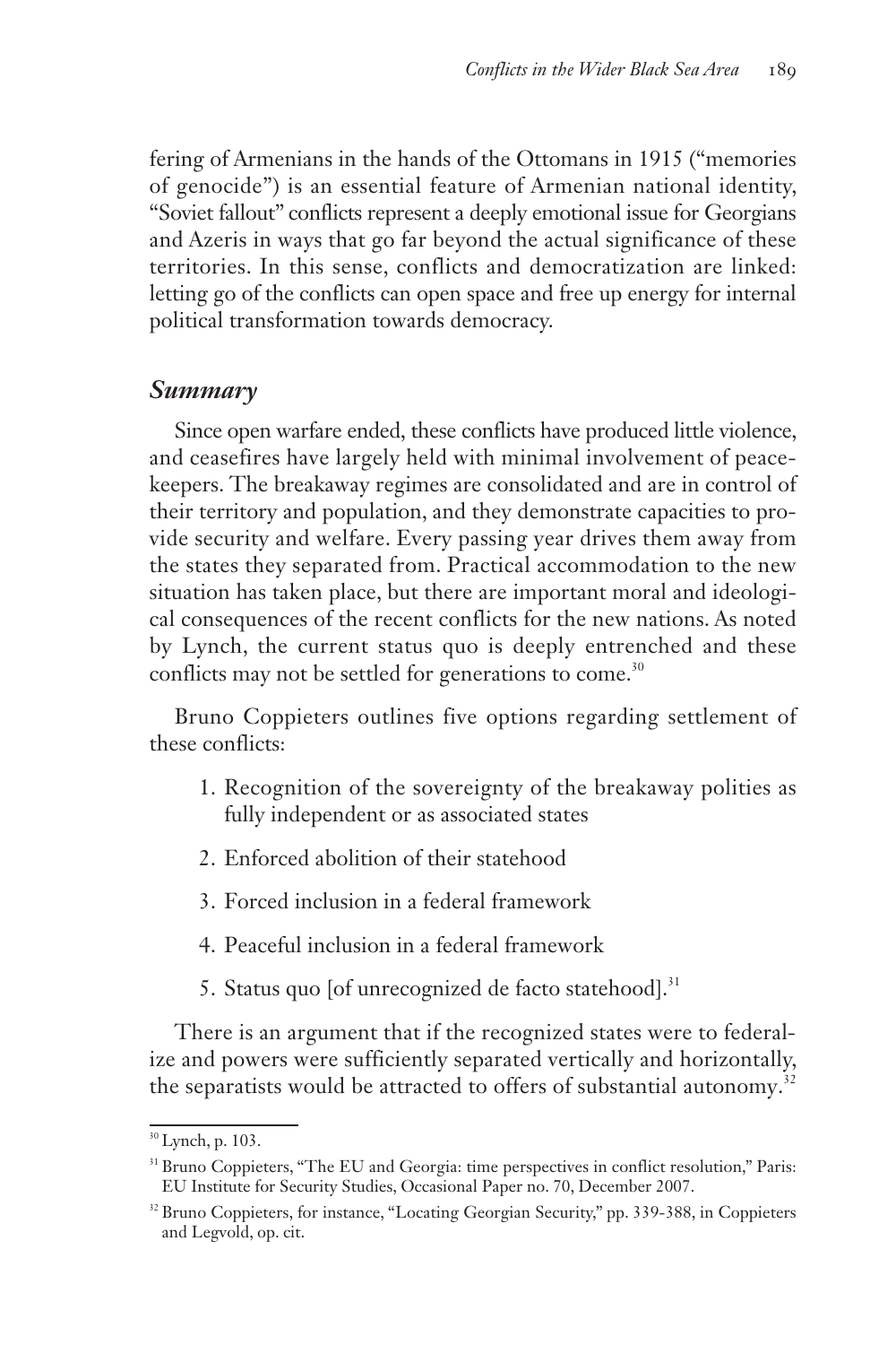fering of Armenians in the hands of the Ottomans in 1915 ("memories of genocide") is an essential feature of Armenian national identity, "Soviet fallout" conflicts represent a deeply emotional issue for Georgians and Azeris in ways that go far beyond the actual significance of these territories. In this sense, conflicts and democratization are linked: letting go of the conflicts can open space and free up energy for internal political transformation towards democracy.

## *Summary*

Since open warfare ended, these conflicts have produced little violence, and ceasefires have largely held with minimal involvement of peacekeepers. The breakaway regimes are consolidated and are in control of their territory and population, and they demonstrate capacities to provide security and welfare. Every passing year drives them away from the states they separated from. Practical accommodation to the new situation has taken place, but there are important moral and ideological consequences of the recent conflicts for the new nations. As noted by Lynch, the current status quo is deeply entrenched and these conflicts may not be settled for generations to come.[30]

Bruno Coppieters outlines five options regarding settlement of these conflicts:

1. Recognition of the sovereignty of the breakaway polities as fully independent or as associated states
2. Enforced abolition of their statehood
3. Forced inclusion in a federal framework
4. Peaceful inclusion in a federal framework
5. Status quo [of unrecognized de facto statehood].[31]

There is an argument that if the recognized states were to federalize and powers were sufficiently separated vertically and horizontally, the separatists would be attracted to offers of substantial autonomy.[32]

---

[30] Lynch, p. 103.

[31] Bruno Coppieters, "The EU and Georgia: time perspectives in conflict resolution," Paris: EU Institute for Security Studies, Occasional Paper no. 70, December 2007.

[32] Bruno Coppieters, for instance, "Locating Georgian Security," pp. 339-388, in Coppieters and Legvold, op. cit.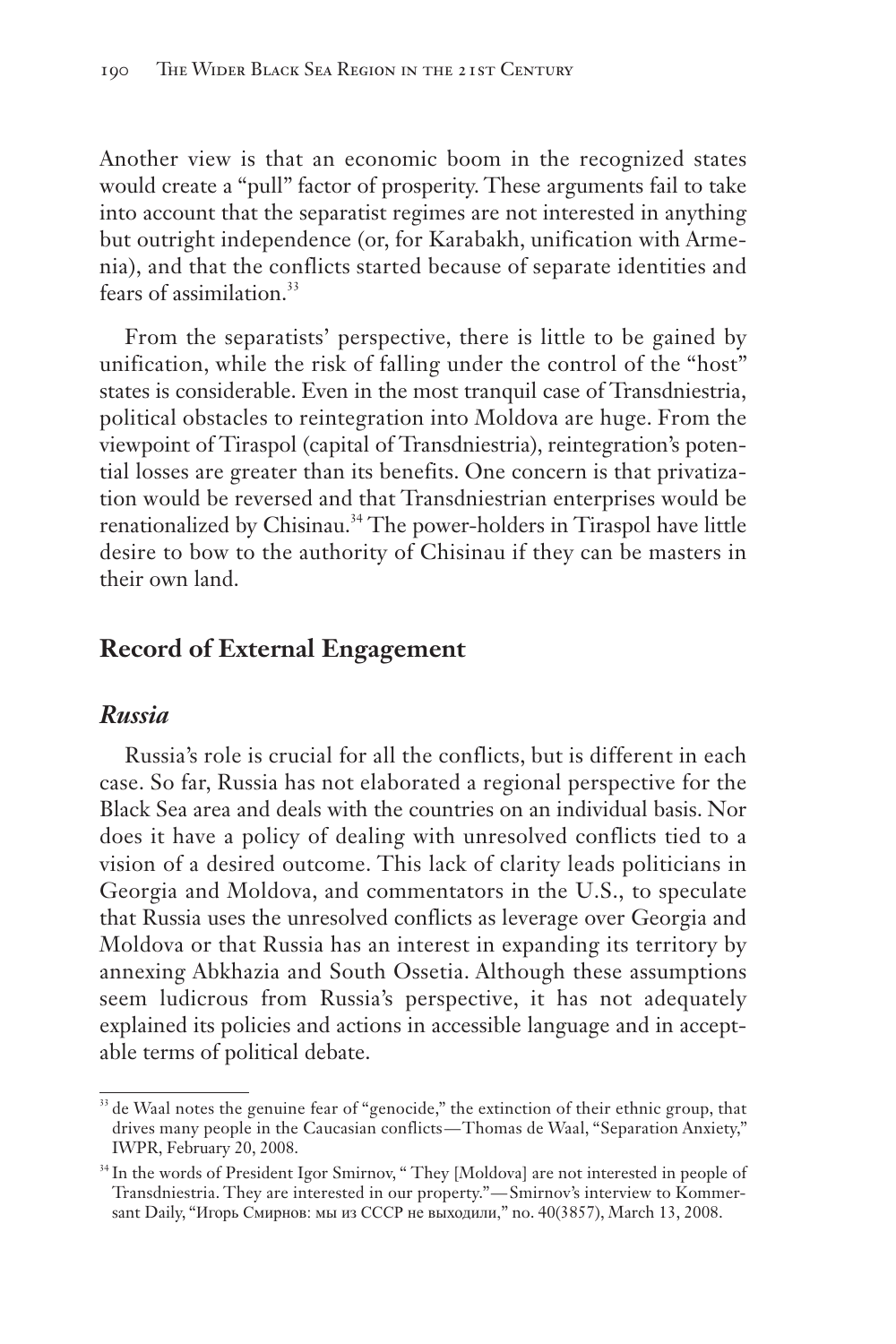Another view is that an economic boom in the recognized states would create a "pull" factor of prosperity. These arguments fail to take into account that the separatist regimes are not interested in anything but outright independence (or, for Karabakh, unification with Armenia), and that the conflicts started because of separate identities and fears of assimilation.[33]

From the separatists' perspective, there is little to be gained by unification, while the risk of falling under the control of the "host" states is considerable. Even in the most tranquil case of Transdniestria, political obstacles to reintegration into Moldova are huge. From the viewpoint of Tiraspol (capital of Transdniestria), reintegration's potential losses are greater than its benefits. One concern is that privatization would be reversed and that Transdniestrian enterprises would be renationalized by Chisinau.[34] The power-holders in Tiraspol have little desire to bow to the authority of Chisinau if they can be masters in their own land.

## Record of External Engagement

### *Russia*

Russia's role is crucial for all the conflicts, but is different in each case. So far, Russia has not elaborated a regional perspective for the Black Sea area and deals with the countries on an individual basis. Nor does it have a policy of dealing with unresolved conflicts tied to a vision of a desired outcome. This lack of clarity leads politicians in Georgia and Moldova, and commentators in the U.S., to speculate that Russia uses the unresolved conflicts as leverage over Georgia and Moldova or that Russia has an interest in expanding its territory by annexing Abkhazia and South Ossetia. Although these assumptions seem ludicrous from Russia's perspective, it has not adequately explained its policies and actions in accessible language and in acceptable terms of political debate.

[33] de Waal notes the genuine fear of "genocide," the extinction of their ethnic group, that drives many people in the Caucasian conflicts—Thomas de Waal, "Separation Anxiety," IWPR, February 20, 2008.

[34] In the words of President Igor Smirnov, " They [Moldova] are not interested in people of Transdniestria. They are interested in our property."—Smirnov's interview to Kommersant Daily, "Игорь Смирнов: мы из СССР не выходили," no. 40(3857), March 13, 2008.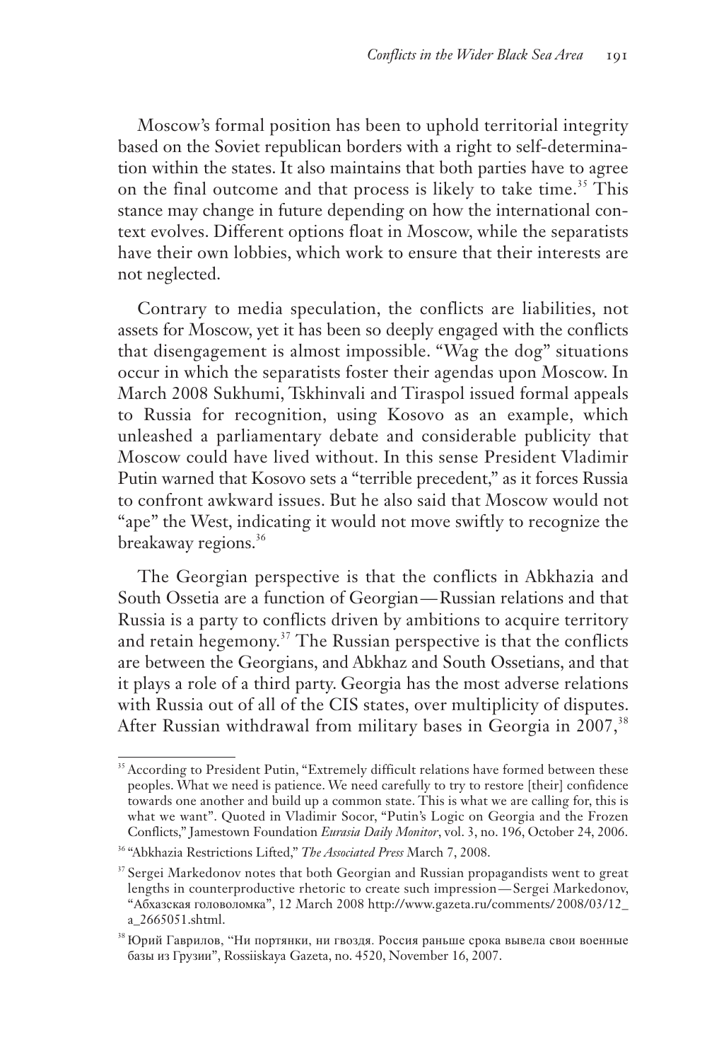Moscow's formal position has been to uphold territorial integrity based on the Soviet republican borders with a right to self-determination within the states. It also maintains that both parties have to agree on the final outcome and that process is likely to take time.[35] This stance may change in future depending on how the international context evolves. Different options float in Moscow, while the separatists have their own lobbies, which work to ensure that their interests are not neglected.

Contrary to media speculation, the conflicts are liabilities, not assets for Moscow, yet it has been so deeply engaged with the conflicts that disengagement is almost impossible. "Wag the dog" situations occur in which the separatists foster their agendas upon Moscow. In March 2008 Sukhumi, Tskhinvali and Tiraspol issued formal appeals to Russia for recognition, using Kosovo as an example, which unleashed a parliamentary debate and considerable publicity that Moscow could have lived without. In this sense President Vladimir Putin warned that Kosovo sets a "terrible precedent," as it forces Russia to confront awkward issues. But he also said that Moscow would not "ape" the West, indicating it would not move swiftly to recognize the breakaway regions.[36]

The Georgian perspective is that the conflicts in Abkhazia and South Ossetia are a function of Georgian—Russian relations and that Russia is a party to conflicts driven by ambitions to acquire territory and retain hegemony.[37] The Russian perspective is that the conflicts are between the Georgians, and Abkhaz and South Ossetians, and that it plays a role of a third party. Georgia has the most adverse relations with Russia out of all of the CIS states, over multiplicity of disputes. After Russian withdrawal from military bases in Georgia in 2007,[38]

---

[35] According to President Putin, "Extremely difficult relations have formed between these peoples. What we need is patience. We need carefully to try to restore [their] confidence towards one another and build up a common state. This is what we are calling for, this is what we want". Quoted in Vladimir Socor, "Putin's Logic on Georgia and the Frozen Conflicts," Jamestown Foundation *Eurasia Daily Monitor*, vol. 3, no. 196, October 24, 2006.

[36] "Abkhazia Restrictions Lifted," *The Associated Press* March 7, 2008.

[37] Sergei Markedonov notes that both Georgian and Russian propagandists went to great lengths in counterproductive rhetoric to create such impression—Sergei Markedonov, "Абхазская головоломка", 12 March 2008 http://www.gazeta.ru/comments/2008/03/12_a_2665051.shtml.

[38] Юрий Гаврилов, "Ни портянки, ни гвоздя. Россия раньше срока вывела свои военные базы из Грузии", Rossiiskaya Gazeta, no. 4520, November 16, 2007.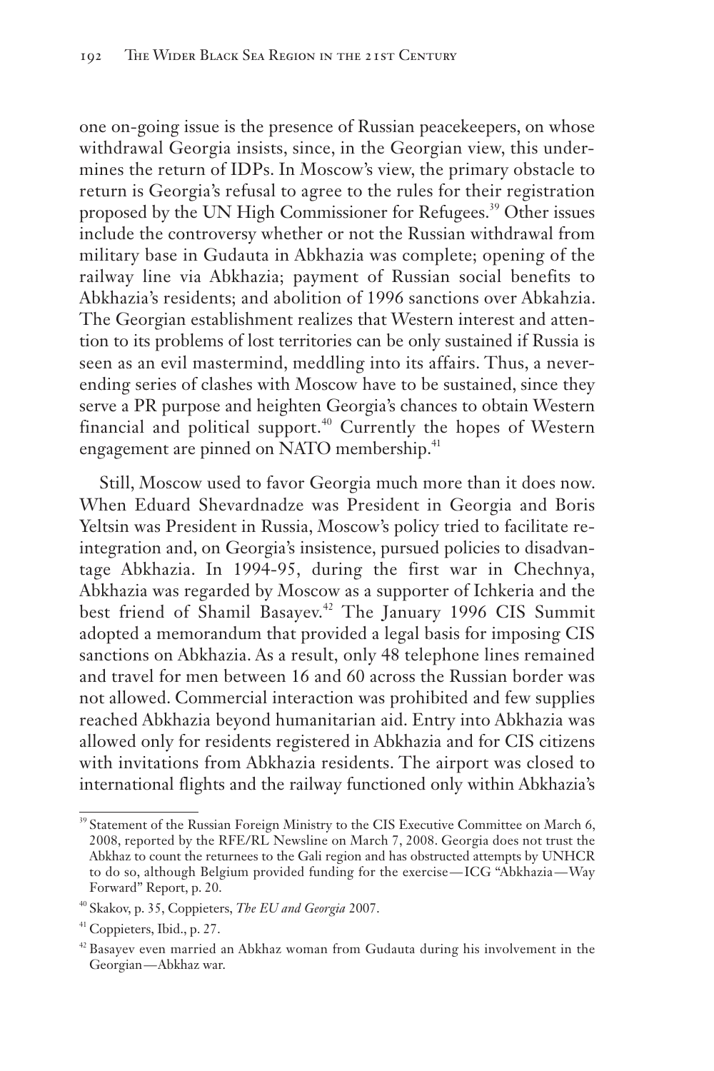one on-going issue is the presence of Russian peacekeepers, on whose withdrawal Georgia insists, since, in the Georgian view, this undermines the return of IDPs. In Moscow's view, the primary obstacle to return is Georgia's refusal to agree to the rules for their registration proposed by the UN High Commissioner for Refugees.[39] Other issues include the controversy whether or not the Russian withdrawal from military base in Gudauta in Abkhazia was complete; opening of the railway line via Abkhazia; payment of Russian social benefits to Abkhazia's residents; and abolition of 1996 sanctions over Abkahzia. The Georgian establishment realizes that Western interest and attention to its problems of lost territories can be only sustained if Russia is seen as an evil mastermind, meddling into its affairs. Thus, a never-ending series of clashes with Moscow have to be sustained, since they serve a PR purpose and heighten Georgia's chances to obtain Western financial and political support.[40] Currently the hopes of Western engagement are pinned on NATO membership.[41]

Still, Moscow used to favor Georgia much more than it does now. When Eduard Shevardnadze was President in Georgia and Boris Yeltsin was President in Russia, Moscow's policy tried to facilitate reintegration and, on Georgia's insistence, pursued policies to disadvantage Abkhazia. In 1994-95, during the first war in Chechnya, Abkhazia was regarded by Moscow as a supporter of Ichkeria and the best friend of Shamil Basayev.[42] The January 1996 CIS Summit adopted a memorandum that provided a legal basis for imposing CIS sanctions on Abkhazia. As a result, only 48 telephone lines remained and travel for men between 16 and 60 across the Russian border was not allowed. Commercial interaction was prohibited and few supplies reached Abkhazia beyond humanitarian aid. Entry into Abkhazia was allowed only for residents registered in Abkhazia and for CIS citizens with invitations from Abkhazia residents. The airport was closed to international flights and the railway functioned only within Abkhazia's

---

[39] Statement of the Russian Foreign Ministry to the CIS Executive Committee on March 6, 2008, reported by the RFE/RL Newsline on March 7, 2008. Georgia does not trust the Abkhaz to count the returnees to the Gali region and has obstructed attempts by UNHCR to do so, although Belgium provided funding for the exercise—ICG "Abkhazia—Way Forward" Report, p. 20.

[40] Skakov, p. 35, Coppieters, *The EU and Georgia* 2007.

[41] Coppieters, Ibid., p. 27.

[42] Basayev even married an Abkhaz woman from Gudauta during his involvement in the Georgian—Abkhaz war.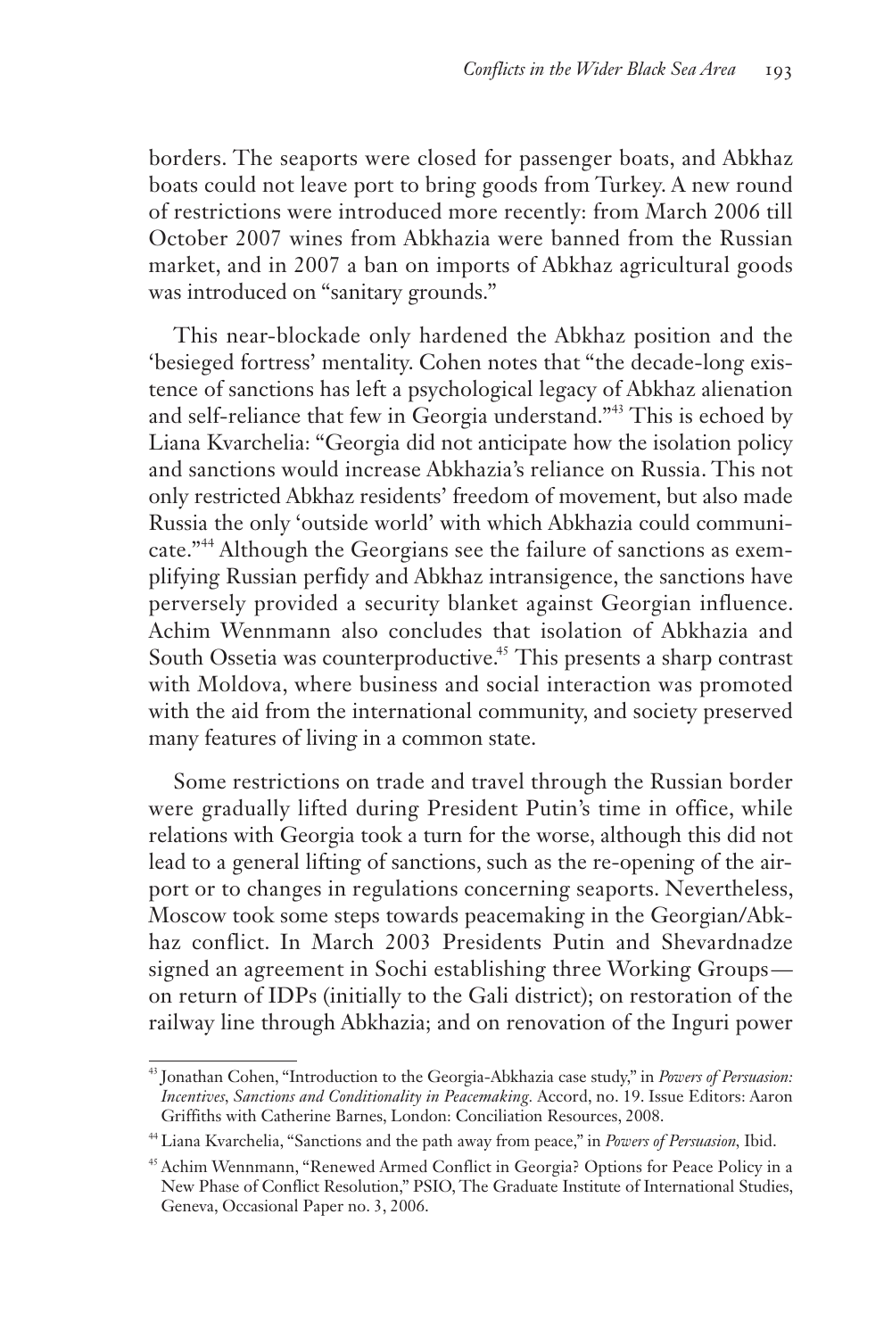borders. The seaports were closed for passenger boats, and Abkhaz boats could not leave port to bring goods from Turkey. A new round of restrictions were introduced more recently: from March 2006 till October 2007 wines from Abkhazia were banned from the Russian market, and in 2007 a ban on imports of Abkhaz agricultural goods was introduced on "sanitary grounds."

This near-blockade only hardened the Abkhaz position and the 'besieged fortress' mentality. Cohen notes that "the decade-long existence of sanctions has left a psychological legacy of Abkhaz alienation and self-reliance that few in Georgia understand."[43] This is echoed by Liana Kvarchelia: "Georgia did not anticipate how the isolation policy and sanctions would increase Abkhazia's reliance on Russia. This not only restricted Abkhaz residents' freedom of movement, but also made Russia the only 'outside world' with which Abkhazia could communicate."[44] Although the Georgians see the failure of sanctions as exemplifying Russian perfidy and Abkhaz intransigence, the sanctions have perversely provided a security blanket against Georgian influence. Achim Wennmann also concludes that isolation of Abkhazia and South Ossetia was counterproductive.[45] This presents a sharp contrast with Moldova, where business and social interaction was promoted with the aid from the international community, and society preserved many features of living in a common state.

Some restrictions on trade and travel through the Russian border were gradually lifted during President Putin's time in office, while relations with Georgia took a turn for the worse, although this did not lead to a general lifting of sanctions, such as the re-opening of the airport or to changes in regulations concerning seaports. Nevertheless, Moscow took some steps towards peacemaking in the Georgian/Abkhaz conflict. In March 2003 Presidents Putin and Shevardnadze signed an agreement in Sochi establishing three Working Groups—on return of IDPs (initially to the Gali district); on restoration of the railway line through Abkhazia; and on renovation of the Inguri power

---

[43] Jonathan Cohen, "Introduction to the Georgia-Abkhazia case study," in *Powers of Persuasion: Incentives, Sanctions and Conditionality in Peacemaking*. Accord, no. 19. Issue Editors: Aaron Griffiths with Catherine Barnes, London: Conciliation Resources, 2008.

[44] Liana Kvarchelia, "Sanctions and the path away from peace," in *Powers of Persuasion*, Ibid.

[45] Achim Wennmann, "Renewed Armed Conflict in Georgia? Options for Peace Policy in a New Phase of Conflict Resolution," PSIO, The Graduate Institute of International Studies, Geneva, Occasional Paper no. 3, 2006.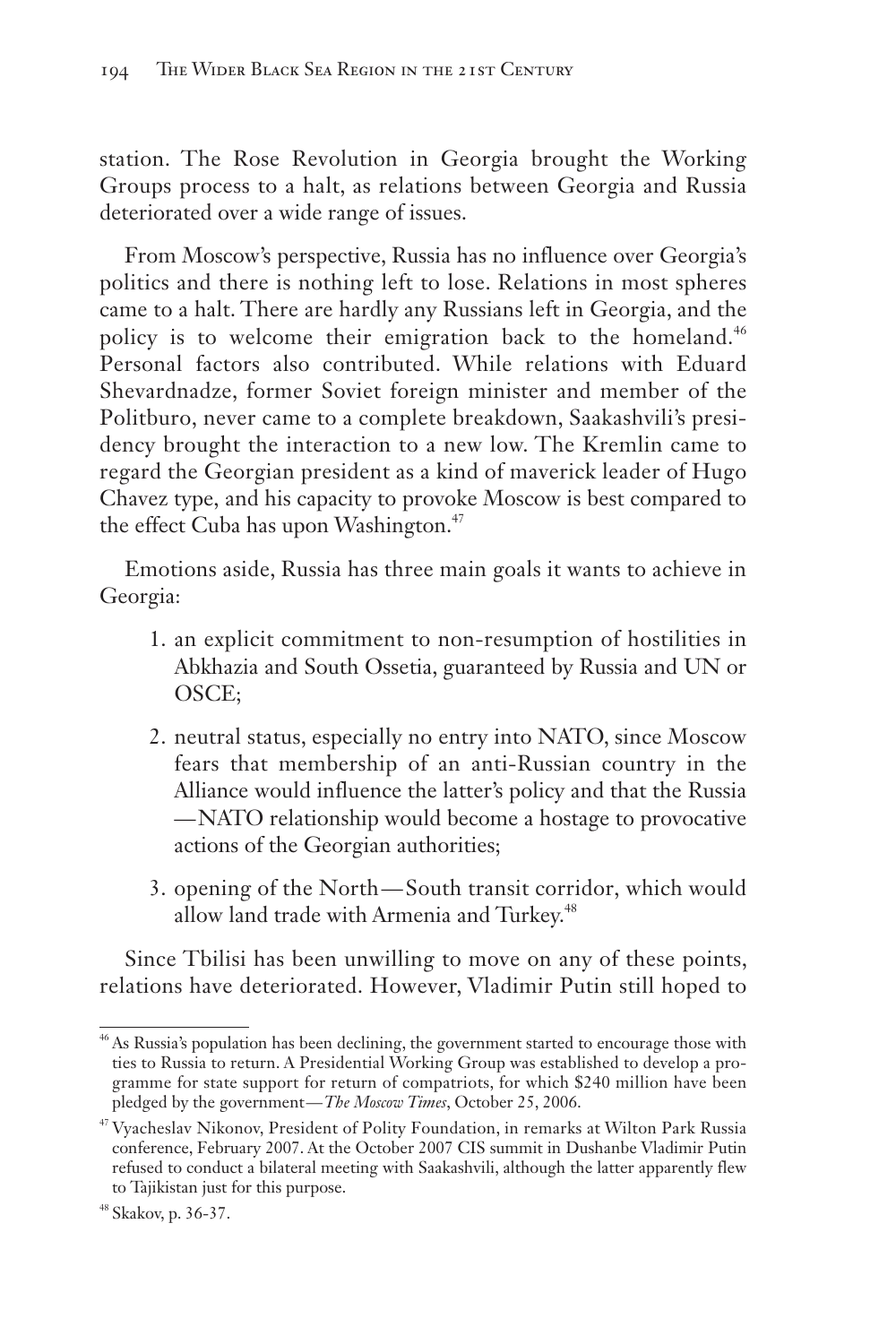station. The Rose Revolution in Georgia brought the Working Groups process to a halt, as relations between Georgia and Russia deteriorated over a wide range of issues.

From Moscow's perspective, Russia has no influence over Georgia's politics and there is nothing left to lose. Relations in most spheres came to a halt. There are hardly any Russians left in Georgia, and the policy is to welcome their emigration back to the homeland.[46] Personal factors also contributed. While relations with Eduard Shevardnadze, former Soviet foreign minister and member of the Politburo, never came to a complete breakdown, Saakashvili's presidency brought the interaction to a new low. The Kremlin came to regard the Georgian president as a kind of maverick leader of Hugo Chavez type, and his capacity to provoke Moscow is best compared to the effect Cuba has upon Washington.[47]

Emotions aside, Russia has three main goals it wants to achieve in Georgia:

1. an explicit commitment to non-resumption of hostilities in Abkhazia and South Ossetia, guaranteed by Russia and UN or OSCE;
2. neutral status, especially no entry into NATO, since Moscow fears that membership of an anti-Russian country in the Alliance would influence the latter's policy and that the Russia—NATO relationship would become a hostage to provocative actions of the Georgian authorities;
3. opening of the North—South transit corridor, which would allow land trade with Armenia and Turkey.[48]

Since Tbilisi has been unwilling to move on any of these points, relations have deteriorated. However, Vladimir Putin still hoped to

---

[46] As Russia's population has been declining, the government started to encourage those with ties to Russia to return. A Presidential Working Group was established to develop a programme for state support for return of compatriots, for which $240 million have been pledged by the government—*The Moscow Times*, October 25, 2006.

[47] Vyacheslav Nikonov, President of Polity Foundation, in remarks at Wilton Park Russia conference, February 2007. At the October 2007 CIS summit in Dushanbe Vladimir Putin refused to conduct a bilateral meeting with Saakashvili, although the latter apparently flew to Tajikistan just for this purpose.

[48] Skakov, p. 36-37.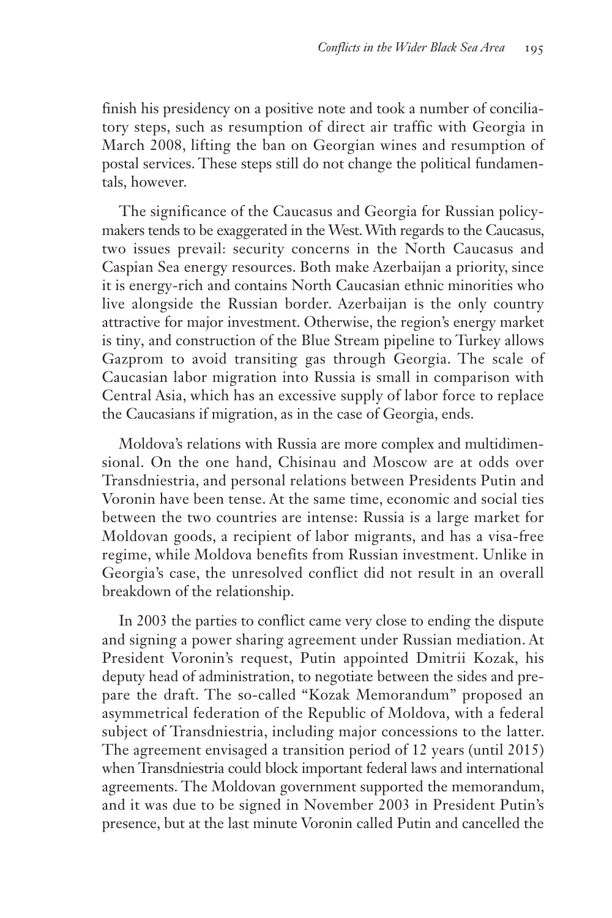finish his presidency on a positive note and took a number of conciliatory steps, such as resumption of direct air traffic with Georgia in March 2008, lifting the ban on Georgian wines and resumption of postal services. These steps still do not change the political fundamentals, however.

The significance of the Caucasus and Georgia for Russian policy-makers tends to be exaggerated in the West. With regards to the Caucasus, two issues prevail: security concerns in the North Caucasus and Caspian Sea energy resources. Both make Azerbaijan a priority, since it is energy-rich and contains North Caucasian ethnic minorities who live alongside the Russian border. Azerbaijan is the only country attractive for major investment. Otherwise, the region's energy market is tiny, and construction of the Blue Stream pipeline to Turkey allows Gazprom to avoid transiting gas through Georgia. The scale of Caucasian labor migration into Russia is small in comparison with Central Asia, which has an excessive supply of labor force to replace the Caucasians if migration, as in the case of Georgia, ends.

Moldova's relations with Russia are more complex and multidimensional. On the one hand, Chisinau and Moscow are at odds over Transdniestria, and personal relations between Presidents Putin and Voronin have been tense. At the same time, economic and social ties between the two countries are intense: Russia is a large market for Moldovan goods, a recipient of labor migrants, and has a visa-free regime, while Moldova benefits from Russian investment. Unlike in Georgia's case, the unresolved conflict did not result in an overall breakdown of the relationship.

In 2003 the parties to conflict came very close to ending the dispute and signing a power sharing agreement under Russian mediation. At President Voronin's request, Putin appointed Dmitrii Kozak, his deputy head of administration, to negotiate between the sides and prepare the draft. The so-called "Kozak Memorandum" proposed an asymmetrical federation of the Republic of Moldova, with a federal subject of Transdniestria, including major concessions to the latter. The agreement envisaged a transition period of 12 years (until 2015) when Transdniestria could block important federal laws and international agreements. The Moldovan government supported the memorandum, and it was due to be signed in November 2003 in President Putin's presence, but at the last minute Voronin called Putin and cancelled the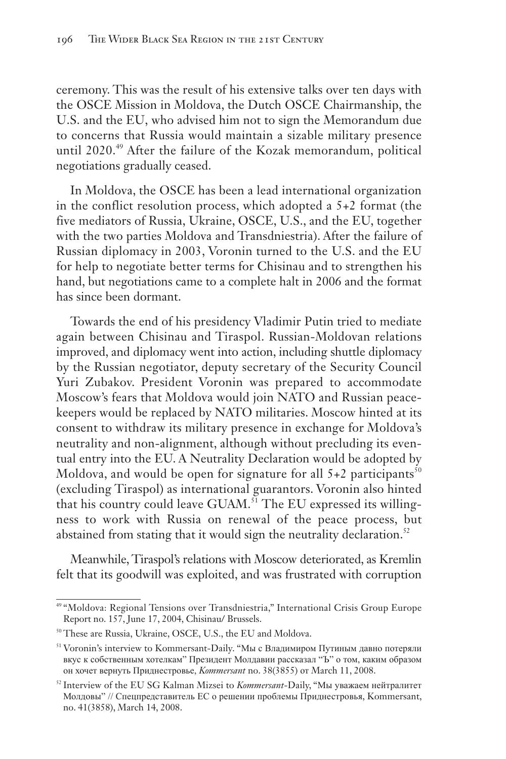ceremony. This was the result of his extensive talks over ten days with the OSCE Mission in Moldova, the Dutch OSCE Chairmanship, the U.S. and the EU, who advised him not to sign the Memorandum due to concerns that Russia would maintain a sizable military presence until 2020.[49] After the failure of the Kozak memorandum, political negotiations gradually ceased.

In Moldova, the OSCE has been a lead international organization in the conflict resolution process, which adopted a 5+2 format (the five mediators of Russia, Ukraine, OSCE, U.S., and the EU, together with the two parties Moldova and Transdniestria). After the failure of Russian diplomacy in 2003, Voronin turned to the U.S. and the EU for help to negotiate better terms for Chisinau and to strengthen his hand, but negotiations came to a complete halt in 2006 and the format has since been dormant.

Towards the end of his presidency Vladimir Putin tried to mediate again between Chisinau and Tiraspol. Russian-Moldovan relations improved, and diplomacy went into action, including shuttle diplomacy by the Russian negotiator, deputy secretary of the Security Council Yuri Zubakov. President Voronin was prepared to accommodate Moscow's fears that Moldova would join NATO and Russian peacekeepers would be replaced by NATO militaries. Moscow hinted at its consent to withdraw its military presence in exchange for Moldova's neutrality and non-alignment, although without precluding its eventual entry into the EU. A Neutrality Declaration would be adopted by Moldova, and would be open for signature for all 5+2 participants[50] (excluding Tiraspol) as international guarantors. Voronin also hinted that his country could leave GUAM.[51] The EU expressed its willingness to work with Russia on renewal of the peace process, but abstained from stating that it would sign the neutrality declaration.[52]

Meanwhile, Tiraspol's relations with Moscow deteriorated, as Kremlin felt that its goodwill was exploited, and was frustrated with corruption

---

[49] "Moldova: Regional Tensions over Transdniestria," International Crisis Group Europe Report no. 157, June 17, 2004, Chisinau/ Brussels.

[50] These are Russia, Ukraine, OSCE, U.S., the EU and Moldova.

[51] Voronin's interview to Kommersant-Daily. "Мы с Владимиром Путиным давно потеряли вкус к собственным хотелкам" Президент Молдавии рассказал "Ъ" о том, каким образом он хочет вернуть Приднестровье, *Kommersant* no. 38(3855) от March 11, 2008.

[52] Interview of the EU SG Kalman Mizsei to *Kommersant*-Daily, "Мы уважаем нейтралитет Молдовы" // Спецпредставитель ЕС о решении проблемы Приднестровья, Kommersant, no. 41(3858), March 14, 2008.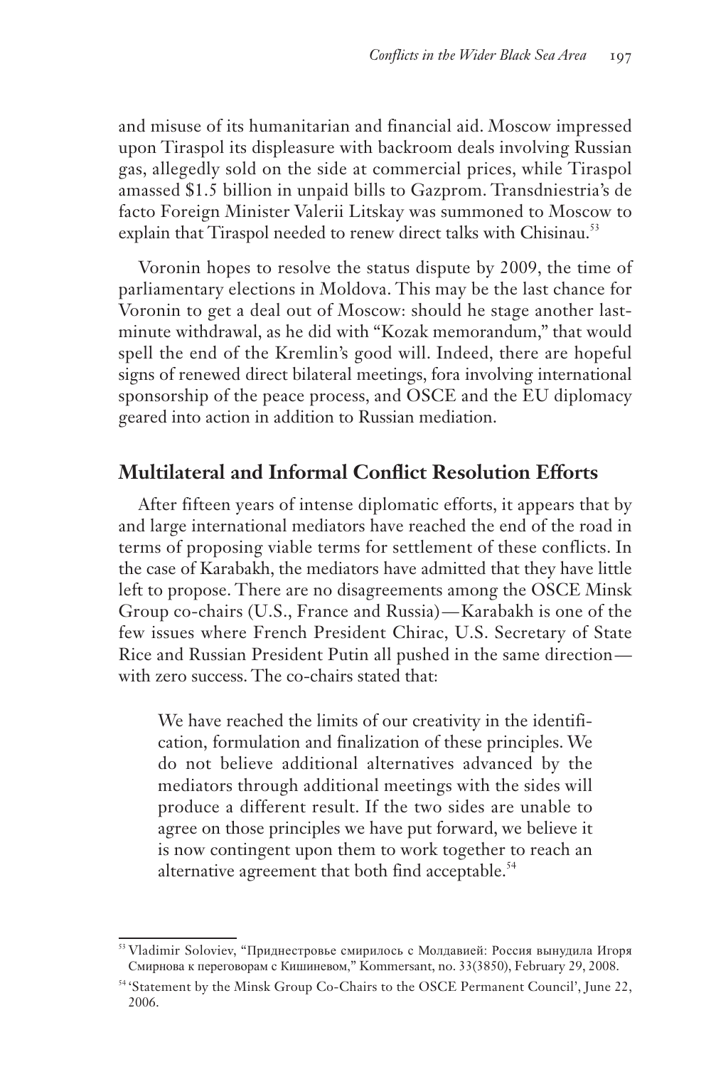and misuse of its humanitarian and financial aid. Moscow impressed upon Tiraspol its displeasure with backroom deals involving Russian gas, allegedly sold on the side at commercial prices, while Tiraspol amassed $1.5 billion in unpaid bills to Gazprom. Transdniestria's de facto Foreign Minister Valerii Litskay was summoned to Moscow to explain that Tiraspol needed to renew direct talks with Chisinau.[53]

Voronin hopes to resolve the status dispute by 2009, the time of parliamentary elections in Moldova. This may be the last chance for Voronin to get a deal out of Moscow: should he stage another last-minute withdrawal, as he did with "Kozak memorandum," that would spell the end of the Kremlin's good will. Indeed, there are hopeful signs of renewed direct bilateral meetings, fora involving international sponsorship of the peace process, and OSCE and the EU diplomacy geared into action in addition to Russian mediation.

## Multilateral and Informal Conflict Resolution Efforts

After fifteen years of intense diplomatic efforts, it appears that by and large international mediators have reached the end of the road in terms of proposing viable terms for settlement of these conflicts. In the case of Karabakh, the mediators have admitted that they have little left to propose. There are no disagreements among the OSCE Minsk Group co-chairs (U.S., France and Russia)—Karabakh is one of the few issues where French President Chirac, U.S. Secretary of State Rice and Russian President Putin all pushed in the same direction—with zero success. The co-chairs stated that:

> We have reached the limits of our creativity in the identification, formulation and finalization of these principles. We do not believe additional alternatives advanced by the mediators through additional meetings with the sides will produce a different result. If the two sides are unable to agree on those principles we have put forward, we believe it is now contingent upon them to work together to reach an alternative agreement that both find acceptable.[54]

---

[53] Vladimir Soloviev, "Приднестровье смирилось с Молдавией: Россия вынудила Игоря Смирнова к переговорам с Кишиневом," Kommersant, no. 33(3850), February 29, 2008.

[54] 'Statement by the Minsk Group Co-Chairs to the OSCE Permanent Council', June 22, 2006.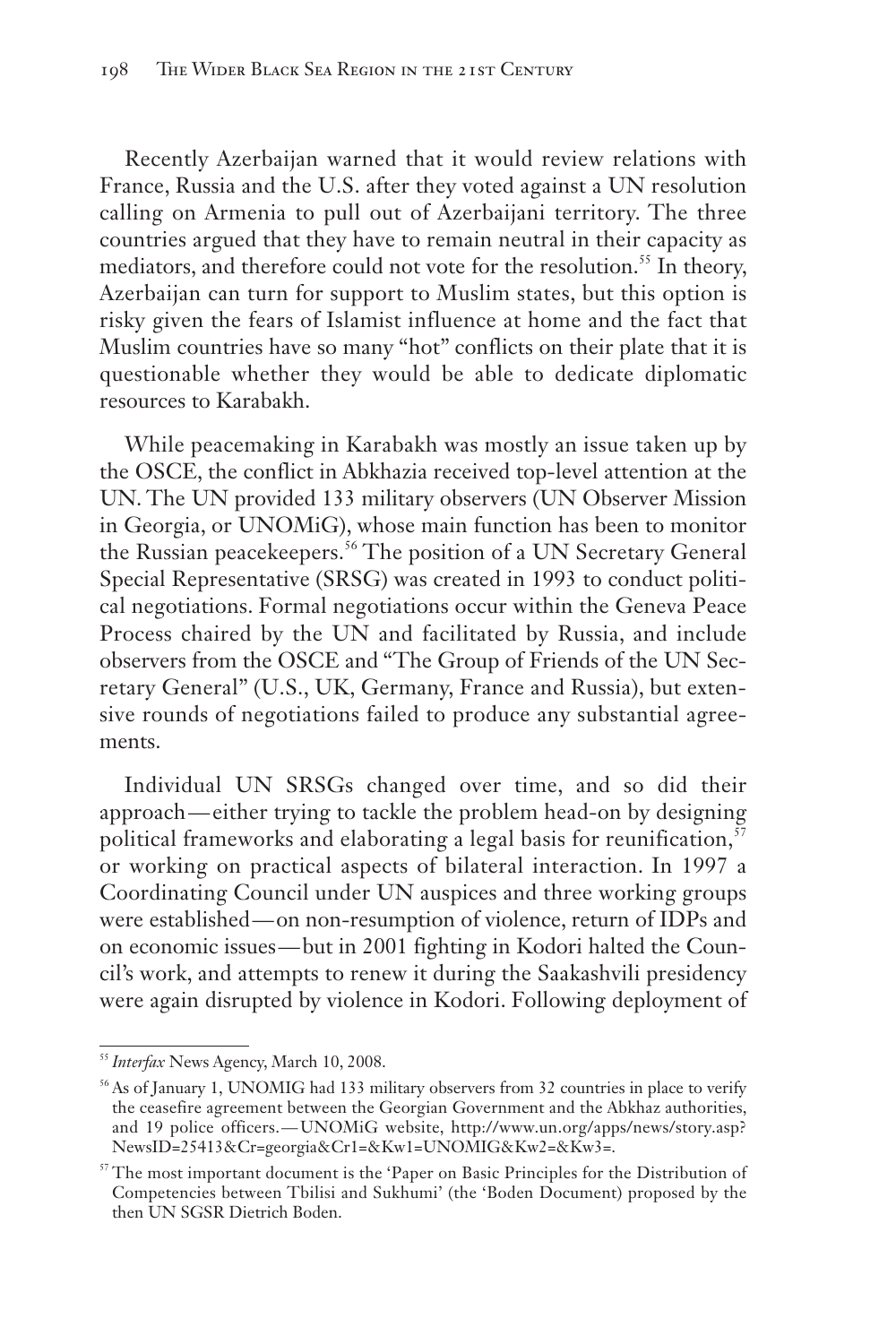Recently Azerbaijan warned that it would review relations with France, Russia and the U.S. after they voted against a UN resolution calling on Armenia to pull out of Azerbaijani territory. The three countries argued that they have to remain neutral in their capacity as mediators, and therefore could not vote for the resolution.[55] In theory, Azerbaijan can turn for support to Muslim states, but this option is risky given the fears of Islamist influence at home and the fact that Muslim countries have so many "hot" conflicts on their plate that it is questionable whether they would be able to dedicate diplomatic resources to Karabakh.

While peacemaking in Karabakh was mostly an issue taken up by the OSCE, the conflict in Abkhazia received top-level attention at the UN. The UN provided 133 military observers (UN Observer Mission in Georgia, or UNOMiG), whose main function has been to monitor the Russian peacekeepers.[56] The position of a UN Secretary General Special Representative (SRSG) was created in 1993 to conduct political negotiations. Formal negotiations occur within the Geneva Peace Process chaired by the UN and facilitated by Russia, and include observers from the OSCE and "The Group of Friends of the UN Secretary General" (U.S., UK, Germany, France and Russia), but extensive rounds of negotiations failed to produce any substantial agreements.

Individual UN SRSGs changed over time, and so did their approach—either trying to tackle the problem head-on by designing political frameworks and elaborating a legal basis for reunification,[57] or working on practical aspects of bilateral interaction. In 1997 a Coordinating Council under UN auspices and three working groups were established—on non-resumption of violence, return of IDPs and on economic issues—but in 2001 fighting in Kodori halted the Council's work, and attempts to renew it during the Saakashvili presidency were again disrupted by violence in Kodori. Following deployment of

---

[55] *Interfax* News Agency, March 10, 2008.

[56] As of January 1, UNOMIG had 133 military observers from 32 countries in place to verify the ceasefire agreement between the Georgian Government and the Abkhaz authorities, and 19 police officers.—UNOMiG website, http://www.un.org/apps/news/story.asp?NewsID=25413&Cr=georgia&Cr1=&Kw1=UNOMIG&Kw2=&Kw3=.

[57] The most important document is the 'Paper on Basic Principles for the Distribution of Competencies between Tbilisi and Sukhumi' (the 'Boden Document) proposed by the then UN SGSR Dietrich Boden.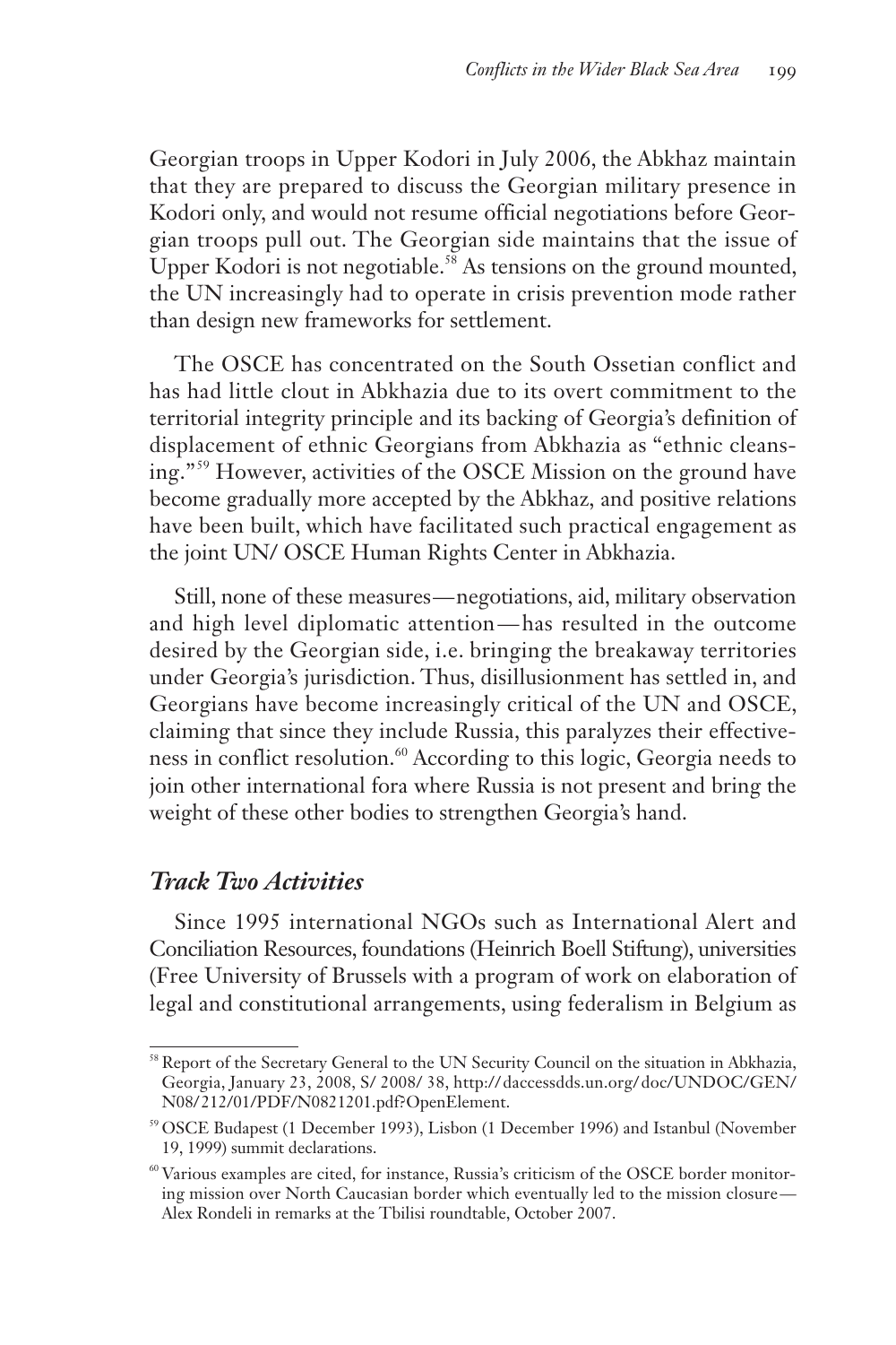Georgian troops in Upper Kodori in July 2006, the Abkhaz maintain that they are prepared to discuss the Georgian military presence in Kodori only, and would not resume official negotiations before Georgian troops pull out. The Georgian side maintains that the issue of Upper Kodori is not negotiable.[58] As tensions on the ground mounted, the UN increasingly had to operate in crisis prevention mode rather than design new frameworks for settlement.

The OSCE has concentrated on the South Ossetian conflict and has had little clout in Abkhazia due to its overt commitment to the territorial integrity principle and its backing of Georgia's definition of displacement of ethnic Georgians from Abkhazia as "ethnic cleansing."[59] However, activities of the OSCE Mission on the ground have become gradually more accepted by the Abkhaz, and positive relations have been built, which have facilitated such practical engagement as the joint UN/ OSCE Human Rights Center in Abkhazia.

Still, none of these measures—negotiations, aid, military observation and high level diplomatic attention—has resulted in the outcome desired by the Georgian side, i.e. bringing the breakaway territories under Georgia's jurisdiction. Thus, disillusionment has settled in, and Georgians have become increasingly critical of the UN and OSCE, claiming that since they include Russia, this paralyzes their effectiveness in conflict resolution.[60] According to this logic, Georgia needs to join other international fora where Russia is not present and bring the weight of these other bodies to strengthen Georgia's hand.

### *Track Two Activities*

Since 1995 international NGOs such as International Alert and Conciliation Resources, foundations (Heinrich Boell Stiftung), universities (Free University of Brussels with a program of work on elaboration of legal and constitutional arrangements, using federalism in Belgium as

---

[58] Report of the Secretary General to the UN Security Council on the situation in Abkhazia, Georgia, January 23, 2008, S/ 2008/ 38, http://daccessdds.un.org/doc/UNDOC/GEN/N08/212/01/PDF/N0821201.pdf?OpenElement.

[59] OSCE Budapest (1 December 1993), Lisbon (1 December 1996) and Istanbul (November 19, 1999) summit declarations.

[60] Various examples are cited, for instance, Russia's criticism of the OSCE border monitoring mission over North Caucasian border which eventually led to the mission closure—Alex Rondeli in remarks at the Tbilisi roundtable, October 2007.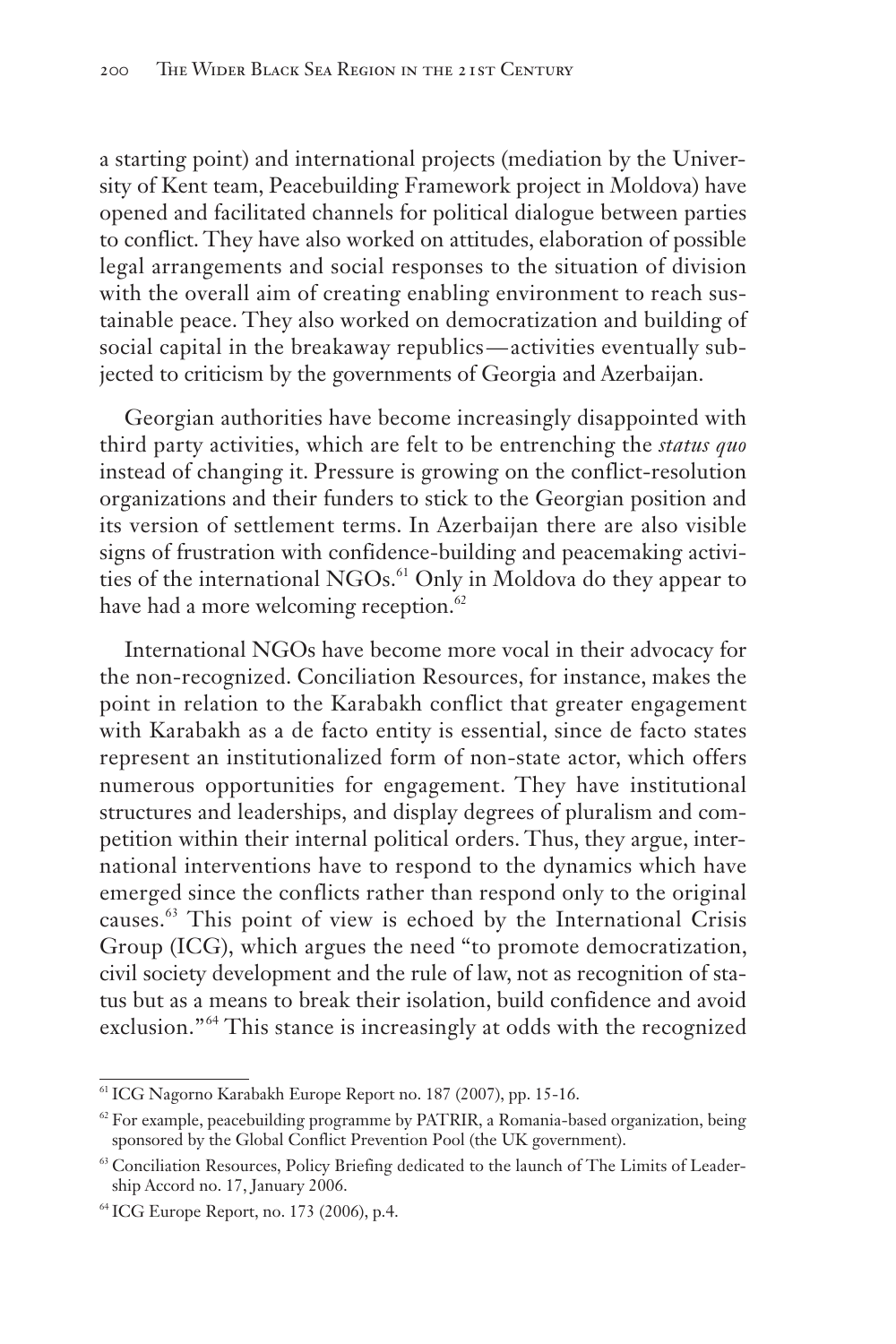a starting point) and international projects (mediation by the University of Kent team, Peacebuilding Framework project in Moldova) have opened and facilitated channels for political dialogue between parties to conflict. They have also worked on attitudes, elaboration of possible legal arrangements and social responses to the situation of division with the overall aim of creating enabling environment to reach sustainable peace. They also worked on democratization and building of social capital in the breakaway republics—activities eventually subjected to criticism by the governments of Georgia and Azerbaijan.

Georgian authorities have become increasingly disappointed with third party activities, which are felt to be entrenching the *status quo* instead of changing it. Pressure is growing on the conflict-resolution organizations and their funders to stick to the Georgian position and its version of settlement terms. In Azerbaijan there are also visible signs of frustration with confidence-building and peacemaking activities of the international NGOs.[61] Only in Moldova do they appear to have had a more welcoming reception.[62]

International NGOs have become more vocal in their advocacy for the non-recognized. Conciliation Resources, for instance, makes the point in relation to the Karabakh conflict that greater engagement with Karabakh as a de facto entity is essential, since de facto states represent an institutionalized form of non-state actor, which offers numerous opportunities for engagement. They have institutional structures and leaderships, and display degrees of pluralism and competition within their internal political orders. Thus, they argue, international interventions have to respond to the dynamics which have emerged since the conflicts rather than respond only to the original causes.[63] This point of view is echoed by the International Crisis Group (ICG), which argues the need "to promote democratization, civil society development and the rule of law, not as recognition of status but as a means to break their isolation, build confidence and avoid exclusion."[64] This stance is increasingly at odds with the recognized

---

[61] ICG Nagorno Karabakh Europe Report no. 187 (2007), pp. 15-16.

[62] For example, peacebuilding programme by PATRIR, a Romania-based organization, being sponsored by the Global Conflict Prevention Pool (the UK government).

[63] Conciliation Resources, Policy Briefing dedicated to the launch of The Limits of Leadership Accord no. 17, January 2006.

[64] ICG Europe Report, no. 173 (2006), p.4.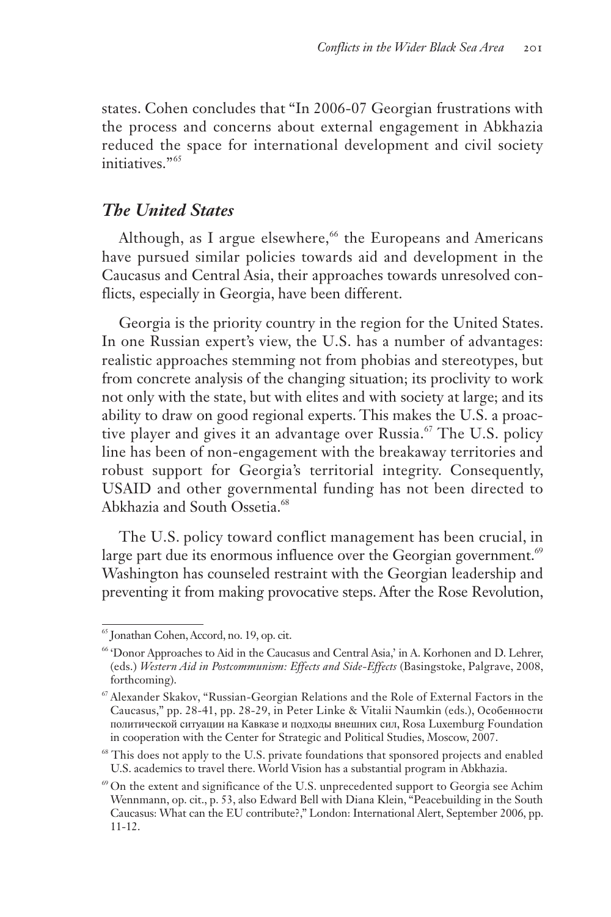states. Cohen concludes that "In 2006-07 Georgian frustrations with the process and concerns about external engagement in Abkhazia reduced the space for international development and civil society initiatives."[65]

## *The United States*

Although, as I argue elsewhere,[66] the Europeans and Americans have pursued similar policies towards aid and development in the Caucasus and Central Asia, their approaches towards unresolved conflicts, especially in Georgia, have been different.

Georgia is the priority country in the region for the United States. In one Russian expert's view, the U.S. has a number of advantages: realistic approaches stemming not from phobias and stereotypes, but from concrete analysis of the changing situation; its proclivity to work not only with the state, but with elites and with society at large; and its ability to draw on good regional experts. This makes the U.S. a proactive player and gives it an advantage over Russia.[67] The U.S. policy line has been of non-engagement with the breakaway territories and robust support for Georgia's territorial integrity. Consequently, USAID and other governmental funding has not been directed to Abkhazia and South Ossetia.[68]

The U.S. policy toward conflict management has been crucial, in large part due its enormous influence over the Georgian government.[69] Washington has counseled restraint with the Georgian leadership and preventing it from making provocative steps. After the Rose Revolution,

---

[65] Jonathan Cohen, Accord, no. 19, op. cit.

[66] 'Donor Approaches to Aid in the Caucasus and Central Asia,' in A. Korhonen and D. Lehrer, (eds.) *Western Aid in Postcommunism: Effects and Side-Effects* (Basingstoke, Palgrave, 2008, forthcoming).

[67] Alexander Skakov, "Russian-Georgian Relations and the Role of External Factors in the Caucasus," pp. 28-41, pp. 28-29, in Peter Linke & Vitalii Naumkin (eds.), Особенности политической ситуации на Кавказе и подходы внешних сил, Rosa Luxemburg Foundation in cooperation with the Center for Strategic and Political Studies, Moscow, 2007.

[68] This does not apply to the U.S. private foundations that sponsored projects and enabled U.S. academics to travel there. World Vision has a substantial program in Abkhazia.

[69] On the extent and significance of the U.S. unprecedented support to Georgia see Achim Wennmann, op. cit., p. 53, also Edward Bell with Diana Klein, "Peacebuilding in the South Caucasus: What can the EU contribute?," London: International Alert, September 2006, pp. 11-12.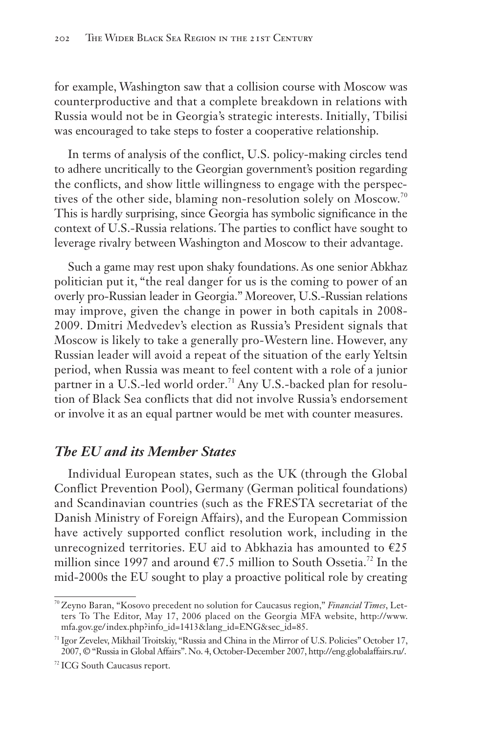for example, Washington saw that a collision course with Moscow was counterproductive and that a complete breakdown in relations with Russia would not be in Georgia's strategic interests. Initially, Tbilisi was encouraged to take steps to foster a cooperative relationship.

In terms of analysis of the conflict, U.S. policy-making circles tend to adhere uncritically to the Georgian government's position regarding the conflicts, and show little willingness to engage with the perspectives of the other side, blaming non-resolution solely on Moscow.[70] This is hardly surprising, since Georgia has symbolic significance in the context of U.S.-Russia relations. The parties to conflict have sought to leverage rivalry between Washington and Moscow to their advantage.

Such a game may rest upon shaky foundations. As one senior Abkhaz politician put it, "the real danger for us is the coming to power of an overly pro-Russian leader in Georgia." Moreover, U.S.-Russian relations may improve, given the change in power in both capitals in 2008-2009. Dmitri Medvedev's election as Russia's President signals that Moscow is likely to take a generally pro-Western line. However, any Russian leader will avoid a repeat of the situation of the early Yeltsin period, when Russia was meant to feel content with a role of a junior partner in a U.S.-led world order.[71] Any U.S.-backed plan for resolution of Black Sea conflicts that did not involve Russia's endorsement or involve it as an equal partner would be met with counter measures.

## *The EU and its Member States*

Individual European states, such as the UK (through the Global Conflict Prevention Pool), Germany (German political foundations) and Scandinavian countries (such as the FRESTA secretariat of the Danish Ministry of Foreign Affairs), and the European Commission have actively supported conflict resolution work, including in the unrecognized territories. EU aid to Abkhazia has amounted to €25 million since 1997 and around €7.5 million to South Ossetia.[72] In the mid-2000s the EU sought to play a proactive political role by creating

---

[70] Zeyno Baran, "Kosovo precedent no solution for Caucasus region," *Financial Times*, Letters To The Editor, May 17, 2006 placed on the Georgia MFA website, http://www.mfa.gov.ge/index.php?info_id=1413&lang_id=ENG&sec_id=85.

[71] Igor Zevelev, Mikhail Troitskiy, "Russia and China in the Mirror of U.S. Policies" October 17, 2007, © "Russia in Global Affairs". No. 4, October-December 2007, http://eng.globalaffairs.ru/.

[72] ICG South Caucasus report.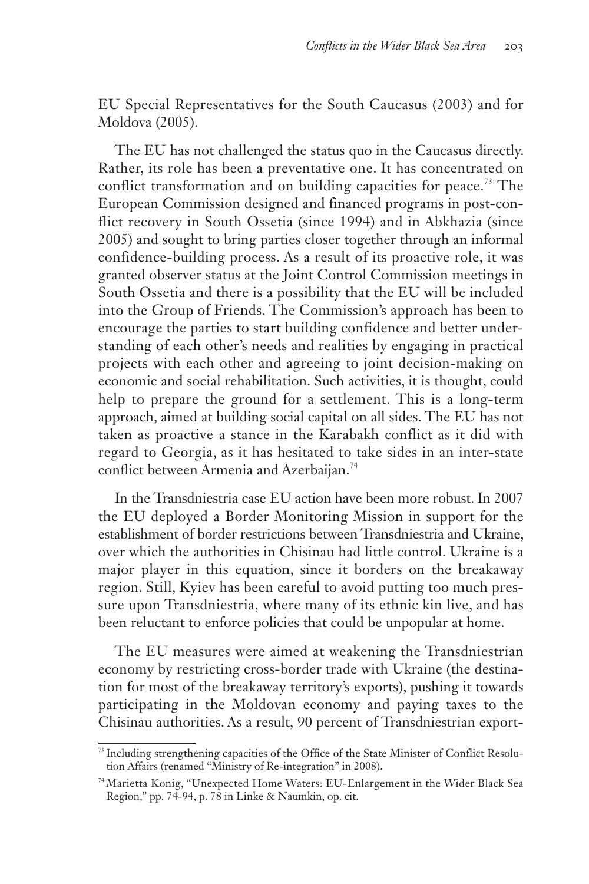EU Special Representatives for the South Caucasus (2003) and for Moldova (2005).

The EU has not challenged the status quo in the Caucasus directly. Rather, its role has been a preventative one. It has concentrated on conflict transformation and on building capacities for peace.[73] The European Commission designed and financed programs in post-conflict recovery in South Ossetia (since 1994) and in Abkhazia (since 2005) and sought to bring parties closer together through an informal confidence-building process. As a result of its proactive role, it was granted observer status at the Joint Control Commission meetings in South Ossetia and there is a possibility that the EU will be included into the Group of Friends. The Commission's approach has been to encourage the parties to start building confidence and better understanding of each other's needs and realities by engaging in practical projects with each other and agreeing to joint decision-making on economic and social rehabilitation. Such activities, it is thought, could help to prepare the ground for a settlement. This is a long-term approach, aimed at building social capital on all sides. The EU has not taken as proactive a stance in the Karabakh conflict as it did with regard to Georgia, as it has hesitated to take sides in an inter-state conflict between Armenia and Azerbaijan.[74]

In the Transdniestria case EU action have been more robust. In 2007 the EU deployed a Border Monitoring Mission in support for the establishment of border restrictions between Transdniestria and Ukraine, over which the authorities in Chisinau had little control. Ukraine is a major player in this equation, since it borders on the breakaway region. Still, Kyiev has been careful to avoid putting too much pressure upon Transdniestria, where many of its ethnic kin live, and has been reluctant to enforce policies that could be unpopular at home.

The EU measures were aimed at weakening the Transdniestrian economy by restricting cross-border trade with Ukraine (the destination for most of the breakaway territory's exports), pushing it towards participating in the Moldovan economy and paying taxes to the Chisinau authorities. As a result, 90 percent of Transdniestrian export-

---

[73] Including strengthening capacities of the Office of the State Minister of Conflict Resolution Affairs (renamed "Ministry of Re-integration" in 2008).

[74] Marietta Konig, "Unexpected Home Waters: EU-Enlargement in the Wider Black Sea Region," pp. 74-94, p. 78 in Linke & Naumkin, op. cit.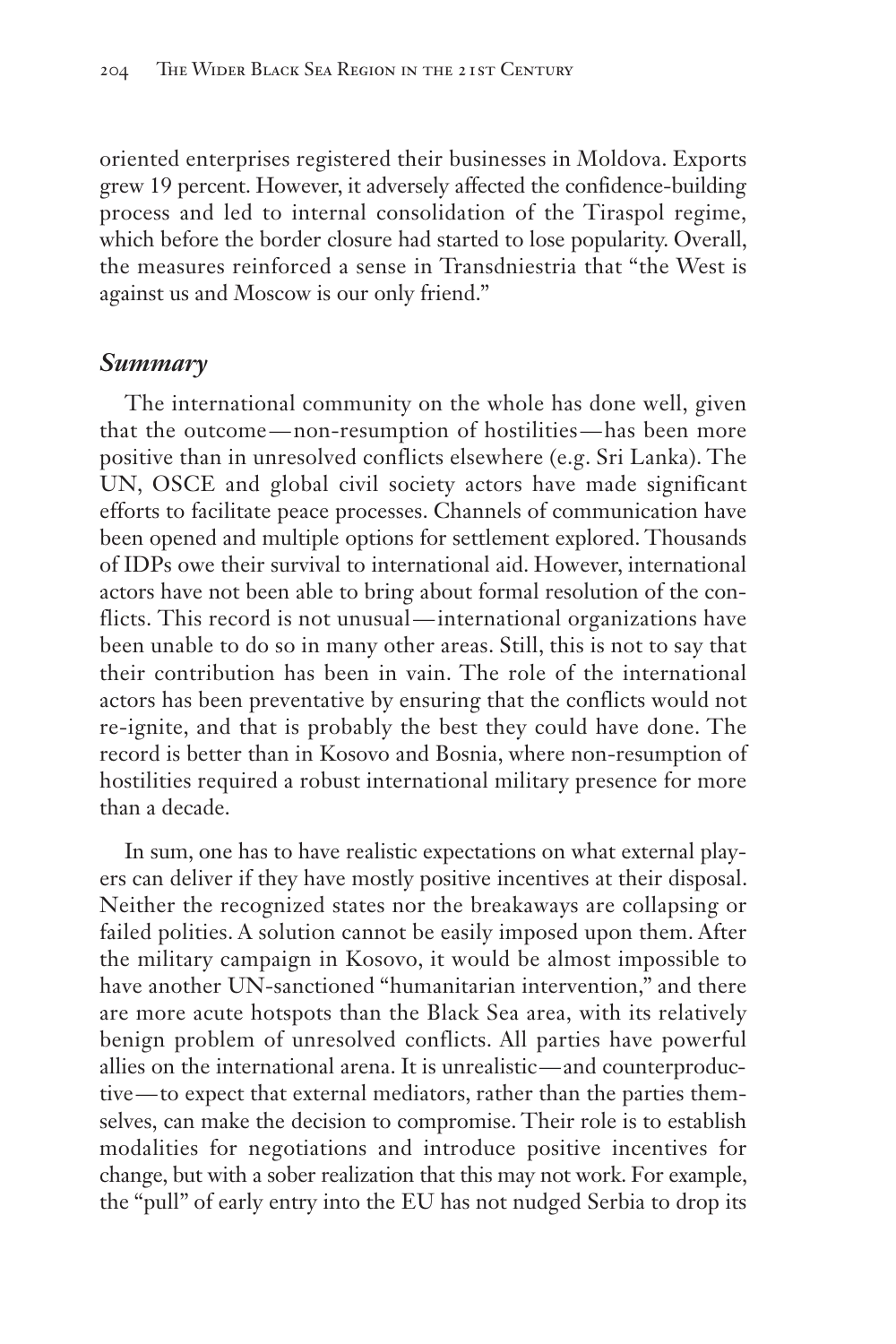oriented enterprises registered their businesses in Moldova. Exports grew 19 percent. However, it adversely affected the confidence-building process and led to internal consolidation of the Tiraspol regime, which before the border closure had started to lose popularity. Overall, the measures reinforced a sense in Transdniestria that "the West is against us and Moscow is our only friend."

## *Summary*

The international community on the whole has done well, given that the outcome—non-resumption of hostilities—has been more positive than in unresolved conflicts elsewhere (e.g. Sri Lanka). The UN, OSCE and global civil society actors have made significant efforts to facilitate peace processes. Channels of communication have been opened and multiple options for settlement explored. Thousands of IDPs owe their survival to international aid. However, international actors have not been able to bring about formal resolution of the conflicts. This record is not unusual—international organizations have been unable to do so in many other areas. Still, this is not to say that their contribution has been in vain. The role of the international actors has been preventative by ensuring that the conflicts would not re-ignite, and that is probably the best they could have done. The record is better than in Kosovo and Bosnia, where non-resumption of hostilities required a robust international military presence for more than a decade.

In sum, one has to have realistic expectations on what external players can deliver if they have mostly positive incentives at their disposal. Neither the recognized states nor the breakaways are collapsing or failed polities. A solution cannot be easily imposed upon them. After the military campaign in Kosovo, it would be almost impossible to have another UN-sanctioned "humanitarian intervention," and there are more acute hotspots than the Black Sea area, with its relatively benign problem of unresolved conflicts. All parties have powerful allies on the international arena. It is unrealistic—and counterproductive—to expect that external mediators, rather than the parties themselves, can make the decision to compromise. Their role is to establish modalities for negotiations and introduce positive incentives for change, but with a sober realization that this may not work. For example, the "pull" of early entry into the EU has not nudged Serbia to drop its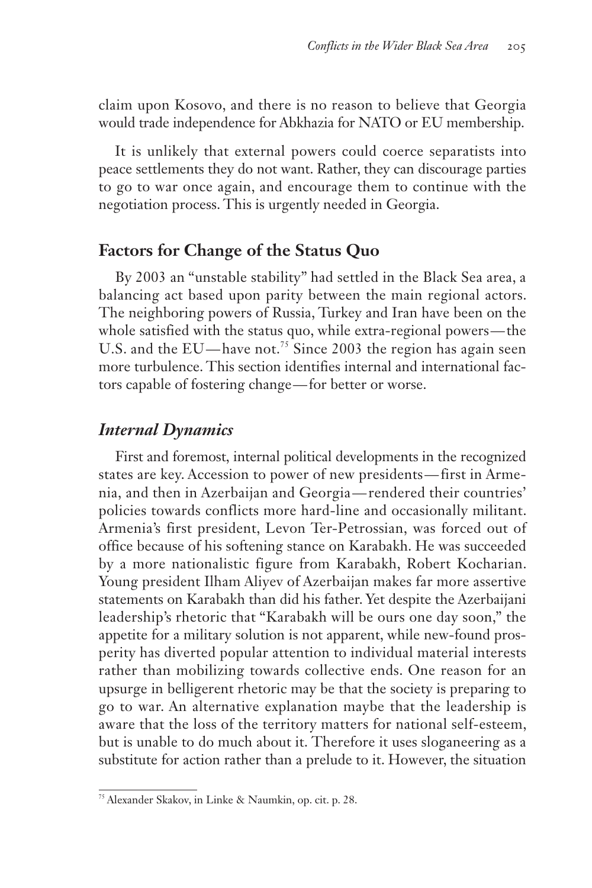claim upon Kosovo, and there is no reason to believe that Georgia would trade independence for Abkhazia for NATO or EU membership.

It is unlikely that external powers could coerce separatists into peace settlements they do not want. Rather, they can discourage parties to go to war once again, and encourage them to continue with the negotiation process. This is urgently needed in Georgia.

## Factors for Change of the Status Quo

By 2003 an "unstable stability" had settled in the Black Sea area, a balancing act based upon parity between the main regional actors. The neighboring powers of Russia, Turkey and Iran have been on the whole satisfied with the status quo, while extra-regional powers—the U.S. and the EU—have not.[75] Since 2003 the region has again seen more turbulence. This section identifies internal and international factors capable of fostering change—for better or worse.

### *Internal Dynamics*

First and foremost, internal political developments in the recognized states are key. Accession to power of new presidents—first in Armenia, and then in Azerbaijan and Georgia—rendered their countries' policies towards conflicts more hard-line and occasionally militant. Armenia's first president, Levon Ter-Petrossian, was forced out of office because of his softening stance on Karabakh. He was succeeded by a more nationalistic figure from Karabakh, Robert Kocharian. Young president Ilham Aliyev of Azerbaijan makes far more assertive statements on Karabakh than did his father. Yet despite the Azerbaijani leadership's rhetoric that "Karabakh will be ours one day soon," the appetite for a military solution is not apparent, while new-found prosperity has diverted popular attention to individual material interests rather than mobilizing towards collective ends. One reason for an upsurge in belligerent rhetoric may be that the society is preparing to go to war. An alternative explanation maybe that the leadership is aware that the loss of the territory matters for national self-esteem, but is unable to do much about it. Therefore it uses sloganeering as a substitute for action rather than a prelude to it. However, the situation

[75] Alexander Skakov, in Linke & Naumkin, op. cit. p. 28.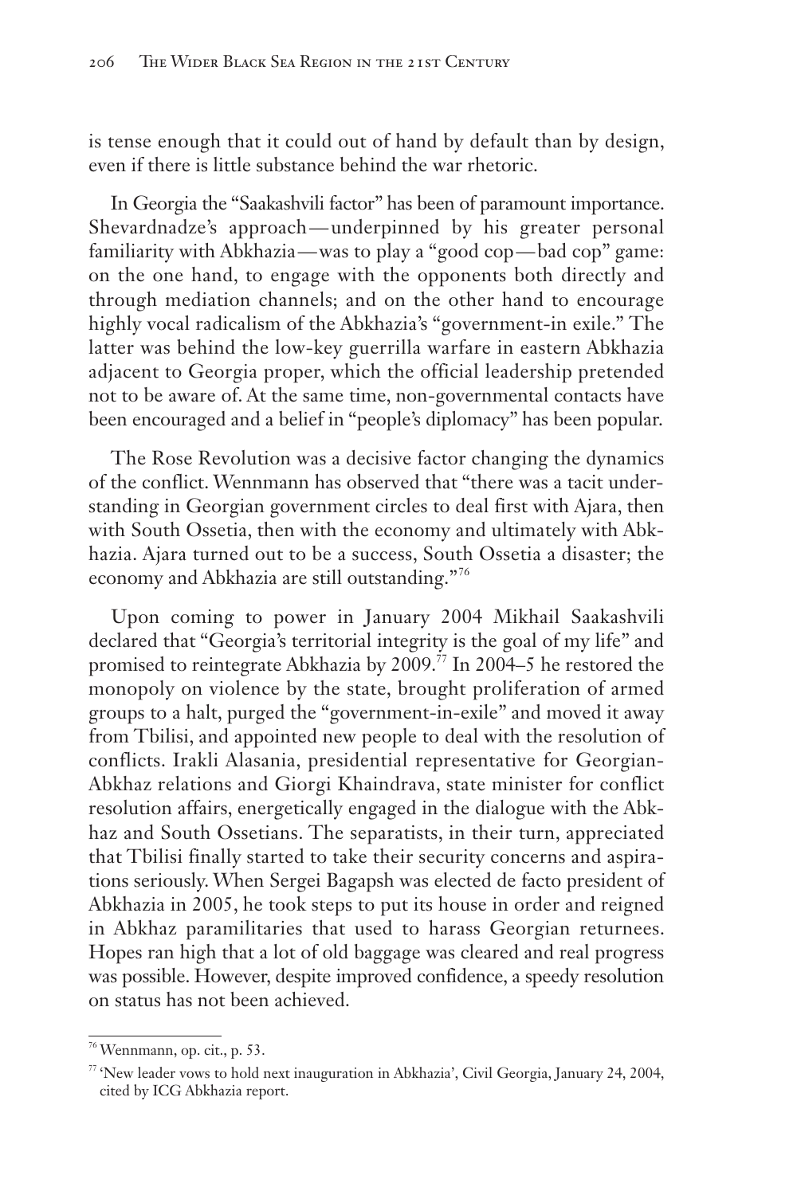is tense enough that it could out of hand by default than by design, even if there is little substance behind the war rhetoric.

In Georgia the "Saakashvili factor" has been of paramount importance. Shevardnadze's approach—underpinned by his greater personal familiarity with Abkhazia—was to play a "good cop—bad cop" game: on the one hand, to engage with the opponents both directly and through mediation channels; and on the other hand to encourage highly vocal radicalism of the Abkhazia's "government-in exile." The latter was behind the low-key guerrilla warfare in eastern Abkhazia adjacent to Georgia proper, which the official leadership pretended not to be aware of. At the same time, non-governmental contacts have been encouraged and a belief in "people's diplomacy" has been popular.

The Rose Revolution was a decisive factor changing the dynamics of the conflict. Wennmann has observed that "there was a tacit understanding in Georgian government circles to deal first with Ajara, then with South Ossetia, then with the economy and ultimately with Abkhazia. Ajara turned out to be a success, South Ossetia a disaster; the economy and Abkhazia are still outstanding."[76]

Upon coming to power in January 2004 Mikhail Saakashvili declared that "Georgia's territorial integrity is the goal of my life" and promised to reintegrate Abkhazia by 2009.[77] In 2004–5 he restored the monopoly on violence by the state, brought proliferation of armed groups to a halt, purged the "government-in-exile" and moved it away from Tbilisi, and appointed new people to deal with the resolution of conflicts. Irakli Alasania, presidential representative for Georgian-Abkhaz relations and Giorgi Khaindrava, state minister for conflict resolution affairs, energetically engaged in the dialogue with the Abkhaz and South Ossetians. The separatists, in their turn, appreciated that Tbilisi finally started to take their security concerns and aspirations seriously. When Sergei Bagapsh was elected de facto president of Abkhazia in 2005, he took steps to put its house in order and reigned in Abkhaz paramilitaries that used to harass Georgian returnees. Hopes ran high that a lot of old baggage was cleared and real progress was possible. However, despite improved confidence, a speedy resolution on status has not been achieved.

---

[76] Wennmann, op. cit., p. 53.

[77] 'New leader vows to hold next inauguration in Abkhazia', Civil Georgia, January 24, 2004, cited by ICG Abkhazia report.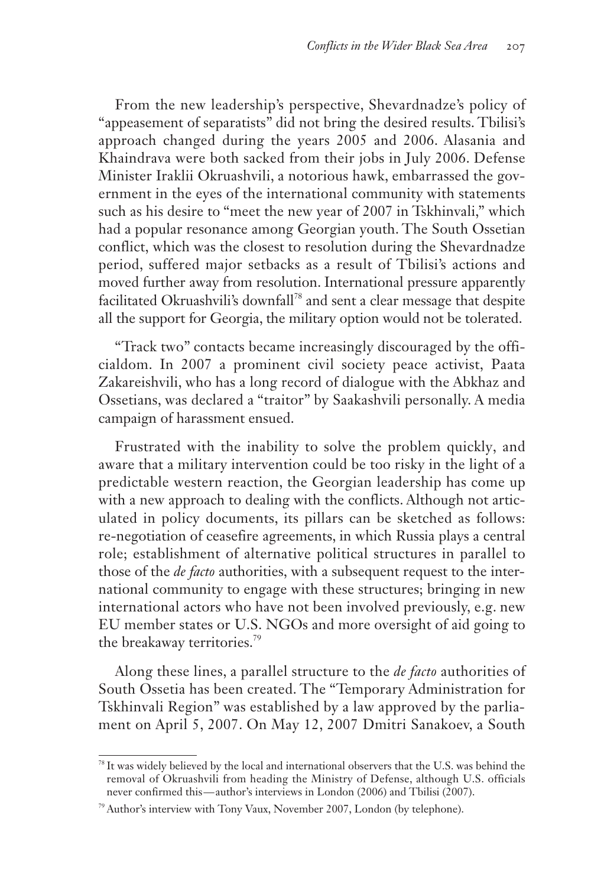From the new leadership's perspective, Shevardnadze's policy of "appeasement of separatists" did not bring the desired results. Tbilisi's approach changed during the years 2005 and 2006. Alasania and Khaindrava were both sacked from their jobs in July 2006. Defense Minister Iraklii Okruashvili, a notorious hawk, embarrassed the government in the eyes of the international community with statements such as his desire to "meet the new year of 2007 in Tskhinvali," which had a popular resonance among Georgian youth. The South Ossetian conflict, which was the closest to resolution during the Shevardnadze period, suffered major setbacks as a result of Tbilisi's actions and moved further away from resolution. International pressure apparently facilitated Okruashvili's downfall[78] and sent a clear message that despite all the support for Georgia, the military option would not be tolerated.

"Track two" contacts became increasingly discouraged by the officialdom. In 2007 a prominent civil society peace activist, Paata Zakareishvili, who has a long record of dialogue with the Abkhaz and Ossetians, was declared a "traitor" by Saakashvili personally. A media campaign of harassment ensued.

Frustrated with the inability to solve the problem quickly, and aware that a military intervention could be too risky in the light of a predictable western reaction, the Georgian leadership has come up with a new approach to dealing with the conflicts. Although not articulated in policy documents, its pillars can be sketched as follows: re-negotiation of ceasefire agreements, in which Russia plays a central role; establishment of alternative political structures in parallel to those of the *de facto* authorities, with a subsequent request to the international community to engage with these structures; bringing in new international actors who have not been involved previously, e.g. new EU member states or U.S. NGOs and more oversight of aid going to the breakaway territories.[79]

Along these lines, a parallel structure to the *de facto* authorities of South Ossetia has been created. The "Temporary Administration for Tskhinvali Region" was established by a law approved by the parliament on April 5, 2007. On May 12, 2007 Dmitri Sanakoev, a South

---

[78] It was widely believed by the local and international observers that the U.S. was behind the removal of Okruashvili from heading the Ministry of Defense, although U.S. officials never confirmed this—author's interviews in London (2006) and Tbilisi (2007).

[79] Author's interview with Tony Vaux, November 2007, London (by telephone).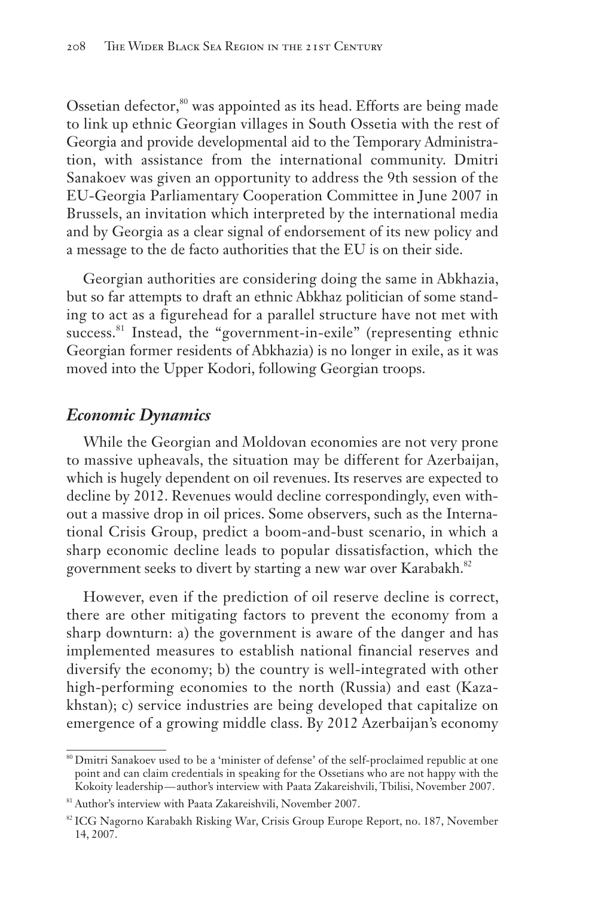Ossetian defector,[80] was appointed as its head. Efforts are being made to link up ethnic Georgian villages in South Ossetia with the rest of Georgia and provide developmental aid to the Temporary Administration, with assistance from the international community. Dmitri Sanakoev was given an opportunity to address the 9th session of the EU-Georgia Parliamentary Cooperation Committee in June 2007 in Brussels, an invitation which interpreted by the international media and by Georgia as a clear signal of endorsement of its new policy and a message to the de facto authorities that the EU is on their side.

Georgian authorities are considering doing the same in Abkhazia, but so far attempts to draft an ethnic Abkhaz politician of some standing to act as a figurehead for a parallel structure have not met with success.[81] Instead, the "government-in-exile" (representing ethnic Georgian former residents of Abkhazia) is no longer in exile, as it was moved into the Upper Kodori, following Georgian troops.

## *Economic Dynamics*

While the Georgian and Moldovan economies are not very prone to massive upheavals, the situation may be different for Azerbaijan, which is hugely dependent on oil revenues. Its reserves are expected to decline by 2012. Revenues would decline correspondingly, even without a massive drop in oil prices. Some observers, such as the International Crisis Group, predict a boom-and-bust scenario, in which a sharp economic decline leads to popular dissatisfaction, which the government seeks to divert by starting a new war over Karabakh.[82]

However, even if the prediction of oil reserve decline is correct, there are other mitigating factors to prevent the economy from a sharp downturn: a) the government is aware of the danger and has implemented measures to establish national financial reserves and diversify the economy; b) the country is well-integrated with other high-performing economies to the north (Russia) and east (Kazakhstan); c) service industries are being developed that capitalize on emergence of a growing middle class. By 2012 Azerbaijan's economy

---

[80] Dmitri Sanakoev used to be a 'minister of defense' of the self-proclaimed republic at one point and can claim credentials in speaking for the Ossetians who are not happy with the Kokoity leadership—author's interview with Paata Zakareishvili, Tbilisi, November 2007.

[81] Author's interview with Paata Zakareishvili, November 2007.

[82] ICG Nagorno Karabakh Risking War, Crisis Group Europe Report, no. 187, November 14, 2007.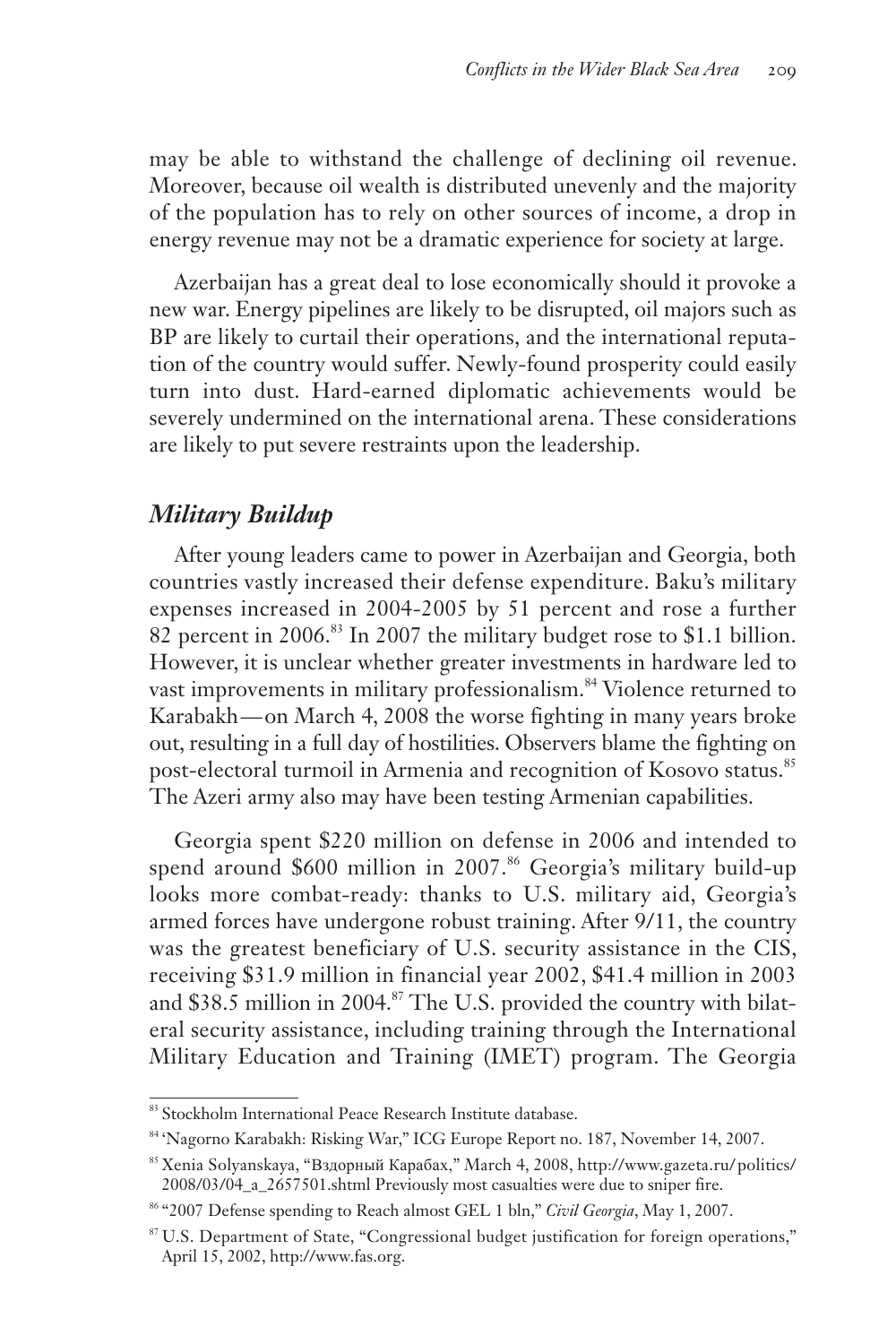may be able to withstand the challenge of declining oil revenue. Moreover, because oil wealth is distributed unevenly and the majority of the population has to rely on other sources of income, a drop in energy revenue may not be a dramatic experience for society at large.

Azerbaijan has a great deal to lose economically should it provoke a new war. Energy pipelines are likely to be disrupted, oil majors such as BP are likely to curtail their operations, and the international reputation of the country would suffer. Newly-found prosperity could easily turn into dust. Hard-earned diplomatic achievements would be severely undermined on the international arena. These considerations are likely to put severe restraints upon the leadership.

## *Military Buildup*

After young leaders came to power in Azerbaijan and Georgia, both countries vastly increased their defense expenditure. Baku's military expenses increased in 2004-2005 by 51 percent and rose a further 82 percent in 2006.[83] In 2007 the military budget rose to $1.1 billion. However, it is unclear whether greater investments in hardware led to vast improvements in military professionalism.[84] Violence returned to Karabakh—on March 4, 2008 the worse fighting in many years broke out, resulting in a full day of hostilities. Observers blame the fighting on post-electoral turmoil in Armenia and recognition of Kosovo status.[85] The Azeri army also may have been testing Armenian capabilities.

Georgia spent $220 million on defense in 2006 and intended to spend around $600 million in 2007.[86] Georgia's military build-up looks more combat-ready: thanks to U.S. military aid, Georgia's armed forces have undergone robust training. After 9/11, the country was the greatest beneficiary of U.S. security assistance in the CIS, receiving $31.9 million in financial year 2002, $41.4 million in 2003 and $38.5 million in 2004.[87] The U.S. provided the country with bilateral security assistance, including training through the International Military Education and Training (IMET) program. The Georgia

---

[83] Stockholm International Peace Research Institute database.

[84] 'Nagorno Karabakh: Risking War," ICG Europe Report no. 187, November 14, 2007.

[85] Xenia Solyanskaya, "Вздорный Карабах," March 4, 2008, http://www.gazeta.ru/politics/2008/03/04_a_2657501.shtml Previously most casualties were due to sniper fire.

[86] "2007 Defense spending to Reach almost GEL 1 bln," *Civil Georgia*, May 1, 2007.

[87] U.S. Department of State, "Congressional budget justification for foreign operations," April 15, 2002, http://www.fas.org.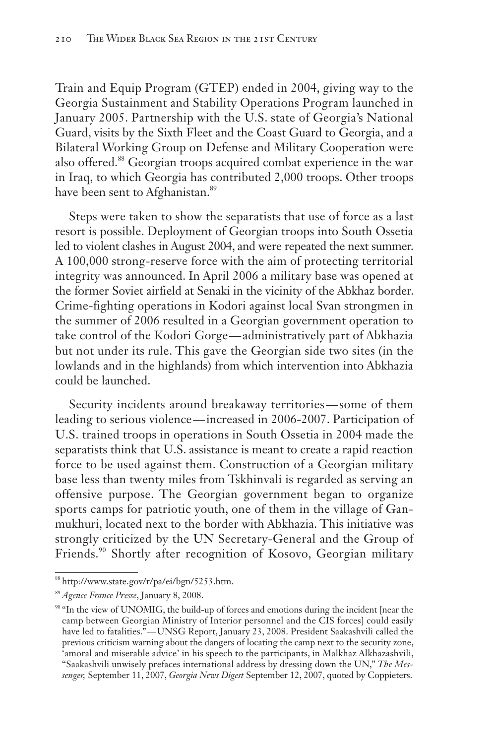Train and Equip Program (GTEP) ended in 2004, giving way to the Georgia Sustainment and Stability Operations Program launched in January 2005. Partnership with the U.S. state of Georgia's National Guard, visits by the Sixth Fleet and the Coast Guard to Georgia, and a Bilateral Working Group on Defense and Military Cooperation were also offered.[88] Georgian troops acquired combat experience in the war in Iraq, to which Georgia has contributed 2,000 troops. Other troops have been sent to Afghanistan.[89]

Steps were taken to show the separatists that use of force as a last resort is possible. Deployment of Georgian troops into South Ossetia led to violent clashes in August 2004, and were repeated the next summer. A 100,000 strong-reserve force with the aim of protecting territorial integrity was announced. In April 2006 a military base was opened at the former Soviet airfield at Senaki in the vicinity of the Abkhaz border. Crime-fighting operations in Kodori against local Svan strongmen in the summer of 2006 resulted in a Georgian government operation to take control of the Kodori Gorge—administratively part of Abkhazia but not under its rule. This gave the Georgian side two sites (in the lowlands and in the highlands) from which intervention into Abkhazia could be launched.

Security incidents around breakaway territories—some of them leading to serious violence—increased in 2006-2007. Participation of U.S. trained troops in operations in South Ossetia in 2004 made the separatists think that U.S. assistance is meant to create a rapid reaction force to be used against them. Construction of a Georgian military base less than twenty miles from Tskhinvali is regarded as serving an offensive purpose. The Georgian government began to organize sports camps for patriotic youth, one of them in the village of Ganmukhuri, located next to the border with Abkhazia. This initiative was strongly criticized by the UN Secretary-General and the Group of Friends.[90] Shortly after recognition of Kosovo, Georgian military

---

[88] http://www.state.gov/r/pa/ei/bgn/5253.htm.

[89] *Agence France Presse*, January 8, 2008.

[90] "In the view of UNOMIG, the build-up of forces and emotions during the incident [near the camp between Georgian Ministry of Interior personnel and the CIS forces] could easily have led to fatalities."—UNSG Report, January 23, 2008. President Saakashvili called the previous criticism warning about the dangers of locating the camp next to the security zone, 'amoral and miserable advice' in his speech to the participants, in Malkhaz Alkhazashvili, "Saakashvili unwisely prefaces international address by dressing down the UN," *The Messenger,* September 11, 2007, *Georgia News Digest* September 12, 2007, quoted by Coppieters.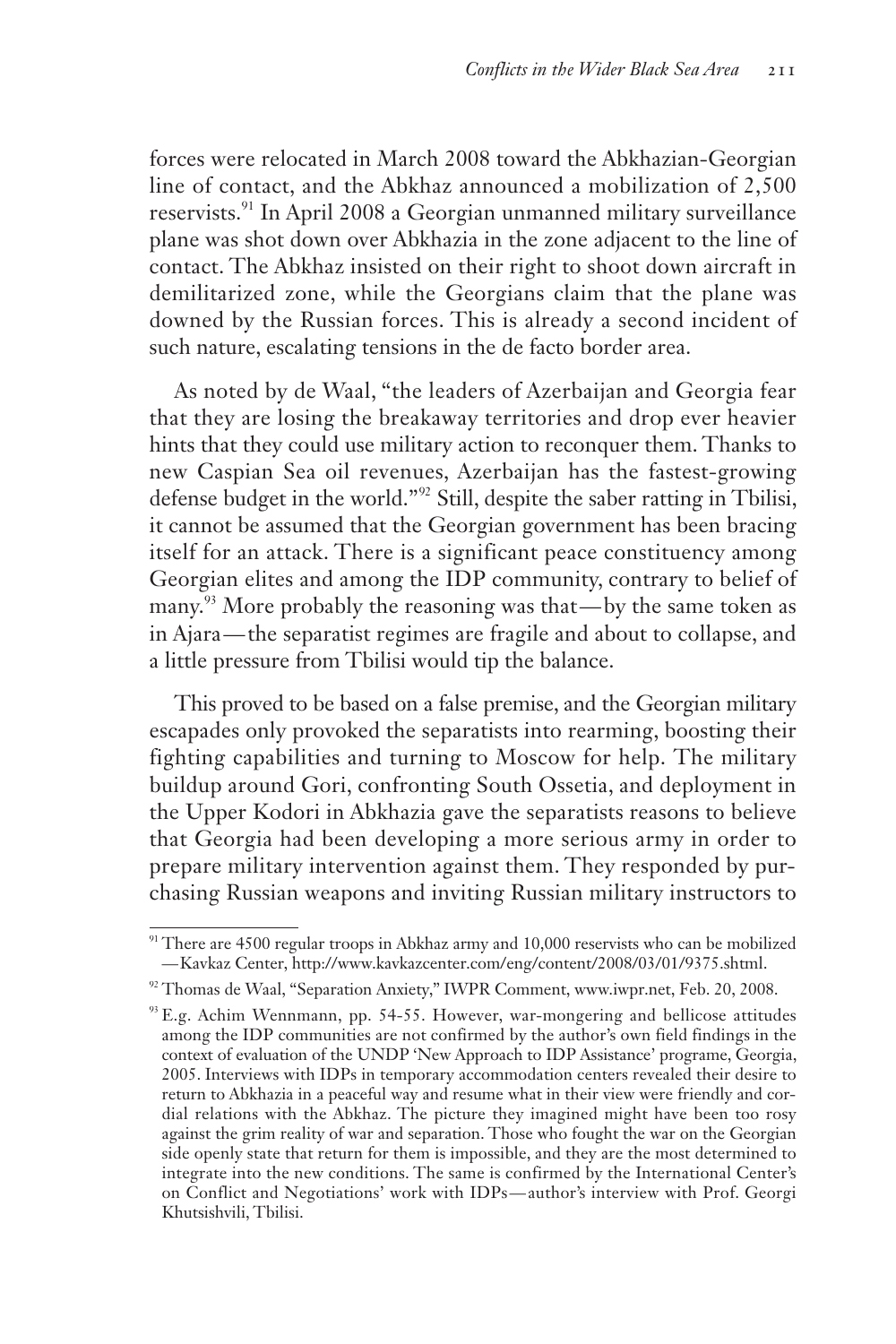forces were relocated in March 2008 toward the Abkhazian-Georgian line of contact, and the Abkhaz announced a mobilization of 2,500 reservists.[91] In April 2008 a Georgian unmanned military surveillance plane was shot down over Abkhazia in the zone adjacent to the line of contact. The Abkhaz insisted on their right to shoot down aircraft in demilitarized zone, while the Georgians claim that the plane was downed by the Russian forces. This is already a second incident of such nature, escalating tensions in the de facto border area.

As noted by de Waal, "the leaders of Azerbaijan and Georgia fear that they are losing the breakaway territories and drop ever heavier hints that they could use military action to reconquer them. Thanks to new Caspian Sea oil revenues, Azerbaijan has the fastest-growing defense budget in the world."[92] Still, despite the saber ratting in Tbilisi, it cannot be assumed that the Georgian government has been bracing itself for an attack. There is a significant peace constituency among Georgian elites and among the IDP community, contrary to belief of many.[93] More probably the reasoning was that—by the same token as in Ajara—the separatist regimes are fragile and about to collapse, and a little pressure from Tbilisi would tip the balance.

This proved to be based on a false premise, and the Georgian military escapades only provoked the separatists into rearming, boosting their fighting capabilities and turning to Moscow for help. The military buildup around Gori, confronting South Ossetia, and deployment in the Upper Kodori in Abkhazia gave the separatists reasons to believe that Georgia had been developing a more serious army in order to prepare military intervention against them. They responded by purchasing Russian weapons and inviting Russian military instructors to

---

[91] There are 4500 regular troops in Abkhaz army and 10,000 reservists who can be mobilized —Kavkaz Center, http://www.kavkazcenter.com/eng/content/2008/03/01/9375.shtml.

[92] Thomas de Waal, "Separation Anxiety," IWPR Comment, www.iwpr.net, Feb. 20, 2008.

[93] E.g. Achim Wennmann, pp. 54-55. However, war-mongering and bellicose attitudes among the IDP communities are not confirmed by the author's own field findings in the context of evaluation of the UNDP 'New Approach to IDP Assistance' programe, Georgia, 2005. Interviews with IDPs in temporary accommodation centers revealed their desire to return to Abkhazia in a peaceful way and resume what in their view were friendly and cordial relations with the Abkhaz. The picture they imagined might have been too rosy against the grim reality of war and separation. Those who fought the war on the Georgian side openly state that return for them is impossible, and they are the most determined to integrate into the new conditions. The same is confirmed by the International Center's on Conflict and Negotiations' work with IDPs—author's interview with Prof. Georgi Khutsishvili, Tbilisi.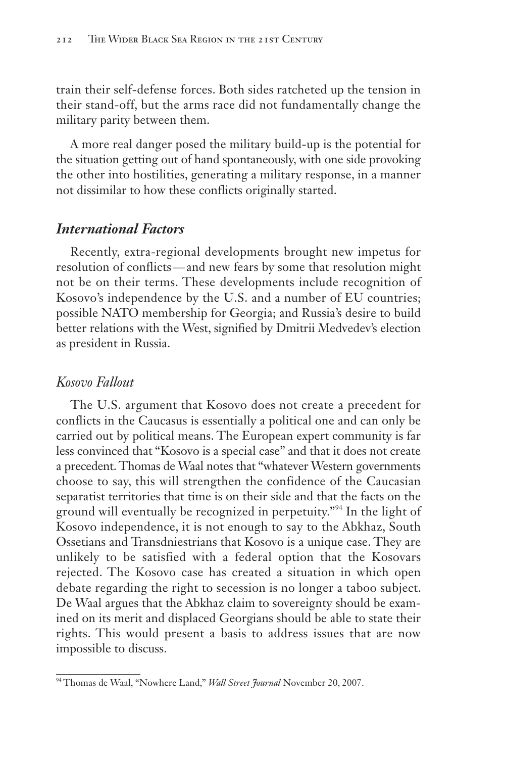train their self-defense forces. Both sides ratcheted up the tension in their stand-off, but the arms race did not fundamentally change the military parity between them.

A more real danger posed the military build-up is the potential for the situation getting out of hand spontaneously, with one side provoking the other into hostilities, generating a military response, in a manner not dissimilar to how these conflicts originally started.

## *International Factors*

Recently, extra-regional developments brought new impetus for resolution of conflicts—and new fears by some that resolution might not be on their terms. These developments include recognition of Kosovo's independence by the U.S. and a number of EU countries; possible NATO membership for Georgia; and Russia's desire to build better relations with the West, signified by Dmitrii Medvedev's election as president in Russia.

### *Kosovo Fallout*

The U.S. argument that Kosovo does not create a precedent for conflicts in the Caucasus is essentially a political one and can only be carried out by political means. The European expert community is far less convinced that "Kosovo is a special case" and that it does not create a precedent. Thomas de Waal notes that "whatever Western governments choose to say, this will strengthen the confidence of the Caucasian separatist territories that time is on their side and that the facts on the ground will eventually be recognized in perpetuity."[94] In the light of Kosovo independence, it is not enough to say to the Abkhaz, South Ossetians and Transdniestrians that Kosovo is a unique case. They are unlikely to be satisfied with a federal option that the Kosovars rejected. The Kosovo case has created a situation in which open debate regarding the right to secession is no longer a taboo subject. De Waal argues that the Abkhaz claim to sovereignty should be examined on its merit and displaced Georgians should be able to state their rights. This would present a basis to address issues that are now impossible to discuss.

---

[94] Thomas de Waal, "Nowhere Land," *Wall Street Journal* November 20, 2007.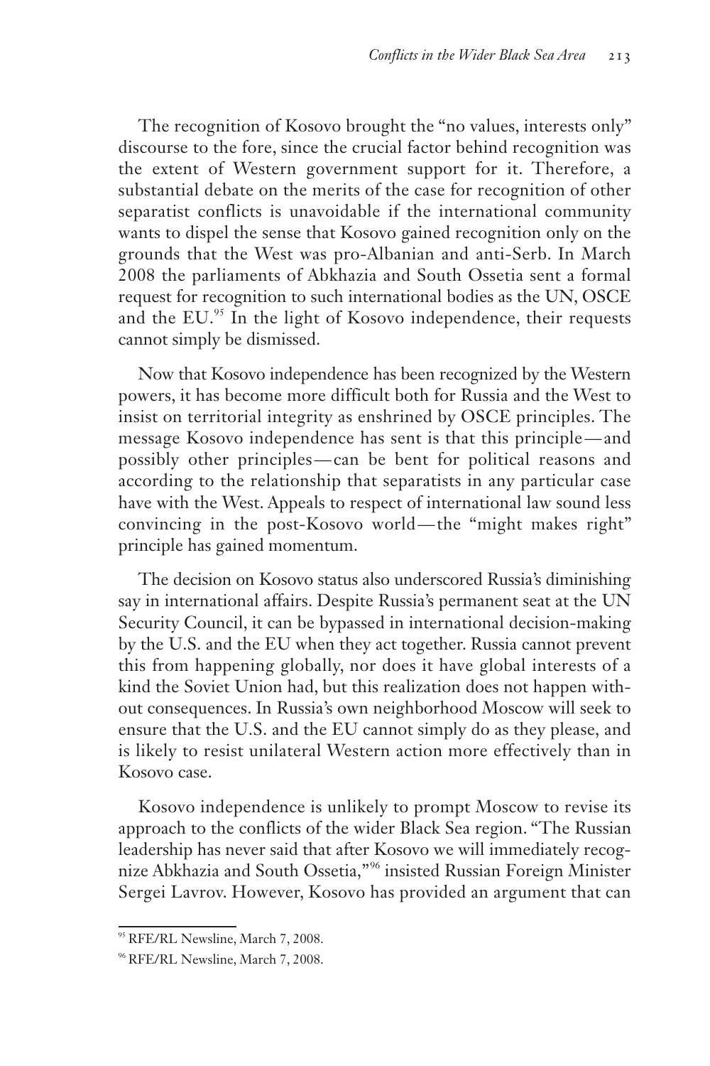The recognition of Kosovo brought the "no values, interests only" discourse to the fore, since the crucial factor behind recognition was the extent of Western government support for it. Therefore, a substantial debate on the merits of the case for recognition of other separatist conflicts is unavoidable if the international community wants to dispel the sense that Kosovo gained recognition only on the grounds that the West was pro-Albanian and anti-Serb. In March 2008 the parliaments of Abkhazia and South Ossetia sent a formal request for recognition to such international bodies as the UN, OSCE and the EU.[95] In the light of Kosovo independence, their requests cannot simply be dismissed.

Now that Kosovo independence has been recognized by the Western powers, it has become more difficult both for Russia and the West to insist on territorial integrity as enshrined by OSCE principles. The message Kosovo independence has sent is that this principle—and possibly other principles—can be bent for political reasons and according to the relationship that separatists in any particular case have with the West. Appeals to respect of international law sound less convincing in the post-Kosovo world—the "might makes right" principle has gained momentum.

The decision on Kosovo status also underscored Russia's diminishing say in international affairs. Despite Russia's permanent seat at the UN Security Council, it can be bypassed in international decision-making by the U.S. and the EU when they act together. Russia cannot prevent this from happening globally, nor does it have global interests of a kind the Soviet Union had, but this realization does not happen without consequences. In Russia's own neighborhood Moscow will seek to ensure that the U.S. and the EU cannot simply do as they please, and is likely to resist unilateral Western action more effectively than in Kosovo case.

Kosovo independence is unlikely to prompt Moscow to revise its approach to the conflicts of the wider Black Sea region. "The Russian leadership has never said that after Kosovo we will immediately recognize Abkhazia and South Ossetia,"[96] insisted Russian Foreign Minister Sergei Lavrov. However, Kosovo has provided an argument that can

---

[95] RFE/RL Newsline, March 7, 2008.

[96] RFE/RL Newsline, March 7, 2008.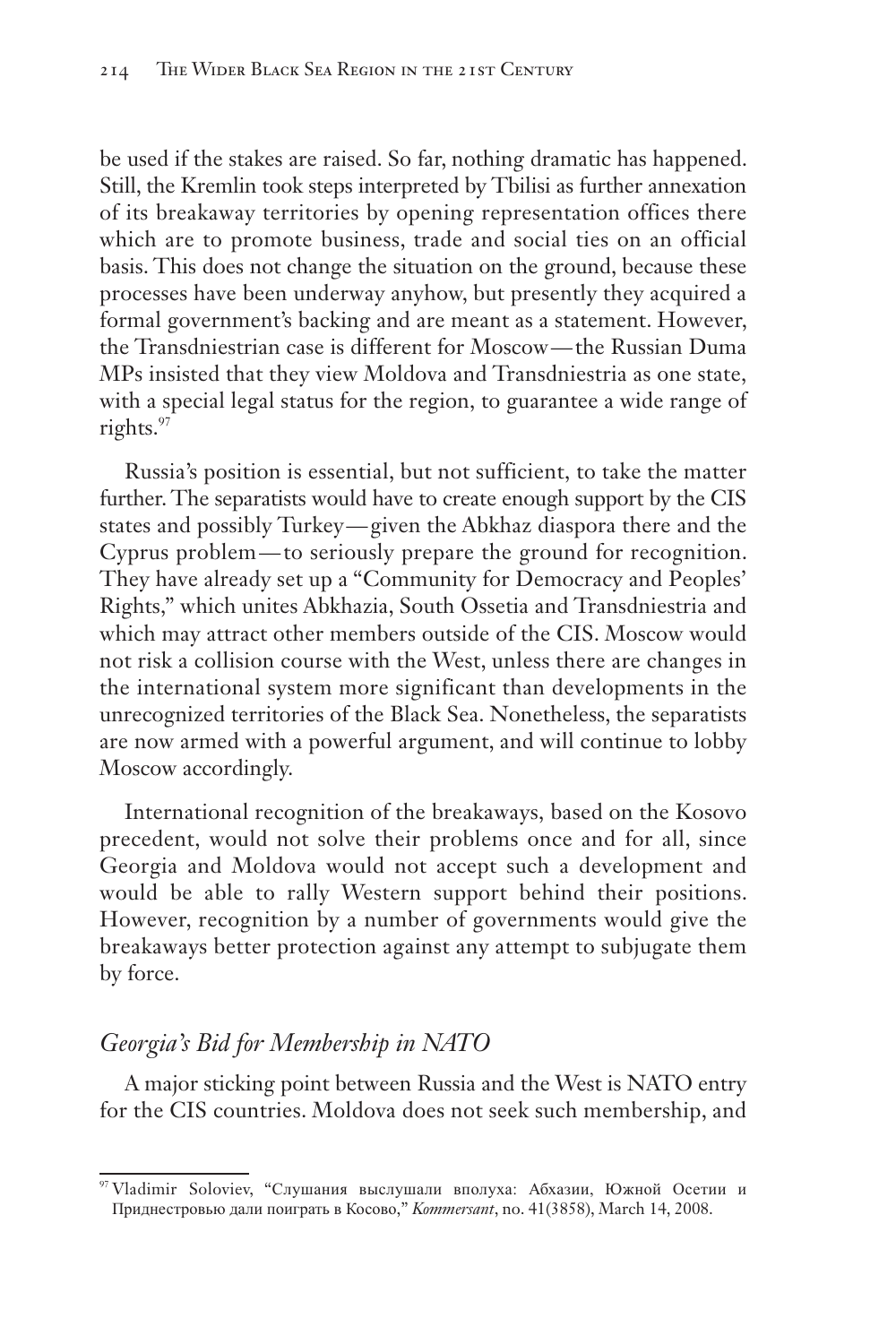be used if the stakes are raised. So far, nothing dramatic has happened. Still, the Kremlin took steps interpreted by Tbilisi as further annexation of its breakaway territories by opening representation offices there which are to promote business, trade and social ties on an official basis. This does not change the situation on the ground, because these processes have been underway anyhow, but presently they acquired a formal government's backing and are meant as a statement. However, the Transdniestrian case is different for Moscow—the Russian Duma MPs insisted that they view Moldova and Transdniestria as one state, with a special legal status for the region, to guarantee a wide range of rights.[97]

Russia's position is essential, but not sufficient, to take the matter further. The separatists would have to create enough support by the CIS states and possibly Turkey—given the Abkhaz diaspora there and the Cyprus problem—to seriously prepare the ground for recognition. They have already set up a "Community for Democracy and Peoples' Rights," which unites Abkhazia, South Ossetia and Transdniestria and which may attract other members outside of the CIS. Moscow would not risk a collision course with the West, unless there are changes in the international system more significant than developments in the unrecognized territories of the Black Sea. Nonetheless, the separatists are now armed with a powerful argument, and will continue to lobby Moscow accordingly.

International recognition of the breakaways, based on the Kosovo precedent, would not solve their problems once and for all, since Georgia and Moldova would not accept such a development and would be able to rally Western support behind their positions. However, recognition by a number of governments would give the breakaways better protection against any attempt to subjugate them by force.

### *Georgia's Bid for Membership in NATO*

A major sticking point between Russia and the West is NATO entry for the CIS countries. Moldova does not seek such membership, and

[97] Vladimir Soloviev, "Слушания выслушали вполуха: Абхазии, Южной Осетии и Приднестровью дали поиграть в Косово," *Kommersant*, no. 41(3858), March 14, 2008.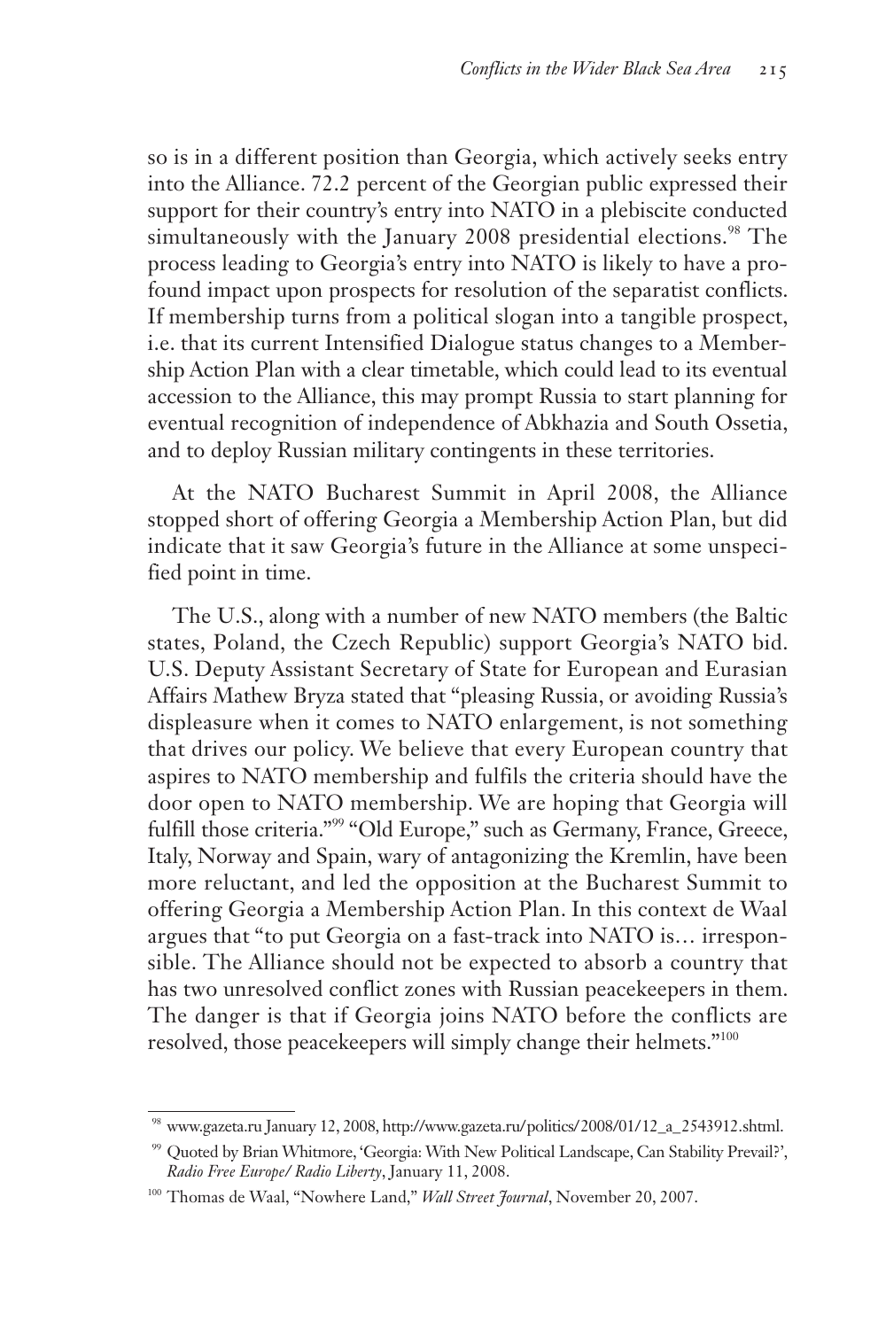so is in a different position than Georgia, which actively seeks entry into the Alliance. 72.2 percent of the Georgian public expressed their support for their country's entry into NATO in a plebiscite conducted simultaneously with the January 2008 presidential elections.[98] The process leading to Georgia's entry into NATO is likely to have a profound impact upon prospects for resolution of the separatist conflicts. If membership turns from a political slogan into a tangible prospect, i.e. that its current Intensified Dialogue status changes to a Membership Action Plan with a clear timetable, which could lead to its eventual accession to the Alliance, this may prompt Russia to start planning for eventual recognition of independence of Abkhazia and South Ossetia, and to deploy Russian military contingents in these territories.

At the NATO Bucharest Summit in April 2008, the Alliance stopped short of offering Georgia a Membership Action Plan, but did indicate that it saw Georgia's future in the Alliance at some unspecified point in time.

The U.S., along with a number of new NATO members (the Baltic states, Poland, the Czech Republic) support Georgia's NATO bid. U.S. Deputy Assistant Secretary of State for European and Eurasian Affairs Mathew Bryza stated that "pleasing Russia, or avoiding Russia's displeasure when it comes to NATO enlargement, is not something that drives our policy. We believe that every European country that aspires to NATO membership and fulfils the criteria should have the door open to NATO membership. We are hoping that Georgia will fulfill those criteria."[99] "Old Europe," such as Germany, France, Greece, Italy, Norway and Spain, wary of antagonizing the Kremlin, have been more reluctant, and led the opposition at the Bucharest Summit to offering Georgia a Membership Action Plan. In this context de Waal argues that "to put Georgia on a fast-track into NATO is… irresponsible. The Alliance should not be expected to absorb a country that has two unresolved conflict zones with Russian peacekeepers in them. The danger is that if Georgia joins NATO before the conflicts are resolved, those peacekeepers will simply change their helmets."[100]

---

[98] www.gazeta.ru January 12, 2008, http://www.gazeta.ru/politics/2008/01/12_a_2543912.shtml.

[99] Quoted by Brian Whitmore, 'Georgia: With New Political Landscape, Can Stability Prevail?', *Radio Free Europe/ Radio Liberty*, January 11, 2008.

[100] Thomas de Waal, "Nowhere Land," *Wall Street Journal*, November 20, 2007.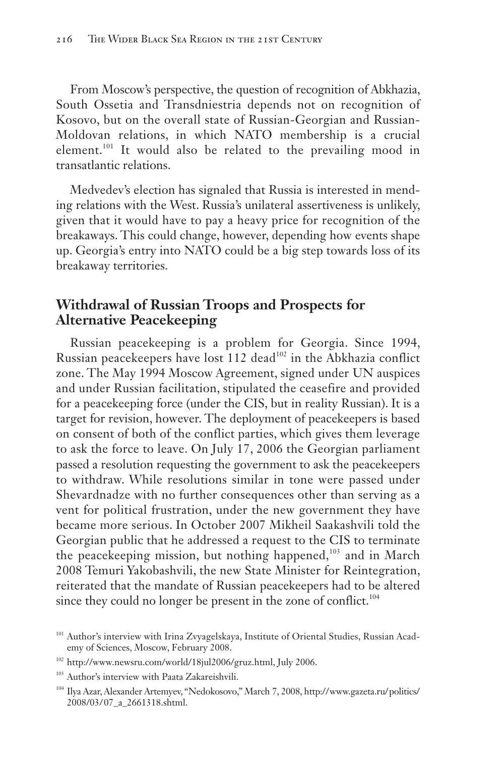From Moscow's perspective, the question of recognition of Abkhazia, South Ossetia and Transdniestria depends not on recognition of Kosovo, but on the overall state of Russian-Georgian and Russian-Moldovan relations, in which NATO membership is a crucial element.[101] It would also be related to the prevailing mood in transatlantic relations.

Medvedev's election has signaled that Russia is interested in mending relations with the West. Russia's unilateral assertiveness is unlikely, given that it would have to pay a heavy price for recognition of the breakaways. This could change, however, depending how events shape up. Georgia's entry into NATO could be a big step towards loss of its breakaway territories.

## Withdrawal of Russian Troops and Prospects for Alternative Peacekeeping

Russian peacekeeping is a problem for Georgia. Since 1994, Russian peacekeepers have lost 112 dead[102] in the Abkhazia conflict zone. The May 1994 Moscow Agreement, signed under UN auspices and under Russian facilitation, stipulated the ceasefire and provided for a peacekeeping force (under the CIS, but in reality Russian). It is a target for revision, however. The deployment of peacekeepers is based on consent of both of the conflict parties, which gives them leverage to ask the force to leave. On July 17, 2006 the Georgian parliament passed a resolution requesting the government to ask the peacekeepers to withdraw. While resolutions similar in tone were passed under Shevardnadze with no further consequences other than serving as a vent for political frustration, under the new government they have became more serious. In October 2007 Mikheil Saakashvili told the Georgian public that he addressed a request to the CIS to terminate the peacekeeping mission, but nothing happened,[103] and in March 2008 Temuri Yakobashvili, the new State Minister for Reintegration, reiterated that the mandate of Russian peacekeepers had to be altered since they could no longer be present in the zone of conflict.[104]

[101] Author's interview with Irina Zvyagelskaya, Institute of Oriental Studies, Russian Academy of Sciences, Moscow, February 2008.

[102] http://www.newsru.com/world/18jul2006/gruz.html, July 2006.

[103] Author's interview with Paata Zakareishvili.

[104] Ilya Azar, Alexander Artemyev, "Nedokosovo," March 7, 2008, http://www.gazeta.ru/politics/2008/03/07_a_2661318.shtml.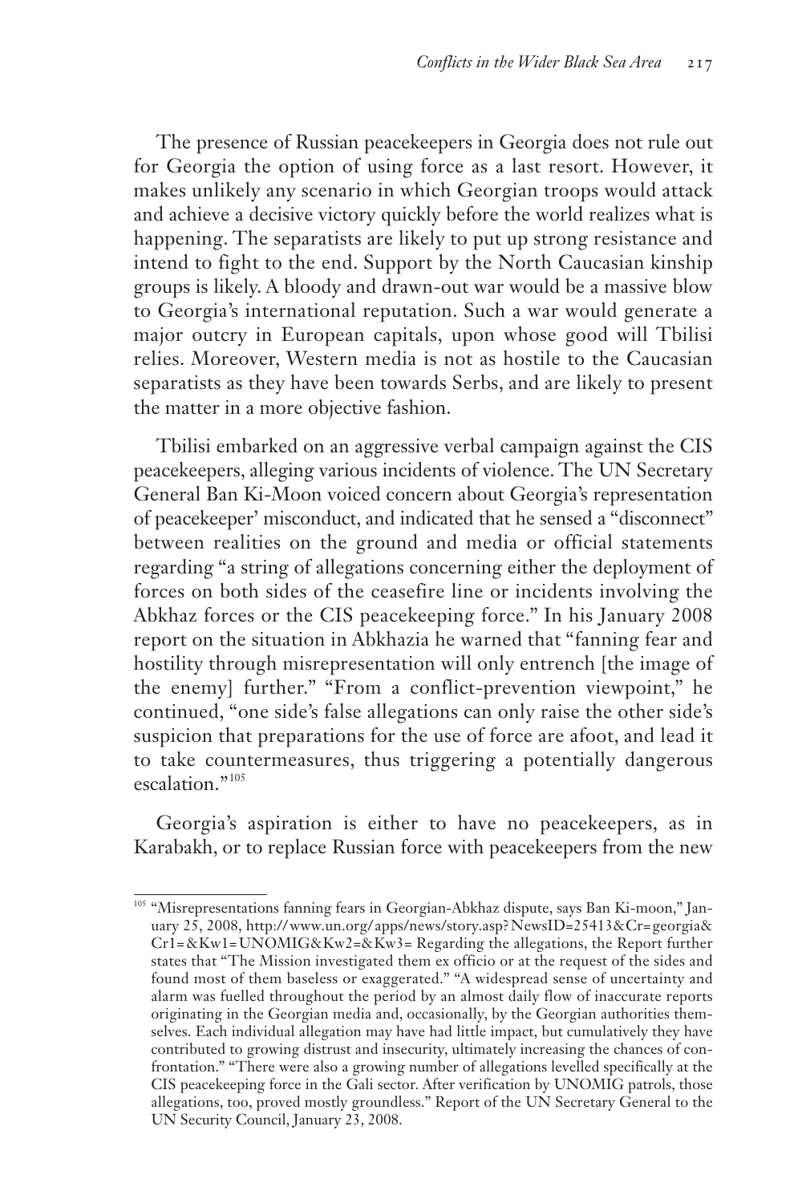The presence of Russian peacekeepers in Georgia does not rule out for Georgia the option of using force as a last resort. However, it makes unlikely any scenario in which Georgian troops would attack and achieve a decisive victory quickly before the world realizes what is happening. The separatists are likely to put up strong resistance and intend to fight to the end. Support by the North Caucasian kinship groups is likely. A bloody and drawn-out war would be a massive blow to Georgia's international reputation. Such a war would generate a major outcry in European capitals, upon whose good will Tbilisi relies. Moreover, Western media is not as hostile to the Caucasian separatists as they have been towards Serbs, and are likely to present the matter in a more objective fashion.

Tbilisi embarked on an aggressive verbal campaign against the CIS peacekeepers, alleging various incidents of violence. The UN Secretary General Ban Ki-Moon voiced concern about Georgia's representation of peacekeeper' misconduct, and indicated that he sensed a "disconnect" between realities on the ground and media or official statements regarding "a string of allegations concerning either the deployment of forces on both sides of the ceasefire line or incidents involving the Abkhaz forces or the CIS peacekeeping force." In his January 2008 report on the situation in Abkhazia he warned that "fanning fear and hostility through misrepresentation will only entrench [the image of the enemy] further." "From a conflict-prevention viewpoint," he continued, "one side's false allegations can only raise the other side's suspicion that preparations for the use of force are afoot, and lead it to take countermeasures, thus triggering a potentially dangerous escalation."[105]

Georgia's aspiration is either to have no peacekeepers, as in Karabakh, or to replace Russian force with peacekeepers from the new

---

[105] "Misrepresentations fanning fears in Georgian-Abkhaz dispute, says Ban Ki-moon," January 25, 2008, http://www.un.org/apps/news/story.asp?NewsID=25413&Cr=georgia&Cr1=&Kw1=UNOMIG&Kw2=&Kw3= Regarding the allegations, the Report further states that "The Mission investigated them ex officio or at the request of the sides and found most of them baseless or exaggerated." "A widespread sense of uncertainty and alarm was fuelled throughout the period by an almost daily flow of inaccurate reports originating in the Georgian media and, occasionally, by the Georgian authorities themselves. Each individual allegation may have had little impact, but cumulatively they have contributed to growing distrust and insecurity, ultimately increasing the chances of confrontation." "There were also a growing number of allegations levelled specifically at the CIS peacekeeping force in the Gali sector. After verification by UNOMIG patrols, those allegations, too, proved mostly groundless." Report of the UN Secretary General to the UN Security Council, January 23, 2008.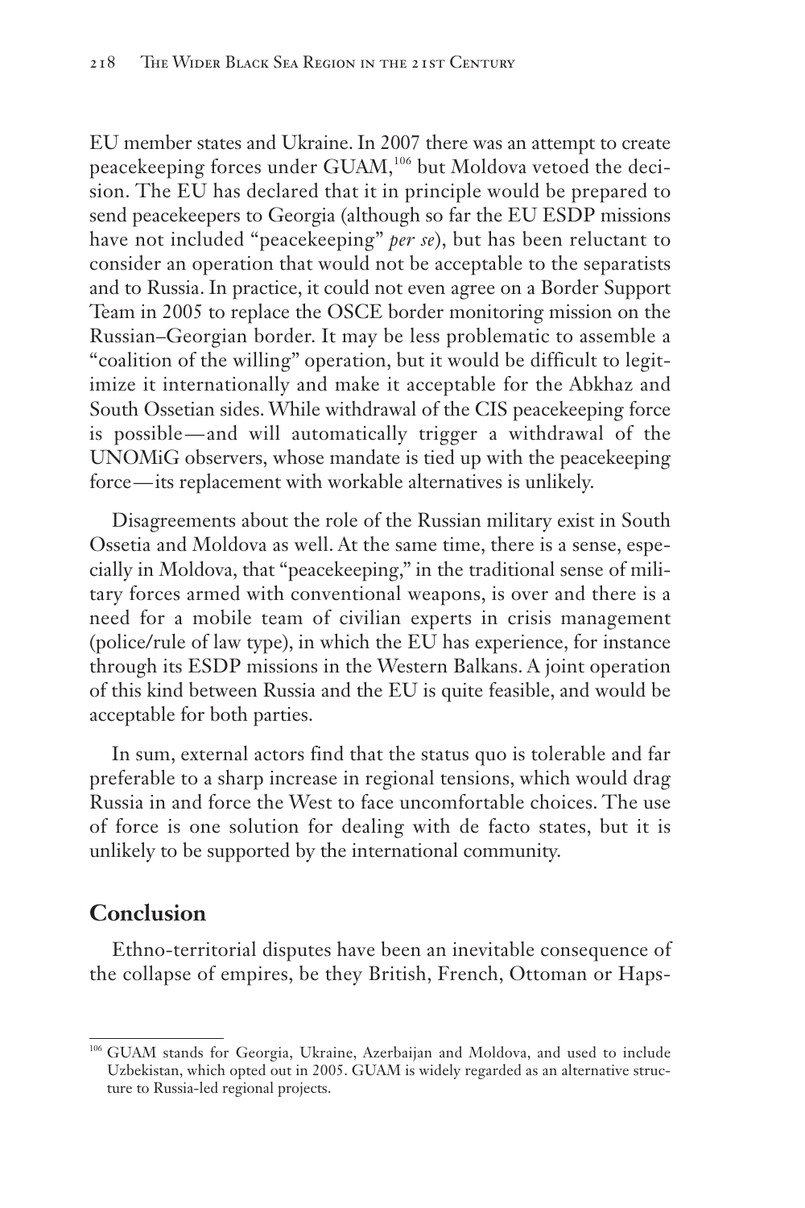EU member states and Ukraine. In 2007 there was an attempt to create peacekeeping forces under GUAM,[106] but Moldova vetoed the decision. The EU has declared that it in principle would be prepared to send peacekeepers to Georgia (although so far the EU ESDP missions have not included "peacekeeping" *per se*), but has been reluctant to consider an operation that would not be acceptable to the separatists and to Russia. In practice, it could not even agree on a Border Support Team in 2005 to replace the OSCE border monitoring mission on the Russian–Georgian border. It may be less problematic to assemble a "coalition of the willing" operation, but it would be difficult to legitimize it internationally and make it acceptable for the Abkhaz and South Ossetian sides. While withdrawal of the CIS peacekeeping force is possible—and will automatically trigger a withdrawal of the UNOMiG observers, whose mandate is tied up with the peacekeeping force—its replacement with workable alternatives is unlikely.

Disagreements about the role of the Russian military exist in South Ossetia and Moldova as well. At the same time, there is a sense, especially in Moldova, that "peacekeeping," in the traditional sense of military forces armed with conventional weapons, is over and there is a need for a mobile team of civilian experts in crisis management (police/rule of law type), in which the EU has experience, for instance through its ESDP missions in the Western Balkans. A joint operation of this kind between Russia and the EU is quite feasible, and would be acceptable for both parties.

In sum, external actors find that the status quo is tolerable and far preferable to a sharp increase in regional tensions, which would drag Russia in and force the West to face uncomfortable choices. The use of force is one solution for dealing with de facto states, but it is unlikely to be supported by the international community.

## Conclusion

Ethno-territorial disputes have been an inevitable consequence of the collapse of empires, be they British, French, Ottoman or Haps-

---

[106] GUAM stands for Georgia, Ukraine, Azerbaijan and Moldova, and used to include Uzbekistan, which opted out in 2005. GUAM is widely regarded as an alternative structure to Russia-led regional projects.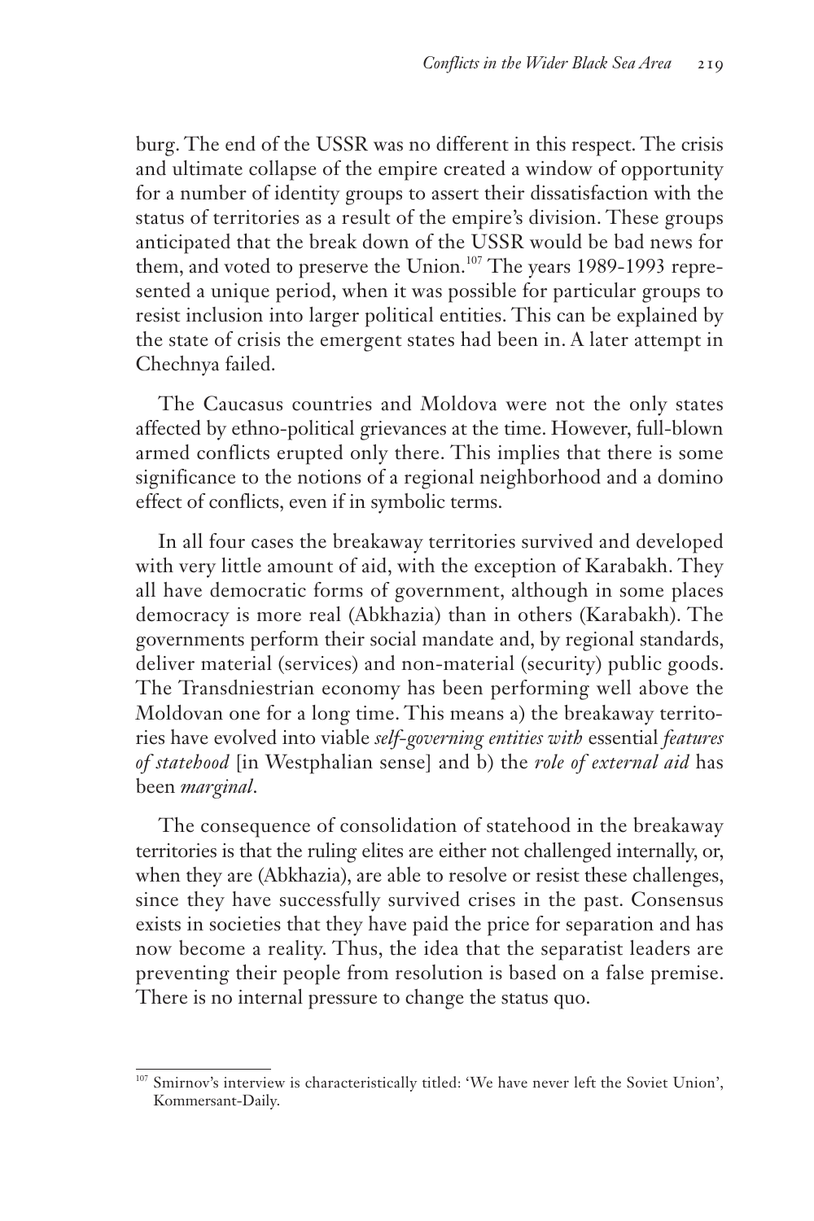burg. The end of the USSR was no different in this respect. The crisis and ultimate collapse of the empire created a window of opportunity for a number of identity groups to assert their dissatisfaction with the status of territories as a result of the empire's division. These groups anticipated that the break down of the USSR would be bad news for them, and voted to preserve the Union.[107] The years 1989-1993 represented a unique period, when it was possible for particular groups to resist inclusion into larger political entities. This can be explained by the state of crisis the emergent states had been in. A later attempt in Chechnya failed.

The Caucasus countries and Moldova were not the only states affected by ethno-political grievances at the time. However, full-blown armed conflicts erupted only there. This implies that there is some significance to the notions of a regional neighborhood and a domino effect of conflicts, even if in symbolic terms.

In all four cases the breakaway territories survived and developed with very little amount of aid, with the exception of Karabakh. They all have democratic forms of government, although in some places democracy is more real (Abkhazia) than in others (Karabakh). The governments perform their social mandate and, by regional standards, deliver material (services) and non-material (security) public goods. The Transdniestrian economy has been performing well above the Moldovan one for a long time. This means a) the breakaway territories have evolved into viable *self-governing entities with* essential *features of statehood* [in Westphalian sense] and b) the *role of external aid* has been *marginal*.

The consequence of consolidation of statehood in the breakaway territories is that the ruling elites are either not challenged internally, or, when they are (Abkhazia), are able to resolve or resist these challenges, since they have successfully survived crises in the past. Consensus exists in societies that they have paid the price for separation and has now become a reality. Thus, the idea that the separatist leaders are preventing their people from resolution is based on a false premise. There is no internal pressure to change the status quo.

---

[107] Smirnov's interview is characteristically titled: 'We have never left the Soviet Union', Kommersant-Daily.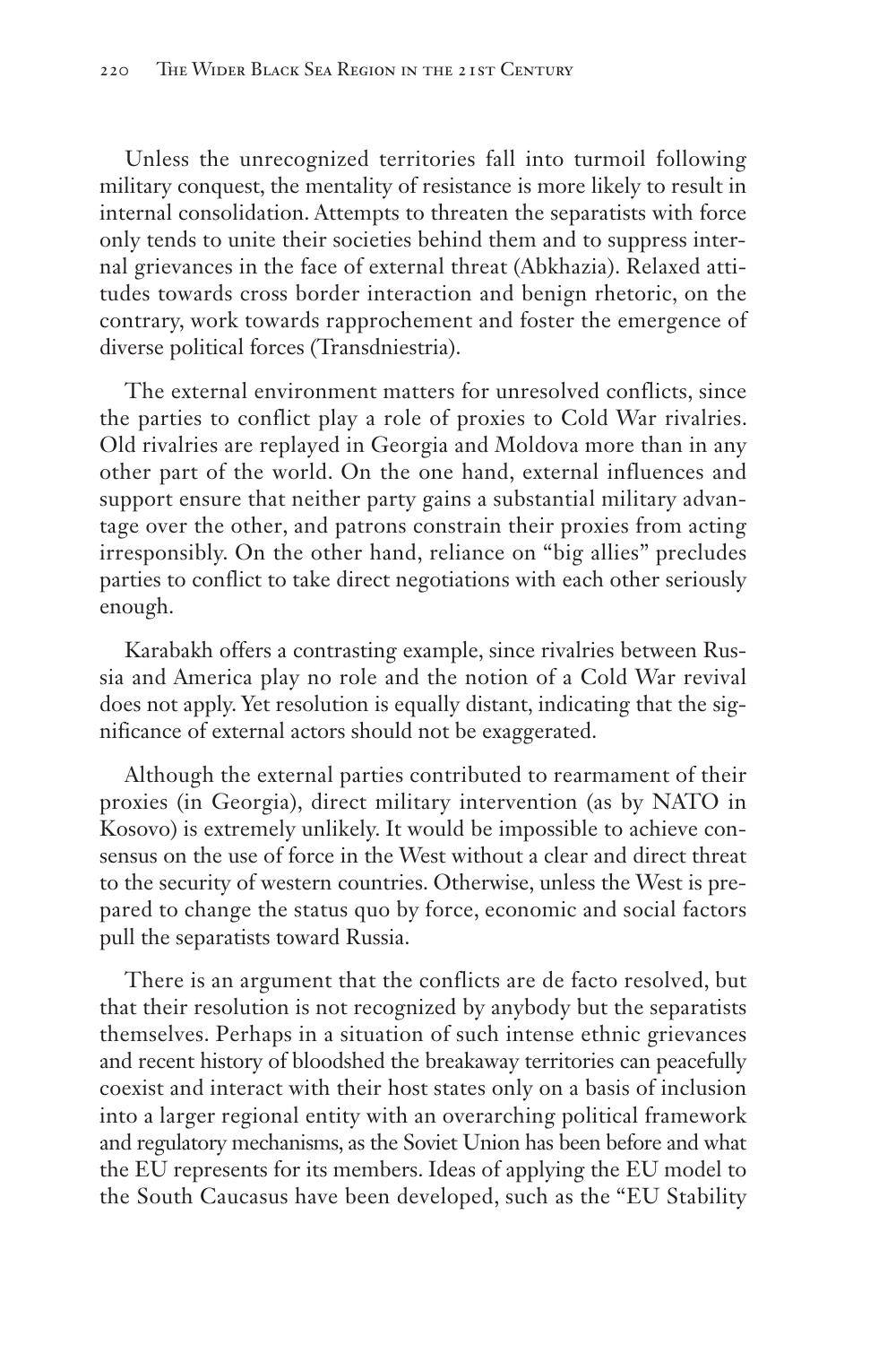Unless the unrecognized territories fall into turmoil following military conquest, the mentality of resistance is more likely to result in internal consolidation. Attempts to threaten the separatists with force only tends to unite their societies behind them and to suppress internal grievances in the face of external threat (Abkhazia). Relaxed attitudes towards cross border interaction and benign rhetoric, on the contrary, work towards rapprochement and foster the emergence of diverse political forces (Transdniestria).

The external environment matters for unresolved conflicts, since the parties to conflict play a role of proxies to Cold War rivalries. Old rivalries are replayed in Georgia and Moldova more than in any other part of the world. On the one hand, external influences and support ensure that neither party gains a substantial military advantage over the other, and patrons constrain their proxies from acting irresponsibly. On the other hand, reliance on "big allies" precludes parties to conflict to take direct negotiations with each other seriously enough.

Karabakh offers a contrasting example, since rivalries between Russia and America play no role and the notion of a Cold War revival does not apply. Yet resolution is equally distant, indicating that the significance of external actors should not be exaggerated.

Although the external parties contributed to rearmament of their proxies (in Georgia), direct military intervention (as by NATO in Kosovo) is extremely unlikely. It would be impossible to achieve consensus on the use of force in the West without a clear and direct threat to the security of western countries. Otherwise, unless the West is prepared to change the status quo by force, economic and social factors pull the separatists toward Russia.

There is an argument that the conflicts are de facto resolved, but that their resolution is not recognized by anybody but the separatists themselves. Perhaps in a situation of such intense ethnic grievances and recent history of bloodshed the breakaway territories can peacefully coexist and interact with their host states only on a basis of inclusion into a larger regional entity with an overarching political framework and regulatory mechanisms, as the Soviet Union has been before and what the EU represents for its members. Ideas of applying the EU model to the South Caucasus have been developed, such as the "EU Stability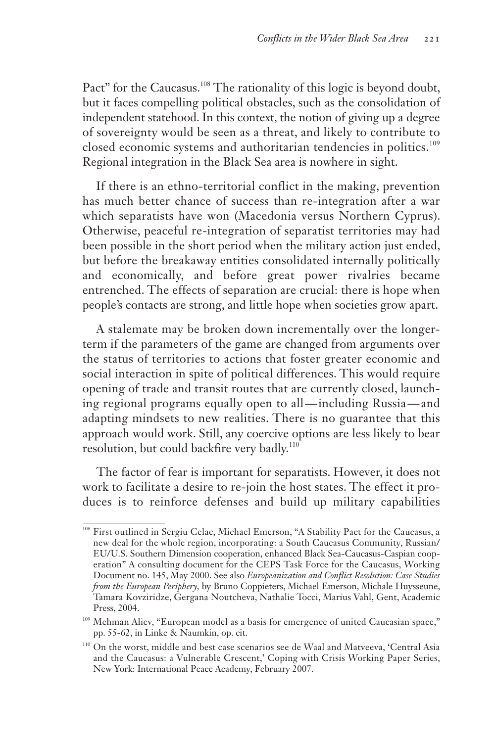Pact" for the Caucasus.[108] The rationality of this logic is beyond doubt, but it faces compelling political obstacles, such as the consolidation of independent statehood. In this context, the notion of giving up a degree of sovereignty would be seen as a threat, and likely to contribute to closed economic systems and authoritarian tendencies in politics.[109] Regional integration in the Black Sea area is nowhere in sight.

If there is an ethno-territorial conflict in the making, prevention has much better chance of success than re-integration after a war which separatists have won (Macedonia versus Northern Cyprus). Otherwise, peaceful re-integration of separatist territories may had been possible in the short period when the military action just ended, but before the breakaway entities consolidated internally politically and economically, and before great power rivalries became entrenched. The effects of separation are crucial: there is hope when people's contacts are strong, and little hope when societies grow apart.

A stalemate may be broken down incrementally over the longer-term if the parameters of the game are changed from arguments over the status of territories to actions that foster greater economic and social interaction in spite of political differences. This would require opening of trade and transit routes that are currently closed, launching regional programs equally open to all—including Russia—and adapting mindsets to new realities. There is no guarantee that this approach would work. Still, any coercive options are less likely to bear resolution, but could backfire very badly.[110]

The factor of fear is important for separatists. However, it does not work to facilitate a desire to re-join the host states. The effect it produces is to reinforce defenses and build up military capabilities

---

[108] First outlined in Sergiu Celac, Michael Emerson, "A Stability Pact for the Caucasus, a new deal for the whole region, incorporating: a South Caucasus Community, Russian/EU/U.S. Southern Dimension cooperation, enhanced Black Sea-Caucasus-Caspian cooperation" A consulting document for the CEPS Task Force for the Caucasus, Working Document no. 145, May 2000. See also *Europeanization and Conflict Resolution: Case Studies from the European Periphery*, by Bruno Coppieters, Michael Emerson, Michale Huysseune, Tamara Kovziridze, Gergana Noutcheva, Nathalie Tocci, Marius Vahl, Gent, Academic Press, 2004.

[109] Mehman Aliev, "European model as a basis for emergence of united Caucasian space," pp. 55-62, in Linke & Naumkin, op. cit.

[110] On the worst, middle and best case scenarios see de Waal and Matveeva, 'Central Asia and the Caucasus: a Vulnerable Crescent,' Coping with Crisis Working Paper Series, New York: International Peace Academy, February 2007.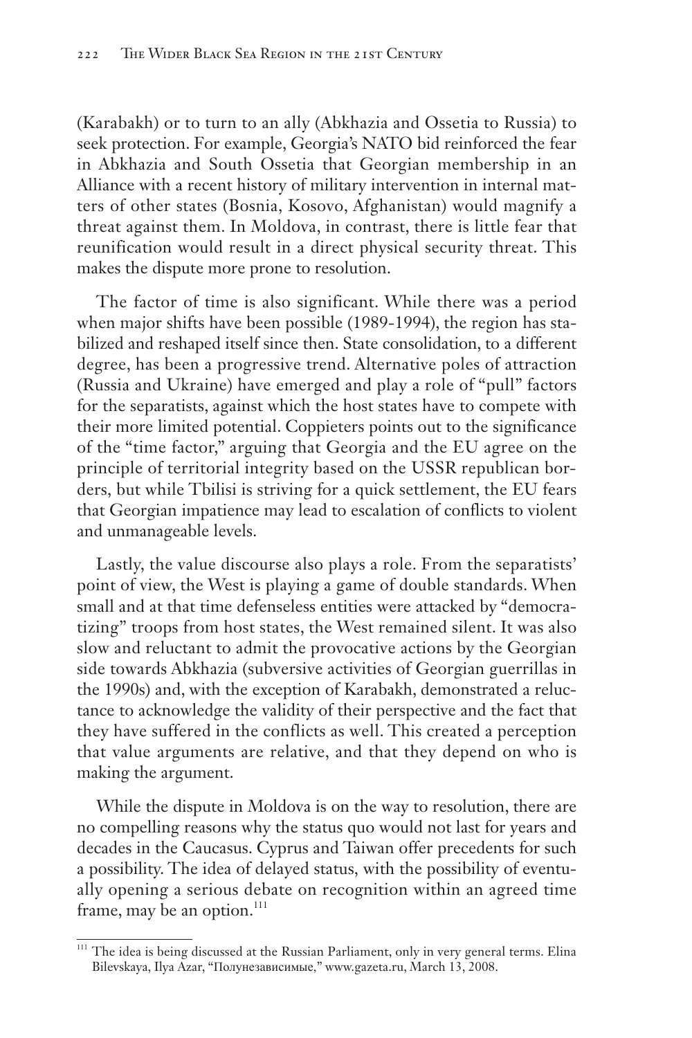(Karabakh) or to turn to an ally (Abkhazia and Ossetia to Russia) to seek protection. For example, Georgia's NATO bid reinforced the fear in Abkhazia and South Ossetia that Georgian membership in an Alliance with a recent history of military intervention in internal matters of other states (Bosnia, Kosovo, Afghanistan) would magnify a threat against them. In Moldova, in contrast, there is little fear that reunification would result in a direct physical security threat. This makes the dispute more prone to resolution.

The factor of time is also significant. While there was a period when major shifts have been possible (1989-1994), the region has stabilized and reshaped itself since then. State consolidation, to a different degree, has been a progressive trend. Alternative poles of attraction (Russia and Ukraine) have emerged and play a role of "pull" factors for the separatists, against which the host states have to compete with their more limited potential. Coppieters points out to the significance of the "time factor," arguing that Georgia and the EU agree on the principle of territorial integrity based on the USSR republican borders, but while Tbilisi is striving for a quick settlement, the EU fears that Georgian impatience may lead to escalation of conflicts to violent and unmanageable levels.

Lastly, the value discourse also plays a role. From the separatists' point of view, the West is playing a game of double standards. When small and at that time defenseless entities were attacked by "democratizing" troops from host states, the West remained silent. It was also slow and reluctant to admit the provocative actions by the Georgian side towards Abkhazia (subversive activities of Georgian guerrillas in the 1990s) and, with the exception of Karabakh, demonstrated a reluctance to acknowledge the validity of their perspective and the fact that they have suffered in the conflicts as well. This created a perception that value arguments are relative, and that they depend on who is making the argument.

While the dispute in Moldova is on the way to resolution, there are no compelling reasons why the status quo would not last for years and decades in the Caucasus. Cyprus and Taiwan offer precedents for such a possibility. The idea of delayed status, with the possibility of eventually opening a serious debate on recognition within an agreed time frame, may be an option.[111]

---

[111] The idea is being discussed at the Russian Parliament, only in very general terms. Elina Bilevskaya, Ilya Azar, "Полунезависимые," www.gazeta.ru, March 13, 2008.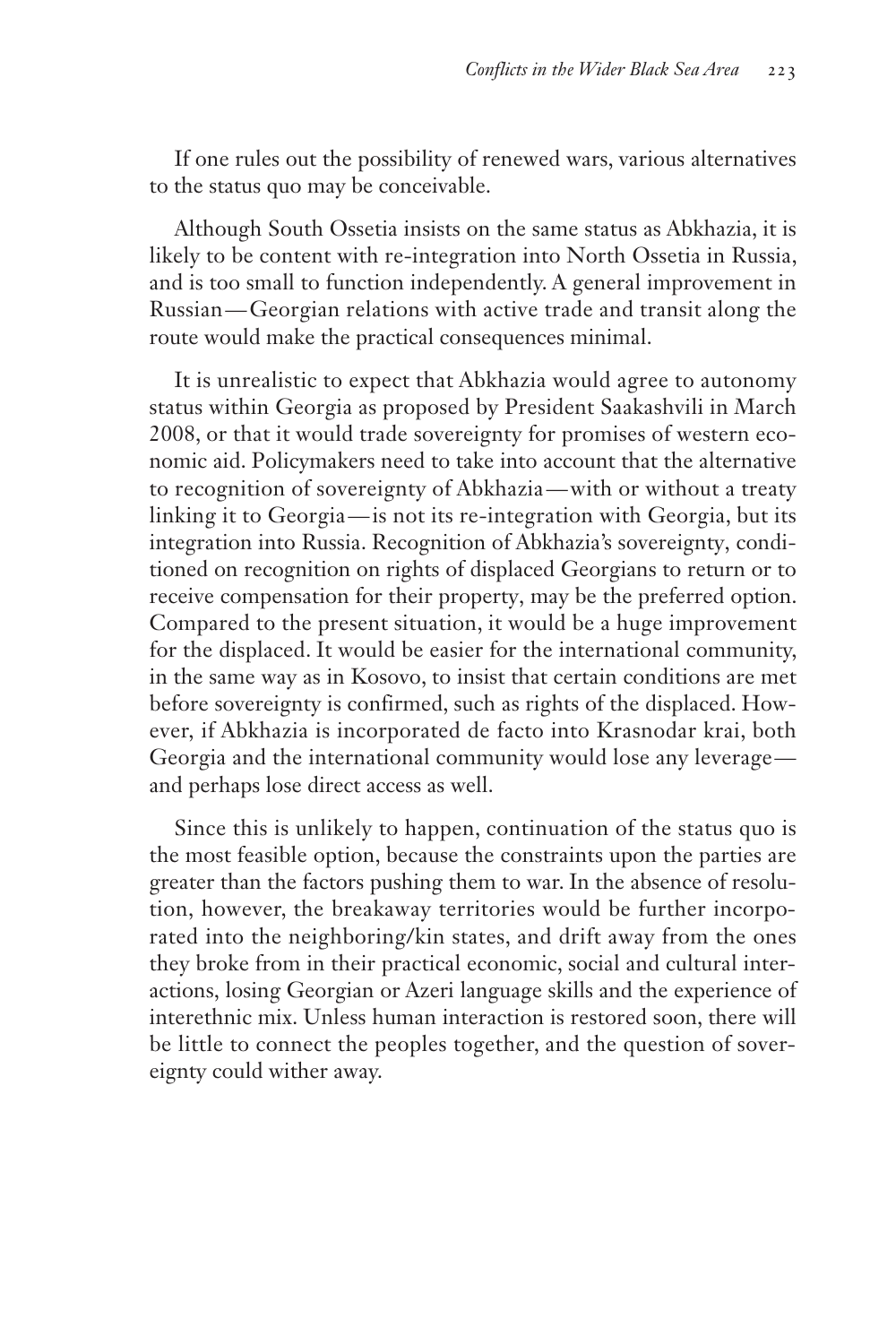If one rules out the possibility of renewed wars, various alternatives to the status quo may be conceivable.

Although South Ossetia insists on the same status as Abkhazia, it is likely to be content with re-integration into North Ossetia in Russia, and is too small to function independently. A general improvement in Russian—Georgian relations with active trade and transit along the route would make the practical consequences minimal.

It is unrealistic to expect that Abkhazia would agree to autonomy status within Georgia as proposed by President Saakashvili in March 2008, or that it would trade sovereignty for promises of western economic aid. Policymakers need to take into account that the alternative to recognition of sovereignty of Abkhazia—with or without a treaty linking it to Georgia—is not its re-integration with Georgia, but its integration into Russia. Recognition of Abkhazia's sovereignty, conditioned on recognition on rights of displaced Georgians to return or to receive compensation for their property, may be the preferred option. Compared to the present situation, it would be a huge improvement for the displaced. It would be easier for the international community, in the same way as in Kosovo, to insist that certain conditions are met before sovereignty is confirmed, such as rights of the displaced. However, if Abkhazia is incorporated de facto into Krasnodar krai, both Georgia and the international community would lose any leverage—and perhaps lose direct access as well.

Since this is unlikely to happen, continuation of the status quo is the most feasible option, because the constraints upon the parties are greater than the factors pushing them to war. In the absence of resolution, however, the breakaway territories would be further incorporated into the neighboring/kin states, and drift away from the ones they broke from in their practical economic, social and cultural interactions, losing Georgian or Azeri language skills and the experience of interethnic mix. Unless human interaction is restored soon, there will be little to connect the peoples together, and the question of sovereignty could wither away.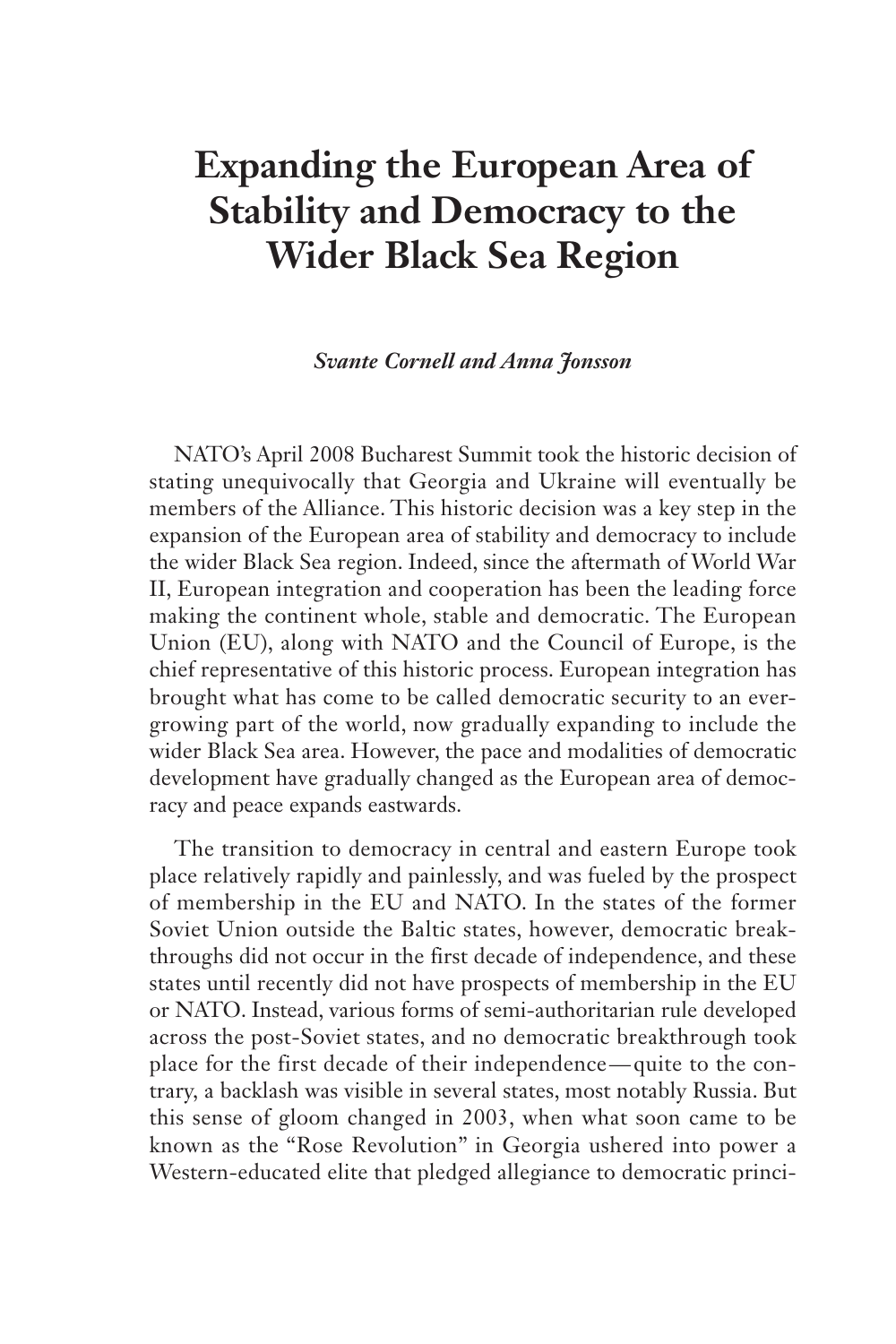# Expanding the European Area of Stability and Democracy to the Wider Black Sea Region

***Svante Cornell and Anna Jonsson***

NATO's April 2008 Bucharest Summit took the historic decision of stating unequivocally that Georgia and Ukraine will eventually be members of the Alliance. This historic decision was a key step in the expansion of the European area of stability and democracy to include the wider Black Sea region. Indeed, since the aftermath of World War II, European integration and cooperation has been the leading force making the continent whole, stable and democratic. The European Union (EU), along with NATO and the Council of Europe, is the chief representative of this historic process. European integration has brought what has come to be called democratic security to an ever-growing part of the world, now gradually expanding to include the wider Black Sea area. However, the pace and modalities of democratic development have gradually changed as the European area of democracy and peace expands eastwards.

The transition to democracy in central and eastern Europe took place relatively rapidly and painlessly, and was fueled by the prospect of membership in the EU and NATO. In the states of the former Soviet Union outside the Baltic states, however, democratic breakthroughs did not occur in the first decade of independence, and these states until recently did not have prospects of membership in the EU or NATO. Instead, various forms of semi-authoritarian rule developed across the post-Soviet states, and no democratic breakthrough took place for the first decade of their independence—quite to the contrary, a backlash was visible in several states, most notably Russia. But this sense of gloom changed in 2003, when what soon came to be known as the "Rose Revolution" in Georgia ushered into power a Western-educated elite that pledged allegiance to democratic princi-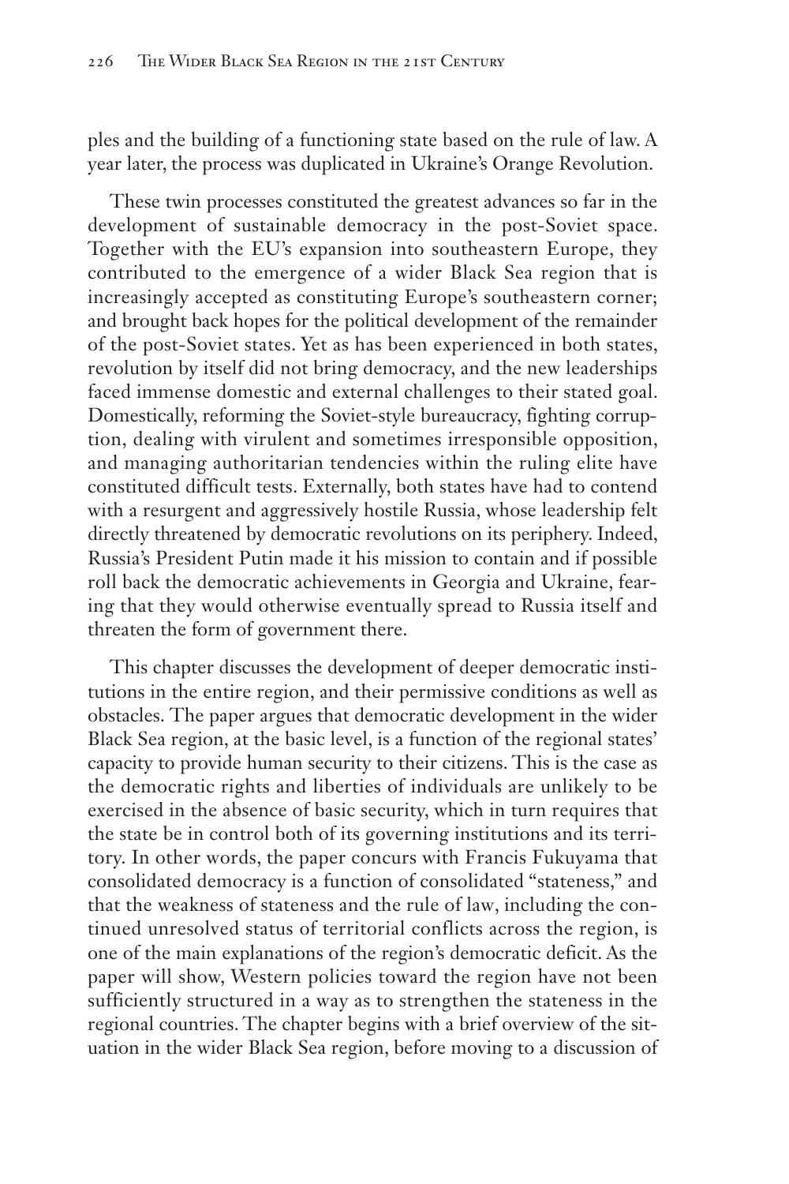ples and the building of a functioning state based on the rule of law. A year later, the process was duplicated in Ukraine's Orange Revolution.

These twin processes constituted the greatest advances so far in the development of sustainable democracy in the post-Soviet space. Together with the EU's expansion into southeastern Europe, they contributed to the emergence of a wider Black Sea region that is increasingly accepted as constituting Europe's southeastern corner; and brought back hopes for the political development of the remainder of the post-Soviet states. Yet as has been experienced in both states, revolution by itself did not bring democracy, and the new leaderships faced immense domestic and external challenges to their stated goal. Domestically, reforming the Soviet-style bureaucracy, fighting corruption, dealing with virulent and sometimes irresponsible opposition, and managing authoritarian tendencies within the ruling elite have constituted difficult tests. Externally, both states have had to contend with a resurgent and aggressively hostile Russia, whose leadership felt directly threatened by democratic revolutions on its periphery. Indeed, Russia's President Putin made it his mission to contain and if possible roll back the democratic achievements in Georgia and Ukraine, fearing that they would otherwise eventually spread to Russia itself and threaten the form of government there.

This chapter discusses the development of deeper democratic institutions in the entire region, and their permissive conditions as well as obstacles. The paper argues that democratic development in the wider Black Sea region, at the basic level, is a function of the regional states' capacity to provide human security to their citizens. This is the case as the democratic rights and liberties of individuals are unlikely to be exercised in the absence of basic security, which in turn requires that the state be in control both of its governing institutions and its territory. In other words, the paper concurs with Francis Fukuyama that consolidated democracy is a function of consolidated "stateness," and that the weakness of stateness and the rule of law, including the continued unresolved status of territorial conflicts across the region, is one of the main explanations of the region's democratic deficit. As the paper will show, Western policies toward the region have not been sufficiently structured in a way as to strengthen the stateness in the regional countries. The chapter begins with a brief overview of the situation in the wider Black Sea region, before moving to a discussion of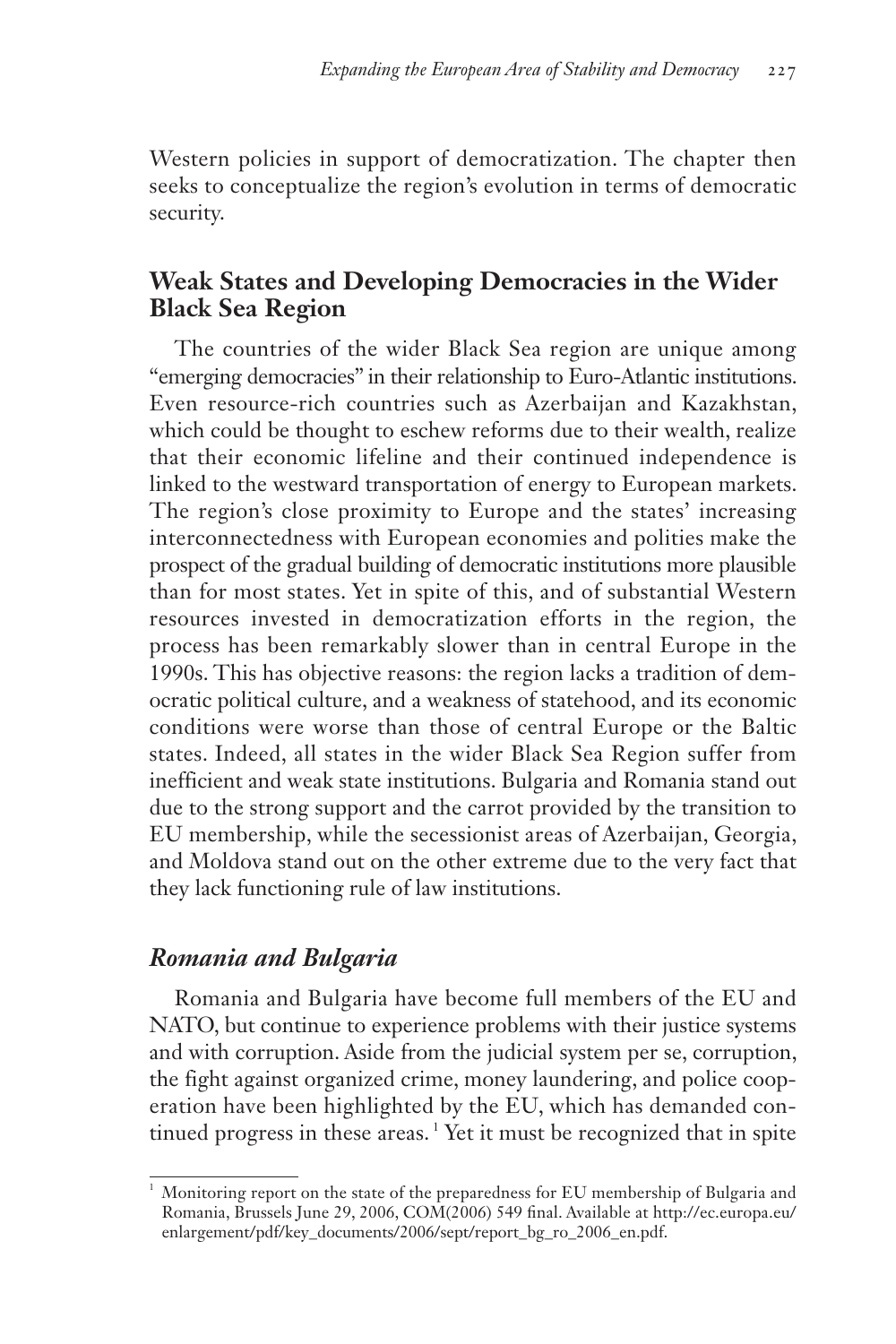Western policies in support of democratization. The chapter then seeks to conceptualize the region's evolution in terms of democratic security.

## Weak States and Developing Democracies in the Wider Black Sea Region

The countries of the wider Black Sea region are unique among "emerging democracies" in their relationship to Euro-Atlantic institutions. Even resource-rich countries such as Azerbaijan and Kazakhstan, which could be thought to eschew reforms due to their wealth, realize that their economic lifeline and their continued independence is linked to the westward transportation of energy to European markets. The region's close proximity to Europe and the states' increasing interconnectedness with European economies and polities make the prospect of the gradual building of democratic institutions more plausible than for most states. Yet in spite of this, and of substantial Western resources invested in democratization efforts in the region, the process has been remarkably slower than in central Europe in the 1990s. This has objective reasons: the region lacks a tradition of democratic political culture, and a weakness of statehood, and its economic conditions were worse than those of central Europe or the Baltic states. Indeed, all states in the wider Black Sea Region suffer from inefficient and weak state institutions. Bulgaria and Romania stand out due to the strong support and the carrot provided by the transition to EU membership, while the secessionist areas of Azerbaijan, Georgia, and Moldova stand out on the other extreme due to the very fact that they lack functioning rule of law institutions.

### *Romania and Bulgaria*

Romania and Bulgaria have become full members of the EU and NATO, but continue to experience problems with their justice systems and with corruption. Aside from the judicial system per se, corruption, the fight against organized crime, money laundering, and police cooperation have been highlighted by the EU, which has demanded continued progress in these areas.[1] Yet it must be recognized that in spite

[1] Monitoring report on the state of the preparedness for EU membership of Bulgaria and Romania, Brussels June 29, 2006, COM(2006) 549 final. Available at http://ec.europa.eu/enlargement/pdf/key_documents/2006/sept/report_bg_ro_2006_en.pdf.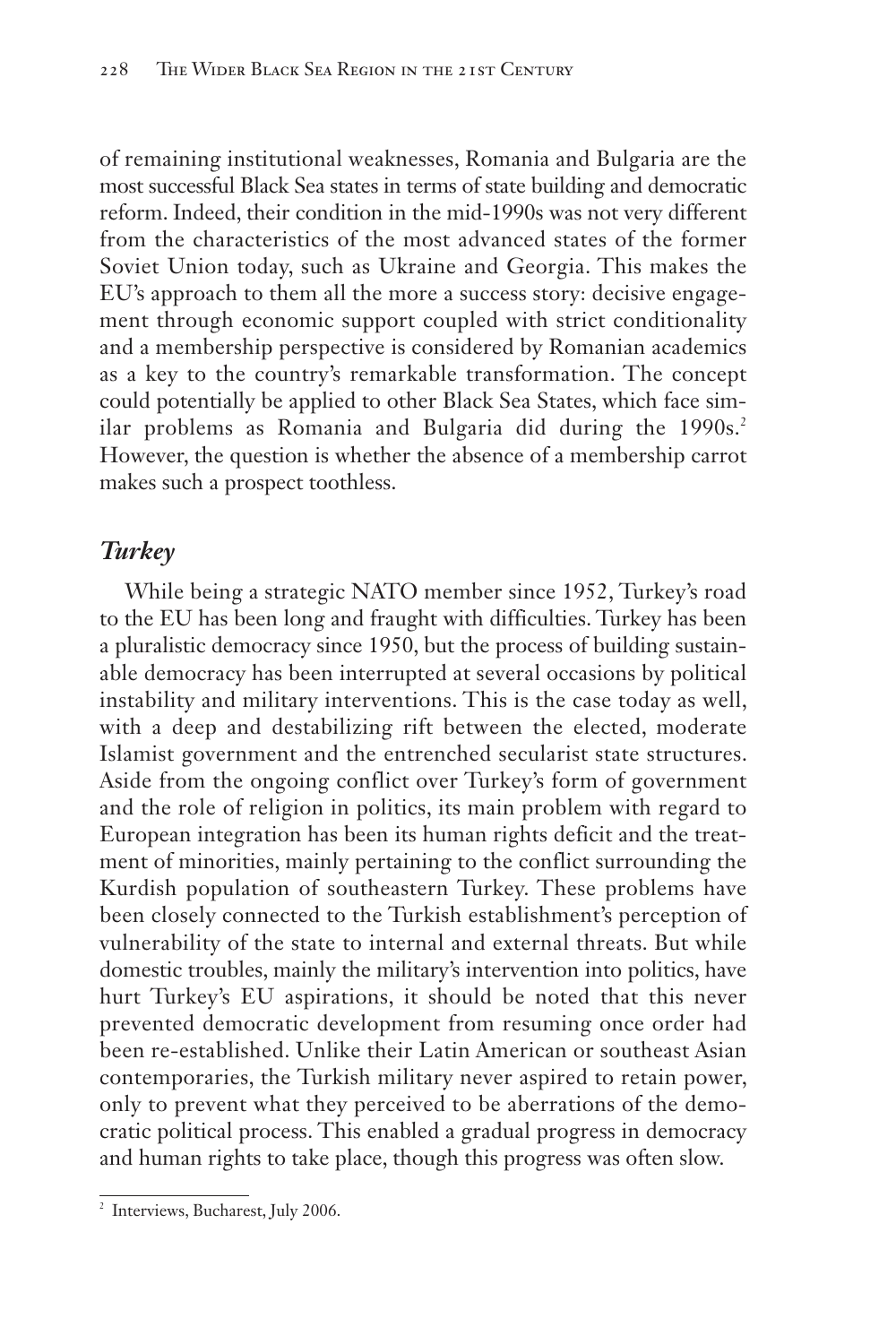of remaining institutional weaknesses, Romania and Bulgaria are the most successful Black Sea states in terms of state building and democratic reform. Indeed, their condition in the mid-1990s was not very different from the characteristics of the most advanced states of the former Soviet Union today, such as Ukraine and Georgia. This makes the EU's approach to them all the more a success story: decisive engagement through economic support coupled with strict conditionality and a membership perspective is considered by Romanian academics as a key to the country's remarkable transformation. The concept could potentially be applied to other Black Sea States, which face similar problems as Romania and Bulgaria did during the 1990s.[2] However, the question is whether the absence of a membership carrot makes such a prospect toothless.

### *Turkey*

While being a strategic NATO member since 1952, Turkey's road to the EU has been long and fraught with difficulties. Turkey has been a pluralistic democracy since 1950, but the process of building sustainable democracy has been interrupted at several occasions by political instability and military interventions. This is the case today as well, with a deep and destabilizing rift between the elected, moderate Islamist government and the entrenched secularist state structures. Aside from the ongoing conflict over Turkey's form of government and the role of religion in politics, its main problem with regard to European integration has been its human rights deficit and the treatment of minorities, mainly pertaining to the conflict surrounding the Kurdish population of southeastern Turkey. These problems have been closely connected to the Turkish establishment's perception of vulnerability of the state to internal and external threats. But while domestic troubles, mainly the military's intervention into politics, have hurt Turkey's EU aspirations, it should be noted that this never prevented democratic development from resuming once order had been re-established. Unlike their Latin American or southeast Asian contemporaries, the Turkish military never aspired to retain power, only to prevent what they perceived to be aberrations of the democratic political process. This enabled a gradual progress in democracy and human rights to take place, though this progress was often slow.

---

[2] Interviews, Bucharest, July 2006.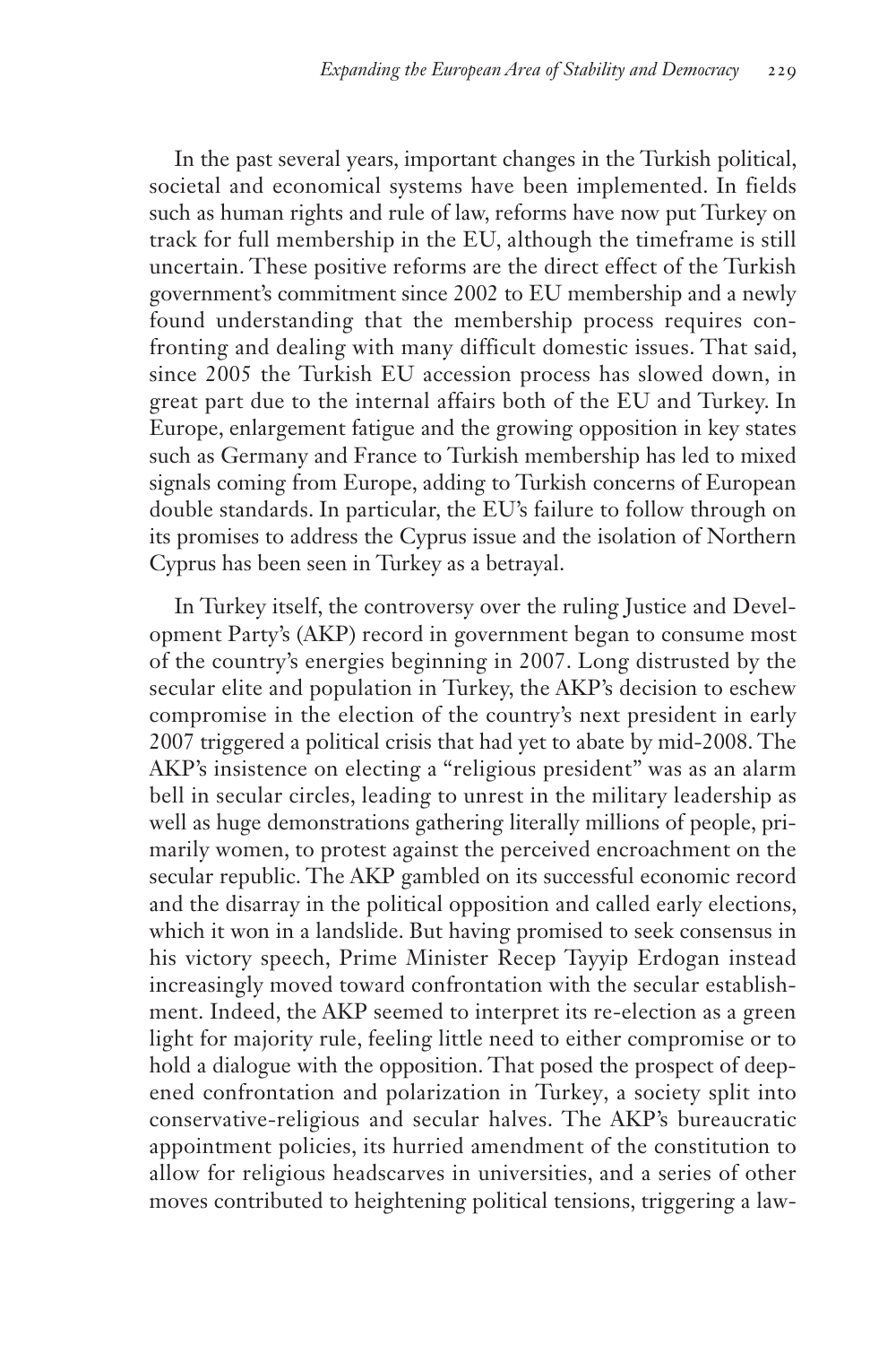In the past several years, important changes in the Turkish political, societal and economical systems have been implemented. In fields such as human rights and rule of law, reforms have now put Turkey on track for full membership in the EU, although the timeframe is still uncertain. These positive reforms are the direct effect of the Turkish government's commitment since 2002 to EU membership and a newly found understanding that the membership process requires confronting and dealing with many difficult domestic issues. That said, since 2005 the Turkish EU accession process has slowed down, in great part due to the internal affairs both of the EU and Turkey. In Europe, enlargement fatigue and the growing opposition in key states such as Germany and France to Turkish membership has led to mixed signals coming from Europe, adding to Turkish concerns of European double standards. In particular, the EU's failure to follow through on its promises to address the Cyprus issue and the isolation of Northern Cyprus has been seen in Turkey as a betrayal.

In Turkey itself, the controversy over the ruling Justice and Development Party's (AKP) record in government began to consume most of the country's energies beginning in 2007. Long distrusted by the secular elite and population in Turkey, the AKP's decision to eschew compromise in the election of the country's next president in early 2007 triggered a political crisis that had yet to abate by mid-2008. The AKP's insistence on electing a "religious president" was as an alarm bell in secular circles, leading to unrest in the military leadership as well as huge demonstrations gathering literally millions of people, primarily women, to protest against the perceived encroachment on the secular republic. The AKP gambled on its successful economic record and the disarray in the political opposition and called early elections, which it won in a landslide. But having promised to seek consensus in his victory speech, Prime Minister Recep Tayyip Erdogan instead increasingly moved toward confrontation with the secular establishment. Indeed, the AKP seemed to interpret its re-election as a green light for majority rule, feeling little need to either compromise or to hold a dialogue with the opposition. That posed the prospect of deepened confrontation and polarization in Turkey, a society split into conservative-religious and secular halves. The AKP's bureaucratic appointment policies, its hurried amendment of the constitution to allow for religious headscarves in universities, and a series of other moves contributed to heightening political tensions, triggering a law-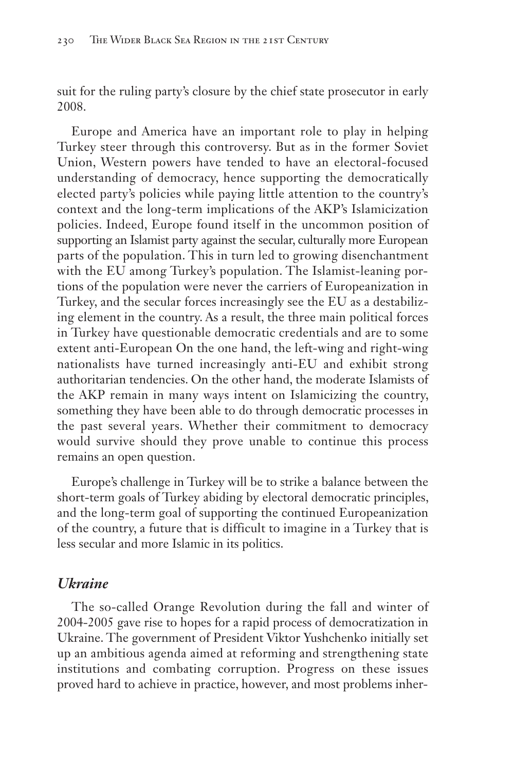suit for the ruling party's closure by the chief state prosecutor in early 2008.

Europe and America have an important role to play in helping Turkey steer through this controversy. But as in the former Soviet Union, Western powers have tended to have an electoral-focused understanding of democracy, hence supporting the democratically elected party's policies while paying little attention to the country's context and the long-term implications of the AKP's Islamicization policies. Indeed, Europe found itself in the uncommon position of supporting an Islamist party against the secular, culturally more European parts of the population. This in turn led to growing disenchantment with the EU among Turkey's population. The Islamist-leaning portions of the population were never the carriers of Europeanization in Turkey, and the secular forces increasingly see the EU as a destabilizing element in the country. As a result, the three main political forces in Turkey have questionable democratic credentials and are to some extent anti-European On the one hand, the left-wing and right-wing nationalists have turned increasingly anti-EU and exhibit strong authoritarian tendencies. On the other hand, the moderate Islamists of the AKP remain in many ways intent on Islamicizing the country, something they have been able to do through democratic processes in the past several years. Whether their commitment to democracy would survive should they prove unable to continue this process remains an open question.

Europe's challenge in Turkey will be to strike a balance between the short-term goals of Turkey abiding by electoral democratic principles, and the long-term goal of supporting the continued Europeanization of the country, a future that is difficult to imagine in a Turkey that is less secular and more Islamic in its politics.

### *Ukraine*

The so-called Orange Revolution during the fall and winter of 2004-2005 gave rise to hopes for a rapid process of democratization in Ukraine. The government of President Viktor Yushchenko initially set up an ambitious agenda aimed at reforming and strengthening state institutions and combating corruption. Progress on these issues proved hard to achieve in practice, however, and most problems inher-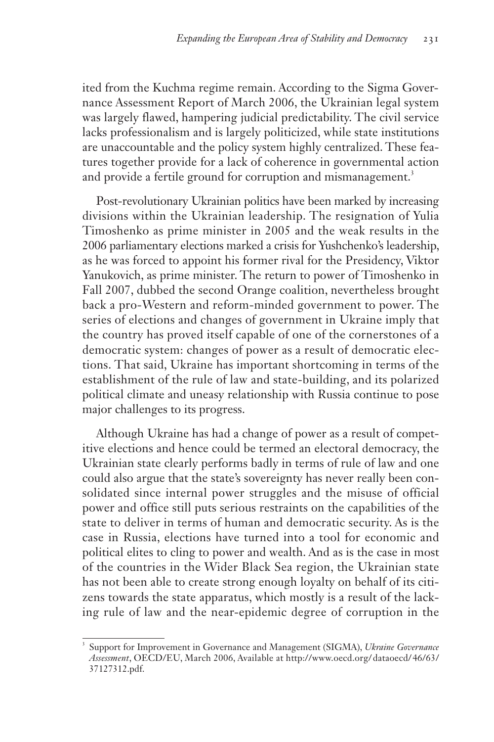ited from the Kuchma regime remain. According to the Sigma Governance Assessment Report of March 2006, the Ukrainian legal system was largely flawed, hampering judicial predictability. The civil service lacks professionalism and is largely politicized, while state institutions are unaccountable and the policy system highly centralized. These features together provide for a lack of coherence in governmental action and provide a fertile ground for corruption and mismanagement.[3]

Post-revolutionary Ukrainian politics have been marked by increasing divisions within the Ukrainian leadership. The resignation of Yulia Timoshenko as prime minister in 2005 and the weak results in the 2006 parliamentary elections marked a crisis for Yushchenko's leadership, as he was forced to appoint his former rival for the Presidency, Viktor Yanukovich, as prime minister. The return to power of Timoshenko in Fall 2007, dubbed the second Orange coalition, nevertheless brought back a pro-Western and reform-minded government to power. The series of elections and changes of government in Ukraine imply that the country has proved itself capable of one of the cornerstones of a democratic system: changes of power as a result of democratic elections. That said, Ukraine has important shortcoming in terms of the establishment of the rule of law and state-building, and its polarized political climate and uneasy relationship with Russia continue to pose major challenges to its progress.

Although Ukraine has had a change of power as a result of competitive elections and hence could be termed an electoral democracy, the Ukrainian state clearly performs badly in terms of rule of law and one could also argue that the state's sovereignty has never really been consolidated since internal power struggles and the misuse of official power and office still puts serious restraints on the capabilities of the state to deliver in terms of human and democratic security. As is the case in Russia, elections have turned into a tool for economic and political elites to cling to power and wealth. And as is the case in most of the countries in the Wider Black Sea region, the Ukrainian state has not been able to create strong enough loyalty on behalf of its citizens towards the state apparatus, which mostly is a result of the lacking rule of law and the near-epidemic degree of corruption in the

---

[3] Support for Improvement in Governance and Management (SIGMA), *Ukraine Governance Assessment*, OECD/EU, March 2006, Available at http://www.oecd.org/dataoecd/46/63/37127312.pdf.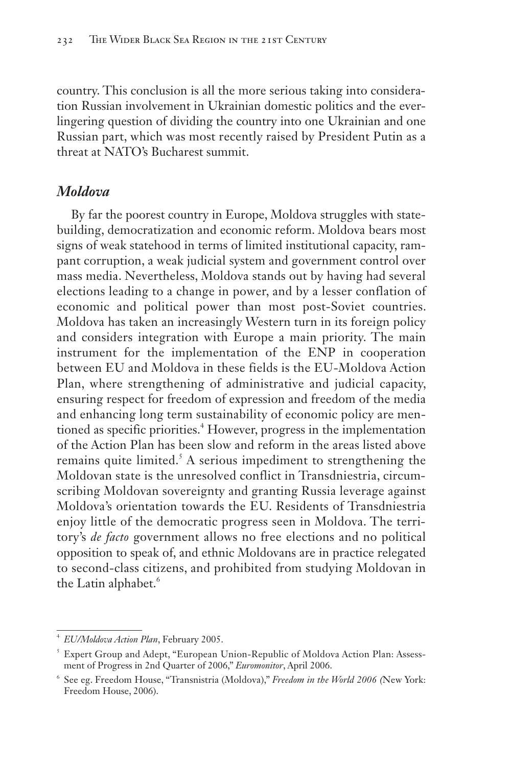country. This conclusion is all the more serious taking into consideration Russian involvement in Ukrainian domestic politics and the ever-lingering question of dividing the country into one Ukrainian and one Russian part, which was most recently raised by President Putin as a threat at NATO's Bucharest summit.

## *Moldova*

By far the poorest country in Europe, Moldova struggles with state-building, democratization and economic reform. Moldova bears most signs of weak statehood in terms of limited institutional capacity, rampant corruption, a weak judicial system and government control over mass media. Nevertheless, Moldova stands out by having had several elections leading to a change in power, and by a lesser conflation of economic and political power than most post-Soviet countries. Moldova has taken an increasingly Western turn in its foreign policy and considers integration with Europe a main priority. The main instrument for the implementation of the ENP in cooperation between EU and Moldova in these fields is the EU-Moldova Action Plan, where strengthening of administrative and judicial capacity, ensuring respect for freedom of expression and freedom of the media and enhancing long term sustainability of economic policy are mentioned as specific priorities.[4] However, progress in the implementation of the Action Plan has been slow and reform in the areas listed above remains quite limited.[5] A serious impediment to strengthening the Moldovan state is the unresolved conflict in Transdniestria, circumscribing Moldovan sovereignty and granting Russia leverage against Moldova's orientation towards the EU. Residents of Transdniestria enjoy little of the democratic progress seen in Moldova. The territory's *de facto* government allows no free elections and no political opposition to speak of, and ethnic Moldovans are in practice relegated to second-class citizens, and prohibited from studying Moldovan in the Latin alphabet.[6]

---

[4] *EU/Moldova Action Plan*, February 2005.

[5] Expert Group and Adept, "European Union-Republic of Moldova Action Plan: Assessment of Progress in 2nd Quarter of 2006," *Euromonitor*, April 2006.

[6] See eg. Freedom House, "Transnistria (Moldova)," *Freedom in the World 2006* (New York: Freedom House, 2006).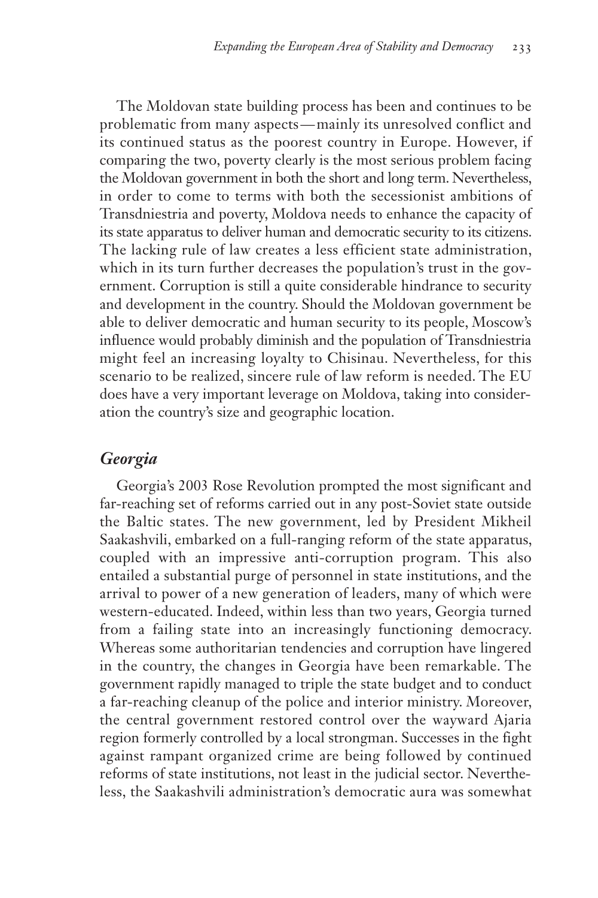The Moldovan state building process has been and continues to be problematic from many aspects—mainly its unresolved conflict and its continued status as the poorest country in Europe. However, if comparing the two, poverty clearly is the most serious problem facing the Moldovan government in both the short and long term. Nevertheless, in order to come to terms with both the secessionist ambitions of Transdniestria and poverty, Moldova needs to enhance the capacity of its state apparatus to deliver human and democratic security to its citizens. The lacking rule of law creates a less efficient state administration, which in its turn further decreases the population's trust in the government. Corruption is still a quite considerable hindrance to security and development in the country. Should the Moldovan government be able to deliver democratic and human security to its people, Moscow's influence would probably diminish and the population of Transdniestria might feel an increasing loyalty to Chisinau. Nevertheless, for this scenario to be realized, sincere rule of law reform is needed. The EU does have a very important leverage on Moldova, taking into consideration the country's size and geographic location.

## *Georgia*

Georgia's 2003 Rose Revolution prompted the most significant and far-reaching set of reforms carried out in any post-Soviet state outside the Baltic states. The new government, led by President Mikheil Saakashvili, embarked on a full-ranging reform of the state apparatus, coupled with an impressive anti-corruption program. This also entailed a substantial purge of personnel in state institutions, and the arrival to power of a new generation of leaders, many of which were western-educated. Indeed, within less than two years, Georgia turned from a failing state into an increasingly functioning democracy. Whereas some authoritarian tendencies and corruption have lingered in the country, the changes in Georgia have been remarkable. The government rapidly managed to triple the state budget and to conduct a far-reaching cleanup of the police and interior ministry. Moreover, the central government restored control over the wayward Ajaria region formerly controlled by a local strongman. Successes in the fight against rampant organized crime are being followed by continued reforms of state institutions, not least in the judicial sector. Nevertheless, the Saakashvili administration's democratic aura was somewhat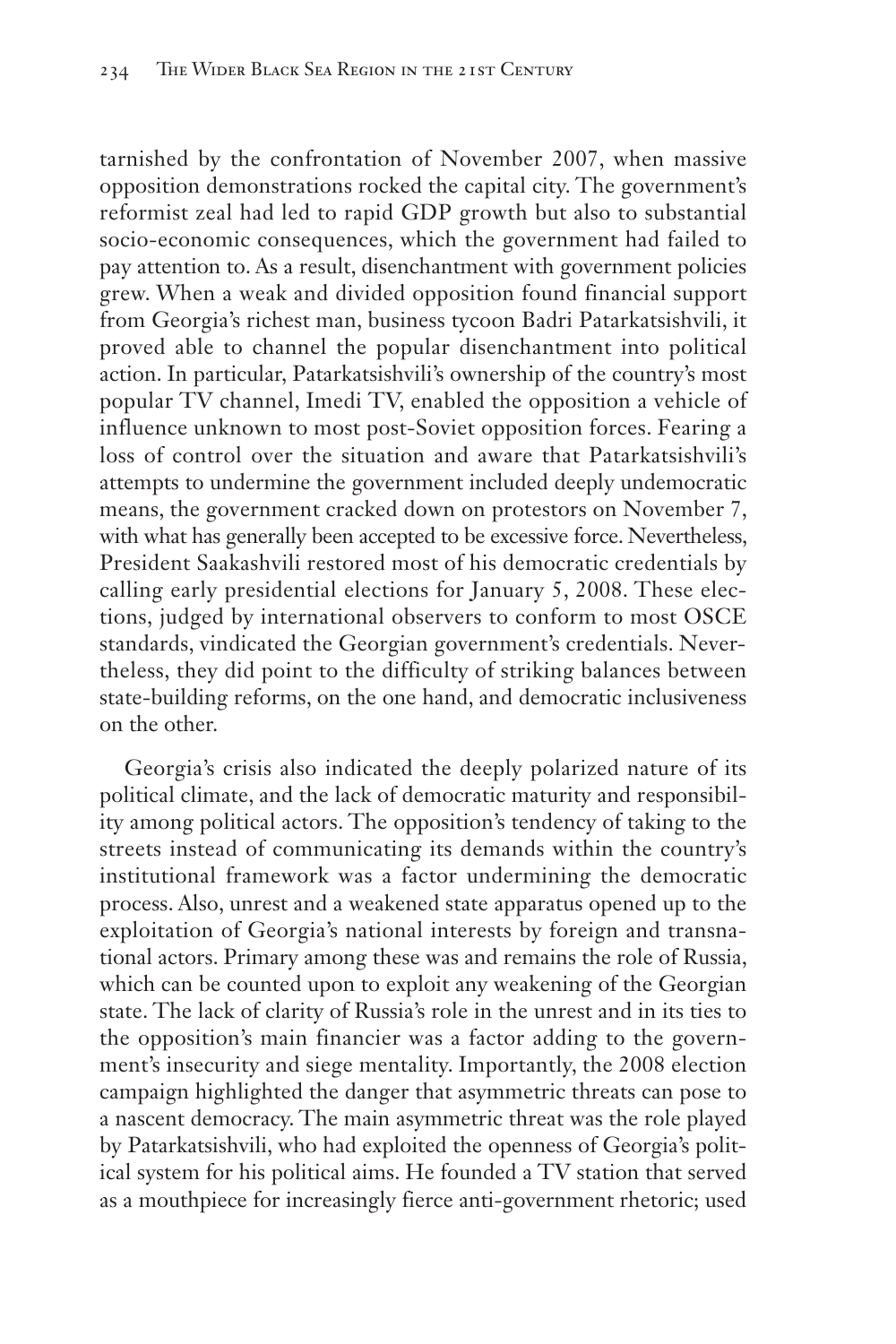tarnished by the confrontation of November 2007, when massive opposition demonstrations rocked the capital city. The government's reformist zeal had led to rapid GDP growth but also to substantial socio-economic consequences, which the government had failed to pay attention to. As a result, disenchantment with government policies grew. When a weak and divided opposition found financial support from Georgia's richest man, business tycoon Badri Patarkatsishvili, it proved able to channel the popular disenchantment into political action. In particular, Patarkatsishvili's ownership of the country's most popular TV channel, Imedi TV, enabled the opposition a vehicle of influence unknown to most post-Soviet opposition forces. Fearing a loss of control over the situation and aware that Patarkatsishvili's attempts to undermine the government included deeply undemocratic means, the government cracked down on protestors on November 7, with what has generally been accepted to be excessive force. Nevertheless, President Saakashvili restored most of his democratic credentials by calling early presidential elections for January 5, 2008. These elections, judged by international observers to conform to most OSCE standards, vindicated the Georgian government's credentials. Nevertheless, they did point to the difficulty of striking balances between state-building reforms, on the one hand, and democratic inclusiveness on the other.

Georgia's crisis also indicated the deeply polarized nature of its political climate, and the lack of democratic maturity and responsibility among political actors. The opposition's tendency of taking to the streets instead of communicating its demands within the country's institutional framework was a factor undermining the democratic process. Also, unrest and a weakened state apparatus opened up to the exploitation of Georgia's national interests by foreign and transnational actors. Primary among these was and remains the role of Russia, which can be counted upon to exploit any weakening of the Georgian state. The lack of clarity of Russia's role in the unrest and in its ties to the opposition's main financier was a factor adding to the government's insecurity and siege mentality. Importantly, the 2008 election campaign highlighted the danger that asymmetric threats can pose to a nascent democracy. The main asymmetric threat was the role played by Patarkatsishvili, who had exploited the openness of Georgia's political system for his political aims. He founded a TV station that served as a mouthpiece for increasingly fierce anti-government rhetoric; used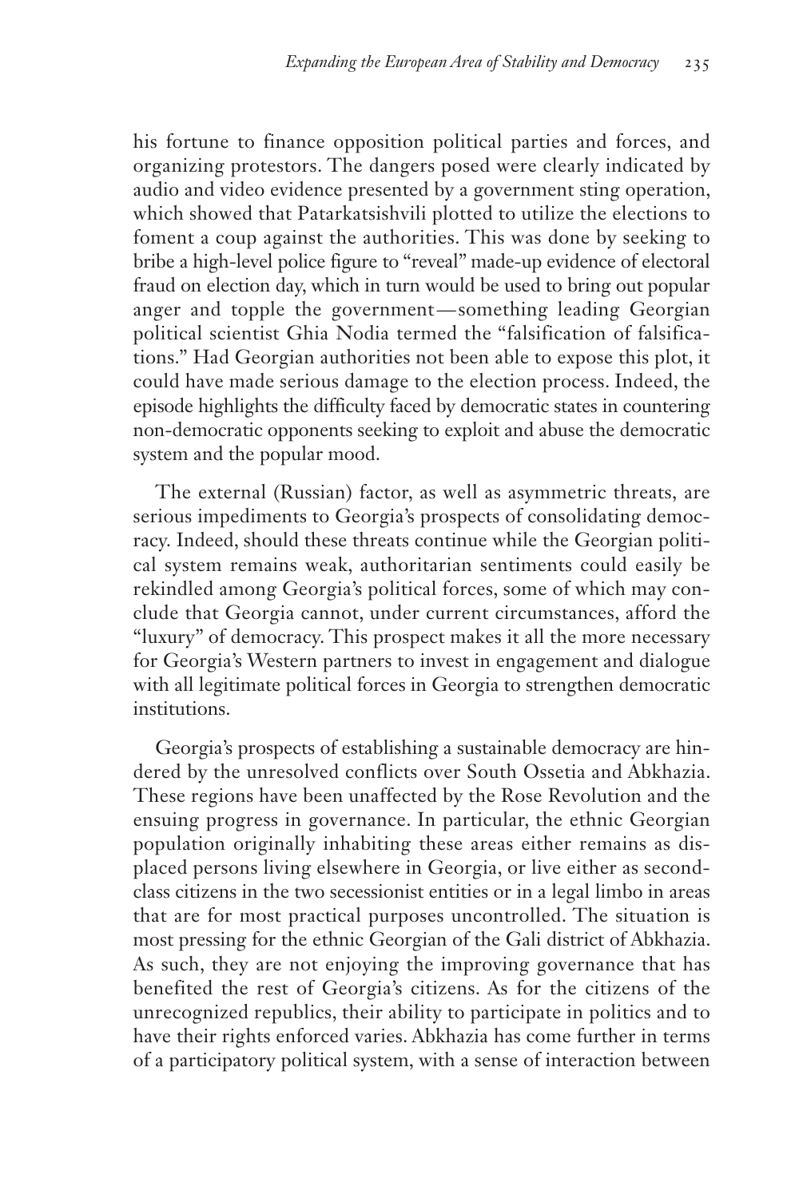his fortune to finance opposition political parties and forces, and organizing protestors. The dangers posed were clearly indicated by audio and video evidence presented by a government sting operation, which showed that Patarkatsishvili plotted to utilize the elections to foment a coup against the authorities. This was done by seeking to bribe a high-level police figure to "reveal" made-up evidence of electoral fraud on election day, which in turn would be used to bring out popular anger and topple the government—something leading Georgian political scientist Ghia Nodia termed the "falsification of falsifications." Had Georgian authorities not been able to expose this plot, it could have made serious damage to the election process. Indeed, the episode highlights the difficulty faced by democratic states in countering non-democratic opponents seeking to exploit and abuse the democratic system and the popular mood.

The external (Russian) factor, as well as asymmetric threats, are serious impediments to Georgia's prospects of consolidating democracy. Indeed, should these threats continue while the Georgian political system remains weak, authoritarian sentiments could easily be rekindled among Georgia's political forces, some of which may conclude that Georgia cannot, under current circumstances, afford the "luxury" of democracy. This prospect makes it all the more necessary for Georgia's Western partners to invest in engagement and dialogue with all legitimate political forces in Georgia to strengthen democratic institutions.

Georgia's prospects of establishing a sustainable democracy are hindered by the unresolved conflicts over South Ossetia and Abkhazia. These regions have been unaffected by the Rose Revolution and the ensuing progress in governance. In particular, the ethnic Georgian population originally inhabiting these areas either remains as displaced persons living elsewhere in Georgia, or live either as second-class citizens in the two secessionist entities or in a legal limbo in areas that are for most practical purposes uncontrolled. The situation is most pressing for the ethnic Georgian of the Gali district of Abkhazia. As such, they are not enjoying the improving governance that has benefited the rest of Georgia's citizens. As for the citizens of the unrecognized republics, their ability to participate in politics and to have their rights enforced varies. Abkhazia has come further in terms of a participatory political system, with a sense of interaction between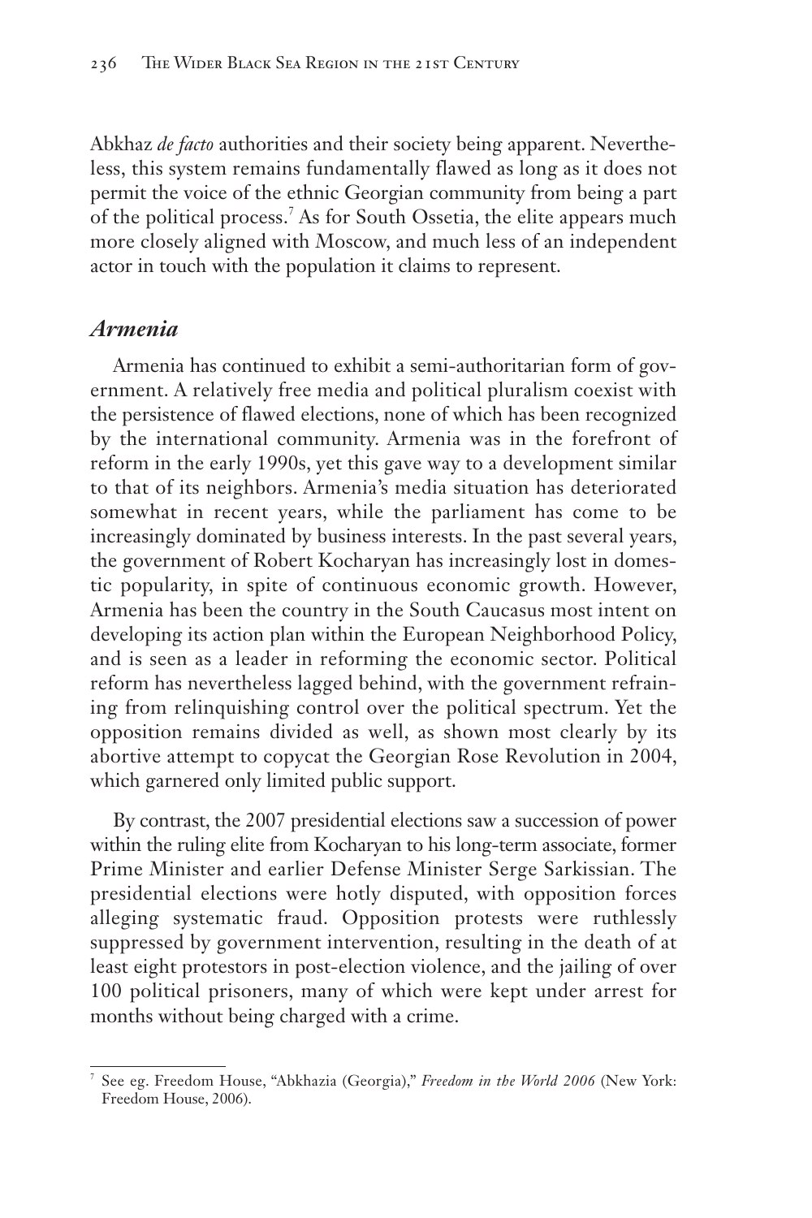Abkhaz *de facto* authorities and their society being apparent. Nevertheless, this system remains fundamentally flawed as long as it does not permit the voice of the ethnic Georgian community from being a part of the political process.[7] As for South Ossetia, the elite appears much more closely aligned with Moscow, and much less of an independent actor in touch with the population it claims to represent.

## *Armenia*

Armenia has continued to exhibit a semi-authoritarian form of government. A relatively free media and political pluralism coexist with the persistence of flawed elections, none of which has been recognized by the international community. Armenia was in the forefront of reform in the early 1990s, yet this gave way to a development similar to that of its neighbors. Armenia's media situation has deteriorated somewhat in recent years, while the parliament has come to be increasingly dominated by business interests. In the past several years, the government of Robert Kocharyan has increasingly lost in domestic popularity, in spite of continuous economic growth. However, Armenia has been the country in the South Caucasus most intent on developing its action plan within the European Neighborhood Policy, and is seen as a leader in reforming the economic sector. Political reform has nevertheless lagged behind, with the government refraining from relinquishing control over the political spectrum. Yet the opposition remains divided as well, as shown most clearly by its abortive attempt to copycat the Georgian Rose Revolution in 2004, which garnered only limited public support.

By contrast, the 2007 presidential elections saw a succession of power within the ruling elite from Kocharyan to his long-term associate, former Prime Minister and earlier Defense Minister Serge Sarkissian. The presidential elections were hotly disputed, with opposition forces alleging systematic fraud. Opposition protests were ruthlessly suppressed by government intervention, resulting in the death of at least eight protestors in post-election violence, and the jailing of over 100 political prisoners, many of which were kept under arrest for months without being charged with a crime.

---

[7] See eg. Freedom House, "Abkhazia (Georgia)," *Freedom in the World 2006* (New York: Freedom House, 2006).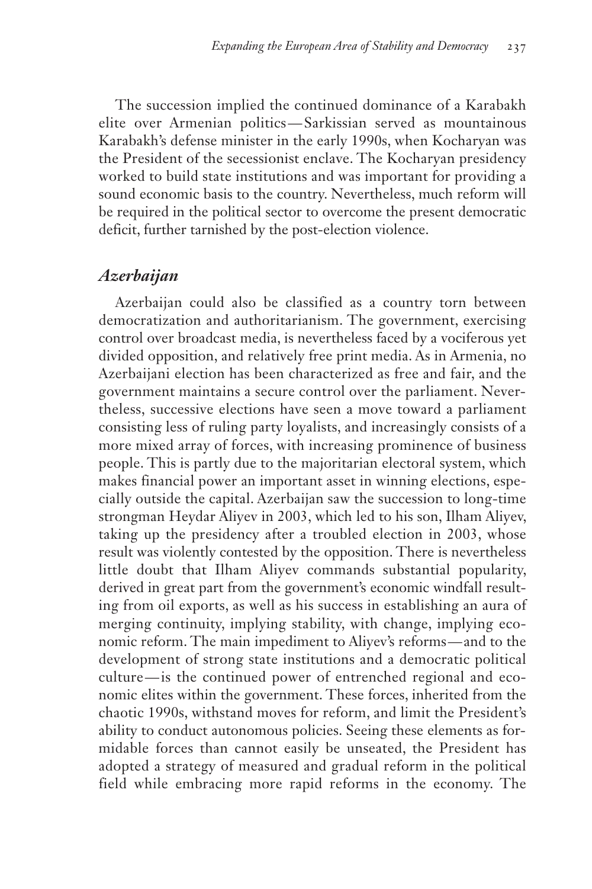The succession implied the continued dominance of a Karabakh elite over Armenian politics—Sarkissian served as mountainous Karabakh's defense minister in the early 1990s, when Kocharyan was the President of the secessionist enclave. The Kocharyan presidency worked to build state institutions and was important for providing a sound economic basis to the country. Nevertheless, much reform will be required in the political sector to overcome the present democratic deficit, further tarnished by the post-election violence.

## *Azerbaijan*

Azerbaijan could also be classified as a country torn between democratization and authoritarianism. The government, exercising control over broadcast media, is nevertheless faced by a vociferous yet divided opposition, and relatively free print media. As in Armenia, no Azerbaijani election has been characterized as free and fair, and the government maintains a secure control over the parliament. Nevertheless, successive elections have seen a move toward a parliament consisting less of ruling party loyalists, and increasingly consists of a more mixed array of forces, with increasing prominence of business people. This is partly due to the majoritarian electoral system, which makes financial power an important asset in winning elections, especially outside the capital. Azerbaijan saw the succession to long-time strongman Heydar Aliyev in 2003, which led to his son, Ilham Aliyev, taking up the presidency after a troubled election in 2003, whose result was violently contested by the opposition. There is nevertheless little doubt that Ilham Aliyev commands substantial popularity, derived in great part from the government's economic windfall resulting from oil exports, as well as his success in establishing an aura of merging continuity, implying stability, with change, implying economic reform. The main impediment to Aliyev's reforms—and to the development of strong state institutions and a democratic political culture—is the continued power of entrenched regional and economic elites within the government. These forces, inherited from the chaotic 1990s, withstand moves for reform, and limit the President's ability to conduct autonomous policies. Seeing these elements as formidable forces than cannot easily be unseated, the President has adopted a strategy of measured and gradual reform in the political field while embracing more rapid reforms in the economy. The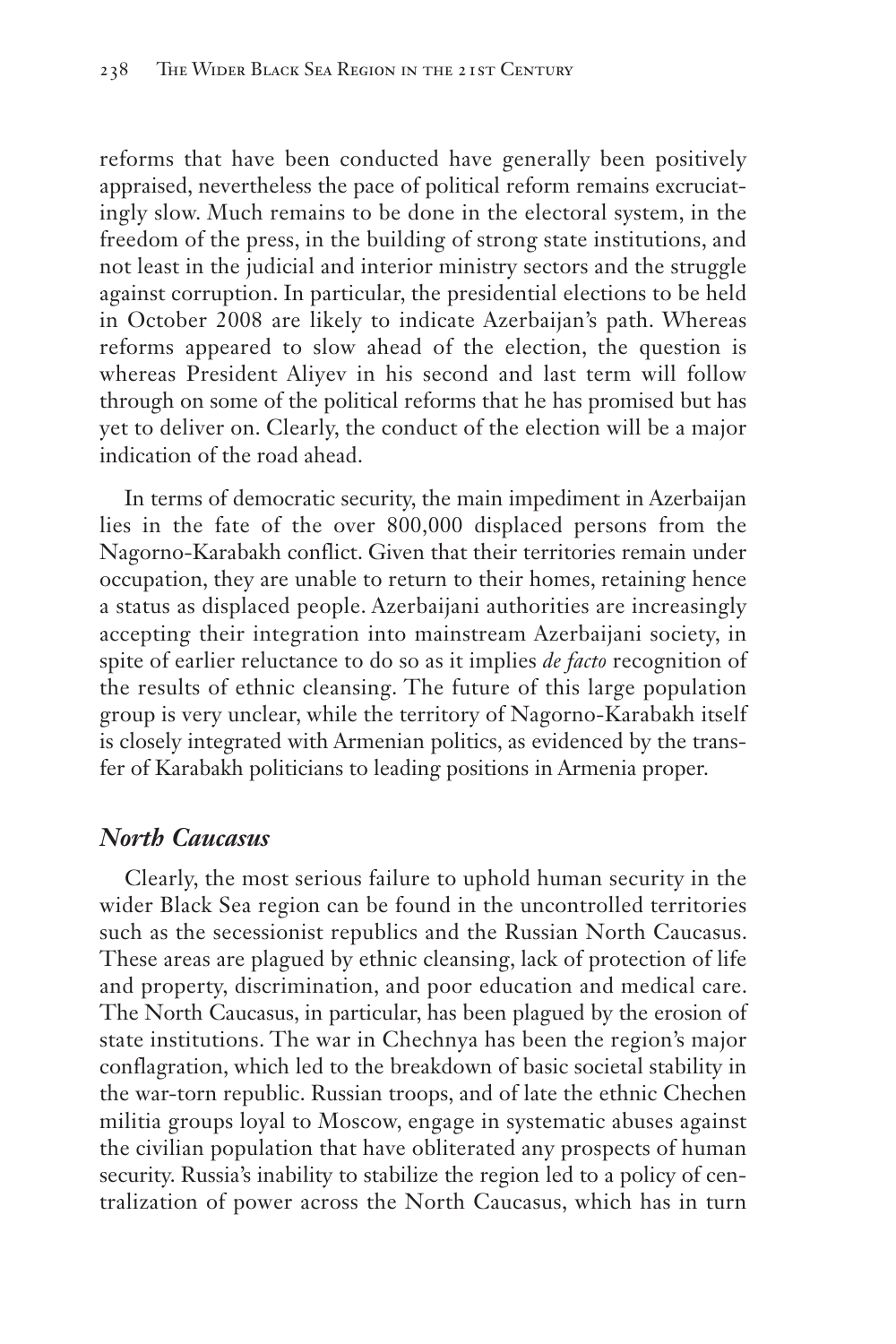reforms that have been conducted have generally been positively appraised, nevertheless the pace of political reform remains excruciatingly slow. Much remains to be done in the electoral system, in the freedom of the press, in the building of strong state institutions, and not least in the judicial and interior ministry sectors and the struggle against corruption. In particular, the presidential elections to be held in October 2008 are likely to indicate Azerbaijan's path. Whereas reforms appeared to slow ahead of the election, the question is whereas President Aliyev in his second and last term will follow through on some of the political reforms that he has promised but has yet to deliver on. Clearly, the conduct of the election will be a major indication of the road ahead.

In terms of democratic security, the main impediment in Azerbaijan lies in the fate of the over 800,000 displaced persons from the Nagorno-Karabakh conflict. Given that their territories remain under occupation, they are unable to return to their homes, retaining hence a status as displaced people. Azerbaijani authorities are increasingly accepting their integration into mainstream Azerbaijani society, in spite of earlier reluctance to do so as it implies *de facto* recognition of the results of ethnic cleansing. The future of this large population group is very unclear, while the territory of Nagorno-Karabakh itself is closely integrated with Armenian politics, as evidenced by the transfer of Karabakh politicians to leading positions in Armenia proper.

### *North Caucasus*

Clearly, the most serious failure to uphold human security in the wider Black Sea region can be found in the uncontrolled territories such as the secessionist republics and the Russian North Caucasus. These areas are plagued by ethnic cleansing, lack of protection of life and property, discrimination, and poor education and medical care. The North Caucasus, in particular, has been plagued by the erosion of state institutions. The war in Chechnya has been the region's major conflagration, which led to the breakdown of basic societal stability in the war-torn republic. Russian troops, and of late the ethnic Chechen militia groups loyal to Moscow, engage in systematic abuses against the civilian population that have obliterated any prospects of human security. Russia's inability to stabilize the region led to a policy of centralization of power across the North Caucasus, which has in turn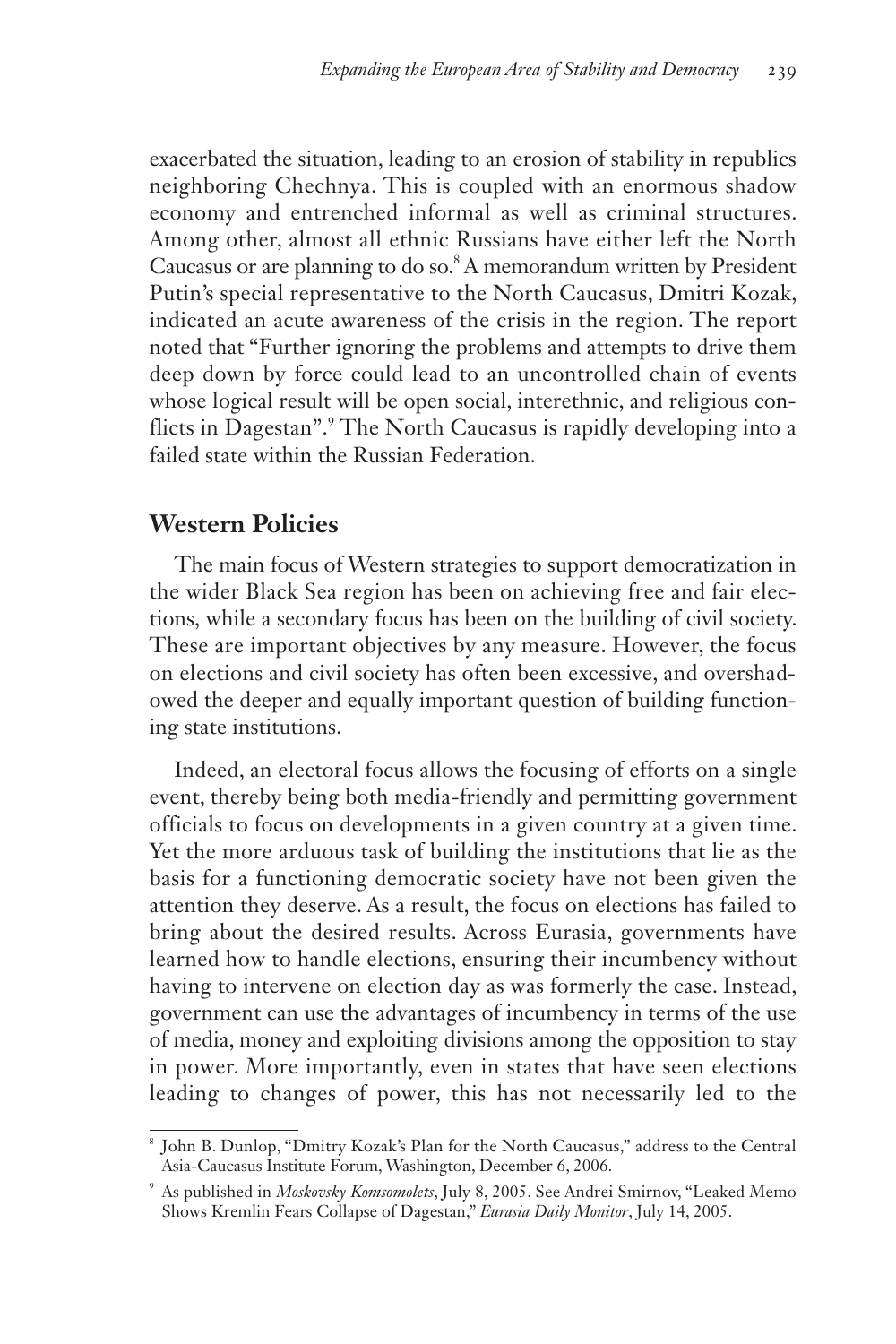exacerbated the situation, leading to an erosion of stability in republics neighboring Chechnya. This is coupled with an enormous shadow economy and entrenched informal as well as criminal structures. Among other, almost all ethnic Russians have either left the North Caucasus or are planning to do so.[8] A memorandum written by President Putin's special representative to the North Caucasus, Dmitri Kozak, indicated an acute awareness of the crisis in the region. The report noted that "Further ignoring the problems and attempts to drive them deep down by force could lead to an uncontrolled chain of events whose logical result will be open social, interethnic, and religious conflicts in Dagestan".[9] The North Caucasus is rapidly developing into a failed state within the Russian Federation.

## Western Policies

The main focus of Western strategies to support democratization in the wider Black Sea region has been on achieving free and fair elections, while a secondary focus has been on the building of civil society. These are important objectives by any measure. However, the focus on elections and civil society has often been excessive, and overshadowed the deeper and equally important question of building functioning state institutions.

Indeed, an electoral focus allows the focusing of efforts on a single event, thereby being both media-friendly and permitting government officials to focus on developments in a given country at a given time. Yet the more arduous task of building the institutions that lie as the basis for a functioning democratic society have not been given the attention they deserve. As a result, the focus on elections has failed to bring about the desired results. Across Eurasia, governments have learned how to handle elections, ensuring their incumbency without having to intervene on election day as was formerly the case. Instead, government can use the advantages of incumbency in terms of the use of media, money and exploiting divisions among the opposition to stay in power. More importantly, even in states that have seen elections leading to changes of power, this has not necessarily led to the

---

[8] John B. Dunlop, "Dmitry Kozak's Plan for the North Caucasus," address to the Central Asia-Caucasus Institute Forum, Washington, December 6, 2006.

[9] As published in *Moskovsky Komsomolets*, July 8, 2005. See Andrei Smirnov, "Leaked Memo Shows Kremlin Fears Collapse of Dagestan," *Eurasia Daily Monitor*, July 14, 2005.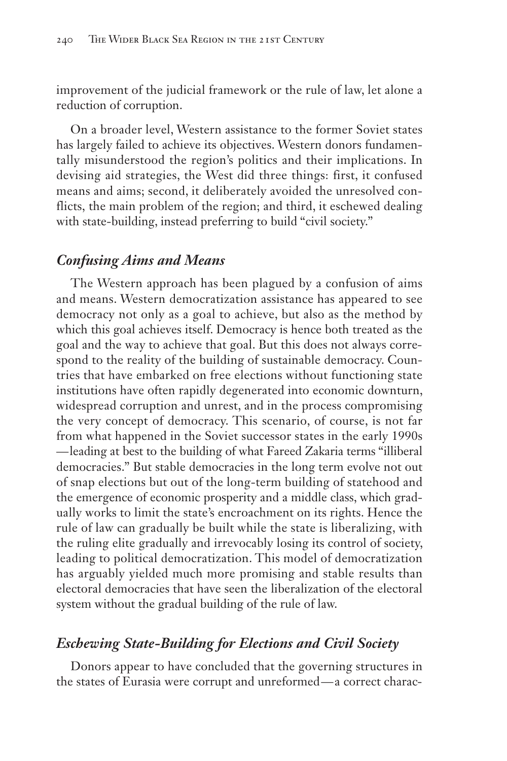improvement of the judicial framework or the rule of law, let alone a reduction of corruption.

On a broader level, Western assistance to the former Soviet states has largely failed to achieve its objectives. Western donors fundamentally misunderstood the region's politics and their implications. In devising aid strategies, the West did three things: first, it confused means and aims; second, it deliberately avoided the unresolved conflicts, the main problem of the region; and third, it eschewed dealing with state-building, instead preferring to build "civil society."

## *Confusing Aims and Means*

The Western approach has been plagued by a confusion of aims and means. Western democratization assistance has appeared to see democracy not only as a goal to achieve, but also as the method by which this goal achieves itself. Democracy is hence both treated as the goal and the way to achieve that goal. But this does not always correspond to the reality of the building of sustainable democracy. Countries that have embarked on free elections without functioning state institutions have often rapidly degenerated into economic downturn, widespread corruption and unrest, and in the process compromising the very concept of democracy. This scenario, of course, is not far from what happened in the Soviet successor states in the early 1990s —leading at best to the building of what Fareed Zakaria terms "illiberal democracies." But stable democracies in the long term evolve not out of snap elections but out of the long-term building of statehood and the emergence of economic prosperity and a middle class, which gradually works to limit the state's encroachment on its rights. Hence the rule of law can gradually be built while the state is liberalizing, with the ruling elite gradually and irrevocably losing its control of society, leading to political democratization. This model of democratization has arguably yielded much more promising and stable results than electoral democracies that have seen the liberalization of the electoral system without the gradual building of the rule of law.

## *Eschewing State-Building for Elections and Civil Society*

Donors appear to have concluded that the governing structures in the states of Eurasia were corrupt and unreformed—a correct charac-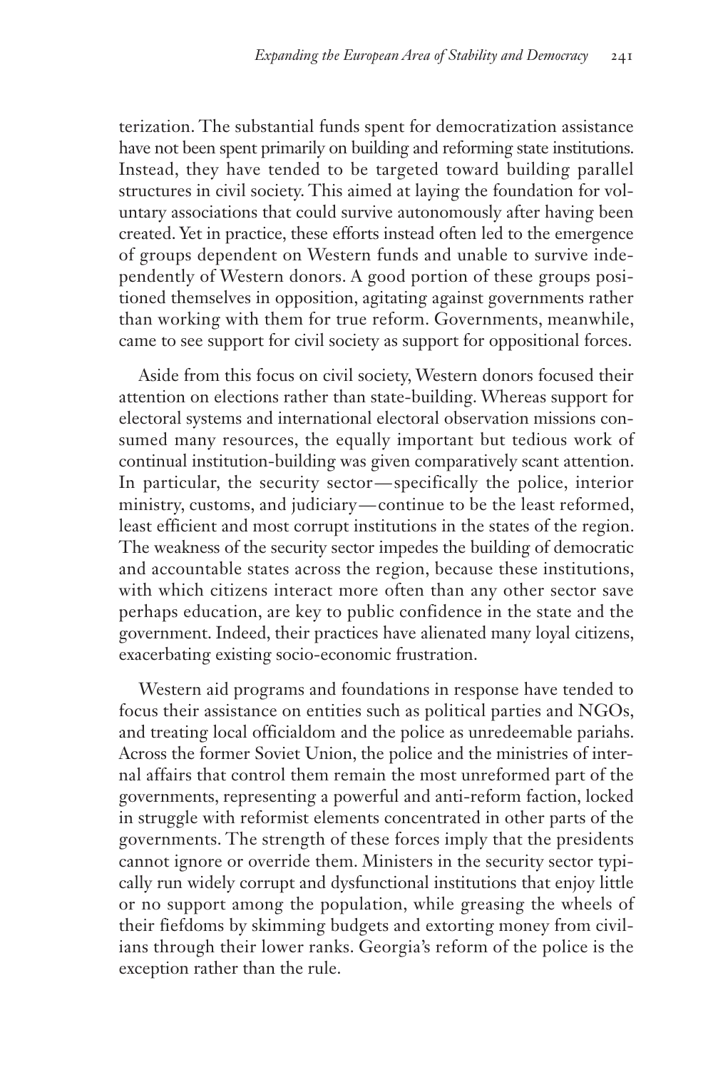terization. The substantial funds spent for democratization assistance have not been spent primarily on building and reforming state institutions. Instead, they have tended to be targeted toward building parallel structures in civil society. This aimed at laying the foundation for voluntary associations that could survive autonomously after having been created. Yet in practice, these efforts instead often led to the emergence of groups dependent on Western funds and unable to survive independently of Western donors. A good portion of these groups positioned themselves in opposition, agitating against governments rather than working with them for true reform. Governments, meanwhile, came to see support for civil society as support for oppositional forces.

Aside from this focus on civil society, Western donors focused their attention on elections rather than state-building. Whereas support for electoral systems and international electoral observation missions consumed many resources, the equally important but tedious work of continual institution-building was given comparatively scant attention. In particular, the security sector—specifically the police, interior ministry, customs, and judiciary—continue to be the least reformed, least efficient and most corrupt institutions in the states of the region. The weakness of the security sector impedes the building of democratic and accountable states across the region, because these institutions, with which citizens interact more often than any other sector save perhaps education, are key to public confidence in the state and the government. Indeed, their practices have alienated many loyal citizens, exacerbating existing socio-economic frustration.

Western aid programs and foundations in response have tended to focus their assistance on entities such as political parties and NGOs, and treating local officialdom and the police as unredeemable pariahs. Across the former Soviet Union, the police and the ministries of internal affairs that control them remain the most unreformed part of the governments, representing a powerful and anti-reform faction, locked in struggle with reformist elements concentrated in other parts of the governments. The strength of these forces imply that the presidents cannot ignore or override them. Ministers in the security sector typically run widely corrupt and dysfunctional institutions that enjoy little or no support among the population, while greasing the wheels of their fiefdoms by skimming budgets and extorting money from civilians through their lower ranks. Georgia's reform of the police is the exception rather than the rule.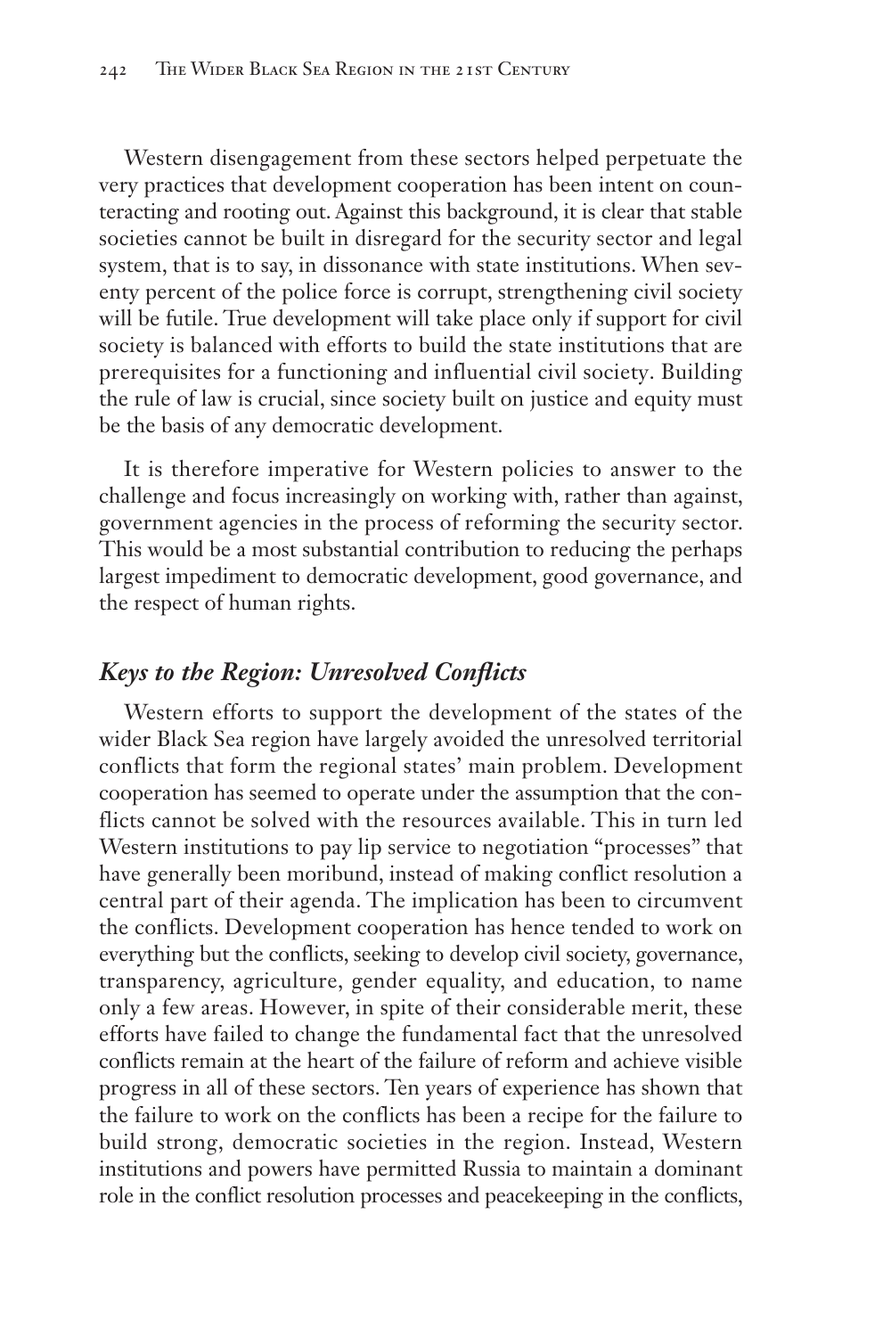Western disengagement from these sectors helped perpetuate the very practices that development cooperation has been intent on counteracting and rooting out. Against this background, it is clear that stable societies cannot be built in disregard for the security sector and legal system, that is to say, in dissonance with state institutions. When seventy percent of the police force is corrupt, strengthening civil society will be futile. True development will take place only if support for civil society is balanced with efforts to build the state institutions that are prerequisites for a functioning and influential civil society. Building the rule of law is crucial, since society built on justice and equity must be the basis of any democratic development.

It is therefore imperative for Western policies to answer to the challenge and focus increasingly on working with, rather than against, government agencies in the process of reforming the security sector. This would be a most substantial contribution to reducing the perhaps largest impediment to democratic development, good governance, and the respect of human rights.

## *Keys to the Region: Unresolved Conflicts*

Western efforts to support the development of the states of the wider Black Sea region have largely avoided the unresolved territorial conflicts that form the regional states' main problem. Development cooperation has seemed to operate under the assumption that the conflicts cannot be solved with the resources available. This in turn led Western institutions to pay lip service to negotiation "processes" that have generally been moribund, instead of making conflict resolution a central part of their agenda. The implication has been to circumvent the conflicts. Development cooperation has hence tended to work on everything but the conflicts, seeking to develop civil society, governance, transparency, agriculture, gender equality, and education, to name only a few areas. However, in spite of their considerable merit, these efforts have failed to change the fundamental fact that the unresolved conflicts remain at the heart of the failure of reform and achieve visible progress in all of these sectors. Ten years of experience has shown that the failure to work on the conflicts has been a recipe for the failure to build strong, democratic societies in the region. Instead, Western institutions and powers have permitted Russia to maintain a dominant role in the conflict resolution processes and peacekeeping in the conflicts,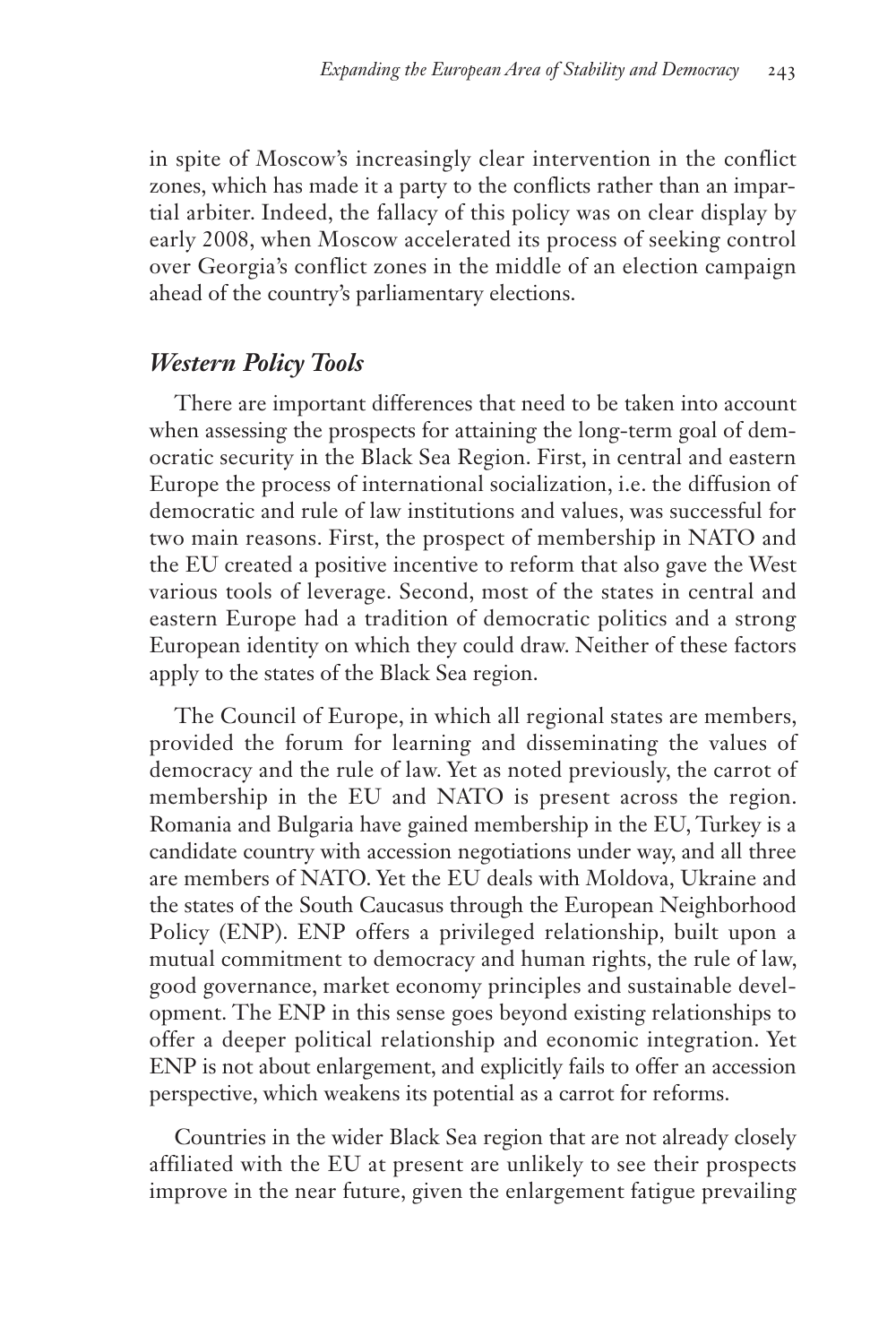in spite of Moscow's increasingly clear intervention in the conflict zones, which has made it a party to the conflicts rather than an impartial arbiter. Indeed, the fallacy of this policy was on clear display by early 2008, when Moscow accelerated its process of seeking control over Georgia's conflict zones in the middle of an election campaign ahead of the country's parliamentary elections.

### *Western Policy Tools*

There are important differences that need to be taken into account when assessing the prospects for attaining the long-term goal of democratic security in the Black Sea Region. First, in central and eastern Europe the process of international socialization, i.e. the diffusion of democratic and rule of law institutions and values, was successful for two main reasons. First, the prospect of membership in NATO and the EU created a positive incentive to reform that also gave the West various tools of leverage. Second, most of the states in central and eastern Europe had a tradition of democratic politics and a strong European identity on which they could draw. Neither of these factors apply to the states of the Black Sea region.

The Council of Europe, in which all regional states are members, provided the forum for learning and disseminating the values of democracy and the rule of law. Yet as noted previously, the carrot of membership in the EU and NATO is present across the region. Romania and Bulgaria have gained membership in the EU, Turkey is a candidate country with accession negotiations under way, and all three are members of NATO. Yet the EU deals with Moldova, Ukraine and the states of the South Caucasus through the European Neighborhood Policy (ENP). ENP offers a privileged relationship, built upon a mutual commitment to democracy and human rights, the rule of law, good governance, market economy principles and sustainable development. The ENP in this sense goes beyond existing relationships to offer a deeper political relationship and economic integration. Yet ENP is not about enlargement, and explicitly fails to offer an accession perspective, which weakens its potential as a carrot for reforms.

Countries in the wider Black Sea region that are not already closely affiliated with the EU at present are unlikely to see their prospects improve in the near future, given the enlargement fatigue prevailing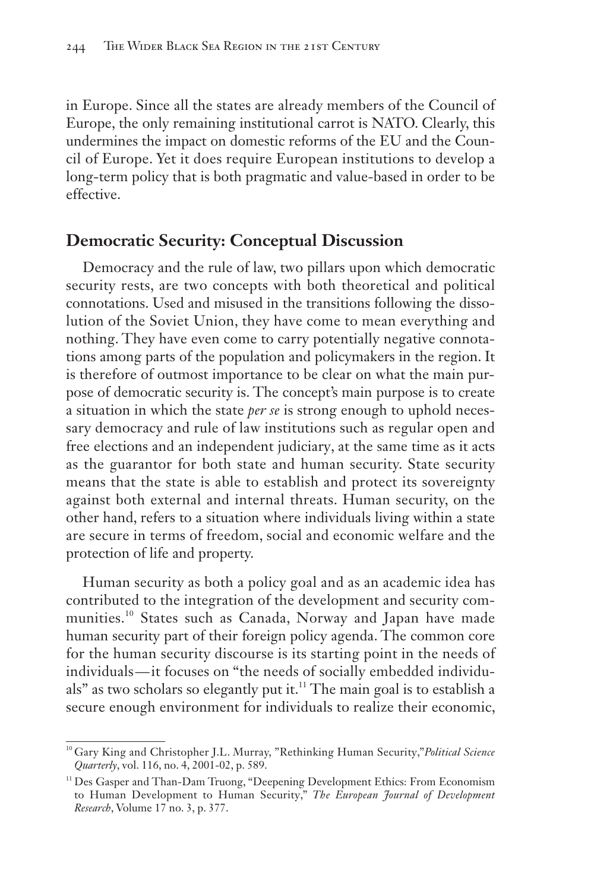in Europe. Since all the states are already members of the Council of Europe, the only remaining institutional carrot is NATO. Clearly, this undermines the impact on domestic reforms of the EU and the Council of Europe. Yet it does require European institutions to develop a long-term policy that is both pragmatic and value-based in order to be effective.

## Democratic Security: Conceptual Discussion

Democracy and the rule of law, two pillars upon which democratic security rests, are two concepts with both theoretical and political connotations. Used and misused in the transitions following the dissolution of the Soviet Union, they have come to mean everything and nothing. They have even come to carry potentially negative connotations among parts of the population and policymakers in the region. It is therefore of outmost importance to be clear on what the main purpose of democratic security is. The concept's main purpose is to create a situation in which the state *per se* is strong enough to uphold necessary democracy and rule of law institutions such as regular open and free elections and an independent judiciary, at the same time as it acts as the guarantor for both state and human security. State security means that the state is able to establish and protect its sovereignty against both external and internal threats. Human security, on the other hand, refers to a situation where individuals living within a state are secure in terms of freedom, social and economic welfare and the protection of life and property.

Human security as both a policy goal and as an academic idea has contributed to the integration of the development and security communities.[10] States such as Canada, Norway and Japan have made human security part of their foreign policy agenda. The common core for the human security discourse is its starting point in the needs of individuals—it focuses on "the needs of socially embedded individuals" as two scholars so elegantly put it.[11] The main goal is to establish a secure enough environment for individuals to realize their economic,

---

[10] Gary King and Christopher J.L. Murray, "Rethinking Human Security," *Political Science Quarterly*, vol. 116, no. 4, 2001-02, p. 589.

[11] Des Gasper and Than-Dam Truong, "Deepening Development Ethics: From Economism to Human Development to Human Security," *The European Journal of Development Research*, Volume 17 no. 3, p. 377.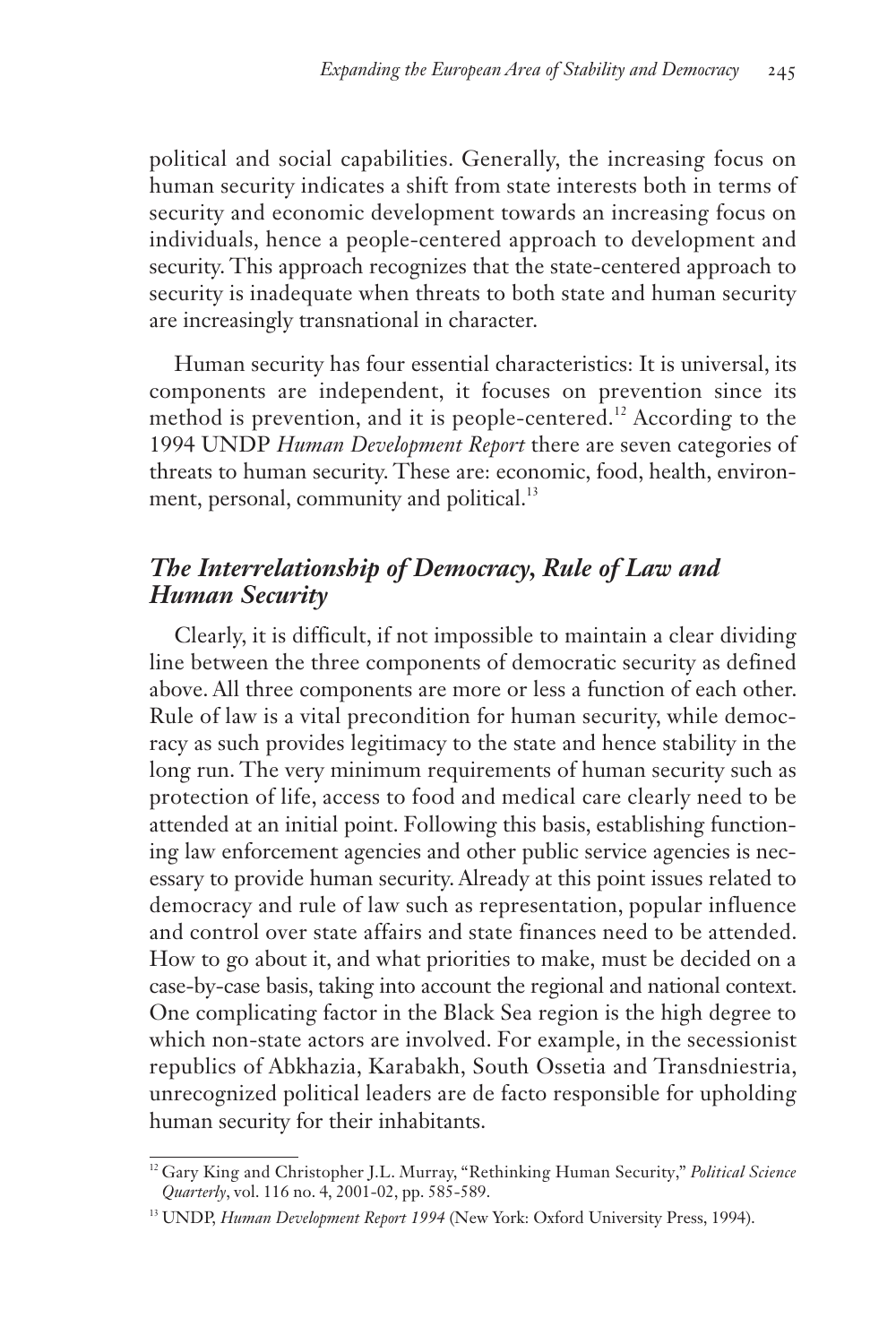political and social capabilities. Generally, the increasing focus on human security indicates a shift from state interests both in terms of security and economic development towards an increasing focus on individuals, hence a people-centered approach to development and security. This approach recognizes that the state-centered approach to security is inadequate when threats to both state and human security are increasingly transnational in character.

Human security has four essential characteristics: It is universal, its components are independent, it focuses on prevention since its method is prevention, and it is people-centered.[12] According to the 1994 UNDP *Human Development Report* there are seven categories of threats to human security. These are: economic, food, health, environment, personal, community and political.[13]

## *The Interrelationship of Democracy, Rule of Law and Human Security*

Clearly, it is difficult, if not impossible to maintain a clear dividing line between the three components of democratic security as defined above. All three components are more or less a function of each other. Rule of law is a vital precondition for human security, while democracy as such provides legitimacy to the state and hence stability in the long run. The very minimum requirements of human security such as protection of life, access to food and medical care clearly need to be attended at an initial point. Following this basis, establishing functioning law enforcement agencies and other public service agencies is necessary to provide human security. Already at this point issues related to democracy and rule of law such as representation, popular influence and control over state affairs and state finances need to be attended. How to go about it, and what priorities to make, must be decided on a case-by-case basis, taking into account the regional and national context. One complicating factor in the Black Sea region is the high degree to which non-state actors are involved. For example, in the secessionist republics of Abkhazia, Karabakh, South Ossetia and Transdniestria, unrecognized political leaders are de facto responsible for upholding human security for their inhabitants.

---

[12] Gary King and Christopher J.L. Murray, "Rethinking Human Security," *Political Science Quarterly*, vol. 116 no. 4, 2001-02, pp. 585-589.

[13] UNDP, *Human Development Report 1994* (New York: Oxford University Press, 1994).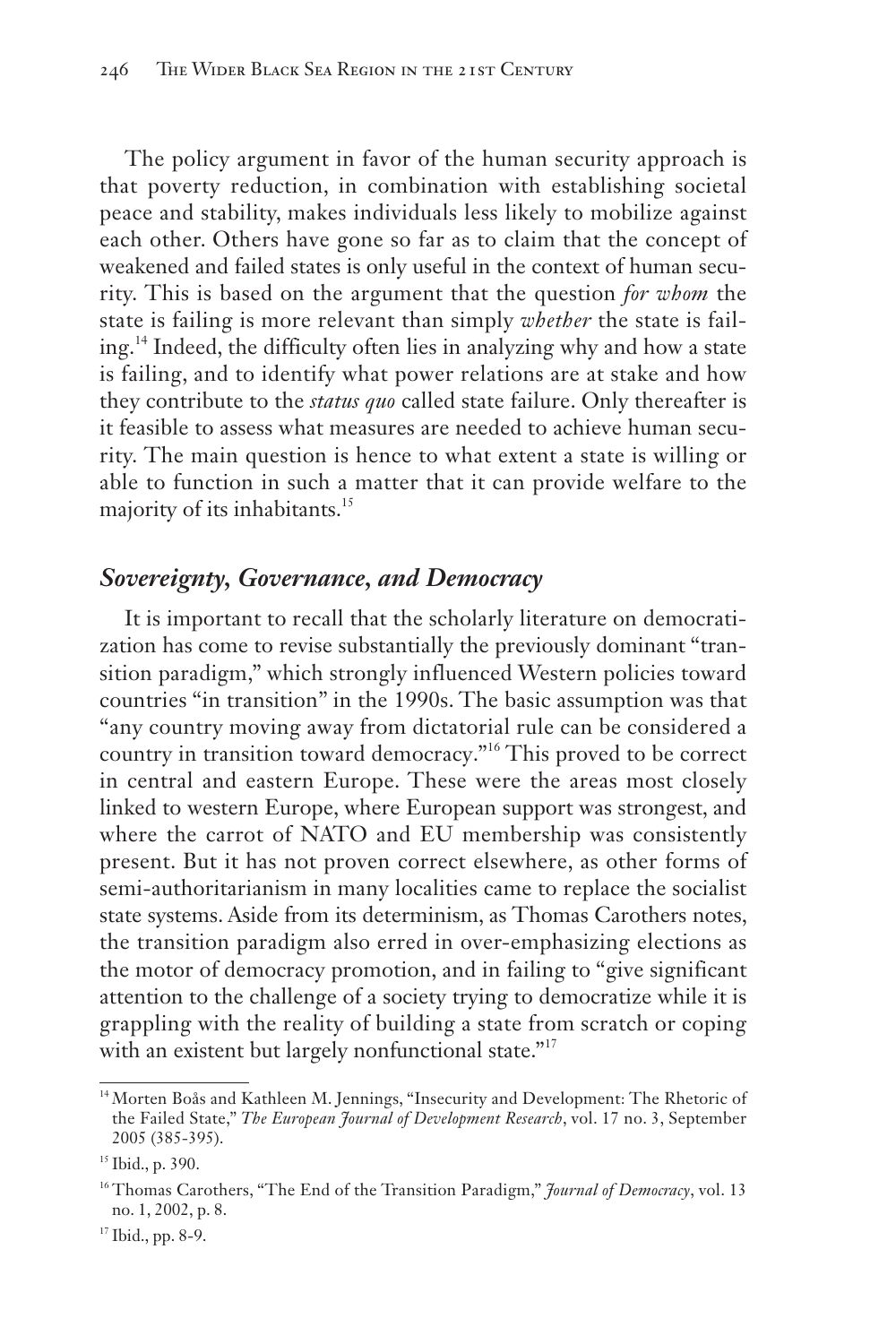The policy argument in favor of the human security approach is that poverty reduction, in combination with establishing societal peace and stability, makes individuals less likely to mobilize against each other. Others have gone so far as to claim that the concept of weakened and failed states is only useful in the context of human security. This is based on the argument that the question *for whom* the state is failing is more relevant than simply *whether* the state is failing.[14] Indeed, the difficulty often lies in analyzing why and how a state is failing, and to identify what power relations are at stake and how they contribute to the *status quo* called state failure. Only thereafter is it feasible to assess what measures are needed to achieve human security. The main question is hence to what extent a state is willing or able to function in such a matter that it can provide welfare to the majority of its inhabitants.[15]

## *Sovereignty, Governance, and Democracy*

It is important to recall that the scholarly literature on democratization has come to revise substantially the previously dominant "transition paradigm," which strongly influenced Western policies toward countries "in transition" in the 1990s. The basic assumption was that "any country moving away from dictatorial rule can be considered a country in transition toward democracy."[16] This proved to be correct in central and eastern Europe. These were the areas most closely linked to western Europe, where European support was strongest, and where the carrot of NATO and EU membership was consistently present. But it has not proven correct elsewhere, as other forms of semi-authoritarianism in many localities came to replace the socialist state systems. Aside from its determinism, as Thomas Carothers notes, the transition paradigm also erred in over-emphasizing elections as the motor of democracy promotion, and in failing to "give significant attention to the challenge of a society trying to democratize while it is grappling with the reality of building a state from scratch or coping with an existent but largely nonfunctional state."[17]

---

[14] Morten Boås and Kathleen M. Jennings, "Insecurity and Development: The Rhetoric of the Failed State," *The European Journal of Development Research*, vol. 17 no. 3, September 2005 (385-395).

[15] Ibid., p. 390.

[16] Thomas Carothers, "The End of the Transition Paradigm," *Journal of Democracy*, vol. 13 no. 1, 2002, p. 8.

[17] Ibid., pp. 8-9.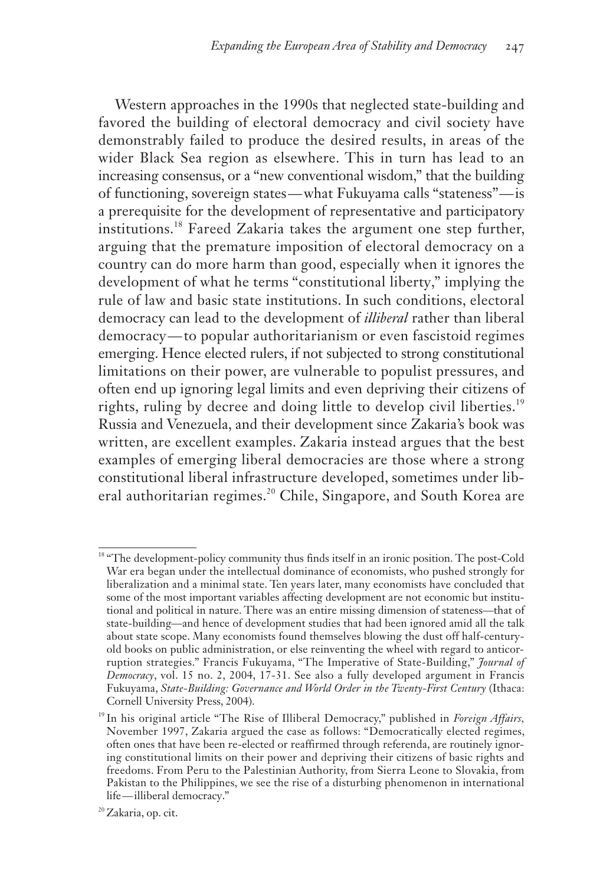Western approaches in the 1990s that neglected state-building and favored the building of electoral democracy and civil society have demonstrably failed to produce the desired results, in areas of the wider Black Sea region as elsewhere. This in turn has lead to an increasing consensus, or a "new conventional wisdom," that the building of functioning, sovereign states—what Fukuyama calls "stateness"—is a prerequisite for the development of representative and participatory institutions.[18] Fareed Zakaria takes the argument one step further, arguing that the premature imposition of electoral democracy on a country can do more harm than good, especially when it ignores the development of what he terms "constitutional liberty," implying the rule of law and basic state institutions. In such conditions, electoral democracy can lead to the development of *illiberal* rather than liberal democracy—to popular authoritarianism or even fascistoid regimes emerging. Hence elected rulers, if not subjected to strong constitutional limitations on their power, are vulnerable to populist pressures, and often end up ignoring legal limits and even depriving their citizens of rights, ruling by decree and doing little to develop civil liberties.[19] Russia and Venezuela, and their development since Zakaria's book was written, are excellent examples. Zakaria instead argues that the best examples of emerging liberal democracies are those where a strong constitutional liberal infrastructure developed, sometimes under liberal authoritarian regimes.[20] Chile, Singapore, and South Korea are

---

[18] "The development-policy community thus finds itself in an ironic position. The post-Cold War era began under the intellectual dominance of economists, who pushed strongly for liberalization and a minimal state. Ten years later, many economists have concluded that some of the most important variables affecting development are not economic but institutional and political in nature. There was an entire missing dimension of stateness—that of state-building—and hence of development studies that had been ignored amid all the talk about state scope. Many economists found themselves blowing the dust off half-century-old books on public administration, or else reinventing the wheel with regard to anticorruption strategies." Francis Fukuyama, "The Imperative of State-Building," *Journal of Democracy*, vol. 15 no. 2, 2004, 17-31. See also a fully developed argument in Francis Fukuyama, *State-Building: Governance and World Order in the Twenty-First Century* (Ithaca: Cornell University Press, 2004).

[19] In his original article "The Rise of Illiberal Democracy," published in *Foreign Affairs*, November 1997, Zakaria argued the case as follows: "Democratically elected regimes, often ones that have been re-elected or reaffirmed through referenda, are routinely ignoring constitutional limits on their power and depriving their citizens of basic rights and freedoms. From Peru to the Palestinian Authority, from Sierra Leone to Slovakia, from Pakistan to the Philippines, we see the rise of a disturbing phenomenon in international life—illiberal democracy."

[20] Zakaria, op. cit.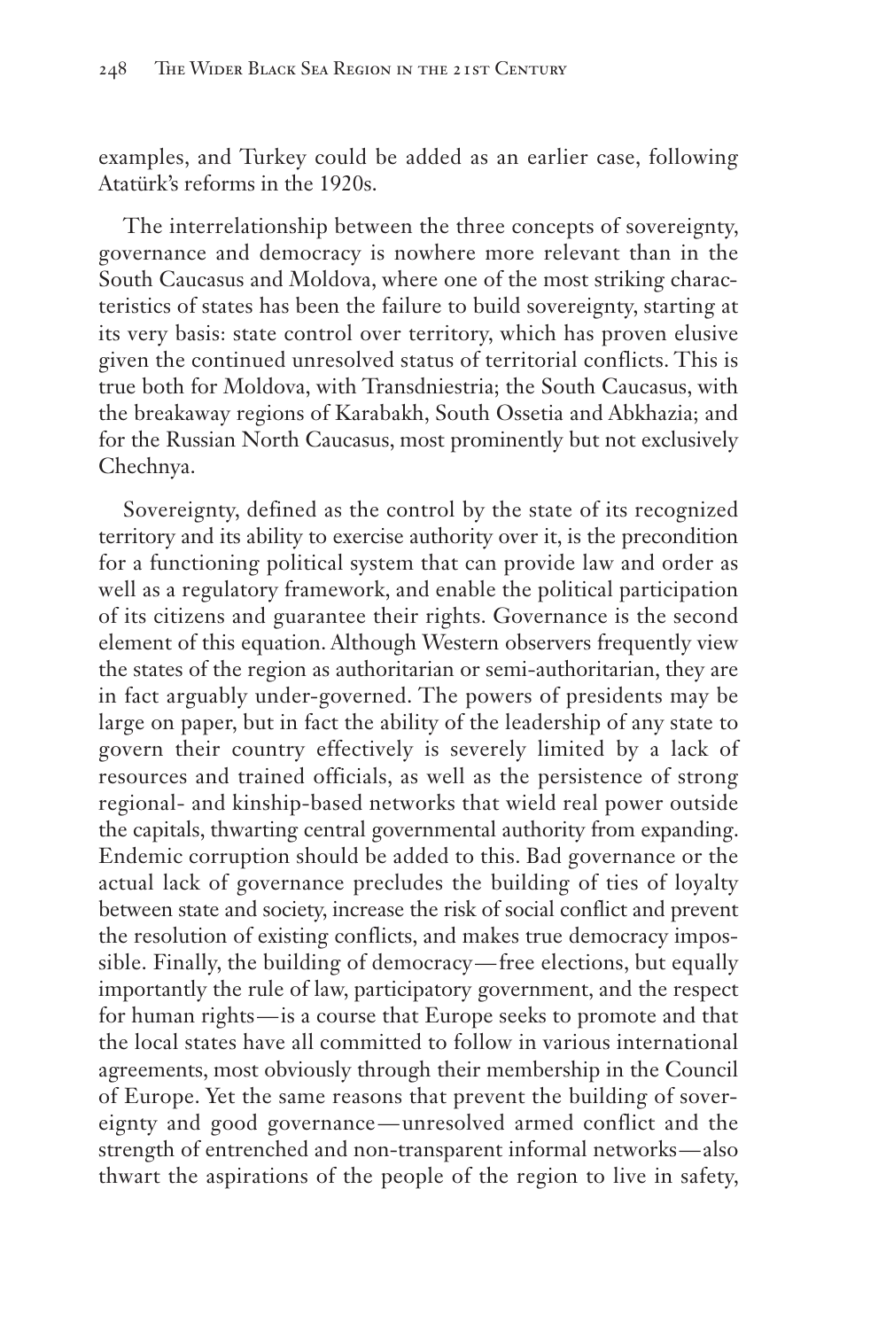examples, and Turkey could be added as an earlier case, following Atatürk's reforms in the 1920s.

The interrelationship between the three concepts of sovereignty, governance and democracy is nowhere more relevant than in the South Caucasus and Moldova, where one of the most striking characteristics of states has been the failure to build sovereignty, starting at its very basis: state control over territory, which has proven elusive given the continued unresolved status of territorial conflicts. This is true both for Moldova, with Transdniestria; the South Caucasus, with the breakaway regions of Karabakh, South Ossetia and Abkhazia; and for the Russian North Caucasus, most prominently but not exclusively Chechnya.

Sovereignty, defined as the control by the state of its recognized territory and its ability to exercise authority over it, is the precondition for a functioning political system that can provide law and order as well as a regulatory framework, and enable the political participation of its citizens and guarantee their rights. Governance is the second element of this equation. Although Western observers frequently view the states of the region as authoritarian or semi-authoritarian, they are in fact arguably under-governed. The powers of presidents may be large on paper, but in fact the ability of the leadership of any state to govern their country effectively is severely limited by a lack of resources and trained officials, as well as the persistence of strong regional- and kinship-based networks that wield real power outside the capitals, thwarting central governmental authority from expanding. Endemic corruption should be added to this. Bad governance or the actual lack of governance precludes the building of ties of loyalty between state and society, increase the risk of social conflict and prevent the resolution of existing conflicts, and makes true democracy impossible. Finally, the building of democracy—free elections, but equally importantly the rule of law, participatory government, and the respect for human rights—is a course that Europe seeks to promote and that the local states have all committed to follow in various international agreements, most obviously through their membership in the Council of Europe. Yet the same reasons that prevent the building of sovereignty and good governance—unresolved armed conflict and the strength of entrenched and non-transparent informal networks—also thwart the aspirations of the people of the region to live in safety,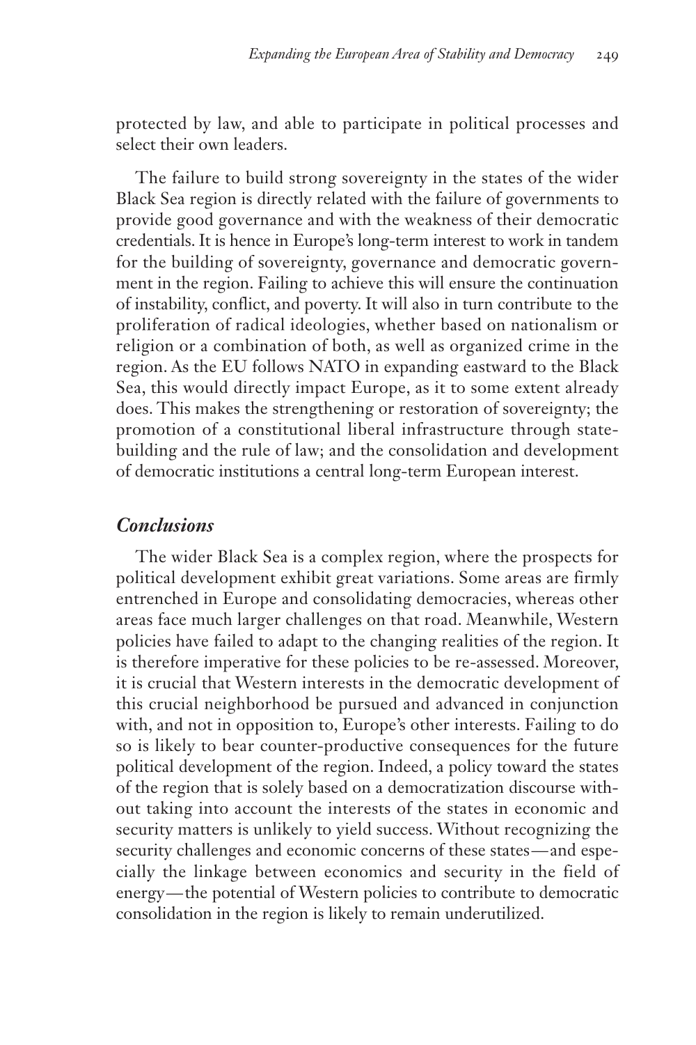protected by law, and able to participate in political processes and select their own leaders.

The failure to build strong sovereignty in the states of the wider Black Sea region is directly related with the failure of governments to provide good governance and with the weakness of their democratic credentials. It is hence in Europe's long-term interest to work in tandem for the building of sovereignty, governance and democratic government in the region. Failing to achieve this will ensure the continuation of instability, conflict, and poverty. It will also in turn contribute to the proliferation of radical ideologies, whether based on nationalism or religion or a combination of both, as well as organized crime in the region. As the EU follows NATO in expanding eastward to the Black Sea, this would directly impact Europe, as it to some extent already does. This makes the strengthening or restoration of sovereignty; the promotion of a constitutional liberal infrastructure through state-building and the rule of law; and the consolidation and development of democratic institutions a central long-term European interest.

## *Conclusions*

The wider Black Sea is a complex region, where the prospects for political development exhibit great variations. Some areas are firmly entrenched in Europe and consolidating democracies, whereas other areas face much larger challenges on that road. Meanwhile, Western policies have failed to adapt to the changing realities of the region. It is therefore imperative for these policies to be re-assessed. Moreover, it is crucial that Western interests in the democratic development of this crucial neighborhood be pursued and advanced in conjunction with, and not in opposition to, Europe's other interests. Failing to do so is likely to bear counter-productive consequences for the future political development of the region. Indeed, a policy toward the states of the region that is solely based on a democratization discourse without taking into account the interests of the states in economic and security matters is unlikely to yield success. Without recognizing the security challenges and economic concerns of these states—and especially the linkage between economics and security in the field of energy—the potential of Western policies to contribute to democratic consolidation in the region is likely to remain underutilized.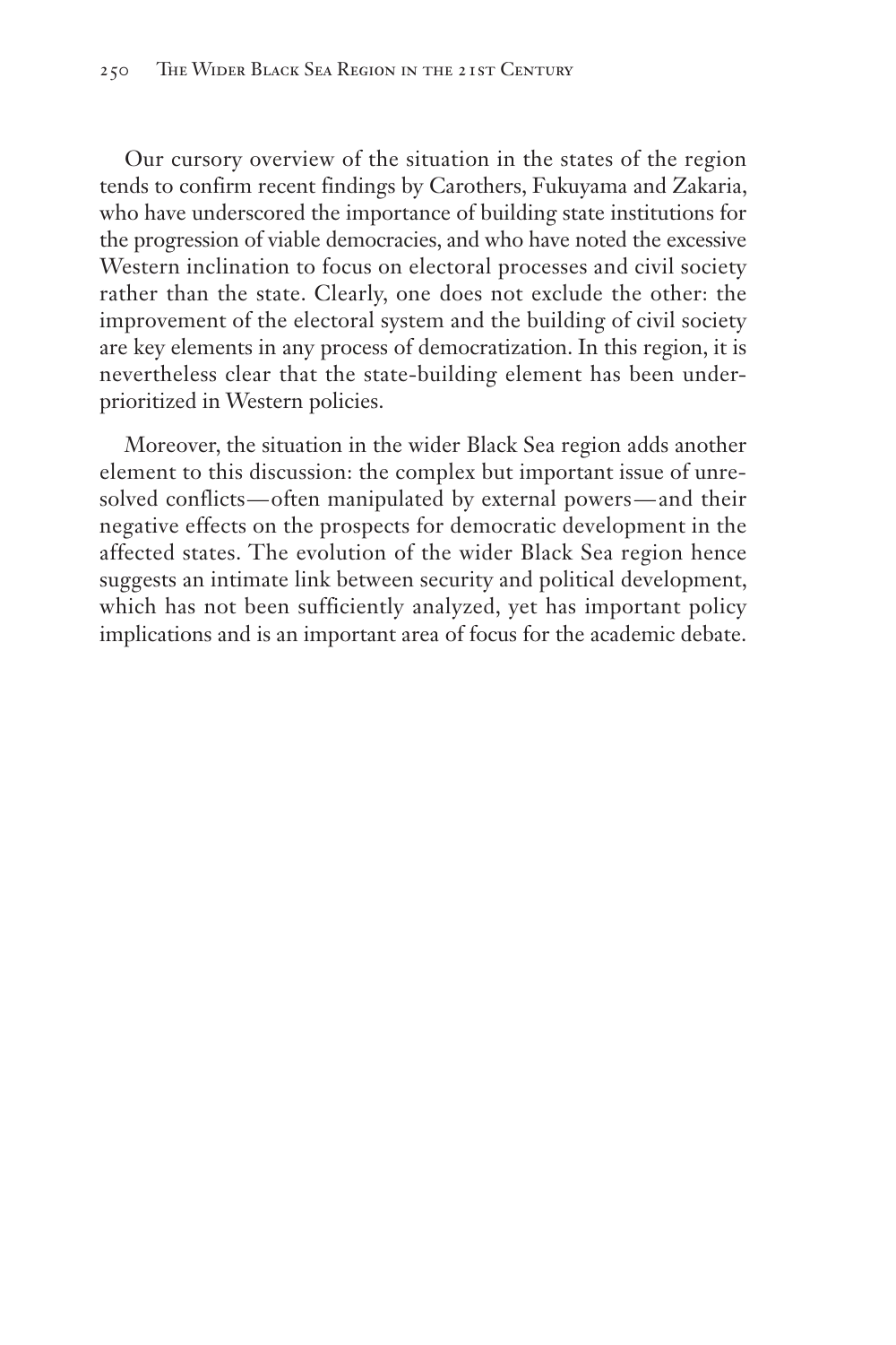Our cursory overview of the situation in the states of the region tends to confirm recent findings by Carothers, Fukuyama and Zakaria, who have underscored the importance of building state institutions for the progression of viable democracies, and who have noted the excessive Western inclination to focus on electoral processes and civil society rather than the state. Clearly, one does not exclude the other: the improvement of the electoral system and the building of civil society are key elements in any process of democratization. In this region, it is nevertheless clear that the state-building element has been under-prioritized in Western policies.

Moreover, the situation in the wider Black Sea region adds another element to this discussion: the complex but important issue of unresolved conflicts—often manipulated by external powers—and their negative effects on the prospects for democratic development in the affected states. The evolution of the wider Black Sea region hence suggests an intimate link between security and political development, which has not been sufficiently analyzed, yet has important policy implications and is an important area of focus for the academic debate.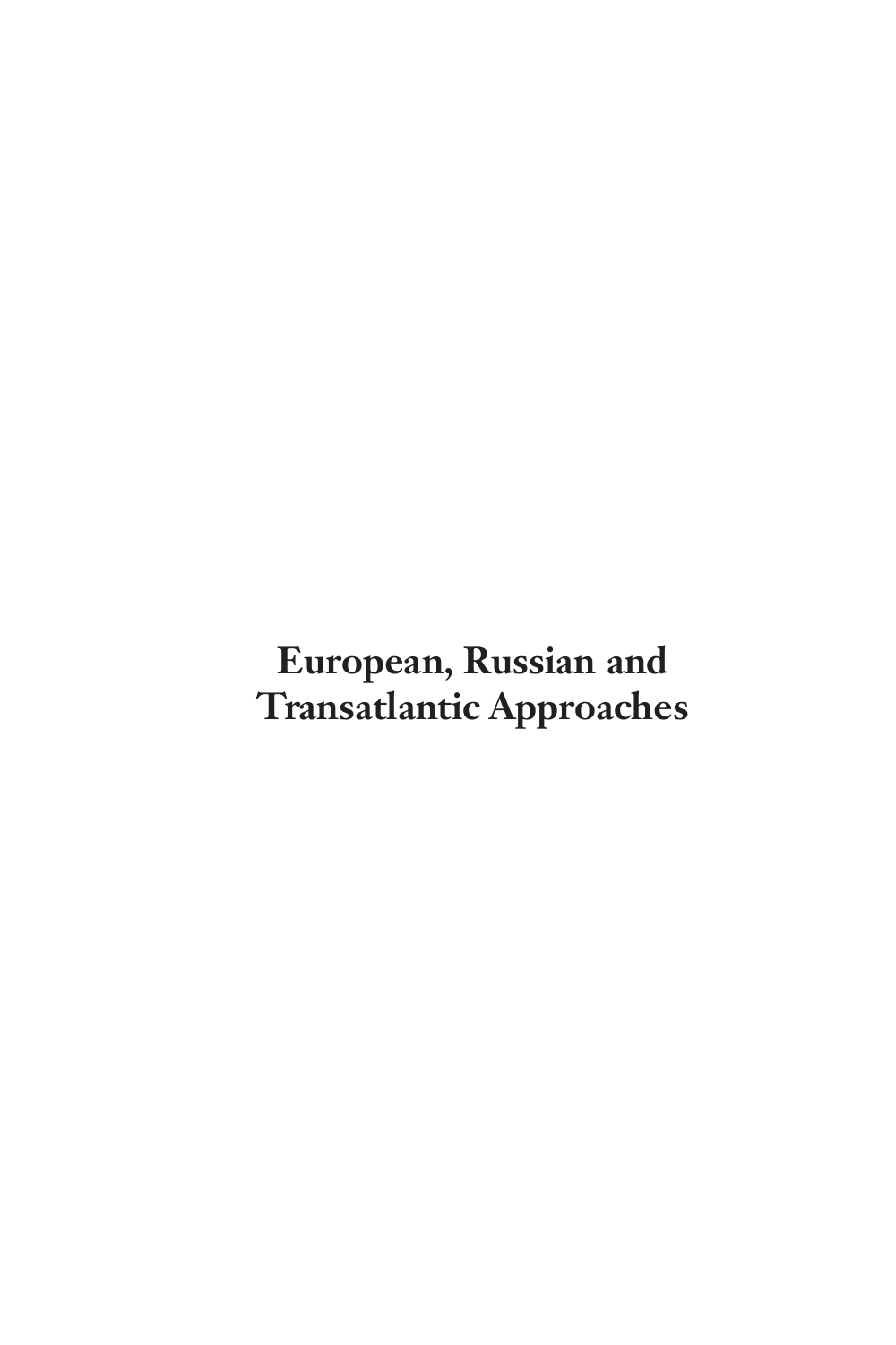# European, Russian and Transatlantic Approaches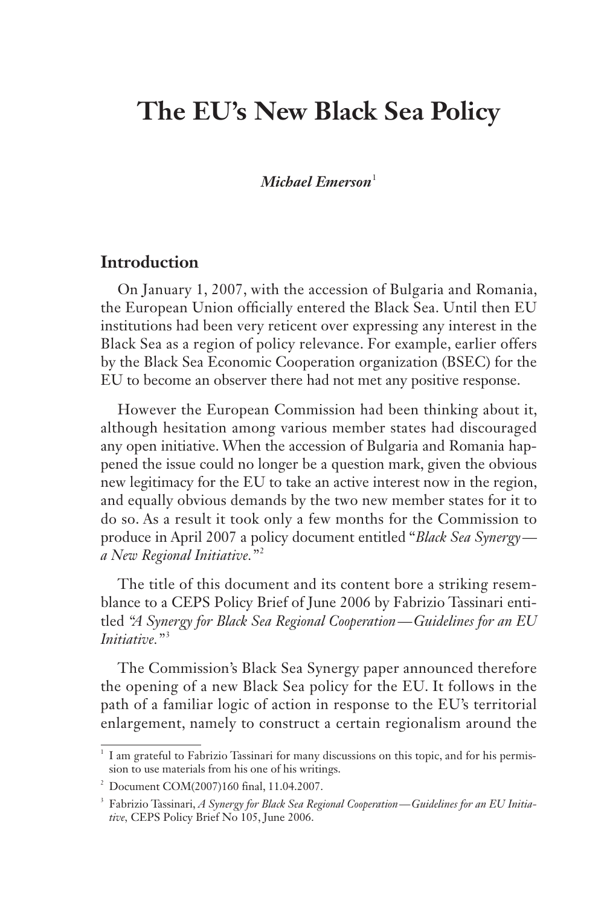# The EU's New Black Sea Policy

***Michael Emerson***[1]

## Introduction

On January 1, 2007, with the accession of Bulgaria and Romania, the European Union officially entered the Black Sea. Until then EU institutions had been very reticent over expressing any interest in the Black Sea as a region of policy relevance. For example, earlier offers by the Black Sea Economic Cooperation organization (BSEC) for the EU to become an observer there had not met any positive response.

However the European Commission had been thinking about it, although hesitation among various member states had discouraged any open initiative. When the accession of Bulgaria and Romania happened the issue could no longer be a question mark, given the obvious new legitimacy for the EU to take an active interest now in the region, and equally obvious demands by the two new member states for it to do so. As a result it took only a few months for the Commission to produce in April 2007 a policy document entitled "*Black Sea Synergy—a New Regional Initiative.*"[2]

The title of this document and its content bore a striking resemblance to a CEPS Policy Brief of June 2006 by Fabrizio Tassinari entitled *"A Synergy for Black Sea Regional Cooperation—Guidelines for an EU Initiative."*[3]

The Commission's Black Sea Synergy paper announced therefore the opening of a new Black Sea policy for the EU. It follows in the path of a familiar logic of action in response to the EU's territorial enlargement, namely to construct a certain regionalism around the

---

[1] I am grateful to Fabrizio Tassinari for many discussions on this topic, and for his permission to use materials from his one of his writings.

[2] Document COM(2007)160 final, 11.04.2007.

[3] Fabrizio Tassinari, *A Synergy for Black Sea Regional Cooperation—Guidelines for an EU Initiative*, CEPS Policy Brief No 105, June 2006.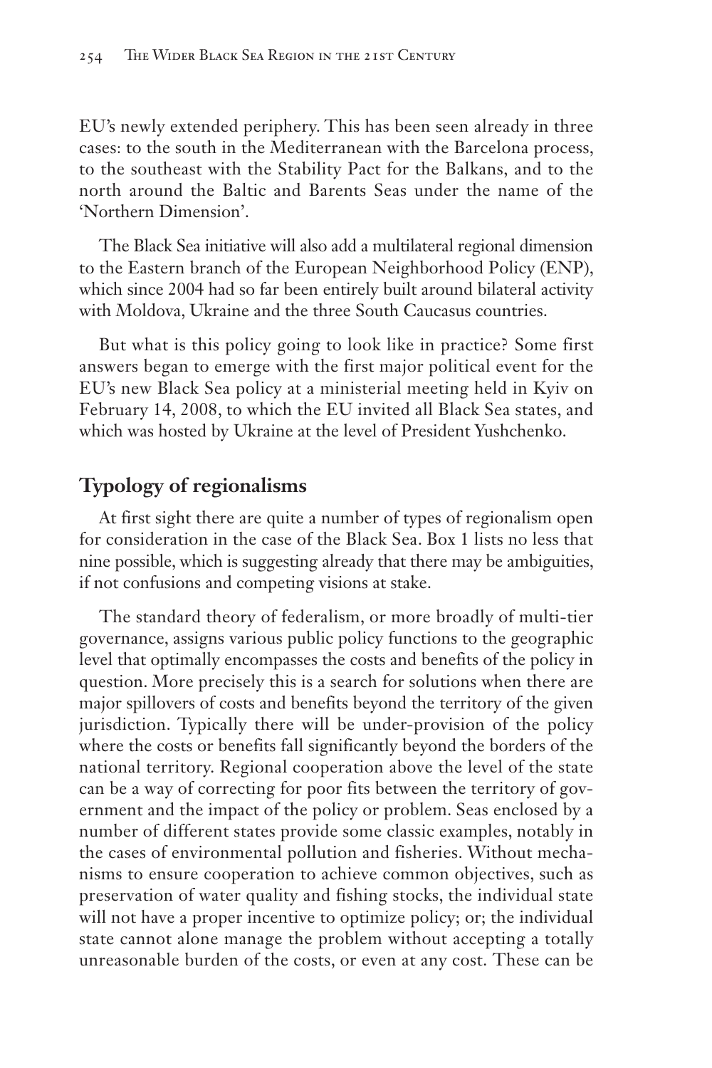EU's newly extended periphery. This has been seen already in three cases: to the south in the Mediterranean with the Barcelona process, to the southeast with the Stability Pact for the Balkans, and to the north around the Baltic and Barents Seas under the name of the 'Northern Dimension'.

The Black Sea initiative will also add a multilateral regional dimension to the Eastern branch of the European Neighborhood Policy (ENP), which since 2004 had so far been entirely built around bilateral activity with Moldova, Ukraine and the three South Caucasus countries.

But what is this policy going to look like in practice? Some first answers began to emerge with the first major political event for the EU's new Black Sea policy at a ministerial meeting held in Kyiv on February 14, 2008, to which the EU invited all Black Sea states, and which was hosted by Ukraine at the level of President Yushchenko.

## Typology of regionalisms

At first sight there are quite a number of types of regionalism open for consideration in the case of the Black Sea. Box 1 lists no less that nine possible, which is suggesting already that there may be ambiguities, if not confusions and competing visions at stake.

The standard theory of federalism, or more broadly of multi-tier governance, assigns various public policy functions to the geographic level that optimally encompasses the costs and benefits of the policy in question. More precisely this is a search for solutions when there are major spillovers of costs and benefits beyond the territory of the given jurisdiction. Typically there will be under-provision of the policy where the costs or benefits fall significantly beyond the borders of the national territory. Regional cooperation above the level of the state can be a way of correcting for poor fits between the territory of government and the impact of the policy or problem. Seas enclosed by a number of different states provide some classic examples, notably in the cases of environmental pollution and fisheries. Without mechanisms to ensure cooperation to achieve common objectives, such as preservation of water quality and fishing stocks, the individual state will not have a proper incentive to optimize policy; or; the individual state cannot alone manage the problem without accepting a totally unreasonable burden of the costs, or even at any cost. These can be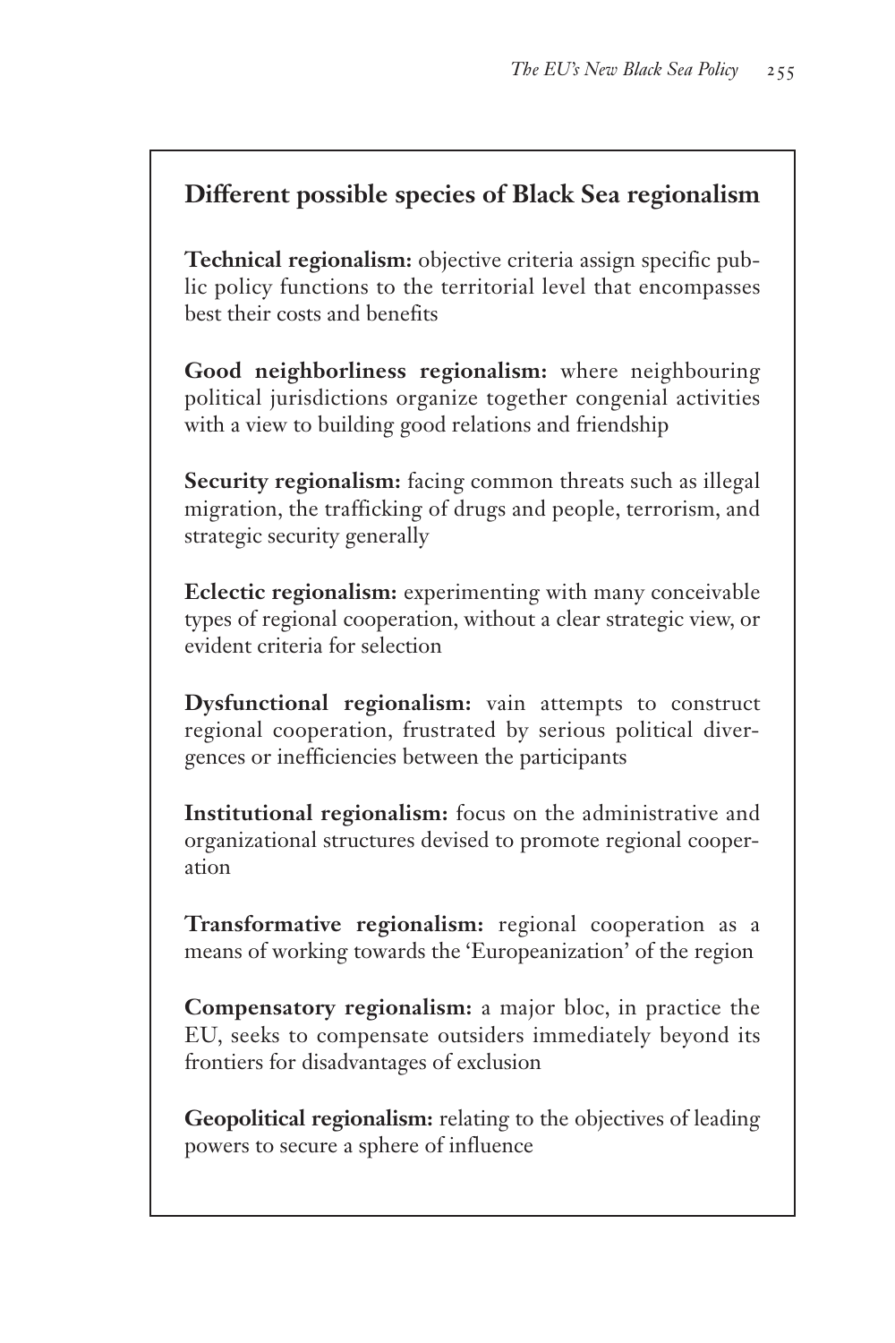## Different possible species of Black Sea regionalism

**Technical regionalism:** objective criteria assign specific public policy functions to the territorial level that encompasses best their costs and benefits

**Good neighborliness regionalism:** where neighbouring political jurisdictions organize together congenial activities with a view to building good relations and friendship

**Security regionalism:** facing common threats such as illegal migration, the trafficking of drugs and people, terrorism, and strategic security generally

**Eclectic regionalism:** experimenting with many conceivable types of regional cooperation, without a clear strategic view, or evident criteria for selection

**Dysfunctional regionalism:** vain attempts to construct regional cooperation, frustrated by serious political divergences or inefficiencies between the participants

**Institutional regionalism:** focus on the administrative and organizational structures devised to promote regional cooperation

**Transformative regionalism:** regional cooperation as a means of working towards the 'Europeanization' of the region

**Compensatory regionalism:** a major bloc, in practice the EU, seeks to compensate outsiders immediately beyond its frontiers for disadvantages of exclusion

**Geopolitical regionalism:** relating to the objectives of leading powers to secure a sphere of influence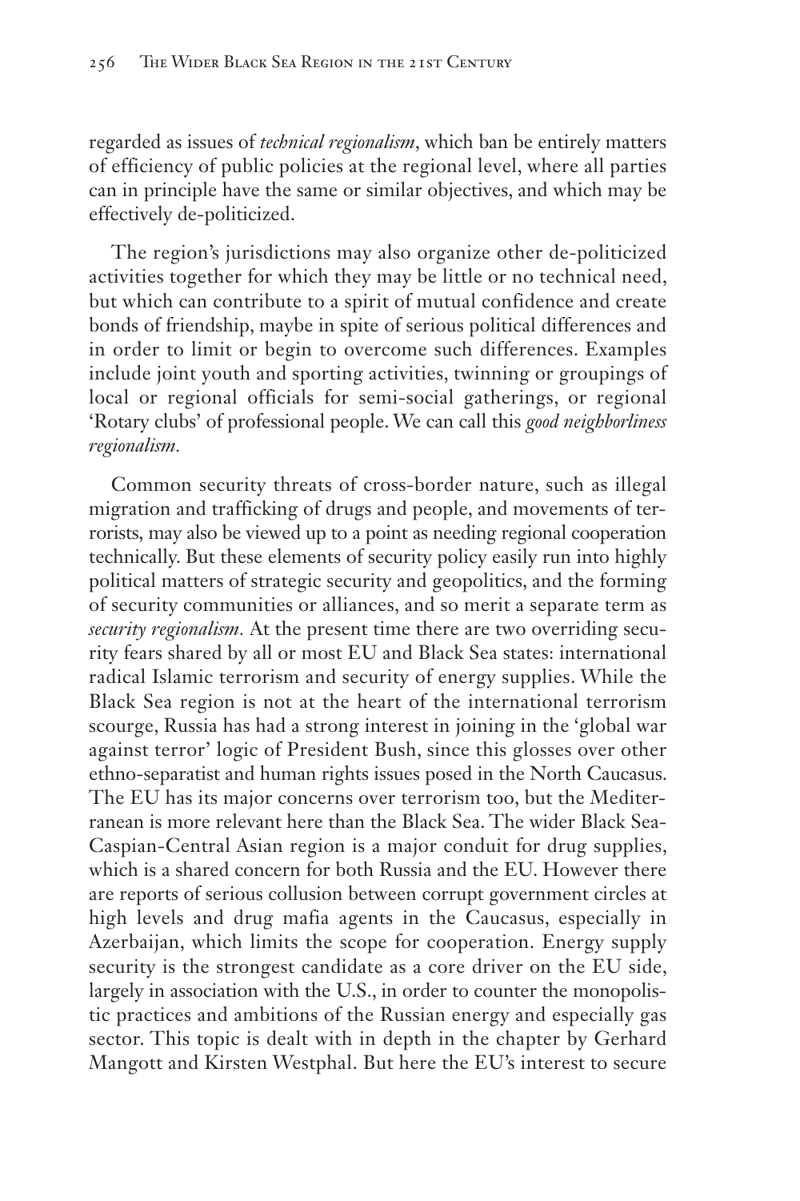regarded as issues of *technical regionalism*, which ban be entirely matters of efficiency of public policies at the regional level, where all parties can in principle have the same or similar objectives, and which may be effectively de-politicized.

The region's jurisdictions may also organize other de-politicized activities together for which they may be little or no technical need, but which can contribute to a spirit of mutual confidence and create bonds of friendship, maybe in spite of serious political differences and in order to limit or begin to overcome such differences. Examples include joint youth and sporting activities, twinning or groupings of local or regional officials for semi-social gatherings, or regional 'Rotary clubs' of professional people. We can call this *good neighborliness regionalism.*

Common security threats of cross-border nature, such as illegal migration and trafficking of drugs and people, and movements of terrorists, may also be viewed up to a point as needing regional cooperation technically. But these elements of security policy easily run into highly political matters of strategic security and geopolitics, and the forming of security communities or alliances, and so merit a separate term as *security regionalism.* At the present time there are two overriding security fears shared by all or most EU and Black Sea states: international radical Islamic terrorism and security of energy supplies. While the Black Sea region is not at the heart of the international terrorism scourge, Russia has had a strong interest in joining in the 'global war against terror' logic of President Bush, since this glosses over other ethno-separatist and human rights issues posed in the North Caucasus. The EU has its major concerns over terrorism too, but the Mediterranean is more relevant here than the Black Sea. The wider Black Sea-Caspian-Central Asian region is a major conduit for drug supplies, which is a shared concern for both Russia and the EU. However there are reports of serious collusion between corrupt government circles at high levels and drug mafia agents in the Caucasus, especially in Azerbaijan, which limits the scope for cooperation. Energy supply security is the strongest candidate as a core driver on the EU side, largely in association with the U.S., in order to counter the monopolistic practices and ambitions of the Russian energy and especially gas sector. This topic is dealt with in depth in the chapter by Gerhard Mangott and Kirsten Westphal. But here the EU's interest to secure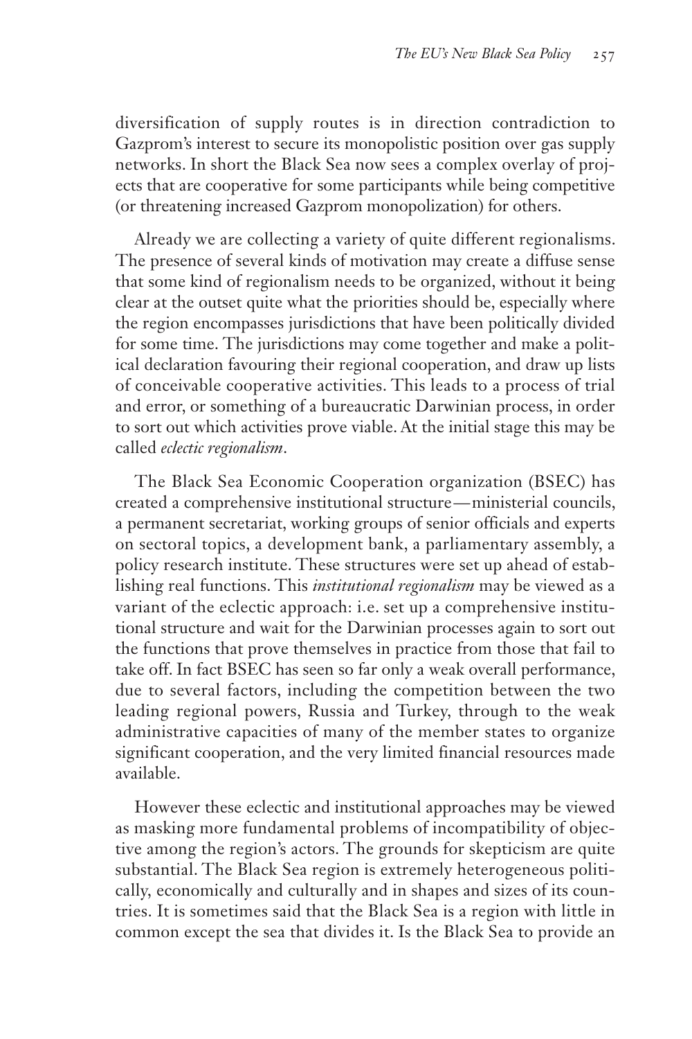diversification of supply routes is in direction contradiction to Gazprom's interest to secure its monopolistic position over gas supply networks. In short the Black Sea now sees a complex overlay of projects that are cooperative for some participants while being competitive (or threatening increased Gazprom monopolization) for others.

Already we are collecting a variety of quite different regionalisms. The presence of several kinds of motivation may create a diffuse sense that some kind of regionalism needs to be organized, without it being clear at the outset quite what the priorities should be, especially where the region encompasses jurisdictions that have been politically divided for some time. The jurisdictions may come together and make a political declaration favouring their regional cooperation, and draw up lists of conceivable cooperative activities. This leads to a process of trial and error, or something of a bureaucratic Darwinian process, in order to sort out which activities prove viable. At the initial stage this may be called *eclectic regionalism*.

The Black Sea Economic Cooperation organization (BSEC) has created a comprehensive institutional structure—ministerial councils, a permanent secretariat, working groups of senior officials and experts on sectoral topics, a development bank, a parliamentary assembly, a policy research institute. These structures were set up ahead of establishing real functions. This *institutional regionalism* may be viewed as a variant of the eclectic approach: i.e. set up a comprehensive institutional structure and wait for the Darwinian processes again to sort out the functions that prove themselves in practice from those that fail to take off. In fact BSEC has seen so far only a weak overall performance, due to several factors, including the competition between the two leading regional powers, Russia and Turkey, through to the weak administrative capacities of many of the member states to organize significant cooperation, and the very limited financial resources made available.

However these eclectic and institutional approaches may be viewed as masking more fundamental problems of incompatibility of objective among the region's actors. The grounds for skepticism are quite substantial. The Black Sea region is extremely heterogeneous politically, economically and culturally and in shapes and sizes of its countries. It is sometimes said that the Black Sea is a region with little in common except the sea that divides it. Is the Black Sea to provide an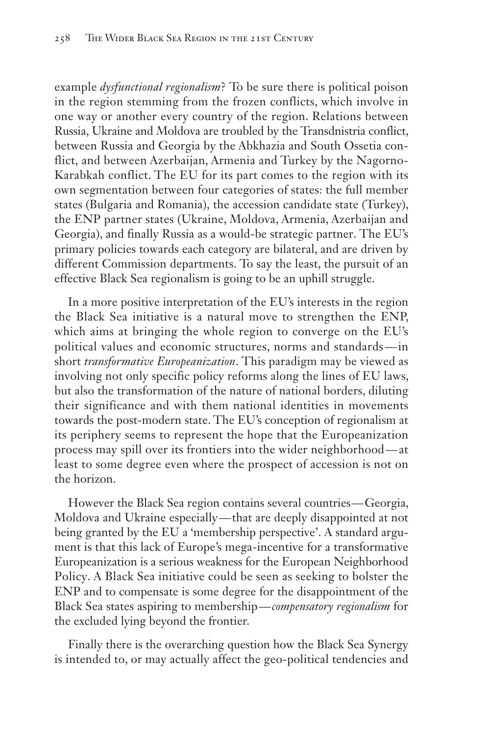example *dysfunctional regionalism*? To be sure there is political poison in the region stemming from the frozen conflicts, which involve in one way or another every country of the region. Relations between Russia, Ukraine and Moldova are troubled by the Transdnistria conflict, between Russia and Georgia by the Abkhazia and South Ossetia conflict, and between Azerbaijan, Armenia and Turkey by the Nagorno-Karabkah conflict. The EU for its part comes to the region with its own segmentation between four categories of states: the full member states (Bulgaria and Romania), the accession candidate state (Turkey), the ENP partner states (Ukraine, Moldova, Armenia, Azerbaijan and Georgia), and finally Russia as a would-be strategic partner. The EU's primary policies towards each category are bilateral, and are driven by different Commission departments. To say the least, the pursuit of an effective Black Sea regionalism is going to be an uphill struggle.

In a more positive interpretation of the EU's interests in the region the Black Sea initiative is a natural move to strengthen the ENP, which aims at bringing the whole region to converge on the EU's political values and economic structures, norms and standards—in short *transformative Europeanization*. This paradigm may be viewed as involving not only specific policy reforms along the lines of EU laws, but also the transformation of the nature of national borders, diluting their significance and with them national identities in movements towards the post-modern state. The EU's conception of regionalism at its periphery seems to represent the hope that the Europeanization process may spill over its frontiers into the wider neighborhood—at least to some degree even where the prospect of accession is not on the horizon.

However the Black Sea region contains several countries—Georgia, Moldova and Ukraine especially—that are deeply disappointed at not being granted by the EU a 'membership perspective'. A standard argument is that this lack of Europe's mega-incentive for a transformative Europeanization is a serious weakness for the European Neighborhood Policy. A Black Sea initiative could be seen as seeking to bolster the ENP and to compensate is some degree for the disappointment of the Black Sea states aspiring to membership—*compensatory regionalism* for the excluded lying beyond the frontier.

Finally there is the overarching question how the Black Sea Synergy is intended to, or may actually affect the geo-political tendencies and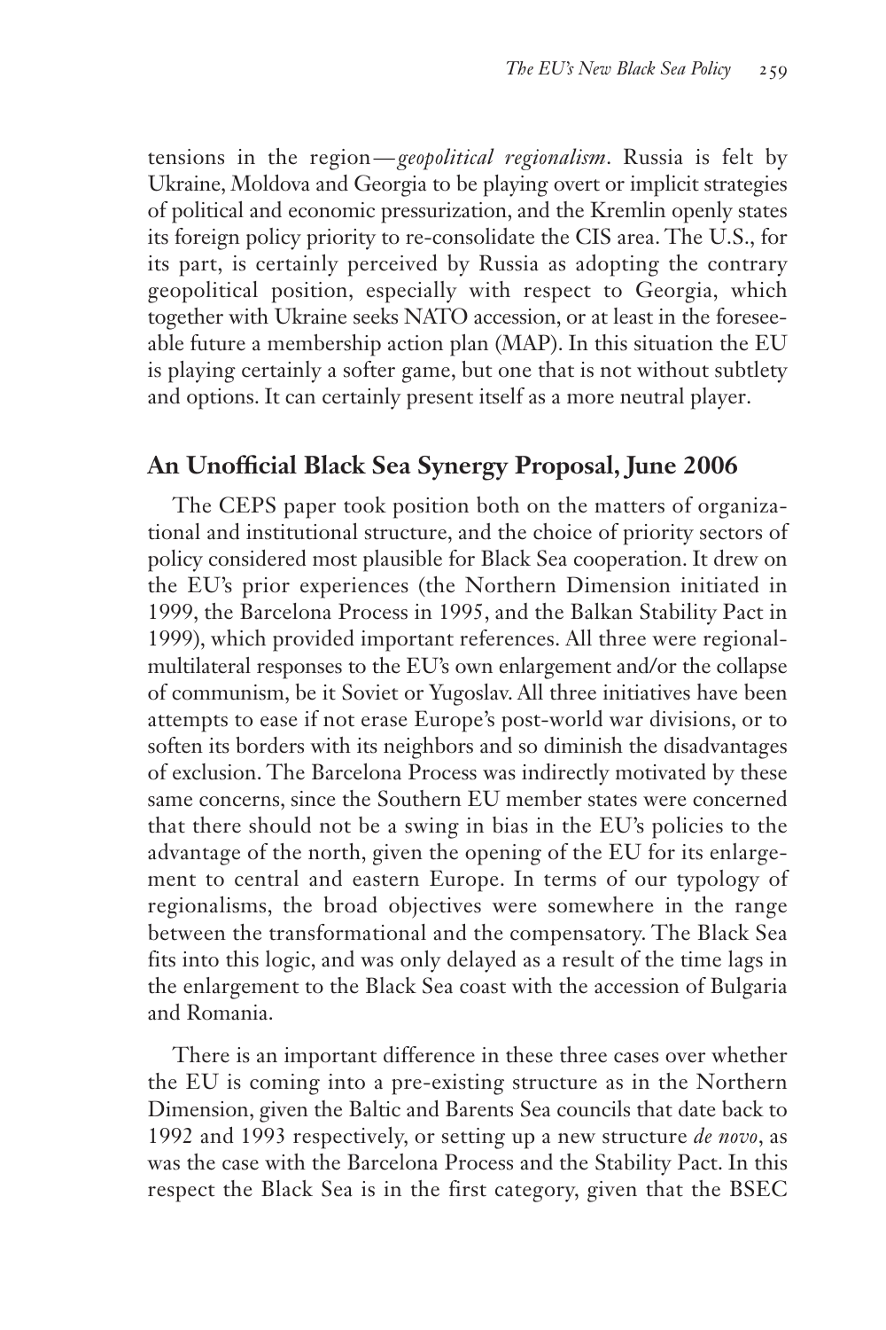tensions in the region—*geopolitical regionalism*. Russia is felt by Ukraine, Moldova and Georgia to be playing overt or implicit strategies of political and economic pressurization, and the Kremlin openly states its foreign policy priority to re-consolidate the CIS area. The U.S., for its part, is certainly perceived by Russia as adopting the contrary geopolitical position, especially with respect to Georgia, which together with Ukraine seeks NATO accession, or at least in the foreseeable future a membership action plan (MAP). In this situation the EU is playing certainly a softer game, but one that is not without subtlety and options. It can certainly present itself as a more neutral player.

## An Unofficial Black Sea Synergy Proposal, June 2006

The CEPS paper took position both on the matters of organizational and institutional structure, and the choice of priority sectors of policy considered most plausible for Black Sea cooperation. It drew on the EU's prior experiences (the Northern Dimension initiated in 1999, the Barcelona Process in 1995, and the Balkan Stability Pact in 1999), which provided important references. All three were regional-multilateral responses to the EU's own enlargement and/or the collapse of communism, be it Soviet or Yugoslav. All three initiatives have been attempts to ease if not erase Europe's post-world war divisions, or to soften its borders with its neighbors and so diminish the disadvantages of exclusion. The Barcelona Process was indirectly motivated by these same concerns, since the Southern EU member states were concerned that there should not be a swing in bias in the EU's policies to the advantage of the north, given the opening of the EU for its enlargement to central and eastern Europe. In terms of our typology of regionalisms, the broad objectives were somewhere in the range between the transformational and the compensatory. The Black Sea fits into this logic, and was only delayed as a result of the time lags in the enlargement to the Black Sea coast with the accession of Bulgaria and Romania.

There is an important difference in these three cases over whether the EU is coming into a pre-existing structure as in the Northern Dimension, given the Baltic and Barents Sea councils that date back to 1992 and 1993 respectively, or setting up a new structure *de novo*, as was the case with the Barcelona Process and the Stability Pact. In this respect the Black Sea is in the first category, given that the BSEC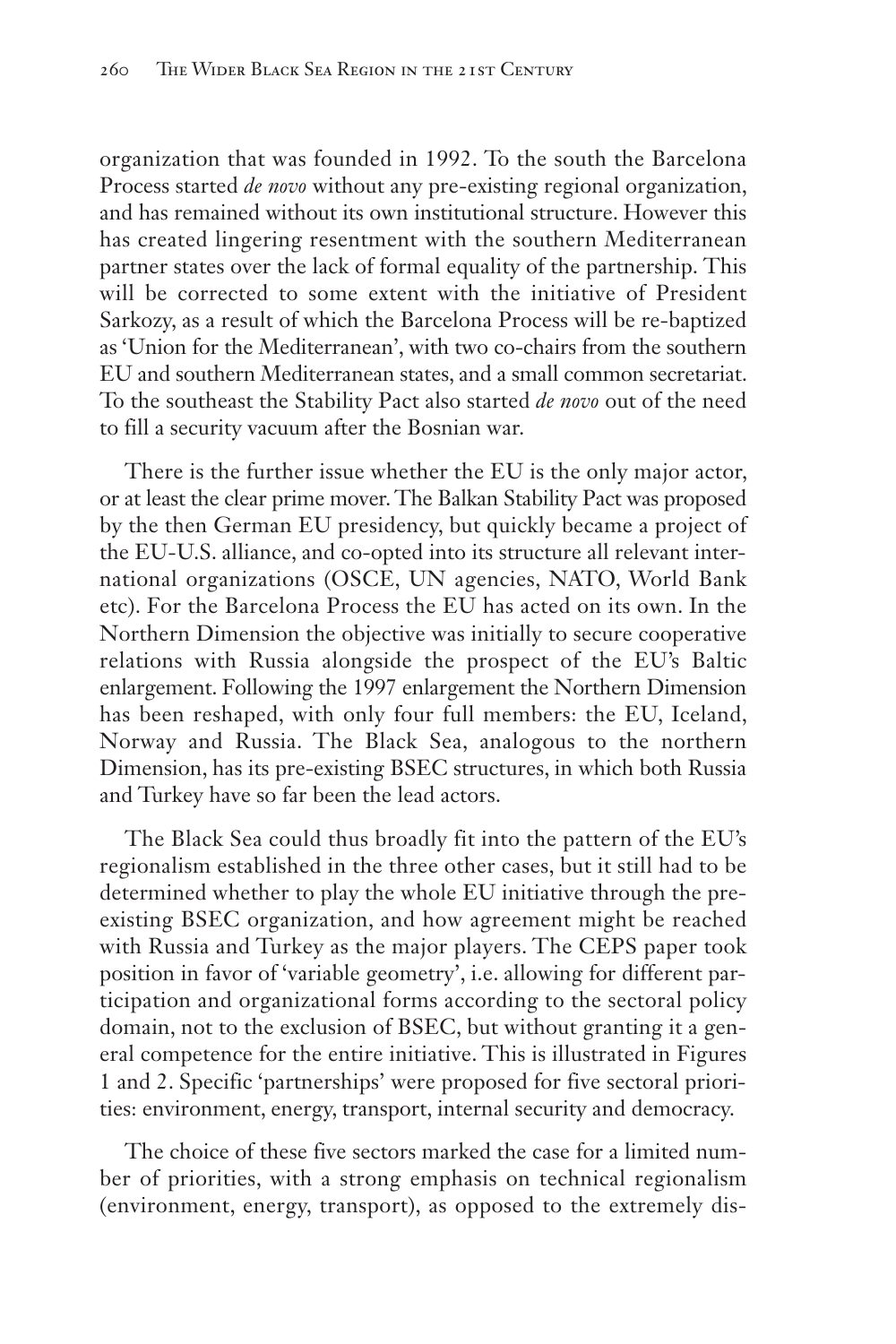organization that was founded in 1992. To the south the Barcelona Process started *de novo* without any pre-existing regional organization, and has remained without its own institutional structure. However this has created lingering resentment with the southern Mediterranean partner states over the lack of formal equality of the partnership. This will be corrected to some extent with the initiative of President Sarkozy, as a result of which the Barcelona Process will be re-baptized as 'Union for the Mediterranean', with two co-chairs from the southern EU and southern Mediterranean states, and a small common secretariat. To the southeast the Stability Pact also started *de novo* out of the need to fill a security vacuum after the Bosnian war.

There is the further issue whether the EU is the only major actor, or at least the clear prime mover. The Balkan Stability Pact was proposed by the then German EU presidency, but quickly became a project of the EU-U.S. alliance, and co-opted into its structure all relevant international organizations (OSCE, UN agencies, NATO, World Bank etc). For the Barcelona Process the EU has acted on its own. In the Northern Dimension the objective was initially to secure cooperative relations with Russia alongside the prospect of the EU's Baltic enlargement. Following the 1997 enlargement the Northern Dimension has been reshaped, with only four full members: the EU, Iceland, Norway and Russia. The Black Sea, analogous to the northern Dimension, has its pre-existing BSEC structures, in which both Russia and Turkey have so far been the lead actors.

The Black Sea could thus broadly fit into the pattern of the EU's regionalism established in the three other cases, but it still had to be determined whether to play the whole EU initiative through the pre-existing BSEC organization, and how agreement might be reached with Russia and Turkey as the major players. The CEPS paper took position in favor of 'variable geometry', i.e. allowing for different participation and organizational forms according to the sectoral policy domain, not to the exclusion of BSEC, but without granting it a general competence for the entire initiative. This is illustrated in Figures 1 and 2. Specific 'partnerships' were proposed for five sectoral priorities: environment, energy, transport, internal security and democracy.

The choice of these five sectors marked the case for a limited number of priorities, with a strong emphasis on technical regionalism (environment, energy, transport), as opposed to the extremely dis-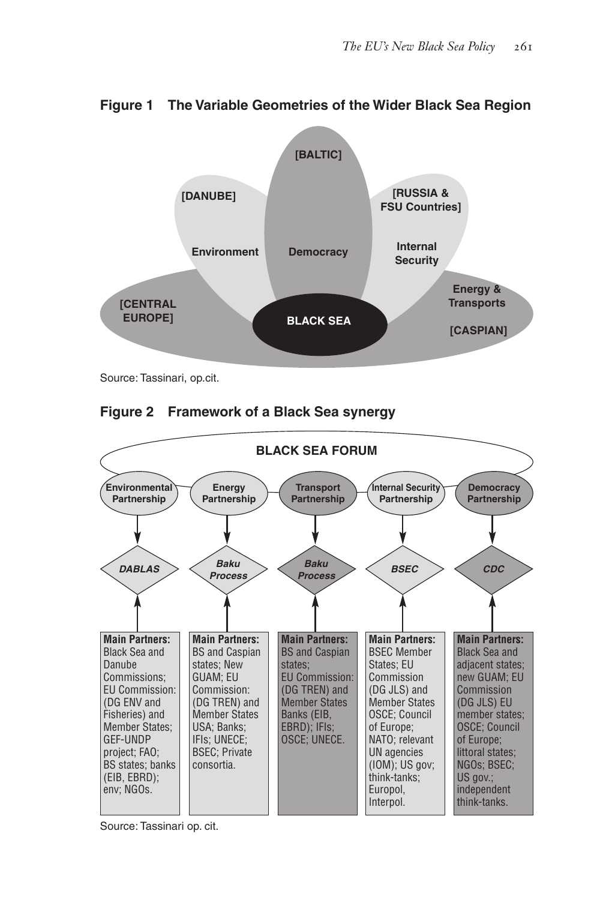**Figure 1 The Variable Geometries of the Wider Black Sea Region**

[BALTIC]

[DANUBE]

[RUSSIA & FSU Countries]

Environment

Democracy

Internal Security

Energy & Transports

[CENTRAL EUROPE]

BLACK SEA

[CASPIAN]

Source: Tassinari, op.cit.

**Figure 2 Framework of a Black Sea synergy**

BLACK SEA FORUM

| Environmental Partnership | Energy Partnership | Transport Partnership | Internal Security Partnership | Democracy Partnership |
|---|---|---|---|---|
| *DABLAS* | *Baku Process* | *Baku Process* | *BSEC* | *CDC* |
| **Main Partners:** Black Sea and Danube Commissions; EU Commission: (DG ENV and Fisheries) and Member States; GEF-UNDP project; FAO; BS states; banks (EIB, EBRD); env; NGOs. | **Main Partners:** BS and Caspian states; New GUAM; EU Commission: (DG TREN) and Member States USA; Banks; IFIs; UNECE; BSEC; Private consortia. | **Main Partners:** BS and Caspian states; EU Commission: (DG TREN) and Member States Banks (EIB, EBRD); IFIs; OSCE; UNECE. | **Main Partners:** BSEC Member States; EU Commission (DG JLS) and Member States OSCE; Council of Europe; NATO; relevant UN agencies (IOM); US gov; think-tanks; Europol, Interpol. | **Main Partners:** Black Sea and adjacent states; new GUAM; EU Commission (DG JLS) EU member states; OSCE; Council of Europe; littoral states; NGOs; BSEC; US gov.; independent think-tanks. |

Source: Tassinari op. cit.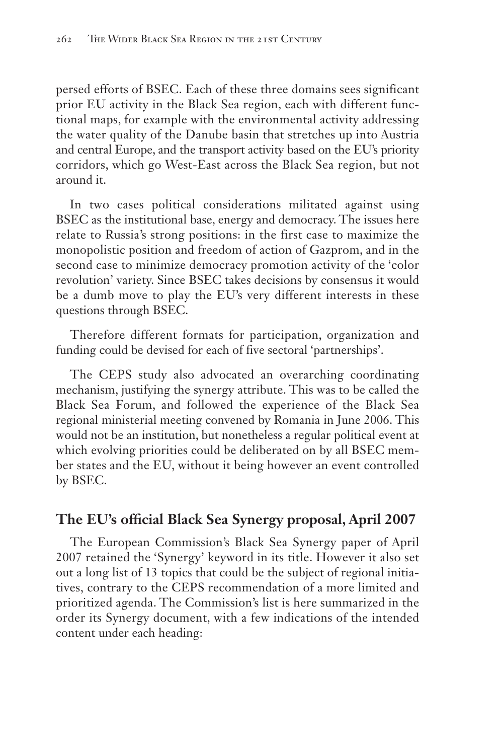persed efforts of BSEC. Each of these three domains sees significant prior EU activity in the Black Sea region, each with different functional maps, for example with the environmental activity addressing the water quality of the Danube basin that stretches up into Austria and central Europe, and the transport activity based on the EU's priority corridors, which go West-East across the Black Sea region, but not around it.

In two cases political considerations militated against using BSEC as the institutional base, energy and democracy. The issues here relate to Russia's strong positions: in the first case to maximize the monopolistic position and freedom of action of Gazprom, and in the second case to minimize democracy promotion activity of the 'color revolution' variety. Since BSEC takes decisions by consensus it would be a dumb move to play the EU's very different interests in these questions through BSEC.

Therefore different formats for participation, organization and funding could be devised for each of five sectoral 'partnerships'.

The CEPS study also advocated an overarching coordinating mechanism, justifying the synergy attribute. This was to be called the Black Sea Forum, and followed the experience of the Black Sea regional ministerial meeting convened by Romania in June 2006. This would not be an institution, but nonetheless a regular political event at which evolving priorities could be deliberated on by all BSEC member states and the EU, without it being however an event controlled by BSEC.

## The EU's official Black Sea Synergy proposal, April 2007

The European Commission's Black Sea Synergy paper of April 2007 retained the 'Synergy' keyword in its title. However it also set out a long list of 13 topics that could be the subject of regional initiatives, contrary to the CEPS recommendation of a more limited and prioritized agenda. The Commission's list is here summarized in the order its Synergy document, with a few indications of the intended content under each heading: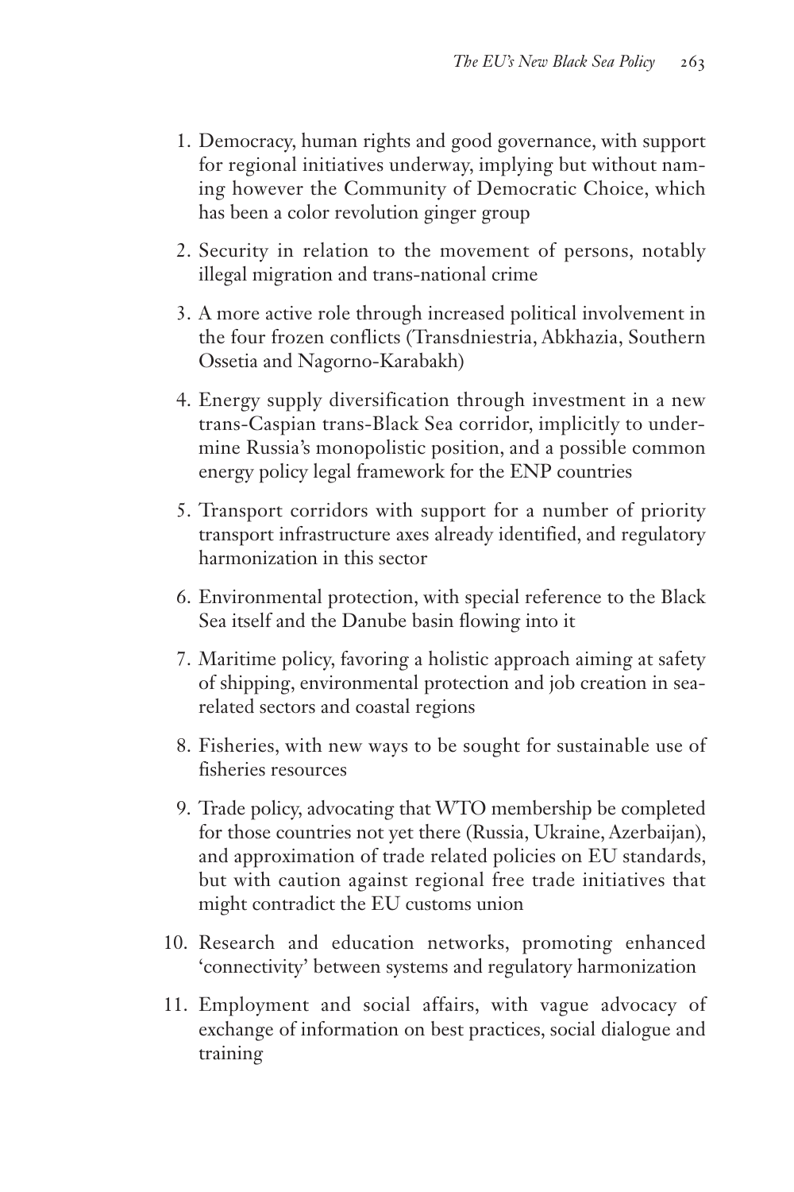1. Democracy, human rights and good governance, with support for regional initiatives underway, implying but without naming however the Community of Democratic Choice, which has been a color revolution ginger group
2. Security in relation to the movement of persons, notably illegal migration and trans-national crime
3. A more active role through increased political involvement in the four frozen conflicts (Transdniestria, Abkhazia, Southern Ossetia and Nagorno-Karabakh)
4. Energy supply diversification through investment in a new trans-Caspian trans-Black Sea corridor, implicitly to undermine Russia's monopolistic position, and a possible common energy policy legal framework for the ENP countries
5. Transport corridors with support for a number of priority transport infrastructure axes already identified, and regulatory harmonization in this sector
6. Environmental protection, with special reference to the Black Sea itself and the Danube basin flowing into it
7. Maritime policy, favoring a holistic approach aiming at safety of shipping, environmental protection and job creation in sea-related sectors and coastal regions
8. Fisheries, with new ways to be sought for sustainable use of fisheries resources
9. Trade policy, advocating that WTO membership be completed for those countries not yet there (Russia, Ukraine, Azerbaijan), and approximation of trade related policies on EU standards, but with caution against regional free trade initiatives that might contradict the EU customs union
10. Research and education networks, promoting enhanced 'connectivity' between systems and regulatory harmonization
11. Employment and social affairs, with vague advocacy of exchange of information on best practices, social dialogue and training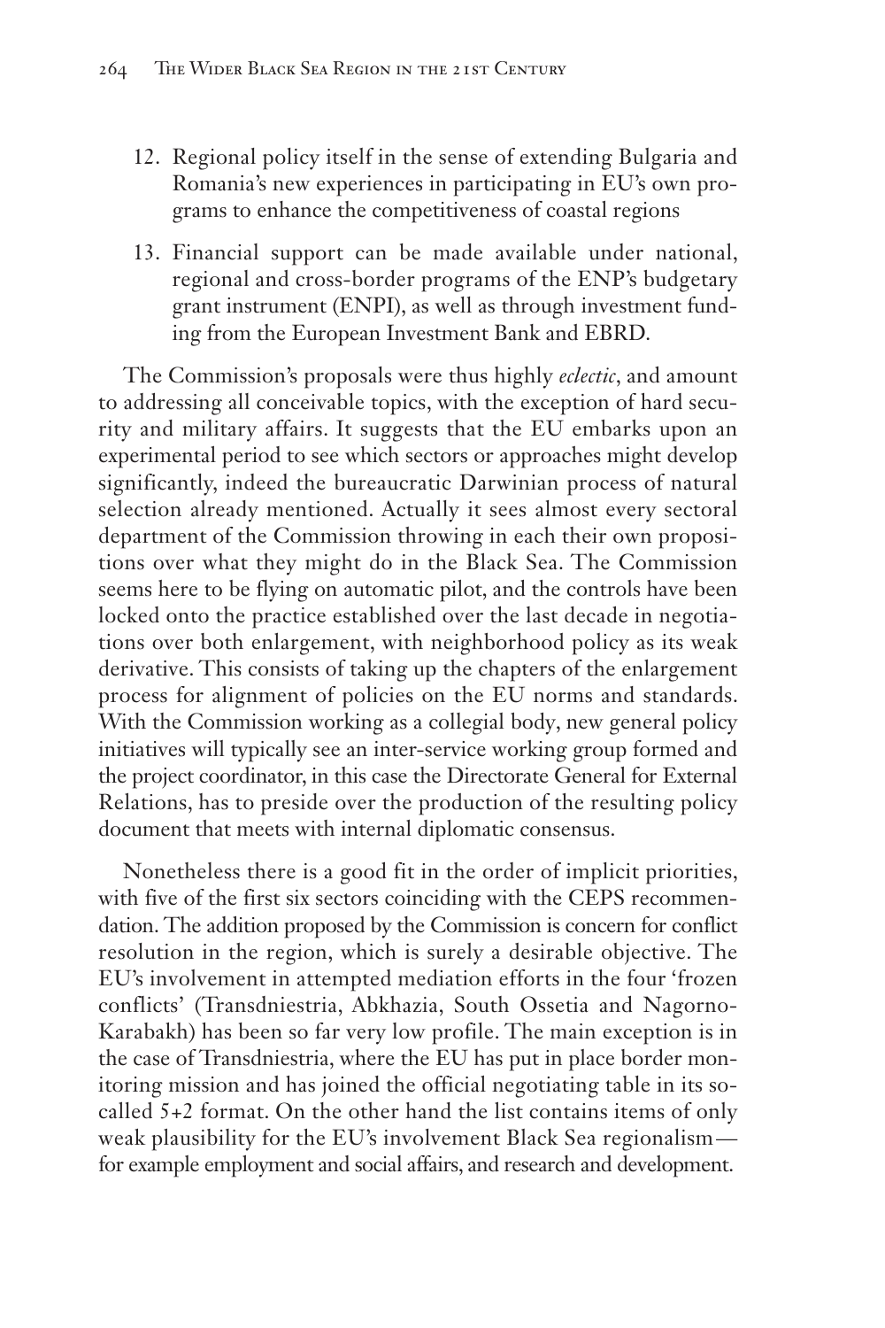12. Regional policy itself in the sense of extending Bulgaria and Romania's new experiences in participating in EU's own programs to enhance the competitiveness of coastal regions
13. Financial support can be made available under national, regional and cross-border programs of the ENP's budgetary grant instrument (ENPI), as well as through investment funding from the European Investment Bank and EBRD.

The Commission's proposals were thus highly *eclectic*, and amount to addressing all conceivable topics, with the exception of hard security and military affairs. It suggests that the EU embarks upon an experimental period to see which sectors or approaches might develop significantly, indeed the bureaucratic Darwinian process of natural selection already mentioned. Actually it sees almost every sectoral department of the Commission throwing in each their own propositions over what they might do in the Black Sea. The Commission seems here to be flying on automatic pilot, and the controls have been locked onto the practice established over the last decade in negotiations over both enlargement, with neighborhood policy as its weak derivative. This consists of taking up the chapters of the enlargement process for alignment of policies on the EU norms and standards. With the Commission working as a collegial body, new general policy initiatives will typically see an inter-service working group formed and the project coordinator, in this case the Directorate General for External Relations, has to preside over the production of the resulting policy document that meets with internal diplomatic consensus.

Nonetheless there is a good fit in the order of implicit priorities, with five of the first six sectors coinciding with the CEPS recommendation. The addition proposed by the Commission is concern for conflict resolution in the region, which is surely a desirable objective. The EU's involvement in attempted mediation efforts in the four 'frozen conflicts' (Transdniestria, Abkhazia, South Ossetia and Nagorno-Karabakh) has been so far very low profile. The main exception is in the case of Transdniestria, where the EU has put in place border monitoring mission and has joined the official negotiating table in its so-called 5+2 format. On the other hand the list contains items of only weak plausibility for the EU's involvement Black Sea regionalism—for example employment and social affairs, and research and development.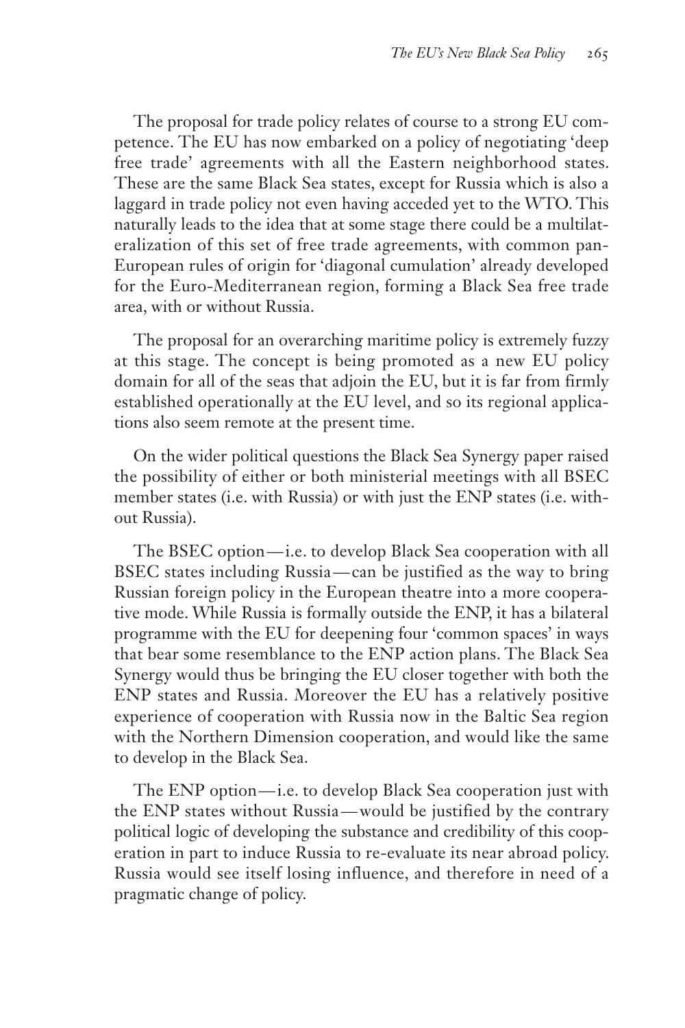The proposal for trade policy relates of course to a strong EU competence. The EU has now embarked on a policy of negotiating 'deep free trade' agreements with all the Eastern neighborhood states. These are the same Black Sea states, except for Russia which is also a laggard in trade policy not even having acceded yet to the WTO. This naturally leads to the idea that at some stage there could be a multilateralization of this set of free trade agreements, with common pan-European rules of origin for 'diagonal cumulation' already developed for the Euro-Mediterranean region, forming a Black Sea free trade area, with or without Russia.

The proposal for an overarching maritime policy is extremely fuzzy at this stage. The concept is being promoted as a new EU policy domain for all of the seas that adjoin the EU, but it is far from firmly established operationally at the EU level, and so its regional applications also seem remote at the present time.

On the wider political questions the Black Sea Synergy paper raised the possibility of either or both ministerial meetings with all BSEC member states (i.e. with Russia) or with just the ENP states (i.e. without Russia).

The BSEC option—i.e. to develop Black Sea cooperation with all BSEC states including Russia—can be justified as the way to bring Russian foreign policy in the European theatre into a more cooperative mode. While Russia is formally outside the ENP, it has a bilateral programme with the EU for deepening four 'common spaces' in ways that bear some resemblance to the ENP action plans. The Black Sea Synergy would thus be bringing the EU closer together with both the ENP states and Russia. Moreover the EU has a relatively positive experience of cooperation with Russia now in the Baltic Sea region with the Northern Dimension cooperation, and would like the same to develop in the Black Sea.

The ENP option—i.e. to develop Black Sea cooperation just with the ENP states without Russia—would be justified by the contrary political logic of developing the substance and credibility of this cooperation in part to induce Russia to re-evaluate its near abroad policy. Russia would see itself losing influence, and therefore in need of a pragmatic change of policy.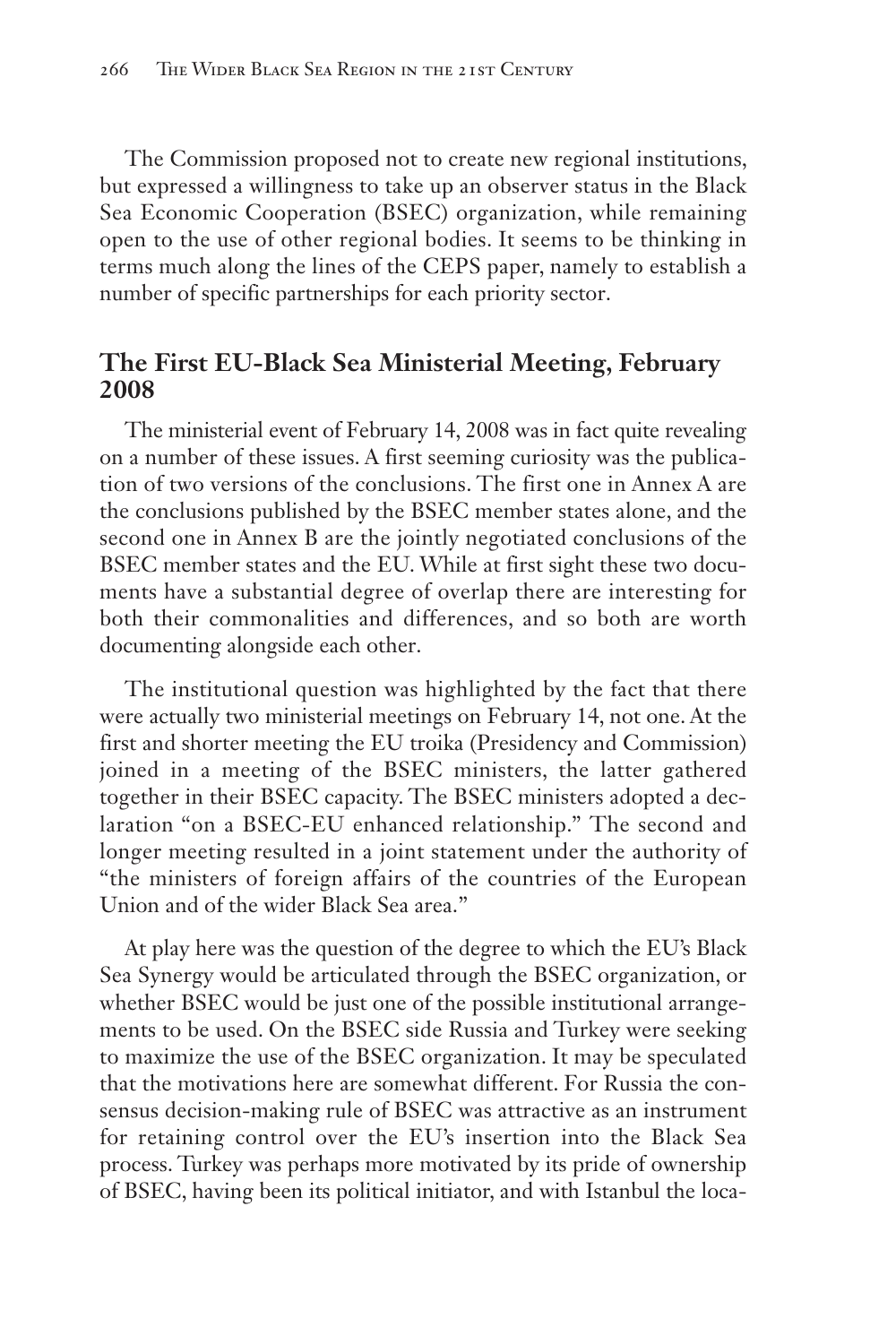The Commission proposed not to create new regional institutions, but expressed a willingness to take up an observer status in the Black Sea Economic Cooperation (BSEC) organization, while remaining open to the use of other regional bodies. It seems to be thinking in terms much along the lines of the CEPS paper, namely to establish a number of specific partnerships for each priority sector.

## The First EU-Black Sea Ministerial Meeting, February 2008

The ministerial event of February 14, 2008 was in fact quite revealing on a number of these issues. A first seeming curiosity was the publication of two versions of the conclusions. The first one in Annex A are the conclusions published by the BSEC member states alone, and the second one in Annex B are the jointly negotiated conclusions of the BSEC member states and the EU. While at first sight these two documents have a substantial degree of overlap there are interesting for both their commonalities and differences, and so both are worth documenting alongside each other.

The institutional question was highlighted by the fact that there were actually two ministerial meetings on February 14, not one. At the first and shorter meeting the EU troika (Presidency and Commission) joined in a meeting of the BSEC ministers, the latter gathered together in their BSEC capacity. The BSEC ministers adopted a declaration "on a BSEC-EU enhanced relationship." The second and longer meeting resulted in a joint statement under the authority of "the ministers of foreign affairs of the countries of the European Union and of the wider Black Sea area."

At play here was the question of the degree to which the EU's Black Sea Synergy would be articulated through the BSEC organization, or whether BSEC would be just one of the possible institutional arrangements to be used. On the BSEC side Russia and Turkey were seeking to maximize the use of the BSEC organization. It may be speculated that the motivations here are somewhat different. For Russia the consensus decision-making rule of BSEC was attractive as an instrument for retaining control over the EU's insertion into the Black Sea process. Turkey was perhaps more motivated by its pride of ownership of BSEC, having been its political initiator, and with Istanbul the loca-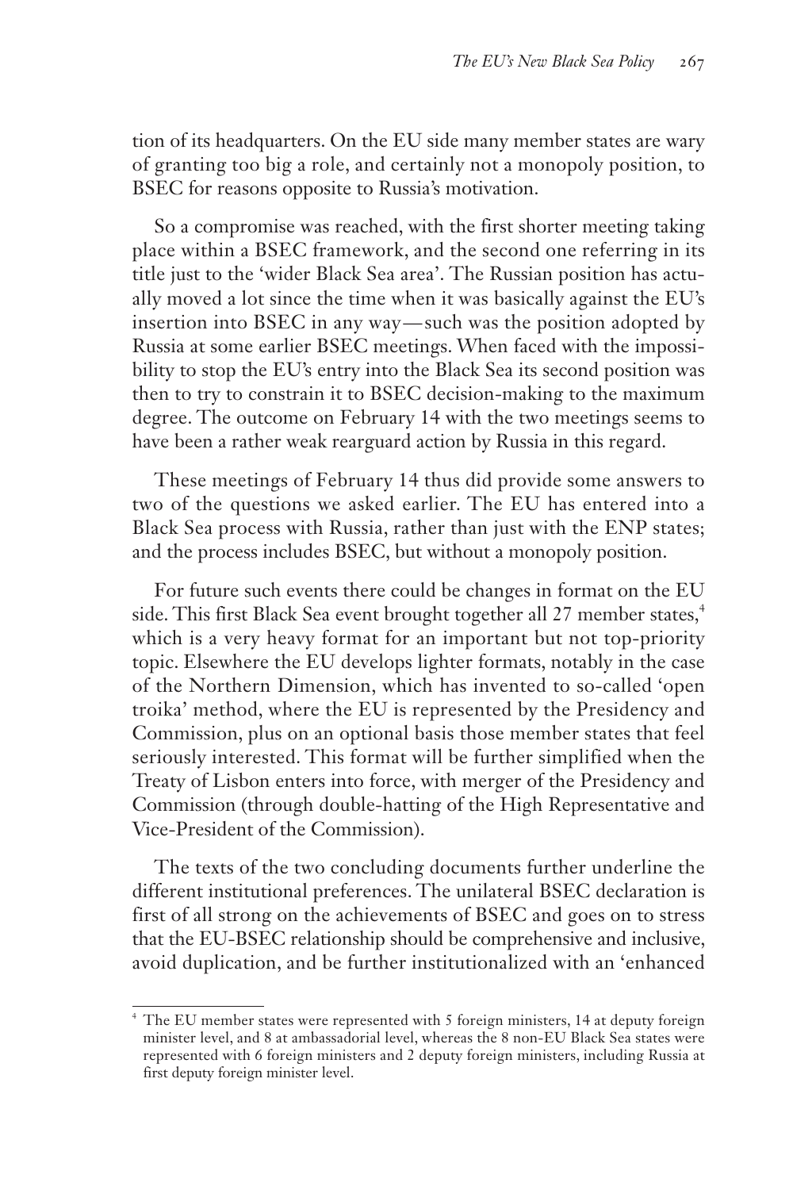tion of its headquarters. On the EU side many member states are wary of granting too big a role, and certainly not a monopoly position, to BSEC for reasons opposite to Russia's motivation.

So a compromise was reached, with the first shorter meeting taking place within a BSEC framework, and the second one referring in its title just to the 'wider Black Sea area'. The Russian position has actually moved a lot since the time when it was basically against the EU's insertion into BSEC in any way—such was the position adopted by Russia at some earlier BSEC meetings. When faced with the impossibility to stop the EU's entry into the Black Sea its second position was then to try to constrain it to BSEC decision-making to the maximum degree. The outcome on February 14 with the two meetings seems to have been a rather weak rearguard action by Russia in this regard.

These meetings of February 14 thus did provide some answers to two of the questions we asked earlier. The EU has entered into a Black Sea process with Russia, rather than just with the ENP states; and the process includes BSEC, but without a monopoly position.

For future such events there could be changes in format on the EU side. This first Black Sea event brought together all 27 member states,[4] which is a very heavy format for an important but not top-priority topic. Elsewhere the EU develops lighter formats, notably in the case of the Northern Dimension, which has invented to so-called 'open troika' method, where the EU is represented by the Presidency and Commission, plus on an optional basis those member states that feel seriously interested. This format will be further simplified when the Treaty of Lisbon enters into force, with merger of the Presidency and Commission (through double-hatting of the High Representative and Vice-President of the Commission).

The texts of the two concluding documents further underline the different institutional preferences. The unilateral BSEC declaration is first of all strong on the achievements of BSEC and goes on to stress that the EU-BSEC relationship should be comprehensive and inclusive, avoid duplication, and be further institutionalized with an 'enhanced

---

[4] The EU member states were represented with 5 foreign ministers, 14 at deputy foreign minister level, and 8 at ambassadorial level, whereas the 8 non-EU Black Sea states were represented with 6 foreign ministers and 2 deputy foreign ministers, including Russia at first deputy foreign minister level.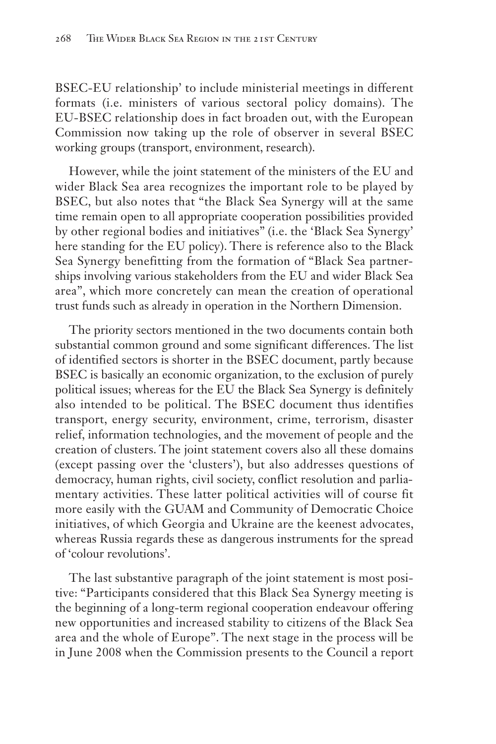BSEC-EU relationship' to include ministerial meetings in different formats (i.e. ministers of various sectoral policy domains). The EU-BSEC relationship does in fact broaden out, with the European Commission now taking up the role of observer in several BSEC working groups (transport, environment, research).

However, while the joint statement of the ministers of the EU and wider Black Sea area recognizes the important role to be played by BSEC, but also notes that "the Black Sea Synergy will at the same time remain open to all appropriate cooperation possibilities provided by other regional bodies and initiatives" (i.e. the 'Black Sea Synergy' here standing for the EU policy). There is reference also to the Black Sea Synergy benefitting from the formation of "Black Sea partnerships involving various stakeholders from the EU and wider Black Sea area", which more concretely can mean the creation of operational trust funds such as already in operation in the Northern Dimension.

The priority sectors mentioned in the two documents contain both substantial common ground and some significant differences. The list of identified sectors is shorter in the BSEC document, partly because BSEC is basically an economic organization, to the exclusion of purely political issues; whereas for the EU the Black Sea Synergy is definitely also intended to be political. The BSEC document thus identifies transport, energy security, environment, crime, terrorism, disaster relief, information technologies, and the movement of people and the creation of clusters. The joint statement covers also all these domains (except passing over the 'clusters'), but also addresses questions of democracy, human rights, civil society, conflict resolution and parliamentary activities. These latter political activities will of course fit more easily with the GUAM and Community of Democratic Choice initiatives, of which Georgia and Ukraine are the keenest advocates, whereas Russia regards these as dangerous instruments for the spread of 'colour revolutions'.

The last substantive paragraph of the joint statement is most positive: "Participants considered that this Black Sea Synergy meeting is the beginning of a long-term regional cooperation endeavour offering new opportunities and increased stability to citizens of the Black Sea area and the whole of Europe". The next stage in the process will be in June 2008 when the Commission presents to the Council a report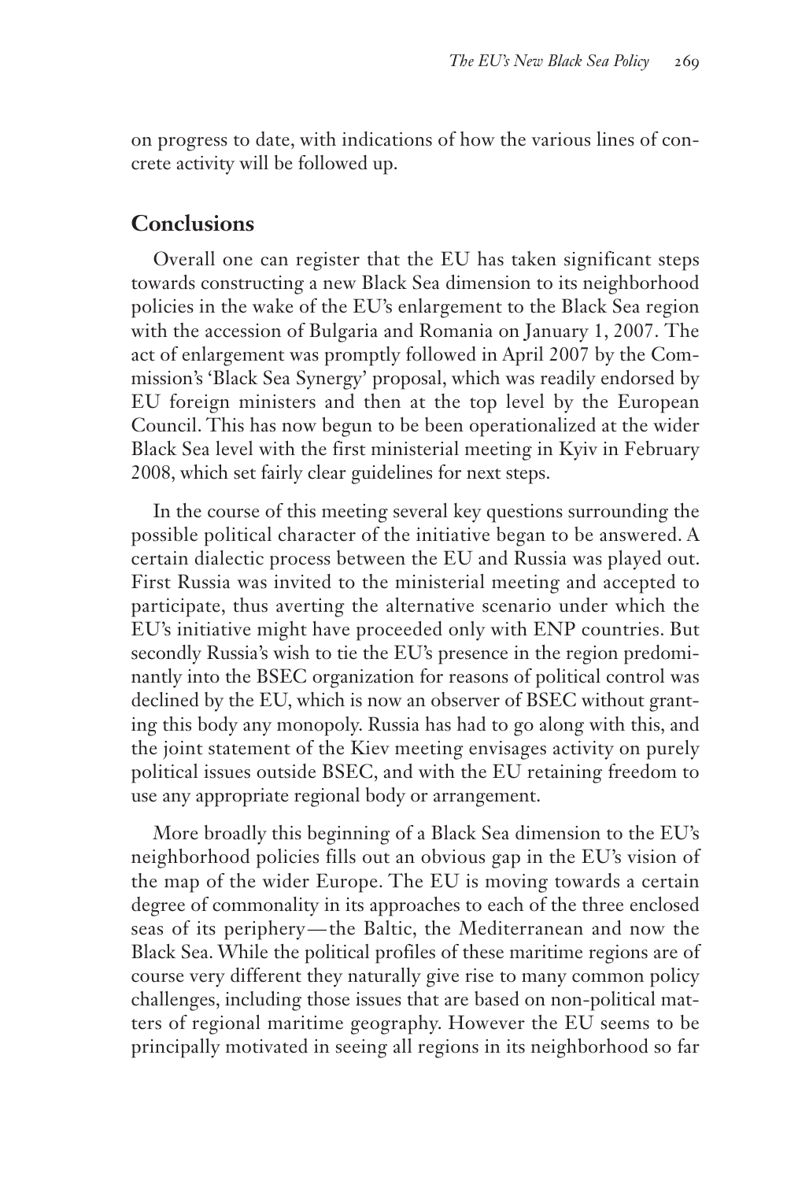on progress to date, with indications of how the various lines of concrete activity will be followed up.

## Conclusions

Overall one can register that the EU has taken significant steps towards constructing a new Black Sea dimension to its neighborhood policies in the wake of the EU's enlargement to the Black Sea region with the accession of Bulgaria and Romania on January 1, 2007. The act of enlargement was promptly followed in April 2007 by the Commission's 'Black Sea Synergy' proposal, which was readily endorsed by EU foreign ministers and then at the top level by the European Council. This has now begun to be been operationalized at the wider Black Sea level with the first ministerial meeting in Kyiv in February 2008, which set fairly clear guidelines for next steps.

In the course of this meeting several key questions surrounding the possible political character of the initiative began to be answered. A certain dialectic process between the EU and Russia was played out. First Russia was invited to the ministerial meeting and accepted to participate, thus averting the alternative scenario under which the EU's initiative might have proceeded only with ENP countries. But secondly Russia's wish to tie the EU's presence in the region predominantly into the BSEC organization for reasons of political control was declined by the EU, which is now an observer of BSEC without granting this body any monopoly. Russia has had to go along with this, and the joint statement of the Kiev meeting envisages activity on purely political issues outside BSEC, and with the EU retaining freedom to use any appropriate regional body or arrangement.

More broadly this beginning of a Black Sea dimension to the EU's neighborhood policies fills out an obvious gap in the EU's vision of the map of the wider Europe. The EU is moving towards a certain degree of commonality in its approaches to each of the three enclosed seas of its periphery—the Baltic, the Mediterranean and now the Black Sea. While the political profiles of these maritime regions are of course very different they naturally give rise to many common policy challenges, including those issues that are based on non-political matters of regional maritime geography. However the EU seems to be principally motivated in seeing all regions in its neighborhood so far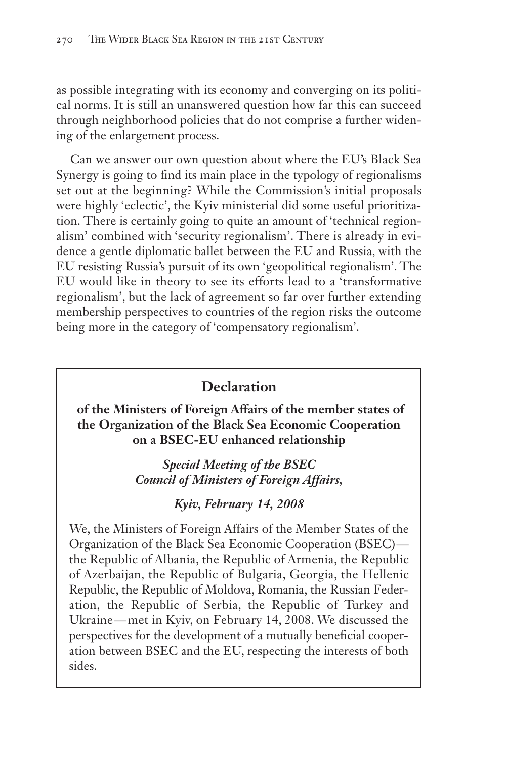as possible integrating with its economy and converging on its political norms. It is still an unanswered question how far this can succeed through neighborhood policies that do not comprise a further widening of the enlargement process.

Can we answer our own question about where the EU's Black Sea Synergy is going to find its main place in the typology of regionalisms set out at the beginning? While the Commission's initial proposals were highly 'eclectic', the Kyiv ministerial did some useful prioritization. There is certainly going to quite an amount of 'technical regionalism' combined with 'security regionalism'. There is already in evidence a gentle diplomatic ballet between the EU and Russia, with the EU resisting Russia's pursuit of its own 'geopolitical regionalism'. The EU would like in theory to see its efforts lead to a 'transformative regionalism', but the lack of agreement so far over further extending membership perspectives to countries of the region risks the outcome being more in the category of 'compensatory regionalism'.

## Declaration

**of the Ministers of Foreign Affairs of the member states of the Organization of the Black Sea Economic Cooperation on a BSEC-EU enhanced relationship**

***Special Meeting of the BSEC Council of Ministers of Foreign Affairs,***

***Kyiv, February 14, 2008***

We, the Ministers of Foreign Affairs of the Member States of the Organization of the Black Sea Economic Cooperation (BSEC)—the Republic of Albania, the Republic of Armenia, the Republic of Azerbaijan, the Republic of Bulgaria, Georgia, the Hellenic Republic, the Republic of Moldova, Romania, the Russian Federation, the Republic of Serbia, the Republic of Turkey and Ukraine—met in Kyiv, on February 14, 2008. We discussed the perspectives for the development of a mutually beneficial cooperation between BSEC and the EU, respecting the interests of both sides.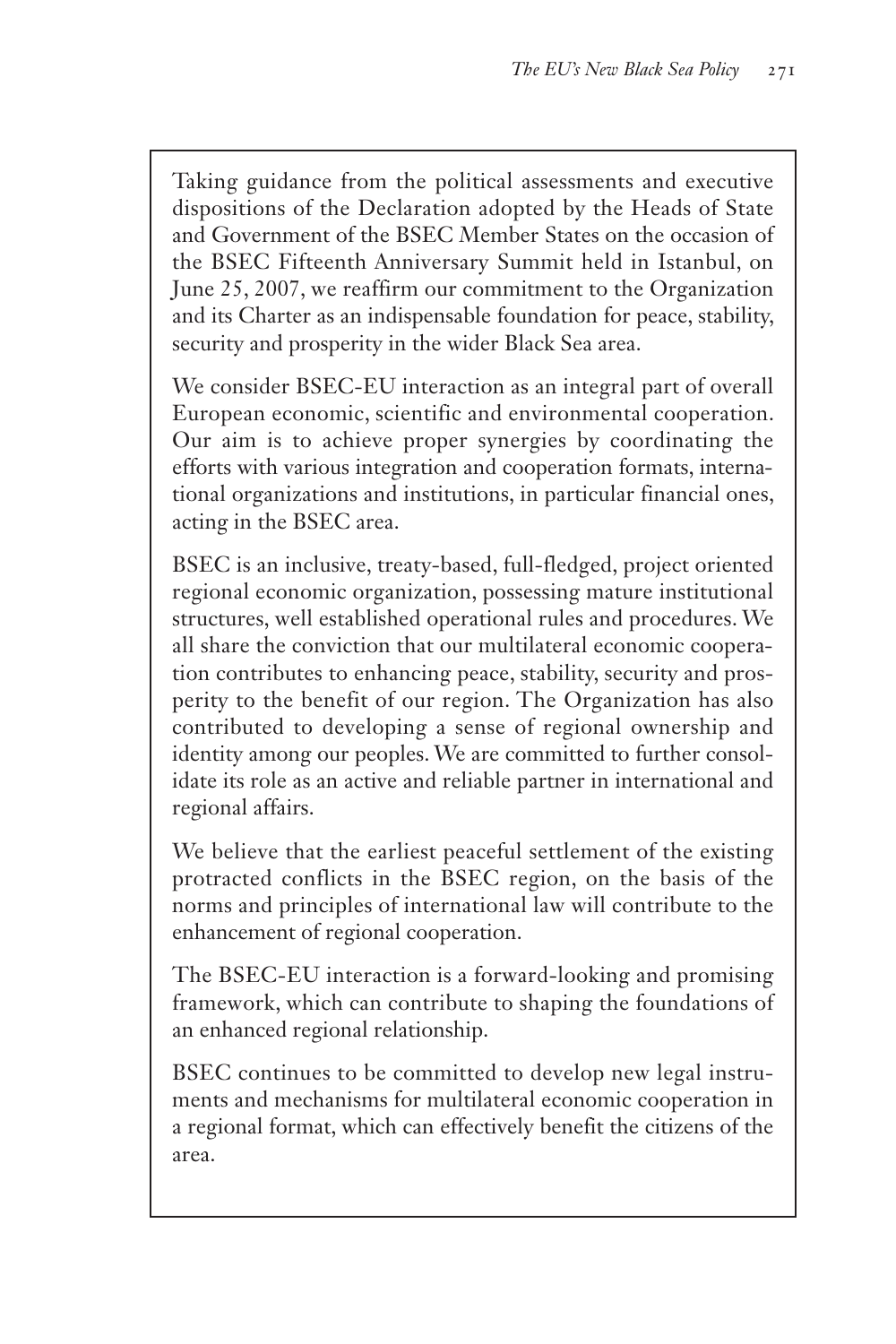Taking guidance from the political assessments and executive dispositions of the Declaration adopted by the Heads of State and Government of the BSEC Member States on the occasion of the BSEC Fifteenth Anniversary Summit held in Istanbul, on June 25, 2007, we reaffirm our commitment to the Organization and its Charter as an indispensable foundation for peace, stability, security and prosperity in the wider Black Sea area.

We consider BSEC-EU interaction as an integral part of overall European economic, scientific and environmental cooperation. Our aim is to achieve proper synergies by coordinating the efforts with various integration and cooperation formats, international organizations and institutions, in particular financial ones, acting in the BSEC area.

BSEC is an inclusive, treaty-based, full-fledged, project oriented regional economic organization, possessing mature institutional structures, well established operational rules and procedures. We all share the conviction that our multilateral economic cooperation contributes to enhancing peace, stability, security and prosperity to the benefit of our region. The Organization has also contributed to developing a sense of regional ownership and identity among our peoples. We are committed to further consolidate its role as an active and reliable partner in international and regional affairs.

We believe that the earliest peaceful settlement of the existing protracted conflicts in the BSEC region, on the basis of the norms and principles of international law will contribute to the enhancement of regional cooperation.

The BSEC-EU interaction is a forward-looking and promising framework, which can contribute to shaping the foundations of an enhanced regional relationship.

BSEC continues to be committed to develop new legal instruments and mechanisms for multilateral economic cooperation in a regional format, which can effectively benefit the citizens of the area.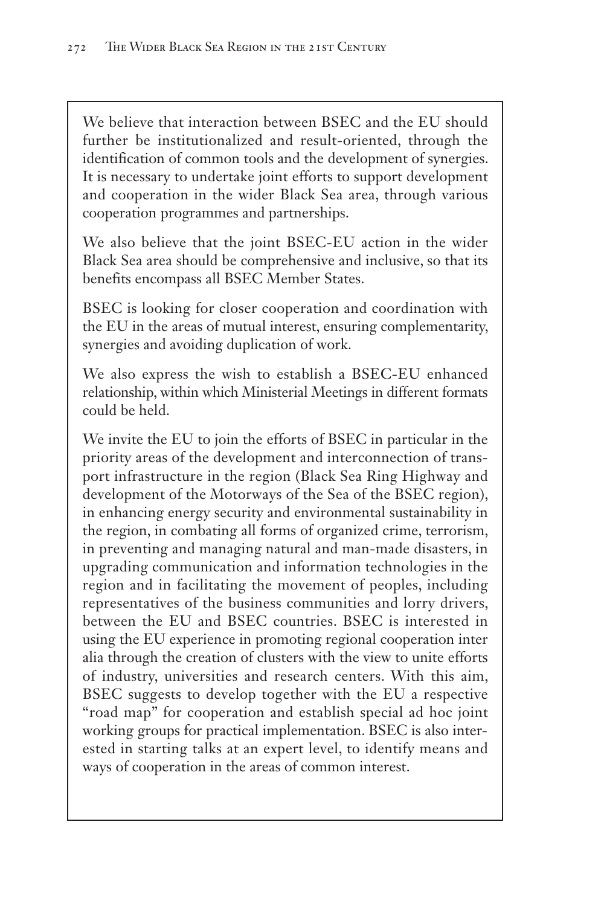We believe that interaction between BSEC and the EU should further be institutionalized and result-oriented, through the identification of common tools and the development of synergies. It is necessary to undertake joint efforts to support development and cooperation in the wider Black Sea area, through various cooperation programmes and partnerships.

We also believe that the joint BSEC-EU action in the wider Black Sea area should be comprehensive and inclusive, so that its benefits encompass all BSEC Member States.

BSEC is looking for closer cooperation and coordination with the EU in the areas of mutual interest, ensuring complementarity, synergies and avoiding duplication of work.

We also express the wish to establish a BSEC-EU enhanced relationship, within which Ministerial Meetings in different formats could be held.

We invite the EU to join the efforts of BSEC in particular in the priority areas of the development and interconnection of transport infrastructure in the region (Black Sea Ring Highway and development of the Motorways of the Sea of the BSEC region), in enhancing energy security and environmental sustainability in the region, in combating all forms of organized crime, terrorism, in preventing and managing natural and man-made disasters, in upgrading communication and information technologies in the region and in facilitating the movement of peoples, including representatives of the business communities and lorry drivers, between the EU and BSEC countries. BSEC is interested in using the EU experience in promoting regional cooperation inter alia through the creation of clusters with the view to unite efforts of industry, universities and research centers. With this aim, BSEC suggests to develop together with the EU a respective "road map" for cooperation and establish special ad hoc joint working groups for practical implementation. BSEC is also interested in starting talks at an expert level, to identify means and ways of cooperation in the areas of common interest.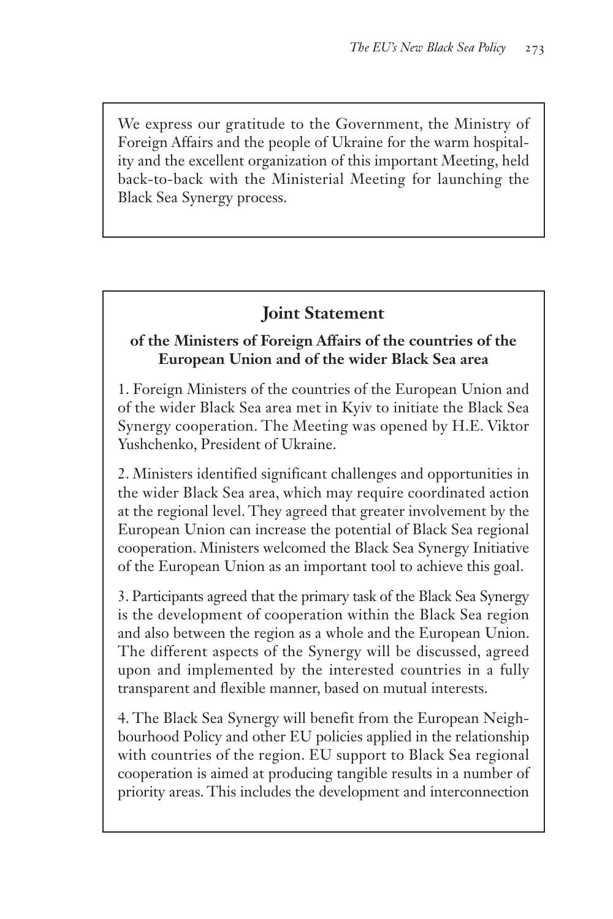We express our gratitude to the Government, the Ministry of Foreign Affairs and the people of Ukraine for the warm hospitality and the excellent organization of this important Meeting, held back-to-back with the Ministerial Meeting for launching the Black Sea Synergy process.

## Joint Statement

### of the Ministers of Foreign Affairs of the countries of the European Union and of the wider Black Sea area

1. Foreign Ministers of the countries of the European Union and of the wider Black Sea area met in Kyiv to initiate the Black Sea Synergy cooperation. The Meeting was opened by H.E. Viktor Yushchenko, President of Ukraine.

2. Ministers identified significant challenges and opportunities in the wider Black Sea area, which may require coordinated action at the regional level. They agreed that greater involvement by the European Union can increase the potential of Black Sea regional cooperation. Ministers welcomed the Black Sea Synergy Initiative of the European Union as an important tool to achieve this goal.

3. Participants agreed that the primary task of the Black Sea Synergy is the development of cooperation within the Black Sea region and also between the region as a whole and the European Union. The different aspects of the Synergy will be discussed, agreed upon and implemented by the interested countries in a fully transparent and flexible manner, based on mutual interests.

4. The Black Sea Synergy will benefit from the European Neighbourhood Policy and other EU policies applied in the relationship with countries of the region. EU support to Black Sea regional cooperation is aimed at producing tangible results in a number of priority areas. This includes the development and interconnection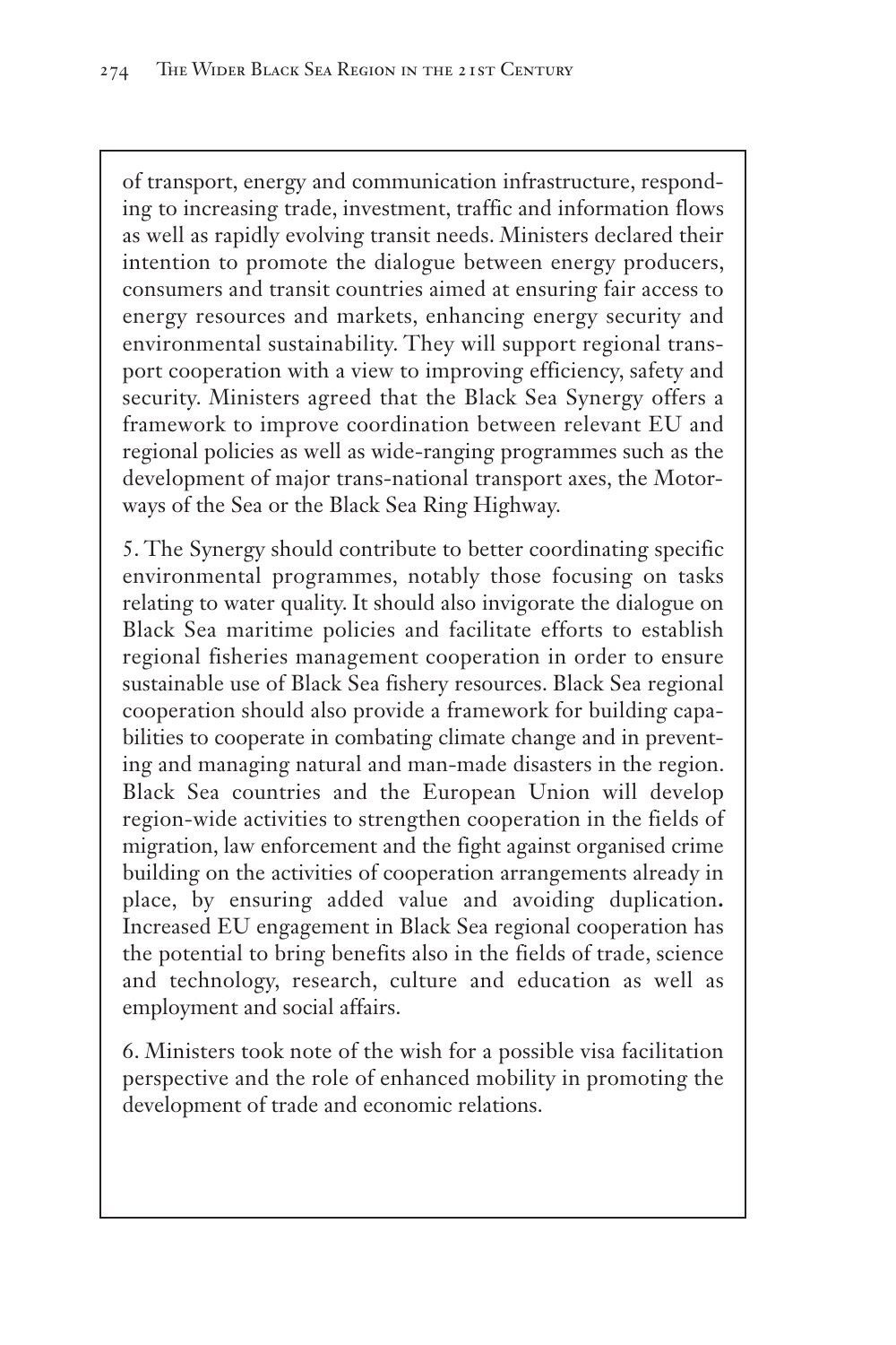of transport, energy and communication infrastructure, responding to increasing trade, investment, traffic and information flows as well as rapidly evolving transit needs. Ministers declared their intention to promote the dialogue between energy producers, consumers and transit countries aimed at ensuring fair access to energy resources and markets, enhancing energy security and environmental sustainability. They will support regional transport cooperation with a view to improving efficiency, safety and security. Ministers agreed that the Black Sea Synergy offers a framework to improve coordination between relevant EU and regional policies as well as wide-ranging programmes such as the development of major trans-national transport axes, the Motorways of the Sea or the Black Sea Ring Highway.

5. The Synergy should contribute to better coordinating specific environmental programmes, notably those focusing on tasks relating to water quality. It should also invigorate the dialogue on Black Sea maritime policies and facilitate efforts to establish regional fisheries management cooperation in order to ensure sustainable use of Black Sea fishery resources. Black Sea regional cooperation should also provide a framework for building capabilities to cooperate in combating climate change and in preventing and managing natural and man-made disasters in the region. Black Sea countries and the European Union will develop region-wide activities to strengthen cooperation in the fields of migration, law enforcement and the fight against organised crime building on the activities of cooperation arrangements already in place, by ensuring added value and avoiding duplication**.** Increased EU engagement in Black Sea regional cooperation has the potential to bring benefits also in the fields of trade, science and technology, research, culture and education as well as employment and social affairs.

6. Ministers took note of the wish for a possible visa facilitation perspective and the role of enhanced mobility in promoting the development of trade and economic relations.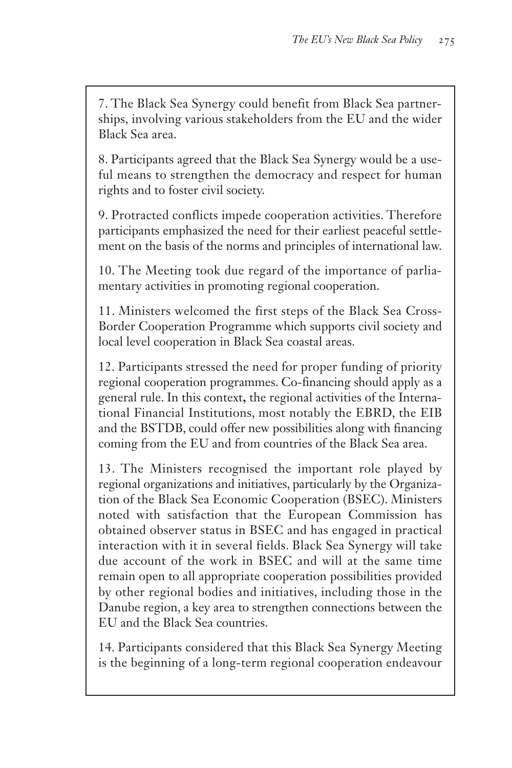7. The Black Sea Synergy could benefit from Black Sea partnerships, involving various stakeholders from the EU and the wider Black Sea area.

8. Participants agreed that the Black Sea Synergy would be a useful means to strengthen the democracy and respect for human rights and to foster civil society.

9. Protracted conflicts impede cooperation activities. Therefore participants emphasized the need for their earliest peaceful settlement on the basis of the norms and principles of international law.

10. The Meeting took due regard of the importance of parliamentary activities in promoting regional cooperation.

11. Ministers welcomed the first steps of the Black Sea Cross-Border Cooperation Programme which supports civil society and local level cooperation in Black Sea coastal areas.

12. Participants stressed the need for proper funding of priority regional cooperation programmes. Co-financing should apply as a general rule. In this context, the regional activities of the International Financial Institutions, most notably the EBRD, the EIB and the BSTDB, could offer new possibilities along with financing coming from the EU and from countries of the Black Sea area.

13. The Ministers recognised the important role played by regional organizations and initiatives, particularly by the Organization of the Black Sea Economic Cooperation (BSEC). Ministers noted with satisfaction that the European Commission has obtained observer status in BSEC and has engaged in practical interaction with it in several fields. Black Sea Synergy will take due account of the work in BSEC and will at the same time remain open to all appropriate cooperation possibilities provided by other regional bodies and initiatives, including those in the Danube region, a key area to strengthen connections between the EU and the Black Sea countries.

14. Participants considered that this Black Sea Synergy Meeting is the beginning of a long-term regional cooperation endeavour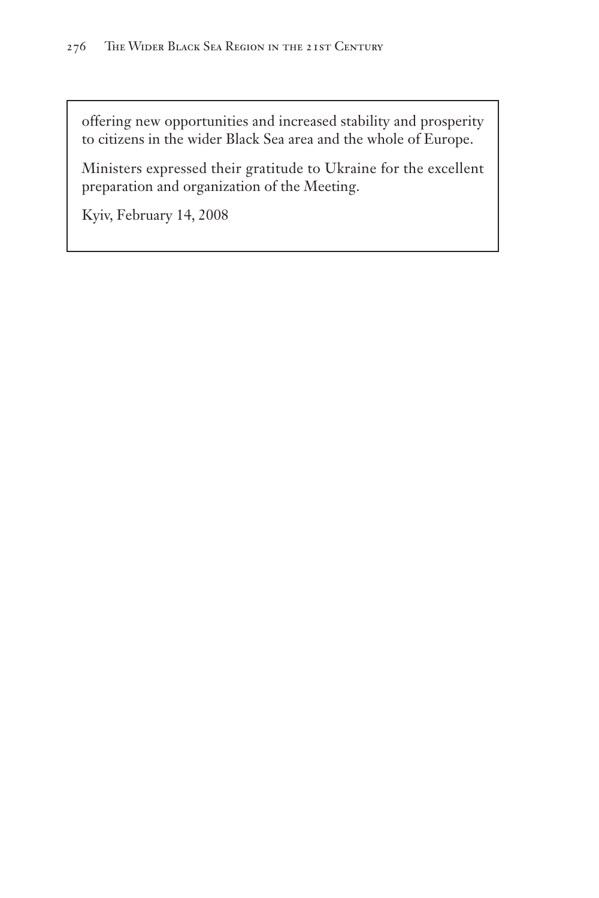offering new opportunities and increased stability and prosperity to citizens in the wider Black Sea area and the whole of Europe.

Ministers expressed their gratitude to Ukraine for the excellent preparation and organization of the Meeting.

Kyiv, February 14, 2008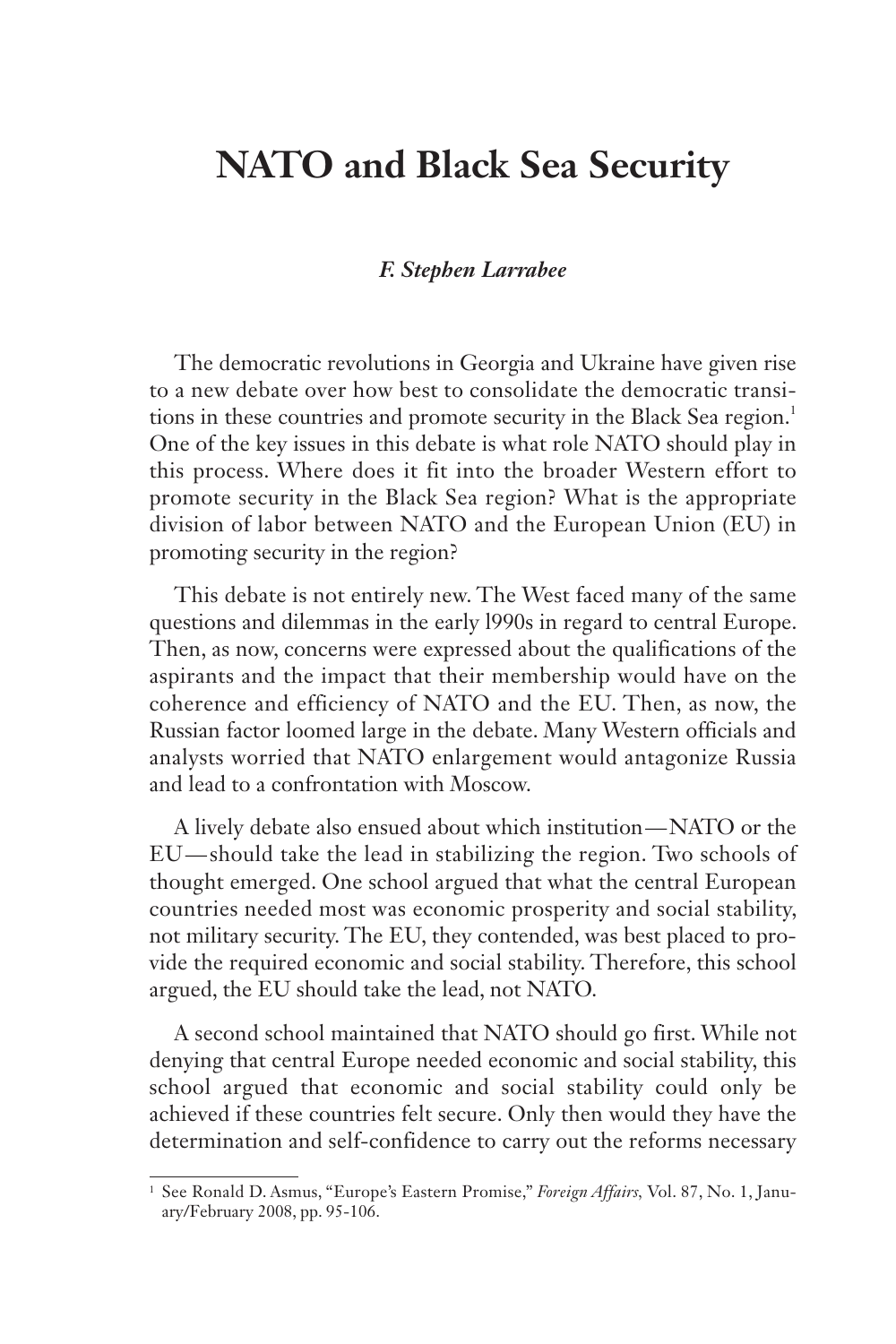# NATO and Black Sea Security

***F. Stephen Larrabee***

The democratic revolutions in Georgia and Ukraine have given rise to a new debate over how best to consolidate the democratic transitions in these countries and promote security in the Black Sea region.[1] One of the key issues in this debate is what role NATO should play in this process. Where does it fit into the broader Western effort to promote security in the Black Sea region? What is the appropriate division of labor between NATO and the European Union (EU) in promoting security in the region?

This debate is not entirely new. The West faced many of the same questions and dilemmas in the early l990s in regard to central Europe. Then, as now, concerns were expressed about the qualifications of the aspirants and the impact that their membership would have on the coherence and efficiency of NATO and the EU. Then, as now, the Russian factor loomed large in the debate. Many Western officials and analysts worried that NATO enlargement would antagonize Russia and lead to a confrontation with Moscow.

A lively debate also ensued about which institution—NATO or the EU—should take the lead in stabilizing the region. Two schools of thought emerged. One school argued that what the central European countries needed most was economic prosperity and social stability, not military security. The EU, they contended, was best placed to provide the required economic and social stability. Therefore, this school argued, the EU should take the lead, not NATO.

A second school maintained that NATO should go first. While not denying that central Europe needed economic and social stability, this school argued that economic and social stability could only be achieved if these countries felt secure. Only then would they have the determination and self-confidence to carry out the reforms necessary

[1] See Ronald D. Asmus, "Europe's Eastern Promise," *Foreign Affairs*, Vol. 87, No. 1, January/February 2008, pp. 95-106.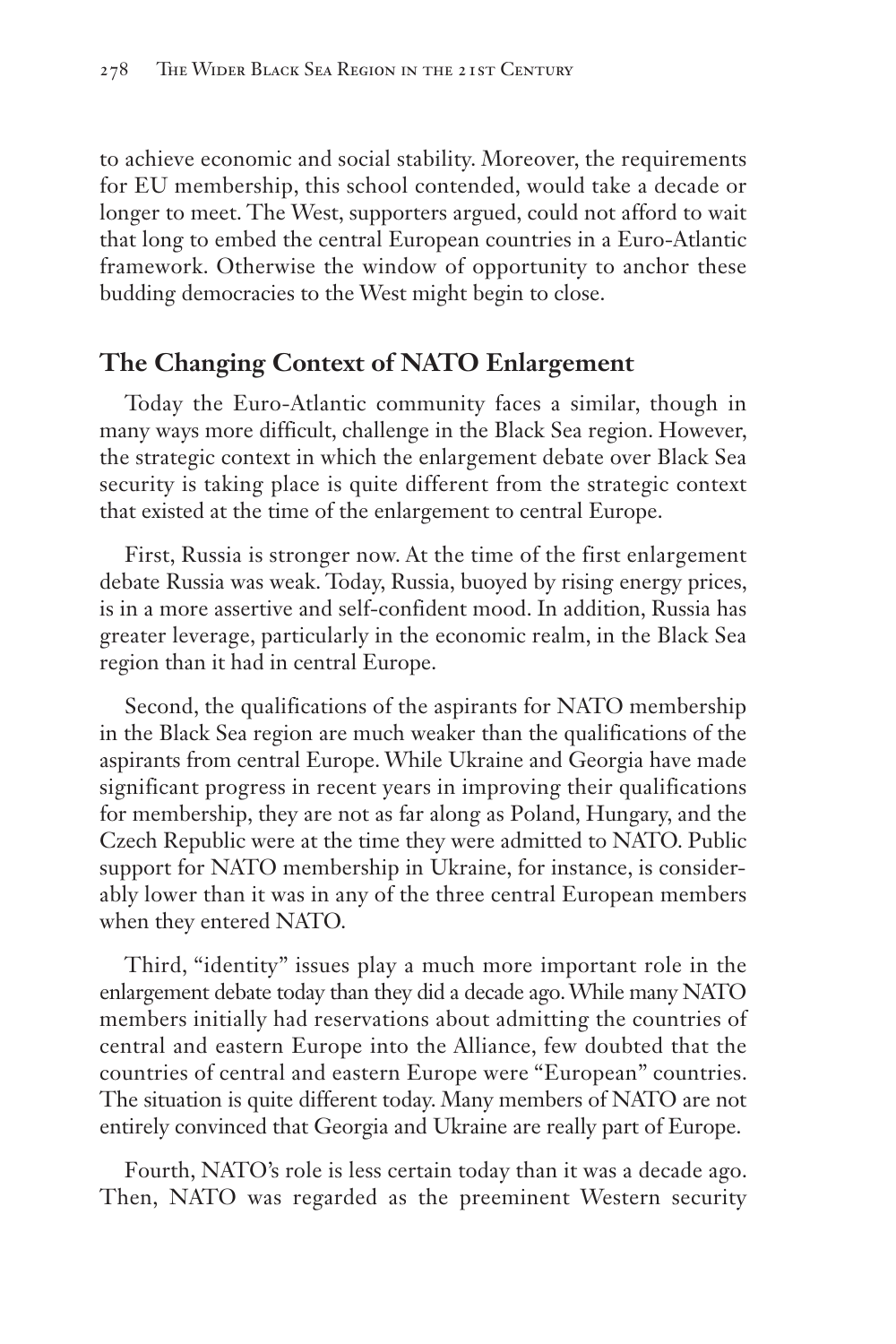to achieve economic and social stability. Moreover, the requirements for EU membership, this school contended, would take a decade or longer to meet. The West, supporters argued, could not afford to wait that long to embed the central European countries in a Euro-Atlantic framework. Otherwise the window of opportunity to anchor these budding democracies to the West might begin to close.

## The Changing Context of NATO Enlargement

Today the Euro-Atlantic community faces a similar, though in many ways more difficult, challenge in the Black Sea region. However, the strategic context in which the enlargement debate over Black Sea security is taking place is quite different from the strategic context that existed at the time of the enlargement to central Europe.

First, Russia is stronger now. At the time of the first enlargement debate Russia was weak. Today, Russia, buoyed by rising energy prices, is in a more assertive and self-confident mood. In addition, Russia has greater leverage, particularly in the economic realm, in the Black Sea region than it had in central Europe.

Second, the qualifications of the aspirants for NATO membership in the Black Sea region are much weaker than the qualifications of the aspirants from central Europe. While Ukraine and Georgia have made significant progress in recent years in improving their qualifications for membership, they are not as far along as Poland, Hungary, and the Czech Republic were at the time they were admitted to NATO. Public support for NATO membership in Ukraine, for instance, is considerably lower than it was in any of the three central European members when they entered NATO.

Third, "identity" issues play a much more important role in the enlargement debate today than they did a decade ago. While many NATO members initially had reservations about admitting the countries of central and eastern Europe into the Alliance, few doubted that the countries of central and eastern Europe were "European" countries. The situation is quite different today. Many members of NATO are not entirely convinced that Georgia and Ukraine are really part of Europe.

Fourth, NATO's role is less certain today than it was a decade ago. Then, NATO was regarded as the preeminent Western security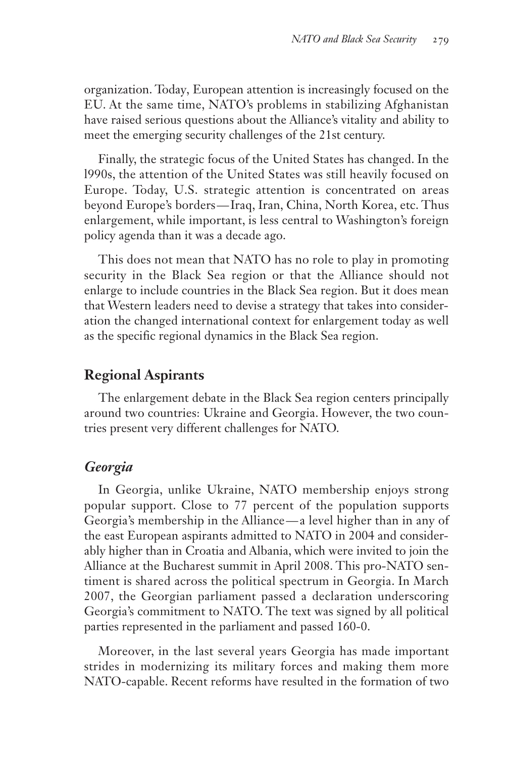organization. Today, European attention is increasingly focused on the EU. At the same time, NATO's problems in stabilizing Afghanistan have raised serious questions about the Alliance's vitality and ability to meet the emerging security challenges of the 21st century.

Finally, the strategic focus of the United States has changed. In the l990s, the attention of the United States was still heavily focused on Europe. Today, U.S. strategic attention is concentrated on areas beyond Europe's borders—Iraq, Iran, China, North Korea, etc. Thus enlargement, while important, is less central to Washington's foreign policy agenda than it was a decade ago.

This does not mean that NATO has no role to play in promoting security in the Black Sea region or that the Alliance should not enlarge to include countries in the Black Sea region. But it does mean that Western leaders need to devise a strategy that takes into consideration the changed international context for enlargement today as well as the specific regional dynamics in the Black Sea region.

## Regional Aspirants

The enlargement debate in the Black Sea region centers principally around two countries: Ukraine and Georgia. However, the two countries present very different challenges for NATO.

### *Georgia*

In Georgia, unlike Ukraine, NATO membership enjoys strong popular support. Close to 77 percent of the population supports Georgia's membership in the Alliance—a level higher than in any of the east European aspirants admitted to NATO in 2004 and considerably higher than in Croatia and Albania, which were invited to join the Alliance at the Bucharest summit in April 2008. This pro-NATO sentiment is shared across the political spectrum in Georgia. In March 2007, the Georgian parliament passed a declaration underscoring Georgia's commitment to NATO. The text was signed by all political parties represented in the parliament and passed 160-0.

Moreover, in the last several years Georgia has made important strides in modernizing its military forces and making them more NATO-capable. Recent reforms have resulted in the formation of two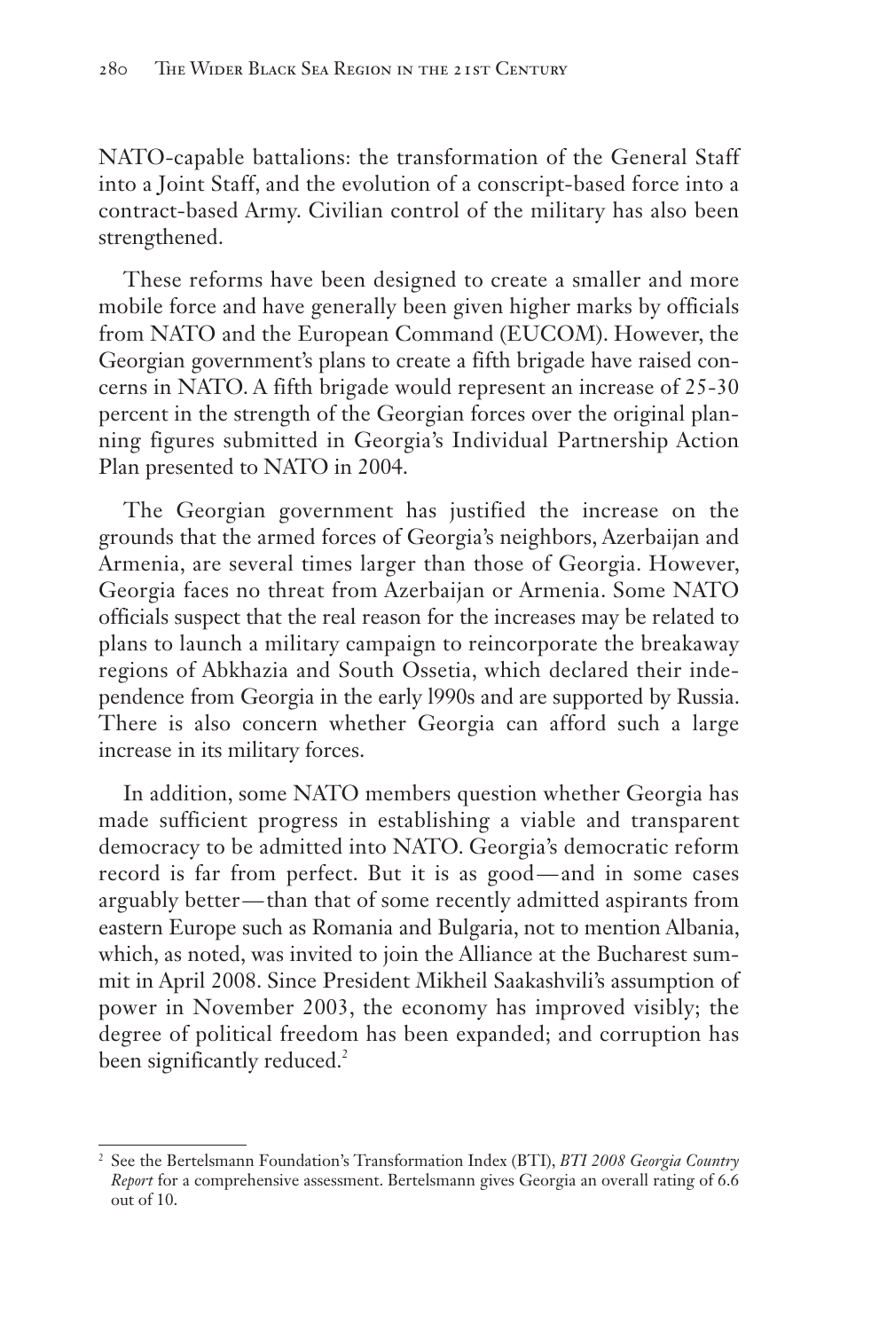NATO-capable battalions: the transformation of the General Staff into a Joint Staff, and the evolution of a conscript-based force into a contract-based Army. Civilian control of the military has also been strengthened.

These reforms have been designed to create a smaller and more mobile force and have generally been given higher marks by officials from NATO and the European Command (EUCOM). However, the Georgian government's plans to create a fifth brigade have raised concerns in NATO. A fifth brigade would represent an increase of 25-30 percent in the strength of the Georgian forces over the original planning figures submitted in Georgia's Individual Partnership Action Plan presented to NATO in 2004.

The Georgian government has justified the increase on the grounds that the armed forces of Georgia's neighbors, Azerbaijan and Armenia, are several times larger than those of Georgia. However, Georgia faces no threat from Azerbaijan or Armenia. Some NATO officials suspect that the real reason for the increases may be related to plans to launch a military campaign to reincorporate the breakaway regions of Abkhazia and South Ossetia, which declared their independence from Georgia in the early l990s and are supported by Russia. There is also concern whether Georgia can afford such a large increase in its military forces.

In addition, some NATO members question whether Georgia has made sufficient progress in establishing a viable and transparent democracy to be admitted into NATO. Georgia's democratic reform record is far from perfect. But it is as good—and in some cases arguably better—than that of some recently admitted aspirants from eastern Europe such as Romania and Bulgaria, not to mention Albania, which, as noted, was invited to join the Alliance at the Bucharest summit in April 2008. Since President Mikheil Saakashvili's assumption of power in November 2003, the economy has improved visibly; the degree of political freedom has been expanded; and corruption has been significantly reduced.[2]

---

[2] See the Bertelsmann Foundation's Transformation Index (BTI), *BTI 2008 Georgia Country Report* for a comprehensive assessment. Bertelsmann gives Georgia an overall rating of 6.6 out of 10.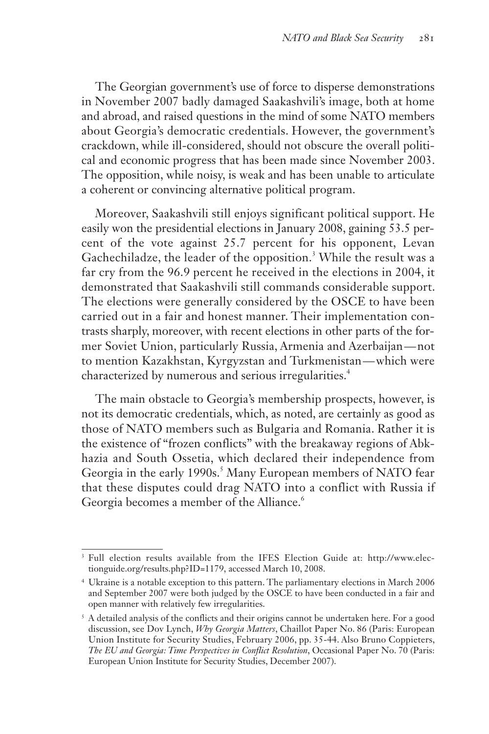The Georgian government's use of force to disperse demonstrations in November 2007 badly damaged Saakashvili's image, both at home and abroad, and raised questions in the mind of some NATO members about Georgia's democratic credentials. However, the government's crackdown, while ill-considered, should not obscure the overall political and economic progress that has been made since November 2003. The opposition, while noisy, is weak and has been unable to articulate a coherent or convincing alternative political program.

Moreover, Saakashvili still enjoys significant political support. He easily won the presidential elections in January 2008, gaining 53.5 percent of the vote against 25.7 percent for his opponent, Levan Gachechiladze, the leader of the opposition.[3] While the result was a far cry from the 96.9 percent he received in the elections in 2004, it demonstrated that Saakashvili still commands considerable support. The elections were generally considered by the OSCE to have been carried out in a fair and honest manner. Their implementation contrasts sharply, moreover, with recent elections in other parts of the former Soviet Union, particularly Russia, Armenia and Azerbaijan—not to mention Kazakhstan, Kyrgyzstan and Turkmenistan—which were characterized by numerous and serious irregularities.[4]

The main obstacle to Georgia's membership prospects, however, is not its democratic credentials, which, as noted, are certainly as good as those of NATO members such as Bulgaria and Romania. Rather it is the existence of "frozen conflicts" with the breakaway regions of Abkhazia and South Ossetia, which declared their independence from Georgia in the early 1990s.[5] Many European members of NATO fear that these disputes could drag NATO into a conflict with Russia if Georgia becomes a member of the Alliance.[6]

---

[3] Full election results available from the IFES Election Guide at: http://www.electionguide.org/results.php?ID=1179, accessed March 10, 2008.

[4] Ukraine is a notable exception to this pattern. The parliamentary elections in March 2006 and September 2007 were both judged by the OSCE to have been conducted in a fair and open manner with relatively few irregularities.

[5] A detailed analysis of the conflicts and their origins cannot be undertaken here. For a good discussion, see Dov Lynch, *Why Georgia Matters*, Chaillot Paper No. 86 (Paris: European Union Institute for Security Studies, February 2006, pp. 35-44. Also Bruno Coppieters, *The EU and Georgia: Time Perspectives in Conflict Resolution*, Occasional Paper No. 70 (Paris: European Union Institute for Security Studies, December 2007).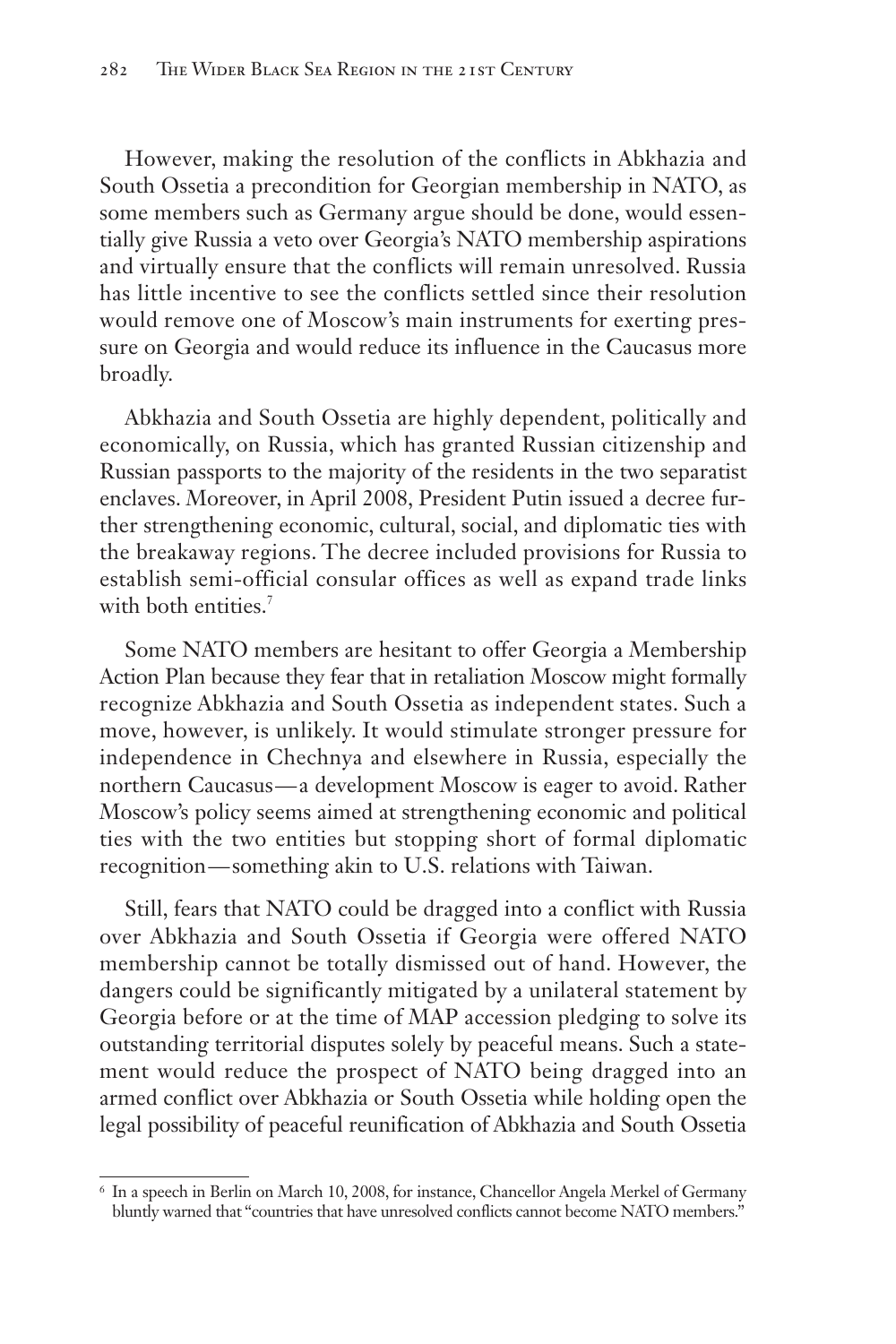However, making the resolution of the conflicts in Abkhazia and South Ossetia a precondition for Georgian membership in NATO, as some members such as Germany argue should be done, would essentially give Russia a veto over Georgia's NATO membership aspirations and virtually ensure that the conflicts will remain unresolved. Russia has little incentive to see the conflicts settled since their resolution would remove one of Moscow's main instruments for exerting pressure on Georgia and would reduce its influence in the Caucasus more broadly.

Abkhazia and South Ossetia are highly dependent, politically and economically, on Russia, which has granted Russian citizenship and Russian passports to the majority of the residents in the two separatist enclaves. Moreover, in April 2008, President Putin issued a decree further strengthening economic, cultural, social, and diplomatic ties with the breakaway regions. The decree included provisions for Russia to establish semi-official consular offices as well as expand trade links with both entities.[7]

Some NATO members are hesitant to offer Georgia a Membership Action Plan because they fear that in retaliation Moscow might formally recognize Abkhazia and South Ossetia as independent states. Such a move, however, is unlikely. It would stimulate stronger pressure for independence in Chechnya and elsewhere in Russia, especially the northern Caucasus—a development Moscow is eager to avoid. Rather Moscow's policy seems aimed at strengthening economic and political ties with the two entities but stopping short of formal diplomatic recognition—something akin to U.S. relations with Taiwan.

Still, fears that NATO could be dragged into a conflict with Russia over Abkhazia and South Ossetia if Georgia were offered NATO membership cannot be totally dismissed out of hand. However, the dangers could be significantly mitigated by a unilateral statement by Georgia before or at the time of MAP accession pledging to solve its outstanding territorial disputes solely by peaceful means. Such a statement would reduce the prospect of NATO being dragged into an armed conflict over Abkhazia or South Ossetia while holding open the legal possibility of peaceful reunification of Abkhazia and South Ossetia

---

[6] In a speech in Berlin on March 10, 2008, for instance, Chancellor Angela Merkel of Germany bluntly warned that "countries that have unresolved conflicts cannot become NATO members."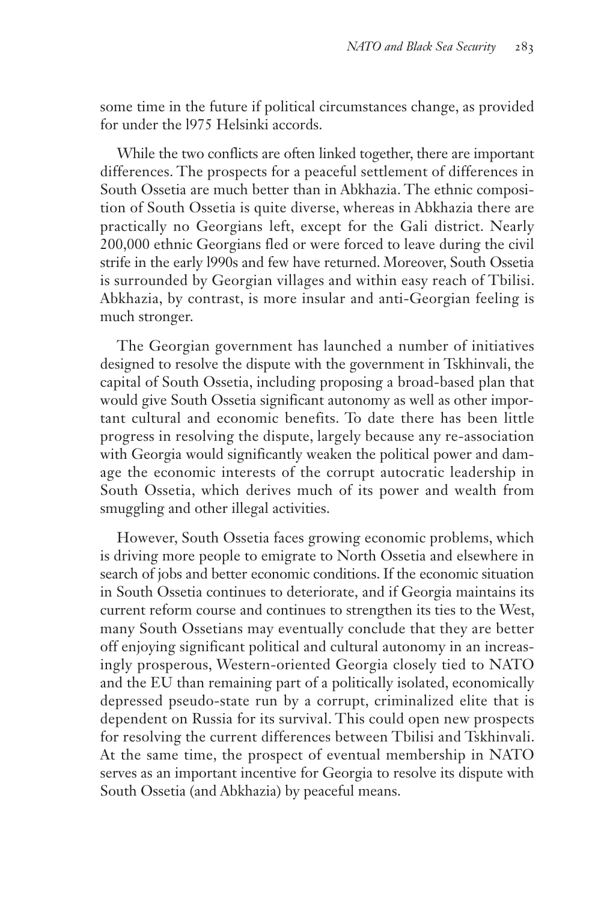some time in the future if political circumstances change, as provided for under the l975 Helsinki accords.

While the two conflicts are often linked together, there are important differences. The prospects for a peaceful settlement of differences in South Ossetia are much better than in Abkhazia. The ethnic composition of South Ossetia is quite diverse, whereas in Abkhazia there are practically no Georgians left, except for the Gali district. Nearly 200,000 ethnic Georgians fled or were forced to leave during the civil strife in the early l990s and few have returned. Moreover, South Ossetia is surrounded by Georgian villages and within easy reach of Tbilisi. Abkhazia, by contrast, is more insular and anti-Georgian feeling is much stronger.

The Georgian government has launched a number of initiatives designed to resolve the dispute with the government in Tskhinvali, the capital of South Ossetia, including proposing a broad-based plan that would give South Ossetia significant autonomy as well as other important cultural and economic benefits. To date there has been little progress in resolving the dispute, largely because any re-association with Georgia would significantly weaken the political power and damage the economic interests of the corrupt autocratic leadership in South Ossetia, which derives much of its power and wealth from smuggling and other illegal activities.

However, South Ossetia faces growing economic problems, which is driving more people to emigrate to North Ossetia and elsewhere in search of jobs and better economic conditions. If the economic situation in South Ossetia continues to deteriorate, and if Georgia maintains its current reform course and continues to strengthen its ties to the West, many South Ossetians may eventually conclude that they are better off enjoying significant political and cultural autonomy in an increasingly prosperous, Western-oriented Georgia closely tied to NATO and the EU than remaining part of a politically isolated, economically depressed pseudo-state run by a corrupt, criminalized elite that is dependent on Russia for its survival. This could open new prospects for resolving the current differences between Tbilisi and Tskhinvali. At the same time, the prospect of eventual membership in NATO serves as an important incentive for Georgia to resolve its dispute with South Ossetia (and Abkhazia) by peaceful means.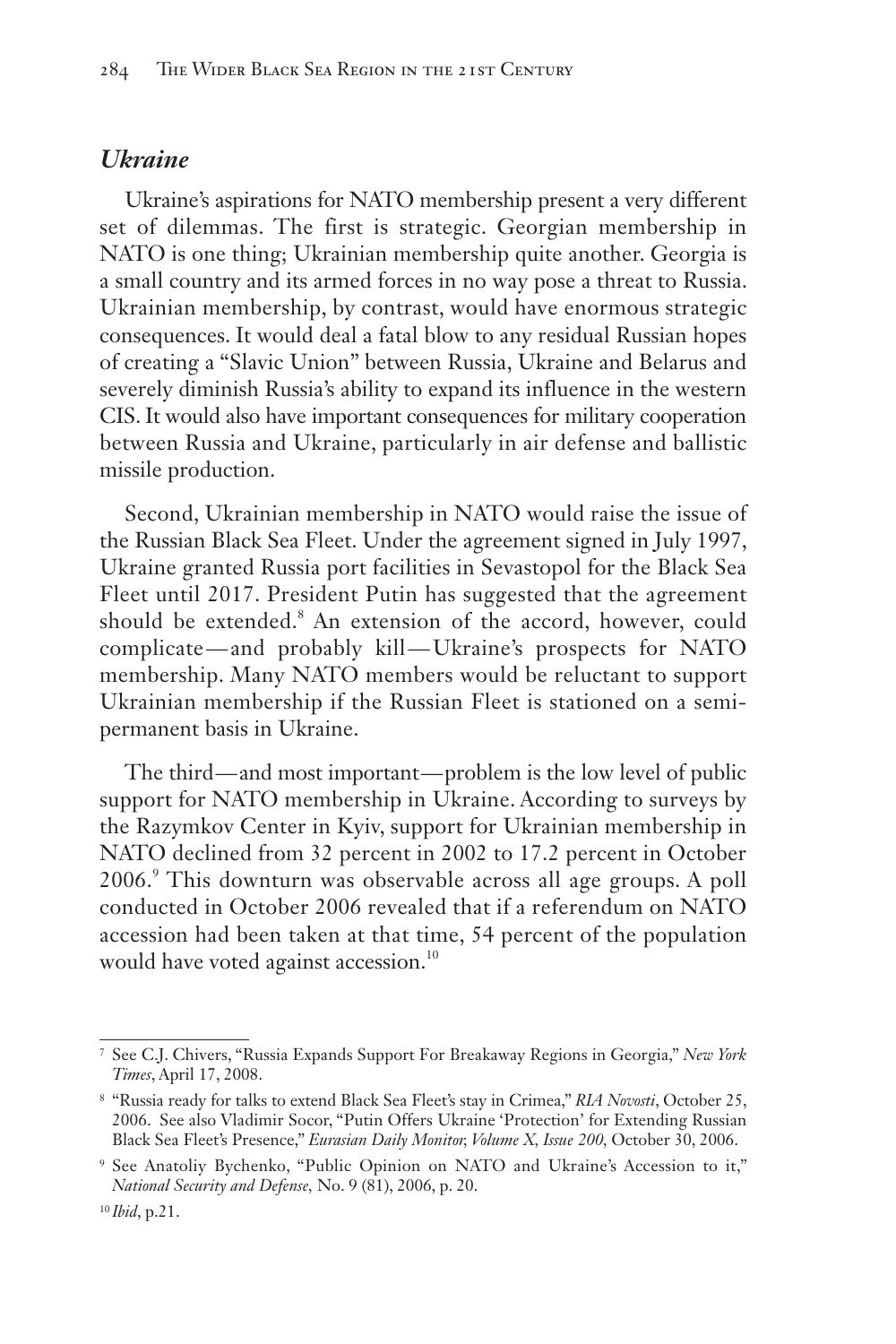## *Ukraine*

Ukraine's aspirations for NATO membership present a very different set of dilemmas. The first is strategic. Georgian membership in NATO is one thing; Ukrainian membership quite another. Georgia is a small country and its armed forces in no way pose a threat to Russia. Ukrainian membership, by contrast, would have enormous strategic consequences. It would deal a fatal blow to any residual Russian hopes of creating a "Slavic Union" between Russia, Ukraine and Belarus and severely diminish Russia's ability to expand its influence in the western CIS. It would also have important consequences for military cooperation between Russia and Ukraine, particularly in air defense and ballistic missile production.

Second, Ukrainian membership in NATO would raise the issue of the Russian Black Sea Fleet. Under the agreement signed in July 1997, Ukraine granted Russia port facilities in Sevastopol for the Black Sea Fleet until 2017. President Putin has suggested that the agreement should be extended.[8] An extension of the accord, however, could complicate—and probably kill—Ukraine's prospects for NATO membership. Many NATO members would be reluctant to support Ukrainian membership if the Russian Fleet is stationed on a semi-permanent basis in Ukraine.

The third—and most important—problem is the low level of public support for NATO membership in Ukraine. According to surveys by the Razymkov Center in Kyiv, support for Ukrainian membership in NATO declined from 32 percent in 2002 to 17.2 percent in October 2006.[9] This downturn was observable across all age groups. A poll conducted in October 2006 revealed that if a referendum on NATO accession had been taken at that time, 54 percent of the population would have voted against accession.[10]

---

[7] See C.J. Chivers, "Russia Expands Support For Breakaway Regions in Georgia," *New York Times*, April 17, 2008.

[8] "Russia ready for talks to extend Black Sea Fleet's stay in Crimea," *RIA Novosti*, October 25, 2006. See also Vladimir Socor, "Putin Offers Ukraine 'Protection' for Extending Russian Black Sea Fleet's Presence," *Eurasian Daily Monitor, Volume X, Issue 200*, October 30, 2006.

[9] See Anatoliy Bychenko, "Public Opinion on NATO and Ukraine's Accession to it," *National Security and Defense*, No. 9 (81), 2006, p. 20.

[10] *Ibid*, p.21.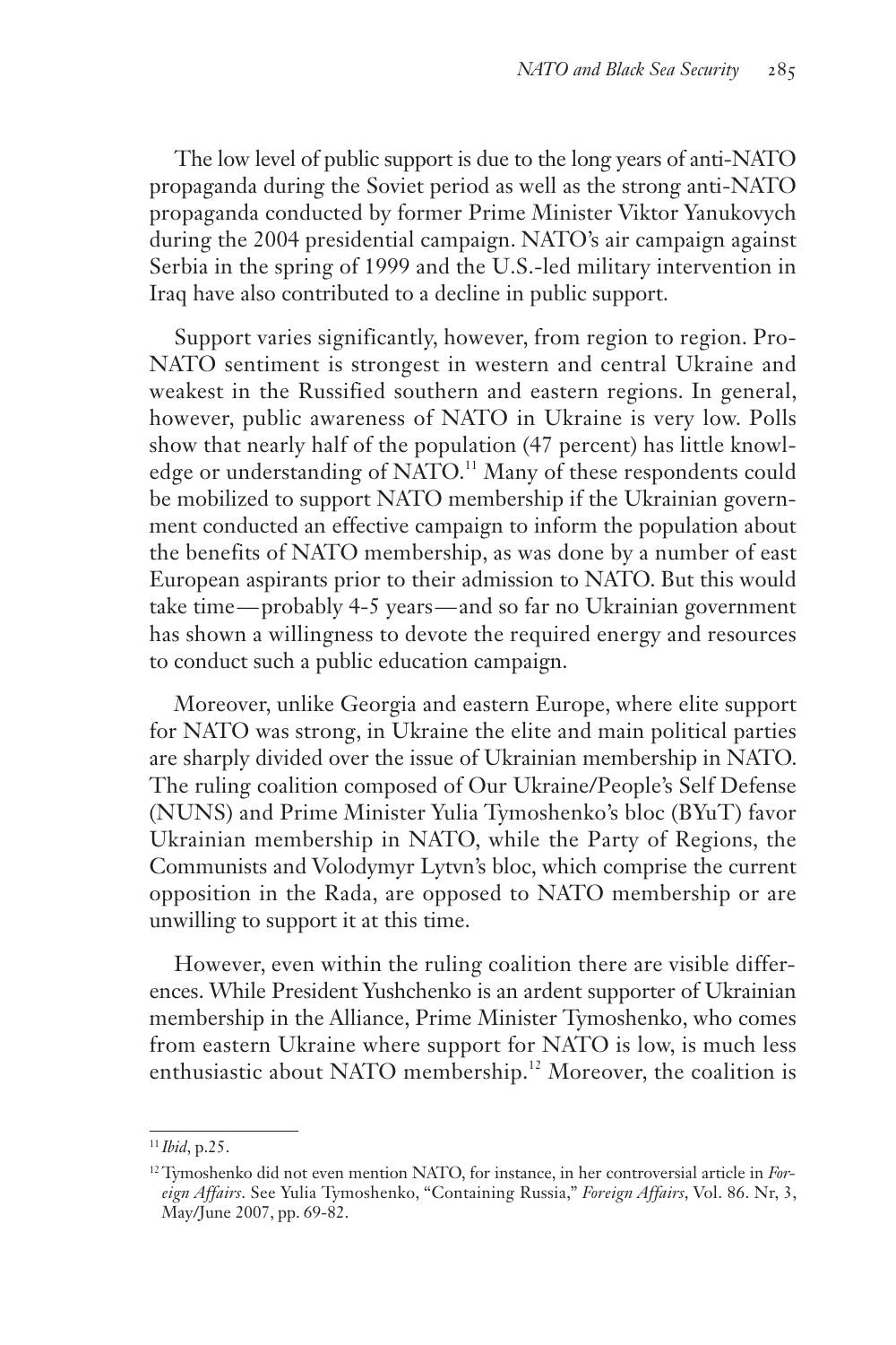The low level of public support is due to the long years of anti-NATO propaganda during the Soviet period as well as the strong anti-NATO propaganda conducted by former Prime Minister Viktor Yanukovych during the 2004 presidential campaign. NATO's air campaign against Serbia in the spring of 1999 and the U.S.-led military intervention in Iraq have also contributed to a decline in public support.

Support varies significantly, however, from region to region. Pro-NATO sentiment is strongest in western and central Ukraine and weakest in the Russified southern and eastern regions. In general, however, public awareness of NATO in Ukraine is very low. Polls show that nearly half of the population (47 percent) has little knowledge or understanding of NATO.[11] Many of these respondents could be mobilized to support NATO membership if the Ukrainian government conducted an effective campaign to inform the population about the benefits of NATO membership, as was done by a number of east European aspirants prior to their admission to NATO. But this would take time—probably 4-5 years—and so far no Ukrainian government has shown a willingness to devote the required energy and resources to conduct such a public education campaign.

Moreover, unlike Georgia and eastern Europe, where elite support for NATO was strong, in Ukraine the elite and main political parties are sharply divided over the issue of Ukrainian membership in NATO. The ruling coalition composed of Our Ukraine/People's Self Defense (NUNS) and Prime Minister Yulia Tymoshenko's bloc (BYuT) favor Ukrainian membership in NATO, while the Party of Regions, the Communists and Volodymyr Lytvn's bloc, which comprise the current opposition in the Rada, are opposed to NATO membership or are unwilling to support it at this time.

However, even within the ruling coalition there are visible differences. While President Yushchenko is an ardent supporter of Ukrainian membership in the Alliance, Prime Minister Tymoshenko, who comes from eastern Ukraine where support for NATO is low, is much less enthusiastic about NATO membership.[12] Moreover, the coalition is

---

[11] *Ibid*, p.25.

[12] Tymoshenko did not even mention NATO, for instance, in her controversial article in *Foreign Affairs*. See Yulia Tymoshenko, "Containing Russia," *Foreign Affairs*, Vol. 86. Nr, 3, May/June 2007, pp. 69-82.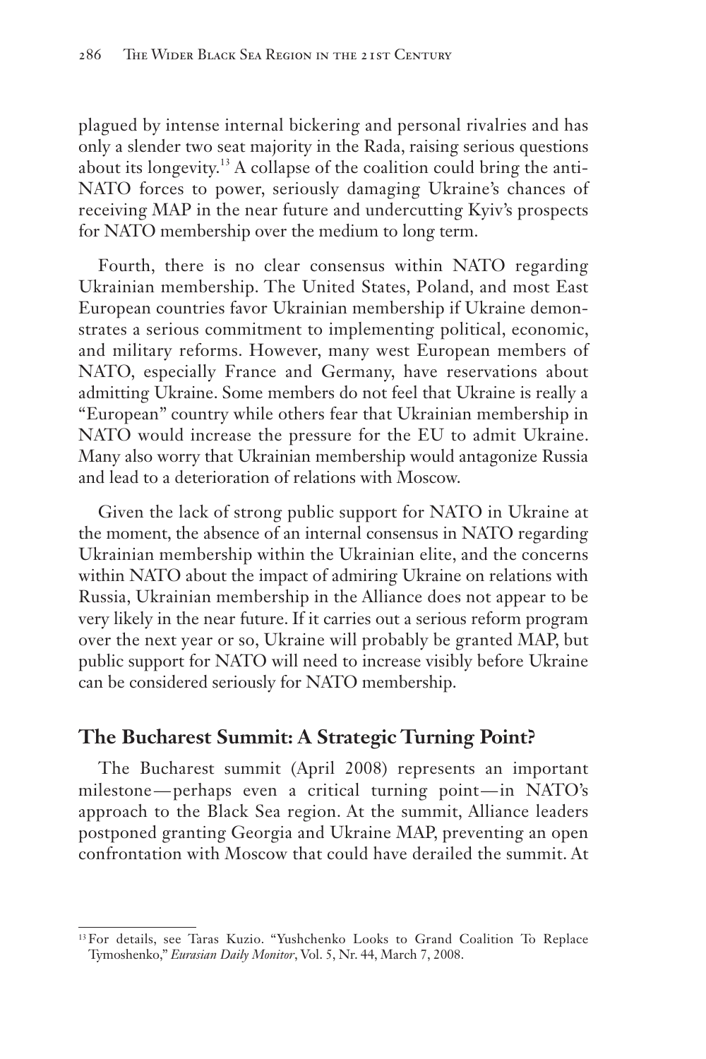plagued by intense internal bickering and personal rivalries and has only a slender two seat majority in the Rada, raising serious questions about its longevity.[13] A collapse of the coalition could bring the anti-NATO forces to power, seriously damaging Ukraine's chances of receiving MAP in the near future and undercutting Kyiv's prospects for NATO membership over the medium to long term.

Fourth, there is no clear consensus within NATO regarding Ukrainian membership. The United States, Poland, and most East European countries favor Ukrainian membership if Ukraine demonstrates a serious commitment to implementing political, economic, and military reforms. However, many west European members of NATO, especially France and Germany, have reservations about admitting Ukraine. Some members do not feel that Ukraine is really a "European" country while others fear that Ukrainian membership in NATO would increase the pressure for the EU to admit Ukraine. Many also worry that Ukrainian membership would antagonize Russia and lead to a deterioration of relations with Moscow.

Given the lack of strong public support for NATO in Ukraine at the moment, the absence of an internal consensus in NATO regarding Ukrainian membership within the Ukrainian elite, and the concerns within NATO about the impact of admiring Ukraine on relations with Russia, Ukrainian membership in the Alliance does not appear to be very likely in the near future. If it carries out a serious reform program over the next year or so, Ukraine will probably be granted MAP, but public support for NATO will need to increase visibly before Ukraine can be considered seriously for NATO membership.

## The Bucharest Summit: A Strategic Turning Point?

The Bucharest summit (April 2008) represents an important milestone—perhaps even a critical turning point—in NATO's approach to the Black Sea region. At the summit, Alliance leaders postponed granting Georgia and Ukraine MAP, preventing an open confrontation with Moscow that could have derailed the summit. At

---

[13] For details, see Taras Kuzio. "Yushchenko Looks to Grand Coalition To Replace Tymoshenko," *Eurasian Daily Monitor*, Vol. 5, Nr. 44, March 7, 2008.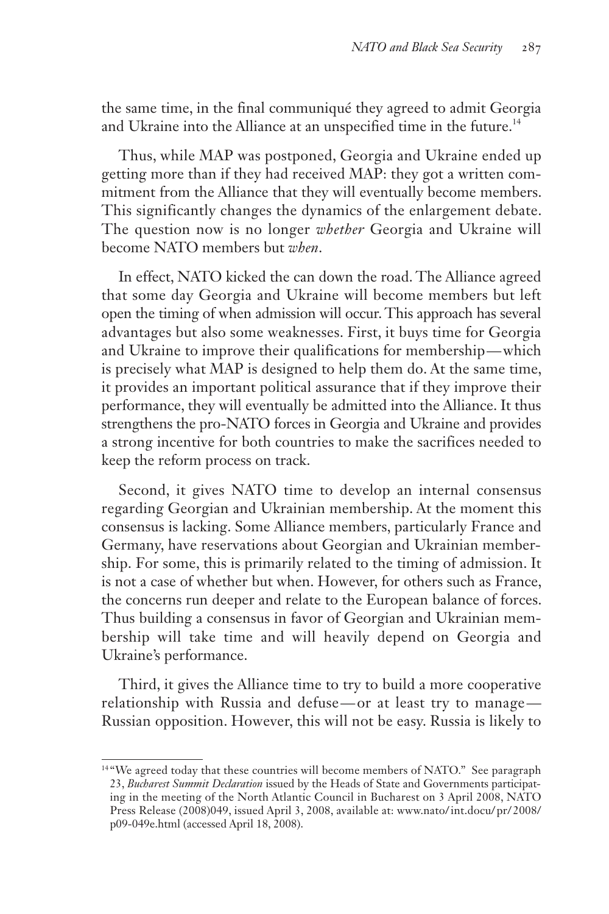the same time, in the final communiqué they agreed to admit Georgia and Ukraine into the Alliance at an unspecified time in the future.[14]

Thus, while MAP was postponed, Georgia and Ukraine ended up getting more than if they had received MAP: they got a written commitment from the Alliance that they will eventually become members. This significantly changes the dynamics of the enlargement debate. The question now is no longer *whether* Georgia and Ukraine will become NATO members but *when*.

In effect, NATO kicked the can down the road. The Alliance agreed that some day Georgia and Ukraine will become members but left open the timing of when admission will occur. This approach has several advantages but also some weaknesses. First, it buys time for Georgia and Ukraine to improve their qualifications for membership—which is precisely what MAP is designed to help them do. At the same time, it provides an important political assurance that if they improve their performance, they will eventually be admitted into the Alliance. It thus strengthens the pro-NATO forces in Georgia and Ukraine and provides a strong incentive for both countries to make the sacrifices needed to keep the reform process on track.

Second, it gives NATO time to develop an internal consensus regarding Georgian and Ukrainian membership. At the moment this consensus is lacking. Some Alliance members, particularly France and Germany, have reservations about Georgian and Ukrainian membership. For some, this is primarily related to the timing of admission. It is not a case of whether but when. However, for others such as France, the concerns run deeper and relate to the European balance of forces. Thus building a consensus in favor of Georgian and Ukrainian membership will take time and will heavily depend on Georgia and Ukraine's performance.

Third, it gives the Alliance time to try to build a more cooperative relationship with Russia and defuse—or at least try to manage—Russian opposition. However, this will not be easy. Russia is likely to

---

[14] "We agreed today that these countries will become members of NATO." See paragraph 23, *Bucharest Summit Declaration* issued by the Heads of State and Governments participating in the meeting of the North Atlantic Council in Bucharest on 3 April 2008, NATO Press Release (2008)049, issued April 3, 2008, available at: www.nato/int.docu/pr/2008/p09-049e.html (accessed April 18, 2008).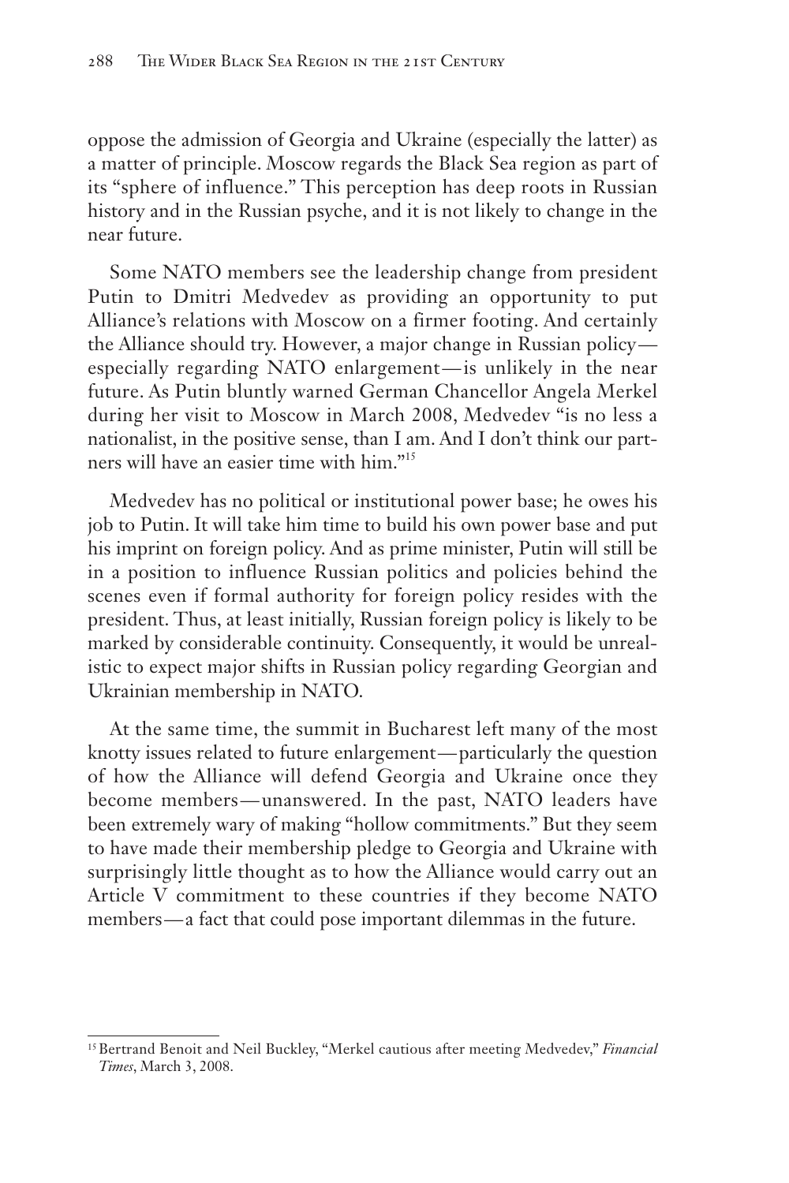oppose the admission of Georgia and Ukraine (especially the latter) as a matter of principle. Moscow regards the Black Sea region as part of its "sphere of influence." This perception has deep roots in Russian history and in the Russian psyche, and it is not likely to change in the near future.

Some NATO members see the leadership change from president Putin to Dmitri Medvedev as providing an opportunity to put Alliance's relations with Moscow on a firmer footing. And certainly the Alliance should try. However, a major change in Russian policy—especially regarding NATO enlargement—is unlikely in the near future. As Putin bluntly warned German Chancellor Angela Merkel during her visit to Moscow in March 2008, Medvedev "is no less a nationalist, in the positive sense, than I am. And I don't think our partners will have an easier time with him."[15]

Medvedev has no political or institutional power base; he owes his job to Putin. It will take him time to build his own power base and put his imprint on foreign policy. And as prime minister, Putin will still be in a position to influence Russian politics and policies behind the scenes even if formal authority for foreign policy resides with the president. Thus, at least initially, Russian foreign policy is likely to be marked by considerable continuity. Consequently, it would be unrealistic to expect major shifts in Russian policy regarding Georgian and Ukrainian membership in NATO.

At the same time, the summit in Bucharest left many of the most knotty issues related to future enlargement—particularly the question of how the Alliance will defend Georgia and Ukraine once they become members—unanswered. In the past, NATO leaders have been extremely wary of making "hollow commitments." But they seem to have made their membership pledge to Georgia and Ukraine with surprisingly little thought as to how the Alliance would carry out an Article V commitment to these countries if they become NATO members—a fact that could pose important dilemmas in the future.

---

[15] Bertrand Benoit and Neil Buckley, "Merkel cautious after meeting Medvedev," *Financial Times*, March 3, 2008.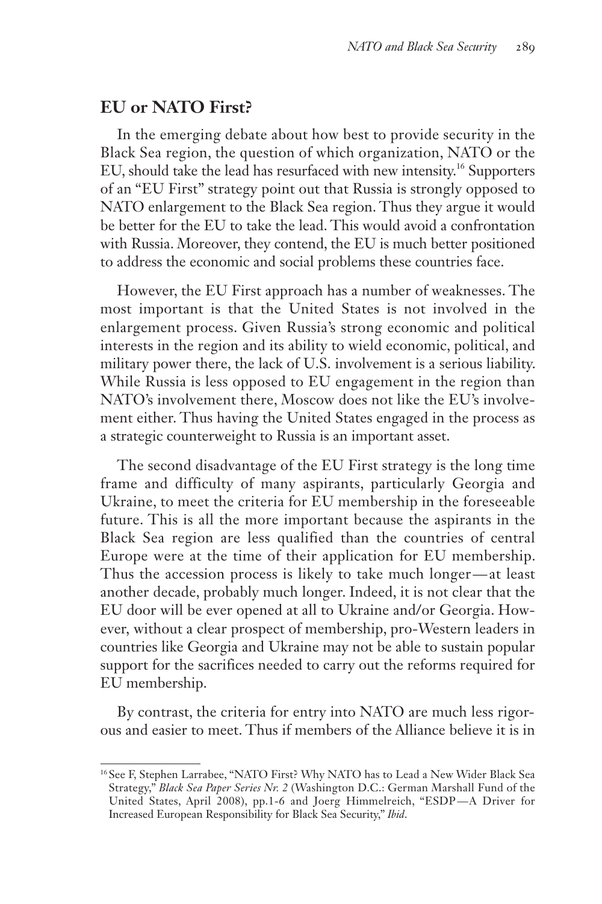## EU or NATO First?

In the emerging debate about how best to provide security in the Black Sea region, the question of which organization, NATO or the EU, should take the lead has resurfaced with new intensity.[16] Supporters of an "EU First" strategy point out that Russia is strongly opposed to NATO enlargement to the Black Sea region. Thus they argue it would be better for the EU to take the lead. This would avoid a confrontation with Russia. Moreover, they contend, the EU is much better positioned to address the economic and social problems these countries face.

However, the EU First approach has a number of weaknesses. The most important is that the United States is not involved in the enlargement process. Given Russia's strong economic and political interests in the region and its ability to wield economic, political, and military power there, the lack of U.S. involvement is a serious liability. While Russia is less opposed to EU engagement in the region than NATO's involvement there, Moscow does not like the EU's involvement either. Thus having the United States engaged in the process as a strategic counterweight to Russia is an important asset.

The second disadvantage of the EU First strategy is the long time frame and difficulty of many aspirants, particularly Georgia and Ukraine, to meet the criteria for EU membership in the foreseeable future. This is all the more important because the aspirants in the Black Sea region are less qualified than the countries of central Europe were at the time of their application for EU membership. Thus the accession process is likely to take much longer—at least another decade, probably much longer. Indeed, it is not clear that the EU door will be ever opened at all to Ukraine and/or Georgia. However, without a clear prospect of membership, pro-Western leaders in countries like Georgia and Ukraine may not be able to sustain popular support for the sacrifices needed to carry out the reforms required for EU membership.

By contrast, the criteria for entry into NATO are much less rigorous and easier to meet. Thus if members of the Alliance believe it is in

---

[16] See F, Stephen Larrabee, "NATO First? Why NATO has to Lead a New Wider Black Sea Strategy," *Black Sea Paper Series Nr. 2* (Washington D.C.: German Marshall Fund of the United States, April 2008), pp.1-6 and Joerg Himmelreich, "ESDP—A Driver for Increased European Responsibility for Black Sea Security," *Ibid*.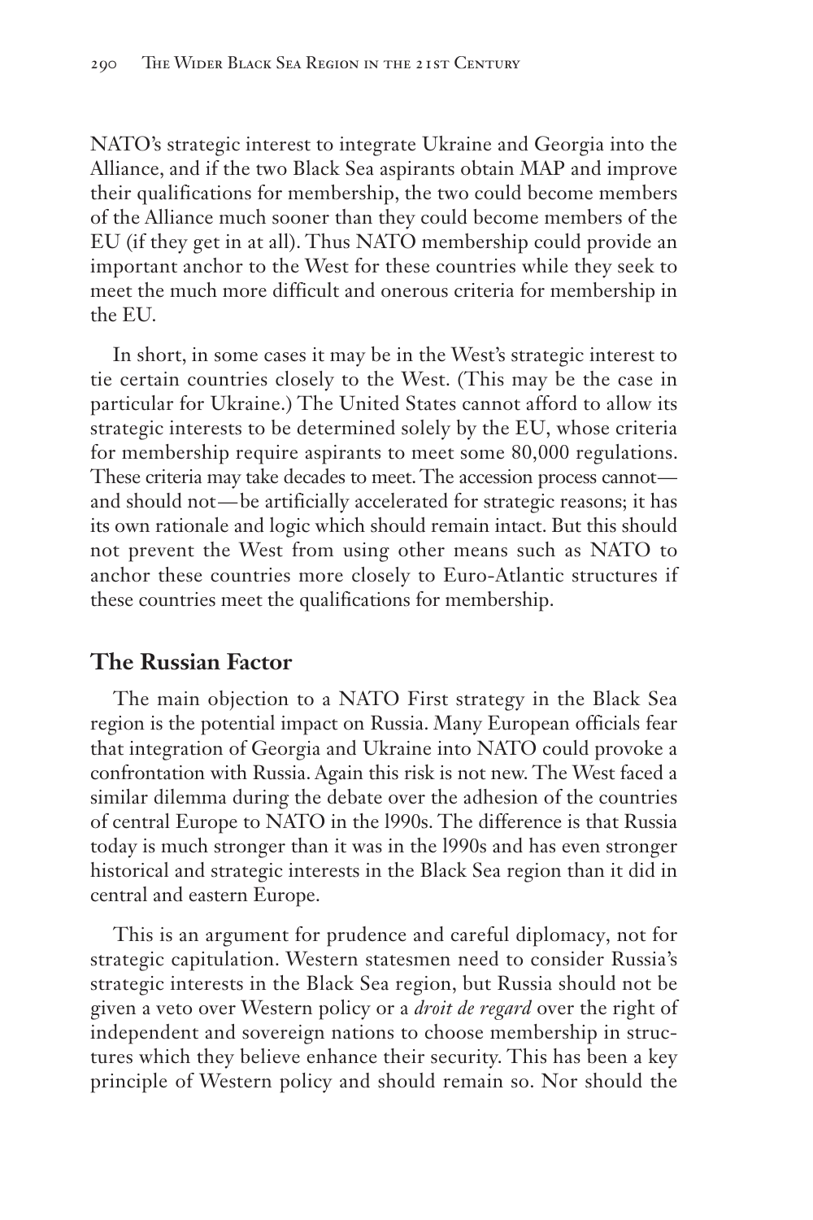NATO's strategic interest to integrate Ukraine and Georgia into the Alliance, and if the two Black Sea aspirants obtain MAP and improve their qualifications for membership, the two could become members of the Alliance much sooner than they could become members of the EU (if they get in at all). Thus NATO membership could provide an important anchor to the West for these countries while they seek to meet the much more difficult and onerous criteria for membership in the EU.

In short, in some cases it may be in the West's strategic interest to tie certain countries closely to the West. (This may be the case in particular for Ukraine.) The United States cannot afford to allow its strategic interests to be determined solely by the EU, whose criteria for membership require aspirants to meet some 80,000 regulations. These criteria may take decades to meet. The accession process cannot—and should not—be artificially accelerated for strategic reasons; it has its own rationale and logic which should remain intact. But this should not prevent the West from using other means such as NATO to anchor these countries more closely to Euro-Atlantic structures if these countries meet the qualifications for membership.

## The Russian Factor

The main objection to a NATO First strategy in the Black Sea region is the potential impact on Russia. Many European officials fear that integration of Georgia and Ukraine into NATO could provoke a confrontation with Russia. Again this risk is not new. The West faced a similar dilemma during the debate over the adhesion of the countries of central Europe to NATO in the 1990s. The difference is that Russia today is much stronger than it was in the 1990s and has even stronger historical and strategic interests in the Black Sea region than it did in central and eastern Europe.

This is an argument for prudence and careful diplomacy, not for strategic capitulation. Western statesmen need to consider Russia's strategic interests in the Black Sea region, but Russia should not be given a veto over Western policy or a *droit de regard* over the right of independent and sovereign nations to choose membership in structures which they believe enhance their security. This has been a key principle of Western policy and should remain so. Nor should the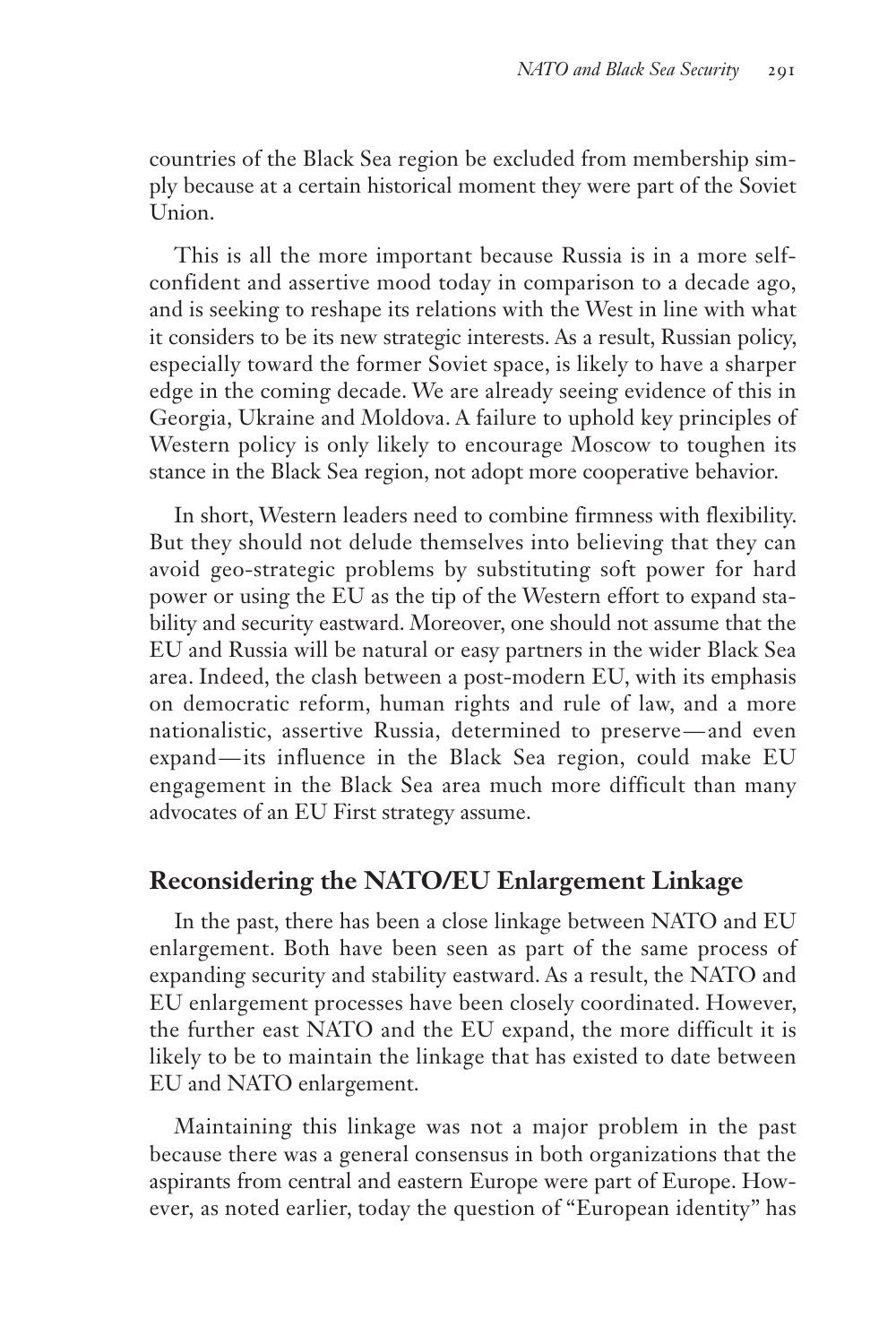countries of the Black Sea region be excluded from membership simply because at a certain historical moment they were part of the Soviet Union.

This is all the more important because Russia is in a more self-confident and assertive mood today in comparison to a decade ago, and is seeking to reshape its relations with the West in line with what it considers to be its new strategic interests. As a result, Russian policy, especially toward the former Soviet space, is likely to have a sharper edge in the coming decade. We are already seeing evidence of this in Georgia, Ukraine and Moldova. A failure to uphold key principles of Western policy is only likely to encourage Moscow to toughen its stance in the Black Sea region, not adopt more cooperative behavior.

In short, Western leaders need to combine firmness with flexibility. But they should not delude themselves into believing that they can avoid geo-strategic problems by substituting soft power for hard power or using the EU as the tip of the Western effort to expand stability and security eastward. Moreover, one should not assume that the EU and Russia will be natural or easy partners in the wider Black Sea area. Indeed, the clash between a post-modern EU, with its emphasis on democratic reform, human rights and rule of law, and a more nationalistic, assertive Russia, determined to preserve—and even expand—its influence in the Black Sea region, could make EU engagement in the Black Sea area much more difficult than many advocates of an EU First strategy assume.

## Reconsidering the NATO/EU Enlargement Linkage

In the past, there has been a close linkage between NATO and EU enlargement. Both have been seen as part of the same process of expanding security and stability eastward. As a result, the NATO and EU enlargement processes have been closely coordinated. However, the further east NATO and the EU expand, the more difficult it is likely to be to maintain the linkage that has existed to date between EU and NATO enlargement.

Maintaining this linkage was not a major problem in the past because there was a general consensus in both organizations that the aspirants from central and eastern Europe were part of Europe. However, as noted earlier, today the question of "European identity" has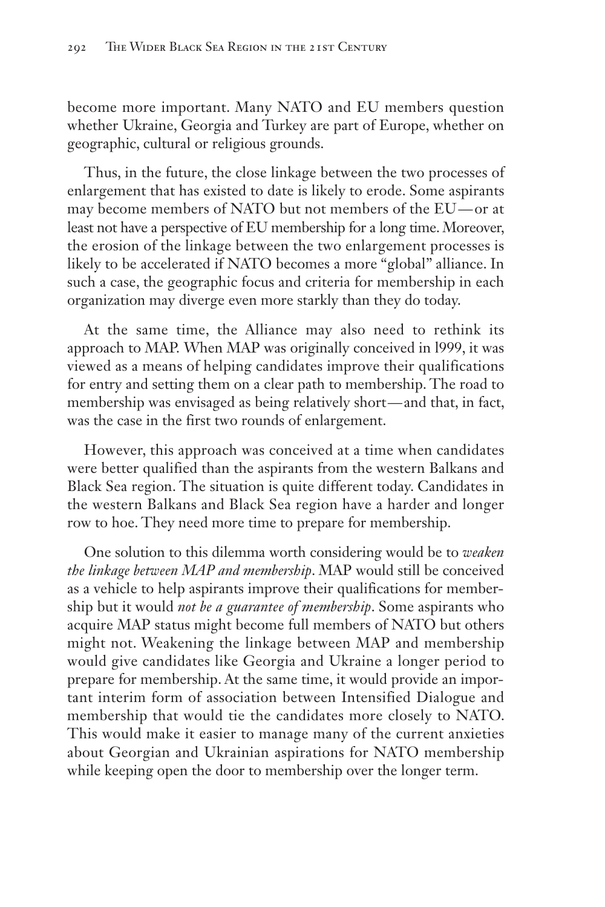become more important. Many NATO and EU members question whether Ukraine, Georgia and Turkey are part of Europe, whether on geographic, cultural or religious grounds.

Thus, in the future, the close linkage between the two processes of enlargement that has existed to date is likely to erode. Some aspirants may become members of NATO but not members of the EU—or at least not have a perspective of EU membership for a long time. Moreover, the erosion of the linkage between the two enlargement processes is likely to be accelerated if NATO becomes a more "global" alliance. In such a case, the geographic focus and criteria for membership in each organization may diverge even more starkly than they do today.

At the same time, the Alliance may also need to rethink its approach to MAP. When MAP was originally conceived in l999, it was viewed as a means of helping candidates improve their qualifications for entry and setting them on a clear path to membership. The road to membership was envisaged as being relatively short—and that, in fact, was the case in the first two rounds of enlargement.

However, this approach was conceived at a time when candidates were better qualified than the aspirants from the western Balkans and Black Sea region. The situation is quite different today. Candidates in the western Balkans and Black Sea region have a harder and longer row to hoe. They need more time to prepare for membership.

One solution to this dilemma worth considering would be to *weaken the linkage between MAP and membership*. MAP would still be conceived as a vehicle to help aspirants improve their qualifications for membership but it would *not be a guarantee of membership*. Some aspirants who acquire MAP status might become full members of NATO but others might not. Weakening the linkage between MAP and membership would give candidates like Georgia and Ukraine a longer period to prepare for membership. At the same time, it would provide an important interim form of association between Intensified Dialogue and membership that would tie the candidates more closely to NATO. This would make it easier to manage many of the current anxieties about Georgian and Ukrainian aspirations for NATO membership while keeping open the door to membership over the longer term.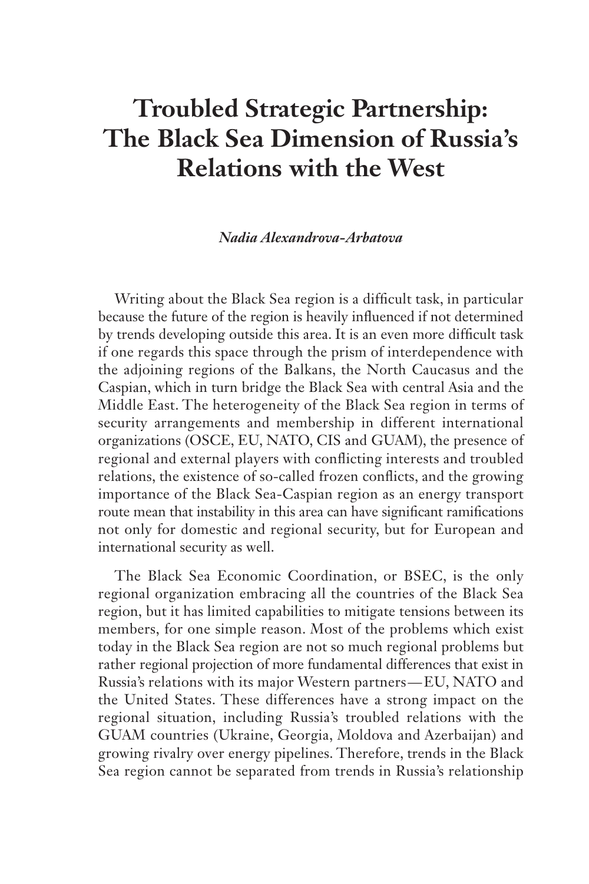# Troubled Strategic Partnership: The Black Sea Dimension of Russia's Relations with the West

***Nadia Alexandrova-Arbatova***

Writing about the Black Sea region is a difficult task, in particular because the future of the region is heavily influenced if not determined by trends developing outside this area. It is an even more difficult task if one regards this space through the prism of interdependence with the adjoining regions of the Balkans, the North Caucasus and the Caspian, which in turn bridge the Black Sea with central Asia and the Middle East. The heterogeneity of the Black Sea region in terms of security arrangements and membership in different international organizations (OSCE, EU, NATO, CIS and GUAM), the presence of regional and external players with conflicting interests and troubled relations, the existence of so-called frozen conflicts, and the growing importance of the Black Sea-Caspian region as an energy transport route mean that instability in this area can have significant ramifications not only for domestic and regional security, but for European and international security as well.

The Black Sea Economic Coordination, or BSEC, is the only regional organization embracing all the countries of the Black Sea region, but it has limited capabilities to mitigate tensions between its members, for one simple reason. Most of the problems which exist today in the Black Sea region are not so much regional problems but rather regional projection of more fundamental differences that exist in Russia's relations with its major Western partners—EU, NATO and the United States. These differences have a strong impact on the regional situation, including Russia's troubled relations with the GUAM countries (Ukraine, Georgia, Moldova and Azerbaijan) and growing rivalry over energy pipelines. Therefore, trends in the Black Sea region cannot be separated from trends in Russia's relationship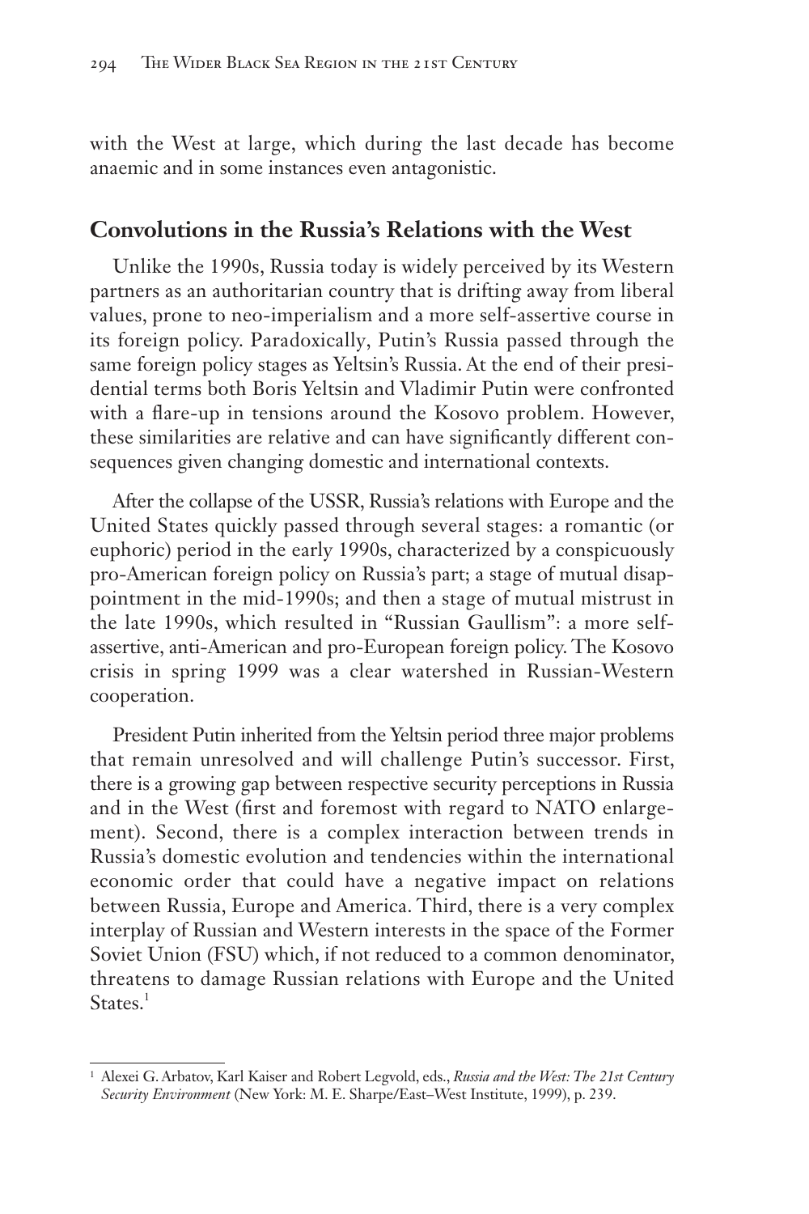with the West at large, which during the last decade has become anaemic and in some instances even antagonistic.

## Convolutions in the Russia's Relations with the West

Unlike the 1990s, Russia today is widely perceived by its Western partners as an authoritarian country that is drifting away from liberal values, prone to neo-imperialism and a more self-assertive course in its foreign policy. Paradoxically, Putin's Russia passed through the same foreign policy stages as Yeltsin's Russia. At the end of their presidential terms both Boris Yeltsin and Vladimir Putin were confronted with a flare-up in tensions around the Kosovo problem. However, these similarities are relative and can have significantly different consequences given changing domestic and international contexts.

After the collapse of the USSR, Russia's relations with Europe and the United States quickly passed through several stages: a romantic (or euphoric) period in the early 1990s, characterized by a conspicuously pro-American foreign policy on Russia's part; a stage of mutual disappointment in the mid-1990s; and then a stage of mutual mistrust in the late 1990s, which resulted in "Russian Gaullism": a more self-assertive, anti-American and pro-European foreign policy. The Kosovo crisis in spring 1999 was a clear watershed in Russian-Western cooperation.

President Putin inherited from the Yeltsin period three major problems that remain unresolved and will challenge Putin's successor. First, there is a growing gap between respective security perceptions in Russia and in the West (first and foremost with regard to NATO enlargement). Second, there is a complex interaction between trends in Russia's domestic evolution and tendencies within the international economic order that could have a negative impact on relations between Russia, Europe and America. Third, there is a very complex interplay of Russian and Western interests in the space of the Former Soviet Union (FSU) which, if not reduced to a common denominator, threatens to damage Russian relations with Europe and the United States.[1]

---

[1] Alexei G. Arbatov, Karl Kaiser and Robert Legvold, eds., *Russia and the West: The 21st Century Security Environment* (New York: M. E. Sharpe/East–West Institute, 1999), p. 239.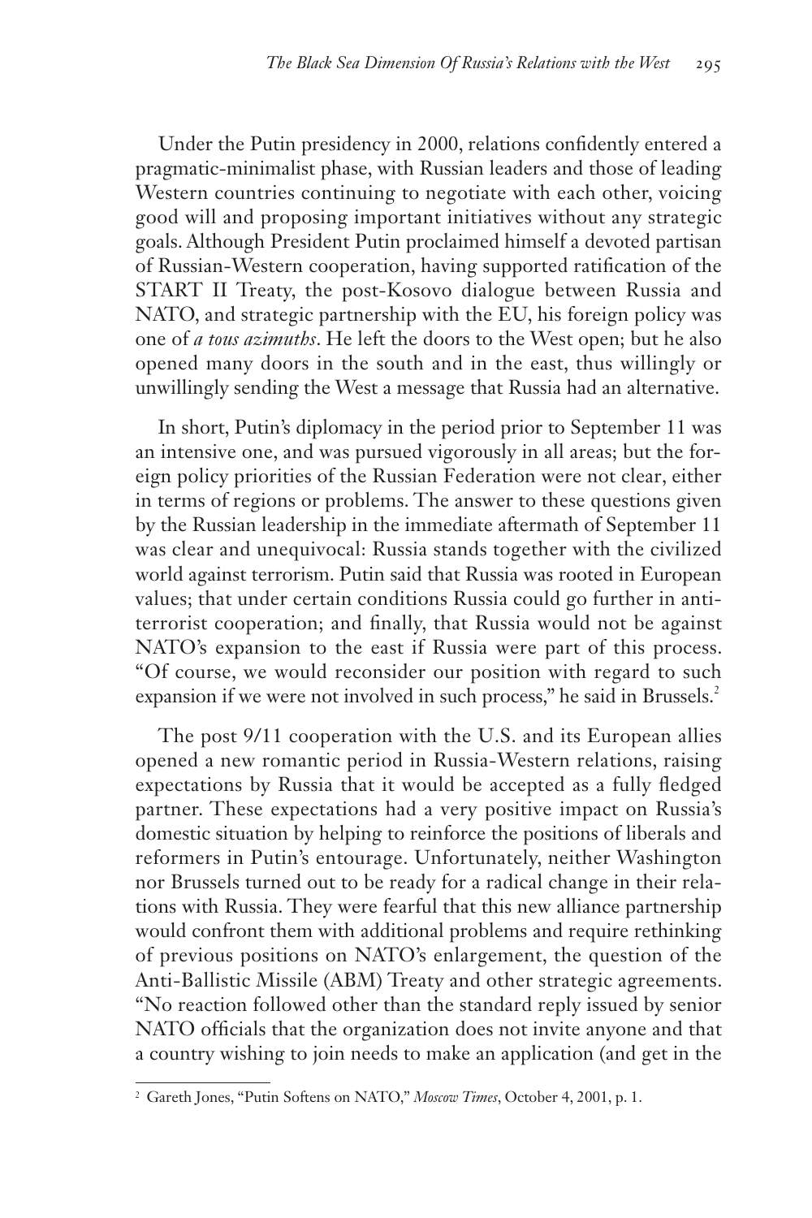Under the Putin presidency in 2000, relations confidently entered a pragmatic-minimalist phase, with Russian leaders and those of leading Western countries continuing to negotiate with each other, voicing good will and proposing important initiatives without any strategic goals. Although President Putin proclaimed himself a devoted partisan of Russian-Western cooperation, having supported ratification of the START II Treaty, the post-Kosovo dialogue between Russia and NATO, and strategic partnership with the EU, his foreign policy was one of *a tous azimuths*. He left the doors to the West open; but he also opened many doors in the south and in the east, thus willingly or unwillingly sending the West a message that Russia had an alternative.

In short, Putin's diplomacy in the period prior to September 11 was an intensive one, and was pursued vigorously in all areas; but the foreign policy priorities of the Russian Federation were not clear, either in terms of regions or problems. The answer to these questions given by the Russian leadership in the immediate aftermath of September 11 was clear and unequivocal: Russia stands together with the civilized world against terrorism. Putin said that Russia was rooted in European values; that under certain conditions Russia could go further in anti-terrorist cooperation; and finally, that Russia would not be against NATO's expansion to the east if Russia were part of this process. "Of course, we would reconsider our position with regard to such expansion if we were not involved in such process," he said in Brussels.[2]

The post 9/11 cooperation with the U.S. and its European allies opened a new romantic period in Russia-Western relations, raising expectations by Russia that it would be accepted as a fully fledged partner. These expectations had a very positive impact on Russia's domestic situation by helping to reinforce the positions of liberals and reformers in Putin's entourage. Unfortunately, neither Washington nor Brussels turned out to be ready for a radical change in their relations with Russia. They were fearful that this new alliance partnership would confront them with additional problems and require rethinking of previous positions on NATO's enlargement, the question of the Anti-Ballistic Missile (ABM) Treaty and other strategic agreements. "No reaction followed other than the standard reply issued by senior NATO officials that the organization does not invite anyone and that a country wishing to join needs to make an application (and get in the

---

[2] Gareth Jones, "Putin Softens on NATO," *Moscow Times*, October 4, 2001, p. 1.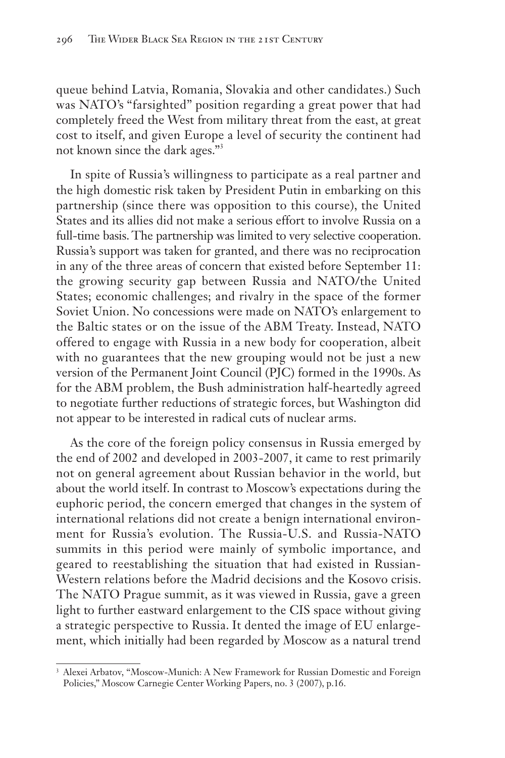queue behind Latvia, Romania, Slovakia and other candidates.) Such was NATO's "farsighted" position regarding a great power that had completely freed the West from military threat from the east, at great cost to itself, and given Europe a level of security the continent had not known since the dark ages."[3]

In spite of Russia's willingness to participate as a real partner and the high domestic risk taken by President Putin in embarking on this partnership (since there was opposition to this course), the United States and its allies did not make a serious effort to involve Russia on a full-time basis. The partnership was limited to very selective cooperation. Russia's support was taken for granted, and there was no reciprocation in any of the three areas of concern that existed before September 11: the growing security gap between Russia and NATO/the United States; economic challenges; and rivalry in the space of the former Soviet Union. No concessions were made on NATO's enlargement to the Baltic states or on the issue of the ABM Treaty. Instead, NATO offered to engage with Russia in a new body for cooperation, albeit with no guarantees that the new grouping would not be just a new version of the Permanent Joint Council (PJC) formed in the 1990s. As for the ABM problem, the Bush administration half-heartedly agreed to negotiate further reductions of strategic forces, but Washington did not appear to be interested in radical cuts of nuclear arms.

As the core of the foreign policy consensus in Russia emerged by the end of 2002 and developed in 2003-2007, it came to rest primarily not on general agreement about Russian behavior in the world, but about the world itself. In contrast to Moscow's expectations during the euphoric period, the concern emerged that changes in the system of international relations did not create a benign international environment for Russia's evolution. The Russia-U.S. and Russia-NATO summits in this period were mainly of symbolic importance, and geared to reestablishing the situation that had existed in Russian-Western relations before the Madrid decisions and the Kosovo crisis. The NATO Prague summit, as it was viewed in Russia, gave a green light to further eastward enlargement to the CIS space without giving a strategic perspective to Russia. It dented the image of EU enlargement, which initially had been regarded by Moscow as a natural trend

[3] Alexei Arbatov, "Moscow-Munich: A New Framework for Russian Domestic and Foreign Policies," Moscow Carnegie Center Working Papers, no. 3 (2007), p.16.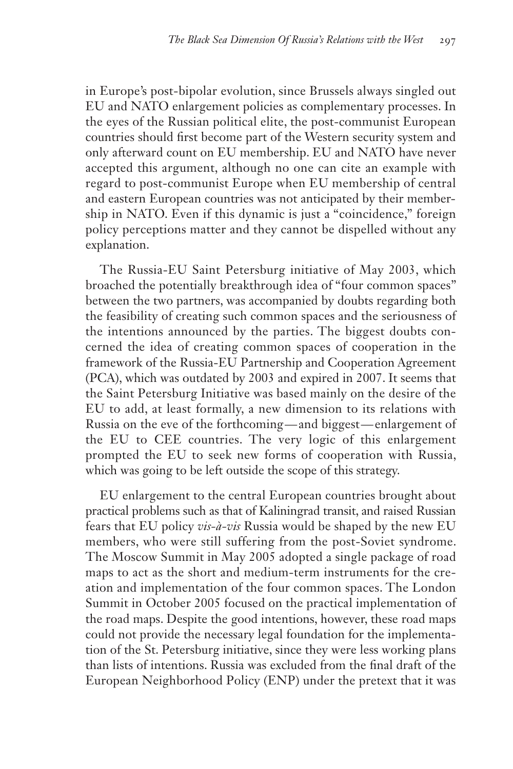in Europe's post-bipolar evolution, since Brussels always singled out EU and NATO enlargement policies as complementary processes. In the eyes of the Russian political elite, the post-communist European countries should first become part of the Western security system and only afterward count on EU membership. EU and NATO have never accepted this argument, although no one can cite an example with regard to post-communist Europe when EU membership of central and eastern European countries was not anticipated by their membership in NATO. Even if this dynamic is just a "coincidence," foreign policy perceptions matter and they cannot be dispelled without any explanation.

The Russia-EU Saint Petersburg initiative of May 2003, which broached the potentially breakthrough idea of "four common spaces" between the two partners, was accompanied by doubts regarding both the feasibility of creating such common spaces and the seriousness of the intentions announced by the parties. The biggest doubts concerned the idea of creating common spaces of cooperation in the framework of the Russia-EU Partnership and Cooperation Agreement (PCA), which was outdated by 2003 and expired in 2007. It seems that the Saint Petersburg Initiative was based mainly on the desire of the EU to add, at least formally, a new dimension to its relations with Russia on the eve of the forthcoming—and biggest—enlargement of the EU to CEE countries. The very logic of this enlargement prompted the EU to seek new forms of cooperation with Russia, which was going to be left outside the scope of this strategy.

EU enlargement to the central European countries brought about practical problems such as that of Kaliningrad transit, and raised Russian fears that EU policy *vis-à-vis* Russia would be shaped by the new EU members, who were still suffering from the post-Soviet syndrome. The Moscow Summit in May 2005 adopted a single package of road maps to act as the short and medium-term instruments for the creation and implementation of the four common spaces. The London Summit in October 2005 focused on the practical implementation of the road maps. Despite the good intentions, however, these road maps could not provide the necessary legal foundation for the implementation of the St. Petersburg initiative, since they were less working plans than lists of intentions. Russia was excluded from the final draft of the European Neighborhood Policy (ENP) under the pretext that it was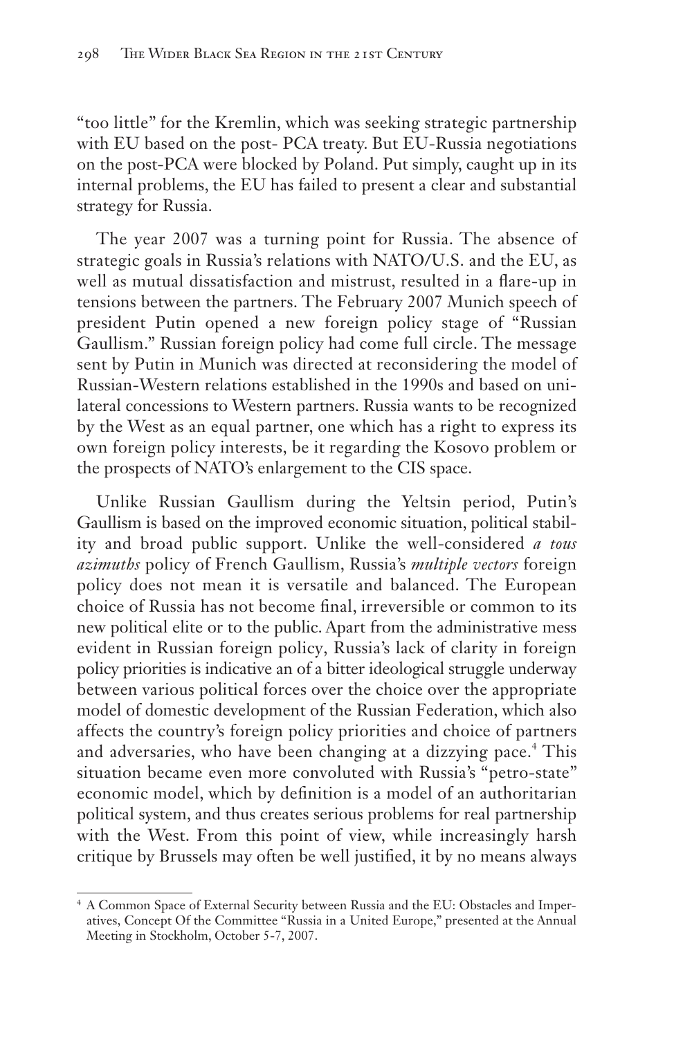"too little" for the Kremlin, which was seeking strategic partnership with EU based on the post- PCA treaty. But EU-Russia negotiations on the post-PCA were blocked by Poland. Put simply, caught up in its internal problems, the EU has failed to present a clear and substantial strategy for Russia.

The year 2007 was a turning point for Russia. The absence of strategic goals in Russia's relations with NATO/U.S. and the EU, as well as mutual dissatisfaction and mistrust, resulted in a flare-up in tensions between the partners. The February 2007 Munich speech of president Putin opened a new foreign policy stage of "Russian Gaullism." Russian foreign policy had come full circle. The message sent by Putin in Munich was directed at reconsidering the model of Russian-Western relations established in the 1990s and based on unilateral concessions to Western partners. Russia wants to be recognized by the West as an equal partner, one which has a right to express its own foreign policy interests, be it regarding the Kosovo problem or the prospects of NATO's enlargement to the CIS space.

Unlike Russian Gaullism during the Yeltsin period, Putin's Gaullism is based on the improved economic situation, political stability and broad public support. Unlike the well-considered *a tous azimuths* policy of French Gaullism, Russia's *multiple vectors* foreign policy does not mean it is versatile and balanced. The European choice of Russia has not become final, irreversible or common to its new political elite or to the public. Apart from the administrative mess evident in Russian foreign policy, Russia's lack of clarity in foreign policy priorities is indicative an of a bitter ideological struggle underway between various political forces over the choice over the appropriate model of domestic development of the Russian Federation, which also affects the country's foreign policy priorities and choice of partners and adversaries, who have been changing at a dizzying pace.[4] This situation became even more convoluted with Russia's "petro-state" economic model, which by definition is a model of an authoritarian political system, and thus creates serious problems for real partnership with the West. From this point of view, while increasingly harsh critique by Brussels may often be well justified, it by no means always

---

[4] A Common Space of External Security between Russia and the EU: Obstacles and Imperatives, Concept Of the Committee "Russia in a United Europe," presented at the Annual Meeting in Stockholm, October 5-7, 2007.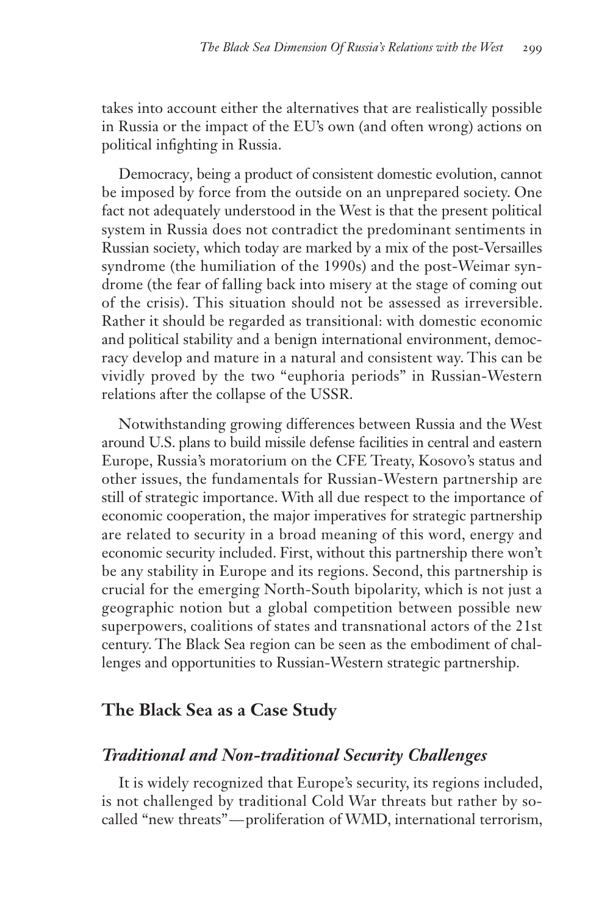takes into account either the alternatives that are realistically possible in Russia or the impact of the EU's own (and often wrong) actions on political infighting in Russia.

Democracy, being a product of consistent domestic evolution, cannot be imposed by force from the outside on an unprepared society. One fact not adequately understood in the West is that the present political system in Russia does not contradict the predominant sentiments in Russian society, which today are marked by a mix of the post-Versailles syndrome (the humiliation of the 1990s) and the post-Weimar syndrome (the fear of falling back into misery at the stage of coming out of the crisis). This situation should not be assessed as irreversible. Rather it should be regarded as transitional: with domestic economic and political stability and a benign international environment, democracy develop and mature in a natural and consistent way. This can be vividly proved by the two "euphoria periods" in Russian-Western relations after the collapse of the USSR.

Notwithstanding growing differences between Russia and the West around U.S. plans to build missile defense facilities in central and eastern Europe, Russia's moratorium on the CFE Treaty, Kosovo's status and other issues, the fundamentals for Russian-Western partnership are still of strategic importance. With all due respect to the importance of economic cooperation, the major imperatives for strategic partnership are related to security in a broad meaning of this word, energy and economic security included. First, without this partnership there won't be any stability in Europe and its regions. Second, this partnership is crucial for the emerging North-South bipolarity, which is not just a geographic notion but a global competition between possible new superpowers, coalitions of states and transnational actors of the 21st century. The Black Sea region can be seen as the embodiment of challenges and opportunities to Russian-Western strategic partnership.

## The Black Sea as a Case Study

### *Traditional and Non-traditional Security Challenges*

It is widely recognized that Europe's security, its regions included, is not challenged by traditional Cold War threats but rather by so-called "new threats"—proliferation of WMD, international terrorism,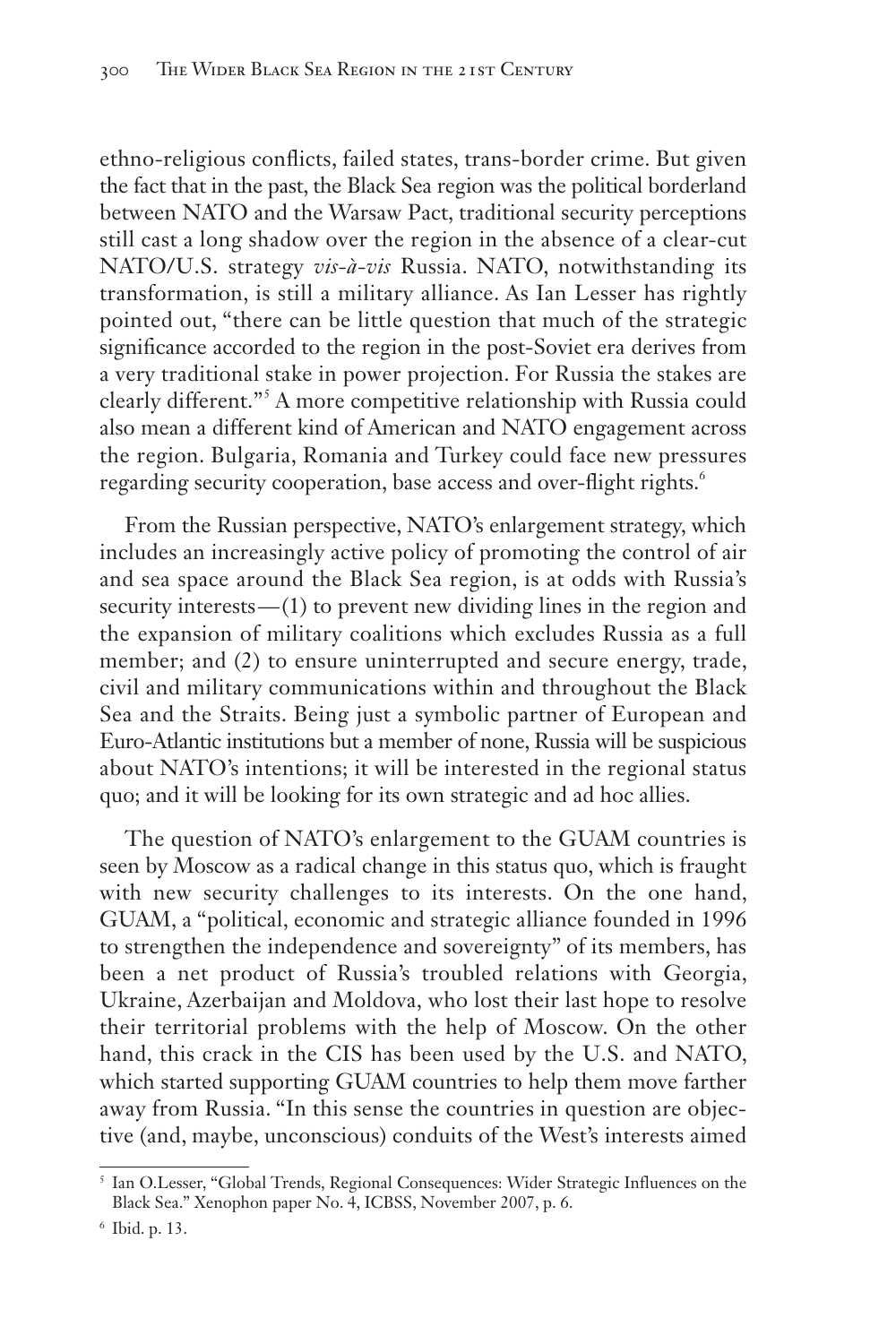ethno-religious conflicts, failed states, trans-border crime. But given the fact that in the past, the Black Sea region was the political borderland between NATO and the Warsaw Pact, traditional security perceptions still cast a long shadow over the region in the absence of a clear-cut NATO/U.S. strategy *vis-à-vis* Russia. NATO, notwithstanding its transformation, is still a military alliance. As Ian Lesser has rightly pointed out, "there can be little question that much of the strategic significance accorded to the region in the post-Soviet era derives from a very traditional stake in power projection. For Russia the stakes are clearly different."[5] A more competitive relationship with Russia could also mean a different kind of American and NATO engagement across the region. Bulgaria, Romania and Turkey could face new pressures regarding security cooperation, base access and over-flight rights.[6]

From the Russian perspective, NATO's enlargement strategy, which includes an increasingly active policy of promoting the control of air and sea space around the Black Sea region, is at odds with Russia's security interests—(1) to prevent new dividing lines in the region and the expansion of military coalitions which excludes Russia as a full member; and (2) to ensure uninterrupted and secure energy, trade, civil and military communications within and throughout the Black Sea and the Straits. Being just a symbolic partner of European and Euro-Atlantic institutions but a member of none, Russia will be suspicious about NATO's intentions; it will be interested in the regional status quo; and it will be looking for its own strategic and ad hoc allies.

The question of NATO's enlargement to the GUAM countries is seen by Moscow as a radical change in this status quo, which is fraught with new security challenges to its interests. On the one hand, GUAM, a "political, economic and strategic alliance founded in 1996 to strengthen the independence and sovereignty" of its members, has been a net product of Russia's troubled relations with Georgia, Ukraine, Azerbaijan and Moldova, who lost their last hope to resolve their territorial problems with the help of Moscow. On the other hand, this crack in the CIS has been used by the U.S. and NATO, which started supporting GUAM countries to help them move farther away from Russia. "In this sense the countries in question are objective (and, maybe, unconscious) conduits of the West's interests aimed

---

[5] Ian O.Lesser, "Global Trends, Regional Consequences: Wider Strategic Influences on the Black Sea." Xenophon paper No. 4, ICBSS, November 2007, p. 6.

[6] Ibid. p. 13.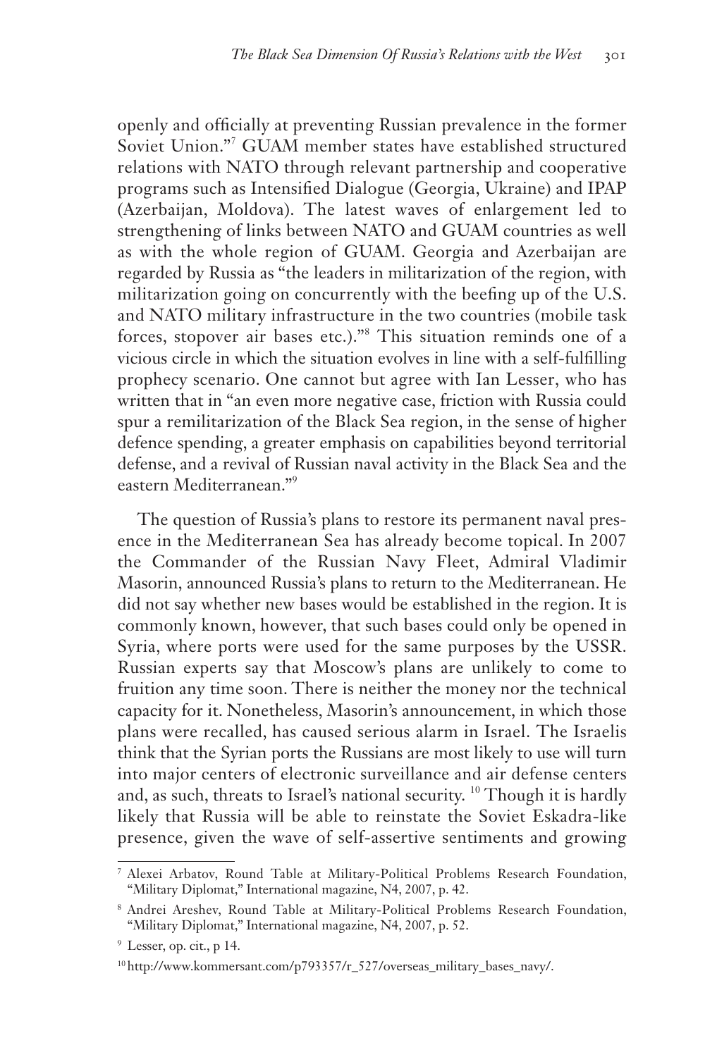openly and officially at preventing Russian prevalence in the former Soviet Union."[7] GUAM member states have established structured relations with NATO through relevant partnership and cooperative programs such as Intensified Dialogue (Georgia, Ukraine) and IPAP (Azerbaijan, Moldova). The latest waves of enlargement led to strengthening of links between NATO and GUAM countries as well as with the whole region of GUAM. Georgia and Azerbaijan are regarded by Russia as "the leaders in militarization of the region, with militarization going on concurrently with the beefing up of the U.S. and NATO military infrastructure in the two countries (mobile task forces, stopover air bases etc.)."[8] This situation reminds one of a vicious circle in which the situation evolves in line with a self-fulfilling prophecy scenario. One cannot but agree with Ian Lesser, who has written that in "an even more negative case, friction with Russia could spur a remilitarization of the Black Sea region, in the sense of higher defence spending, a greater emphasis on capabilities beyond territorial defense, and a revival of Russian naval activity in the Black Sea and the eastern Mediterranean."[9]

The question of Russia's plans to restore its permanent naval presence in the Mediterranean Sea has already become topical. In 2007 the Commander of the Russian Navy Fleet, Admiral Vladimir Masorin, announced Russia's plans to return to the Mediterranean. He did not say whether new bases would be established in the region. It is commonly known, however, that such bases could only be opened in Syria, where ports were used for the same purposes by the USSR. Russian experts say that Moscow's plans are unlikely to come to fruition any time soon. There is neither the money nor the technical capacity for it. Nonetheless, Masorin's announcement, in which those plans were recalled, has caused serious alarm in Israel. The Israelis think that the Syrian ports the Russians are most likely to use will turn into major centers of electronic surveillance and air defense centers and, as such, threats to Israel's national security. [10] Though it is hardly likely that Russia will be able to reinstate the Soviet Eskadra-like presence, given the wave of self-assertive sentiments and growing

---

[7] Alexei Arbatov, Round Table at Military-Political Problems Research Foundation, "Military Diplomat," International magazine, N4, 2007, p. 42.

[8] Andrei Areshev, Round Table at Military-Political Problems Research Foundation, "Military Diplomat," International magazine, N4, 2007, p. 52.

[9] Lesser, op. cit., p 14.

[10] http://www.kommersant.com/p793357/r_527/overseas_military_bases_navy/.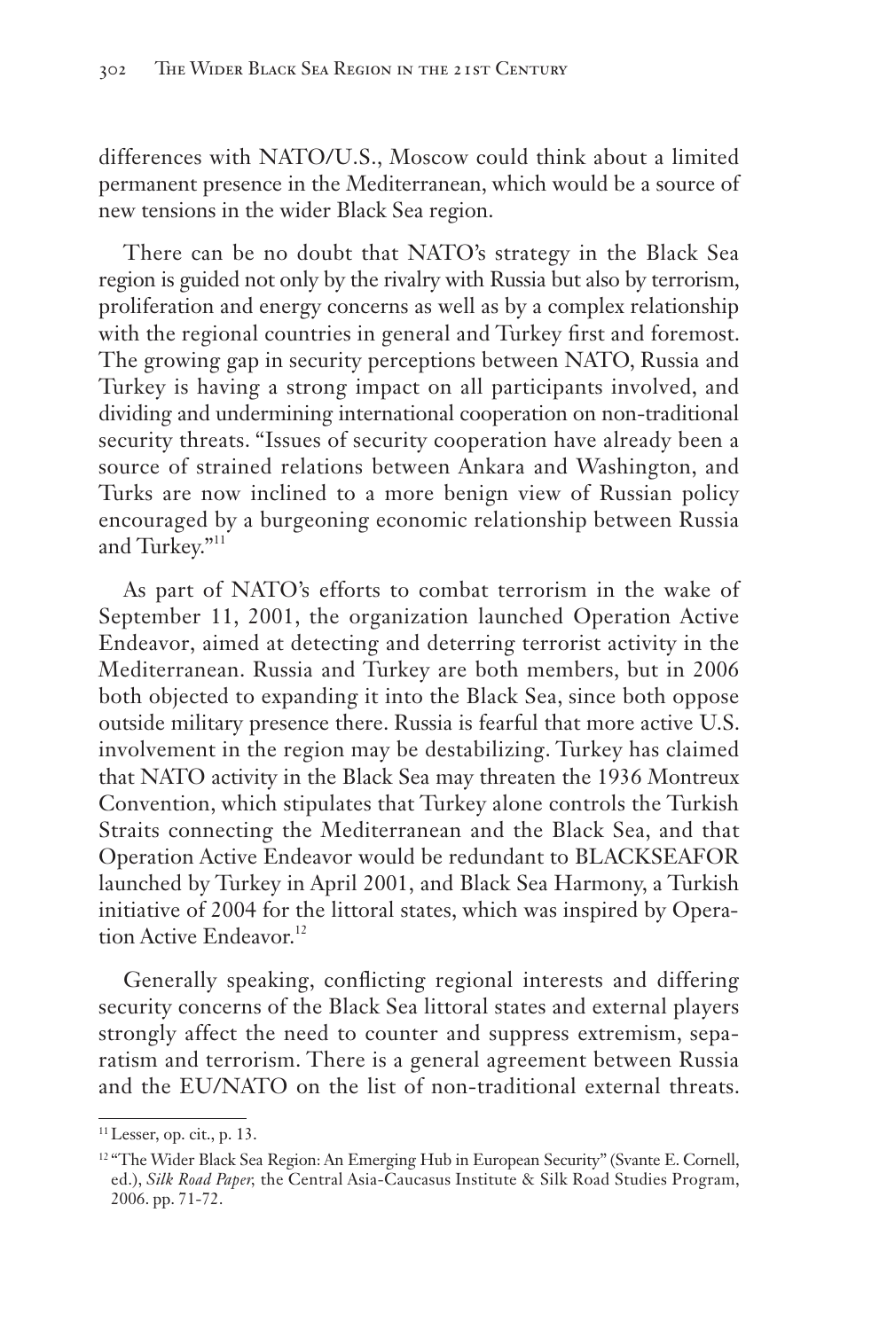differences with NATO/U.S., Moscow could think about a limited permanent presence in the Mediterranean, which would be a source of new tensions in the wider Black Sea region.

There can be no doubt that NATO's strategy in the Black Sea region is guided not only by the rivalry with Russia but also by terrorism, proliferation and energy concerns as well as by a complex relationship with the regional countries in general and Turkey first and foremost. The growing gap in security perceptions between NATO, Russia and Turkey is having a strong impact on all participants involved, and dividing and undermining international cooperation on non-traditional security threats. "Issues of security cooperation have already been a source of strained relations between Ankara and Washington, and Turks are now inclined to a more benign view of Russian policy encouraged by a burgeoning economic relationship between Russia and Turkey."[11]

As part of NATO's efforts to combat terrorism in the wake of September 11, 2001, the organization launched Operation Active Endeavor, aimed at detecting and deterring terrorist activity in the Mediterranean. Russia and Turkey are both members, but in 2006 both objected to expanding it into the Black Sea, since both oppose outside military presence there. Russia is fearful that more active U.S. involvement in the region may be destabilizing. Turkey has claimed that NATO activity in the Black Sea may threaten the 1936 Montreux Convention, which stipulates that Turkey alone controls the Turkish Straits connecting the Mediterranean and the Black Sea, and that Operation Active Endeavor would be redundant to BLACKSEAFOR launched by Turkey in April 2001, and Black Sea Harmony, a Turkish initiative of 2004 for the littoral states, which was inspired by Operation Active Endeavor.[12]

Generally speaking, conflicting regional interests and differing security concerns of the Black Sea littoral states and external players strongly affect the need to counter and suppress extremism, separatism and terrorism. There is a general agreement between Russia and the EU/NATO on the list of non-traditional external threats.

---

[11] Lesser, op. cit., p. 13.

[12] "The Wider Black Sea Region: An Emerging Hub in European Security" (Svante E. Cornell, ed.), *Silk Road Paper,* the Central Asia-Caucasus Institute & Silk Road Studies Program, 2006. pp. 71-72.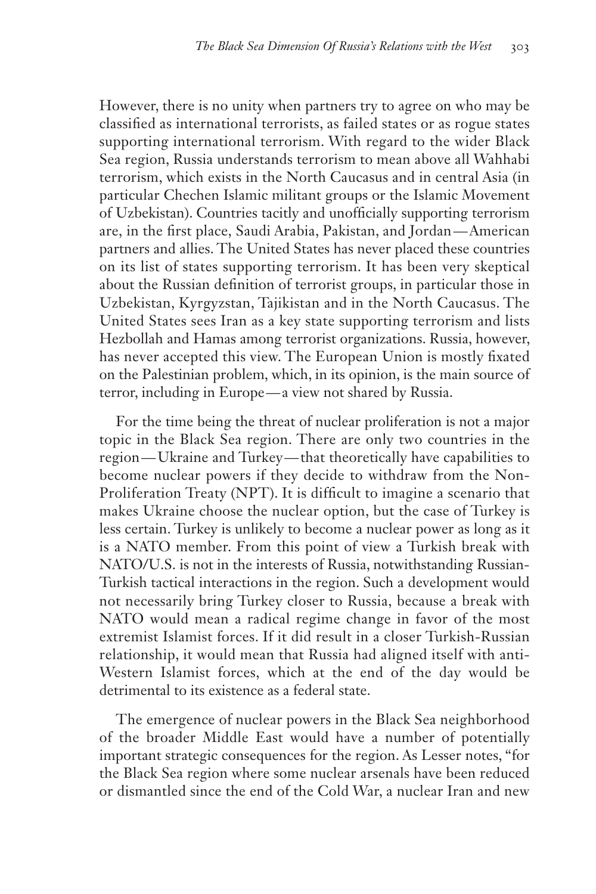However, there is no unity when partners try to agree on who may be classified as international terrorists, as failed states or as rogue states supporting international terrorism. With regard to the wider Black Sea region, Russia understands terrorism to mean above all Wahhabi terrorism, which exists in the North Caucasus and in central Asia (in particular Chechen Islamic militant groups or the Islamic Movement of Uzbekistan). Countries tacitly and unofficially supporting terrorism are, in the first place, Saudi Arabia, Pakistan, and Jordan—American partners and allies. The United States has never placed these countries on its list of states supporting terrorism. It has been very skeptical about the Russian definition of terrorist groups, in particular those in Uzbekistan, Kyrgyzstan, Tajikistan and in the North Caucasus. The United States sees Iran as a key state supporting terrorism and lists Hezbollah and Hamas among terrorist organizations. Russia, however, has never accepted this view. The European Union is mostly fixated on the Palestinian problem, which, in its opinion, is the main source of terror, including in Europe—a view not shared by Russia.

For the time being the threat of nuclear proliferation is not a major topic in the Black Sea region. There are only two countries in the region—Ukraine and Turkey—that theoretically have capabilities to become nuclear powers if they decide to withdraw from the Non-Proliferation Treaty (NPT). It is difficult to imagine a scenario that makes Ukraine choose the nuclear option, but the case of Turkey is less certain. Turkey is unlikely to become a nuclear power as long as it is a NATO member. From this point of view a Turkish break with NATO/U.S. is not in the interests of Russia, notwithstanding Russian-Turkish tactical interactions in the region. Such a development would not necessarily bring Turkey closer to Russia, because a break with NATO would mean a radical regime change in favor of the most extremist Islamist forces. If it did result in a closer Turkish-Russian relationship, it would mean that Russia had aligned itself with anti-Western Islamist forces, which at the end of the day would be detrimental to its existence as a federal state.

The emergence of nuclear powers in the Black Sea neighborhood of the broader Middle East would have a number of potentially important strategic consequences for the region. As Lesser notes, "for the Black Sea region where some nuclear arsenals have been reduced or dismantled since the end of the Cold War, a nuclear Iran and new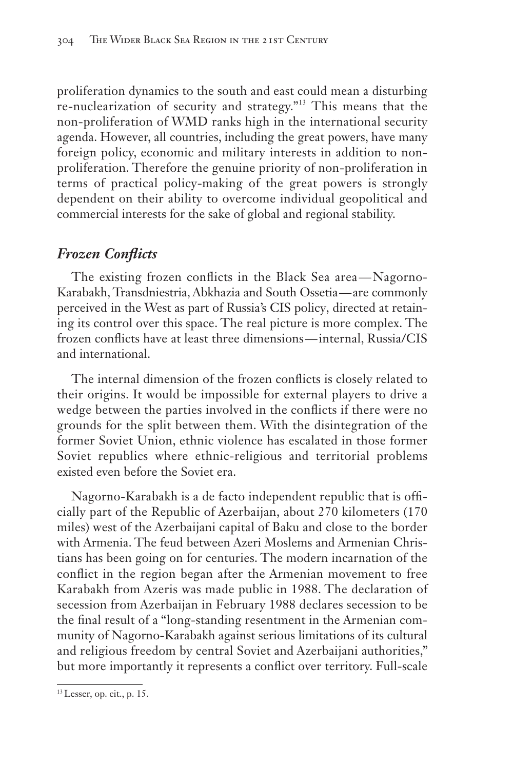proliferation dynamics to the south and east could mean a disturbing re-nuclearization of security and strategy."[13] This means that the non-proliferation of WMD ranks high in the international security agenda. However, all countries, including the great powers, have many foreign policy, economic and military interests in addition to non-proliferation. Therefore the genuine priority of non-proliferation in terms of practical policy-making of the great powers is strongly dependent on their ability to overcome individual geopolitical and commercial interests for the sake of global and regional stability.

## *Frozen Conflicts*

The existing frozen conflicts in the Black Sea area—Nagorno-Karabakh, Transdniestria, Abkhazia and South Ossetia—are commonly perceived in the West as part of Russia's CIS policy, directed at retaining its control over this space. The real picture is more complex. The frozen conflicts have at least three dimensions—internal, Russia/CIS and international.

The internal dimension of the frozen conflicts is closely related to their origins. It would be impossible for external players to drive a wedge between the parties involved in the conflicts if there were no grounds for the split between them. With the disintegration of the former Soviet Union, ethnic violence has escalated in those former Soviet republics where ethnic-religious and territorial problems existed even before the Soviet era.

Nagorno-Karabakh is a de facto independent republic that is officially part of the Republic of Azerbaijan, about 270 kilometers (170 miles) west of the Azerbaijani capital of Baku and close to the border with Armenia. The feud between Azeri Moslems and Armenian Christians has been going on for centuries. The modern incarnation of the conflict in the region began after the Armenian movement to free Karabakh from Azeris was made public in 1988. The declaration of secession from Azerbaijan in February 1988 declares secession to be the final result of a "long-standing resentment in the Armenian community of Nagorno-Karabakh against serious limitations of its cultural and religious freedom by central Soviet and Azerbaijani authorities," but more importantly it represents a conflict over territory. Full-scale

---

[13] Lesser, op. cit., p. 15.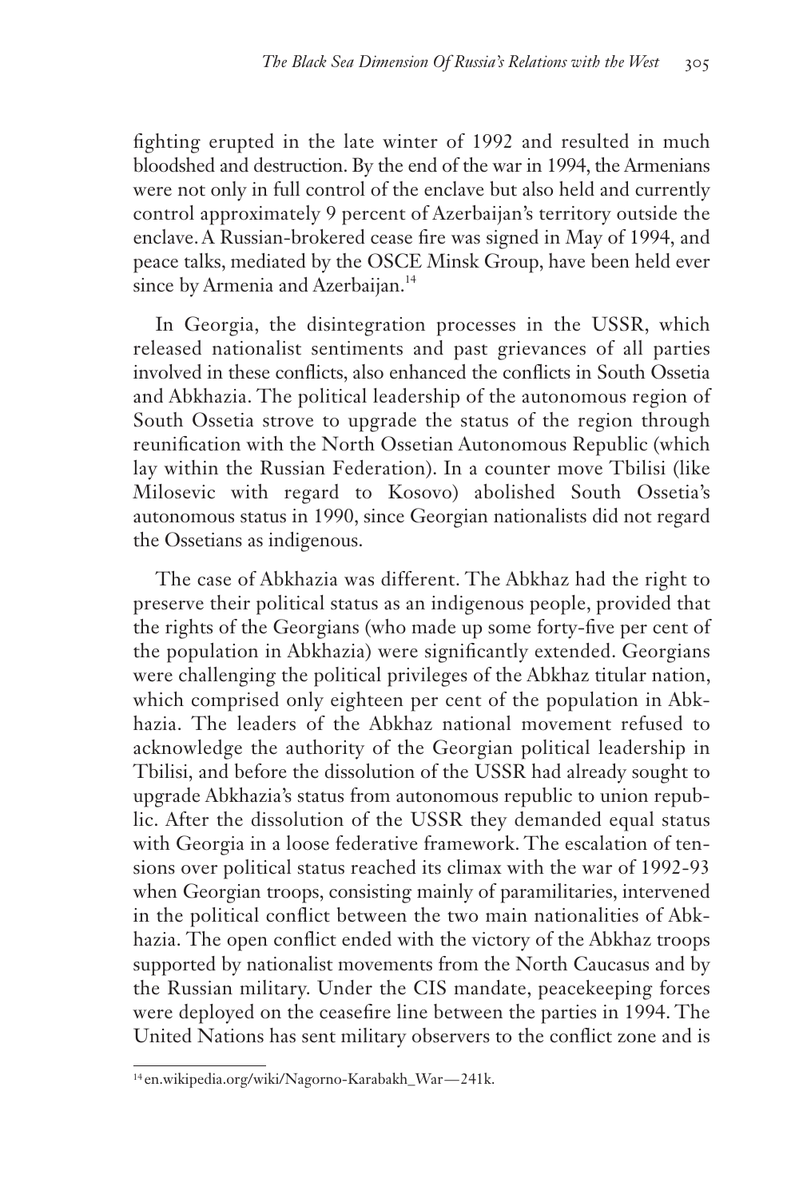fighting erupted in the late winter of 1992 and resulted in much bloodshed and destruction. By the end of the war in 1994, the Armenians were not only in full control of the enclave but also held and currently control approximately 9 percent of Azerbaijan's territory outside the enclave. A Russian-brokered cease fire was signed in May of 1994, and peace talks, mediated by the OSCE Minsk Group, have been held ever since by Armenia and Azerbaijan.[14]

In Georgia, the disintegration processes in the USSR, which released nationalist sentiments and past grievances of all parties involved in these conflicts, also enhanced the conflicts in South Ossetia and Abkhazia. The political leadership of the autonomous region of South Ossetia strove to upgrade the status of the region through reunification with the North Ossetian Autonomous Republic (which lay within the Russian Federation). In a counter move Tbilisi (like Milosevic with regard to Kosovo) abolished South Ossetia's autonomous status in 1990, since Georgian nationalists did not regard the Ossetians as indigenous.

The case of Abkhazia was different. The Abkhaz had the right to preserve their political status as an indigenous people, provided that the rights of the Georgians (who made up some forty-five per cent of the population in Abkhazia) were significantly extended. Georgians were challenging the political privileges of the Abkhaz titular nation, which comprised only eighteen per cent of the population in Abkhazia. The leaders of the Abkhaz national movement refused to acknowledge the authority of the Georgian political leadership in Tbilisi, and before the dissolution of the USSR had already sought to upgrade Abkhazia's status from autonomous republic to union republic. After the dissolution of the USSR they demanded equal status with Georgia in a loose federative framework. The escalation of tensions over political status reached its climax with the war of 1992-93 when Georgian troops, consisting mainly of paramilitaries, intervened in the political conflict between the two main nationalities of Abkhazia. The open conflict ended with the victory of the Abkhaz troops supported by nationalist movements from the North Caucasus and by the Russian military. Under the CIS mandate, peacekeeping forces were deployed on the ceasefire line between the parties in 1994. The United Nations has sent military observers to the conflict zone and is

[14] en.wikipedia.org/wiki/Nagorno-Karabakh_War—241k.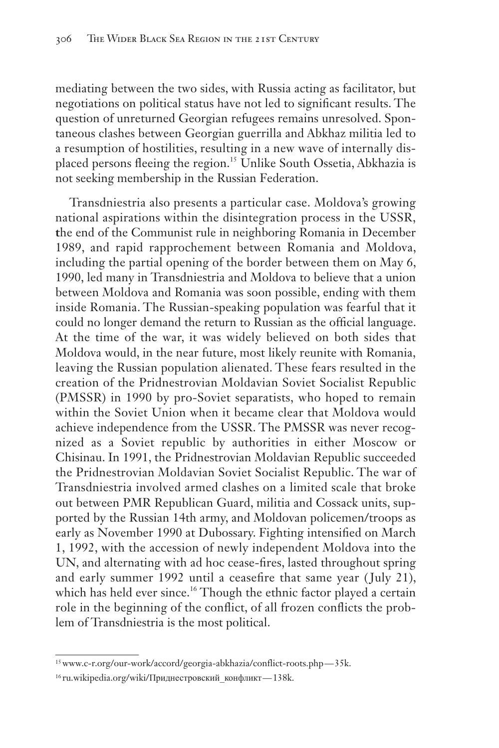mediating between the two sides, with Russia acting as facilitator, but negotiations on political status have not led to significant results. The question of unreturned Georgian refugees remains unresolved. Spontaneous clashes between Georgian guerrilla and Abkhaz militia led to a resumption of hostilities, resulting in a new wave of internally displaced persons fleeing the region.[15] Unlike South Ossetia, Abkhazia is not seeking membership in the Russian Federation.

Transdniestria also presents a particular case. Moldova's growing national aspirations within the disintegration process in the USSR, the end of the Communist rule in neighboring Romania in December 1989, and rapid rapprochement between Romania and Moldova, including the partial opening of the border between them on May 6, 1990, led many in Transdniestria and Moldova to believe that a union between Moldova and Romania was soon possible, ending with them inside Romania. The Russian-speaking population was fearful that it could no longer demand the return to Russian as the official language. At the time of the war, it was widely believed on both sides that Moldova would, in the near future, most likely reunite with Romania, leaving the Russian population alienated. These fears resulted in the creation of the Pridnestrovian Moldavian Soviet Socialist Republic (PMSSR) in 1990 by pro-Soviet separatists, who hoped to remain within the Soviet Union when it became clear that Moldova would achieve independence from the USSR. The PMSSR was never recognized as a Soviet republic by authorities in either Moscow or Chisinau. In 1991, the Pridnestrovian Moldavian Republic succeeded the Pridnestrovian Moldavian Soviet Socialist Republic. The war of Transdniestria involved armed clashes on a limited scale that broke out between PMR Republican Guard, militia and Cossack units, supported by the Russian 14th army, and Moldovan policemen/troops as early as November 1990 at Dubossary. Fighting intensified on March 1, 1992, with the accession of newly independent Moldova into the UN, and alternating with ad hoc cease-fires, lasted throughout spring and early summer 1992 until a ceasefire that same year (July 21), which has held ever since.[16] Though the ethnic factor played a certain role in the beginning of the conflict, of all frozen conflicts the problem of Transdniestria is the most political.

---

[15] www.c-r.org/our-work/accord/georgia-abkhazia/conflict-roots.php—35k.

[16] ru.wikipedia.org/wiki/Приднестровский_конфликт—138k.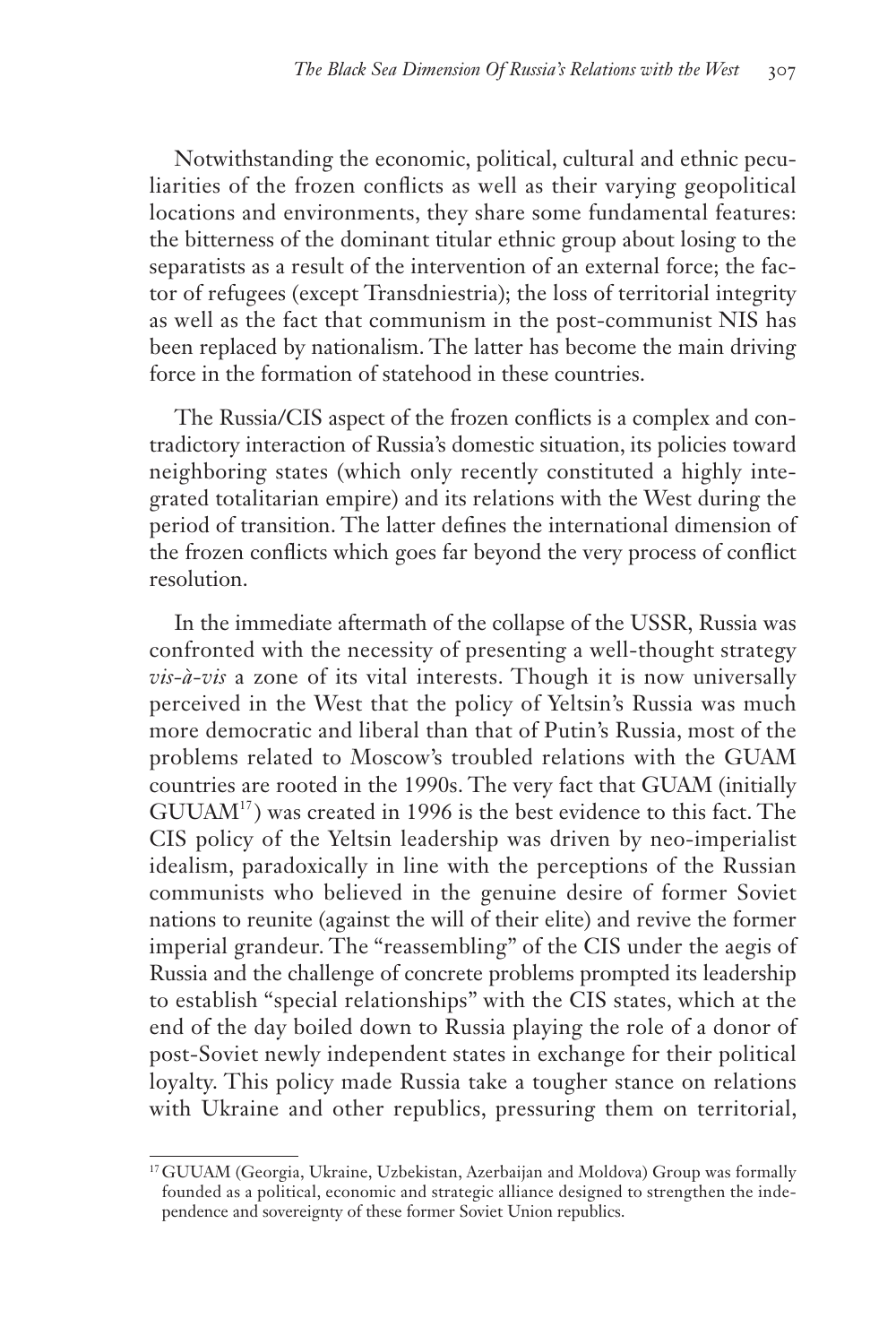Notwithstanding the economic, political, cultural and ethnic peculiarities of the frozen conflicts as well as their varying geopolitical locations and environments, they share some fundamental features: the bitterness of the dominant titular ethnic group about losing to the separatists as a result of the intervention of an external force; the factor of refugees (except Transdniestria); the loss of territorial integrity as well as the fact that communism in the post-communist NIS has been replaced by nationalism. The latter has become the main driving force in the formation of statehood in these countries.

The Russia/CIS aspect of the frozen conflicts is a complex and contradictory interaction of Russia's domestic situation, its policies toward neighboring states (which only recently constituted a highly integrated totalitarian empire) and its relations with the West during the period of transition. The latter defines the international dimension of the frozen conflicts which goes far beyond the very process of conflict resolution.

In the immediate aftermath of the collapse of the USSR, Russia was confronted with the necessity of presenting a well-thought strategy *vis-à-vis* a zone of its vital interests. Though it is now universally perceived in the West that the policy of Yeltsin's Russia was much more democratic and liberal than that of Putin's Russia, most of the problems related to Moscow's troubled relations with the GUAM countries are rooted in the 1990s. The very fact that GUAM (initially GUUAM[17]) was created in 1996 is the best evidence to this fact. The CIS policy of the Yeltsin leadership was driven by neo-imperialist idealism, paradoxically in line with the perceptions of the Russian communists who believed in the genuine desire of former Soviet nations to reunite (against the will of their elite) and revive the former imperial grandeur. The "reassembling" of the CIS under the aegis of Russia and the challenge of concrete problems prompted its leadership to establish "special relationships" with the CIS states, which at the end of the day boiled down to Russia playing the role of a donor of post-Soviet newly independent states in exchange for their political loyalty. This policy made Russia take a tougher stance on relations with Ukraine and other republics, pressuring them on territorial,

[17] GUUAM (Georgia, Ukraine, Uzbekistan, Azerbaijan and Moldova) Group was formally founded as a political, economic and strategic alliance designed to strengthen the independence and sovereignty of these former Soviet Union republics.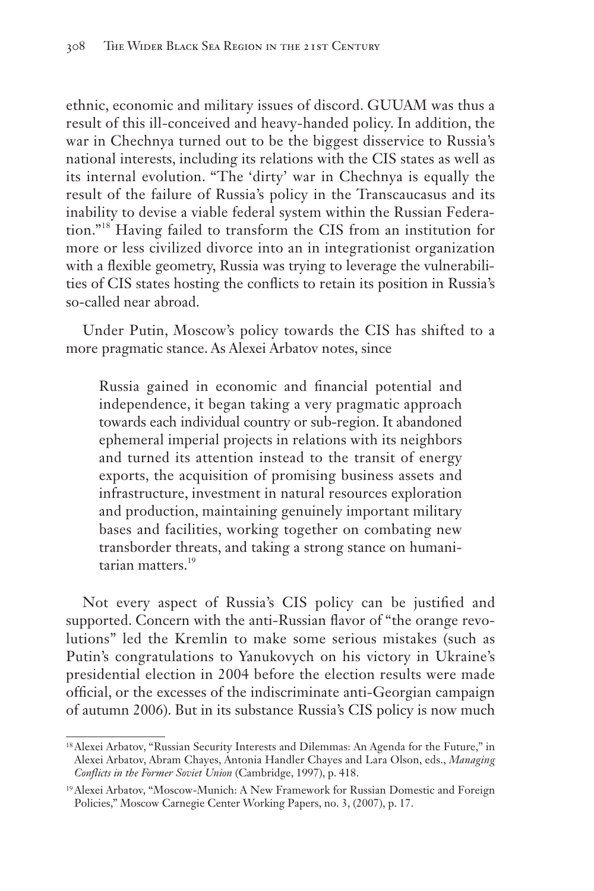ethnic, economic and military issues of discord. GUUAM was thus a result of this ill-conceived and heavy-handed policy. In addition, the war in Chechnya turned out to be the biggest disservice to Russia's national interests, including its relations with the CIS states as well as its internal evolution. "The 'dirty' war in Chechnya is equally the result of the failure of Russia's policy in the Transcaucasus and its inability to devise a viable federal system within the Russian Federation."[18] Having failed to transform the CIS from an institution for more or less civilized divorce into an in integrationist organization with a flexible geometry, Russia was trying to leverage the vulnerabilities of CIS states hosting the conflicts to retain its position in Russia's so-called near abroad.

Under Putin, Moscow's policy towards the CIS has shifted to a more pragmatic stance. As Alexei Arbatov notes, since

> Russia gained in economic and financial potential and independence, it began taking a very pragmatic approach towards each individual country or sub-region. It abandoned ephemeral imperial projects in relations with its neighbors and turned its attention instead to the transit of energy exports, the acquisition of promising business assets and infrastructure, investment in natural resources exploration and production, maintaining genuinely important military bases and facilities, working together on combating new transborder threats, and taking a strong stance on humanitarian matters.[19]

Not every aspect of Russia's CIS policy can be justified and supported. Concern with the anti-Russian flavor of "the orange revolutions" led the Kremlin to make some serious mistakes (such as Putin's congratulations to Yanukovych on his victory in Ukraine's presidential election in 2004 before the election results were made official, or the excesses of the indiscriminate anti-Georgian campaign of autumn 2006). But in its substance Russia's CIS policy is now much

---

[18] Alexei Arbatov, "Russian Security Interests and Dilemmas: An Agenda for the Future," in Alexei Arbatov, Abram Chayes, Antonia Handler Chayes and Lara Olson, eds., *Managing Conflicts in the Former Soviet Union* (Cambridge, 1997), p. 418.

[19] Alexei Arbatov, "Moscow-Munich: A New Framework for Russian Domestic and Foreign Policies," Moscow Carnegie Center Working Papers, no. 3, (2007), p. 17.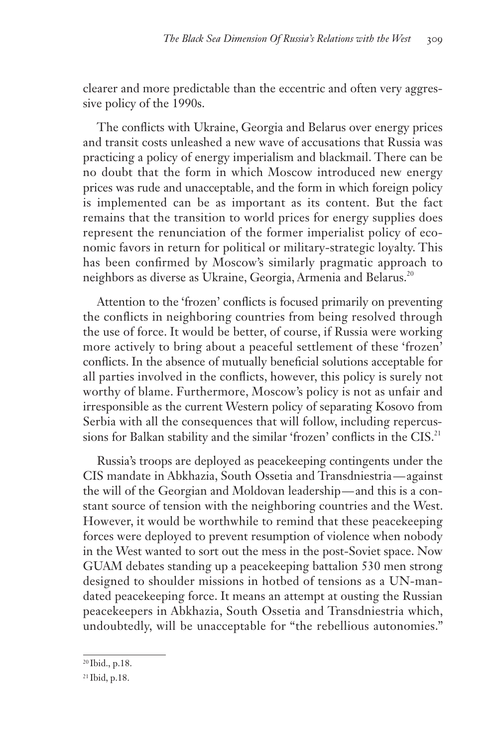clearer and more predictable than the eccentric and often very aggressive policy of the 1990s.

The conflicts with Ukraine, Georgia and Belarus over energy prices and transit costs unleashed a new wave of accusations that Russia was practicing a policy of energy imperialism and blackmail. There can be no doubt that the form in which Moscow introduced new energy prices was rude and unacceptable, and the form in which foreign policy is implemented can be as important as its content. But the fact remains that the transition to world prices for energy supplies does represent the renunciation of the former imperialist policy of economic favors in return for political or military-strategic loyalty. This has been confirmed by Moscow's similarly pragmatic approach to neighbors as diverse as Ukraine, Georgia, Armenia and Belarus.[20]

Attention to the 'frozen' conflicts is focused primarily on preventing the conflicts in neighboring countries from being resolved through the use of force. It would be better, of course, if Russia were working more actively to bring about a peaceful settlement of these 'frozen' conflicts. In the absence of mutually beneficial solutions acceptable for all parties involved in the conflicts, however, this policy is surely not worthy of blame. Furthermore, Moscow's policy is not as unfair and irresponsible as the current Western policy of separating Kosovo from Serbia with all the consequences that will follow, including repercussions for Balkan stability and the similar 'frozen' conflicts in the CIS.[21]

Russia's troops are deployed as peacekeeping contingents under the CIS mandate in Abkhazia, South Ossetia and Transdniestria—against the will of the Georgian and Moldovan leadership—and this is a constant source of tension with the neighboring countries and the West. However, it would be worthwhile to remind that these peacekeeping forces were deployed to prevent resumption of violence when nobody in the West wanted to sort out the mess in the post-Soviet space. Now GUAM debates standing up a peacekeeping battalion 530 men strong designed to shoulder missions in hotbed of tensions as a UN-mandated peacekeeping force. It means an attempt at ousting the Russian peacekeepers in Abkhazia, South Ossetia and Transdniestria which, undoubtedly, will be unacceptable for "the rebellious autonomies."

[20] Ibid., p.18.

[21] Ibid, p.18.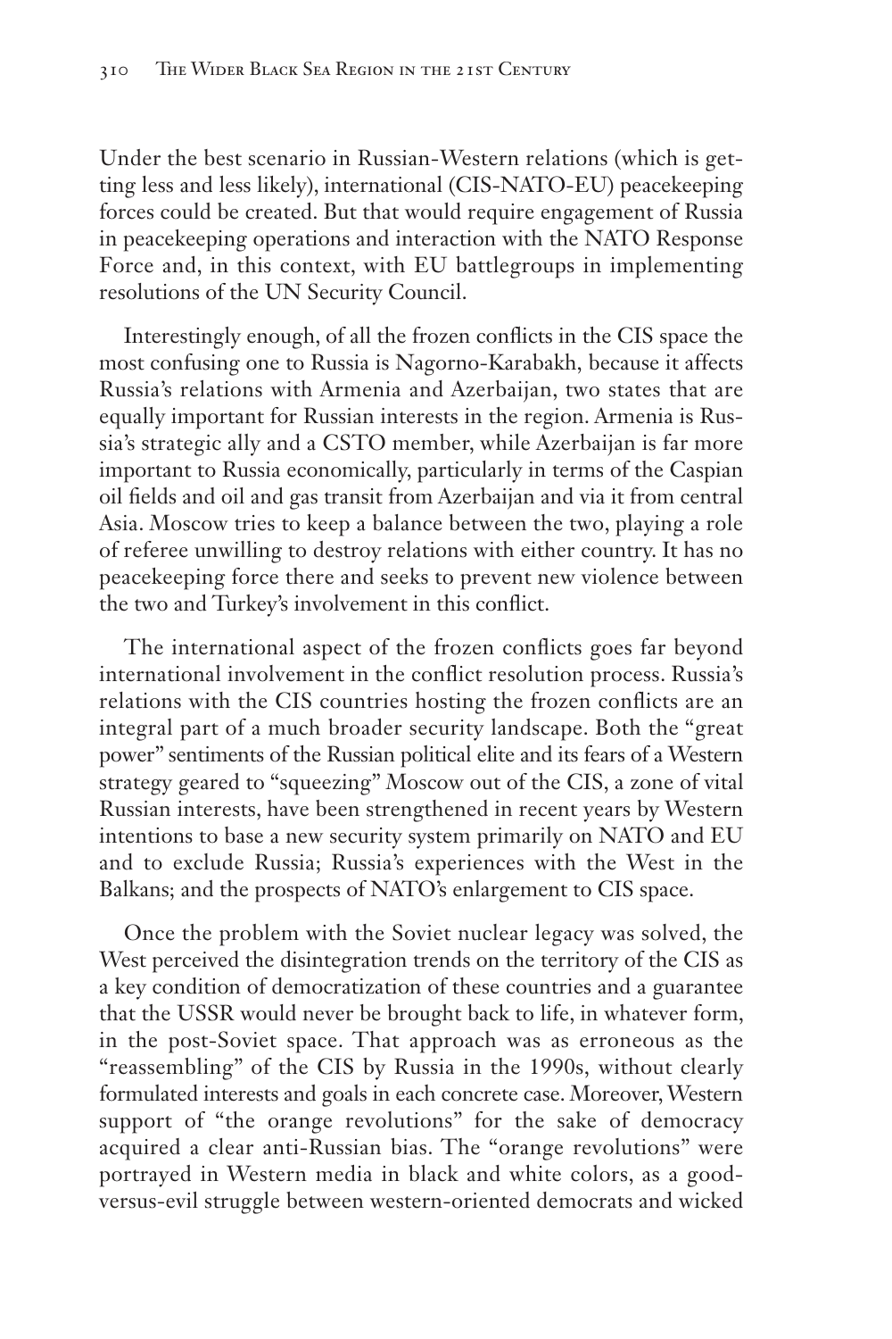Under the best scenario in Russian-Western relations (which is getting less and less likely), international (CIS-NATO-EU) peacekeeping forces could be created. But that would require engagement of Russia in peacekeeping operations and interaction with the NATO Response Force and, in this context, with EU battlegroups in implementing resolutions of the UN Security Council.

Interestingly enough, of all the frozen conflicts in the CIS space the most confusing one to Russia is Nagorno-Karabakh, because it affects Russia's relations with Armenia and Azerbaijan, two states that are equally important for Russian interests in the region. Armenia is Russia's strategic ally and a CSTO member, while Azerbaijan is far more important to Russia economically, particularly in terms of the Caspian oil fields and oil and gas transit from Azerbaijan and via it from central Asia. Moscow tries to keep a balance between the two, playing a role of referee unwilling to destroy relations with either country. It has no peacekeeping force there and seeks to prevent new violence between the two and Turkey's involvement in this conflict.

The international aspect of the frozen conflicts goes far beyond international involvement in the conflict resolution process. Russia's relations with the CIS countries hosting the frozen conflicts are an integral part of a much broader security landscape. Both the "great power" sentiments of the Russian political elite and its fears of a Western strategy geared to "squeezing" Moscow out of the CIS, a zone of vital Russian interests, have been strengthened in recent years by Western intentions to base a new security system primarily on NATO and EU and to exclude Russia; Russia's experiences with the West in the Balkans; and the prospects of NATO's enlargement to CIS space.

Once the problem with the Soviet nuclear legacy was solved, the West perceived the disintegration trends on the territory of the CIS as a key condition of democratization of these countries and a guarantee that the USSR would never be brought back to life, in whatever form, in the post-Soviet space. That approach was as erroneous as the "reassembling" of the CIS by Russia in the 1990s, without clearly formulated interests and goals in each concrete case. Moreover, Western support of "the orange revolutions" for the sake of democracy acquired a clear anti-Russian bias. The "orange revolutions" were portrayed in Western media in black and white colors, as a good-versus-evil struggle between western-oriented democrats and wicked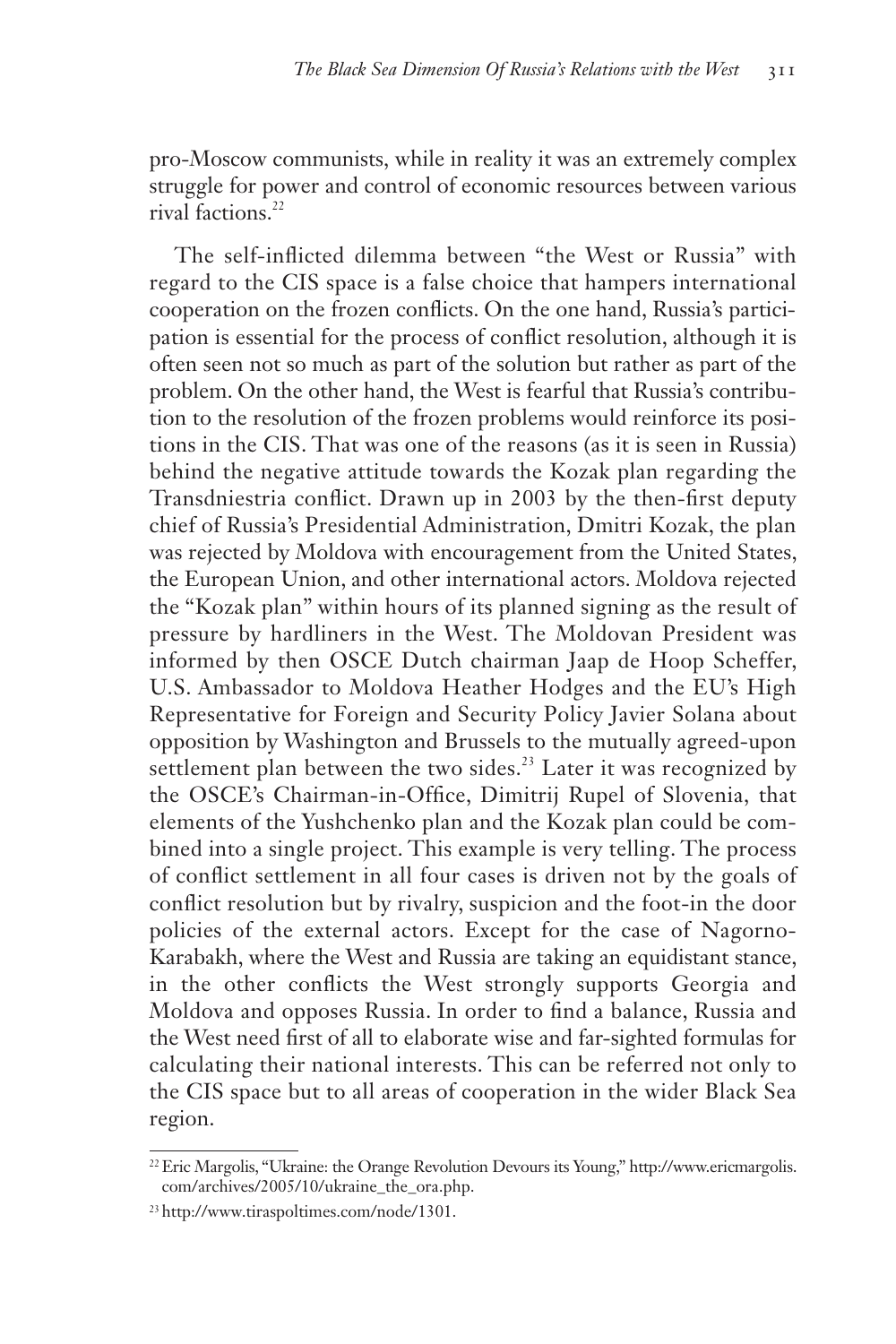pro-Moscow communists, while in reality it was an extremely complex struggle for power and control of economic resources between various rival factions.[22]

The self-inflicted dilemma between "the West or Russia" with regard to the CIS space is a false choice that hampers international cooperation on the frozen conflicts. On the one hand, Russia's participation is essential for the process of conflict resolution, although it is often seen not so much as part of the solution but rather as part of the problem. On the other hand, the West is fearful that Russia's contribution to the resolution of the frozen problems would reinforce its positions in the CIS. That was one of the reasons (as it is seen in Russia) behind the negative attitude towards the Kozak plan regarding the Transdniestria conflict. Drawn up in 2003 by the then-first deputy chief of Russia's Presidential Administration, Dmitri Kozak, the plan was rejected by Moldova with encouragement from the United States, the European Union, and other international actors. Moldova rejected the "Kozak plan" within hours of its planned signing as the result of pressure by hardliners in the West. The Moldovan President was informed by then OSCE Dutch chairman Jaap de Hoop Scheffer, U.S. Ambassador to Moldova Heather Hodges and the EU's High Representative for Foreign and Security Policy Javier Solana about opposition by Washington and Brussels to the mutually agreed-upon settlement plan between the two sides.[23] Later it was recognized by the OSCE's Chairman-in-Office, Dimitrij Rupel of Slovenia, that elements of the Yushchenko plan and the Kozak plan could be combined into a single project. This example is very telling. The process of conflict settlement in all four cases is driven not by the goals of conflict resolution but by rivalry, suspicion and the foot-in the door policies of the external actors. Except for the case of Nagorno-Karabakh, where the West and Russia are taking an equidistant stance, in the other conflicts the West strongly supports Georgia and Moldova and opposes Russia. In order to find a balance, Russia and the West need first of all to elaborate wise and far-sighted formulas for calculating their national interests. This can be referred not only to the CIS space but to all areas of cooperation in the wider Black Sea region.

---

[22] Eric Margolis, "Ukraine: the Orange Revolution Devours its Young," http://www.ericmargolis.com/archives/2005/10/ukraine_the_ora.php.

[23] http://www.tiraspoltimes.com/node/1301.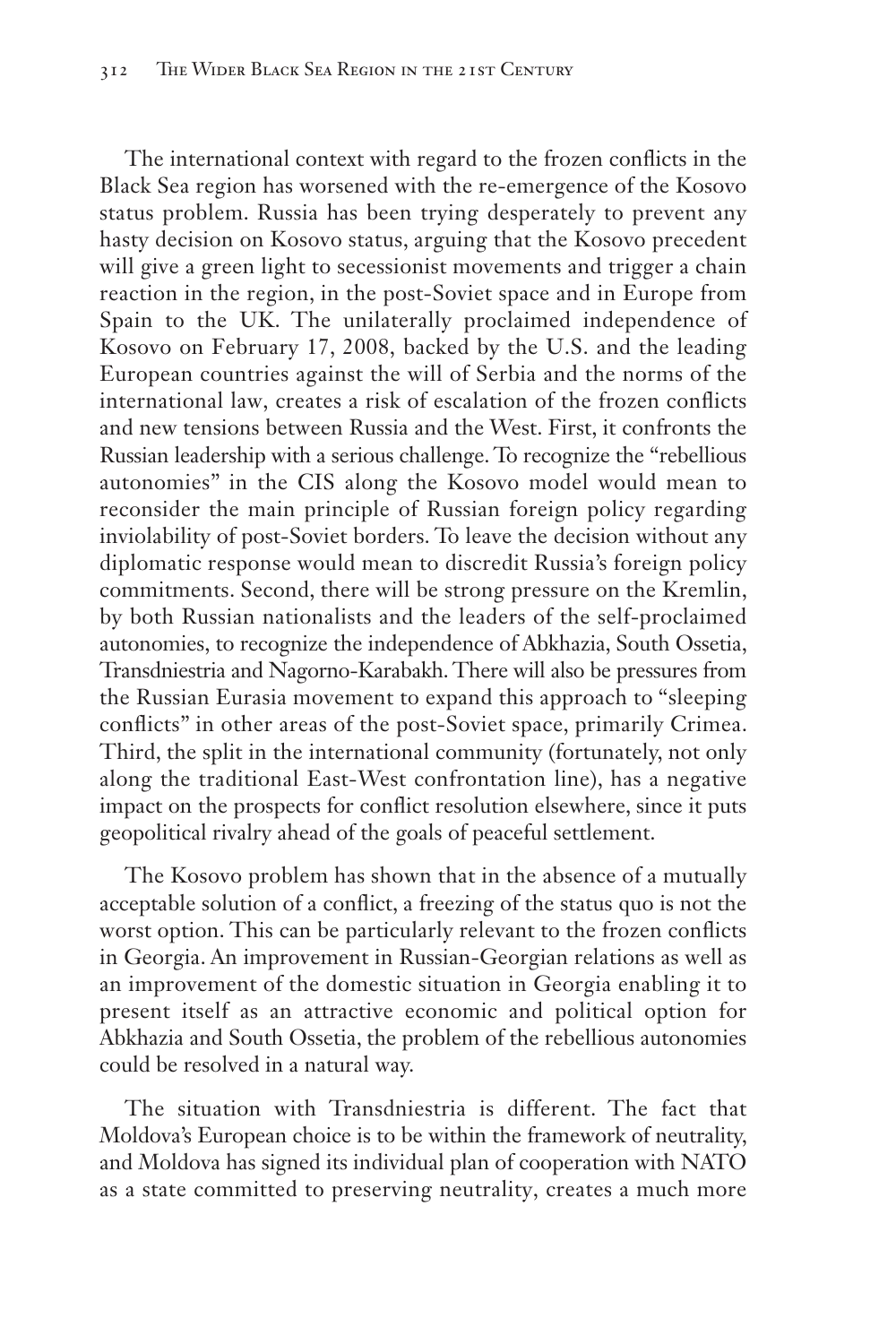The international context with regard to the frozen conflicts in the Black Sea region has worsened with the re-emergence of the Kosovo status problem. Russia has been trying desperately to prevent any hasty decision on Kosovo status, arguing that the Kosovo precedent will give a green light to secessionist movements and trigger a chain reaction in the region, in the post-Soviet space and in Europe from Spain to the UK. The unilaterally proclaimed independence of Kosovo on February 17, 2008, backed by the U.S. and the leading European countries against the will of Serbia and the norms of the international law, creates a risk of escalation of the frozen conflicts and new tensions between Russia and the West. First, it confronts the Russian leadership with a serious challenge. To recognize the "rebellious autonomies" in the CIS along the Kosovo model would mean to reconsider the main principle of Russian foreign policy regarding inviolability of post-Soviet borders. To leave the decision without any diplomatic response would mean to discredit Russia's foreign policy commitments. Second, there will be strong pressure on the Kremlin, by both Russian nationalists and the leaders of the self-proclaimed autonomies, to recognize the independence of Abkhazia, South Ossetia, Transdniestria and Nagorno-Karabakh. There will also be pressures from the Russian Eurasia movement to expand this approach to "sleeping conflicts" in other areas of the post-Soviet space, primarily Crimea. Third, the split in the international community (fortunately, not only along the traditional East-West confrontation line), has a negative impact on the prospects for conflict resolution elsewhere, since it puts geopolitical rivalry ahead of the goals of peaceful settlement.

The Kosovo problem has shown that in the absence of a mutually acceptable solution of a conflict, a freezing of the status quo is not the worst option. This can be particularly relevant to the frozen conflicts in Georgia. An improvement in Russian-Georgian relations as well as an improvement of the domestic situation in Georgia enabling it to present itself as an attractive economic and political option for Abkhazia and South Ossetia, the problem of the rebellious autonomies could be resolved in a natural way.

The situation with Transdniestria is different. The fact that Moldova's European choice is to be within the framework of neutrality, and Moldova has signed its individual plan of cooperation with NATO as a state committed to preserving neutrality, creates a much more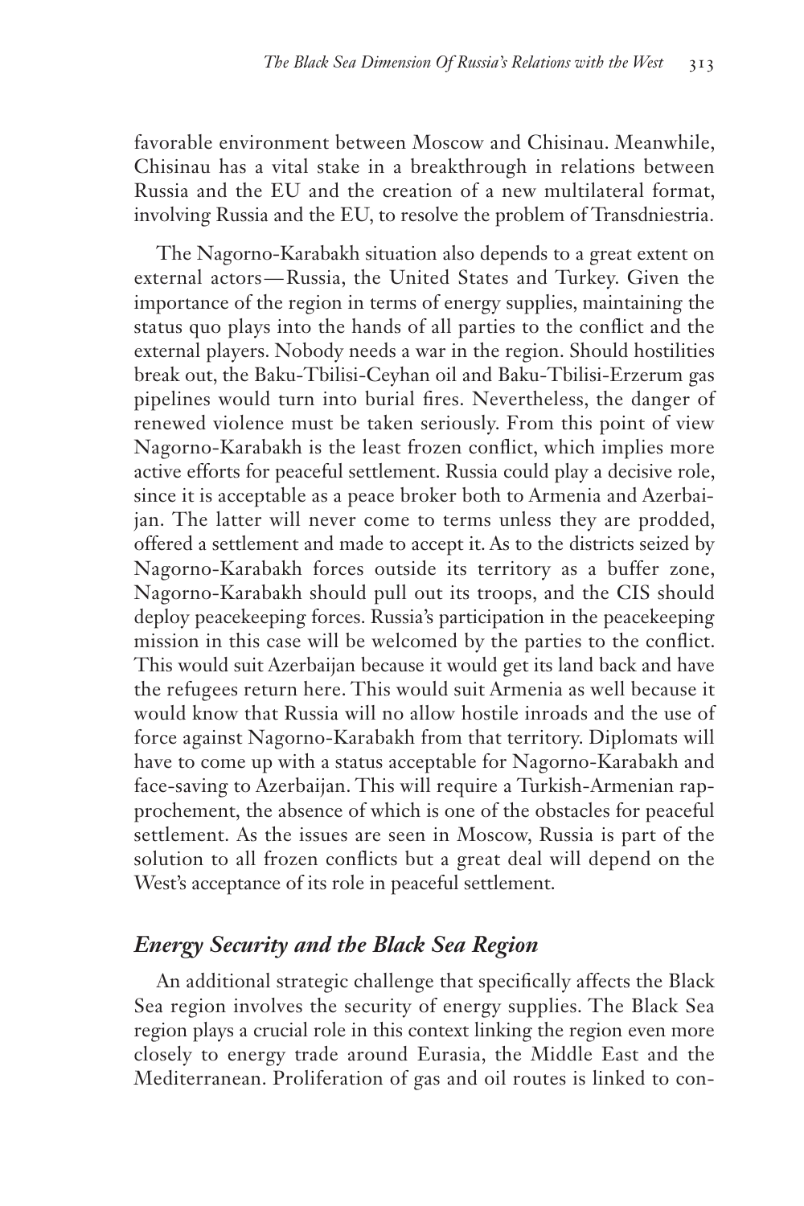favorable environment between Moscow and Chisinau. Meanwhile, Chisinau has a vital stake in a breakthrough in relations between Russia and the EU and the creation of a new multilateral format, involving Russia and the EU, to resolve the problem of Transdniestria.

The Nagorno-Karabakh situation also depends to a great extent on external actors—Russia, the United States and Turkey. Given the importance of the region in terms of energy supplies, maintaining the status quo plays into the hands of all parties to the conflict and the external players. Nobody needs a war in the region. Should hostilities break out, the Baku-Tbilisi-Ceyhan oil and Baku-Tbilisi-Erzerum gas pipelines would turn into burial fires. Nevertheless, the danger of renewed violence must be taken seriously. From this point of view Nagorno-Karabakh is the least frozen conflict, which implies more active efforts for peaceful settlement. Russia could play a decisive role, since it is acceptable as a peace broker both to Armenia and Azerbaijan. The latter will never come to terms unless they are prodded, offered a settlement and made to accept it. As to the districts seized by Nagorno-Karabakh forces outside its territory as a buffer zone, Nagorno-Karabakh should pull out its troops, and the CIS should deploy peacekeeping forces. Russia's participation in the peacekeeping mission in this case will be welcomed by the parties to the conflict. This would suit Azerbaijan because it would get its land back and have the refugees return here. This would suit Armenia as well because it would know that Russia will no allow hostile inroads and the use of force against Nagorno-Karabakh from that territory. Diplomats will have to come up with a status acceptable for Nagorno-Karabakh and face-saving to Azerbaijan. This will require a Turkish-Armenian rapprochement, the absence of which is one of the obstacles for peaceful settlement. As the issues are seen in Moscow, Russia is part of the solution to all frozen conflicts but a great deal will depend on the West's acceptance of its role in peaceful settlement.

## *Energy Security and the Black Sea Region*

An additional strategic challenge that specifically affects the Black Sea region involves the security of energy supplies. The Black Sea region plays a crucial role in this context linking the region even more closely to energy trade around Eurasia, the Middle East and the Mediterranean. Proliferation of gas and oil routes is linked to con-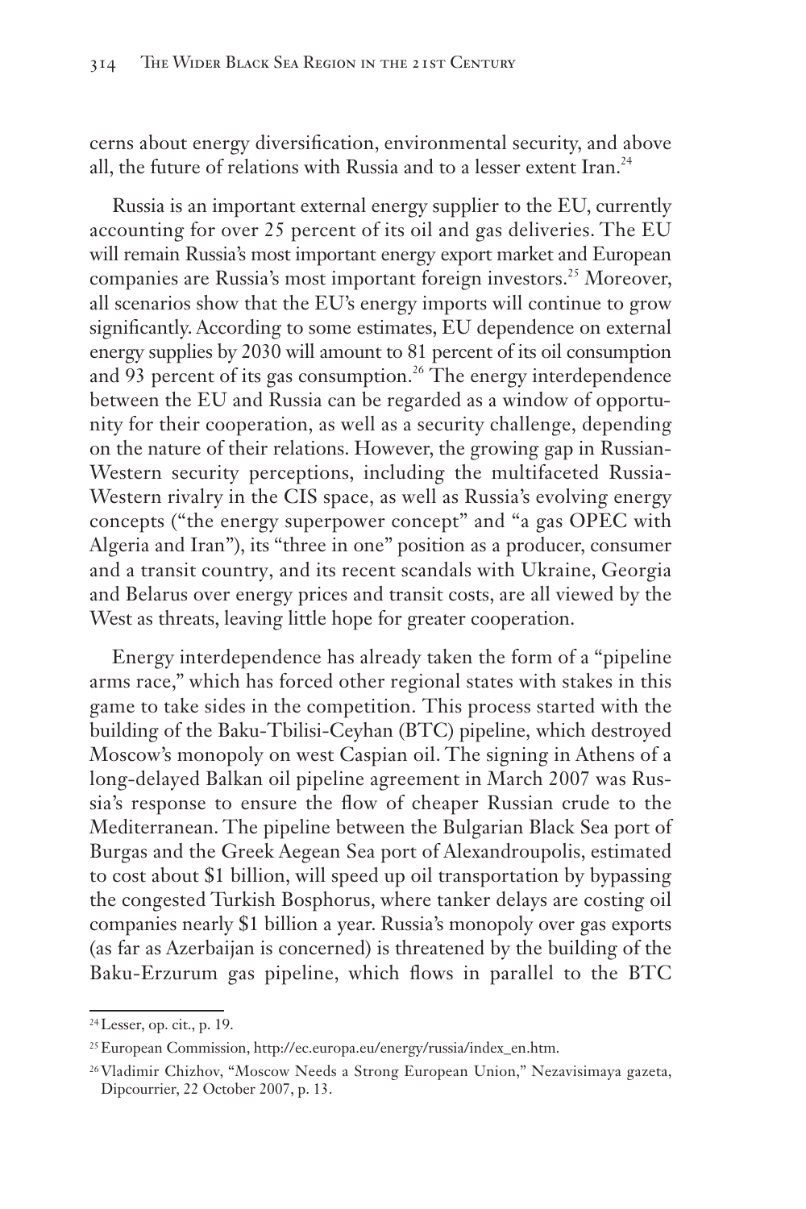cerns about energy diversification, environmental security, and above all, the future of relations with Russia and to a lesser extent Iran.[24]

Russia is an important external energy supplier to the EU, currently accounting for over 25 percent of its oil and gas deliveries. The EU will remain Russia's most important energy export market and European companies are Russia's most important foreign investors.[25] Moreover, all scenarios show that the EU's energy imports will continue to grow significantly. According to some estimates, EU dependence on external energy supplies by 2030 will amount to 81 percent of its oil consumption and 93 percent of its gas consumption.[26] The energy interdependence between the EU and Russia can be regarded as a window of opportunity for their cooperation, as well as a security challenge, depending on the nature of their relations. However, the growing gap in Russian-Western security perceptions, including the multifaceted Russia-Western rivalry in the CIS space, as well as Russia's evolving energy concepts ("the energy superpower concept" and "a gas OPEC with Algeria and Iran"), its "three in one" position as a producer, consumer and a transit country, and its recent scandals with Ukraine, Georgia and Belarus over energy prices and transit costs, are all viewed by the West as threats, leaving little hope for greater cooperation.

Energy interdependence has already taken the form of a "pipeline arms race," which has forced other regional states with stakes in this game to take sides in the competition. This process started with the building of the Baku-Tbilisi-Ceyhan (BTC) pipeline, which destroyed Moscow's monopoly on west Caspian oil. The signing in Athens of a long-delayed Balkan oil pipeline agreement in March 2007 was Russia's response to ensure the flow of cheaper Russian crude to the Mediterranean. The pipeline between the Bulgarian Black Sea port of Burgas and the Greek Aegean Sea port of Alexandroupolis, estimated to cost about $1 billion, will speed up oil transportation by bypassing the congested Turkish Bosphorus, where tanker delays are costing oil companies nearly $1 billion a year. Russia's monopoly over gas exports (as far as Azerbaijan is concerned) is threatened by the building of the Baku-Erzurum gas pipeline, which flows in parallel to the BTC

---

[24] Lesser, op. cit., p. 19.

[25] European Commission, http://ec.europa.eu/energy/russia/index_en.htm.

[26] Vladimir Chizhov, "Moscow Needs a Strong European Union," Nezavisimaya gazeta, Dipcourrier, 22 October 2007, p. 13.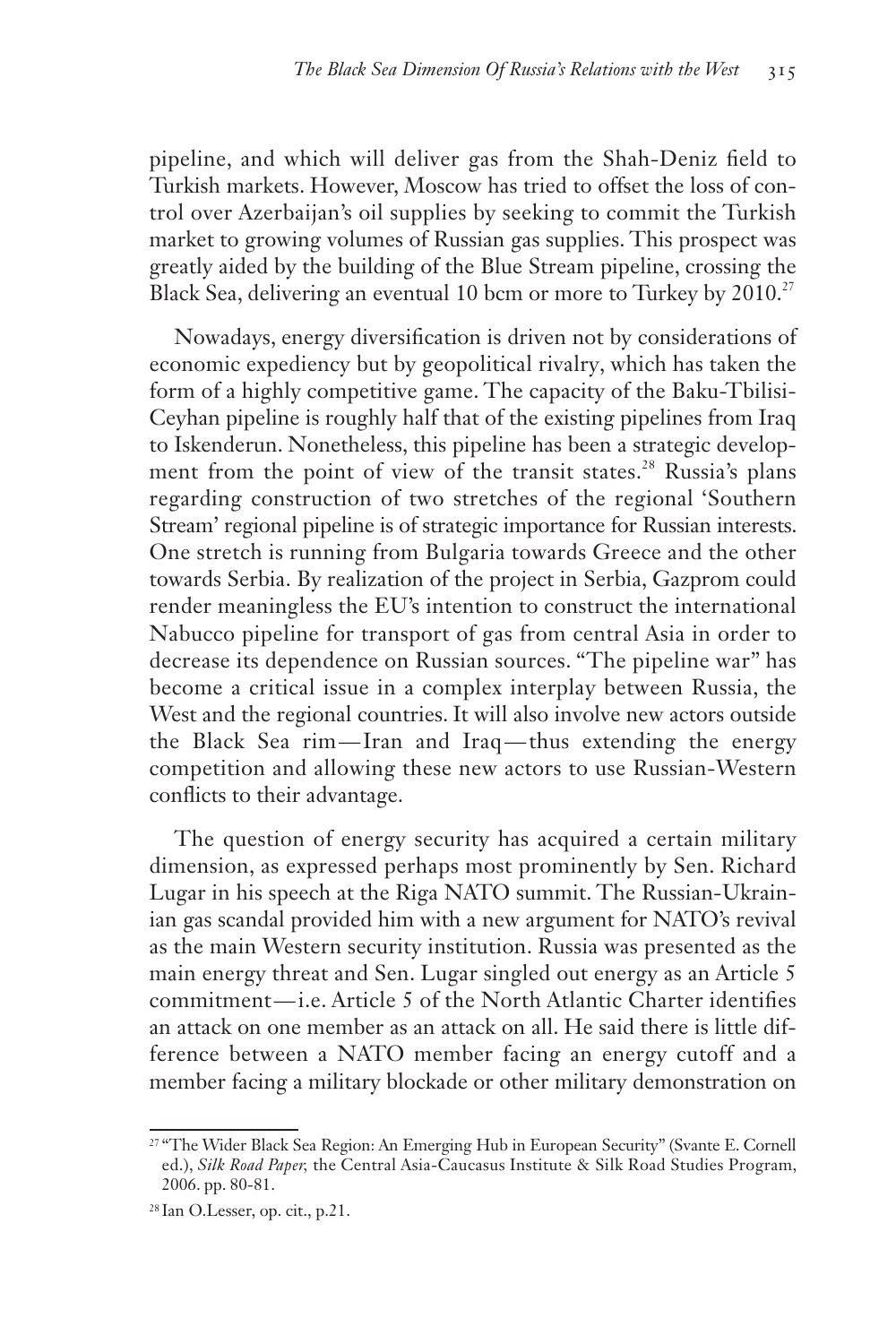pipeline, and which will deliver gas from the Shah-Deniz field to Turkish markets. However, Moscow has tried to offset the loss of control over Azerbaijan's oil supplies by seeking to commit the Turkish market to growing volumes of Russian gas supplies. This prospect was greatly aided by the building of the Blue Stream pipeline, crossing the Black Sea, delivering an eventual 10 bcm or more to Turkey by 2010.[27]

Nowadays, energy diversification is driven not by considerations of economic expediency but by geopolitical rivalry, which has taken the form of a highly competitive game. The capacity of the Baku-Tbilisi-Ceyhan pipeline is roughly half that of the existing pipelines from Iraq to Iskenderun. Nonetheless, this pipeline has been a strategic development from the point of view of the transit states.[28] Russia's plans regarding construction of two stretches of the regional 'Southern Stream' regional pipeline is of strategic importance for Russian interests. One stretch is running from Bulgaria towards Greece and the other towards Serbia. By realization of the project in Serbia, Gazprom could render meaningless the EU's intention to construct the international Nabucco pipeline for transport of gas from central Asia in order to decrease its dependence on Russian sources. "The pipeline war" has become a critical issue in a complex interplay between Russia, the West and the regional countries. It will also involve new actors outside the Black Sea rim—Iran and Iraq—thus extending the energy competition and allowing these new actors to use Russian-Western conflicts to their advantage.

The question of energy security has acquired a certain military dimension, as expressed perhaps most prominently by Sen. Richard Lugar in his speech at the Riga NATO summit. The Russian-Ukrainian gas scandal provided him with a new argument for NATO's revival as the main Western security institution. Russia was presented as the main energy threat and Sen. Lugar singled out energy as an Article 5 commitment—i.e. Article 5 of the North Atlantic Charter identifies an attack on one member as an attack on all. He said there is little difference between a NATO member facing an energy cutoff and a member facing a military blockade or other military demonstration on

---

[27] "The Wider Black Sea Region: An Emerging Hub in European Security" (Svante E. Cornell ed.), *Silk Road Paper*, the Central Asia-Caucasus Institute & Silk Road Studies Program, 2006. pp. 80-81.

[28] Ian O.Lesser, op. cit., p.21.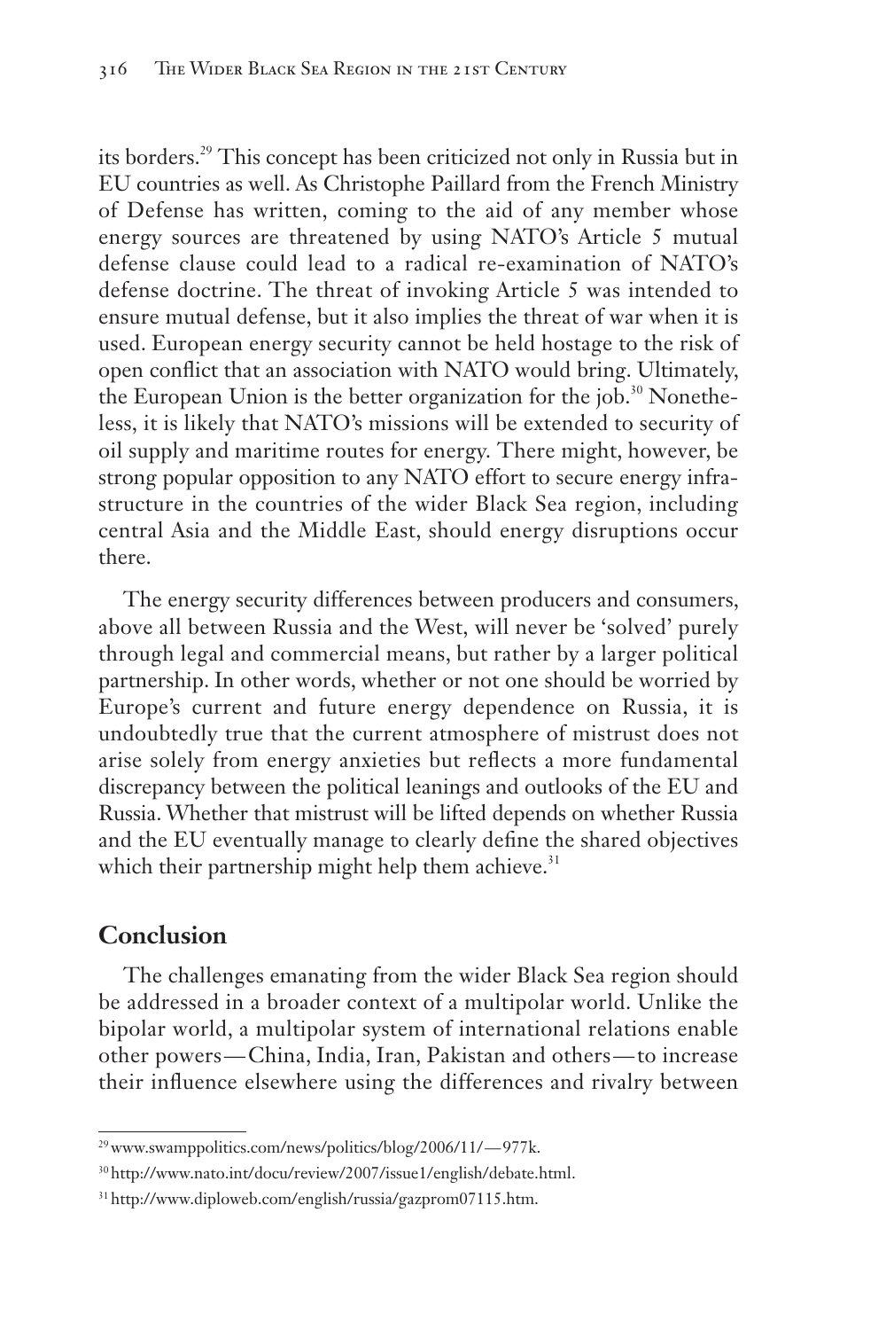its borders.[29] This concept has been criticized not only in Russia but in EU countries as well. As Christophe Paillard from the French Ministry of Defense has written, coming to the aid of any member whose energy sources are threatened by using NATO's Article 5 mutual defense clause could lead to a radical re-examination of NATO's defense doctrine. The threat of invoking Article 5 was intended to ensure mutual defense, but it also implies the threat of war when it is used. European energy security cannot be held hostage to the risk of open conflict that an association with NATO would bring. Ultimately, the European Union is the better organization for the job.[30] Nonetheless, it is likely that NATO's missions will be extended to security of oil supply and maritime routes for energy. There might, however, be strong popular opposition to any NATO effort to secure energy infrastructure in the countries of the wider Black Sea region, including central Asia and the Middle East, should energy disruptions occur there.

The energy security differences between producers and consumers, above all between Russia and the West, will never be 'solved' purely through legal and commercial means, but rather by a larger political partnership. In other words, whether or not one should be worried by Europe's current and future energy dependence on Russia, it is undoubtedly true that the current atmosphere of mistrust does not arise solely from energy anxieties but reflects a more fundamental discrepancy between the political leanings and outlooks of the EU and Russia. Whether that mistrust will be lifted depends on whether Russia and the EU eventually manage to clearly define the shared objectives which their partnership might help them achieve.[31]

## Conclusion

The challenges emanating from the wider Black Sea region should be addressed in a broader context of a multipolar world. Unlike the bipolar world, a multipolar system of international relations enable other powers—China, India, Iran, Pakistan and others—to increase their influence elsewhere using the differences and rivalry between

---

[29] www.swamppolitics.com/news/politics/blog/2006/11/—977k.

[30] http://www.nato.int/docu/review/2007/issue1/english/debate.html.

[31] http://www.diploweb.com/english/russia/gazprom07115.htm.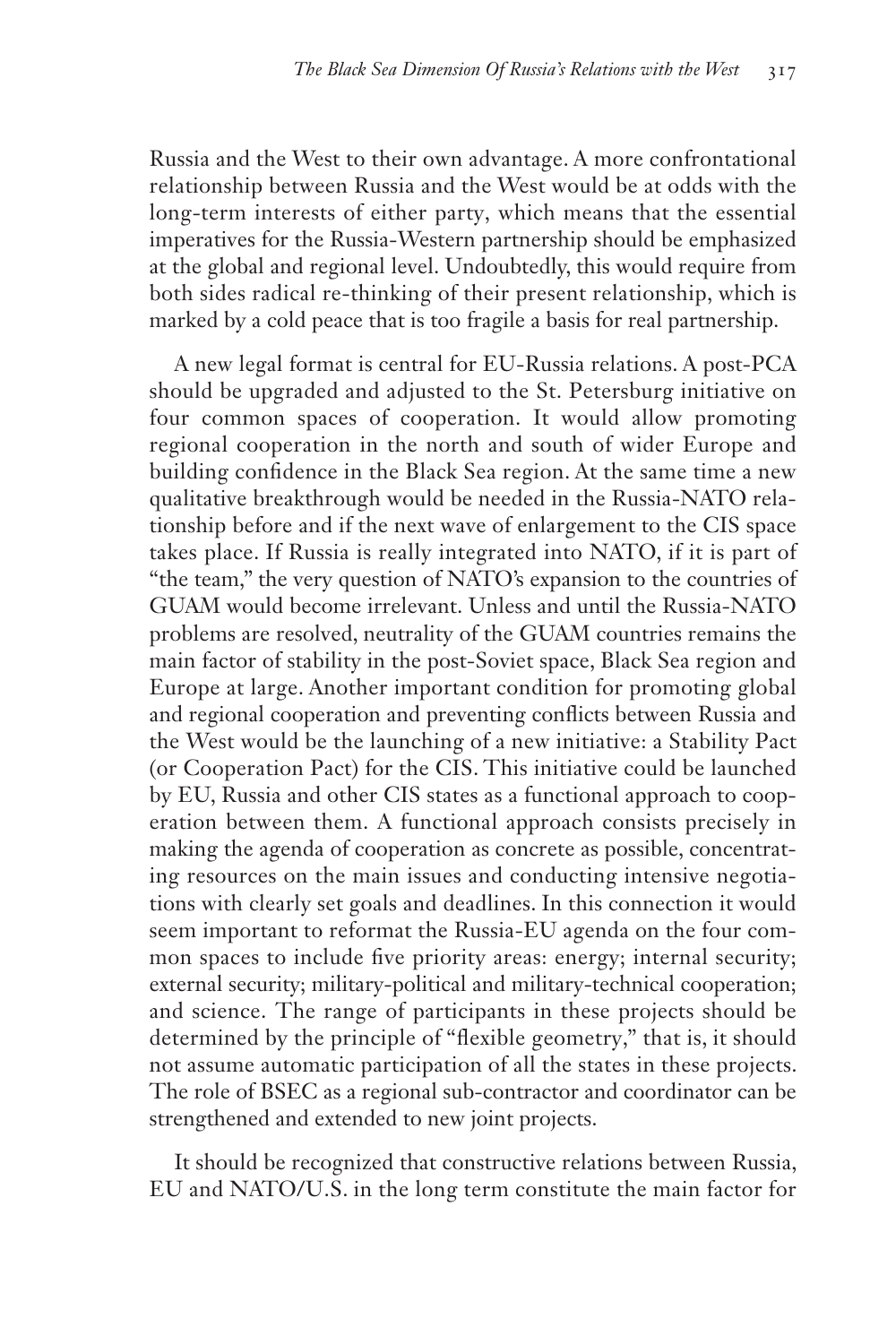Russia and the West to their own advantage. A more confrontational relationship between Russia and the West would be at odds with the long-term interests of either party, which means that the essential imperatives for the Russia-Western partnership should be emphasized at the global and regional level. Undoubtedly, this would require from both sides radical re-thinking of their present relationship, which is marked by a cold peace that is too fragile a basis for real partnership.

A new legal format is central for EU-Russia relations. A post-PCA should be upgraded and adjusted to the St. Petersburg initiative on four common spaces of cooperation. It would allow promoting regional cooperation in the north and south of wider Europe and building confidence in the Black Sea region. At the same time a new qualitative breakthrough would be needed in the Russia-NATO relationship before and if the next wave of enlargement to the CIS space takes place. If Russia is really integrated into NATO, if it is part of "the team," the very question of NATO's expansion to the countries of GUAM would become irrelevant. Unless and until the Russia-NATO problems are resolved, neutrality of the GUAM countries remains the main factor of stability in the post-Soviet space, Black Sea region and Europe at large. Another important condition for promoting global and regional cooperation and preventing conflicts between Russia and the West would be the launching of a new initiative: a Stability Pact (or Cooperation Pact) for the CIS. This initiative could be launched by EU, Russia and other CIS states as a functional approach to cooperation between them. A functional approach consists precisely in making the agenda of cooperation as concrete as possible, concentrating resources on the main issues and conducting intensive negotiations with clearly set goals and deadlines. In this connection it would seem important to reformat the Russia-EU agenda on the four common spaces to include five priority areas: energy; internal security; external security; military-political and military-technical cooperation; and science. The range of participants in these projects should be determined by the principle of "flexible geometry," that is, it should not assume automatic participation of all the states in these projects. The role of BSEC as a regional sub-contractor and coordinator can be strengthened and extended to new joint projects.

It should be recognized that constructive relations between Russia, EU and NATO/U.S. in the long term constitute the main factor for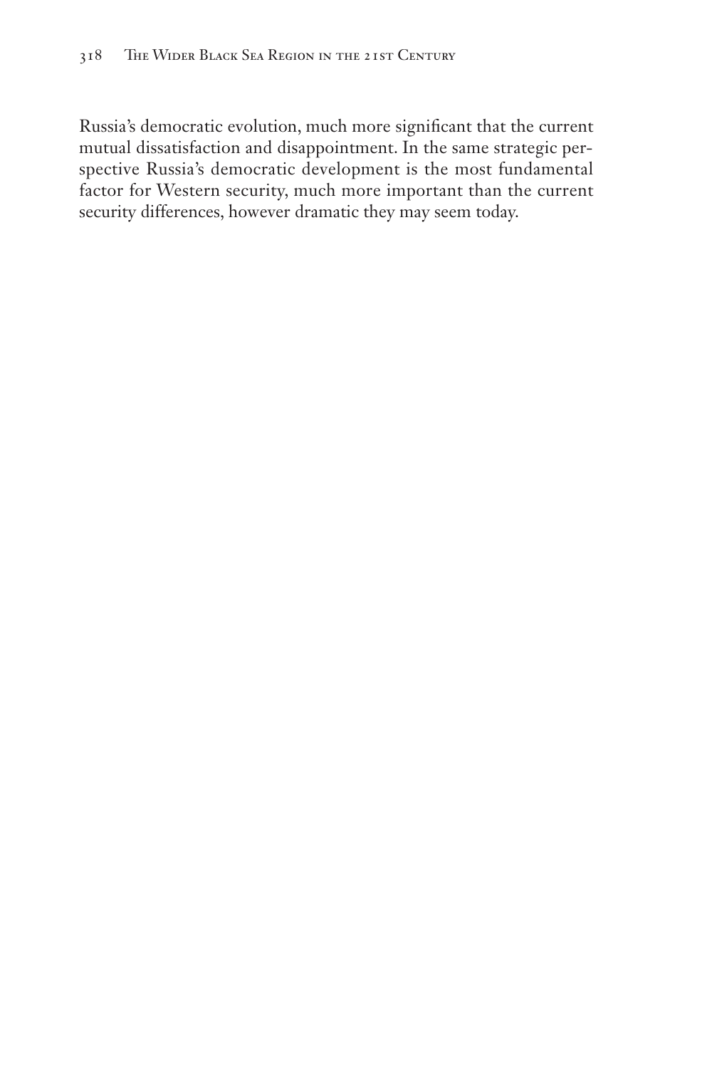Russia's democratic evolution, much more significant that the current mutual dissatisfaction and disappointment. In the same strategic perspective Russia's democratic development is the most fundamental factor for Western security, much more important than the current security differences, however dramatic they may seem today.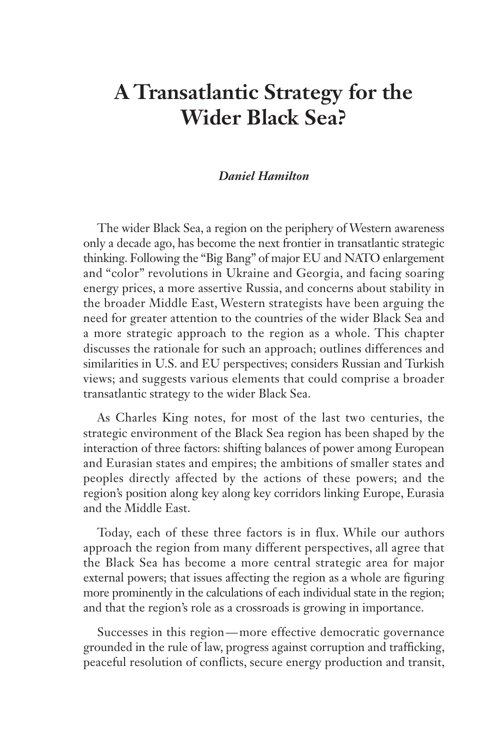# A Transatlantic Strategy for the Wider Black Sea?

***Daniel Hamilton***

The wider Black Sea, a region on the periphery of Western awareness only a decade ago, has become the next frontier in transatlantic strategic thinking. Following the "Big Bang" of major EU and NATO enlargement and "color" revolutions in Ukraine and Georgia, and facing soaring energy prices, a more assertive Russia, and concerns about stability in the broader Middle East, Western strategists have been arguing the need for greater attention to the countries of the wider Black Sea and a more strategic approach to the region as a whole. This chapter discusses the rationale for such an approach; outlines differences and similarities in U.S. and EU perspectives; considers Russian and Turkish views; and suggests various elements that could comprise a broader transatlantic strategy to the wider Black Sea.

As Charles King notes, for most of the last two centuries, the strategic environment of the Black Sea region has been shaped by the interaction of three factors: shifting balances of power among European and Eurasian states and empires; the ambitions of smaller states and peoples directly affected by the actions of these powers; and the region's position along key along key corridors linking Europe, Eurasia and the Middle East.

Today, each of these three factors is in flux. While our authors approach the region from many different perspectives, all agree that the Black Sea has become a more central strategic area for major external powers; that issues affecting the region as a whole are figuring more prominently in the calculations of each individual state in the region; and that the region's role as a crossroads is growing in importance.

Successes in this region—more effective democratic governance grounded in the rule of law, progress against corruption and trafficking, peaceful resolution of conflicts, secure energy production and transit,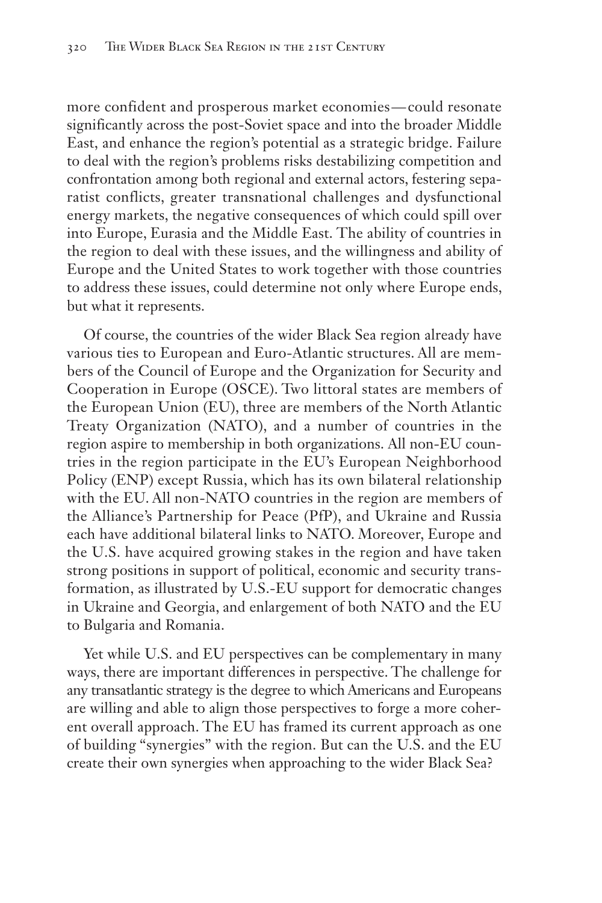more confident and prosperous market economies—could resonate significantly across the post-Soviet space and into the broader Middle East, and enhance the region's potential as a strategic bridge. Failure to deal with the region's problems risks destabilizing competition and confrontation among both regional and external actors, festering separatist conflicts, greater transnational challenges and dysfunctional energy markets, the negative consequences of which could spill over into Europe, Eurasia and the Middle East. The ability of countries in the region to deal with these issues, and the willingness and ability of Europe and the United States to work together with those countries to address these issues, could determine not only where Europe ends, but what it represents.

Of course, the countries of the wider Black Sea region already have various ties to European and Euro-Atlantic structures. All are members of the Council of Europe and the Organization for Security and Cooperation in Europe (OSCE). Two littoral states are members of the European Union (EU), three are members of the North Atlantic Treaty Organization (NATO), and a number of countries in the region aspire to membership in both organizations. All non-EU countries in the region participate in the EU's European Neighborhood Policy (ENP) except Russia, which has its own bilateral relationship with the EU. All non-NATO countries in the region are members of the Alliance's Partnership for Peace (PfP), and Ukraine and Russia each have additional bilateral links to NATO. Moreover, Europe and the U.S. have acquired growing stakes in the region and have taken strong positions in support of political, economic and security transformation, as illustrated by U.S.-EU support for democratic changes in Ukraine and Georgia, and enlargement of both NATO and the EU to Bulgaria and Romania.

Yet while U.S. and EU perspectives can be complementary in many ways, there are important differences in perspective. The challenge for any transatlantic strategy is the degree to which Americans and Europeans are willing and able to align those perspectives to forge a more coherent overall approach. The EU has framed its current approach as one of building "synergies" with the region. But can the U.S. and the EU create their own synergies when approaching to the wider Black Sea?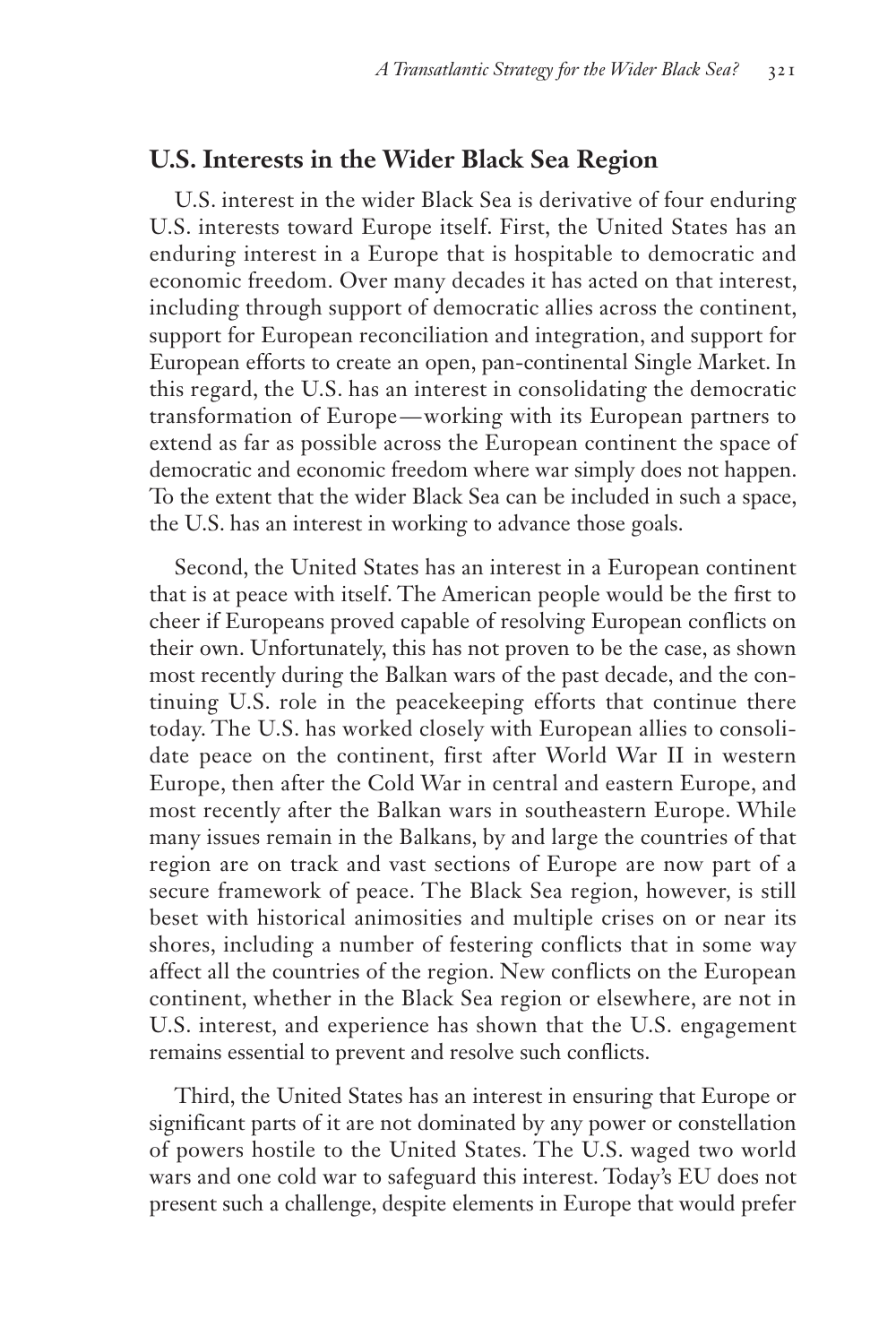## U.S. Interests in the Wider Black Sea Region

U.S. interest in the wider Black Sea is derivative of four enduring U.S. interests toward Europe itself. First, the United States has an enduring interest in a Europe that is hospitable to democratic and economic freedom. Over many decades it has acted on that interest, including through support of democratic allies across the continent, support for European reconciliation and integration, and support for European efforts to create an open, pan-continental Single Market. In this regard, the U.S. has an interest in consolidating the democratic transformation of Europe—working with its European partners to extend as far as possible across the European continent the space of democratic and economic freedom where war simply does not happen. To the extent that the wider Black Sea can be included in such a space, the U.S. has an interest in working to advance those goals.

Second, the United States has an interest in a European continent that is at peace with itself. The American people would be the first to cheer if Europeans proved capable of resolving European conflicts on their own. Unfortunately, this has not proven to be the case, as shown most recently during the Balkan wars of the past decade, and the continuing U.S. role in the peacekeeping efforts that continue there today. The U.S. has worked closely with European allies to consolidate peace on the continent, first after World War II in western Europe, then after the Cold War in central and eastern Europe, and most recently after the Balkan wars in southeastern Europe. While many issues remain in the Balkans, by and large the countries of that region are on track and vast sections of Europe are now part of a secure framework of peace. The Black Sea region, however, is still beset with historical animosities and multiple crises on or near its shores, including a number of festering conflicts that in some way affect all the countries of the region. New conflicts on the European continent, whether in the Black Sea region or elsewhere, are not in U.S. interest, and experience has shown that the U.S. engagement remains essential to prevent and resolve such conflicts.

Third, the United States has an interest in ensuring that Europe or significant parts of it are not dominated by any power or constellation of powers hostile to the United States. The U.S. waged two world wars and one cold war to safeguard this interest. Today's EU does not present such a challenge, despite elements in Europe that would prefer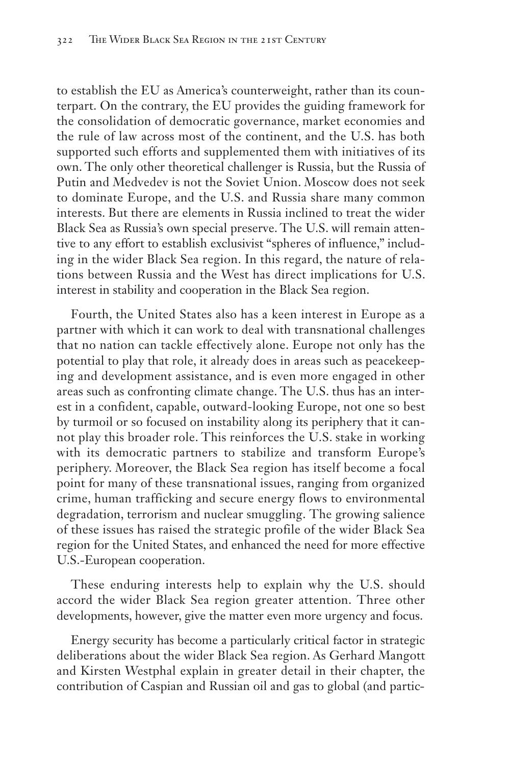to establish the EU as America's counterweight, rather than its counterpart. On the contrary, the EU provides the guiding framework for the consolidation of democratic governance, market economies and the rule of law across most of the continent, and the U.S. has both supported such efforts and supplemented them with initiatives of its own. The only other theoretical challenger is Russia, but the Russia of Putin and Medvedev is not the Soviet Union. Moscow does not seek to dominate Europe, and the U.S. and Russia share many common interests. But there are elements in Russia inclined to treat the wider Black Sea as Russia's own special preserve. The U.S. will remain attentive to any effort to establish exclusivist "spheres of influence," including in the wider Black Sea region. In this regard, the nature of relations between Russia and the West has direct implications for U.S. interest in stability and cooperation in the Black Sea region.

Fourth, the United States also has a keen interest in Europe as a partner with which it can work to deal with transnational challenges that no nation can tackle effectively alone. Europe not only has the potential to play that role, it already does in areas such as peacekeeping and development assistance, and is even more engaged in other areas such as confronting climate change. The U.S. thus has an interest in a confident, capable, outward-looking Europe, not one so best by turmoil or so focused on instability along its periphery that it cannot play this broader role. This reinforces the U.S. stake in working with its democratic partners to stabilize and transform Europe's periphery. Moreover, the Black Sea region has itself become a focal point for many of these transnational issues, ranging from organized crime, human trafficking and secure energy flows to environmental degradation, terrorism and nuclear smuggling. The growing salience of these issues has raised the strategic profile of the wider Black Sea region for the United States, and enhanced the need for more effective U.S.-European cooperation.

These enduring interests help to explain why the U.S. should accord the wider Black Sea region greater attention. Three other developments, however, give the matter even more urgency and focus.

Energy security has become a particularly critical factor in strategic deliberations about the wider Black Sea region. As Gerhard Mangott and Kirsten Westphal explain in greater detail in their chapter, the contribution of Caspian and Russian oil and gas to global (and partic-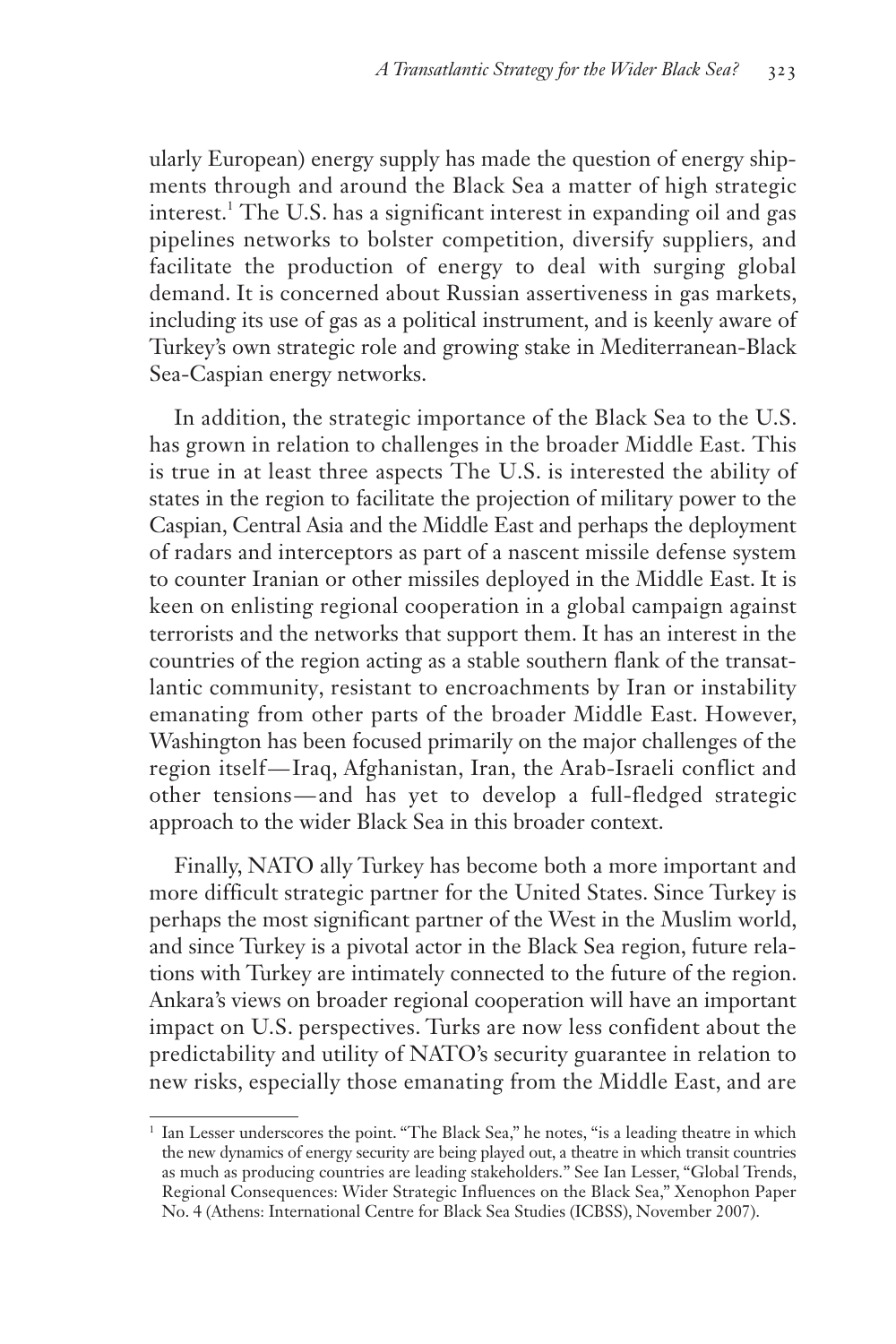ularly European) energy supply has made the question of energy shipments through and around the Black Sea a matter of high strategic interest.[1] The U.S. has a significant interest in expanding oil and gas pipelines networks to bolster competition, diversify suppliers, and facilitate the production of energy to deal with surging global demand. It is concerned about Russian assertiveness in gas markets, including its use of gas as a political instrument, and is keenly aware of Turkey's own strategic role and growing stake in Mediterranean-Black Sea-Caspian energy networks.

In addition, the strategic importance of the Black Sea to the U.S. has grown in relation to challenges in the broader Middle East. This is true in at least three aspects The U.S. is interested the ability of states in the region to facilitate the projection of military power to the Caspian, Central Asia and the Middle East and perhaps the deployment of radars and interceptors as part of a nascent missile defense system to counter Iranian or other missiles deployed in the Middle East. It is keen on enlisting regional cooperation in a global campaign against terrorists and the networks that support them. It has an interest in the countries of the region acting as a stable southern flank of the transatlantic community, resistant to encroachments by Iran or instability emanating from other parts of the broader Middle East. However, Washington has been focused primarily on the major challenges of the region itself—Iraq, Afghanistan, Iran, the Arab-Israeli conflict and other tensions—and has yet to develop a full-fledged strategic approach to the wider Black Sea in this broader context.

Finally, NATO ally Turkey has become both a more important and more difficult strategic partner for the United States. Since Turkey is perhaps the most significant partner of the West in the Muslim world, and since Turkey is a pivotal actor in the Black Sea region, future relations with Turkey are intimately connected to the future of the region. Ankara's views on broader regional cooperation will have an important impact on U.S. perspectives. Turks are now less confident about the predictability and utility of NATO's security guarantee in relation to new risks, especially those emanating from the Middle East, and are

---

[1] Ian Lesser underscores the point. "The Black Sea," he notes, "is a leading theatre in which the new dynamics of energy security are being played out, a theatre in which transit countries as much as producing countries are leading stakeholders." See Ian Lesser, "Global Trends, Regional Consequences: Wider Strategic Influences on the Black Sea," Xenophon Paper No. 4 (Athens: International Centre for Black Sea Studies (ICBSS), November 2007).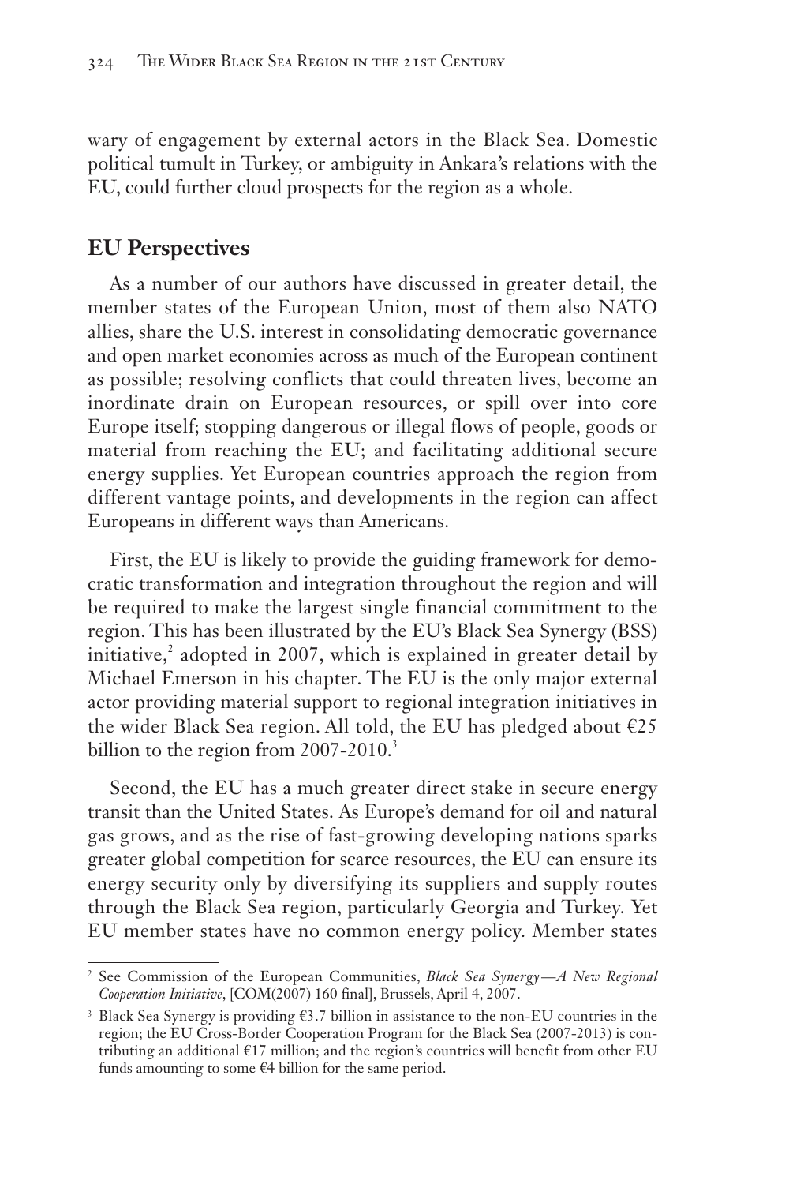wary of engagement by external actors in the Black Sea. Domestic political tumult in Turkey, or ambiguity in Ankara's relations with the EU, could further cloud prospects for the region as a whole.

## EU Perspectives

As a number of our authors have discussed in greater detail, the member states of the European Union, most of them also NATO allies, share the U.S. interest in consolidating democratic governance and open market economies across as much of the European continent as possible; resolving conflicts that could threaten lives, become an inordinate drain on European resources, or spill over into core Europe itself; stopping dangerous or illegal flows of people, goods or material from reaching the EU; and facilitating additional secure energy supplies. Yet European countries approach the region from different vantage points, and developments in the region can affect Europeans in different ways than Americans.

First, the EU is likely to provide the guiding framework for democratic transformation and integration throughout the region and will be required to make the largest single financial commitment to the region. This has been illustrated by the EU's Black Sea Synergy (BSS) initiative,[2] adopted in 2007, which is explained in greater detail by Michael Emerson in his chapter. The EU is the only major external actor providing material support to regional integration initiatives in the wider Black Sea region. All told, the EU has pledged about €25 billion to the region from 2007-2010.[3]

Second, the EU has a much greater direct stake in secure energy transit than the United States. As Europe's demand for oil and natural gas grows, and as the rise of fast-growing developing nations sparks greater global competition for scarce resources, the EU can ensure its energy security only by diversifying its suppliers and supply routes through the Black Sea region, particularly Georgia and Turkey. Yet EU member states have no common energy policy. Member states

---

[2] See Commission of the European Communities, *Black Sea Synergy—A New Regional Cooperation Initiative*, [COM(2007) 160 final], Brussels, April 4, 2007.

[3] Black Sea Synergy is providing €3.7 billion in assistance to the non-EU countries in the region; the EU Cross-Border Cooperation Program for the Black Sea (2007-2013) is contributing an additional €17 million; and the region's countries will benefit from other EU funds amounting to some €4 billion for the same period.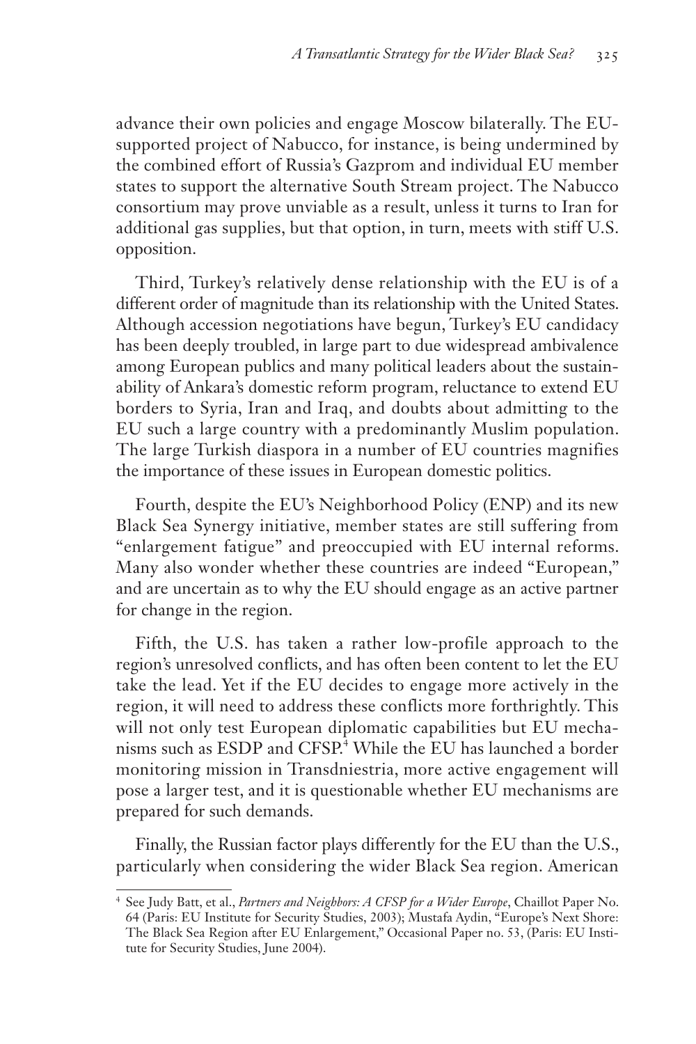advance their own policies and engage Moscow bilaterally. The EU-supported project of Nabucco, for instance, is being undermined by the combined effort of Russia's Gazprom and individual EU member states to support the alternative South Stream project. The Nabucco consortium may prove unviable as a result, unless it turns to Iran for additional gas supplies, but that option, in turn, meets with stiff U.S. opposition.

Third, Turkey's relatively dense relationship with the EU is of a different order of magnitude than its relationship with the United States. Although accession negotiations have begun, Turkey's EU candidacy has been deeply troubled, in large part to due widespread ambivalence among European publics and many political leaders about the sustainability of Ankara's domestic reform program, reluctance to extend EU borders to Syria, Iran and Iraq, and doubts about admitting to the EU such a large country with a predominantly Muslim population. The large Turkish diaspora in a number of EU countries magnifies the importance of these issues in European domestic politics.

Fourth, despite the EU's Neighborhood Policy (ENP) and its new Black Sea Synergy initiative, member states are still suffering from "enlargement fatigue" and preoccupied with EU internal reforms. Many also wonder whether these countries are indeed "European," and are uncertain as to why the EU should engage as an active partner for change in the region.

Fifth, the U.S. has taken a rather low-profile approach to the region's unresolved conflicts, and has often been content to let the EU take the lead. Yet if the EU decides to engage more actively in the region, it will need to address these conflicts more forthrightly. This will not only test European diplomatic capabilities but EU mechanisms such as ESDP and CFSP.[4] While the EU has launched a border monitoring mission in Transdniestria, more active engagement will pose a larger test, and it is questionable whether EU mechanisms are prepared for such demands.

Finally, the Russian factor plays differently for the EU than the U.S., particularly when considering the wider Black Sea region. American

---

[4] See Judy Batt, et al., *Partners and Neighbors: A CFSP for a Wider Europe*, Chaillot Paper No. 64 (Paris: EU Institute for Security Studies, 2003); Mustafa Aydin, "Europe's Next Shore: The Black Sea Region after EU Enlargement," Occasional Paper no. 53, (Paris: EU Institute for Security Studies, June 2004).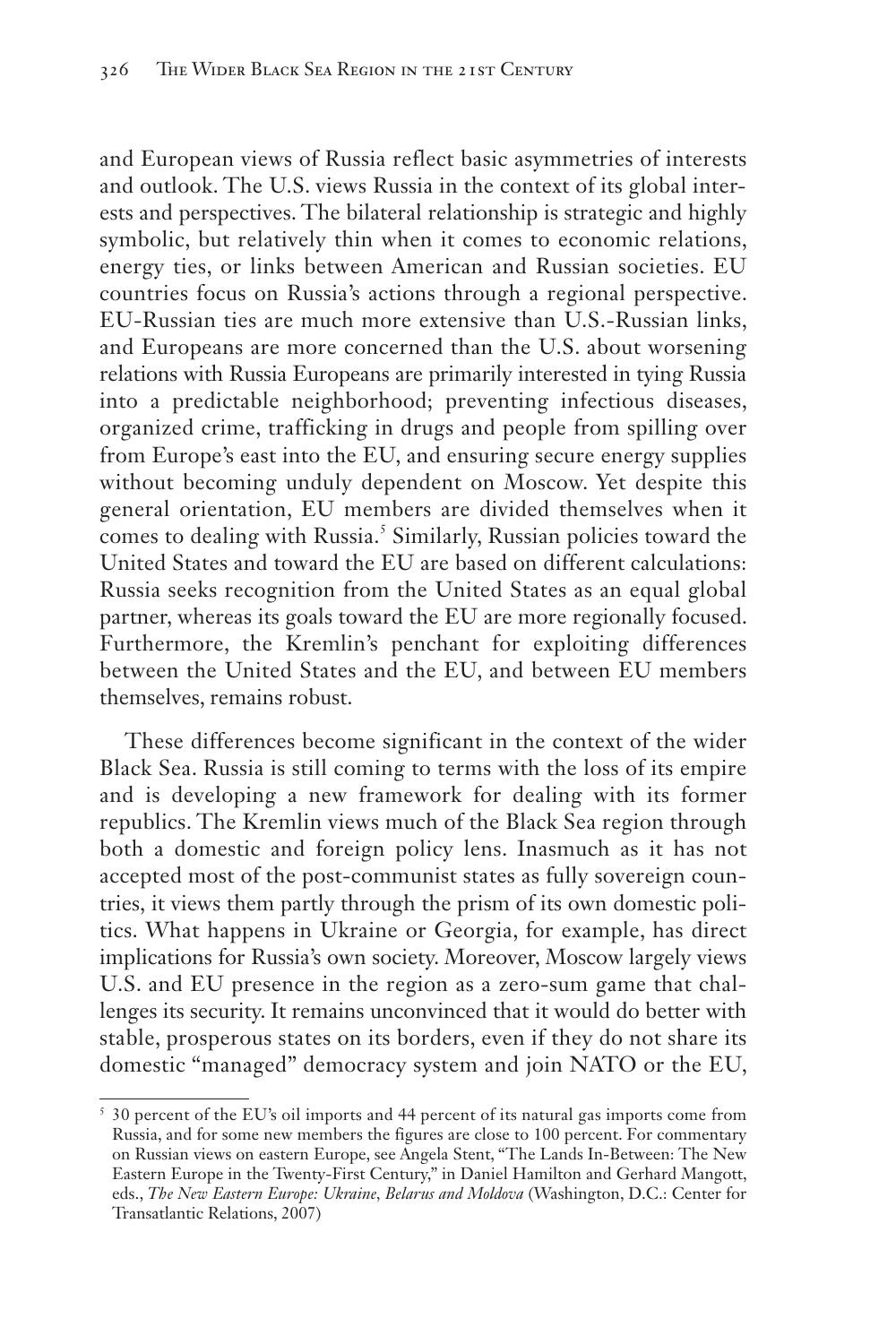and European views of Russia reflect basic asymmetries of interests and outlook. The U.S. views Russia in the context of its global interests and perspectives. The bilateral relationship is strategic and highly symbolic, but relatively thin when it comes to economic relations, energy ties, or links between American and Russian societies. EU countries focus on Russia's actions through a regional perspective. EU-Russian ties are much more extensive than U.S.-Russian links, and Europeans are more concerned than the U.S. about worsening relations with Russia Europeans are primarily interested in tying Russia into a predictable neighborhood; preventing infectious diseases, organized crime, trafficking in drugs and people from spilling over from Europe's east into the EU, and ensuring secure energy supplies without becoming unduly dependent on Moscow. Yet despite this general orientation, EU members are divided themselves when it comes to dealing with Russia.[5] Similarly, Russian policies toward the United States and toward the EU are based on different calculations: Russia seeks recognition from the United States as an equal global partner, whereas its goals toward the EU are more regionally focused. Furthermore, the Kremlin's penchant for exploiting differences between the United States and the EU, and between EU members themselves, remains robust.

These differences become significant in the context of the wider Black Sea. Russia is still coming to terms with the loss of its empire and is developing a new framework for dealing with its former republics. The Kremlin views much of the Black Sea region through both a domestic and foreign policy lens. Inasmuch as it has not accepted most of the post-communist states as fully sovereign countries, it views them partly through the prism of its own domestic politics. What happens in Ukraine or Georgia, for example, has direct implications for Russia's own society. Moreover, Moscow largely views U.S. and EU presence in the region as a zero-sum game that challenges its security. It remains unconvinced that it would do better with stable, prosperous states on its borders, even if they do not share its domestic "managed" democracy system and join NATO or the EU,

---

[5] 30 percent of the EU's oil imports and 44 percent of its natural gas imports come from Russia, and for some new members the figures are close to 100 percent. For commentary on Russian views on eastern Europe, see Angela Stent, "The Lands In-Between: The New Eastern Europe in the Twenty-First Century," in Daniel Hamilton and Gerhard Mangott, eds., *The New Eastern Europe: Ukraine, Belarus and Moldova* (Washington, D.C.: Center for Transatlantic Relations, 2007)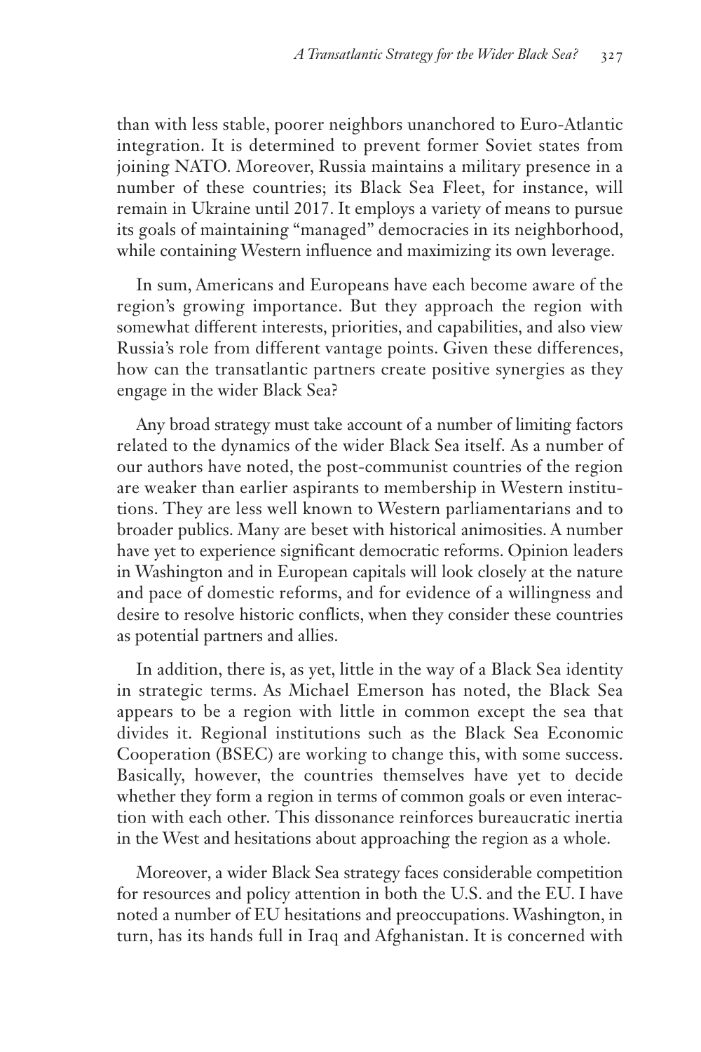than with less stable, poorer neighbors unanchored to Euro-Atlantic integration. It is determined to prevent former Soviet states from joining NATO. Moreover, Russia maintains a military presence in a number of these countries; its Black Sea Fleet, for instance, will remain in Ukraine until 2017. It employs a variety of means to pursue its goals of maintaining "managed" democracies in its neighborhood, while containing Western influence and maximizing its own leverage.

In sum, Americans and Europeans have each become aware of the region's growing importance. But they approach the region with somewhat different interests, priorities, and capabilities, and also view Russia's role from different vantage points. Given these differences, how can the transatlantic partners create positive synergies as they engage in the wider Black Sea?

Any broad strategy must take account of a number of limiting factors related to the dynamics of the wider Black Sea itself. As a number of our authors have noted, the post-communist countries of the region are weaker than earlier aspirants to membership in Western institutions. They are less well known to Western parliamentarians and to broader publics. Many are beset with historical animosities. A number have yet to experience significant democratic reforms. Opinion leaders in Washington and in European capitals will look closely at the nature and pace of domestic reforms, and for evidence of a willingness and desire to resolve historic conflicts, when they consider these countries as potential partners and allies.

In addition, there is, as yet, little in the way of a Black Sea identity in strategic terms. As Michael Emerson has noted, the Black Sea appears to be a region with little in common except the sea that divides it. Regional institutions such as the Black Sea Economic Cooperation (BSEC) are working to change this, with some success. Basically, however, the countries themselves have yet to decide whether they form a region in terms of common goals or even interaction with each other. This dissonance reinforces bureaucratic inertia in the West and hesitations about approaching the region as a whole.

Moreover, a wider Black Sea strategy faces considerable competition for resources and policy attention in both the U.S. and the EU. I have noted a number of EU hesitations and preoccupations. Washington, in turn, has its hands full in Iraq and Afghanistan. It is concerned with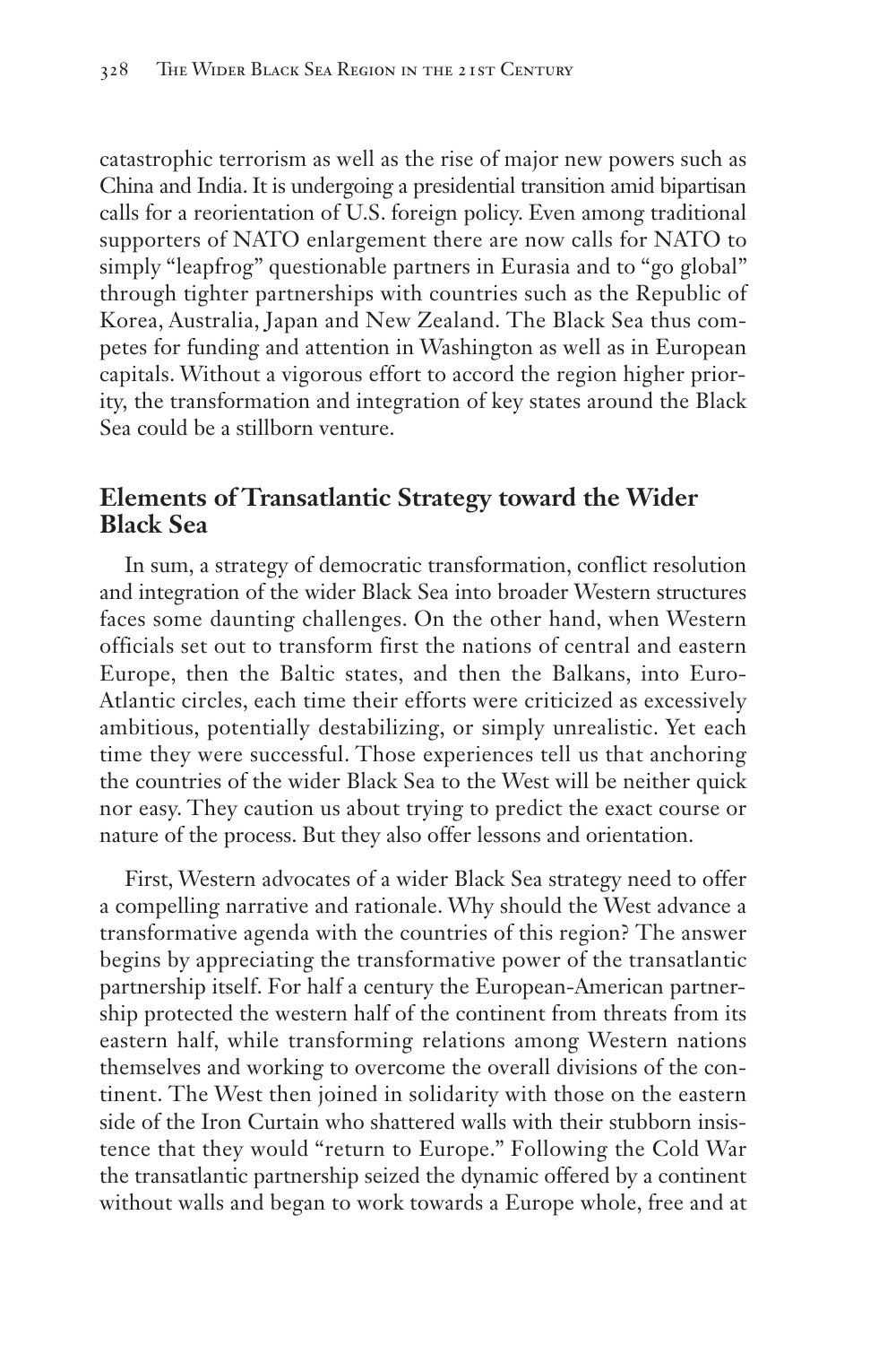catastrophic terrorism as well as the rise of major new powers such as China and India. It is undergoing a presidential transition amid bipartisan calls for a reorientation of U.S. foreign policy. Even among traditional supporters of NATO enlargement there are now calls for NATO to simply "leapfrog" questionable partners in Eurasia and to "go global" through tighter partnerships with countries such as the Republic of Korea, Australia, Japan and New Zealand. The Black Sea thus competes for funding and attention in Washington as well as in European capitals. Without a vigorous effort to accord the region higher priority, the transformation and integration of key states around the Black Sea could be a stillborn venture.

## Elements of Transatlantic Strategy toward the Wider Black Sea

In sum, a strategy of democratic transformation, conflict resolution and integration of the wider Black Sea into broader Western structures faces some daunting challenges. On the other hand, when Western officials set out to transform first the nations of central and eastern Europe, then the Baltic states, and then the Balkans, into Euro-Atlantic circles, each time their efforts were criticized as excessively ambitious, potentially destabilizing, or simply unrealistic. Yet each time they were successful. Those experiences tell us that anchoring the countries of the wider Black Sea to the West will be neither quick nor easy. They caution us about trying to predict the exact course or nature of the process. But they also offer lessons and orientation.

First, Western advocates of a wider Black Sea strategy need to offer a compelling narrative and rationale. Why should the West advance a transformative agenda with the countries of this region? The answer begins by appreciating the transformative power of the transatlantic partnership itself. For half a century the European-American partnership protected the western half of the continent from threats from its eastern half, while transforming relations among Western nations themselves and working to overcome the overall divisions of the continent. The West then joined in solidarity with those on the eastern side of the Iron Curtain who shattered walls with their stubborn insistence that they would "return to Europe." Following the Cold War the transatlantic partnership seized the dynamic offered by a continent without walls and began to work towards a Europe whole, free and at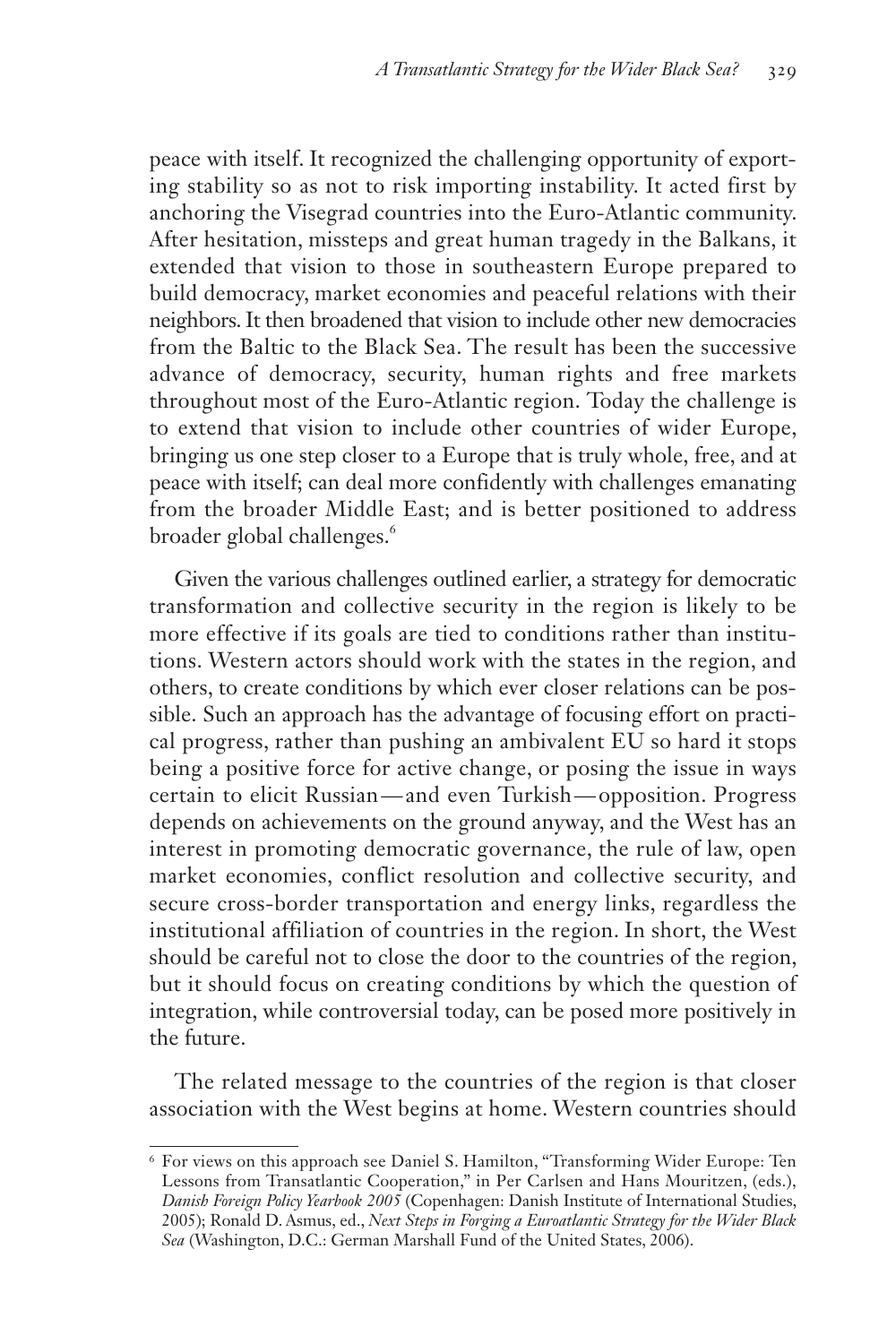peace with itself. It recognized the challenging opportunity of exporting stability so as not to risk importing instability. It acted first by anchoring the Visegrad countries into the Euro-Atlantic community. After hesitation, missteps and great human tragedy in the Balkans, it extended that vision to those in southeastern Europe prepared to build democracy, market economies and peaceful relations with their neighbors. It then broadened that vision to include other new democracies from the Baltic to the Black Sea. The result has been the successive advance of democracy, security, human rights and free markets throughout most of the Euro-Atlantic region. Today the challenge is to extend that vision to include other countries of wider Europe, bringing us one step closer to a Europe that is truly whole, free, and at peace with itself; can deal more confidently with challenges emanating from the broader Middle East; and is better positioned to address broader global challenges.[6]

Given the various challenges outlined earlier, a strategy for democratic transformation and collective security in the region is likely to be more effective if its goals are tied to conditions rather than institutions. Western actors should work with the states in the region, and others, to create conditions by which ever closer relations can be possible. Such an approach has the advantage of focusing effort on practical progress, rather than pushing an ambivalent EU so hard it stops being a positive force for active change, or posing the issue in ways certain to elicit Russian—and even Turkish—opposition. Progress depends on achievements on the ground anyway, and the West has an interest in promoting democratic governance, the rule of law, open market economies, conflict resolution and collective security, and secure cross-border transportation and energy links, regardless the institutional affiliation of countries in the region. In short, the West should be careful not to close the door to the countries of the region, but it should focus on creating conditions by which the question of integration, while controversial today, can be posed more positively in the future.

The related message to the countries of the region is that closer association with the West begins at home. Western countries should

---

[6] For views on this approach see Daniel S. Hamilton, "Transforming Wider Europe: Ten Lessons from Transatlantic Cooperation," in Per Carlsen and Hans Mouritzen, (eds.), *Danish Foreign Policy Yearbook 2005* (Copenhagen: Danish Institute of International Studies, 2005); Ronald D. Asmus, ed., *Next Steps in Forging a Euroatlantic Strategy for the Wider Black Sea* (Washington, D.C.: German Marshall Fund of the United States, 2006).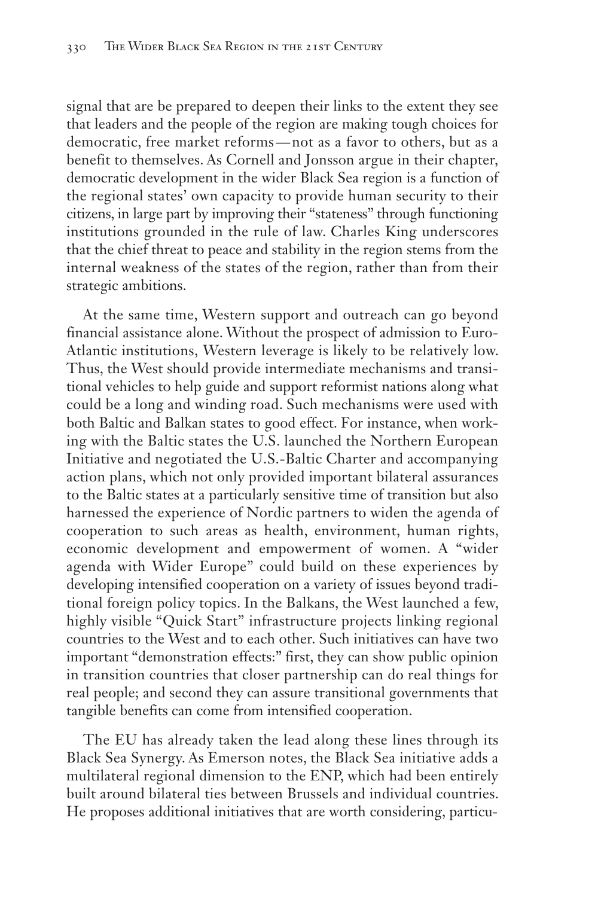signal that are be prepared to deepen their links to the extent they see that leaders and the people of the region are making tough choices for democratic, free market reforms—not as a favor to others, but as a benefit to themselves. As Cornell and Jonsson argue in their chapter, democratic development in the wider Black Sea region is a function of the regional states' own capacity to provide human security to their citizens, in large part by improving their "stateness" through functioning institutions grounded in the rule of law. Charles King underscores that the chief threat to peace and stability in the region stems from the internal weakness of the states of the region, rather than from their strategic ambitions.

At the same time, Western support and outreach can go beyond financial assistance alone. Without the prospect of admission to Euro-Atlantic institutions, Western leverage is likely to be relatively low. Thus, the West should provide intermediate mechanisms and transitional vehicles to help guide and support reformist nations along what could be a long and winding road. Such mechanisms were used with both Baltic and Balkan states to good effect. For instance, when working with the Baltic states the U.S. launched the Northern European Initiative and negotiated the U.S.-Baltic Charter and accompanying action plans, which not only provided important bilateral assurances to the Baltic states at a particularly sensitive time of transition but also harnessed the experience of Nordic partners to widen the agenda of cooperation to such areas as health, environment, human rights, economic development and empowerment of women. A "wider agenda with Wider Europe" could build on these experiences by developing intensified cooperation on a variety of issues beyond traditional foreign policy topics. In the Balkans, the West launched a few, highly visible "Quick Start" infrastructure projects linking regional countries to the West and to each other. Such initiatives can have two important "demonstration effects:" first, they can show public opinion in transition countries that closer partnership can do real things for real people; and second they can assure transitional governments that tangible benefits can come from intensified cooperation.

The EU has already taken the lead along these lines through its Black Sea Synergy. As Emerson notes, the Black Sea initiative adds a multilateral regional dimension to the ENP, which had been entirely built around bilateral ties between Brussels and individual countries. He proposes additional initiatives that are worth considering, particu-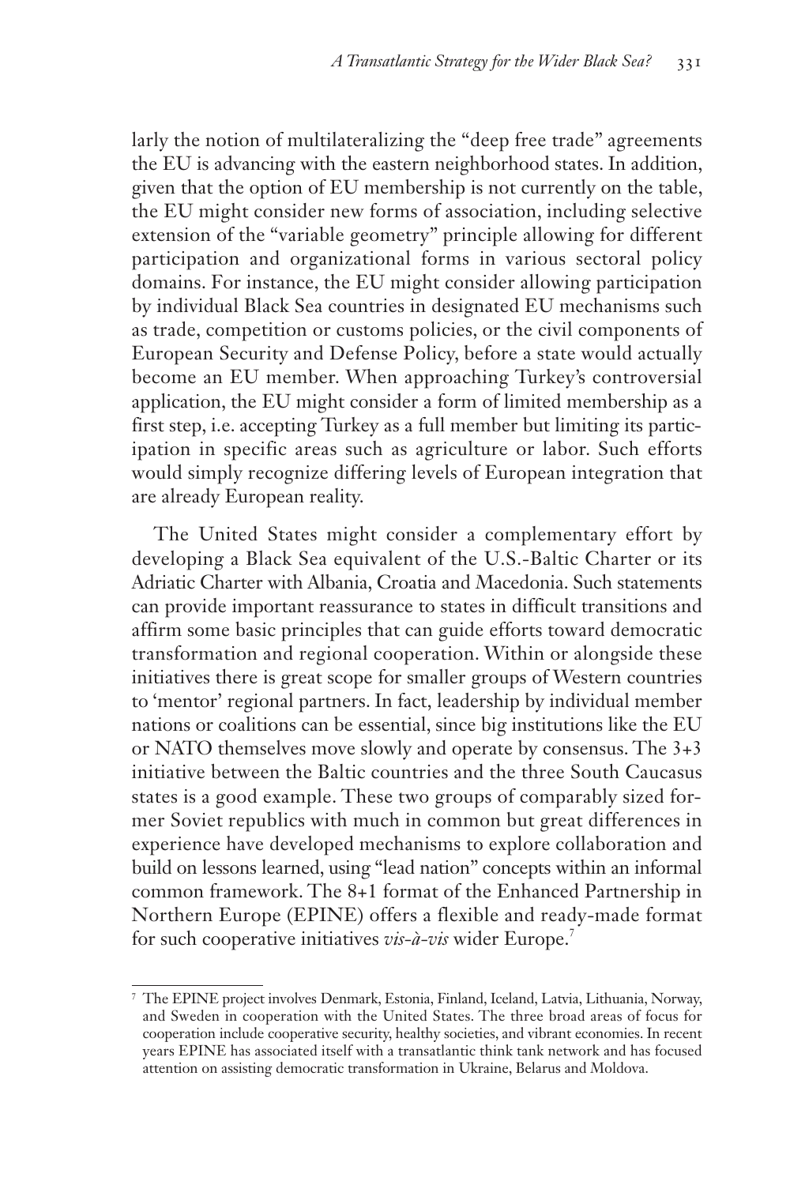larly the notion of multilateralizing the "deep free trade" agreements the EU is advancing with the eastern neighborhood states. In addition, given that the option of EU membership is not currently on the table, the EU might consider new forms of association, including selective extension of the "variable geometry" principle allowing for different participation and organizational forms in various sectoral policy domains. For instance, the EU might consider allowing participation by individual Black Sea countries in designated EU mechanisms such as trade, competition or customs policies, or the civil components of European Security and Defense Policy, before a state would actually become an EU member. When approaching Turkey's controversial application, the EU might consider a form of limited membership as a first step, i.e. accepting Turkey as a full member but limiting its participation in specific areas such as agriculture or labor. Such efforts would simply recognize differing levels of European integration that are already European reality.

The United States might consider a complementary effort by developing a Black Sea equivalent of the U.S.-Baltic Charter or its Adriatic Charter with Albania, Croatia and Macedonia. Such statements can provide important reassurance to states in difficult transitions and affirm some basic principles that can guide efforts toward democratic transformation and regional cooperation. Within or alongside these initiatives there is great scope for smaller groups of Western countries to 'mentor' regional partners. In fact, leadership by individual member nations or coalitions can be essential, since big institutions like the EU or NATO themselves move slowly and operate by consensus. The 3+3 initiative between the Baltic countries and the three South Caucasus states is a good example. These two groups of comparably sized former Soviet republics with much in common but great differences in experience have developed mechanisms to explore collaboration and build on lessons learned, using "lead nation" concepts within an informal common framework. The 8+1 format of the Enhanced Partnership in Northern Europe (EPINE) offers a flexible and ready-made format for such cooperative initiatives *vis-à-vis* wider Europe.[7]

---

[7] The EPINE project involves Denmark, Estonia, Finland, Iceland, Latvia, Lithuania, Norway, and Sweden in cooperation with the United States. The three broad areas of focus for cooperation include cooperative security, healthy societies, and vibrant economies. In recent years EPINE has associated itself with a transatlantic think tank network and has focused attention on assisting democratic transformation in Ukraine, Belarus and Moldova.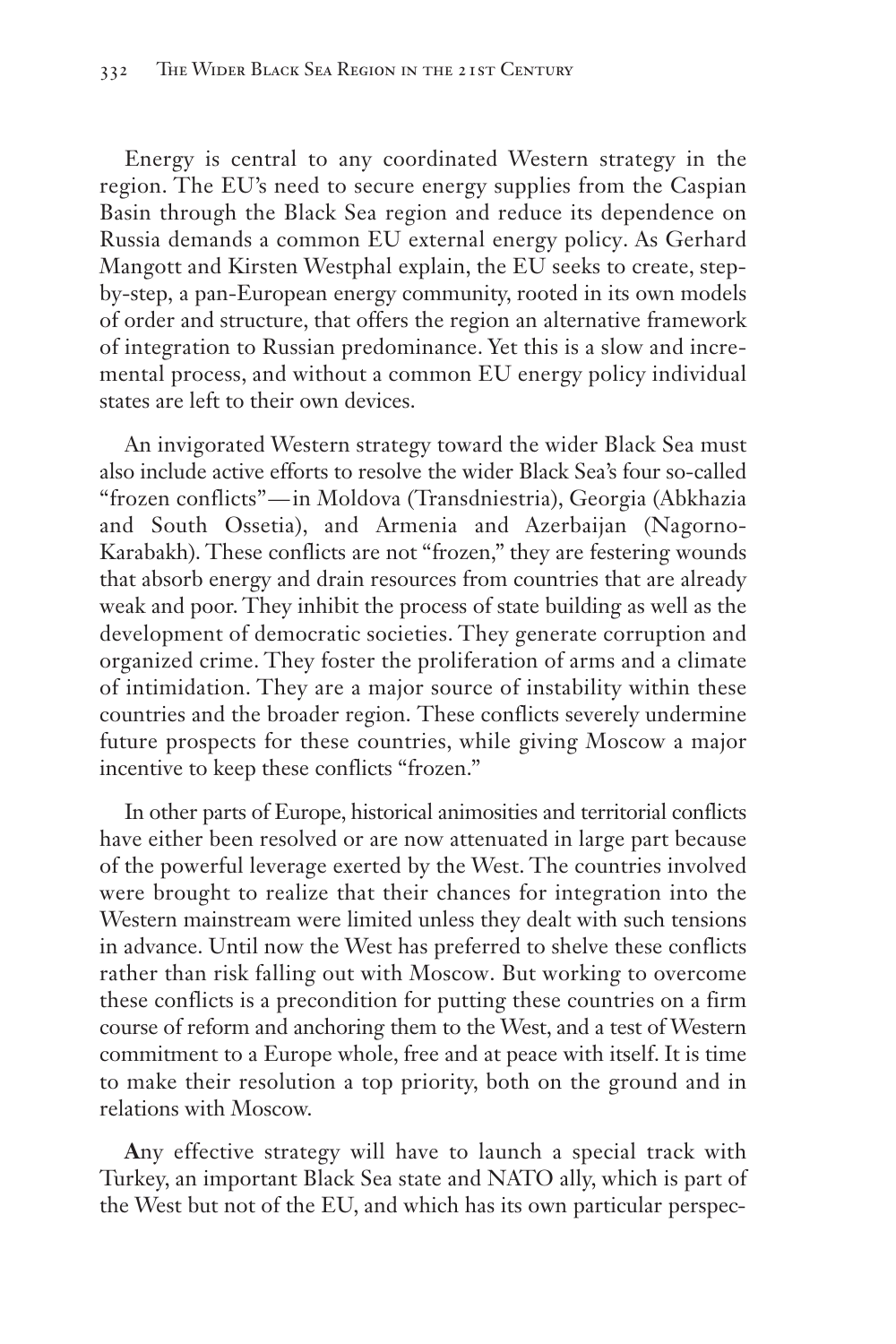Energy is central to any coordinated Western strategy in the region. The EU's need to secure energy supplies from the Caspian Basin through the Black Sea region and reduce its dependence on Russia demands a common EU external energy policy. As Gerhard Mangott and Kirsten Westphal explain, the EU seeks to create, step-by-step, a pan-European energy community, rooted in its own models of order and structure, that offers the region an alternative framework of integration to Russian predominance. Yet this is a slow and incremental process, and without a common EU energy policy individual states are left to their own devices.

An invigorated Western strategy toward the wider Black Sea must also include active efforts to resolve the wider Black Sea's four so-called "frozen conflicts"—in Moldova (Transdniestria), Georgia (Abkhazia and South Ossetia), and Armenia and Azerbaijan (Nagorno-Karabakh). These conflicts are not "frozen," they are festering wounds that absorb energy and drain resources from countries that are already weak and poor. They inhibit the process of state building as well as the development of democratic societies. They generate corruption and organized crime. They foster the proliferation of arms and a climate of intimidation. They are a major source of instability within these countries and the broader region. These conflicts severely undermine future prospects for these countries, while giving Moscow a major incentive to keep these conflicts "frozen."

In other parts of Europe, historical animosities and territorial conflicts have either been resolved or are now attenuated in large part because of the powerful leverage exerted by the West. The countries involved were brought to realize that their chances for integration into the Western mainstream were limited unless they dealt with such tensions in advance. Until now the West has preferred to shelve these conflicts rather than risk falling out with Moscow. But working to overcome these conflicts is a precondition for putting these countries on a firm course of reform and anchoring them to the West, and a test of Western commitment to a Europe whole, free and at peace with itself. It is time to make their resolution a top priority, both on the ground and in relations with Moscow.

**A**ny effective strategy will have to launch a special track with Turkey, an important Black Sea state and NATO ally, which is part of the West but not of the EU, and which has its own particular perspec-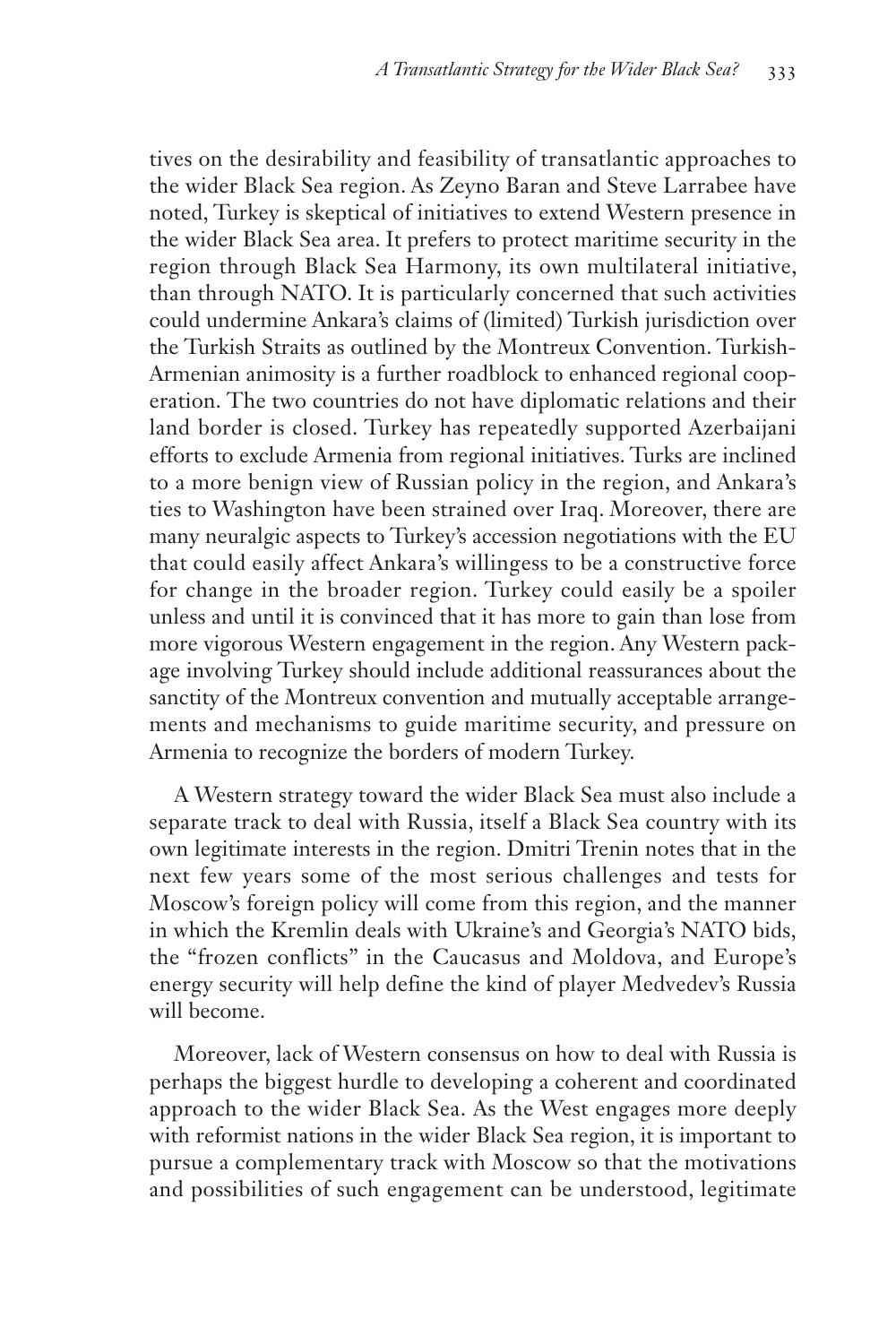tives on the desirability and feasibility of transatlantic approaches to the wider Black Sea region. As Zeyno Baran and Steve Larrabee have noted, Turkey is skeptical of initiatives to extend Western presence in the wider Black Sea area. It prefers to protect maritime security in the region through Black Sea Harmony, its own multilateral initiative, than through NATO. It is particularly concerned that such activities could undermine Ankara's claims of (limited) Turkish jurisdiction over the Turkish Straits as outlined by the Montreux Convention. Turkish-Armenian animosity is a further roadblock to enhanced regional cooperation. The two countries do not have diplomatic relations and their land border is closed. Turkey has repeatedly supported Azerbaijani efforts to exclude Armenia from regional initiatives. Turks are inclined to a more benign view of Russian policy in the region, and Ankara's ties to Washington have been strained over Iraq. Moreover, there are many neuralgic aspects to Turkey's accession negotiations with the EU that could easily affect Ankara's willingess to be a constructive force for change in the broader region. Turkey could easily be a spoiler unless and until it is convinced that it has more to gain than lose from more vigorous Western engagement in the region. Any Western package involving Turkey should include additional reassurances about the sanctity of the Montreux convention and mutually acceptable arrangements and mechanisms to guide maritime security, and pressure on Armenia to recognize the borders of modern Turkey.

A Western strategy toward the wider Black Sea must also include a separate track to deal with Russia, itself a Black Sea country with its own legitimate interests in the region. Dmitri Trenin notes that in the next few years some of the most serious challenges and tests for Moscow's foreign policy will come from this region, and the manner in which the Kremlin deals with Ukraine's and Georgia's NATO bids, the "frozen conflicts" in the Caucasus and Moldova, and Europe's energy security will help define the kind of player Medvedev's Russia will become.

Moreover, lack of Western consensus on how to deal with Russia is perhaps the biggest hurdle to developing a coherent and coordinated approach to the wider Black Sea. As the West engages more deeply with reformist nations in the wider Black Sea region, it is important to pursue a complementary track with Moscow so that the motivations and possibilities of such engagement can be understood, legitimate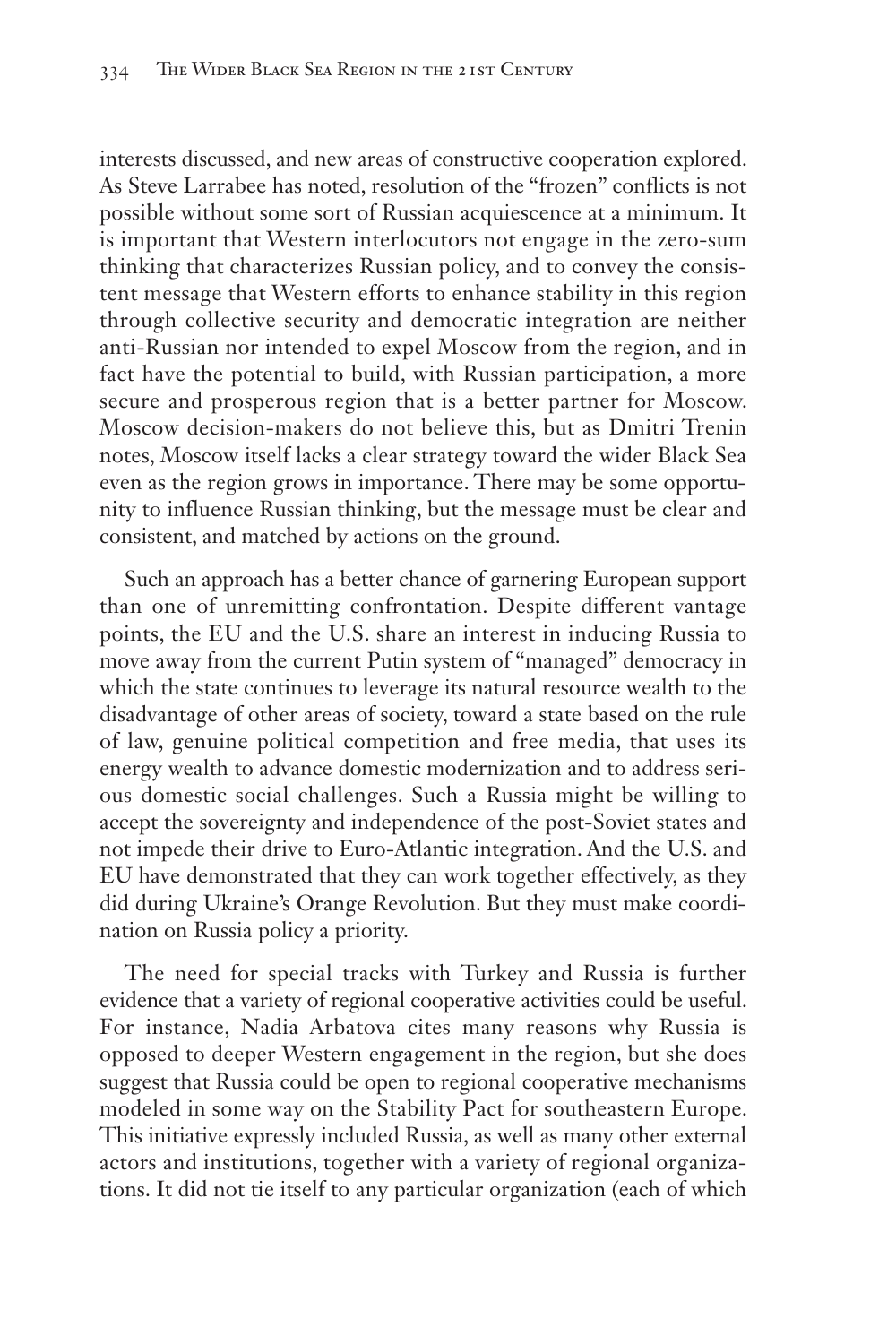interests discussed, and new areas of constructive cooperation explored. As Steve Larrabee has noted, resolution of the "frozen" conflicts is not possible without some sort of Russian acquiescence at a minimum. It is important that Western interlocutors not engage in the zero-sum thinking that characterizes Russian policy, and to convey the consistent message that Western efforts to enhance stability in this region through collective security and democratic integration are neither anti-Russian nor intended to expel Moscow from the region, and in fact have the potential to build, with Russian participation, a more secure and prosperous region that is a better partner for Moscow. Moscow decision-makers do not believe this, but as Dmitri Trenin notes, Moscow itself lacks a clear strategy toward the wider Black Sea even as the region grows in importance. There may be some opportunity to influence Russian thinking, but the message must be clear and consistent, and matched by actions on the ground.

Such an approach has a better chance of garnering European support than one of unremitting confrontation. Despite different vantage points, the EU and the U.S. share an interest in inducing Russia to move away from the current Putin system of "managed" democracy in which the state continues to leverage its natural resource wealth to the disadvantage of other areas of society, toward a state based on the rule of law, genuine political competition and free media, that uses its energy wealth to advance domestic modernization and to address serious domestic social challenges. Such a Russia might be willing to accept the sovereignty and independence of the post-Soviet states and not impede their drive to Euro-Atlantic integration. And the U.S. and EU have demonstrated that they can work together effectively, as they did during Ukraine's Orange Revolution. But they must make coordination on Russia policy a priority.

The need for special tracks with Turkey and Russia is further evidence that a variety of regional cooperative activities could be useful. For instance, Nadia Arbatova cites many reasons why Russia is opposed to deeper Western engagement in the region, but she does suggest that Russia could be open to regional cooperative mechanisms modeled in some way on the Stability Pact for southeastern Europe. This initiative expressly included Russia, as well as many other external actors and institutions, together with a variety of regional organizations. It did not tie itself to any particular organization (each of which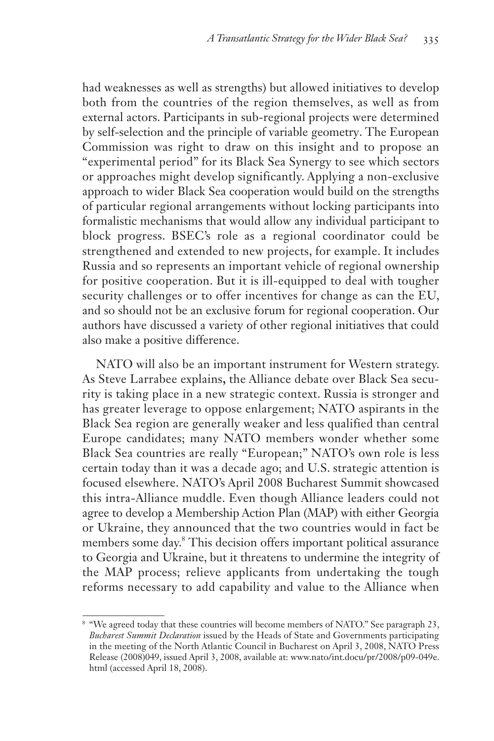had weaknesses as well as strengths) but allowed initiatives to develop both from the countries of the region themselves, as well as from external actors. Participants in sub-regional projects were determined by self-selection and the principle of variable geometry. The European Commission was right to draw on this insight and to propose an "experimental period" for its Black Sea Synergy to see which sectors or approaches might develop significantly. Applying a non-exclusive approach to wider Black Sea cooperation would build on the strengths of particular regional arrangements without locking participants into formalistic mechanisms that would allow any individual participant to block progress. BSEC's role as a regional coordinator could be strengthened and extended to new projects, for example. It includes Russia and so represents an important vehicle of regional ownership for positive cooperation. But it is ill-equipped to deal with tougher security challenges or to offer incentives for change as can the EU, and so should not be an exclusive forum for regional cooperation. Our authors have discussed a variety of other regional initiatives that could also make a positive difference.

NATO will also be an important instrument for Western strategy. As Steve Larrabee explains, the Alliance debate over Black Sea security is taking place in a new strategic context. Russia is stronger and has greater leverage to oppose enlargement; NATO aspirants in the Black Sea region are generally weaker and less qualified than central Europe candidates; many NATO members wonder whether some Black Sea countries are really "European;" NATO's own role is less certain today than it was a decade ago; and U.S. strategic attention is focused elsewhere. NATO's April 2008 Bucharest Summit showcased this intra-Alliance muddle. Even though Alliance leaders could not agree to develop a Membership Action Plan (MAP) with either Georgia or Ukraine, they announced that the two countries would in fact be members some day.[8] This decision offers important political assurance to Georgia and Ukraine, but it threatens to undermine the integrity of the MAP process; relieve applicants from undertaking the tough reforms necessary to add capability and value to the Alliance when

[8] "We agreed today that these countries will become members of NATO." See paragraph 23, *Bucharest Summit Declaration* issued by the Heads of State and Governments participating in the meeting of the North Atlantic Council in Bucharest on April 3, 2008, NATO Press Release (2008)049, issued April 3, 2008, available at: www.nato/int.docu/pr/2008/p09-049e.html (accessed April 18, 2008).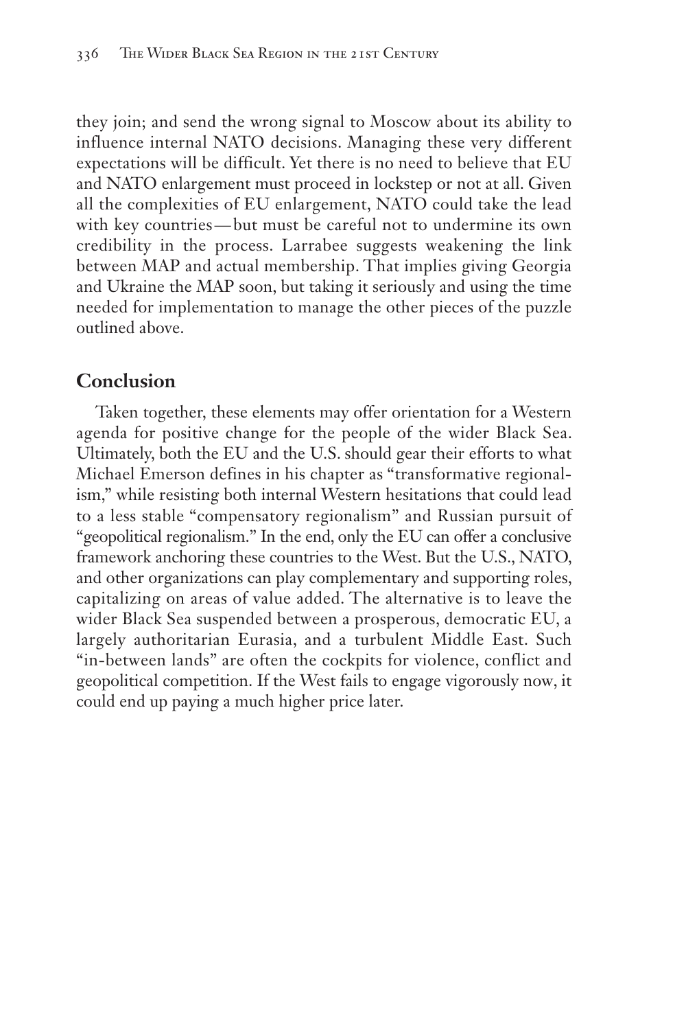they join; and send the wrong signal to Moscow about its ability to influence internal NATO decisions. Managing these very different expectations will be difficult. Yet there is no need to believe that EU and NATO enlargement must proceed in lockstep or not at all. Given all the complexities of EU enlargement, NATO could take the lead with key countries—but must be careful not to undermine its own credibility in the process. Larrabee suggests weakening the link between MAP and actual membership. That implies giving Georgia and Ukraine the MAP soon, but taking it seriously and using the time needed for implementation to manage the other pieces of the puzzle outlined above.

## Conclusion

Taken together, these elements may offer orientation for a Western agenda for positive change for the people of the wider Black Sea. Ultimately, both the EU and the U.S. should gear their efforts to what Michael Emerson defines in his chapter as "transformative regionalism," while resisting both internal Western hesitations that could lead to a less stable "compensatory regionalism" and Russian pursuit of "geopolitical regionalism." In the end, only the EU can offer a conclusive framework anchoring these countries to the West. But the U.S., NATO, and other organizations can play complementary and supporting roles, capitalizing on areas of value added. The alternative is to leave the wider Black Sea suspended between a prosperous, democratic EU, a largely authoritarian Eurasia, and a turbulent Middle East. Such "in-between lands" are often the cockpits for violence, conflict and geopolitical competition. If the West fails to engage vigorously now, it could end up paying a much higher price later.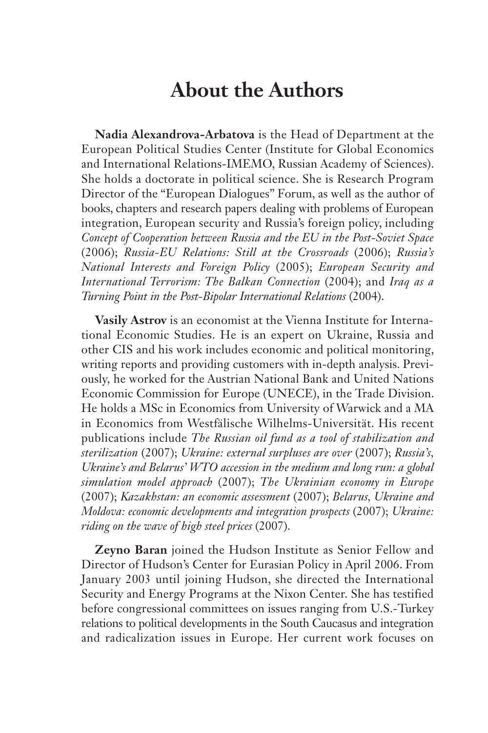# About the Authors

**Nadia Alexandrova-Arbatova** is the Head of Department at the European Political Studies Center (Institute for Global Economics and International Relations-IMEMO, Russian Academy of Sciences). She holds a doctorate in political science. She is Research Program Director of the "European Dialogues" Forum, as well as the author of books, chapters and research papers dealing with problems of European integration, European security and Russia's foreign policy, including *Concept of Cooperation between Russia and the EU in the Post-Soviet Space* (2006); *Russia-EU Relations: Still at the Crossroads* (2006); *Russia's National Interests and Foreign Policy* (2005); *European Security and International Terrorism: The Balkan Connection* (2004); and *Iraq as a Turning Point in the Post-Bipolar International Relations* (2004).

**Vasily Astrov** is an economist at the Vienna Institute for International Economic Studies. He is an expert on Ukraine, Russia and other CIS and his work includes economic and political monitoring, writing reports and providing customers with in-depth analysis. Previously, he worked for the Austrian National Bank and United Nations Economic Commission for Europe (UNECE), in the Trade Division. He holds a MSc in Economics from University of Warwick and a MA in Economics from Westfälische Wilhelms-Universität. His recent publications include *The Russian oil fund as a tool of stabilization and sterilization* (2007); *Ukraine: external surpluses are over* (2007); *Russia's, Ukraine's and Belarus' WTO accession in the medium and long run: a global simulation model approach* (2007); *The Ukrainian economy in Europe* (2007); *Kazakhstan: an economic assessment* (2007); *Belarus, Ukraine and Moldova: economic developments and integration prospects* (2007); *Ukraine: riding on the wave of high steel prices* (2007).

**Zeyno Baran** joined the Hudson Institute as Senior Fellow and Director of Hudson's Center for Eurasian Policy in April 2006. From January 2003 until joining Hudson, she directed the International Security and Energy Programs at the Nixon Center. She has testified before congressional committees on issues ranging from U.S.-Turkey relations to political developments in the South Caucasus and integration and radicalization issues in Europe. Her current work focuses on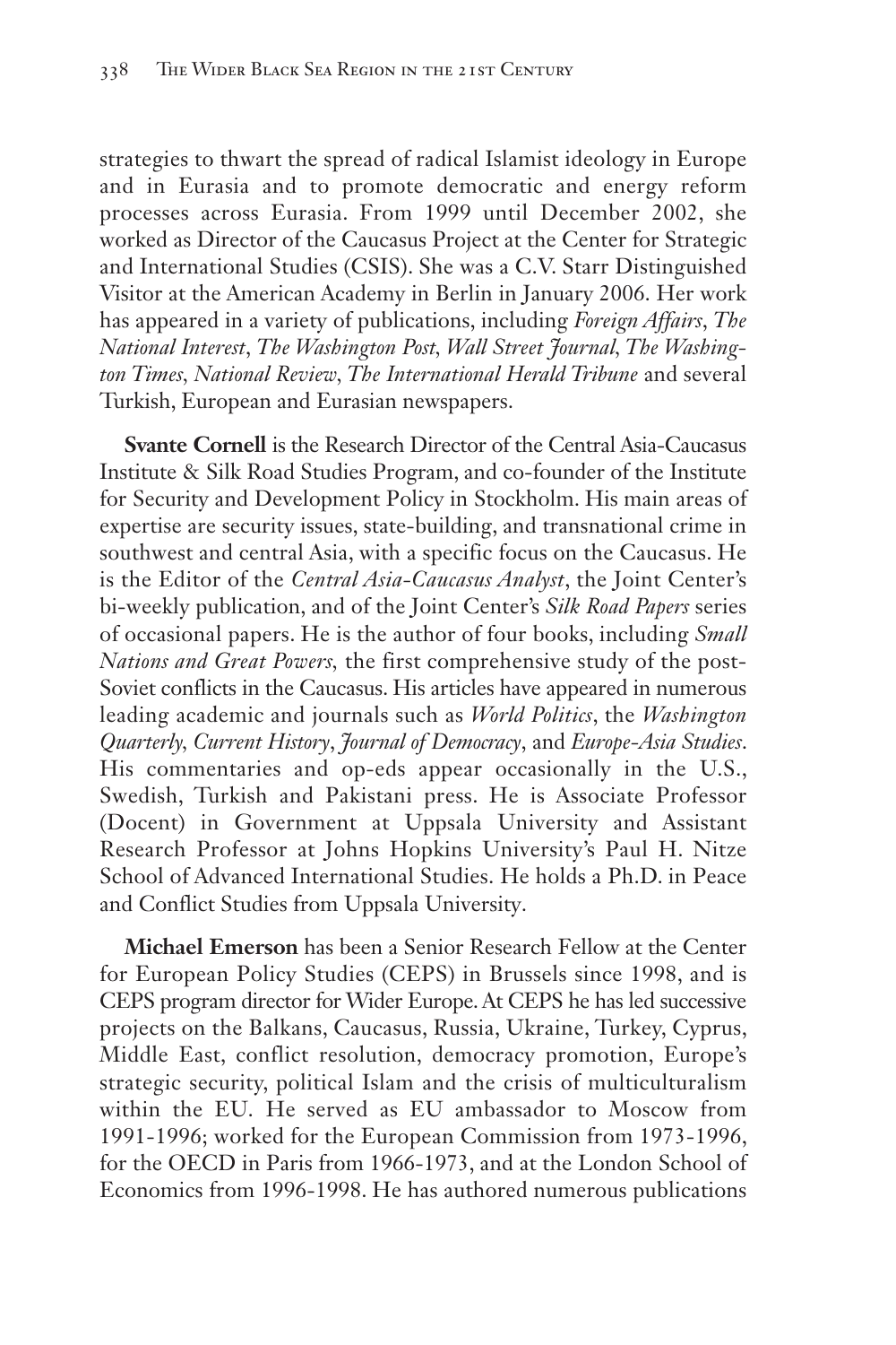strategies to thwart the spread of radical Islamist ideology in Europe and in Eurasia and to promote democratic and energy reform processes across Eurasia. From 1999 until December 2002, she worked as Director of the Caucasus Project at the Center for Strategic and International Studies (CSIS). She was a C.V. Starr Distinguished Visitor at the American Academy in Berlin in January 2006. Her work has appeared in a variety of publications, including *Foreign Affairs*, *The National Interest*, *The Washington Post*, *Wall Street Journal*, *The Washington Times*, *National Review*, *The International Herald Tribune* and several Turkish, European and Eurasian newspapers.

**Svante Cornell** is the Research Director of the Central Asia-Caucasus Institute & Silk Road Studies Program, and co-founder of the Institute for Security and Development Policy in Stockholm. His main areas of expertise are security issues, state-building, and transnational crime in southwest and central Asia, with a specific focus on the Caucasus. He is the Editor of the *Central Asia-Caucasus Analyst*, the Joint Center's bi-weekly publication, and of the Joint Center's *Silk Road Papers* series of occasional papers. He is the author of four books, including *Small Nations and Great Powers,* the first comprehensive study of the post-Soviet conflicts in the Caucasus. His articles have appeared in numerous leading academic and journals such as *World Politics*, the *Washington Quarterly*, *Current History*, *Journal of Democracy*, and *Europe-Asia Studies*. His commentaries and op-eds appear occasionally in the U.S., Swedish, Turkish and Pakistani press. He is Associate Professor (Docent) in Government at Uppsala University and Assistant Research Professor at Johns Hopkins University's Paul H. Nitze School of Advanced International Studies. He holds a Ph.D. in Peace and Conflict Studies from Uppsala University.

**Michael Emerson** has been a Senior Research Fellow at the Center for European Policy Studies (CEPS) in Brussels since 1998, and is CEPS program director for Wider Europe. At CEPS he has led successive projects on the Balkans, Caucasus, Russia, Ukraine, Turkey, Cyprus, Middle East, conflict resolution, democracy promotion, Europe's strategic security, political Islam and the crisis of multiculturalism within the EU. He served as EU ambassador to Moscow from 1991-1996; worked for the European Commission from 1973-1996, for the OECD in Paris from 1966-1973, and at the London School of Economics from 1996-1998. He has authored numerous publications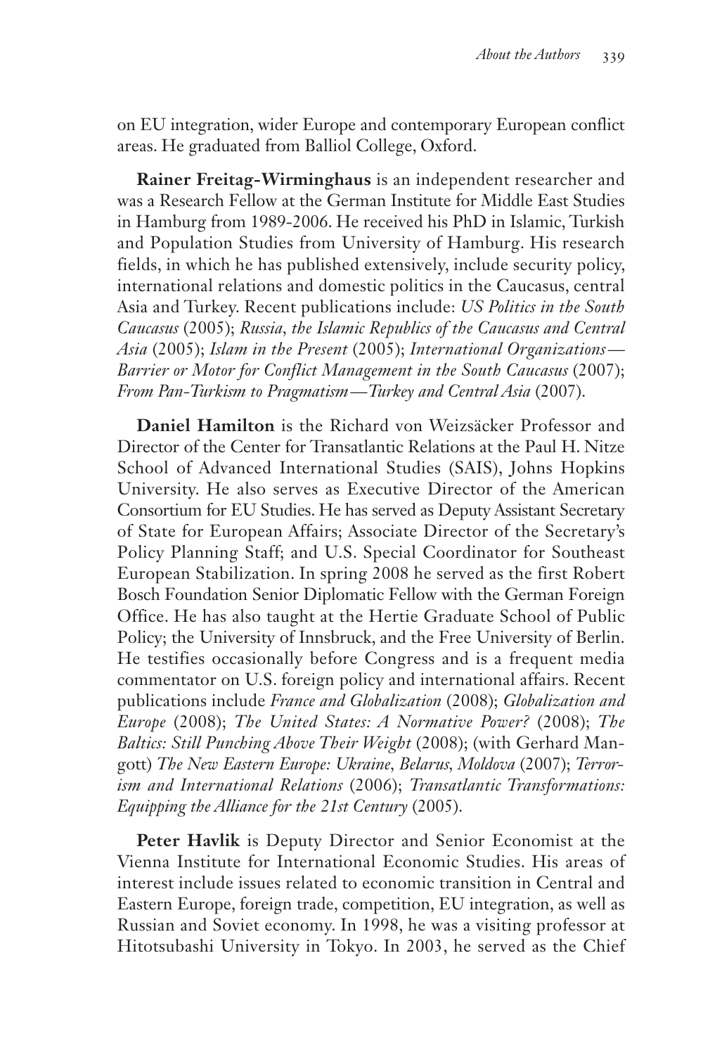on EU integration, wider Europe and contemporary European conflict areas. He graduated from Balliol College, Oxford.

**Rainer Freitag-Wirminghaus** is an independent researcher and was a Research Fellow at the German Institute for Middle East Studies in Hamburg from 1989-2006. He received his PhD in Islamic, Turkish and Population Studies from University of Hamburg. His research fields, in which he has published extensively, include security policy, international relations and domestic politics in the Caucasus, central Asia and Turkey. Recent publications include: *US Politics in the South Caucasus* (2005); *Russia, the Islamic Republics of the Caucasus and Central Asia* (2005); *Islam in the Present* (2005); *International Organizations—Barrier or Motor for Conflict Management in the South Caucasus* (2007); *From Pan-Turkism to Pragmatism—Turkey and Central Asia* (2007).

**Daniel Hamilton** is the Richard von Weizsäcker Professor and Director of the Center for Transatlantic Relations at the Paul H. Nitze School of Advanced International Studies (SAIS), Johns Hopkins University. He also serves as Executive Director of the American Consortium for EU Studies. He has served as Deputy Assistant Secretary of State for European Affairs; Associate Director of the Secretary's Policy Planning Staff; and U.S. Special Coordinator for Southeast European Stabilization. In spring 2008 he served as the first Robert Bosch Foundation Senior Diplomatic Fellow with the German Foreign Office. He has also taught at the Hertie Graduate School of Public Policy; the University of Innsbruck, and the Free University of Berlin. He testifies occasionally before Congress and is a frequent media commentator on U.S. foreign policy and international affairs. Recent publications include *France and Globalization* (2008); *Globalization and Europe* (2008); *The United States: A Normative Power?* (2008); *The Baltics: Still Punching Above Their Weight* (2008); (with Gerhard Mangott) *The New Eastern Europe: Ukraine, Belarus, Moldova* (2007); *Terrorism and International Relations* (2006); *Transatlantic Transformations: Equipping the Alliance for the 21st Century* (2005).

**Peter Havlik** is Deputy Director and Senior Economist at the Vienna Institute for International Economic Studies. His areas of interest include issues related to economic transition in Central and Eastern Europe, foreign trade, competition, EU integration, as well as Russian and Soviet economy. In 1998, he was a visiting professor at Hitotsubashi University in Tokyo. In 2003, he served as the Chief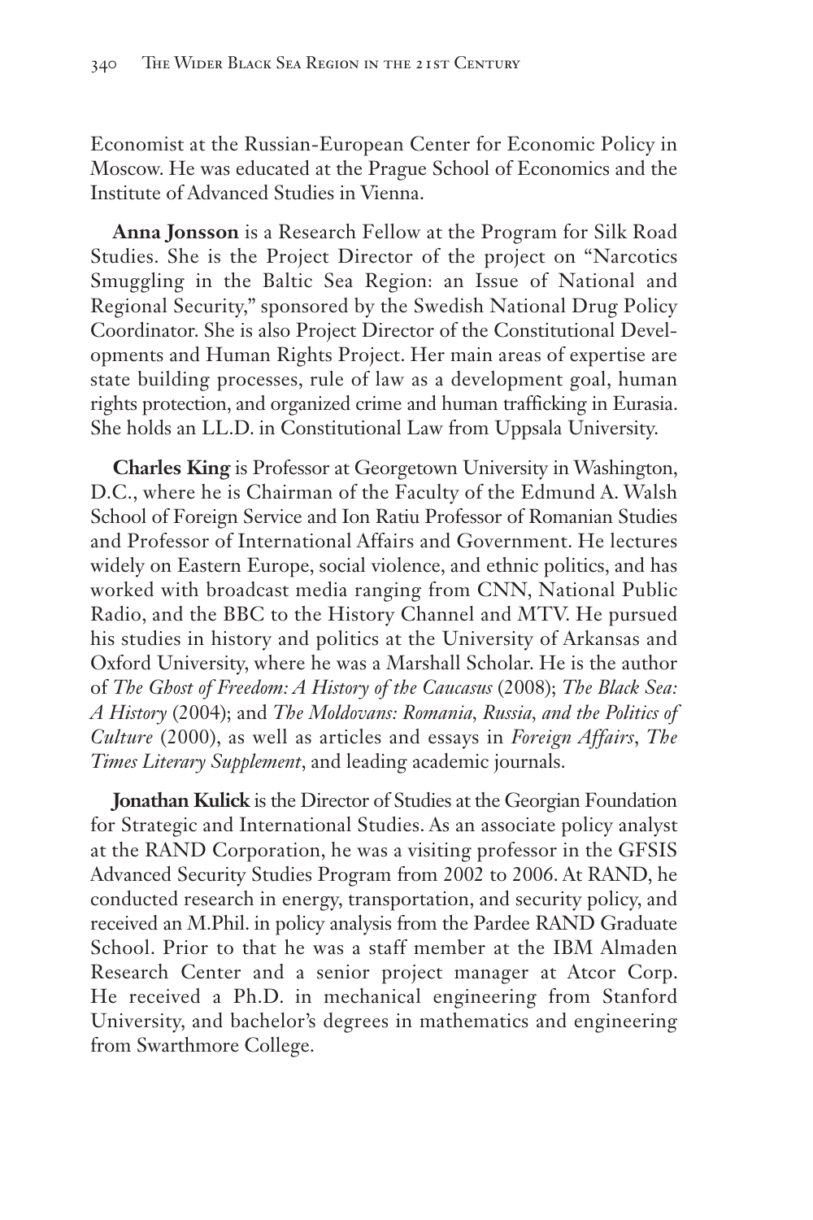Economist at the Russian-European Center for Economic Policy in Moscow. He was educated at the Prague School of Economics and the Institute of Advanced Studies in Vienna.

**Anna Jonsson** is a Research Fellow at the Program for Silk Road Studies. She is the Project Director of the project on "Narcotics Smuggling in the Baltic Sea Region: an Issue of National and Regional Security," sponsored by the Swedish National Drug Policy Coordinator. She is also Project Director of the Constitutional Developments and Human Rights Project. Her main areas of expertise are state building processes, rule of law as a development goal, human rights protection, and organized crime and human trafficking in Eurasia. She holds an LL.D. in Constitutional Law from Uppsala University.

**Charles King** is Professor at Georgetown University in Washington, D.C., where he is Chairman of the Faculty of the Edmund A. Walsh School of Foreign Service and Ion Ratiu Professor of Romanian Studies and Professor of International Affairs and Government. He lectures widely on Eastern Europe, social violence, and ethnic politics, and has worked with broadcast media ranging from CNN, National Public Radio, and the BBC to the History Channel and MTV. He pursued his studies in history and politics at the University of Arkansas and Oxford University, where he was a Marshall Scholar. He is the author of *The Ghost of Freedom: A History of the Caucasus* (2008); *The Black Sea: A History* (2004); and *The Moldovans: Romania, Russia, and the Politics of Culture* (2000), as well as articles and essays in *Foreign Affairs*, *The Times Literary Supplement*, and leading academic journals.

**Jonathan Kulick** is the Director of Studies at the Georgian Foundation for Strategic and International Studies. As an associate policy analyst at the RAND Corporation, he was a visiting professor in the GFSIS Advanced Security Studies Program from 2002 to 2006. At RAND, he conducted research in energy, transportation, and security policy, and received an M.Phil. in policy analysis from the Pardee RAND Graduate School. Prior to that he was a staff member at the IBM Almaden Research Center and a senior project manager at Atcor Corp. He received a Ph.D. in mechanical engineering from Stanford University, and bachelor's degrees in mathematics and engineering from Swarthmore College.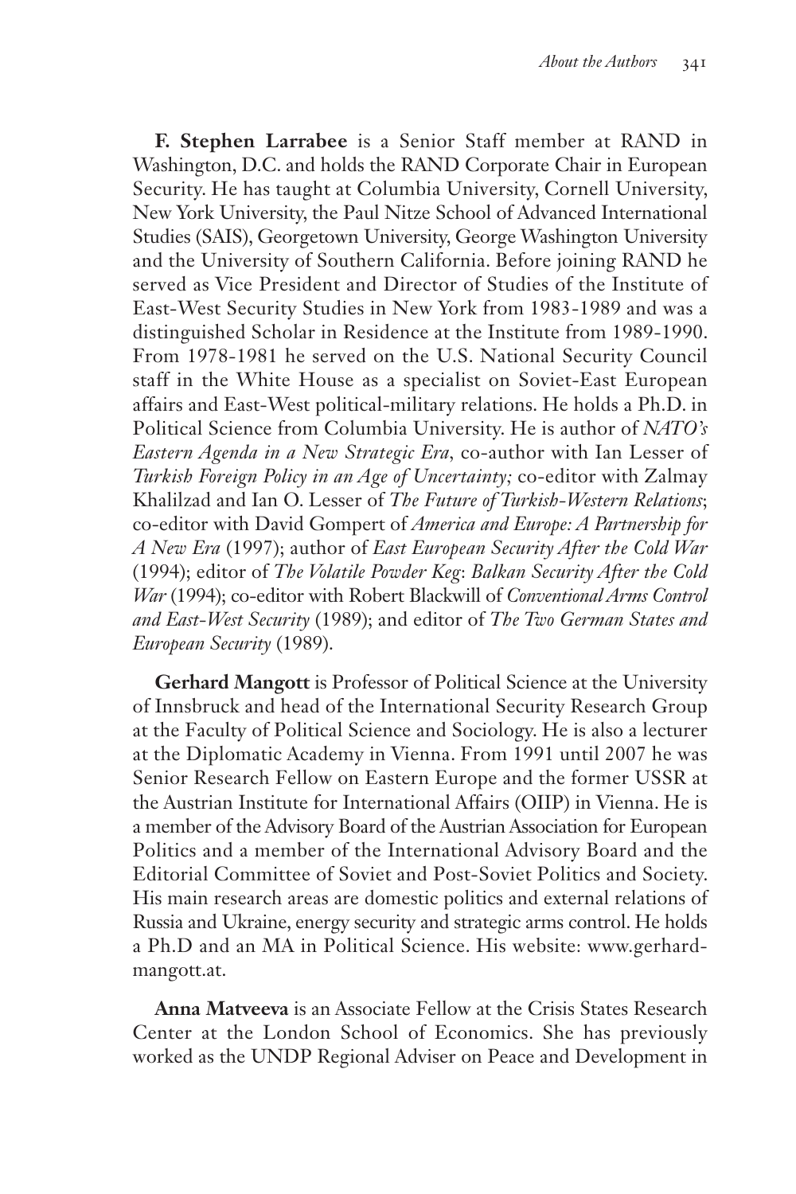**F. Stephen Larrabee** is a Senior Staff member at RAND in Washington, D.C. and holds the RAND Corporate Chair in European Security. He has taught at Columbia University, Cornell University, New York University, the Paul Nitze School of Advanced International Studies (SAIS), Georgetown University, George Washington University and the University of Southern California. Before joining RAND he served as Vice President and Director of Studies of the Institute of East-West Security Studies in New York from 1983-1989 and was a distinguished Scholar in Residence at the Institute from 1989-1990. From 1978-1981 he served on the U.S. National Security Council staff in the White House as a specialist on Soviet-East European affairs and East-West political-military relations. He holds a Ph.D. in Political Science from Columbia University. He is author of *NATO's Eastern Agenda in a New Strategic Era*, co-author with Ian Lesser of *Turkish Foreign Policy in an Age of Uncertainty;* co-editor with Zalmay Khalilzad and Ian O. Lesser of *The Future of Turkish-Western Relations*; co-editor with David Gompert of *America and Europe: A Partnership for A New Era* (1997); author of *East European Security After the Cold War* (1994); editor of *The Volatile Powder Keg*: *Balkan Security After the Cold War* (1994); co-editor with Robert Blackwill of *Conventional Arms Control and East-West Security* (1989); and editor of *The Two German States and European Security* (1989).

**Gerhard Mangott** is Professor of Political Science at the University of Innsbruck and head of the International Security Research Group at the Faculty of Political Science and Sociology. He is also a lecturer at the Diplomatic Academy in Vienna. From 1991 until 2007 he was Senior Research Fellow on Eastern Europe and the former USSR at the Austrian Institute for International Affairs (OIIP) in Vienna. He is a member of the Advisory Board of the Austrian Association for European Politics and a member of the International Advisory Board and the Editorial Committee of Soviet and Post-Soviet Politics and Society. His main research areas are domestic politics and external relations of Russia and Ukraine, energy security and strategic arms control. He holds a Ph.D and an MA in Political Science. His website: www.gerhard-mangott.at.

**Anna Matveeva** is an Associate Fellow at the Crisis States Research Center at the London School of Economics. She has previously worked as the UNDP Regional Adviser on Peace and Development in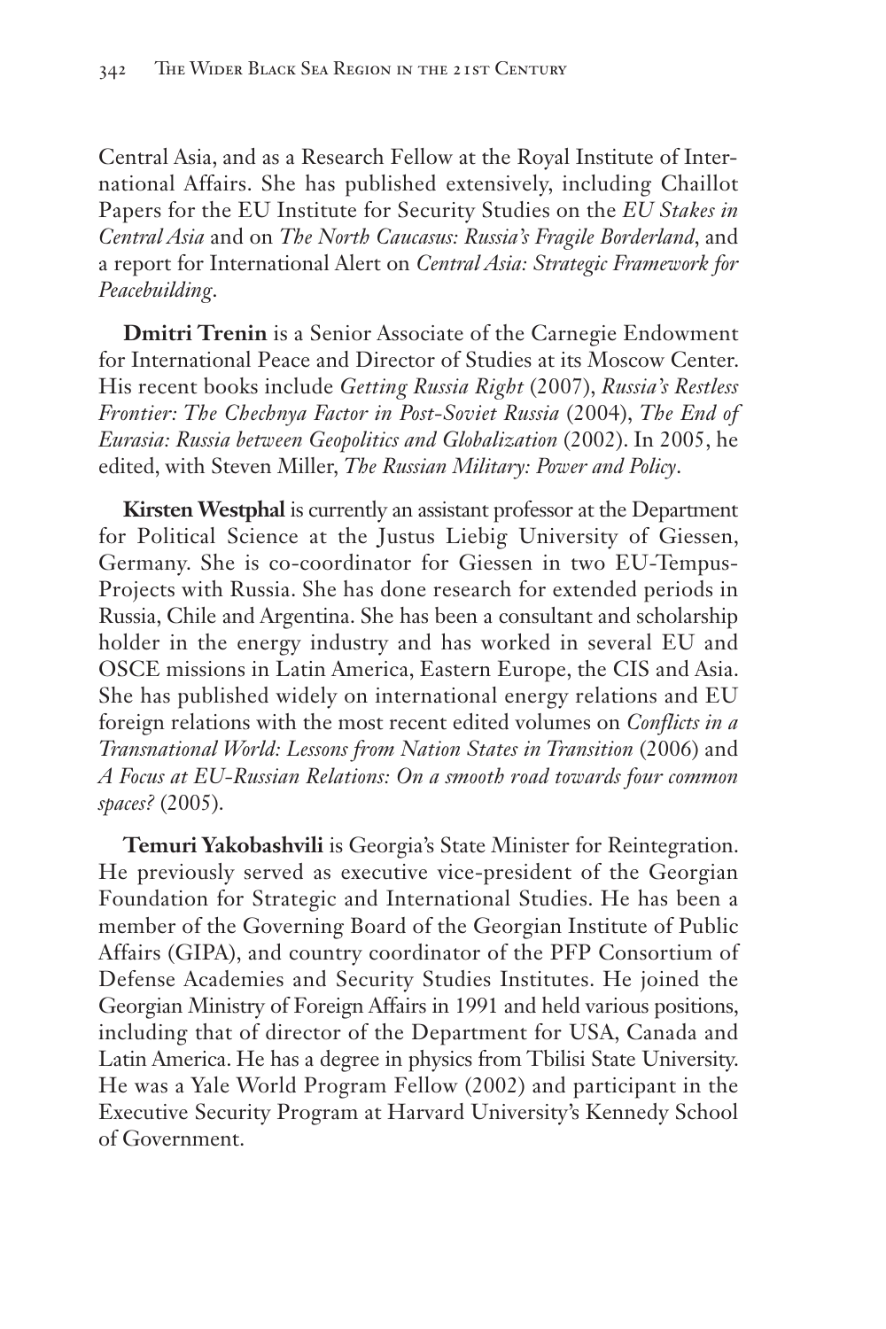Central Asia, and as a Research Fellow at the Royal Institute of International Affairs. She has published extensively, including Chaillot Papers for the EU Institute for Security Studies on the *EU Stakes in Central Asia* and on *The North Caucasus: Russia's Fragile Borderland*, and a report for International Alert on *Central Asia: Strategic Framework for Peacebuilding*.

**Dmitri Trenin** is a Senior Associate of the Carnegie Endowment for International Peace and Director of Studies at its Moscow Center. His recent books include *Getting Russia Right* (2007), *Russia's Restless Frontier: The Chechnya Factor in Post-Soviet Russia* (2004), *The End of Eurasia: Russia between Geopolitics and Globalization* (2002). In 2005, he edited, with Steven Miller, *The Russian Military: Power and Policy*.

**Kirsten Westphal** is currently an assistant professor at the Department for Political Science at the Justus Liebig University of Giessen, Germany. She is co-coordinator for Giessen in two EU-Tempus-Projects with Russia. She has done research for extended periods in Russia, Chile and Argentina. She has been a consultant and scholarship holder in the energy industry and has worked in several EU and OSCE missions in Latin America, Eastern Europe, the CIS and Asia. She has published widely on international energy relations and EU foreign relations with the most recent edited volumes on *Conflicts in a Transnational World: Lessons from Nation States in Transition* (2006) and *A Focus at EU-Russian Relations: On a smooth road towards four common spaces?* (2005).

**Temuri Yakobashvili** is Georgia's State Minister for Reintegration. He previously served as executive vice-president of the Georgian Foundation for Strategic and International Studies. He has been a member of the Governing Board of the Georgian Institute of Public Affairs (GIPA), and country coordinator of the PFP Consortium of Defense Academies and Security Studies Institutes. He joined the Georgian Ministry of Foreign Affairs in 1991 and held various positions, including that of director of the Department for USA, Canada and Latin America. He has a degree in physics from Tbilisi State University. He was a Yale World Program Fellow (2002) and participant in the Executive Security Program at Harvard University's Kennedy School of Government.